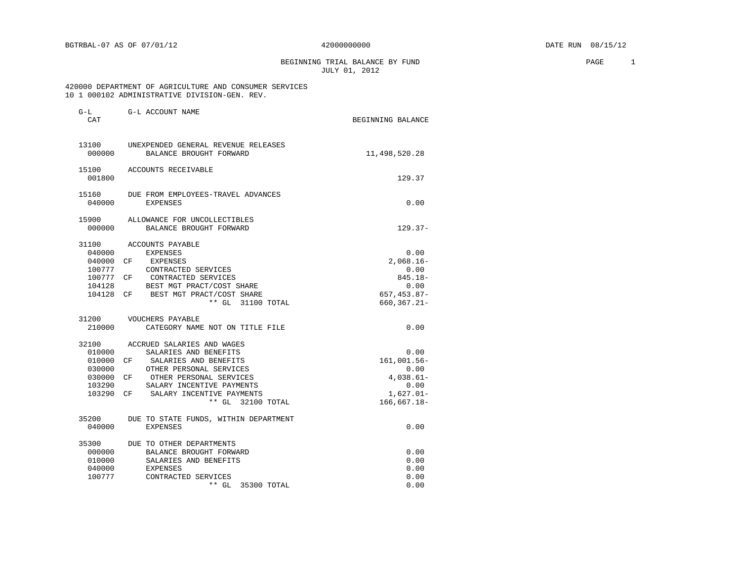BGTRBAL-07 AS OF 07/01/12 42000000000 DATE RUN 08/15/12

BEGINNING TRIAL BALANCE BY FUND
JULY 01, 2012

420000 DEPARTMENT OF AGRICULTURE AND CONSUMER SERVICES
10 1 000102 ADMINISTRATIVE DIVISION-GEN. REV.

| G-L CAT | | G-L ACCOUNT NAME | BEGINNING BALANCE |
|---|---|---|---|
| 13100 | | UNEXPENDED GENERAL REVENUE RELEASES | |
| 000000 | | BALANCE BROUGHT FORWARD | 11,498,520.28 |
| 15100 | | ACCOUNTS RECEIVABLE | |
| 001800 | | | 129.37 |
| 15160 | | DUE FROM EMPLOYEES-TRAVEL ADVANCES | |
| 040000 | | EXPENSES | 0.00 |
| 15900 | | ALLOWANCE FOR UNCOLLECTIBLES | |
| 000000 | | BALANCE BROUGHT FORWARD | 129.37- |
| 31100 | | ACCOUNTS PAYABLE | |
| 040000 | | EXPENSES | 0.00 |
| 040000 | CF | EXPENSES | 2,068.16- |
| 100777 | | CONTRACTED SERVICES | 0.00 |
| 100777 | CF | CONTRACTED SERVICES | 845.18- |
| 104128 | | BEST MGT PRACT/COST SHARE | 0.00 |
| 104128 | CF | BEST MGT PRACT/COST SHARE | 657,453.87- |
| | | ** GL 31100 TOTAL | 660,367.21- |
| 31200 | | VOUCHERS PAYABLE | |
| 210000 | | CATEGORY NAME NOT ON TITLE FILE | 0.00 |
| 32100 | | ACCRUED SALARIES AND WAGES | |
| 010000 | | SALARIES AND BENEFITS | 0.00 |
| 010000 | CF | SALARIES AND BENEFITS | 161,001.56- |
| 030000 | | OTHER PERSONAL SERVICES | 0.00 |
| 030000 | CF | OTHER PERSONAL SERVICES | 4,038.61- |
| 103290 | | SALARY INCENTIVE PAYMENTS | 0.00 |
| 103290 | CF | SALARY INCENTIVE PAYMENTS | 1,627.01- |
| | | ** GL 32100 TOTAL | 166,667.18- |
| 35200 | | DUE TO STATE FUNDS, WITHIN DEPARTMENT | |
| 040000 | | EXPENSES | 0.00 |
| 35300 | | DUE TO OTHER DEPARTMENTS | |
| 000000 | | BALANCE BROUGHT FORWARD | 0.00 |
| 010000 | | SALARIES AND BENEFITS | 0.00 |
| 040000 | | EXPENSES | 0.00 |
| 100777 | | CONTRACTED SERVICES | 0.00 |
| | | ** GL 35300 TOTAL | 0.00 |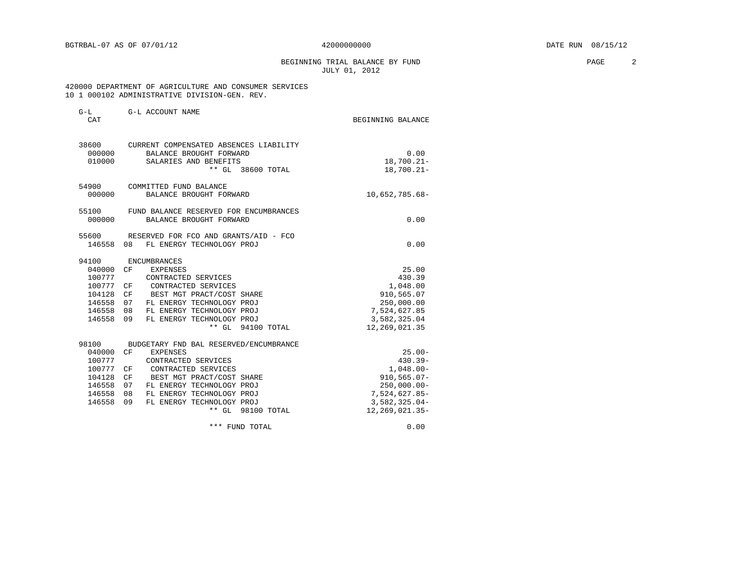BGTRBAL-07 AS OF 07/01/12 42000000000 DATE RUN 08/15/12

# BEGINNING TRIAL BALANCE BY FUND
JULY 01, 2012

420000 DEPARTMENT OF AGRICULTURE AND CONSUMER SERVICES
10 1 000102 ADMINISTRATIVE DIVISION-GEN. REV.

| G-L CAT | | G-L ACCOUNT NAME | BEGINNING BALANCE |
|---|---|---|---|
| 38600 | | CURRENT COMPENSATED ABSENCES LIABILITY | |
| 000000 | | BALANCE BROUGHT FORWARD | 0.00 |
| 010000 | | SALARIES AND BENEFITS | 18,700.21- |
| | | ** GL 38600 TOTAL | 18,700.21- |
| 54900 | | COMMITTED FUND BALANCE | |
| 000000 | | BALANCE BROUGHT FORWARD | 10,652,785.68- |
| 55100 | | FUND BALANCE RESERVED FOR ENCUMBRANCES | |
| 000000 | | BALANCE BROUGHT FORWARD | 0.00 |
| 55600 | | RESERVED FOR FCO AND GRANTS/AID - FCO | |
| 146558 | 08 | FL ENERGY TECHNOLOGY PROJ | 0.00 |
| 94100 | | ENCUMBRANCES | |
| 040000 | CF | EXPENSES | 25.00 |
| 100777 | | CONTRACTED SERVICES | 430.39 |
| 100777 | CF | CONTRACTED SERVICES | 1,048.00 |
| 104128 | CF | BEST MGT PRACT/COST SHARE | 910,565.07 |
| 146558 | 07 | FL ENERGY TECHNOLOGY PROJ | 250,000.00 |
| 146558 | 08 | FL ENERGY TECHNOLOGY PROJ | 7,524,627.85 |
| 146558 | 09 | FL ENERGY TECHNOLOGY PROJ | 3,582,325.04 |
| | | ** GL 94100 TOTAL | 12,269,021.35 |
| 98100 | | BUDGETARY FND BAL RESERVED/ENCUMBRANCE | |
| 040000 | CF | EXPENSES | 25.00- |
| 100777 | | CONTRACTED SERVICES | 430.39- |
| 100777 | CF | CONTRACTED SERVICES | 1,048.00- |
| 104128 | CF | BEST MGT PRACT/COST SHARE | 910,565.07- |
| 146558 | 07 | FL ENERGY TECHNOLOGY PROJ | 250,000.00- |
| 146558 | 08 | FL ENERGY TECHNOLOGY PROJ | 7,524,627.85- |
| 146558 | 09 | FL ENERGY TECHNOLOGY PROJ | 3,582,325.04- |
| | | ** GL 98100 TOTAL | 12,269,021.35- |
| | | *** FUND TOTAL | 0.00 |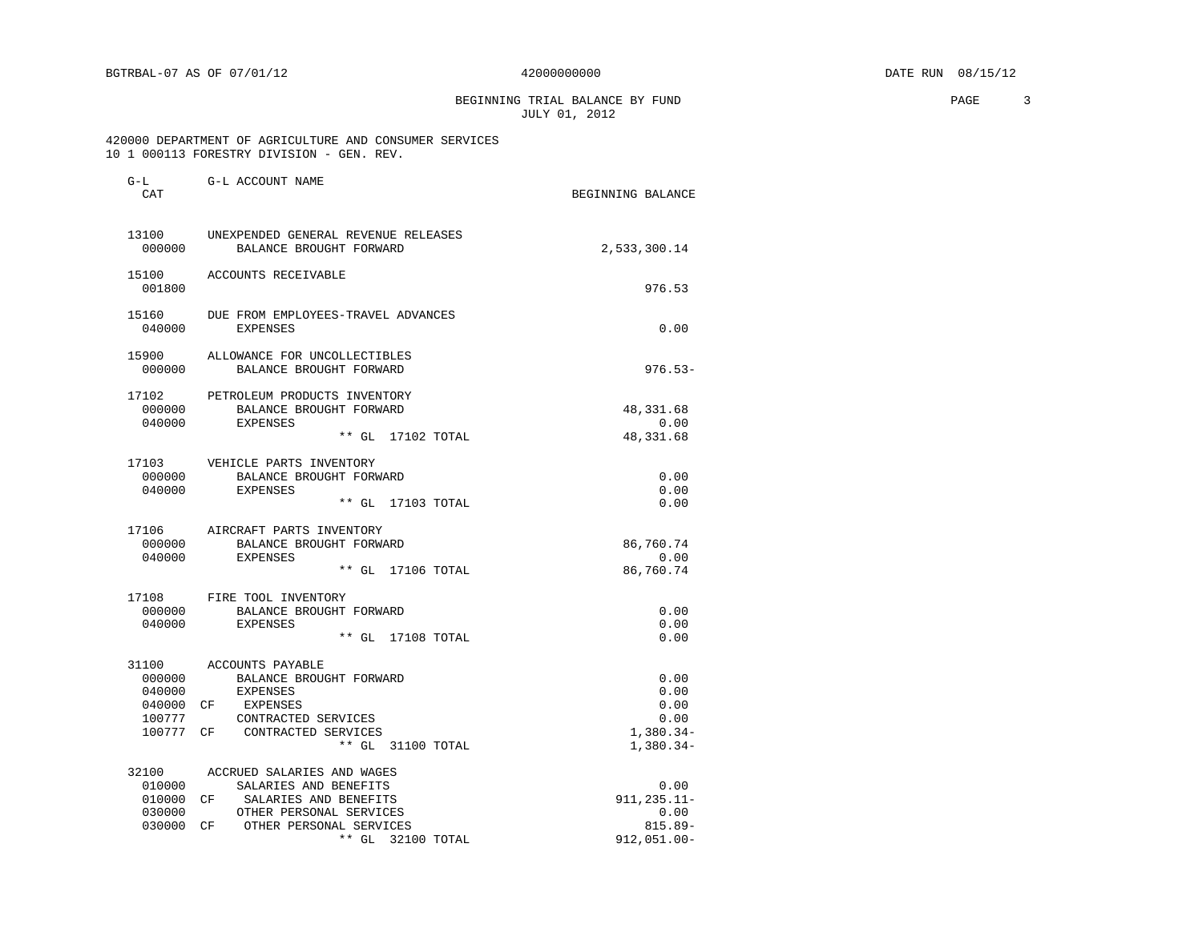BGTRBAL-07 AS OF 07/01/12 42000000000 DATE RUN 08/15/12

BEGINNING TRIAL BALANCE BY FUND
JULY 01, 2012

420000 DEPARTMENT OF AGRICULTURE AND CONSUMER SERVICES
10 1 000113 FORESTRY DIVISION - GEN. REV.

| G-L CAT | | G-L ACCOUNT NAME | BEGINNING BALANCE |
|---|---|---|---|
| 13100 | | UNEXPENDED GENERAL REVENUE RELEASES | |
| 000000 | | BALANCE BROUGHT FORWARD | 2,533,300.14 |
| 15100 | | ACCOUNTS RECEIVABLE | |
| 001800 | | | 976.53 |
| 15160 | | DUE FROM EMPLOYEES-TRAVEL ADVANCES | |
| 040000 | | EXPENSES | 0.00 |
| 15900 | | ALLOWANCE FOR UNCOLLECTIBLES | |
| 000000 | | BALANCE BROUGHT FORWARD | 976.53- |
| 17102 | | PETROLEUM PRODUCTS INVENTORY | |
| 000000 | | BALANCE BROUGHT FORWARD | 48,331.68 |
| 040000 | | EXPENSES | 0.00 |
| | | ** GL 17102 TOTAL | 48,331.68 |
| 17103 | | VEHICLE PARTS INVENTORY | |
| 000000 | | BALANCE BROUGHT FORWARD | 0.00 |
| 040000 | | EXPENSES | 0.00 |
| | | ** GL 17103 TOTAL | 0.00 |
| 17106 | | AIRCRAFT PARTS INVENTORY | |
| 000000 | | BALANCE BROUGHT FORWARD | 86,760.74 |
| 040000 | | EXPENSES | 0.00 |
| | | ** GL 17106 TOTAL | 86,760.74 |
| 17108 | | FIRE TOOL INVENTORY | |
| 000000 | | BALANCE BROUGHT FORWARD | 0.00 |
| 040000 | | EXPENSES | 0.00 |
| | | ** GL 17108 TOTAL | 0.00 |
| 31100 | | ACCOUNTS PAYABLE | |
| 000000 | | BALANCE BROUGHT FORWARD | 0.00 |
| 040000 | | EXPENSES | 0.00 |
| 040000 | CF | EXPENSES | 0.00 |
| 100777 | | CONTRACTED SERVICES | 0.00 |
| 100777 | CF | CONTRACTED SERVICES | 1,380.34- |
| | | ** GL 31100 TOTAL | 1,380.34- |
| 32100 | | ACCRUED SALARIES AND WAGES | |
| 010000 | | SALARIES AND BENEFITS | 0.00 |
| 010000 | CF | SALARIES AND BENEFITS | 911,235.11- |
| 030000 | | OTHER PERSONAL SERVICES | 0.00 |
| 030000 | CF | OTHER PERSONAL SERVICES | 815.89- |
| | | ** GL 32100 TOTAL | 912,051.00- |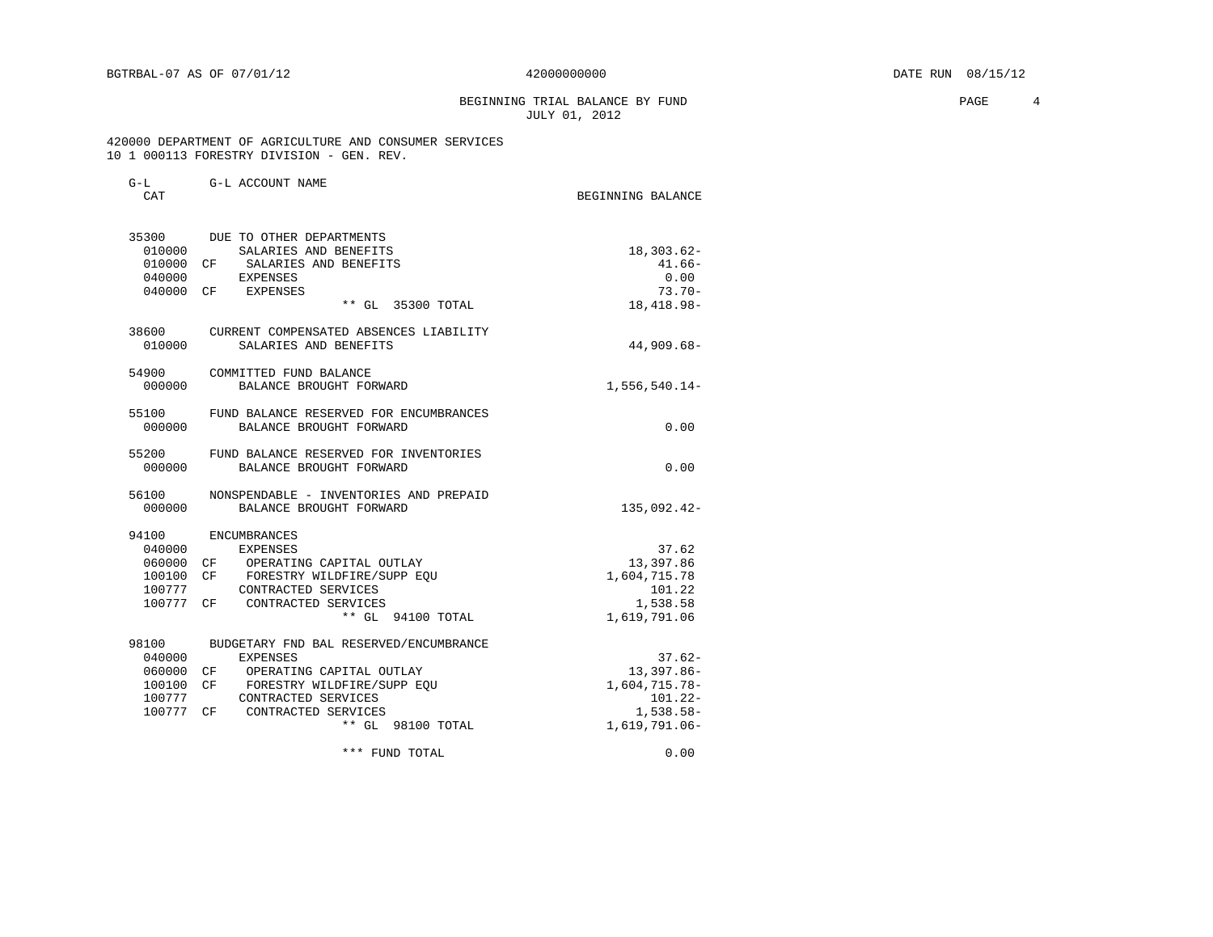BGTRBAL-07 AS OF 07/01/12 42000000000 DATE RUN 08/15/12

BEGINNING TRIAL BALANCE BY FUND
JULY 01, 2012

420000 DEPARTMENT OF AGRICULTURE AND CONSUMER SERVICES
10 1 000113 FORESTRY DIVISION - GEN. REV.

| G-L CAT | | G-L ACCOUNT NAME | BEGINNING BALANCE |
|---|---|---|---|
| 35300 | | DUE TO OTHER DEPARTMENTS | |
| 010000 | | SALARIES AND BENEFITS | 18,303.62- |
| 010000 | CF | SALARIES AND BENEFITS | 41.66- |
| 040000 | | EXPENSES | 0.00 |
| 040000 | CF | EXPENSES | 73.70- |
| | | ** GL 35300 TOTAL | 18,418.98- |
| 38600 | | CURRENT COMPENSATED ABSENCES LIABILITY | |
| 010000 | | SALARIES AND BENEFITS | 44,909.68- |
| 54900 | | COMMITTED FUND BALANCE | |
| 000000 | | BALANCE BROUGHT FORWARD | 1,556,540.14- |
| 55100 | | FUND BALANCE RESERVED FOR ENCUMBRANCES | |
| 000000 | | BALANCE BROUGHT FORWARD | 0.00 |
| 55200 | | FUND BALANCE RESERVED FOR INVENTORIES | |
| 000000 | | BALANCE BROUGHT FORWARD | 0.00 |
| 56100 | | NONSPENDABLE - INVENTORIES AND PREPAID | |
| 000000 | | BALANCE BROUGHT FORWARD | 135,092.42- |
| 94100 | | ENCUMBRANCES | |
| 040000 | | EXPENSES | 37.62 |
| 060000 | CF | OPERATING CAPITAL OUTLAY | 13,397.86 |
| 100100 | CF | FORESTRY WILDFIRE/SUPP EQU | 1,604,715.78 |
| 100777 | | CONTRACTED SERVICES | 101.22 |
| 100777 | CF | CONTRACTED SERVICES | 1,538.58 |
| | | ** GL 94100 TOTAL | 1,619,791.06 |
| 98100 | | BUDGETARY FND BAL RESERVED/ENCUMBRANCE | |
| 040000 | | EXPENSES | 37.62- |
| 060000 | CF | OPERATING CAPITAL OUTLAY | 13,397.86- |
| 100100 | CF | FORESTRY WILDFIRE/SUPP EQU | 1,604,715.78- |
| 100777 | | CONTRACTED SERVICES | 101.22- |
| 100777 | CF | CONTRACTED SERVICES | 1,538.58- |
| | | ** GL 98100 TOTAL | 1,619,791.06- |
| | | *** FUND TOTAL | 0.00 |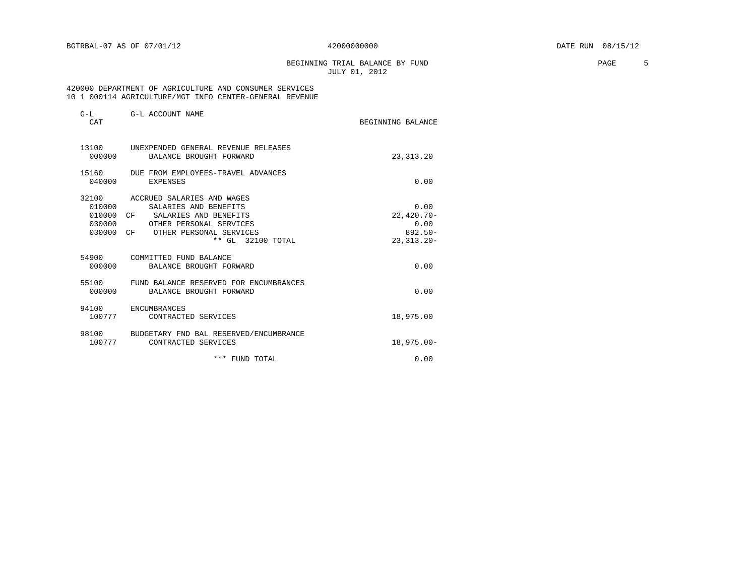BGTRBAL-07 AS OF 07/01/12 42000000000 DATE RUN 08/15/12

BEGINNING TRIAL BALANCE BY FUND
JULY 01, 2012

420000 DEPARTMENT OF AGRICULTURE AND CONSUMER SERVICES
10 1 000114 AGRICULTURE/MGT INFO CENTER-GENERAL REVENUE

| G-L CAT | G-L ACCOUNT NAME | BEGINNING BALANCE |
|---|---|---|
| 13100 | UNEXPENDED GENERAL REVENUE RELEASES | |
| 000000 | BALANCE BROUGHT FORWARD | 23,313.20 |
| 15160 | DUE FROM EMPLOYEES-TRAVEL ADVANCES | |
| 040000 | EXPENSES | 0.00 |
| 32100 | ACCRUED SALARIES AND WAGES | |
| 010000 | SALARIES AND BENEFITS | 0.00 |
| 010000 CF | SALARIES AND BENEFITS | 22,420.70- |
| 030000 | OTHER PERSONAL SERVICES | 0.00 |
| 030000 CF | OTHER PERSONAL SERVICES | 892.50- |
| | ** GL 32100 TOTAL | 23,313.20- |
| 54900 | COMMITTED FUND BALANCE | |
| 000000 | BALANCE BROUGHT FORWARD | 0.00 |
| 55100 | FUND BALANCE RESERVED FOR ENCUMBRANCES | |
| 000000 | BALANCE BROUGHT FORWARD | 0.00 |
| 94100 | ENCUMBRANCES | |
| 100777 | CONTRACTED SERVICES | 18,975.00 |
| 98100 | BUDGETARY FND BAL RESERVED/ENCUMBRANCE | |
| 100777 | CONTRACTED SERVICES | 18,975.00- |
| | *** FUND TOTAL | 0.00 |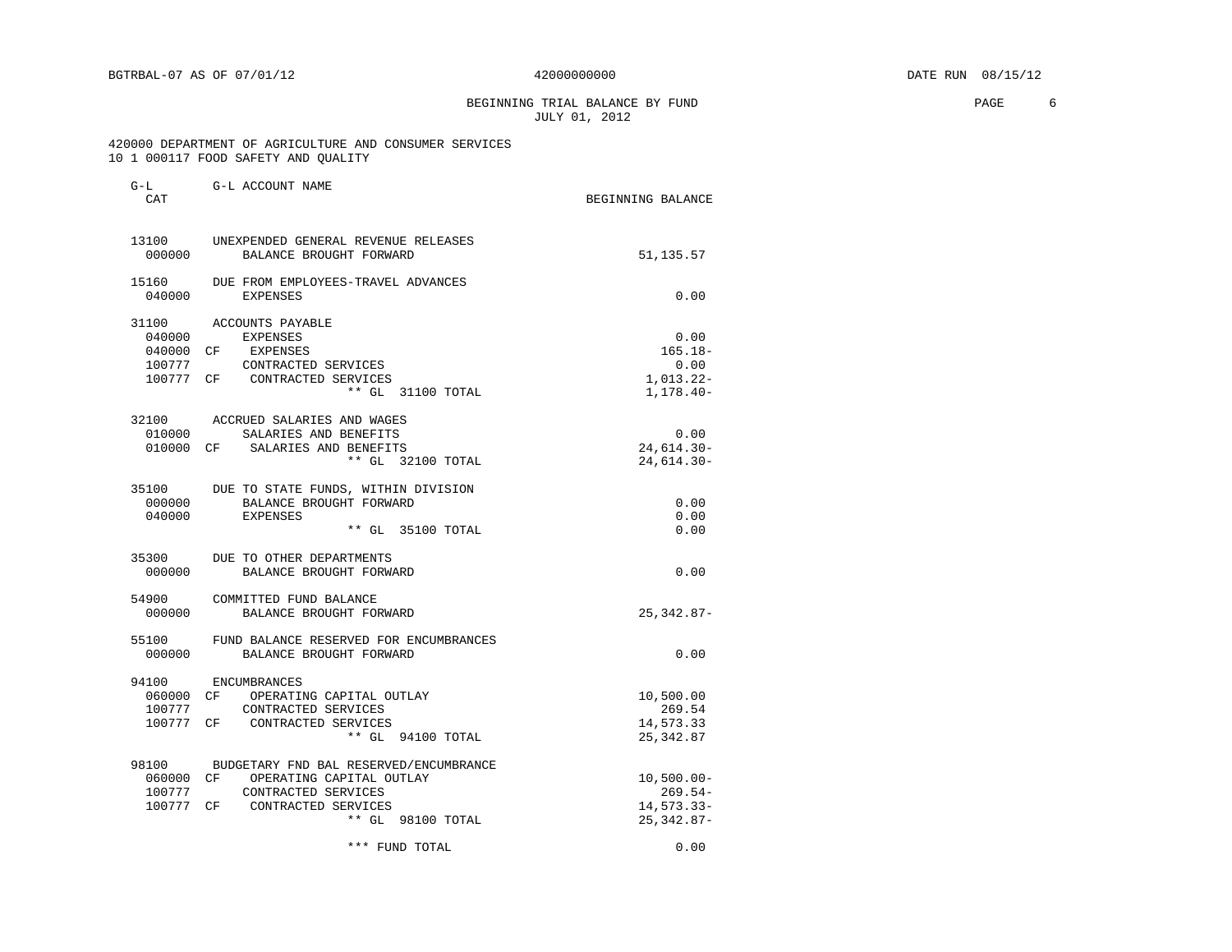BGTRBAL-07 AS OF 07/01/12 42000000000 DATE RUN 08/15/12

BEGINNING TRIAL BALANCE BY FUND
JULY 01, 2012

420000 DEPARTMENT OF AGRICULTURE AND CONSUMER SERVICES
10 1 000117 FOOD SAFETY AND QUALITY

| G-L CAT | | G-L ACCOUNT NAME | BEGINNING BALANCE |
|---|---|---|---|
| 13100 | | UNEXPENDED GENERAL REVENUE RELEASES | |
| 000000 | | BALANCE BROUGHT FORWARD | 51,135.57 |
| 15160 | | DUE FROM EMPLOYEES-TRAVEL ADVANCES | |
| 040000 | | EXPENSES | 0.00 |
| 31100 | | ACCOUNTS PAYABLE | |
| 040000 | | EXPENSES | 0.00 |
| 040000 | CF | EXPENSES | 165.18- |
| 100777 | | CONTRACTED SERVICES | 0.00 |
| 100777 | CF | CONTRACTED SERVICES | 1,013.22- |
| | | ** GL 31100 TOTAL | 1,178.40- |
| 32100 | | ACCRUED SALARIES AND WAGES | |
| 010000 | | SALARIES AND BENEFITS | 0.00 |
| 010000 | CF | SALARIES AND BENEFITS | 24,614.30- |
| | | ** GL 32100 TOTAL | 24,614.30- |
| 35100 | | DUE TO STATE FUNDS, WITHIN DIVISION | |
| 000000 | | BALANCE BROUGHT FORWARD | 0.00 |
| 040000 | | EXPENSES | 0.00 |
| | | ** GL 35100 TOTAL | 0.00 |
| 35300 | | DUE TO OTHER DEPARTMENTS | |
| 000000 | | BALANCE BROUGHT FORWARD | 0.00 |
| 54900 | | COMMITTED FUND BALANCE | |
| 000000 | | BALANCE BROUGHT FORWARD | 25,342.87- |
| 55100 | | FUND BALANCE RESERVED FOR ENCUMBRANCES | |
| 000000 | | BALANCE BROUGHT FORWARD | 0.00 |
| 94100 | | ENCUMBRANCES | |
| 060000 | CF | OPERATING CAPITAL OUTLAY | 10,500.00 |
| 100777 | | CONTRACTED SERVICES | 269.54 |
| 100777 | CF | CONTRACTED SERVICES | 14,573.33 |
| | | ** GL 94100 TOTAL | 25,342.87 |
| 98100 | | BUDGETARY FND BAL RESERVED/ENCUMBRANCE | |
| 060000 | CF | OPERATING CAPITAL OUTLAY | 10,500.00- |
| 100777 | | CONTRACTED SERVICES | 269.54- |
| 100777 | CF | CONTRACTED SERVICES | 14,573.33- |
| | | ** GL 98100 TOTAL | 25,342.87- |
| | | *** FUND TOTAL | 0.00 |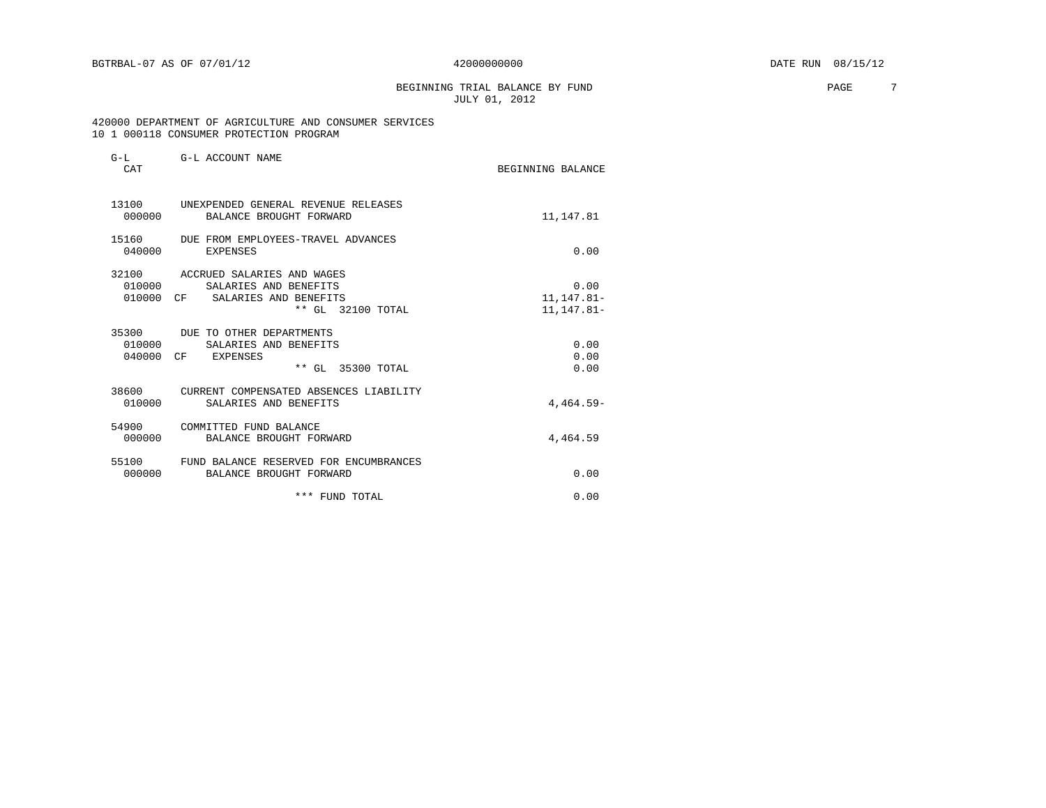BGTRBAL-07 AS OF 07/01/12 42000000000 DATE RUN 08/15/12

BEGINNING TRIAL BALANCE BY FUND
JULY 01, 2012

420000 DEPARTMENT OF AGRICULTURE AND CONSUMER SERVICES
10 1 000118 CONSUMER PROTECTION PROGRAM

| G-L CAT | | G-L ACCOUNT NAME | BEGINNING BALANCE |
|---|---|---|---|
| 13100 | | UNEXPENDED GENERAL REVENUE RELEASES | |
| 000000 | | BALANCE BROUGHT FORWARD | 11,147.81 |
| 15160 | | DUE FROM EMPLOYEES-TRAVEL ADVANCES | |
| 040000 | | EXPENSES | 0.00 |
| 32100 | | ACCRUED SALARIES AND WAGES | |
| 010000 | | SALARIES AND BENEFITS | 0.00 |
| 010000 | CF | SALARIES AND BENEFITS | 11,147.81- |
| | | ** GL 32100 TOTAL | 11,147.81- |
| 35300 | | DUE TO OTHER DEPARTMENTS | |
| 010000 | | SALARIES AND BENEFITS | 0.00 |
| 040000 | CF | EXPENSES | 0.00 |
| | | ** GL 35300 TOTAL | 0.00 |
| 38600 | | CURRENT COMPENSATED ABSENCES LIABILITY | |
| 010000 | | SALARIES AND BENEFITS | 4,464.59- |
| 54900 | | COMMITTED FUND BALANCE | |
| 000000 | | BALANCE BROUGHT FORWARD | 4,464.59 |
| 55100 | | FUND BALANCE RESERVED FOR ENCUMBRANCES | |
| 000000 | | BALANCE BROUGHT FORWARD | 0.00 |
| | | *** FUND TOTAL | 0.00 |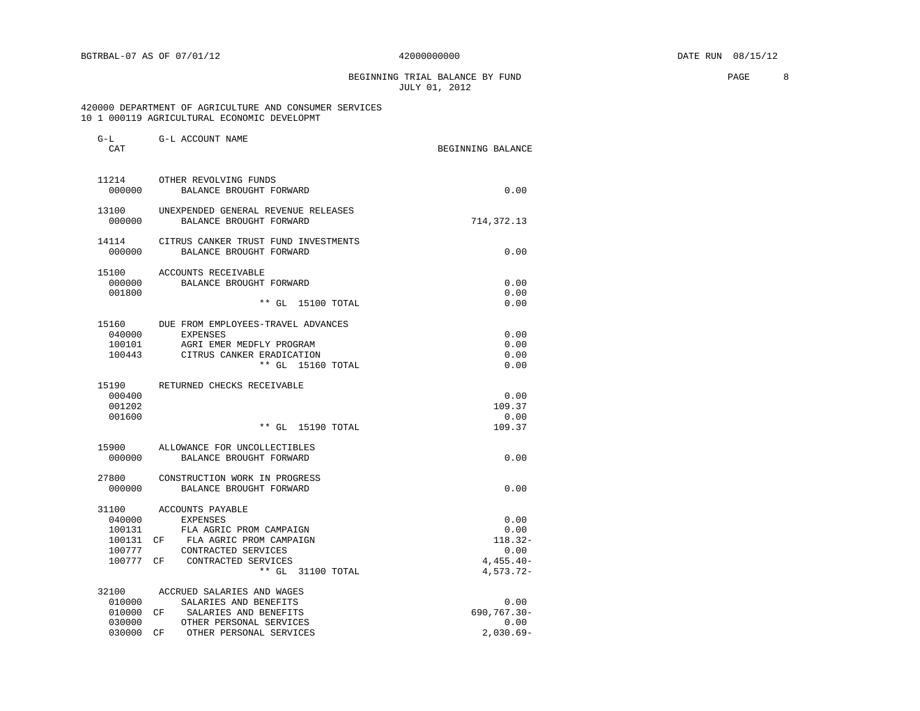BEGINNING TRIAL BALANCE BY FUND
JULY 01, 2012

420000 DEPARTMENT OF AGRICULTURE AND CONSUMER SERVICES
10 1 000119 AGRICULTURAL ECONOMIC DEVELOPMT

| G-L CAT | | G-L ACCOUNT NAME | BEGINNING BALANCE |
|---|---|---|---|
| 11214 | | OTHER REVOLVING FUNDS | |
| 000000 | | BALANCE BROUGHT FORWARD | 0.00 |
| 13100 | | UNEXPENDED GENERAL REVENUE RELEASES | |
| 000000 | | BALANCE BROUGHT FORWARD | 714,372.13 |
| 14114 | | CITRUS CANKER TRUST FUND INVESTMENTS | |
| 000000 | | BALANCE BROUGHT FORWARD | 0.00 |
| 15100 | | ACCOUNTS RECEIVABLE | |
| 000000 | | BALANCE BROUGHT FORWARD | 0.00 |
| 001800 | | | 0.00 |
| | | ** GL 15100 TOTAL | 0.00 |
| 15160 | | DUE FROM EMPLOYEES-TRAVEL ADVANCES | |
| 040000 | | EXPENSES | 0.00 |
| 100101 | | AGRI EMER MEDFLY PROGRAM | 0.00 |
| 100443 | | CITRUS CANKER ERADICATION | 0.00 |
| | | ** GL 15160 TOTAL | 0.00 |
| 15190 | | RETURNED CHECKS RECEIVABLE | |
| 000400 | | | 0.00 |
| 001202 | | | 109.37 |
| 001600 | | | 0.00 |
| | | ** GL 15190 TOTAL | 109.37 |
| 15900 | | ALLOWANCE FOR UNCOLLECTIBLES | |
| 000000 | | BALANCE BROUGHT FORWARD | 0.00 |
| 27800 | | CONSTRUCTION WORK IN PROGRESS | |
| 000000 | | BALANCE BROUGHT FORWARD | 0.00 |
| 31100 | | ACCOUNTS PAYABLE | |
| 040000 | | EXPENSES | 0.00 |
| 100131 | | FLA AGRIC PROM CAMPAIGN | 0.00 |
| 100131 | CF | FLA AGRIC PROM CAMPAIGN | 118.32- |
| 100777 | | CONTRACTED SERVICES | 0.00 |
| 100777 | CF | CONTRACTED SERVICES | 4,455.40- |
| | | ** GL 31100 TOTAL | 4,573.72- |
| 32100 | | ACCRUED SALARIES AND WAGES | |
| 010000 | | SALARIES AND BENEFITS | 0.00 |
| 010000 | CF | SALARIES AND BENEFITS | 690,767.30- |
| 030000 | | OTHER PERSONAL SERVICES | 0.00 |
| 030000 | CF | OTHER PERSONAL SERVICES | 2,030.69- |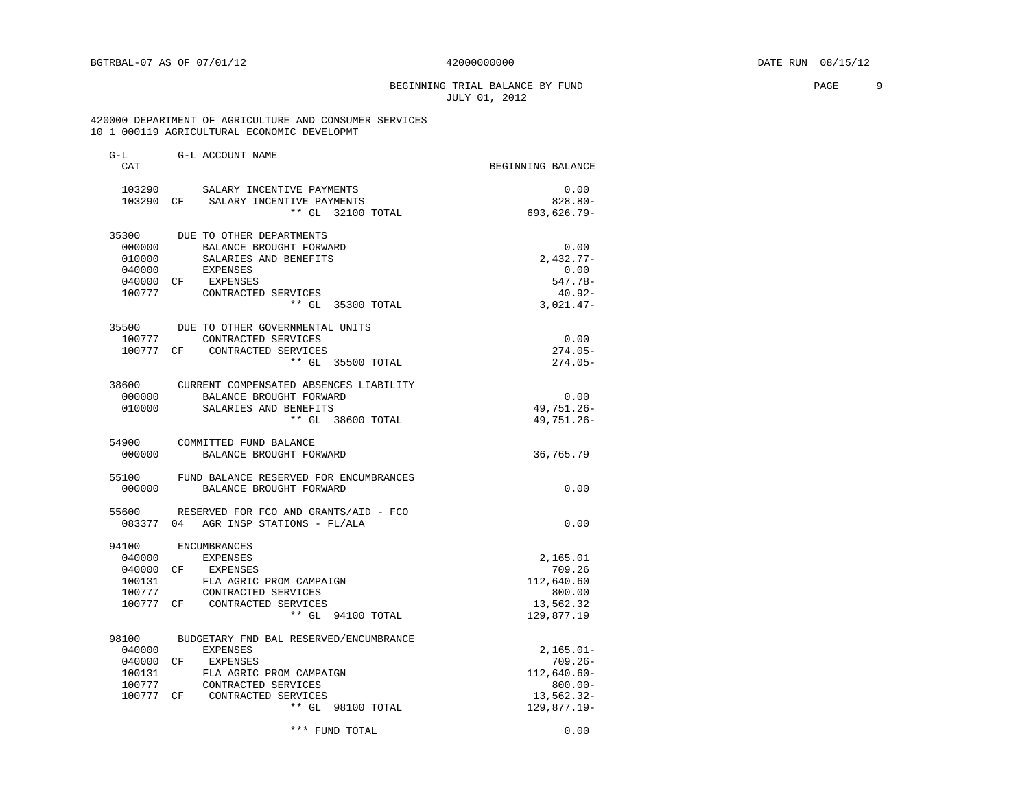BEGINNING TRIAL BALANCE BY FUND
JULY 01, 2012

420000 DEPARTMENT OF AGRICULTURE AND CONSUMER SERVICES
10 1 000119 AGRICULTURAL ECONOMIC DEVELOPMT

| G-L CAT | | G-L ACCOUNT NAME | BEGINNING BALANCE |
|---|---|---|---|
| 103290 | | SALARY INCENTIVE PAYMENTS | 0.00 |
| 103290 | CF | SALARY INCENTIVE PAYMENTS | 828.80- |
| | | ** GL 32100 TOTAL | 693,626.79- |
| 35300 | | DUE TO OTHER DEPARTMENTS | |
| 000000 | | BALANCE BROUGHT FORWARD | 0.00 |
| 010000 | | SALARIES AND BENEFITS | 2,432.77- |
| 040000 | | EXPENSES | 0.00 |
| 040000 | CF | EXPENSES | 547.78- |
| 100777 | | CONTRACTED SERVICES | 40.92- |
| | | ** GL 35300 TOTAL | 3,021.47- |
| 35500 | | DUE TO OTHER GOVERNMENTAL UNITS | |
| 100777 | | CONTRACTED SERVICES | 0.00 |
| 100777 | CF | CONTRACTED SERVICES | 274.05- |
| | | ** GL 35500 TOTAL | 274.05- |
| 38600 | | CURRENT COMPENSATED ABSENCES LIABILITY | |
| 000000 | | BALANCE BROUGHT FORWARD | 0.00 |
| 010000 | | SALARIES AND BENEFITS | 49,751.26- |
| | | ** GL 38600 TOTAL | 49,751.26- |
| 54900 | | COMMITTED FUND BALANCE | |
| 000000 | | BALANCE BROUGHT FORWARD | 36,765.79 |
| 55100 | | FUND BALANCE RESERVED FOR ENCUMBRANCES | |
| 000000 | | BALANCE BROUGHT FORWARD | 0.00 |
| 55600 | | RESERVED FOR FCO AND GRANTS/AID - FCO | |
| 083377 | 04 | AGR INSP STATIONS - FL/ALA | 0.00 |
| 94100 | | ENCUMBRANCES | |
| 040000 | | EXPENSES | 2,165.01 |
| 040000 | CF | EXPENSES | 709.26 |
| 100131 | | FLA AGRIC PROM CAMPAIGN | 112,640.60 |
| 100777 | | CONTRACTED SERVICES | 800.00 |
| 100777 | CF | CONTRACTED SERVICES | 13,562.32 |
| | | ** GL 94100 TOTAL | 129,877.19 |
| 98100 | | BUDGETARY FND BAL RESERVED/ENCUMBRANCE | |
| 040000 | | EXPENSES | 2,165.01- |
| 040000 | CF | EXPENSES | 709.26- |
| 100131 | | FLA AGRIC PROM CAMPAIGN | 112,640.60- |
| 100777 | | CONTRACTED SERVICES | 800.00- |
| 100777 | CF | CONTRACTED SERVICES | 13,562.32- |
| | | ** GL 98100 TOTAL | 129,877.19- |
| | | *** FUND TOTAL | 0.00 |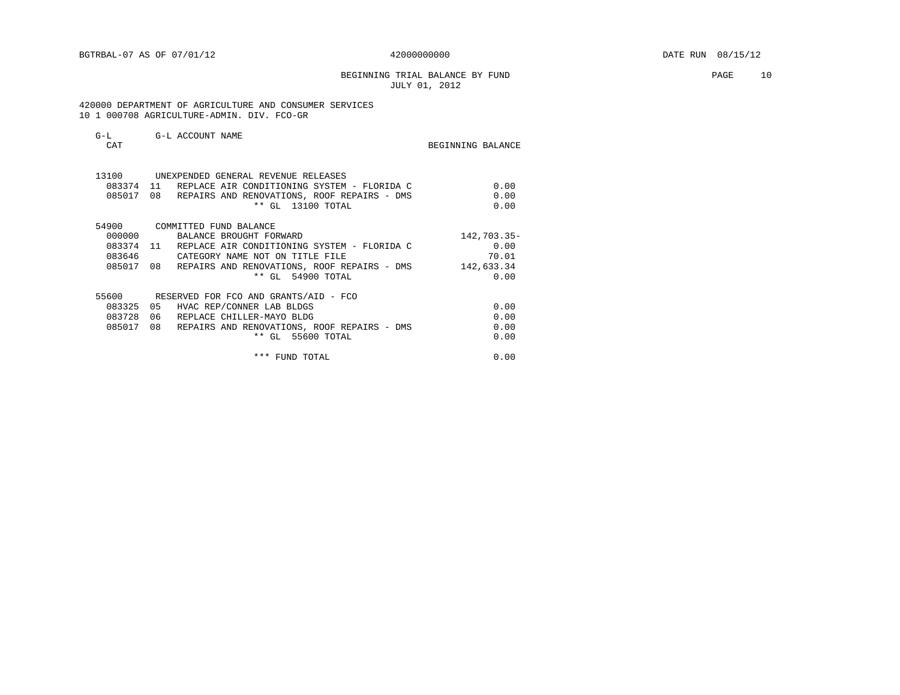BGTRBAL-07 AS OF 07/01/12 42000000000 DATE RUN 08/15/12

BEGINNING TRIAL BALANCE BY FUND
JULY 01, 2012

420000 DEPARTMENT OF AGRICULTURE AND CONSUMER SERVICES
10 1 000708 AGRICULTURE-ADMIN. DIV. FCO-GR

| G-L CAT | | G-L ACCOUNT NAME | BEGINNING BALANCE |
|---|---|---|---|
| 13100 | | UNEXPENDED GENERAL REVENUE RELEASES | |
| 083374 | 11 | REPLACE AIR CONDITIONING SYSTEM - FLORIDA C | 0.00 |
| 085017 | 08 | REPAIRS AND RENOVATIONS, ROOF REPAIRS - DMS | 0.00 |
| | | ** GL 13100 TOTAL | 0.00 |
| 54900 | | COMMITTED FUND BALANCE | |
| 000000 | | BALANCE BROUGHT FORWARD | 142,703.35- |
| 083374 | 11 | REPLACE AIR CONDITIONING SYSTEM - FLORIDA C | 0.00 |
| 083646 | | CATEGORY NAME NOT ON TITLE FILE | 70.01 |
| 085017 | 08 | REPAIRS AND RENOVATIONS, ROOF REPAIRS - DMS | 142,633.34 |
| | | ** GL 54900 TOTAL | 0.00 |
| 55600 | | RESERVED FOR FCO AND GRANTS/AID - FCO | |
| 083325 | 05 | HVAC REP/CONNER LAB BLDGS | 0.00 |
| 083728 | 06 | REPLACE CHILLER-MAYO BLDG | 0.00 |
| 085017 | 08 | REPAIRS AND RENOVATIONS, ROOF REPAIRS - DMS | 0.00 |
| | | ** GL 55600 TOTAL | 0.00 |
| | | *** FUND TOTAL | 0.00 |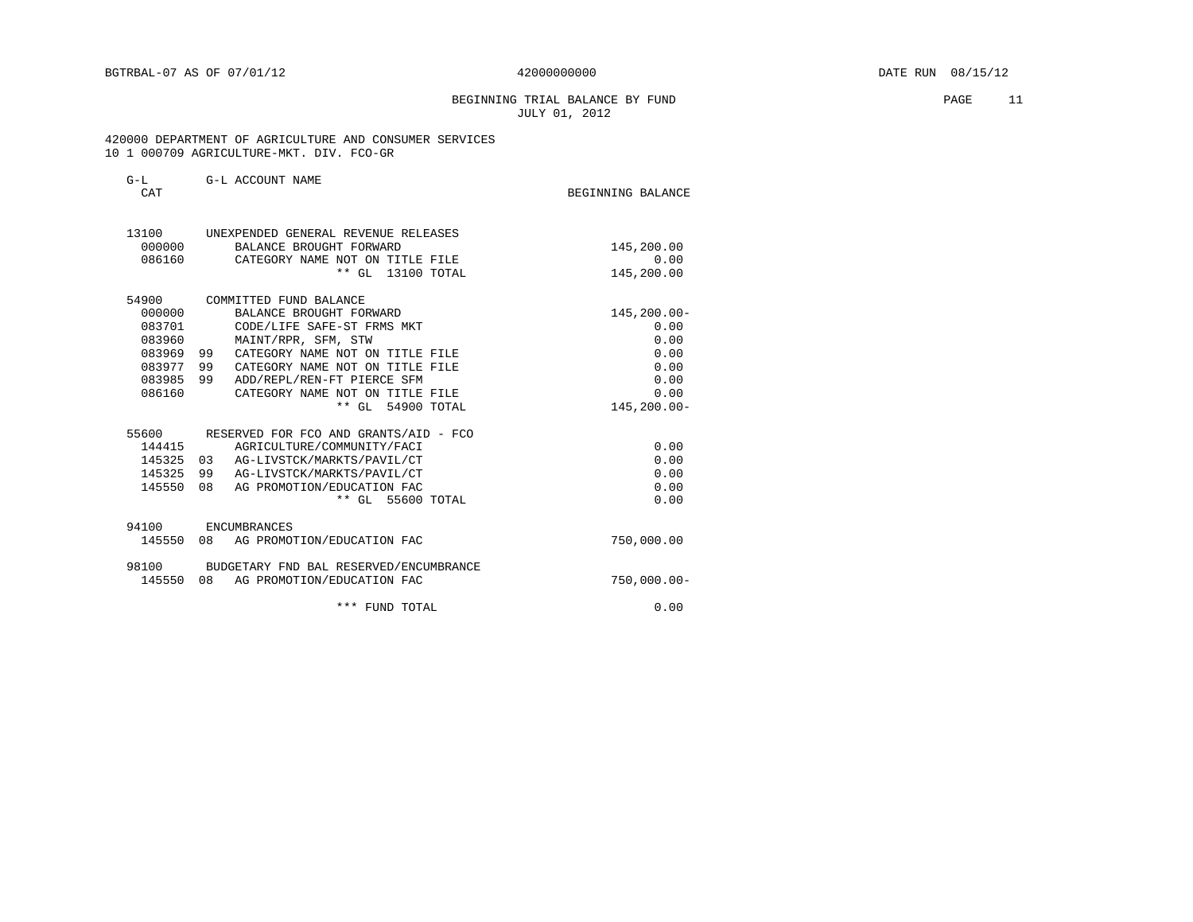BGTRBAL-07 AS OF 07/01/12 42000000000 DATE RUN 08/15/12

BEGINNING TRIAL BALANCE BY FUND
JULY 01, 2012

420000 DEPARTMENT OF AGRICULTURE AND CONSUMER SERVICES
10 1 000709 AGRICULTURE-MKT. DIV. FCO-GR

| G-L CAT | | G-L ACCOUNT NAME | BEGINNING BALANCE |
|---|---|---|---|
| 13100 | | UNEXPENDED GENERAL REVENUE RELEASES | |
| 000000 | | BALANCE BROUGHT FORWARD | 145,200.00 |
| 086160 | | CATEGORY NAME NOT ON TITLE FILE | 0.00 |
| | | ** GL 13100 TOTAL | 145,200.00 |
| 54900 | | COMMITTED FUND BALANCE | |
| 000000 | | BALANCE BROUGHT FORWARD | 145,200.00- |
| 083701 | | CODE/LIFE SAFE-ST FRMS MKT | 0.00 |
| 083960 | | MAINT/RPR, SFM, STW | 0.00 |
| 083969 | 99 | CATEGORY NAME NOT ON TITLE FILE | 0.00 |
| 083977 | 99 | CATEGORY NAME NOT ON TITLE FILE | 0.00 |
| 083985 | 99 | ADD/REPL/REN-FT PIERCE SFM | 0.00 |
| 086160 | | CATEGORY NAME NOT ON TITLE FILE | 0.00 |
| | | ** GL 54900 TOTAL | 145,200.00- |
| 55600 | | RESERVED FOR FCO AND GRANTS/AID - FCO | |
| 144415 | | AGRICULTURE/COMMUNITY/FACI | 0.00 |
| 145325 | 03 | AG-LIVSTCK/MARKTS/PAVIL/CT | 0.00 |
| 145325 | 99 | AG-LIVSTCK/MARKTS/PAVIL/CT | 0.00 |
| 145550 | 08 | AG PROMOTION/EDUCATION FAC | 0.00 |
| | | ** GL 55600 TOTAL | 0.00 |
| 94100 | | ENCUMBRANCES | |
| 145550 | 08 | AG PROMOTION/EDUCATION FAC | 750,000.00 |
| 98100 | | BUDGETARY FND BAL RESERVED/ENCUMBRANCE | |
| 145550 | 08 | AG PROMOTION/EDUCATION FAC | 750,000.00- |
| | | *** FUND TOTAL | 0.00 |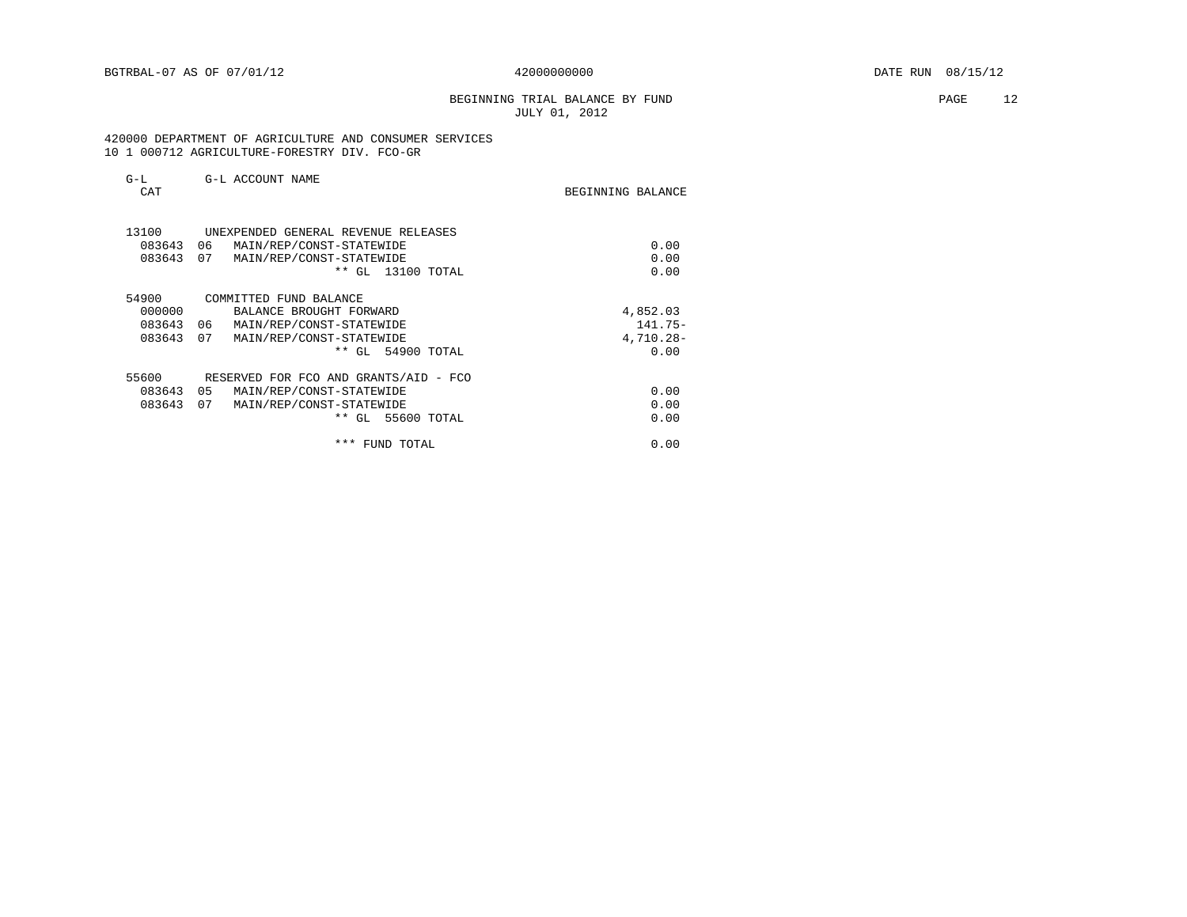BGTRBAL-07 AS OF 07/01/12 42000000000 DATE RUN 08/15/12

BEGINNING TRIAL BALANCE BY FUND
JULY 01, 2012

420000 DEPARTMENT OF AGRICULTURE AND CONSUMER SERVICES
10 1 000712 AGRICULTURE-FORESTRY DIV. FCO-GR

| G-L CAT | | G-L ACCOUNT NAME | BEGINNING BALANCE |
|---|---|---|---|
| 13100 | | UNEXPENDED GENERAL REVENUE RELEASES | |
| 083643 | 06 | MAIN/REP/CONST-STATEWIDE | 0.00 |
| 083643 | 07 | MAIN/REP/CONST-STATEWIDE | 0.00 |
| | | ** GL 13100 TOTAL | 0.00 |
| 54900 | | COMMITTED FUND BALANCE | |
| 000000 | | BALANCE BROUGHT FORWARD | 4,852.03 |
| 083643 | 06 | MAIN/REP/CONST-STATEWIDE | 141.75- |
| 083643 | 07 | MAIN/REP/CONST-STATEWIDE | 4,710.28- |
| | | ** GL 54900 TOTAL | 0.00 |
| 55600 | | RESERVED FOR FCO AND GRANTS/AID - FCO | |
| 083643 | 05 | MAIN/REP/CONST-STATEWIDE | 0.00 |
| 083643 | 07 | MAIN/REP/CONST-STATEWIDE | 0.00 |
| | | ** GL 55600 TOTAL | 0.00 |
| | | *** FUND TOTAL | 0.00 |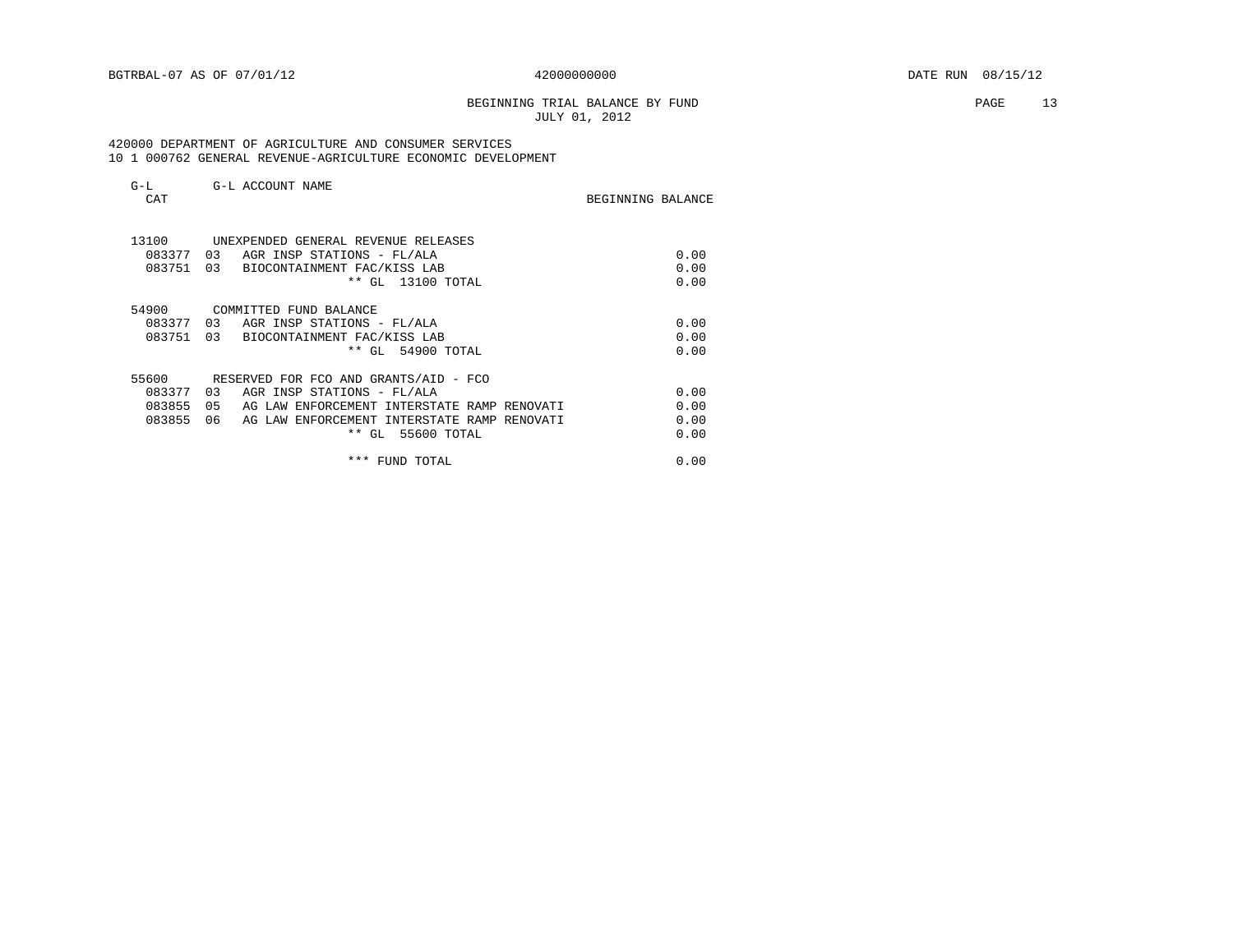BGTRBAL-07 AS OF 07/01/12 42000000000 DATE RUN 08/15/12

BEGINNING TRIAL BALANCE BY FUND
JULY 01, 2012

420000 DEPARTMENT OF AGRICULTURE AND CONSUMER SERVICES
10 1 000762 GENERAL REVENUE-AGRICULTURE ECONOMIC DEVELOPMENT

| G-L CAT | | G-L ACCOUNT NAME | BEGINNING BALANCE |
|---|---|---|---|
| 13100 | | UNEXPENDED GENERAL REVENUE RELEASES | |
| 083377 | 03 | AGR INSP STATIONS - FL/ALA | 0.00 |
| 083751 | 03 | BIOCONTAINMENT FAC/KISS LAB | 0.00 |
| | | ** GL 13100 TOTAL | 0.00 |
| 54900 | | COMMITTED FUND BALANCE | |
| 083377 | 03 | AGR INSP STATIONS - FL/ALA | 0.00 |
| 083751 | 03 | BIOCONTAINMENT FAC/KISS LAB | 0.00 |
| | | ** GL 54900 TOTAL | 0.00 |
| 55600 | | RESERVED FOR FCO AND GRANTS/AID - FCO | |
| 083377 | 03 | AGR INSP STATIONS - FL/ALA | 0.00 |
| 083855 | 05 | AG LAW ENFORCEMENT INTERSTATE RAMP RENOVATI | 0.00 |
| 083855 | 06 | AG LAW ENFORCEMENT INTERSTATE RAMP RENOVATI | 0.00 |
| | | ** GL 55600 TOTAL | 0.00 |
| | | *** FUND TOTAL | 0.00 |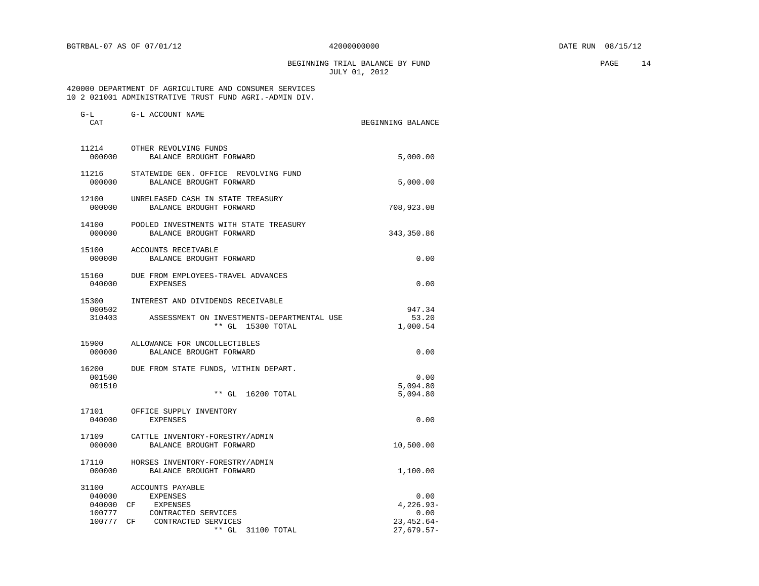BGTRBAL-07 AS OF 07/01/12 42000000000 DATE RUN 08/15/12

BEGINNING TRIAL BALANCE BY FUND
JULY 01, 2012

420000 DEPARTMENT OF AGRICULTURE AND CONSUMER SERVICES
10 2 021001 ADMINISTRATIVE TRUST FUND AGRI.-ADMIN DIV.

| G-L CAT | | G-L ACCOUNT NAME | BEGINNING BALANCE |
|---|---|---|---|
| 11214 | | OTHER REVOLVING FUNDS | |
| 000000 | | BALANCE BROUGHT FORWARD | 5,000.00 |
| 11216 | | STATEWIDE GEN. OFFICE REVOLVING FUND | |
| 000000 | | BALANCE BROUGHT FORWARD | 5,000.00 |
| 12100 | | UNRELEASED CASH IN STATE TREASURY | |
| 000000 | | BALANCE BROUGHT FORWARD | 708,923.08 |
| 14100 | | POOLED INVESTMENTS WITH STATE TREASURY | |
| 000000 | | BALANCE BROUGHT FORWARD | 343,350.86 |
| 15100 | | ACCOUNTS RECEIVABLE | |
| 000000 | | BALANCE BROUGHT FORWARD | 0.00 |
| 15160 | | DUE FROM EMPLOYEES-TRAVEL ADVANCES | |
| 040000 | | EXPENSES | 0.00 |
| 15300 | | INTEREST AND DIVIDENDS RECEIVABLE | |
| 000502 | | | 947.34 |
| 310403 | | ASSESSMENT ON INVESTMENTS-DEPARTMENTAL USE | 53.20 |
| | | ** GL 15300 TOTAL | 1,000.54 |
| 15900 | | ALLOWANCE FOR UNCOLLECTIBLES | |
| 000000 | | BALANCE BROUGHT FORWARD | 0.00 |
| 16200 | | DUE FROM STATE FUNDS, WITHIN DEPART. | |
| 001500 | | | 0.00 |
| 001510 | | | 5,094.80 |
| | | ** GL 16200 TOTAL | 5,094.80 |
| 17101 | | OFFICE SUPPLY INVENTORY | |
| 040000 | | EXPENSES | 0.00 |
| 17109 | | CATTLE INVENTORY-FORESTRY/ADMIN | |
| 000000 | | BALANCE BROUGHT FORWARD | 10,500.00 |
| 17110 | | HORSES INVENTORY-FORESTRY/ADMIN | |
| 000000 | | BALANCE BROUGHT FORWARD | 1,100.00 |
| 31100 | | ACCOUNTS PAYABLE | |
| 040000 | | EXPENSES | 0.00 |
| 040000 | CF | EXPENSES | 4,226.93- |
| 100777 | | CONTRACTED SERVICES | 0.00 |
| 100777 | CF | CONTRACTED SERVICES | 23,452.64- |
| | | ** GL 31100 TOTAL | 27,679.57- |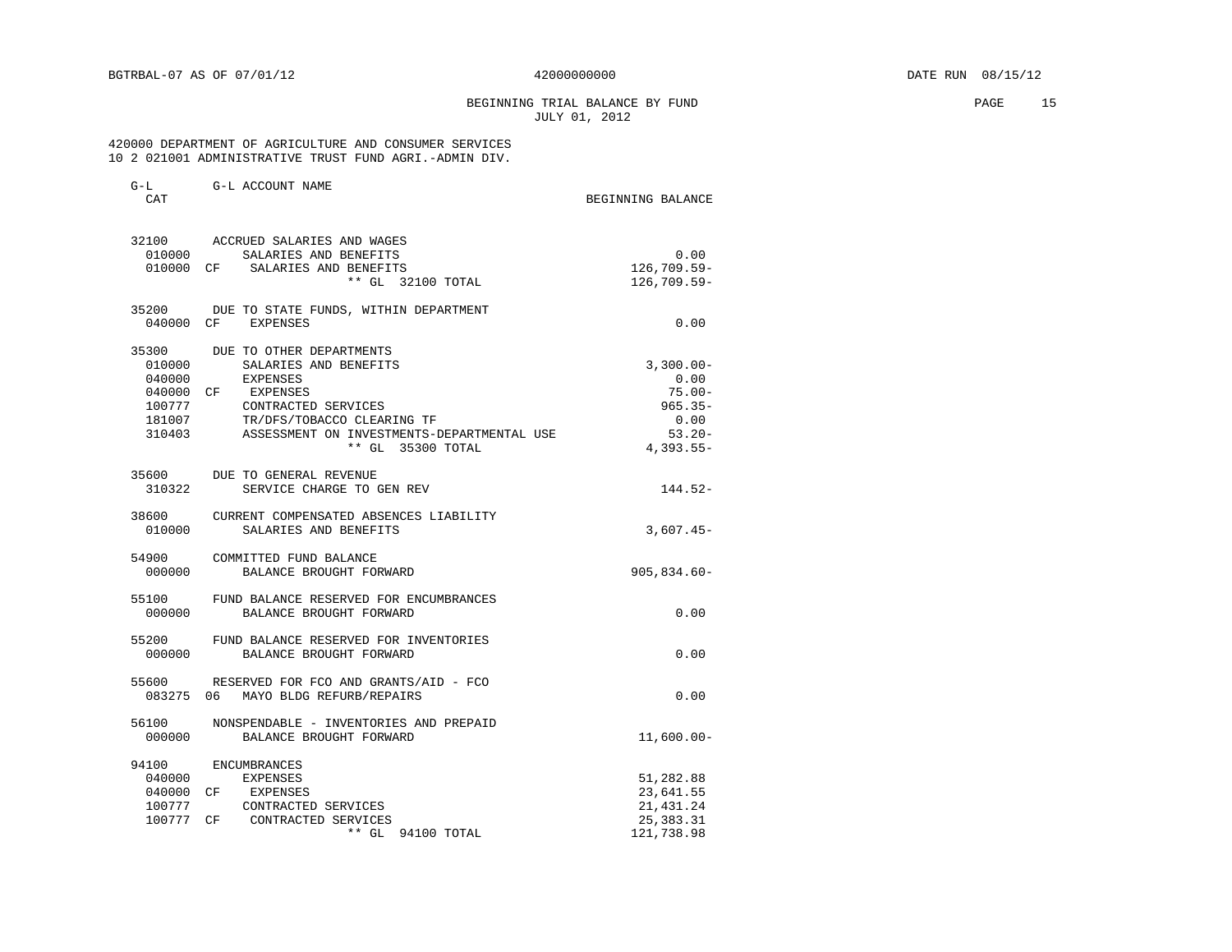BGTRBAL-07 AS OF 07/01/12 42000000000 DATE RUN 08/15/12

BEGINNING TRIAL BALANCE BY FUND
JULY 01, 2012

420000 DEPARTMENT OF AGRICULTURE AND CONSUMER SERVICES
10 2 021001 ADMINISTRATIVE TRUST FUND AGRI.-ADMIN DIV.

| G-L CAT | | G-L ACCOUNT NAME | BEGINNING BALANCE |
|---|---|---|---|
| 32100 | | ACCRUED SALARIES AND WAGES | |
| 010000 | | SALARIES AND BENEFITS | 0.00 |
| 010000 | CF | SALARIES AND BENEFITS | 126,709.59- |
| | | ** GL 32100 TOTAL | 126,709.59- |
| 35200 | | DUE TO STATE FUNDS, WITHIN DEPARTMENT | |
| 040000 | CF | EXPENSES | 0.00 |
| 35300 | | DUE TO OTHER DEPARTMENTS | |
| 010000 | | SALARIES AND BENEFITS | 3,300.00- |
| 040000 | | EXPENSES | 0.00 |
| 040000 | CF | EXPENSES | 75.00- |
| 100777 | | CONTRACTED SERVICES | 965.35- |
| 181007 | | TR/DFS/TOBACCO CLEARING TF | 0.00 |
| 310403 | | ASSESSMENT ON INVESTMENTS-DEPARTMENTAL USE | 53.20- |
| | | ** GL 35300 TOTAL | 4,393.55- |
| 35600 | | DUE TO GENERAL REVENUE | |
| 310322 | | SERVICE CHARGE TO GEN REV | 144.52- |
| 38600 | | CURRENT COMPENSATED ABSENCES LIABILITY | |
| 010000 | | SALARIES AND BENEFITS | 3,607.45- |
| 54900 | | COMMITTED FUND BALANCE | |
| 000000 | | BALANCE BROUGHT FORWARD | 905,834.60- |
| 55100 | | FUND BALANCE RESERVED FOR ENCUMBRANCES | |
| 000000 | | BALANCE BROUGHT FORWARD | 0.00 |
| 55200 | | FUND BALANCE RESERVED FOR INVENTORIES | |
| 000000 | | BALANCE BROUGHT FORWARD | 0.00 |
| 55600 | | RESERVED FOR FCO AND GRANTS/AID - FCO | |
| 083275 | 06 | MAYO BLDG REFURB/REPAIRS | 0.00 |
| 56100 | | NONSPENDABLE - INVENTORIES AND PREPAID | |
| 000000 | | BALANCE BROUGHT FORWARD | 11,600.00- |
| 94100 | | ENCUMBRANCES | |
| 040000 | | EXPENSES | 51,282.88 |
| 040000 | CF | EXPENSES | 23,641.55 |
| 100777 | | CONTRACTED SERVICES | 21,431.24 |
| 100777 | CF | CONTRACTED SERVICES | 25,383.31 |
| | | ** GL 94100 TOTAL | 121,738.98 |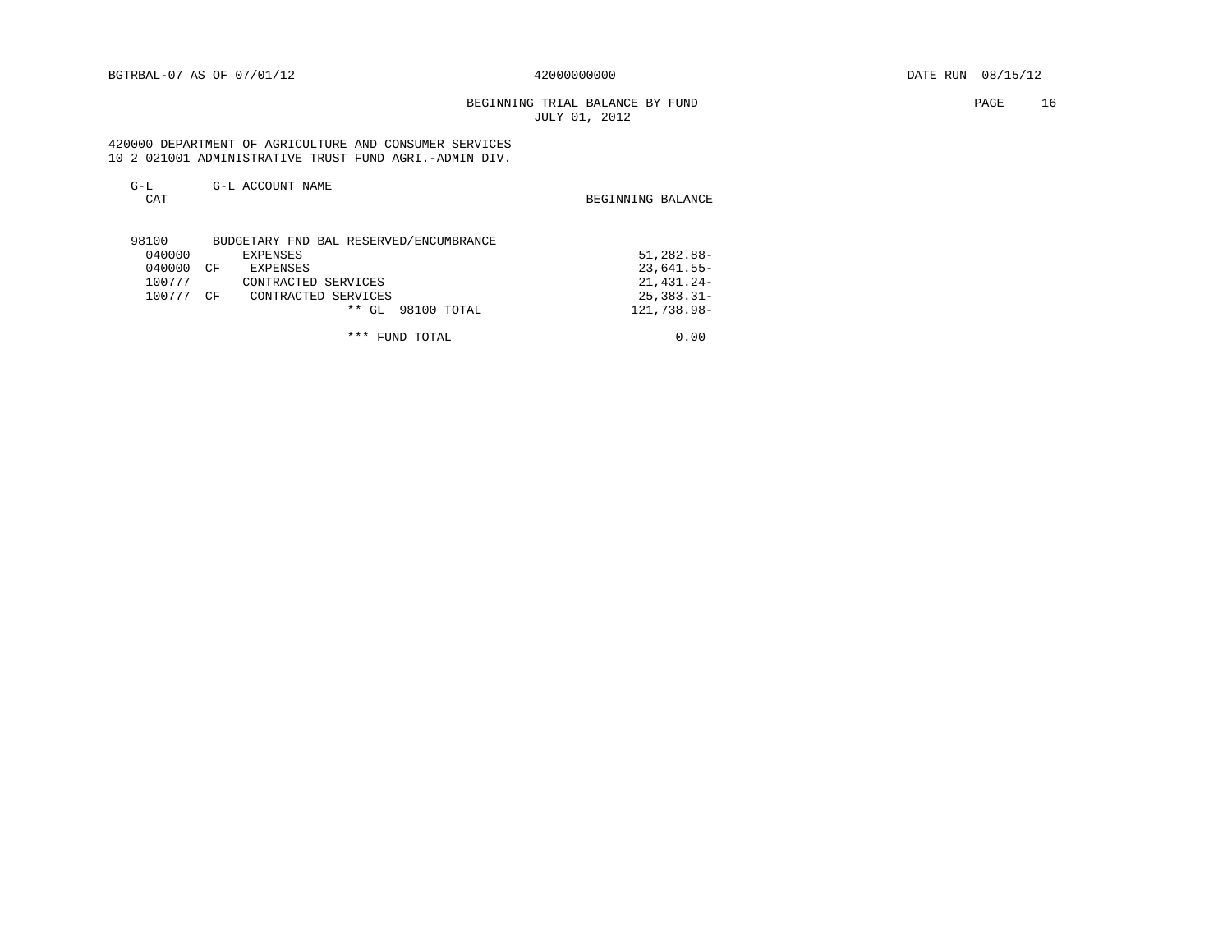BGTRBAL-07 AS OF 07/01/12 42000000000 DATE RUN 08/15/12

BEGINNING TRIAL BALANCE BY FUND
JULY 01, 2012

420000 DEPARTMENT OF AGRICULTURE AND CONSUMER SERVICES
10 2 021001 ADMINISTRATIVE TRUST FUND AGRI.-ADMIN DIV.

| G-L CAT | | G-L ACCOUNT NAME | BEGINNING BALANCE |
|---|---|---|---|
| 98100 | | BUDGETARY FND BAL RESERVED/ENCUMBRANCE | |
| 040000 | | EXPENSES | 51,282.88- |
| 040000 | CF | EXPENSES | 23,641.55- |
| 100777 | | CONTRACTED SERVICES | 21,431.24- |
| 100777 | CF | CONTRACTED SERVICES | 25,383.31- |
| | | ** GL 98100 TOTAL | 121,738.98- |
| | | *** FUND TOTAL | 0.00 |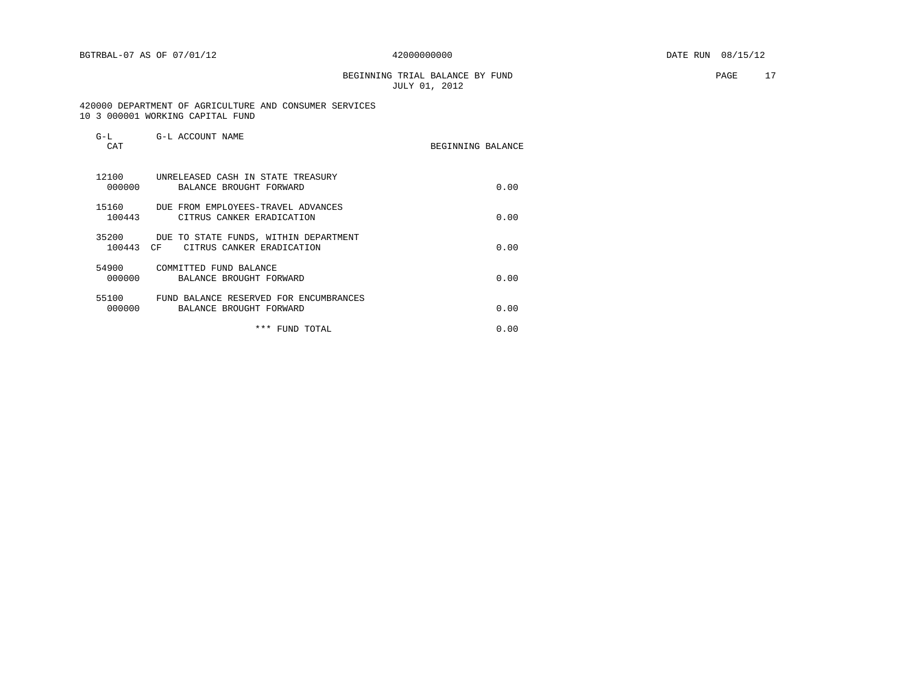BGTRBAL-07 AS OF 07/01/12 42000000000 DATE RUN 08/15/12

BEGINNING TRIAL BALANCE BY FUND
JULY 01, 2012

420000 DEPARTMENT OF AGRICULTURE AND CONSUMER SERVICES
10 3 000001 WORKING CAPITAL FUND

| G-L CAT | G-L ACCOUNT NAME | BEGINNING BALANCE |
|---|---|---|
| 12100 | UNRELEASED CASH IN STATE TREASURY | |
| 000000 | BALANCE BROUGHT FORWARD | 0.00 |
| 15160 | DUE FROM EMPLOYEES-TRAVEL ADVANCES | |
| 100443 | CITRUS CANKER ERADICATION | 0.00 |
| 35200 | DUE TO STATE FUNDS, WITHIN DEPARTMENT | |
| 100443 CF | CITRUS CANKER ERADICATION | 0.00 |
| 54900 | COMMITTED FUND BALANCE | |
| 000000 | BALANCE BROUGHT FORWARD | 0.00 |
| 55100 | FUND BALANCE RESERVED FOR ENCUMBRANCES | |
| 000000 | BALANCE BROUGHT FORWARD | 0.00 |
| | *** FUND TOTAL | 0.00 |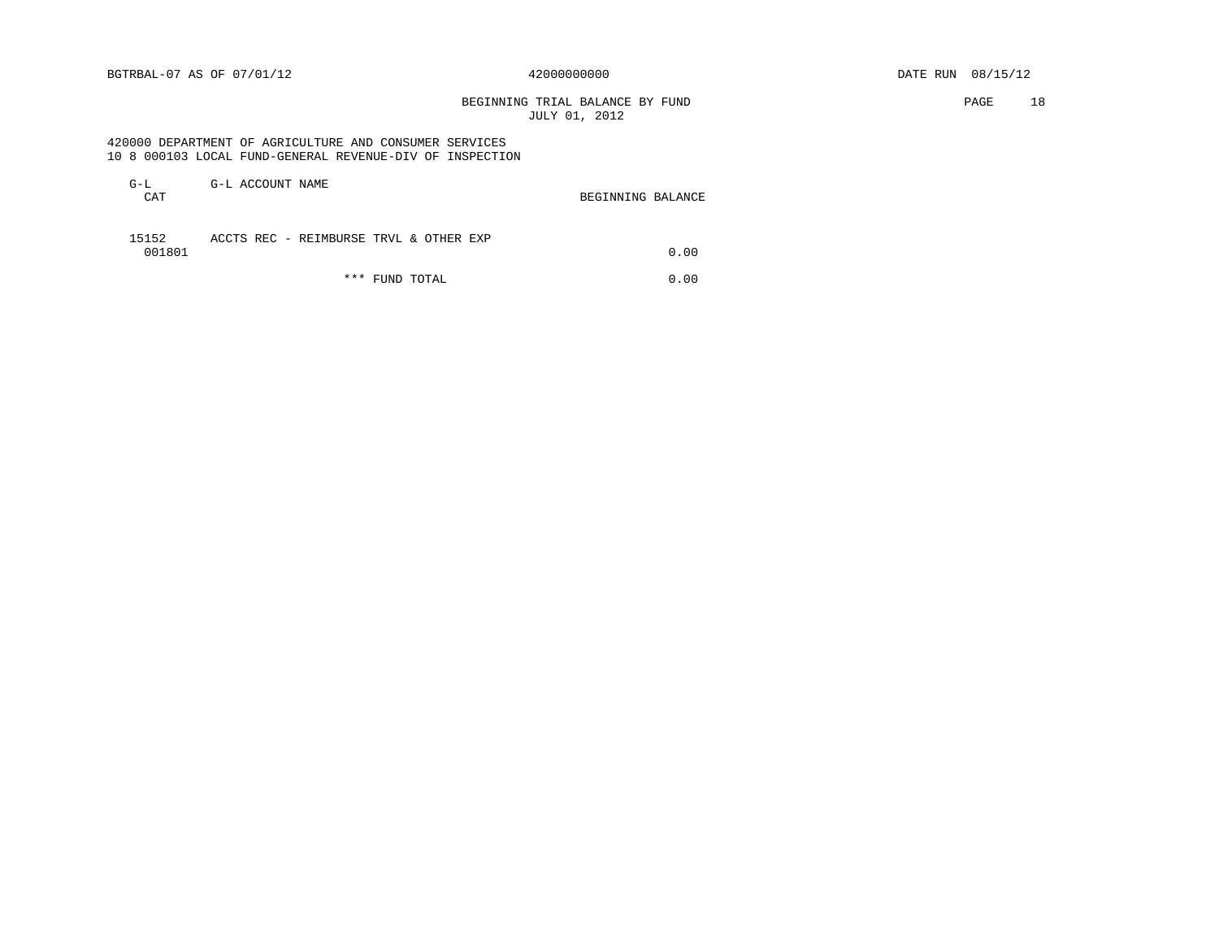BGTRBAL-07 AS OF 07/01/12 42000000000 DATE RUN 08/15/12

BEGINNING TRIAL BALANCE BY FUND
JULY 01, 2012

420000 DEPARTMENT OF AGRICULTURE AND CONSUMER SERVICES
10 8 000103 LOCAL FUND-GENERAL REVENUE-DIV OF INSPECTION

| G-L CAT | G-L ACCOUNT NAME | BEGINNING BALANCE |
|---|---|---|
| 15152 | ACCTS REC - REIMBURSE TRVL & OTHER EXP | |
| 001801 | | 0.00 |
| | *** FUND TOTAL | 0.00 |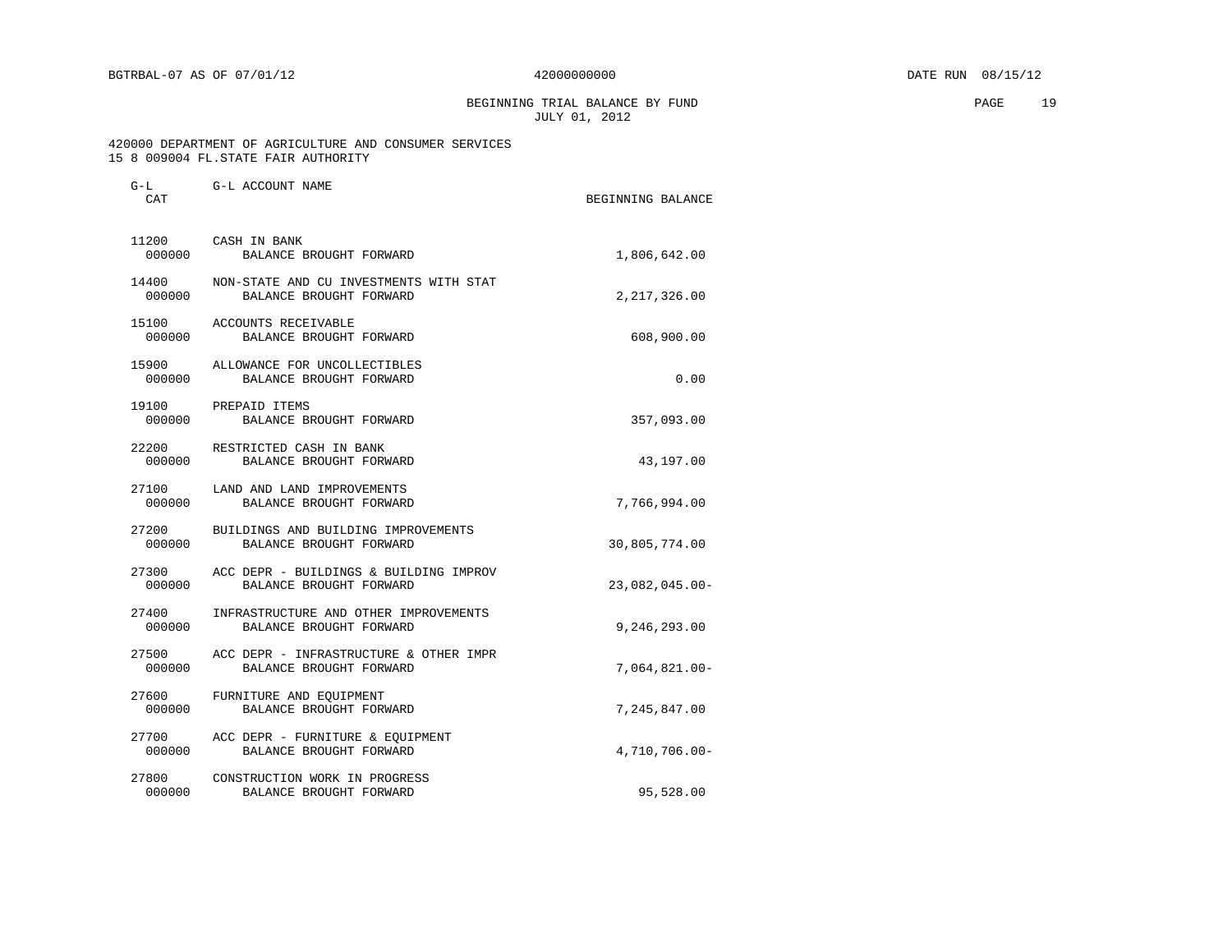BGTRBAL-07 AS OF 07/01/12 42000000000 DATE RUN 08/15/12

BEGINNING TRIAL BALANCE BY FUND
JULY 01, 2012

420000 DEPARTMENT OF AGRICULTURE AND CONSUMER SERVICES
15 8 009004 FL.STATE FAIR AUTHORITY

| G-L CAT | G-L ACCOUNT NAME | BEGINNING BALANCE |
|---|---|---|
| 11200 | CASH IN BANK | |
| 000000 | BALANCE BROUGHT FORWARD | 1,806,642.00 |
| 14400 | NON-STATE AND CU INVESTMENTS WITH STAT | |
| 000000 | BALANCE BROUGHT FORWARD | 2,217,326.00 |
| 15100 | ACCOUNTS RECEIVABLE | |
| 000000 | BALANCE BROUGHT FORWARD | 608,900.00 |
| 15900 | ALLOWANCE FOR UNCOLLECTIBLES | |
| 000000 | BALANCE BROUGHT FORWARD | 0.00 |
| 19100 | PREPAID ITEMS | |
| 000000 | BALANCE BROUGHT FORWARD | 357,093.00 |
| 22200 | RESTRICTED CASH IN BANK | |
| 000000 | BALANCE BROUGHT FORWARD | 43,197.00 |
| 27100 | LAND AND LAND IMPROVEMENTS | |
| 000000 | BALANCE BROUGHT FORWARD | 7,766,994.00 |
| 27200 | BUILDINGS AND BUILDING IMPROVEMENTS | |
| 000000 | BALANCE BROUGHT FORWARD | 30,805,774.00 |
| 27300 | ACC DEPR - BUILDINGS & BUILDING IMPROV | |
| 000000 | BALANCE BROUGHT FORWARD | 23,082,045.00- |
| 27400 | INFRASTRUCTURE AND OTHER IMPROVEMENTS | |
| 000000 | BALANCE BROUGHT FORWARD | 9,246,293.00 |
| 27500 | ACC DEPR - INFRASTRUCTURE & OTHER IMPR | |
| 000000 | BALANCE BROUGHT FORWARD | 7,064,821.00- |
| 27600 | FURNITURE AND EQUIPMENT | |
| 000000 | BALANCE BROUGHT FORWARD | 7,245,847.00 |
| 27700 | ACC DEPR - FURNITURE & EQUIPMENT | |
| 000000 | BALANCE BROUGHT FORWARD | 4,710,706.00- |
| 27800 | CONSTRUCTION WORK IN PROGRESS | |
| 000000 | BALANCE BROUGHT FORWARD | 95,528.00 |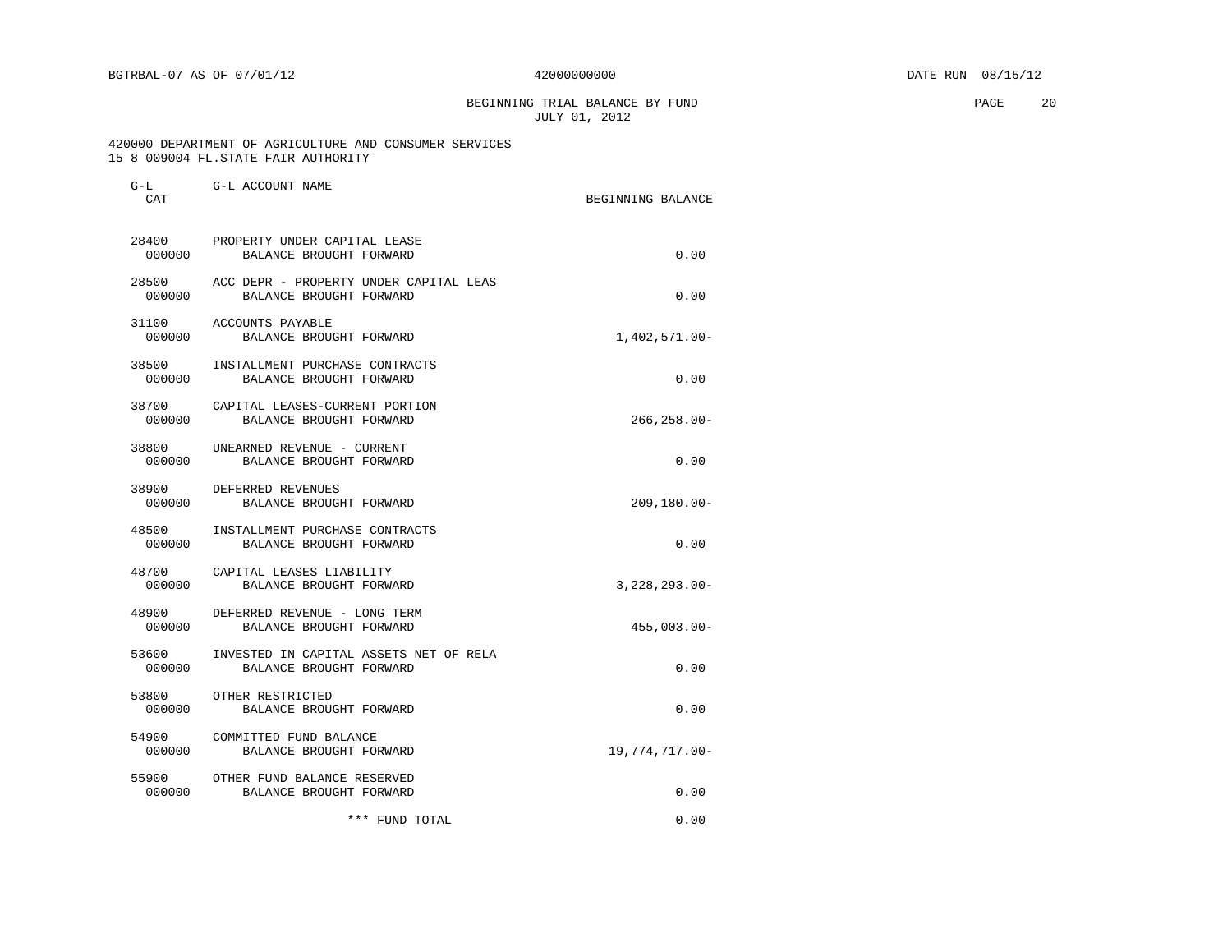BGTRBAL-07 AS OF 07/01/12 42000000000 DATE RUN 08/15/12

BEGINNING TRIAL BALANCE BY FUND
JULY 01, 2012

420000 DEPARTMENT OF AGRICULTURE AND CONSUMER SERVICES
15 8 009004 FL.STATE FAIR AUTHORITY

| G-L CAT | G-L ACCOUNT NAME | BEGINNING BALANCE |
|---|---|---|
| 28400 | PROPERTY UNDER CAPITAL LEASE | |
| 000000 | BALANCE BROUGHT FORWARD | 0.00 |
| 28500 | ACC DEPR - PROPERTY UNDER CAPITAL LEAS | |
| 000000 | BALANCE BROUGHT FORWARD | 0.00 |
| 31100 | ACCOUNTS PAYABLE | |
| 000000 | BALANCE BROUGHT FORWARD | 1,402,571.00- |
| 38500 | INSTALLMENT PURCHASE CONTRACTS | |
| 000000 | BALANCE BROUGHT FORWARD | 0.00 |
| 38700 | CAPITAL LEASES-CURRENT PORTION | |
| 000000 | BALANCE BROUGHT FORWARD | 266,258.00- |
| 38800 | UNEARNED REVENUE - CURRENT | |
| 000000 | BALANCE BROUGHT FORWARD | 0.00 |
| 38900 | DEFERRED REVENUES | |
| 000000 | BALANCE BROUGHT FORWARD | 209,180.00- |
| 48500 | INSTALLMENT PURCHASE CONTRACTS | |
| 000000 | BALANCE BROUGHT FORWARD | 0.00 |
| 48700 | CAPITAL LEASES LIABILITY | |
| 000000 | BALANCE BROUGHT FORWARD | 3,228,293.00- |
| 48900 | DEFERRED REVENUE - LONG TERM | |
| 000000 | BALANCE BROUGHT FORWARD | 455,003.00- |
| 53600 | INVESTED IN CAPITAL ASSETS NET OF RELA | |
| 000000 | BALANCE BROUGHT FORWARD | 0.00 |
| 53800 | OTHER RESTRICTED | |
| 000000 | BALANCE BROUGHT FORWARD | 0.00 |
| 54900 | COMMITTED FUND BALANCE | |
| 000000 | BALANCE BROUGHT FORWARD | 19,774,717.00- |
| 55900 | OTHER FUND BALANCE RESERVED | |
| 000000 | BALANCE BROUGHT FORWARD | 0.00 |
| | *** FUND TOTAL | 0.00 |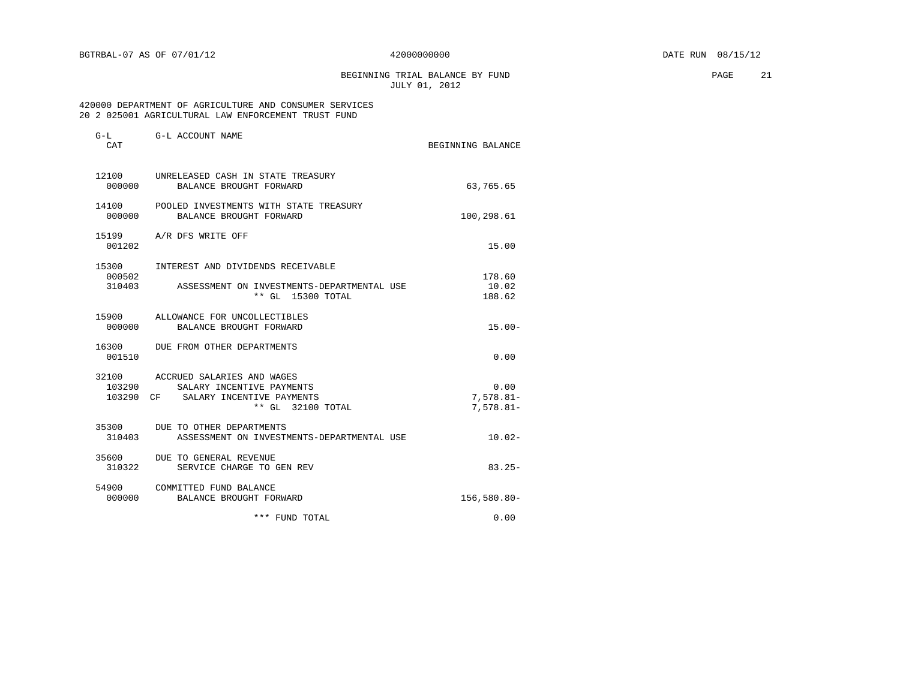BEGINNING TRIAL BALANCE BY FUND
JULY 01, 2012

420000 DEPARTMENT OF AGRICULTURE AND CONSUMER SERVICES
20 2 025001 AGRICULTURAL LAW ENFORCEMENT TRUST FUND

| G-L CAT | G-L ACCOUNT NAME | BEGINNING BALANCE |
|---|---|---|
| 12100 | UNRELEASED CASH IN STATE TREASURY | |
| 000000 | BALANCE BROUGHT FORWARD | 63,765.65 |
| 14100 | POOLED INVESTMENTS WITH STATE TREASURY | |
| 000000 | BALANCE BROUGHT FORWARD | 100,298.61 |
| 15199 | A/R DFS WRITE OFF | |
| 001202 | | 15.00 |
| 15300 | INTEREST AND DIVIDENDS RECEIVABLE | |
| 000502 | | 178.60 |
| 310403 | ASSESSMENT ON INVESTMENTS-DEPARTMENTAL USE | 10.02 |
| | ** GL 15300 TOTAL | 188.62 |
| 15900 | ALLOWANCE FOR UNCOLLECTIBLES | |
| 000000 | BALANCE BROUGHT FORWARD | 15.00- |
| 16300 | DUE FROM OTHER DEPARTMENTS | |
| 001510 | | 0.00 |
| 32100 | ACCRUED SALARIES AND WAGES | |
| 103290 | SALARY INCENTIVE PAYMENTS | 0.00 |
| 103290 CF | SALARY INCENTIVE PAYMENTS | 7,578.81- |
| | ** GL 32100 TOTAL | 7,578.81- |
| 35300 | DUE TO OTHER DEPARTMENTS | |
| 310403 | ASSESSMENT ON INVESTMENTS-DEPARTMENTAL USE | 10.02- |
| 35600 | DUE TO GENERAL REVENUE | |
| 310322 | SERVICE CHARGE TO GEN REV | 83.25- |
| 54900 | COMMITTED FUND BALANCE | |
| 000000 | BALANCE BROUGHT FORWARD | 156,580.80- |
| | *** FUND TOTAL | 0.00 |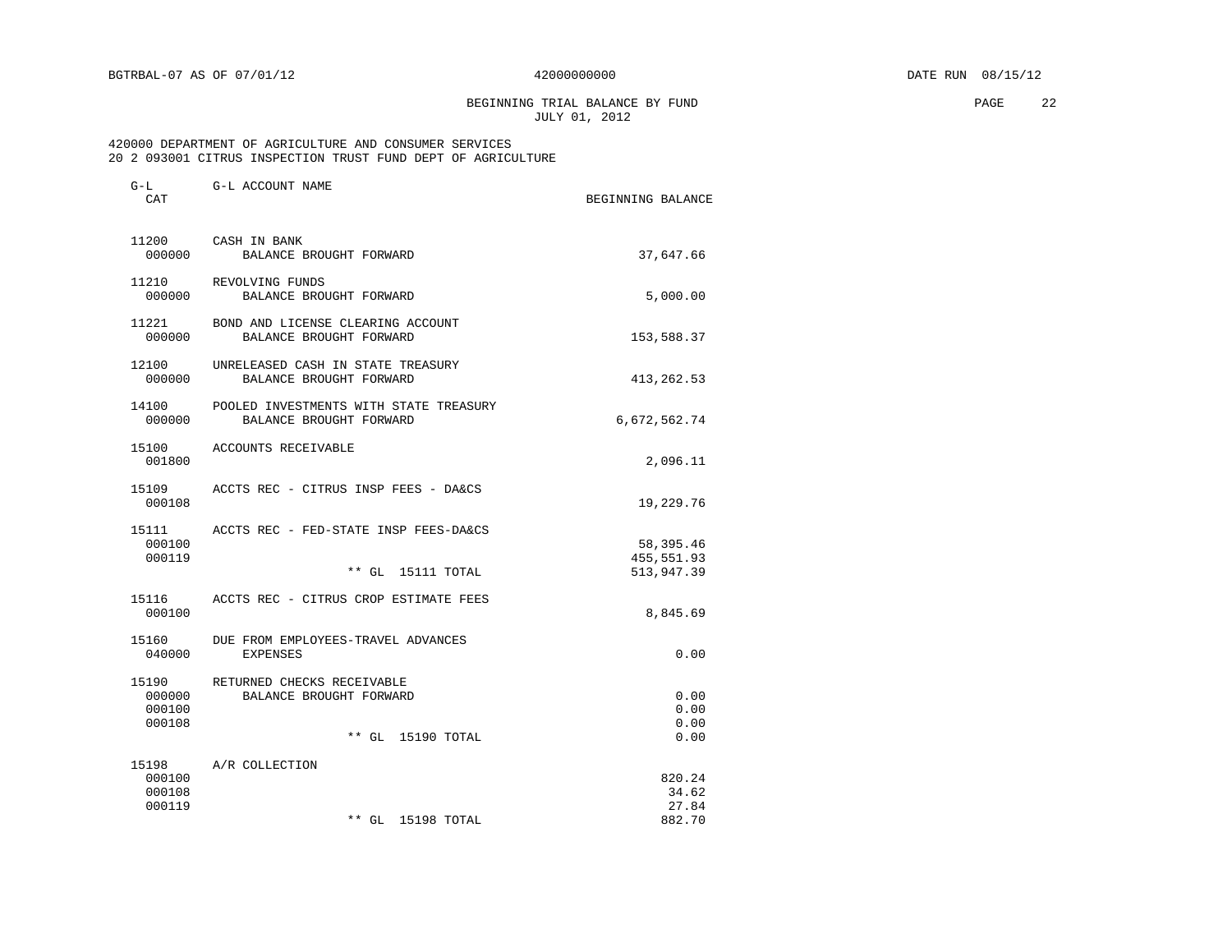BGTRBAL-07 AS OF 07/01/12 42000000000 DATE RUN 08/15/12

BEGINNING TRIAL BALANCE BY FUND
JULY 01, 2012

420000 DEPARTMENT OF AGRICULTURE AND CONSUMER SERVICES
20 2 093001 CITRUS INSPECTION TRUST FUND DEPT OF AGRICULTURE

| G-L CAT | G-L ACCOUNT NAME | BEGINNING BALANCE |
|---|---|---|
| 11200 | CASH IN BANK | |
| 000000 | BALANCE BROUGHT FORWARD | 37,647.66 |
| 11210 | REVOLVING FUNDS | |
| 000000 | BALANCE BROUGHT FORWARD | 5,000.00 |
| 11221 | BOND AND LICENSE CLEARING ACCOUNT | |
| 000000 | BALANCE BROUGHT FORWARD | 153,588.37 |
| 12100 | UNRELEASED CASH IN STATE TREASURY | |
| 000000 | BALANCE BROUGHT FORWARD | 413,262.53 |
| 14100 | POOLED INVESTMENTS WITH STATE TREASURY | |
| 000000 | BALANCE BROUGHT FORWARD | 6,672,562.74 |
| 15100 | ACCOUNTS RECEIVABLE | |
| 001800 | | 2,096.11 |
| 15109 | ACCTS REC - CITRUS INSP FEES - DA&CS | |
| 000108 | | 19,229.76 |
| 15111 | ACCTS REC - FED-STATE INSP FEES-DA&CS | |
| 000100 | | 58,395.46 |
| 000119 | | 455,551.93 |
| | ** GL 15111 TOTAL | 513,947.39 |
| 15116 | ACCTS REC - CITRUS CROP ESTIMATE FEES | |
| 000100 | | 8,845.69 |
| 15160 | DUE FROM EMPLOYEES-TRAVEL ADVANCES | |
| 040000 | EXPENSES | 0.00 |
| 15190 | RETURNED CHECKS RECEIVABLE | |
| 000000 | BALANCE BROUGHT FORWARD | 0.00 |
| 000100 | | 0.00 |
| 000108 | | 0.00 |
| | ** GL 15190 TOTAL | 0.00 |
| 15198 | A/R COLLECTION | |
| 000100 | | 820.24 |
| 000108 | | 34.62 |
| 000119 | | 27.84 |
| | ** GL 15198 TOTAL | 882.70 |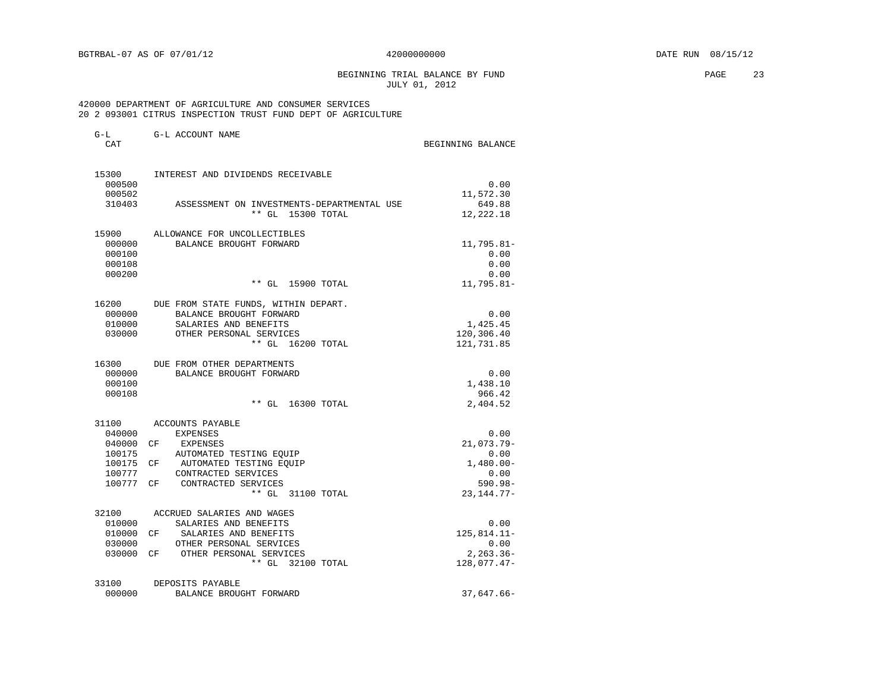BEGINNING TRIAL BALANCE BY FUND
JULY 01, 2012

420000 DEPARTMENT OF AGRICULTURE AND CONSUMER SERVICES
20 2 093001 CITRUS INSPECTION TRUST FUND DEPT OF AGRICULTURE

| G-L CAT | | G-L ACCOUNT NAME | BEGINNING BALANCE |
|---|---|---|---|
| 15300 | | INTEREST AND DIVIDENDS RECEIVABLE | |
| 000500 | | | 0.00 |
| 000502 | | | 11,572.30 |
| 310403 | | ASSESSMENT ON INVESTMENTS-DEPARTMENTAL USE | 649.88 |
| | | ** GL 15300 TOTAL | 12,222.18 |
| 15900 | | ALLOWANCE FOR UNCOLLECTIBLES | |
| 000000 | | BALANCE BROUGHT FORWARD | 11,795.81- |
| 000100 | | | 0.00 |
| 000108 | | | 0.00 |
| 000200 | | | 0.00 |
| | | ** GL 15900 TOTAL | 11,795.81- |
| 16200 | | DUE FROM STATE FUNDS, WITHIN DEPART. | |
| 000000 | | BALANCE BROUGHT FORWARD | 0.00 |
| 010000 | | SALARIES AND BENEFITS | 1,425.45 |
| 030000 | | OTHER PERSONAL SERVICES | 120,306.40 |
| | | ** GL 16200 TOTAL | 121,731.85 |
| 16300 | | DUE FROM OTHER DEPARTMENTS | |
| 000000 | | BALANCE BROUGHT FORWARD | 0.00 |
| 000100 | | | 1,438.10 |
| 000108 | | | 966.42 |
| | | ** GL 16300 TOTAL | 2,404.52 |
| 31100 | | ACCOUNTS PAYABLE | |
| 040000 | | EXPENSES | 0.00 |
| 040000 | CF | EXPENSES | 21,073.79- |
| 100175 | | AUTOMATED TESTING EQUIP | 0.00 |
| 100175 | CF | AUTOMATED TESTING EQUIP | 1,480.00- |
| 100777 | | CONTRACTED SERVICES | 0.00 |
| 100777 | CF | CONTRACTED SERVICES | 590.98- |
| | | ** GL 31100 TOTAL | 23,144.77- |
| 32100 | | ACCRUED SALARIES AND WAGES | |
| 010000 | | SALARIES AND BENEFITS | 0.00 |
| 010000 | CF | SALARIES AND BENEFITS | 125,814.11- |
| 030000 | | OTHER PERSONAL SERVICES | 0.00 |
| 030000 | CF | OTHER PERSONAL SERVICES | 2,263.36- |
| | | ** GL 32100 TOTAL | 128,077.47- |
| 33100 | | DEPOSITS PAYABLE | |
| 000000 | | BALANCE BROUGHT FORWARD | 37,647.66- |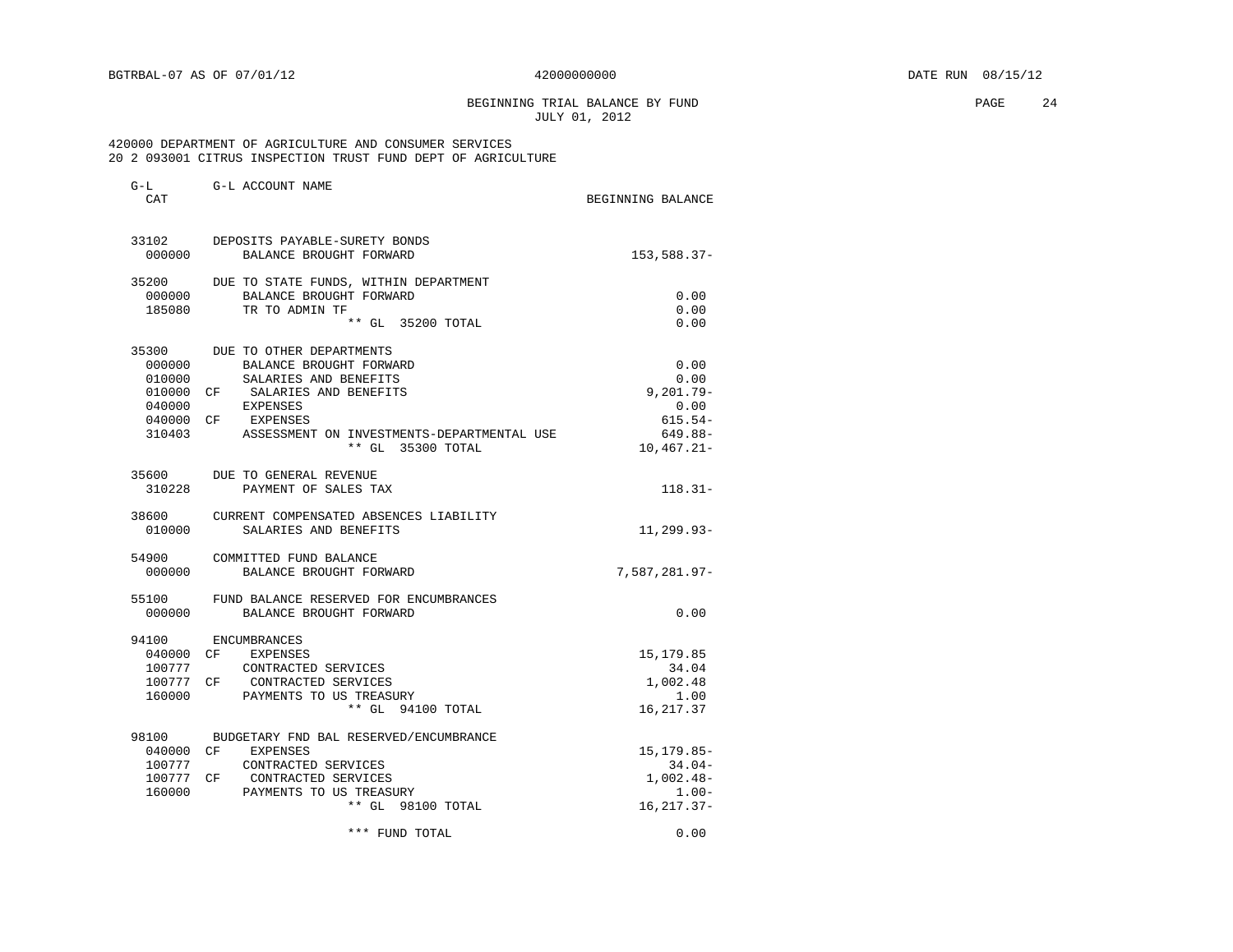BGTRBAL-07 AS OF 07/01/12 42000000000 DATE RUN 08/15/12

BEGINNING TRIAL BALANCE BY FUND
JULY 01, 2012

420000 DEPARTMENT OF AGRICULTURE AND CONSUMER SERVICES
20 2 093001 CITRUS INSPECTION TRUST FUND DEPT OF AGRICULTURE

| G-L CAT | | G-L ACCOUNT NAME | BEGINNING BALANCE |
|---|---|---|---|
| 33102 | | DEPOSITS PAYABLE-SURETY BONDS | |
| 000000 | | BALANCE BROUGHT FORWARD | 153,588.37- |
| 35200 | | DUE TO STATE FUNDS, WITHIN DEPARTMENT | |
| 000000 | | BALANCE BROUGHT FORWARD | 0.00 |
| 185080 | | TR TO ADMIN TF | 0.00 |
| | | ** GL 35200 TOTAL | 0.00 |
| 35300 | | DUE TO OTHER DEPARTMENTS | |
| 000000 | | BALANCE BROUGHT FORWARD | 0.00 |
| 010000 | | SALARIES AND BENEFITS | 0.00 |
| 010000 | CF | SALARIES AND BENEFITS | 9,201.79- |
| 040000 | | EXPENSES | 0.00 |
| 040000 | CF | EXPENSES | 615.54- |
| 310403 | | ASSESSMENT ON INVESTMENTS-DEPARTMENTAL USE | 649.88- |
| | | ** GL 35300 TOTAL | 10,467.21- |
| 35600 | | DUE TO GENERAL REVENUE | |
| 310228 | | PAYMENT OF SALES TAX | 118.31- |
| 38600 | | CURRENT COMPENSATED ABSENCES LIABILITY | |
| 010000 | | SALARIES AND BENEFITS | 11,299.93- |
| 54900 | | COMMITTED FUND BALANCE | |
| 000000 | | BALANCE BROUGHT FORWARD | 7,587,281.97- |
| 55100 | | FUND BALANCE RESERVED FOR ENCUMBRANCES | |
| 000000 | | BALANCE BROUGHT FORWARD | 0.00 |
| 94100 | | ENCUMBRANCES | |
| 040000 | CF | EXPENSES | 15,179.85 |
| 100777 | | CONTRACTED SERVICES | 34.04 |
| 100777 | CF | CONTRACTED SERVICES | 1,002.48 |
| 160000 | | PAYMENTS TO US TREASURY | 1.00 |
| | | ** GL 94100 TOTAL | 16,217.37 |
| 98100 | | BUDGETARY FND BAL RESERVED/ENCUMBRANCE | |
| 040000 | CF | EXPENSES | 15,179.85- |
| 100777 | | CONTRACTED SERVICES | 34.04- |
| 100777 | CF | CONTRACTED SERVICES | 1,002.48- |
| 160000 | | PAYMENTS TO US TREASURY | 1.00- |
| | | ** GL 98100 TOTAL | 16,217.37- |
| | | *** FUND TOTAL | 0.00 |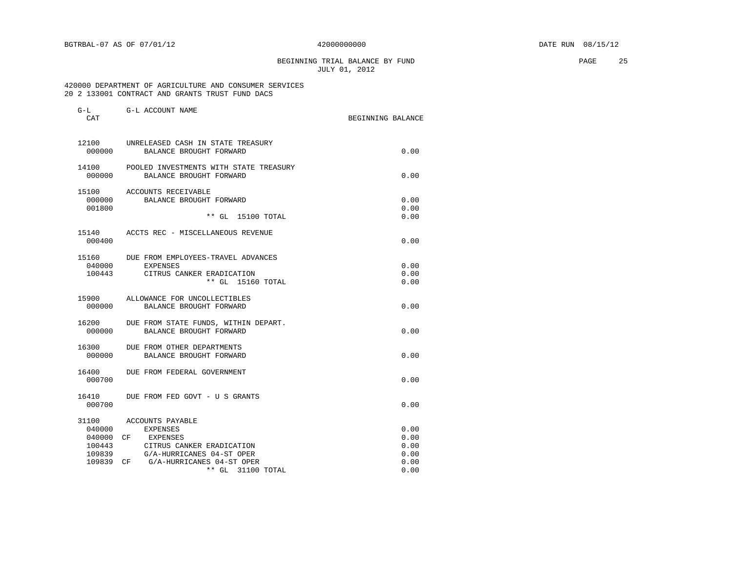BGTRBAL-07 AS OF 07/01/12 — 42000000000 — DATE RUN 08/15/12

# BEGINNING TRIAL BALANCE BY FUND
JULY 01, 2012

420000 DEPARTMENT OF AGRICULTURE AND CONSUMER SERVICES
20 2 133001 CONTRACT AND GRANTS TRUST FUND DACS

| G-L CAT | | G-L ACCOUNT NAME | BEGINNING BALANCE |
|---|---|---|---|
| 12100 | | UNRELEASED CASH IN STATE TREASURY | |
| 000000 | | BALANCE BROUGHT FORWARD | 0.00 |
| 14100 | | POOLED INVESTMENTS WITH STATE TREASURY | |
| 000000 | | BALANCE BROUGHT FORWARD | 0.00 |
| 15100 | | ACCOUNTS RECEIVABLE | |
| 000000 | | BALANCE BROUGHT FORWARD | 0.00 |
| 001800 | | | 0.00 |
| | | ** GL 15100 TOTAL | 0.00 |
| 15140 | | ACCTS REC - MISCELLANEOUS REVENUE | |
| 000400 | | | 0.00 |
| 15160 | | DUE FROM EMPLOYEES-TRAVEL ADVANCES | |
| 040000 | | EXPENSES | 0.00 |
| 100443 | | CITRUS CANKER ERADICATION | 0.00 |
| | | ** GL 15160 TOTAL | 0.00 |
| 15900 | | ALLOWANCE FOR UNCOLLECTIBLES | |
| 000000 | | BALANCE BROUGHT FORWARD | 0.00 |
| 16200 | | DUE FROM STATE FUNDS, WITHIN DEPART. | |
| 000000 | | BALANCE BROUGHT FORWARD | 0.00 |
| 16300 | | DUE FROM OTHER DEPARTMENTS | |
| 000000 | | BALANCE BROUGHT FORWARD | 0.00 |
| 16400 | | DUE FROM FEDERAL GOVERNMENT | |
| 000700 | | | 0.00 |
| 16410 | | DUE FROM FED GOVT - U S GRANTS | |
| 000700 | | | 0.00 |
| 31100 | | ACCOUNTS PAYABLE | |
| 040000 | | EXPENSES | 0.00 |
| 040000 | CF | EXPENSES | 0.00 |
| 100443 | | CITRUS CANKER ERADICATION | 0.00 |
| 109839 | | G/A-HURRICANES 04-ST OPER | 0.00 |
| 109839 | CF | G/A-HURRICANES 04-ST OPER | 0.00 |
| | | ** GL 31100 TOTAL | 0.00 |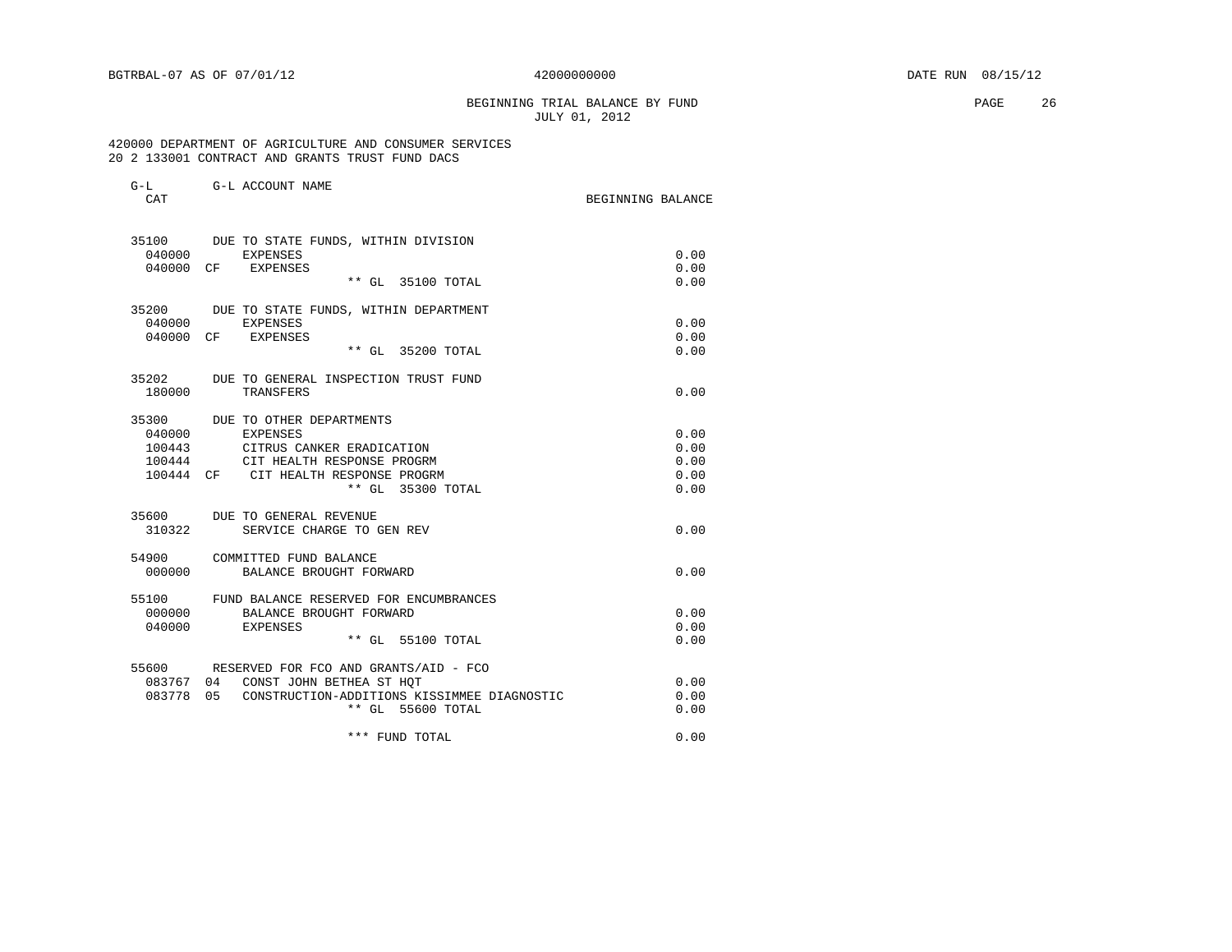BGTRBAL-07 AS OF 07/01/12 42000000000 DATE RUN 08/15/12

BEGINNING TRIAL BALANCE BY FUND
JULY 01, 2012

420000 DEPARTMENT OF AGRICULTURE AND CONSUMER SERVICES
20 2 133001 CONTRACT AND GRANTS TRUST FUND DACS

| G-L CAT | | G-L ACCOUNT NAME | BEGINNING BALANCE |
|---|---|---|---|
| 35100 | | DUE TO STATE FUNDS, WITHIN DIVISION | |
| 040000 | | EXPENSES | 0.00 |
| 040000 | CF | EXPENSES | 0.00 |
| | | ** GL 35100 TOTAL | 0.00 |
| 35200 | | DUE TO STATE FUNDS, WITHIN DEPARTMENT | |
| 040000 | | EXPENSES | 0.00 |
| 040000 | CF | EXPENSES | 0.00 |
| | | ** GL 35200 TOTAL | 0.00 |
| 35202 | | DUE TO GENERAL INSPECTION TRUST FUND | |
| 180000 | | TRANSFERS | 0.00 |
| 35300 | | DUE TO OTHER DEPARTMENTS | |
| 040000 | | EXPENSES | 0.00 |
| 100443 | | CITRUS CANKER ERADICATION | 0.00 |
| 100444 | | CIT HEALTH RESPONSE PROGRM | 0.00 |
| 100444 | CF | CIT HEALTH RESPONSE PROGRM | 0.00 |
| | | ** GL 35300 TOTAL | 0.00 |
| 35600 | | DUE TO GENERAL REVENUE | |
| 310322 | | SERVICE CHARGE TO GEN REV | 0.00 |
| 54900 | | COMMITTED FUND BALANCE | |
| 000000 | | BALANCE BROUGHT FORWARD | 0.00 |
| 55100 | | FUND BALANCE RESERVED FOR ENCUMBRANCES | |
| 000000 | | BALANCE BROUGHT FORWARD | 0.00 |
| 040000 | | EXPENSES | 0.00 |
| | | ** GL 55100 TOTAL | 0.00 |
| 55600 | | RESERVED FOR FCO AND GRANTS/AID - FCO | |
| 083767 | 04 | CONST JOHN BETHEA ST HQT | 0.00 |
| 083778 | 05 | CONSTRUCTION-ADDITIONS KISSIMMEE DIAGNOSTIC | 0.00 |
| | | ** GL 55600 TOTAL | 0.00 |
| | | *** FUND TOTAL | 0.00 |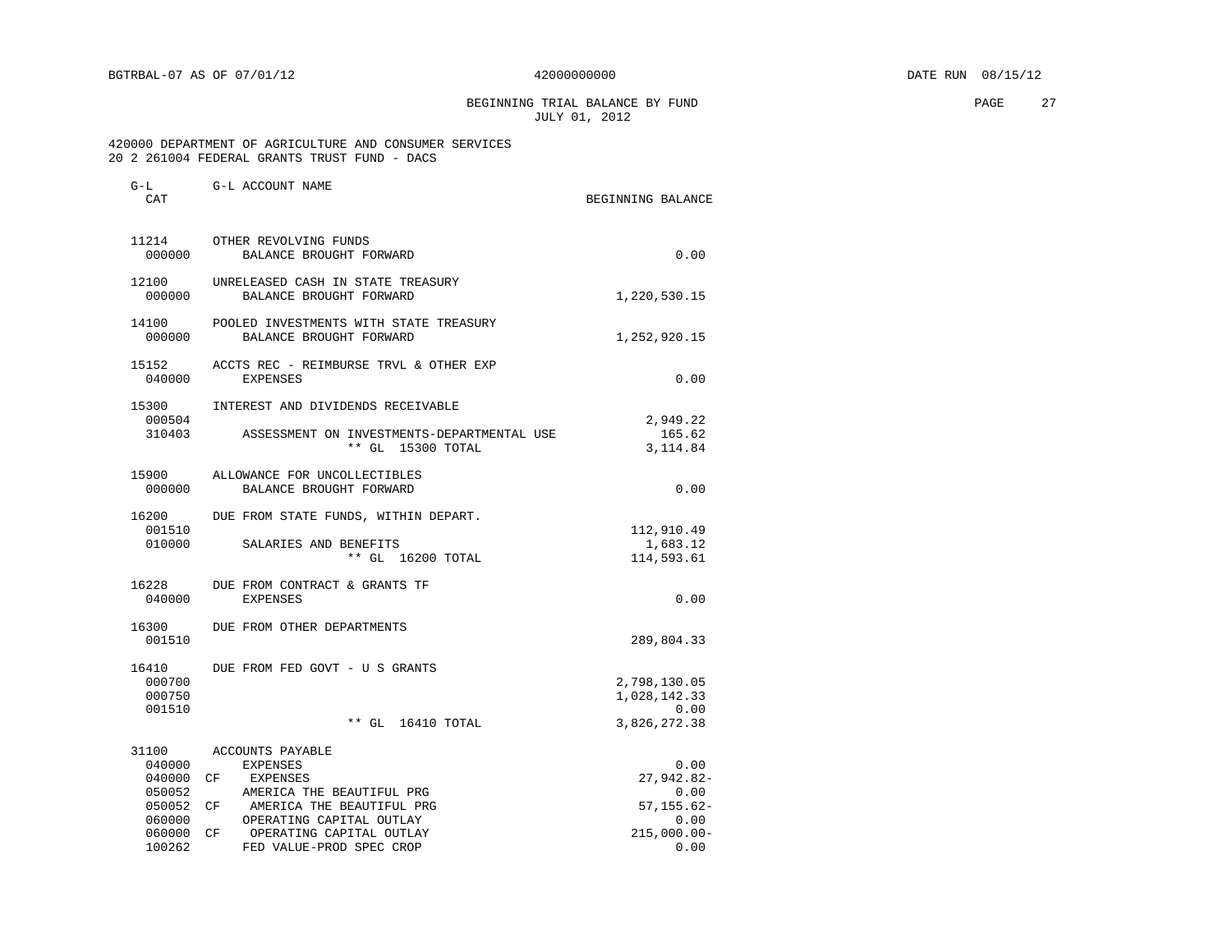BGTRBAL-07 AS OF 07/01/12 42000000000 DATE RUN 08/15/12

BEGINNING TRIAL BALANCE BY FUND
JULY 01, 2012

420000 DEPARTMENT OF AGRICULTURE AND CONSUMER SERVICES
20 2 261004 FEDERAL GRANTS TRUST FUND - DACS

| G-L CAT | | G-L ACCOUNT NAME | BEGINNING BALANCE |
|---|---|---|---|
| 11214 | | OTHER REVOLVING FUNDS | |
| 000000 | | BALANCE BROUGHT FORWARD | 0.00 |
| 12100 | | UNRELEASED CASH IN STATE TREASURY | |
| 000000 | | BALANCE BROUGHT FORWARD | 1,220,530.15 |
| 14100 | | POOLED INVESTMENTS WITH STATE TREASURY | |
| 000000 | | BALANCE BROUGHT FORWARD | 1,252,920.15 |
| 15152 | | ACCTS REC - REIMBURSE TRVL & OTHER EXP | |
| 040000 | | EXPENSES | 0.00 |
| 15300 | | INTEREST AND DIVIDENDS RECEIVABLE | |
| 000504 | | | 2,949.22 |
| 310403 | | ASSESSMENT ON INVESTMENTS-DEPARTMENTAL USE | 165.62 |
| | | ** GL 15300 TOTAL | 3,114.84 |
| 15900 | | ALLOWANCE FOR UNCOLLECTIBLES | |
| 000000 | | BALANCE BROUGHT FORWARD | 0.00 |
| 16200 | | DUE FROM STATE FUNDS, WITHIN DEPART. | |
| 001510 | | | 112,910.49 |
| 010000 | | SALARIES AND BENEFITS | 1,683.12 |
| | | ** GL 16200 TOTAL | 114,593.61 |
| 16228 | | DUE FROM CONTRACT & GRANTS TF | |
| 040000 | | EXPENSES | 0.00 |
| 16300 | | DUE FROM OTHER DEPARTMENTS | |
| 001510 | | | 289,804.33 |
| 16410 | | DUE FROM FED GOVT - U S GRANTS | |
| 000700 | | | 2,798,130.05 |
| 000750 | | | 1,028,142.33 |
| 001510 | | | 0.00 |
| | | ** GL 16410 TOTAL | 3,826,272.38 |
| 31100 | | ACCOUNTS PAYABLE | |
| 040000 | | EXPENSES | 0.00 |
| 040000 | CF | EXPENSES | 27,942.82- |
| 050052 | | AMERICA THE BEAUTIFUL PRG | 0.00 |
| 050052 | CF | AMERICA THE BEAUTIFUL PRG | 57,155.62- |
| 060000 | | OPERATING CAPITAL OUTLAY | 0.00 |
| 060000 | CF | OPERATING CAPITAL OUTLAY | 215,000.00- |
| 100262 | | FED VALUE-PROD SPEC CROP | 0.00 |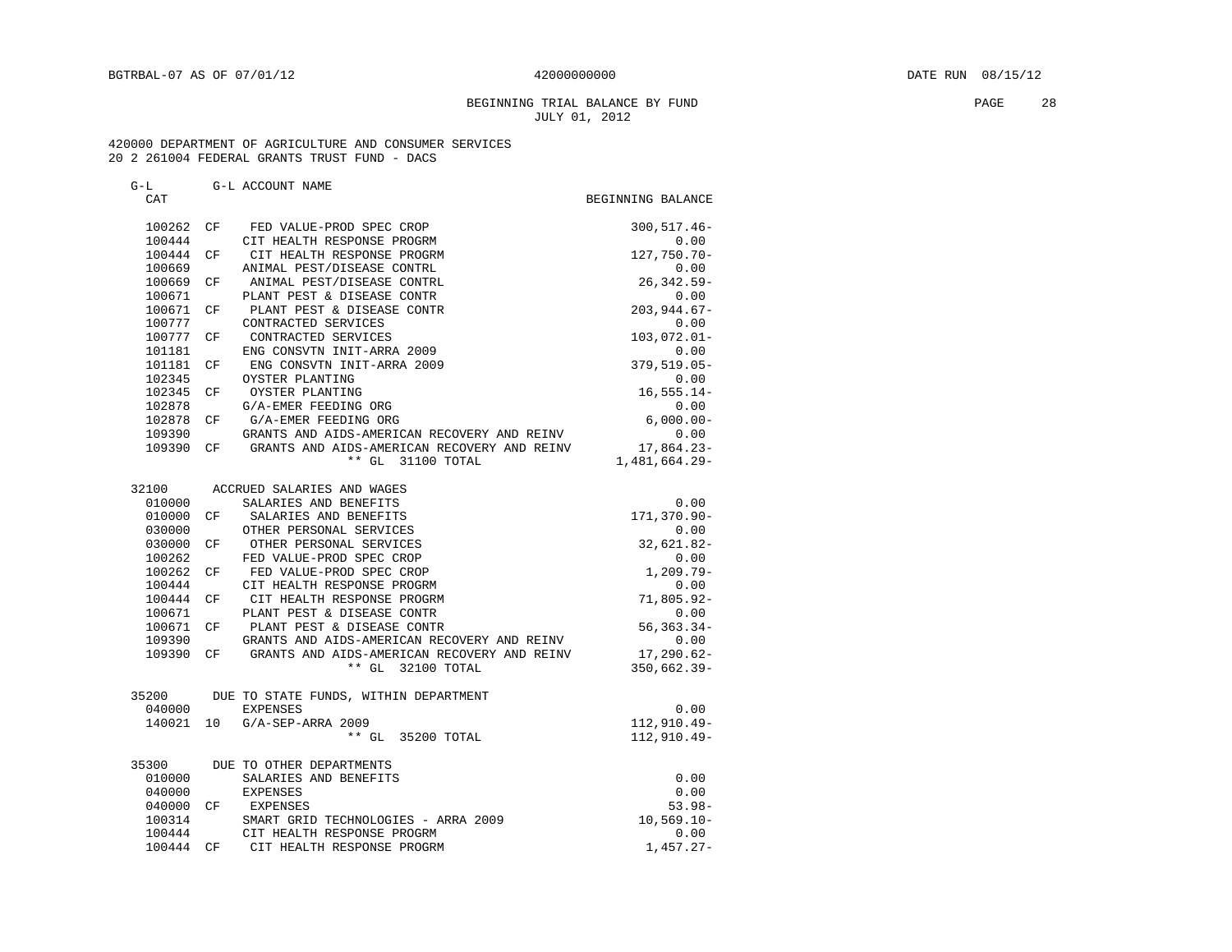BGTRBAL-07 AS OF 07/01/12 42000000000 DATE RUN 08/15/12

BEGINNING TRIAL BALANCE BY FUND
JULY 01, 2012

420000 DEPARTMENT OF AGRICULTURE AND CONSUMER SERVICES
20 2 261004 FEDERAL GRANTS TRUST FUND - DACS

| G-L CAT | | G-L ACCOUNT NAME | BEGINNING BALANCE |
|---|---|---|---|
| 100262 | CF | FED VALUE-PROD SPEC CROP | 300,517.46- |
| 100444 | | CIT HEALTH RESPONSE PROGRM | 0.00 |
| 100444 | CF | CIT HEALTH RESPONSE PROGRM | 127,750.70- |
| 100669 | | ANIMAL PEST/DISEASE CONTRL | 0.00 |
| 100669 | CF | ANIMAL PEST/DISEASE CONTRL | 26,342.59- |
| 100671 | | PLANT PEST & DISEASE CONTR | 0.00 |
| 100671 | CF | PLANT PEST & DISEASE CONTR | 203,944.67- |
| 100777 | | CONTRACTED SERVICES | 0.00 |
| 100777 | CF | CONTRACTED SERVICES | 103,072.01- |
| 101181 | | ENG CONSVTN INIT-ARRA 2009 | 0.00 |
| 101181 | CF | ENG CONSVTN INIT-ARRA 2009 | 379,519.05- |
| 102345 | | OYSTER PLANTING | 0.00 |
| 102345 | CF | OYSTER PLANTING | 16,555.14- |
| 102878 | | G/A-EMER FEEDING ORG | 0.00 |
| 102878 | CF | G/A-EMER FEEDING ORG | 6,000.00- |
| 109390 | | GRANTS AND AIDS-AMERICAN RECOVERY AND REINV | 0.00 |
| 109390 | CF | GRANTS AND AIDS-AMERICAN RECOVERY AND REINV | 17,864.23- |
| | | ** GL 31100 TOTAL | 1,481,664.29- |
| 32100 | | ACCRUED SALARIES AND WAGES | |
| 010000 | | SALARIES AND BENEFITS | 0.00 |
| 010000 | CF | SALARIES AND BENEFITS | 171,370.90- |
| 030000 | | OTHER PERSONAL SERVICES | 0.00 |
| 030000 | CF | OTHER PERSONAL SERVICES | 32,621.82- |
| 100262 | | FED VALUE-PROD SPEC CROP | 0.00 |
| 100262 | CF | FED VALUE-PROD SPEC CROP | 1,209.79- |
| 100444 | | CIT HEALTH RESPONSE PROGRM | 0.00 |
| 100444 | CF | CIT HEALTH RESPONSE PROGRM | 71,805.92- |
| 100671 | | PLANT PEST & DISEASE CONTR | 0.00 |
| 100671 | CF | PLANT PEST & DISEASE CONTR | 56,363.34- |
| 109390 | | GRANTS AND AIDS-AMERICAN RECOVERY AND REINV | 0.00 |
| 109390 | CF | GRANTS AND AIDS-AMERICAN RECOVERY AND REINV | 17,290.62- |
| | | ** GL 32100 TOTAL | 350,662.39- |
| 35200 | | DUE TO STATE FUNDS, WITHIN DEPARTMENT | |
| 040000 | | EXPENSES | 0.00 |
| 140021 | 10 | G/A-SEP-ARRA 2009 | 112,910.49- |
| | | ** GL 35200 TOTAL | 112,910.49- |
| 35300 | | DUE TO OTHER DEPARTMENTS | |
| 010000 | | SALARIES AND BENEFITS | 0.00 |
| 040000 | | EXPENSES | 0.00 |
| 040000 | CF | EXPENSES | 53.98- |
| 100314 | | SMART GRID TECHNOLOGIES - ARRA 2009 | 10,569.10- |
| 100444 | | CIT HEALTH RESPONSE PROGRM | 0.00 |
| 100444 | CF | CIT HEALTH RESPONSE PROGRM | 1,457.27- |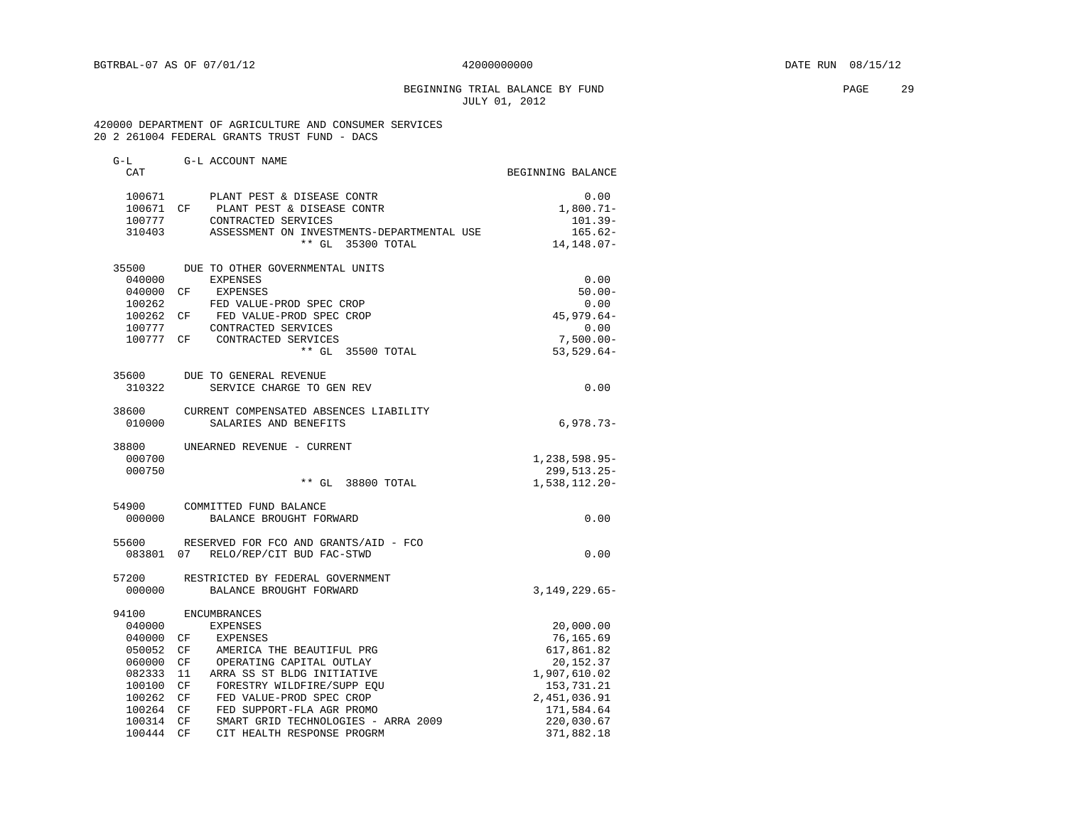BGTRBAL-07 AS OF 07/01/12 42000000000 DATE RUN 08/15/12

BEGINNING TRIAL BALANCE BY FUND
JULY 01, 2012

420000 DEPARTMENT OF AGRICULTURE AND CONSUMER SERVICES
20 2 261004 FEDERAL GRANTS TRUST FUND - DACS

| G-L CAT | | G-L ACCOUNT NAME | BEGINNING BALANCE |
|---|---|---|---|
| 100671 | | PLANT PEST & DISEASE CONTR | 0.00 |
| 100671 | CF | PLANT PEST & DISEASE CONTR | 1,800.71- |
| 100777 | | CONTRACTED SERVICES | 101.39- |
| 310403 | | ASSESSMENT ON INVESTMENTS-DEPARTMENTAL USE | 165.62- |
| | | ** GL 35300 TOTAL | 14,148.07- |
| 35500 | | DUE TO OTHER GOVERNMENTAL UNITS | |
| 040000 | | EXPENSES | 0.00 |
| 040000 | CF | EXPENSES | 50.00- |
| 100262 | | FED VALUE-PROD SPEC CROP | 0.00 |
| 100262 | CF | FED VALUE-PROD SPEC CROP | 45,979.64- |
| 100777 | | CONTRACTED SERVICES | 0.00 |
| 100777 | CF | CONTRACTED SERVICES | 7,500.00- |
| | | ** GL 35500 TOTAL | 53,529.64- |
| 35600 | | DUE TO GENERAL REVENUE | |
| 310322 | | SERVICE CHARGE TO GEN REV | 0.00 |
| 38600 | | CURRENT COMPENSATED ABSENCES LIABILITY | |
| 010000 | | SALARIES AND BENEFITS | 6,978.73- |
| 38800 | | UNEARNED REVENUE - CURRENT | |
| 000700 | | | 1,238,598.95- |
| 000750 | | | 299,513.25- |
| | | ** GL 38800 TOTAL | 1,538,112.20- |
| 54900 | | COMMITTED FUND BALANCE | |
| 000000 | | BALANCE BROUGHT FORWARD | 0.00 |
| 55600 | | RESERVED FOR FCO AND GRANTS/AID - FCO | |
| 083801 | 07 | RELO/REP/CIT BUD FAC-STWD | 0.00 |
| 57200 | | RESTRICTED BY FEDERAL GOVERNMENT | |
| 000000 | | BALANCE BROUGHT FORWARD | 3,149,229.65- |
| 94100 | | ENCUMBRANCES | |
| 040000 | | EXPENSES | 20,000.00 |
| 040000 | CF | EXPENSES | 76,165.69 |
| 050052 | CF | AMERICA THE BEAUTIFUL PRG | 617,861.82 |
| 060000 | CF | OPERATING CAPITAL OUTLAY | 20,152.37 |
| 082333 | 11 | ARRA SS ST BLDG INITIATIVE | 1,907,610.02 |
| 100100 | CF | FORESTRY WILDFIRE/SUPP EQU | 153,731.21 |
| 100262 | CF | FED VALUE-PROD SPEC CROP | 2,451,036.91 |
| 100264 | CF | FED SUPPORT-FLA AGR PROMO | 171,584.64 |
| 100314 | CF | SMART GRID TECHNOLOGIES - ARRA 2009 | 220,030.67 |
| 100444 | CF | CIT HEALTH RESPONSE PROGRM | 371,882.18 |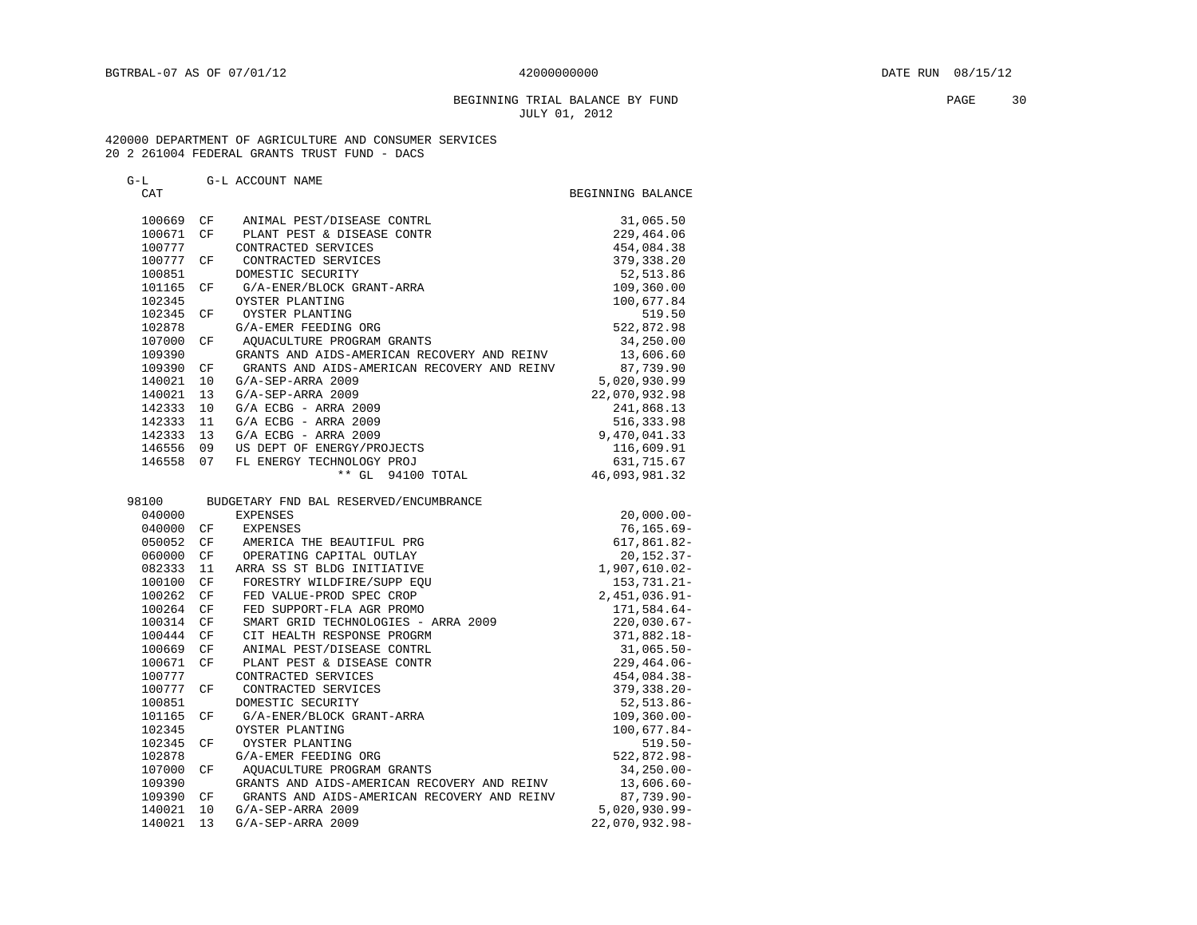BGTRBAL-07 AS OF 07/01/12 42000000000 DATE RUN 08/15/12

BEGINNING TRIAL BALANCE BY FUND
JULY 01, 2012

420000 DEPARTMENT OF AGRICULTURE AND CONSUMER SERVICES
20 2 261004 FEDERAL GRANTS TRUST FUND - DACS

| G-L CAT | | G-L ACCOUNT NAME | BEGINNING BALANCE |
|---|---|---|---|
| 100669 | CF | ANIMAL PEST/DISEASE CONTRL | 31,065.50 |
| 100671 | CF | PLANT PEST & DISEASE CONTR | 229,464.06 |
| 100777 | | CONTRACTED SERVICES | 454,084.38 |
| 100777 | CF | CONTRACTED SERVICES | 379,338.20 |
| 100851 | | DOMESTIC SECURITY | 52,513.86 |
| 101165 | CF | G/A-ENER/BLOCK GRANT-ARRA | 109,360.00 |
| 102345 | | OYSTER PLANTING | 100,677.84 |
| 102345 | CF | OYSTER PLANTING | 519.50 |
| 102878 | | G/A-EMER FEEDING ORG | 522,872.98 |
| 107000 | CF | AQUACULTURE PROGRAM GRANTS | 34,250.00 |
| 109390 | | GRANTS AND AIDS-AMERICAN RECOVERY AND REINV | 13,606.60 |
| 109390 | CF | GRANTS AND AIDS-AMERICAN RECOVERY AND REINV | 87,739.90 |
| 140021 | 10 | G/A-SEP-ARRA 2009 | 5,020,930.99 |
| 140021 | 13 | G/A-SEP-ARRA 2009 | 22,070,932.98 |
| 142333 | 10 | G/A ECBG - ARRA 2009 | 241,868.13 |
| 142333 | 11 | G/A ECBG - ARRA 2009 | 516,333.98 |
| 142333 | 13 | G/A ECBG - ARRA 2009 | 9,470,041.33 |
| 146556 | 09 | US DEPT OF ENERGY/PROJECTS | 116,609.91 |
| 146558 | 07 | FL ENERGY TECHNOLOGY PROJ | 631,715.67 |
| | | ** GL 94100 TOTAL | 46,093,981.32 |
| 98100 | | BUDGETARY FND BAL RESERVED/ENCUMBRANCE | |
| 040000 | | EXPENSES | 20,000.00- |
| 040000 | CF | EXPENSES | 76,165.69- |
| 050052 | CF | AMERICA THE BEAUTIFUL PRG | 617,861.82- |
| 060000 | CF | OPERATING CAPITAL OUTLAY | 20,152.37- |
| 082333 | 11 | ARRA SS ST BLDG INITIATIVE | 1,907,610.02- |
| 100100 | CF | FORESTRY WILDFIRE/SUPP EQU | 153,731.21- |
| 100262 | CF | FED VALUE-PROD SPEC CROP | 2,451,036.91- |
| 100264 | CF | FED SUPPORT-FLA AGR PROMO | 171,584.64- |
| 100314 | CF | SMART GRID TECHNOLOGIES - ARRA 2009 | 220,030.67- |
| 100444 | CF | CIT HEALTH RESPONSE PROGRM | 371,882.18- |
| 100669 | CF | ANIMAL PEST/DISEASE CONTRL | 31,065.50- |
| 100671 | CF | PLANT PEST & DISEASE CONTR | 229,464.06- |
| 100777 | | CONTRACTED SERVICES | 454,084.38- |
| 100777 | CF | CONTRACTED SERVICES | 379,338.20- |
| 100851 | | DOMESTIC SECURITY | 52,513.86- |
| 101165 | CF | G/A-ENER/BLOCK GRANT-ARRA | 109,360.00- |
| 102345 | | OYSTER PLANTING | 100,677.84- |
| 102345 | CF | OYSTER PLANTING | 519.50- |
| 102878 | | G/A-EMER FEEDING ORG | 522,872.98- |
| 107000 | CF | AQUACULTURE PROGRAM GRANTS | 34,250.00- |
| 109390 | | GRANTS AND AIDS-AMERICAN RECOVERY AND REINV | 13,606.60- |
| 109390 | CF | GRANTS AND AIDS-AMERICAN RECOVERY AND REINV | 87,739.90- |
| 140021 | 10 | G/A-SEP-ARRA 2009 | 5,020,930.99- |
| 140021 | 13 | G/A-SEP-ARRA 2009 | 22,070,932.98- |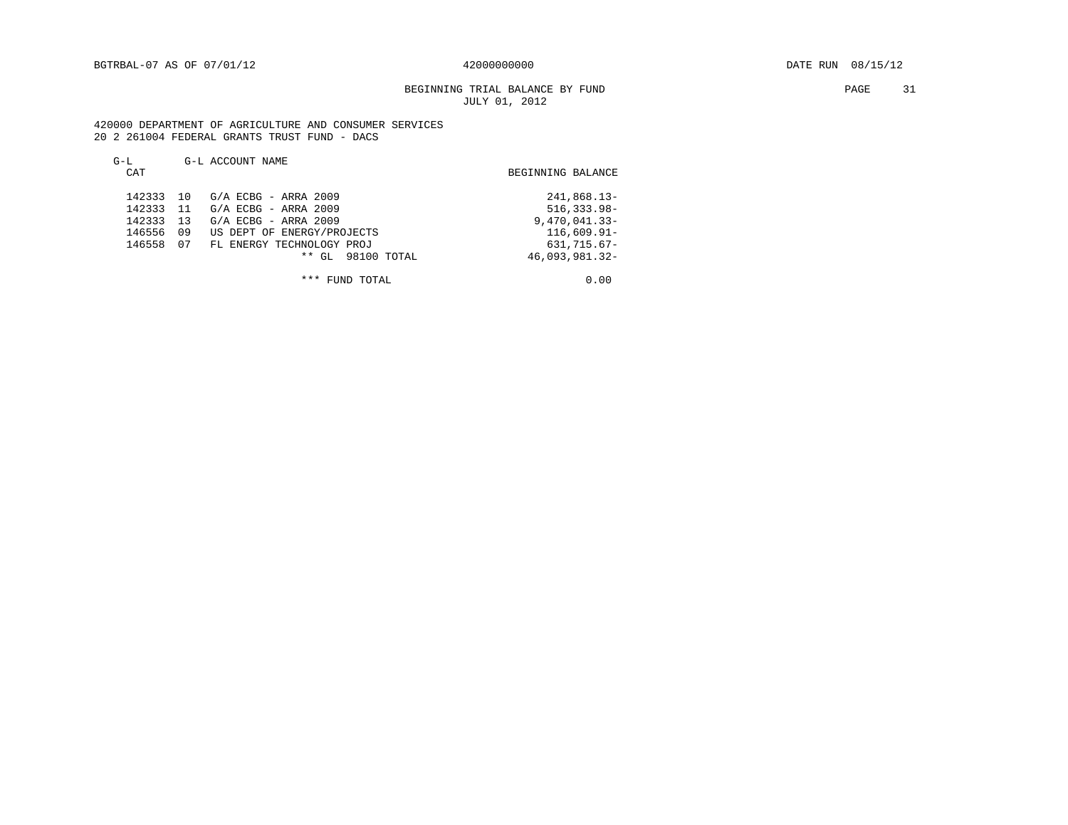BGTRBAL-07 AS OF 07/01/12 42000000000 DATE RUN 08/15/12

BEGINNING TRIAL BALANCE BY FUND
JULY 01, 2012

420000 DEPARTMENT OF AGRICULTURE AND CONSUMER SERVICES
20 2 261004 FEDERAL GRANTS TRUST FUND - DACS

| G-L | CAT | G-L ACCOUNT NAME | BEGINNING BALANCE |
|---|---|---|---|
| 142333 | 10 | G/A ECBG - ARRA 2009 | 241,868.13- |
| 142333 | 11 | G/A ECBG - ARRA 2009 | 516,333.98- |
| 142333 | 13 | G/A ECBG - ARRA 2009 | 9,470,041.33- |
| 146556 | 09 | US DEPT OF ENERGY/PROJECTS | 116,609.91- |
| 146558 | 07 | FL ENERGY TECHNOLOGY PROJ | 631,715.67- |
| | | ** GL 98100 TOTAL | 46,093,981.32- |
| | | *** FUND TOTAL | 0.00 |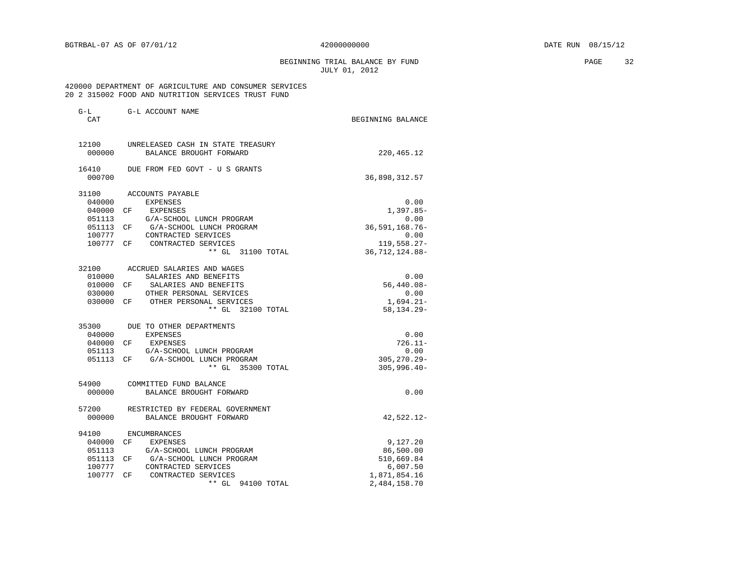BGTRBAL-07 AS OF 07/01/12 42000000000 DATE RUN 08/15/12

BEGINNING TRIAL BALANCE BY FUND
JULY 01, 2012

420000 DEPARTMENT OF AGRICULTURE AND CONSUMER SERVICES
20 2 315002 FOOD AND NUTRITION SERVICES TRUST FUND

| G-L CAT | | G-L ACCOUNT NAME | BEGINNING BALANCE |
|---|---|---|---|
| 12100 | | UNRELEASED CASH IN STATE TREASURY | |
| 000000 | | BALANCE BROUGHT FORWARD | 220,465.12 |
| 16410 | | DUE FROM FED GOVT - U S GRANTS | |
| 000700 | | | 36,898,312.57 |
| 31100 | | ACCOUNTS PAYABLE | |
| 040000 | | EXPENSES | 0.00 |
| 040000 | CF | EXPENSES | 1,397.85- |
| 051113 | | G/A-SCHOOL LUNCH PROGRAM | 0.00 |
| 051113 | CF | G/A-SCHOOL LUNCH PROGRAM | 36,591,168.76- |
| 100777 | | CONTRACTED SERVICES | 0.00 |
| 100777 | CF | CONTRACTED SERVICES | 119,558.27- |
| | | ** GL 31100 TOTAL | 36,712,124.88- |
| 32100 | | ACCRUED SALARIES AND WAGES | |
| 010000 | | SALARIES AND BENEFITS | 0.00 |
| 010000 | CF | SALARIES AND BENEFITS | 56,440.08- |
| 030000 | | OTHER PERSONAL SERVICES | 0.00 |
| 030000 | CF | OTHER PERSONAL SERVICES | 1,694.21- |
| | | ** GL 32100 TOTAL | 58,134.29- |
| 35300 | | DUE TO OTHER DEPARTMENTS | |
| 040000 | | EXPENSES | 0.00 |
| 040000 | CF | EXPENSES | 726.11- |
| 051113 | | G/A-SCHOOL LUNCH PROGRAM | 0.00 |
| 051113 | CF | G/A-SCHOOL LUNCH PROGRAM | 305,270.29- |
| | | ** GL 35300 TOTAL | 305,996.40- |
| 54900 | | COMMITTED FUND BALANCE | |
| 000000 | | BALANCE BROUGHT FORWARD | 0.00 |
| 57200 | | RESTRICTED BY FEDERAL GOVERNMENT | |
| 000000 | | BALANCE BROUGHT FORWARD | 42,522.12- |
| 94100 | | ENCUMBRANCES | |
| 040000 | CF | EXPENSES | 9,127.20 |
| 051113 | | G/A-SCHOOL LUNCH PROGRAM | 86,500.00 |
| 051113 | CF | G/A-SCHOOL LUNCH PROGRAM | 510,669.84 |
| 100777 | | CONTRACTED SERVICES | 6,007.50 |
| 100777 | CF | CONTRACTED SERVICES | 1,871,854.16 |
| | | ** GL 94100 TOTAL | 2,484,158.70 |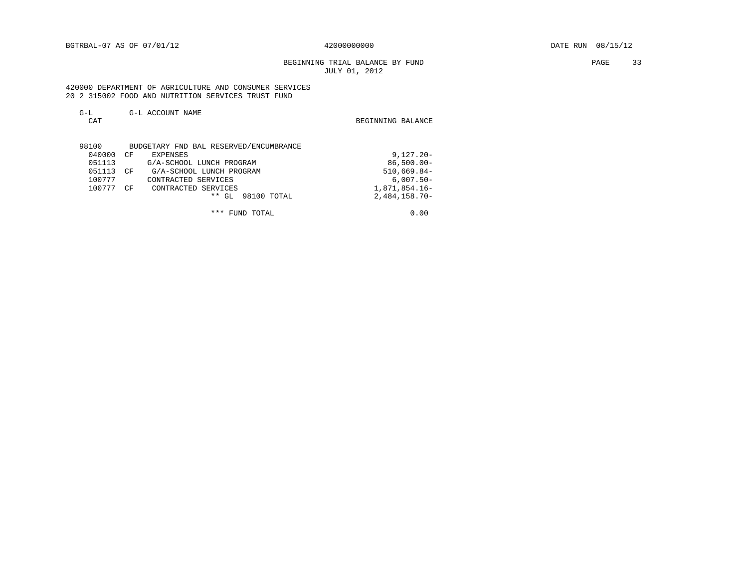BEGINNING TRIAL BALANCE BY FUND
JULY 01, 2012

420000 DEPARTMENT OF AGRICULTURE AND CONSUMER SERVICES
20 2 315002 FOOD AND NUTRITION SERVICES TRUST FUND

| G-L CAT | | G-L ACCOUNT NAME | BEGINNING BALANCE |
|---|---|---|---|
| 98100 | | BUDGETARY FND BAL RESERVED/ENCUMBRANCE | |
| 040000 | CF | EXPENSES | 9,127.20- |
| 051113 | | G/A-SCHOOL LUNCH PROGRAM | 86,500.00- |
| 051113 | CF | G/A-SCHOOL LUNCH PROGRAM | 510,669.84- |
| 100777 | | CONTRACTED SERVICES | 6,007.50- |
| 100777 | CF | CONTRACTED SERVICES | 1,871,854.16- |
| | | ** GL 98100 TOTAL | 2,484,158.70- |
| | | *** FUND TOTAL | 0.00 |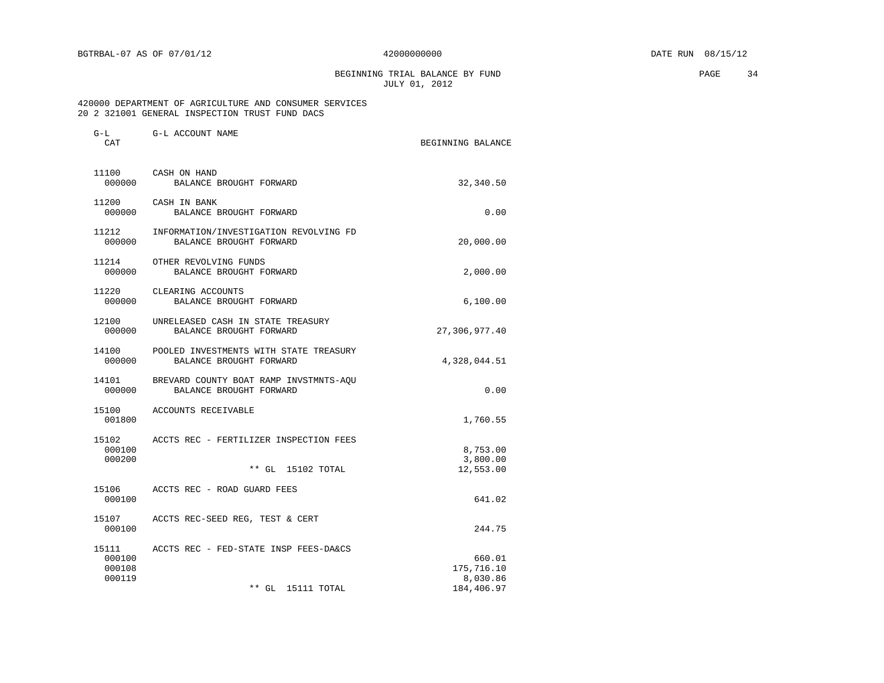BEGINNING TRIAL BALANCE BY FUND
JULY 01, 2012

420000 DEPARTMENT OF AGRICULTURE AND CONSUMER SERVICES
20 2 321001 GENERAL INSPECTION TRUST FUND DACS

| G-L CAT | G-L ACCOUNT NAME | BEGINNING BALANCE |
|---|---|---|
| 11100 | CASH ON HAND | |
| 000000 | BALANCE BROUGHT FORWARD | 32,340.50 |
| 11200 | CASH IN BANK | |
| 000000 | BALANCE BROUGHT FORWARD | 0.00 |
| 11212 | INFORMATION/INVESTIGATION REVOLVING FD | |
| 000000 | BALANCE BROUGHT FORWARD | 20,000.00 |
| 11214 | OTHER REVOLVING FUNDS | |
| 000000 | BALANCE BROUGHT FORWARD | 2,000.00 |
| 11220 | CLEARING ACCOUNTS | |
| 000000 | BALANCE BROUGHT FORWARD | 6,100.00 |
| 12100 | UNRELEASED CASH IN STATE TREASURY | |
| 000000 | BALANCE BROUGHT FORWARD | 27,306,977.40 |
| 14100 | POOLED INVESTMENTS WITH STATE TREASURY | |
| 000000 | BALANCE BROUGHT FORWARD | 4,328,044.51 |
| 14101 | BREVARD COUNTY BOAT RAMP INVSTMNTS-AQU | |
| 000000 | BALANCE BROUGHT FORWARD | 0.00 |
| 15100 | ACCOUNTS RECEIVABLE | |
| 001800 | | 1,760.55 |
| 15102 | ACCTS REC - FERTILIZER INSPECTION FEES | |
| 000100 | | 8,753.00 |
| 000200 | | 3,800.00 |
| | ** GL 15102 TOTAL | 12,553.00 |
| 15106 | ACCTS REC - ROAD GUARD FEES | |
| 000100 | | 641.02 |
| 15107 | ACCTS REC-SEED REG, TEST & CERT | |
| 000100 | | 244.75 |
| 15111 | ACCTS REC - FED-STATE INSP FEES-DA&CS | |
| 000100 | | 660.01 |
| 000108 | | 175,716.10 |
| 000119 | | 8,030.86 |
| | ** GL 15111 TOTAL | 184,406.97 |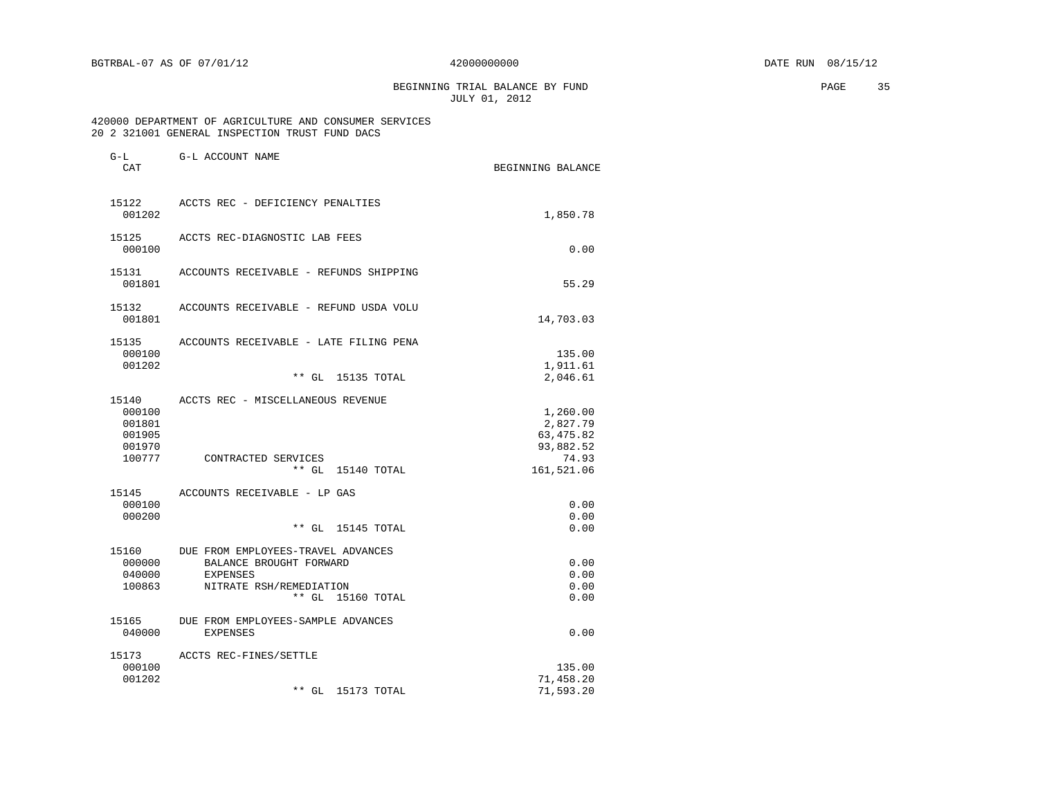BEGINNING TRIAL BALANCE BY FUND
JULY 01, 2012

420000 DEPARTMENT OF AGRICULTURE AND CONSUMER SERVICES
20 2 321001 GENERAL INSPECTION TRUST FUND DACS

| G-L CAT | G-L ACCOUNT NAME | BEGINNING BALANCE |
|---|---|---|
| 15122 | ACCTS REC - DEFICIENCY PENALTIES | |
| 001202 | | 1,850.78 |
| 15125 | ACCTS REC-DIAGNOSTIC LAB FEES | |
| 000100 | | 0.00 |
| 15131 | ACCOUNTS RECEIVABLE - REFUNDS SHIPPING | |
| 001801 | | 55.29 |
| 15132 | ACCOUNTS RECEIVABLE - REFUND USDA VOLU | |
| 001801 | | 14,703.03 |
| 15135 | ACCOUNTS RECEIVABLE - LATE FILING PENA | |
| 000100 | | 135.00 |
| 001202 | | 1,911.61 |
| | ** GL 15135 TOTAL | 2,046.61 |
| 15140 | ACCTS REC - MISCELLANEOUS REVENUE | |
| 000100 | | 1,260.00 |
| 001801 | | 2,827.79 |
| 001905 | | 63,475.82 |
| 001970 | | 93,882.52 |
| 100777 | CONTRACTED SERVICES | 74.93 |
| | ** GL 15140 TOTAL | 161,521.06 |
| 15145 | ACCOUNTS RECEIVABLE - LP GAS | |
| 000100 | | 0.00 |
| 000200 | | 0.00 |
| | ** GL 15145 TOTAL | 0.00 |
| 15160 | DUE FROM EMPLOYEES-TRAVEL ADVANCES | |
| 000000 | BALANCE BROUGHT FORWARD | 0.00 |
| 040000 | EXPENSES | 0.00 |
| 100863 | NITRATE RSH/REMEDIATION | 0.00 |
| | ** GL 15160 TOTAL | 0.00 |
| 15165 | DUE FROM EMPLOYEES-SAMPLE ADVANCES | |
| 040000 | EXPENSES | 0.00 |
| 15173 | ACCTS REC-FINES/SETTLE | |
| 000100 | | 135.00 |
| 001202 | | 71,458.20 |
| | ** GL 15173 TOTAL | 71,593.20 |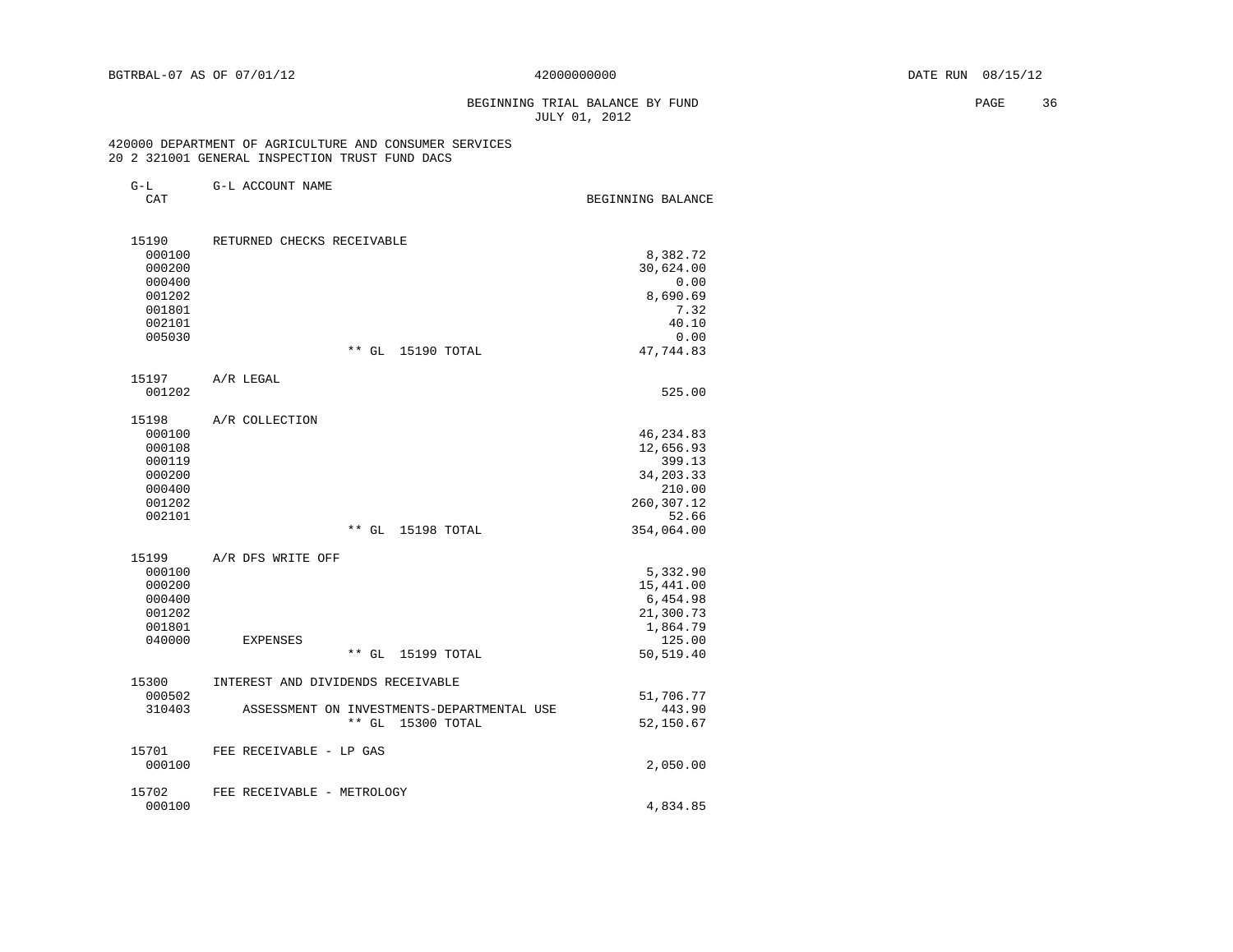BGTRBAL-07 AS OF 07/01/12 42000000000 DATE RUN 08/15/12

BEGINNING TRIAL BALANCE BY FUND
JULY 01, 2012

420000 DEPARTMENT OF AGRICULTURE AND CONSUMER SERVICES
20 2 321001 GENERAL INSPECTION TRUST FUND DACS

| G-L CAT | G-L ACCOUNT NAME | BEGINNING BALANCE |
|---|---|---|
| 15190 | RETURNED CHECKS RECEIVABLE | |
| 000100 | | 8,382.72 |
| 000200 | | 30,624.00 |
| 000400 | | 0.00 |
| 001202 | | 8,690.69 |
| 001801 | | 7.32 |
| 002101 | | 40.10 |
| 005030 | | 0.00 |
| | ** GL 15190 TOTAL | 47,744.83 |
| 15197 | A/R LEGAL | |
| 001202 | | 525.00 |
| 15198 | A/R COLLECTION | |
| 000100 | | 46,234.83 |
| 000108 | | 12,656.93 |
| 000119 | | 399.13 |
| 000200 | | 34,203.33 |
| 000400 | | 210.00 |
| 001202 | | 260,307.12 |
| 002101 | | 52.66 |
| | ** GL 15198 TOTAL | 354,064.00 |
| 15199 | A/R DFS WRITE OFF | |
| 000100 | | 5,332.90 |
| 000200 | | 15,441.00 |
| 000400 | | 6,454.98 |
| 001202 | | 21,300.73 |
| 001801 | | 1,864.79 |
| 040000 | EXPENSES | 125.00 |
| | ** GL 15199 TOTAL | 50,519.40 |
| 15300 | INTEREST AND DIVIDENDS RECEIVABLE | |
| 000502 | | 51,706.77 |
| 310403 | ASSESSMENT ON INVESTMENTS-DEPARTMENTAL USE | 443.90 |
| | ** GL 15300 TOTAL | 52,150.67 |
| 15701 | FEE RECEIVABLE - LP GAS | |
| 000100 | | 2,050.00 |
| 15702 | FEE RECEIVABLE - METROLOGY | |
| 000100 | | 4,834.85 |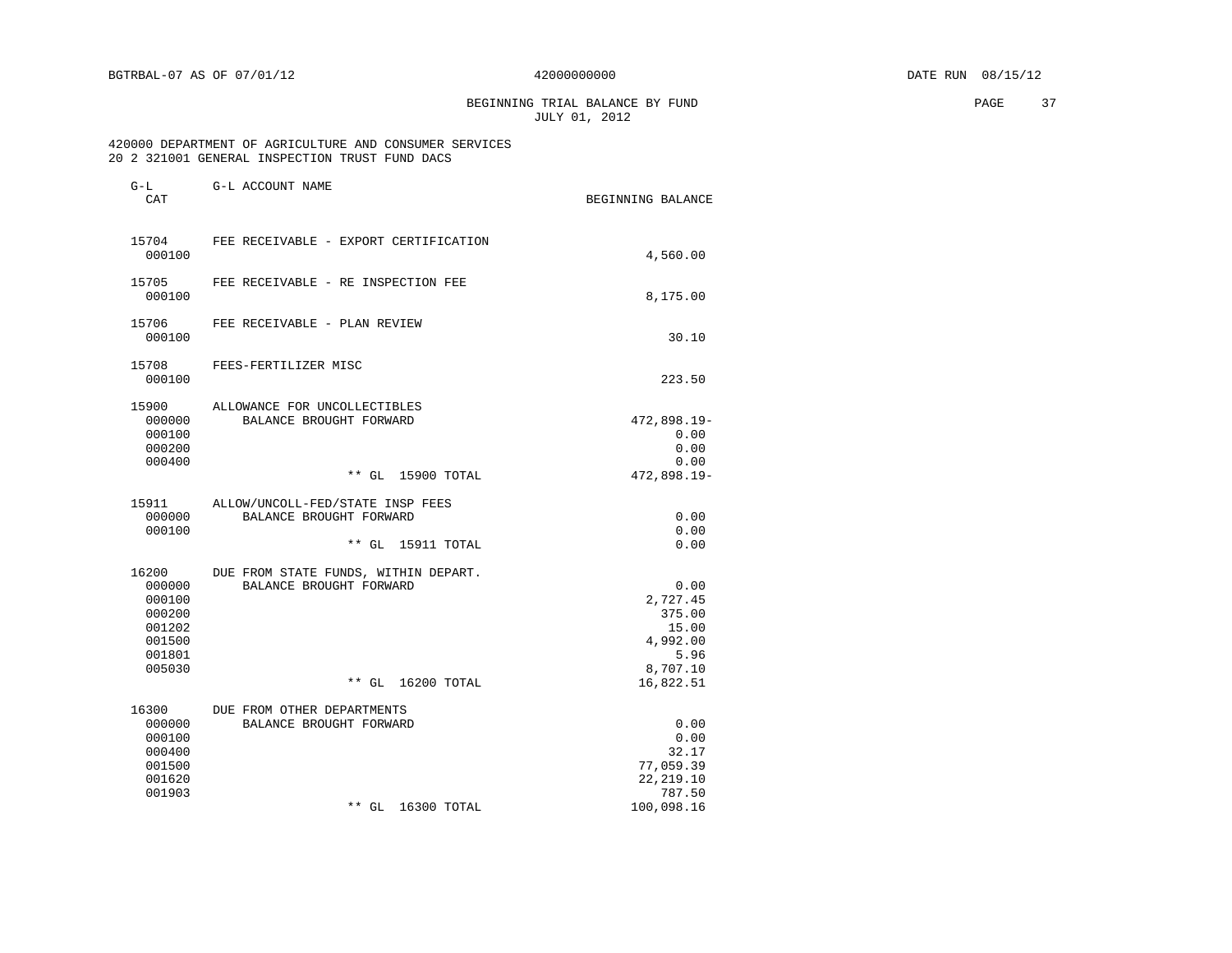BGTRBAL-07 AS OF 07/01/12 — 42000000000 — DATE RUN 08/15/12

BEGINNING TRIAL BALANCE BY FUND
JULY 01, 2012

420000 DEPARTMENT OF AGRICULTURE AND CONSUMER SERVICES
20 2 321001 GENERAL INSPECTION TRUST FUND DACS

| G-L CAT | G-L ACCOUNT NAME | BEGINNING BALANCE |
|---|---|---|
| 15704 | FEE RECEIVABLE - EXPORT CERTIFICATION | |
| 000100 | | 4,560.00 |
| 15705 | FEE RECEIVABLE - RE INSPECTION FEE | |
| 000100 | | 8,175.00 |
| 15706 | FEE RECEIVABLE - PLAN REVIEW | |
| 000100 | | 30.10 |
| 15708 | FEES-FERTILIZER MISC | |
| 000100 | | 223.50 |
| 15900 | ALLOWANCE FOR UNCOLLECTIBLES | |
| 000000 | BALANCE BROUGHT FORWARD | 472,898.19- |
| 000100 | | 0.00 |
| 000200 | | 0.00 |
| 000400 | | 0.00 |
| | ** GL 15900 TOTAL | 472,898.19- |
| 15911 | ALLOW/UNCOLL-FED/STATE INSP FEES | |
| 000000 | BALANCE BROUGHT FORWARD | 0.00 |
| 000100 | | 0.00 |
| | ** GL 15911 TOTAL | 0.00 |
| 16200 | DUE FROM STATE FUNDS, WITHIN DEPART. | |
| 000000 | BALANCE BROUGHT FORWARD | 0.00 |
| 000100 | | 2,727.45 |
| 000200 | | 375.00 |
| 001202 | | 15.00 |
| 001500 | | 4,992.00 |
| 001801 | | 5.96 |
| 005030 | | 8,707.10 |
| | ** GL 16200 TOTAL | 16,822.51 |
| 16300 | DUE FROM OTHER DEPARTMENTS | |
| 000000 | BALANCE BROUGHT FORWARD | 0.00 |
| 000100 | | 0.00 |
| 000400 | | 32.17 |
| 001500 | | 77,059.39 |
| 001620 | | 22,219.10 |
| 001903 | | 787.50 |
| | ** GL 16300 TOTAL | 100,098.16 |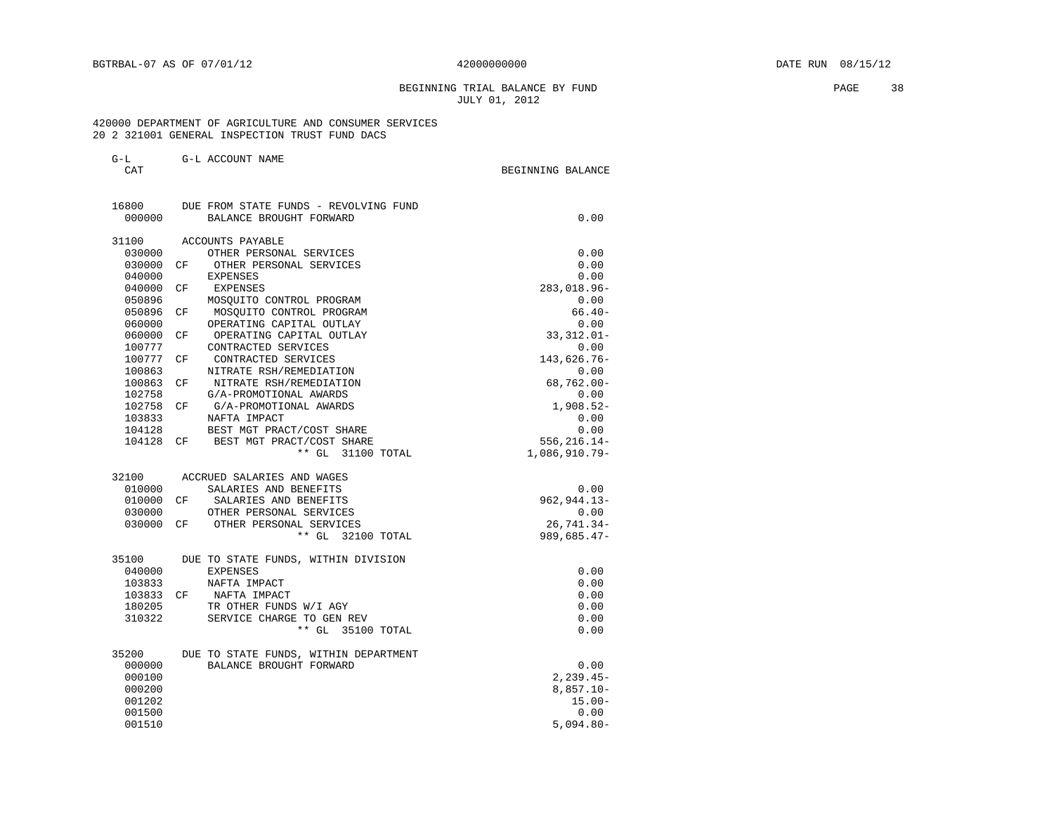BGTRBAL-07 AS OF 07/01/12 42000000000 DATE RUN 08/15/12

BEGINNING TRIAL BALANCE BY FUND
JULY 01, 2012

420000 DEPARTMENT OF AGRICULTURE AND CONSUMER SERVICES
20 2 321001 GENERAL INSPECTION TRUST FUND DACS

| G-L CAT | | G-L ACCOUNT NAME | BEGINNING BALANCE |
|---|---|---|---|
| 16800 | | DUE FROM STATE FUNDS - REVOLVING FUND | |
| 000000 | | BALANCE BROUGHT FORWARD | 0.00 |
| 31100 | | ACCOUNTS PAYABLE | |
| 030000 | | OTHER PERSONAL SERVICES | 0.00 |
| 030000 | CF | OTHER PERSONAL SERVICES | 0.00 |
| 040000 | | EXPENSES | 0.00 |
| 040000 | CF | EXPENSES | 283,018.96- |
| 050896 | | MOSQUITO CONTROL PROGRAM | 0.00 |
| 050896 | CF | MOSQUITO CONTROL PROGRAM | 66.40- |
| 060000 | | OPERATING CAPITAL OUTLAY | 0.00 |
| 060000 | CF | OPERATING CAPITAL OUTLAY | 33,312.01- |
| 100777 | | CONTRACTED SERVICES | 0.00 |
| 100777 | CF | CONTRACTED SERVICES | 143,626.76- |
| 100863 | | NITRATE RSH/REMEDIATION | 0.00 |
| 100863 | CF | NITRATE RSH/REMEDIATION | 68,762.00- |
| 102758 | | G/A-PROMOTIONAL AWARDS | 0.00 |
| 102758 | CF | G/A-PROMOTIONAL AWARDS | 1,908.52- |
| 103833 | | NAFTA IMPACT | 0.00 |
| 104128 | | BEST MGT PRACT/COST SHARE | 0.00 |
| 104128 | CF | BEST MGT PRACT/COST SHARE | 556,216.14- |
| | | ** GL 31100 TOTAL | 1,086,910.79- |
| 32100 | | ACCRUED SALARIES AND WAGES | |
| 010000 | | SALARIES AND BENEFITS | 0.00 |
| 010000 | CF | SALARIES AND BENEFITS | 962,944.13- |
| 030000 | | OTHER PERSONAL SERVICES | 0.00 |
| 030000 | CF | OTHER PERSONAL SERVICES | 26,741.34- |
| | | ** GL 32100 TOTAL | 989,685.47- |
| 35100 | | DUE TO STATE FUNDS, WITHIN DIVISION | |
| 040000 | | EXPENSES | 0.00 |
| 103833 | | NAFTA IMPACT | 0.00 |
| 103833 | CF | NAFTA IMPACT | 0.00 |
| 180205 | | TR OTHER FUNDS W/I AGY | 0.00 |
| 310322 | | SERVICE CHARGE TO GEN REV | 0.00 |
| | | ** GL 35100 TOTAL | 0.00 |
| 35200 | | DUE TO STATE FUNDS, WITHIN DEPARTMENT | |
| 000000 | | BALANCE BROUGHT FORWARD | 0.00 |
| 000100 | | | 2,239.45- |
| 000200 | | | 8,857.10- |
| 001202 | | | 15.00- |
| 001500 | | | 0.00 |
| 001510 | | | 5,094.80- |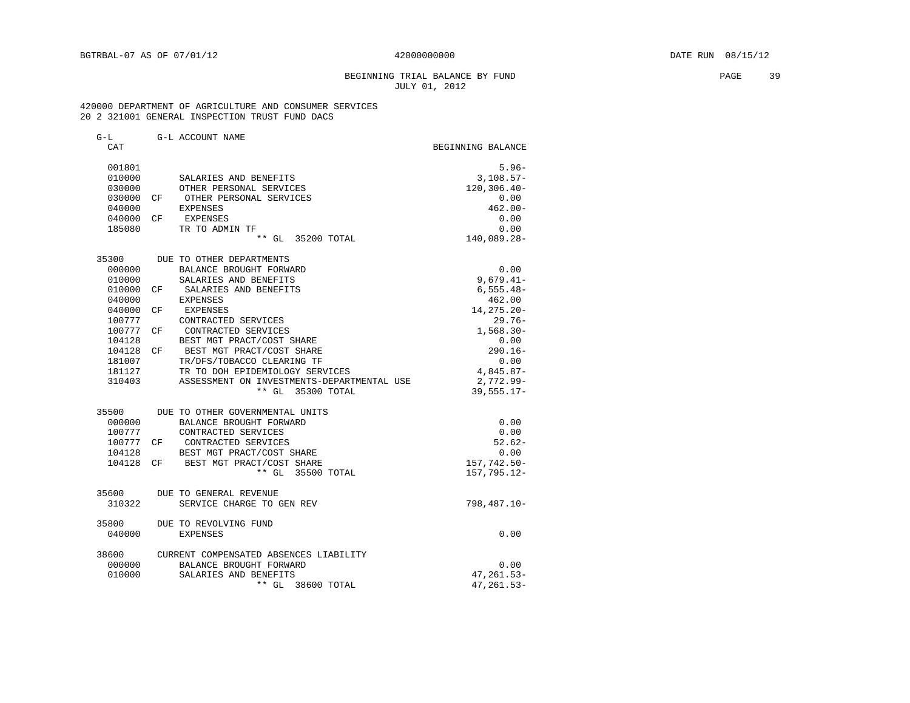BGTRBAL-07 AS OF 07/01/12 — 42000000000 — DATE RUN 08/15/12

BEGINNING TRIAL BALANCE BY FUND
JULY 01, 2012

420000 DEPARTMENT OF AGRICULTURE AND CONSUMER SERVICES
20 2 321001 GENERAL INSPECTION TRUST FUND DACS

| G-L CAT | | G-L ACCOUNT NAME | BEGINNING BALANCE |
|---|---|---|---|
| 001801 | | | 5.96- |
| 010000 | | SALARIES AND BENEFITS | 3,108.57- |
| 030000 | | OTHER PERSONAL SERVICES | 120,306.40- |
| 030000 | CF | OTHER PERSONAL SERVICES | 0.00 |
| 040000 | | EXPENSES | 462.00- |
| 040000 | CF | EXPENSES | 0.00 |
| 185080 | | TR TO ADMIN TF | 0.00 |
| | | ** GL 35200 TOTAL | 140,089.28- |
| 35300 | | DUE TO OTHER DEPARTMENTS | |
| 000000 | | BALANCE BROUGHT FORWARD | 0.00 |
| 010000 | | SALARIES AND BENEFITS | 9,679.41- |
| 010000 | CF | SALARIES AND BENEFITS | 6,555.48- |
| 040000 | | EXPENSES | 462.00 |
| 040000 | CF | EXPENSES | 14,275.20- |
| 100777 | | CONTRACTED SERVICES | 29.76- |
| 100777 | CF | CONTRACTED SERVICES | 1,568.30- |
| 104128 | | BEST MGT PRACT/COST SHARE | 0.00 |
| 104128 | CF | BEST MGT PRACT/COST SHARE | 290.16- |
| 181007 | | TR/DFS/TOBACCO CLEARING TF | 0.00 |
| 181127 | | TR TO DOH EPIDEMIOLOGY SERVICES | 4,845.87- |
| 310403 | | ASSESSMENT ON INVESTMENTS-DEPARTMENTAL USE | 2,772.99- |
| | | ** GL 35300 TOTAL | 39,555.17- |
| 35500 | | DUE TO OTHER GOVERNMENTAL UNITS | |
| 000000 | | BALANCE BROUGHT FORWARD | 0.00 |
| 100777 | | CONTRACTED SERVICES | 0.00 |
| 100777 | CF | CONTRACTED SERVICES | 52.62- |
| 104128 | | BEST MGT PRACT/COST SHARE | 0.00 |
| 104128 | CF | BEST MGT PRACT/COST SHARE | 157,742.50- |
| | | ** GL 35500 TOTAL | 157,795.12- |
| 35600 | | DUE TO GENERAL REVENUE | |
| 310322 | | SERVICE CHARGE TO GEN REV | 798,487.10- |
| 35800 | | DUE TO REVOLVING FUND | |
| 040000 | | EXPENSES | 0.00 |
| 38600 | | CURRENT COMPENSATED ABSENCES LIABILITY | |
| 000000 | | BALANCE BROUGHT FORWARD | 0.00 |
| 010000 | | SALARIES AND BENEFITS | 47,261.53- |
| | | ** GL 38600 TOTAL | 47,261.53- |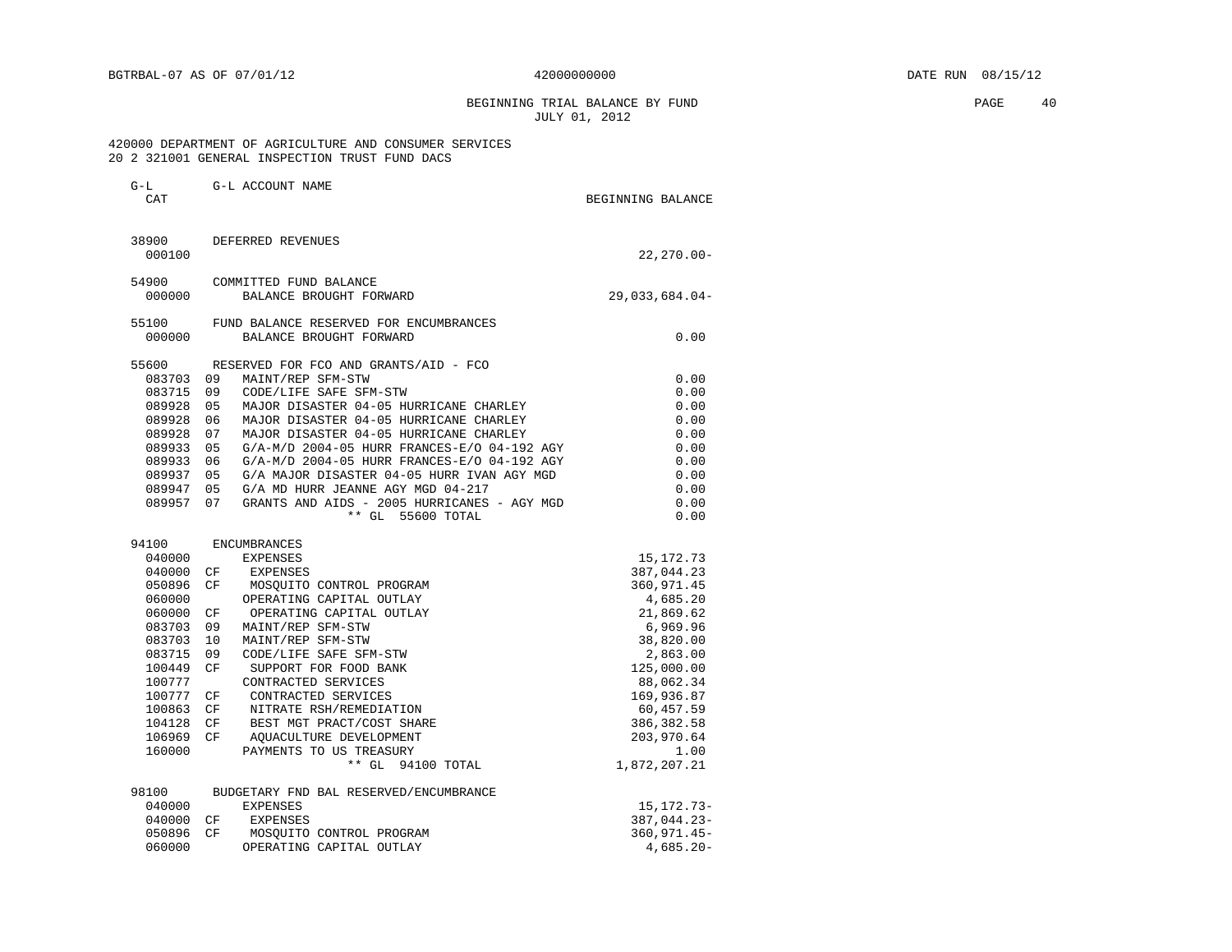BGTRBAL-07 AS OF 07/01/12 42000000000 DATE RUN 08/15/12

BEGINNING TRIAL BALANCE BY FUND
JULY 01, 2012

420000 DEPARTMENT OF AGRICULTURE AND CONSUMER SERVICES
20 2 321001 GENERAL INSPECTION TRUST FUND DACS

| G-L CAT | | G-L ACCOUNT NAME | BEGINNING BALANCE |
|---|---|---|---|
| 38900 | | DEFERRED REVENUES | |
| 000100 | | | 22,270.00- |
| 54900 | | COMMITTED FUND BALANCE | |
| 000000 | | BALANCE BROUGHT FORWARD | 29,033,684.04- |
| 55100 | | FUND BALANCE RESERVED FOR ENCUMBRANCES | |
| 000000 | | BALANCE BROUGHT FORWARD | 0.00 |
| 55600 | | RESERVED FOR FCO AND GRANTS/AID - FCO | |
| 083703 | 09 | MAINT/REP SFM-STW | 0.00 |
| 083715 | 09 | CODE/LIFE SAFE SFM-STW | 0.00 |
| 089928 | 05 | MAJOR DISASTER 04-05 HURRICANE CHARLEY | 0.00 |
| 089928 | 06 | MAJOR DISASTER 04-05 HURRICANE CHARLEY | 0.00 |
| 089928 | 07 | MAJOR DISASTER 04-05 HURRICANE CHARLEY | 0.00 |
| 089933 | 05 | G/A-M/D 2004-05 HURR FRANCES-E/O 04-192 AGY | 0.00 |
| 089933 | 06 | G/A-M/D 2004-05 HURR FRANCES-E/O 04-192 AGY | 0.00 |
| 089937 | 05 | G/A MAJOR DISASTER 04-05 HURR IVAN AGY MGD | 0.00 |
| 089947 | 05 | G/A MD HURR JEANNE AGY MGD 04-217 | 0.00 |
| 089957 | 07 | GRANTS AND AIDS - 2005 HURRICANES - AGY MGD | 0.00 |
| | | ** GL 55600 TOTAL | 0.00 |
| 94100 | | ENCUMBRANCES | |
| 040000 | | EXPENSES | 15,172.73 |
| 040000 | CF | EXPENSES | 387,044.23 |
| 050896 | CF | MOSQUITO CONTROL PROGRAM | 360,971.45 |
| 060000 | | OPERATING CAPITAL OUTLAY | 4,685.20 |
| 060000 | CF | OPERATING CAPITAL OUTLAY | 21,869.62 |
| 083703 | 09 | MAINT/REP SFM-STW | 6,969.96 |
| 083703 | 10 | MAINT/REP SFM-STW | 38,820.00 |
| 083715 | 09 | CODE/LIFE SAFE SFM-STW | 2,863.00 |
| 100449 | CF | SUPPORT FOR FOOD BANK | 125,000.00 |
| 100777 | | CONTRACTED SERVICES | 88,062.34 |
| 100777 | CF | CONTRACTED SERVICES | 169,936.87 |
| 100863 | CF | NITRATE RSH/REMEDIATION | 60,457.59 |
| 104128 | CF | BEST MGT PRACT/COST SHARE | 386,382.58 |
| 106969 | CF | AQUACULTURE DEVELOPMENT | 203,970.64 |
| 160000 | | PAYMENTS TO US TREASURY | 1.00 |
| | | ** GL 94100 TOTAL | 1,872,207.21 |
| 98100 | | BUDGETARY FND BAL RESERVED/ENCUMBRANCE | |
| 040000 | | EXPENSES | 15,172.73- |
| 040000 | CF | EXPENSES | 387,044.23- |
| 050896 | CF | MOSQUITO CONTROL PROGRAM | 360,971.45- |
| 060000 | | OPERATING CAPITAL OUTLAY | 4,685.20- |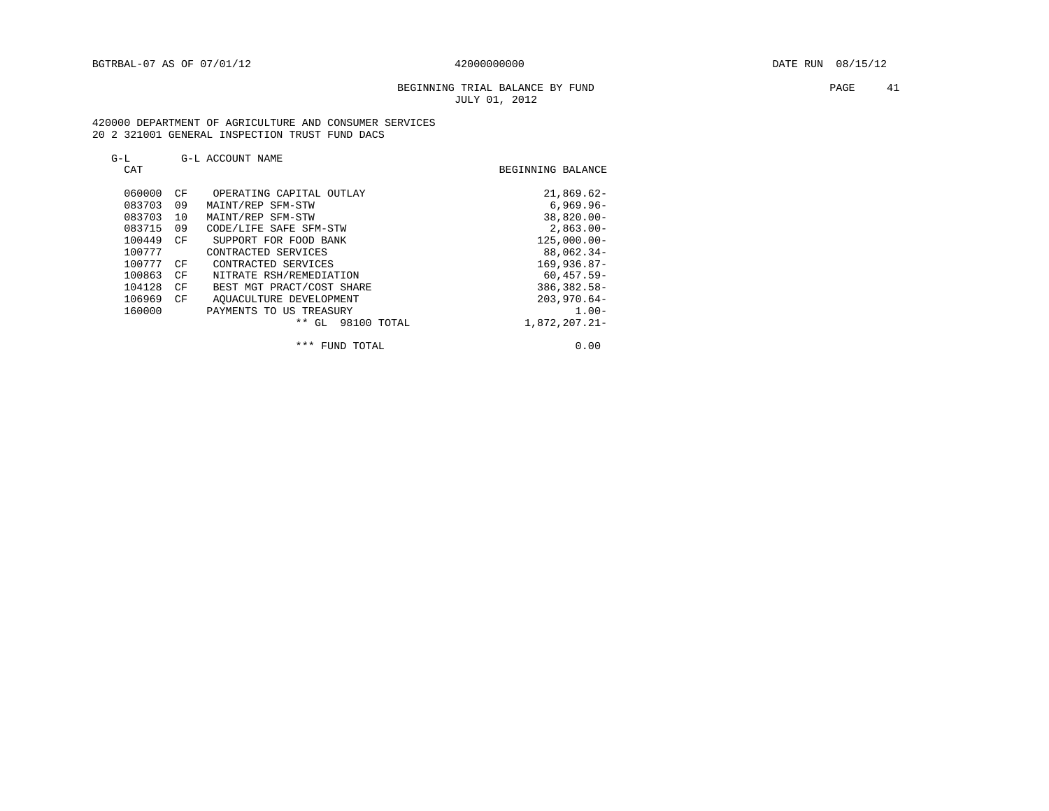BGTRBAL-07 AS OF 07/01/12 42000000000 DATE RUN 08/15/12

BEGINNING TRIAL BALANCE BY FUND
JULY 01, 2012

420000 DEPARTMENT OF AGRICULTURE AND CONSUMER SERVICES
20 2 321001 GENERAL INSPECTION TRUST FUND DACS

| G-L CAT | | G-L ACCOUNT NAME | BEGINNING BALANCE |
|---|---|---|---|
| 060000 | CF | OPERATING CAPITAL OUTLAY | 21,869.62- |
| 083703 | 09 | MAINT/REP SFM-STW | 6,969.96- |
| 083703 | 10 | MAINT/REP SFM-STW | 38,820.00- |
| 083715 | 09 | CODE/LIFE SAFE SFM-STW | 2,863.00- |
| 100449 | CF | SUPPORT FOR FOOD BANK | 125,000.00- |
| 100777 | | CONTRACTED SERVICES | 88,062.34- |
| 100777 | CF | CONTRACTED SERVICES | 169,936.87- |
| 100863 | CF | NITRATE RSH/REMEDIATION | 60,457.59- |
| 104128 | CF | BEST MGT PRACT/COST SHARE | 386,382.58- |
| 106969 | CF | AQUACULTURE DEVELOPMENT | 203,970.64- |
| 160000 | | PAYMENTS TO US TREASURY | 1.00- |
| | | ** GL 98100 TOTAL | 1,872,207.21- |
| | | *** FUND TOTAL | 0.00 |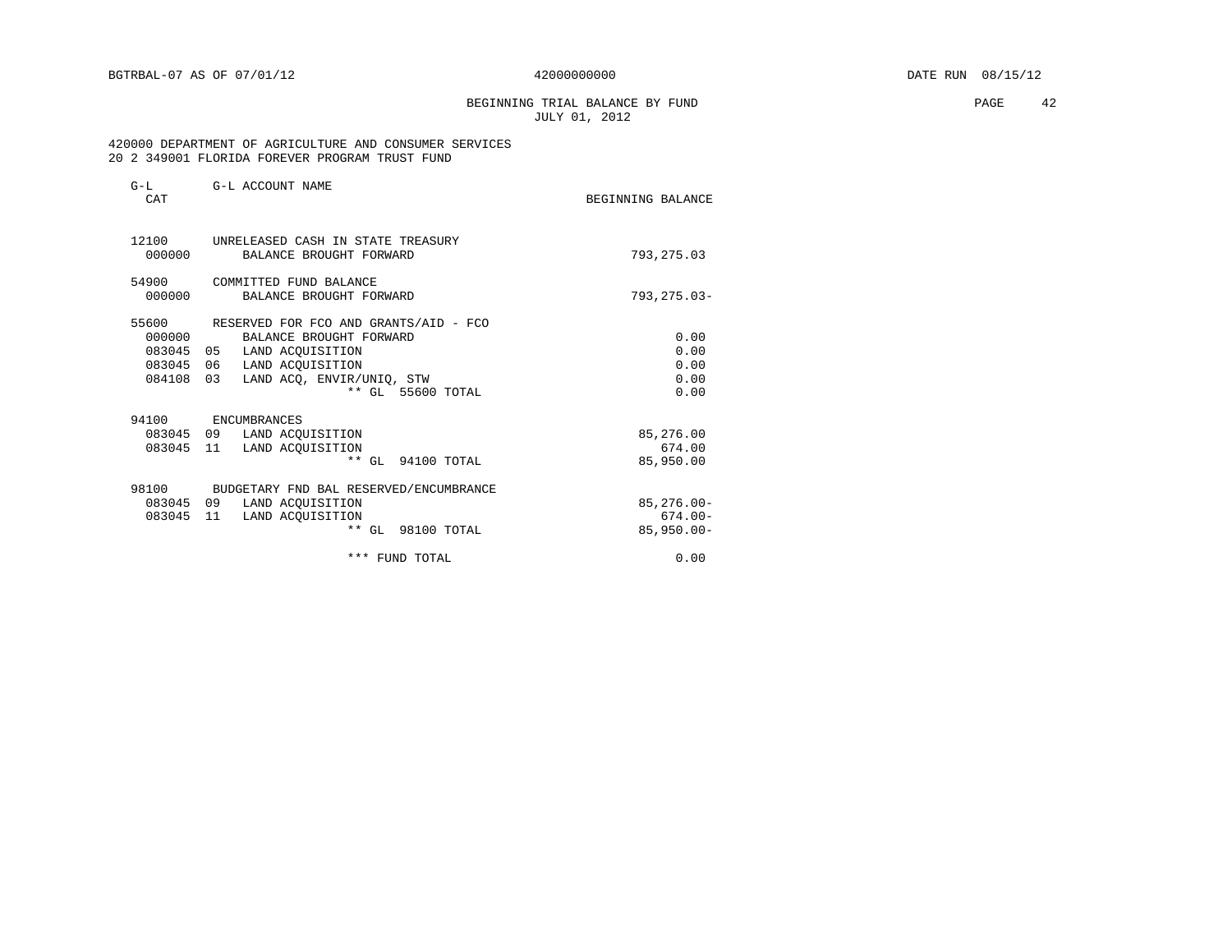BGTRBAL-07 AS OF 07/01/12 42000000000 DATE RUN 08/15/12

BEGINNING TRIAL BALANCE BY FUND
JULY 01, 2012

420000 DEPARTMENT OF AGRICULTURE AND CONSUMER SERVICES
20 2 349001 FLORIDA FOREVER PROGRAM TRUST FUND

| G-L CAT | | G-L ACCOUNT NAME | BEGINNING BALANCE |
|---|---|---|---|
| 12100 | | UNRELEASED CASH IN STATE TREASURY | |
| 000000 | | BALANCE BROUGHT FORWARD | 793,275.03 |
| 54900 | | COMMITTED FUND BALANCE | |
| 000000 | | BALANCE BROUGHT FORWARD | 793,275.03- |
| 55600 | | RESERVED FOR FCO AND GRANTS/AID - FCO | |
| 000000 | | BALANCE BROUGHT FORWARD | 0.00 |
| 083045 | 05 | LAND ACQUISITION | 0.00 |
| 083045 | 06 | LAND ACQUISITION | 0.00 |
| 084108 | 03 | LAND ACQ, ENVIR/UNIQ, STW | 0.00 |
| | | ** GL 55600 TOTAL | 0.00 |
| 94100 | | ENCUMBRANCES | |
| 083045 | 09 | LAND ACQUISITION | 85,276.00 |
| 083045 | 11 | LAND ACQUISITION | 674.00 |
| | | ** GL 94100 TOTAL | 85,950.00 |
| 98100 | | BUDGETARY FND BAL RESERVED/ENCUMBRANCE | |
| 083045 | 09 | LAND ACQUISITION | 85,276.00- |
| 083045 | 11 | LAND ACQUISITION | 674.00- |
| | | ** GL 98100 TOTAL | 85,950.00- |
| | | *** FUND TOTAL | 0.00 |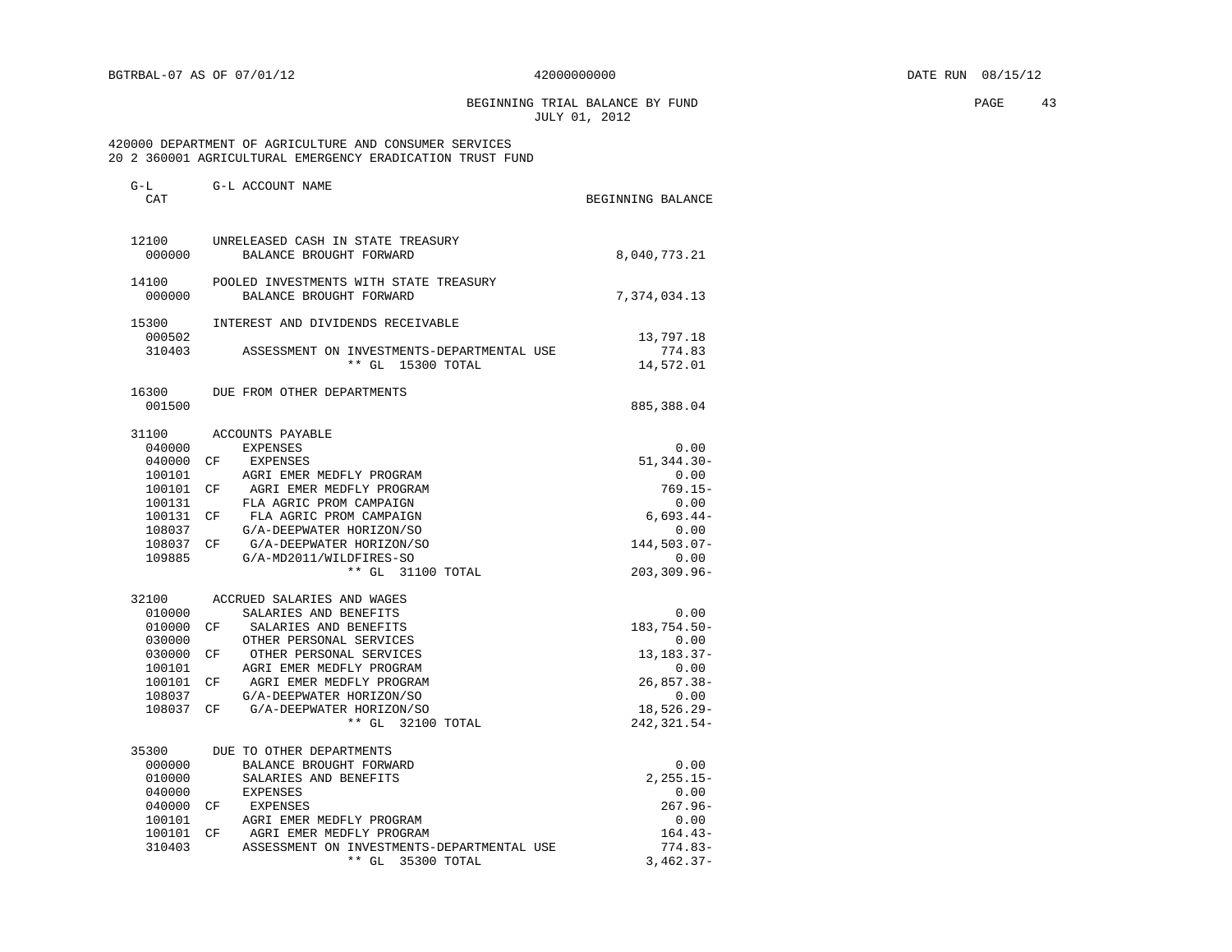BGTRBAL-07 AS OF 07/01/12 42000000000 DATE RUN 08/15/12

BEGINNING TRIAL BALANCE BY FUND
JULY 01, 2012

420000 DEPARTMENT OF AGRICULTURE AND CONSUMER SERVICES
20 2 360001 AGRICULTURAL EMERGENCY ERADICATION TRUST FUND

| G-L CAT | | G-L ACCOUNT NAME | BEGINNING BALANCE |
|---|---|---|---|
| 12100 | | UNRELEASED CASH IN STATE TREASURY | |
| 000000 | | BALANCE BROUGHT FORWARD | 8,040,773.21 |
| 14100 | | POOLED INVESTMENTS WITH STATE TREASURY | |
| 000000 | | BALANCE BROUGHT FORWARD | 7,374,034.13 |
| 15300 | | INTEREST AND DIVIDENDS RECEIVABLE | |
| 000502 | | | 13,797.18 |
| 310403 | | ASSESSMENT ON INVESTMENTS-DEPARTMENTAL USE | 774.83 |
| | | ** GL 15300 TOTAL | 14,572.01 |
| 16300 | | DUE FROM OTHER DEPARTMENTS | |
| 001500 | | | 885,388.04 |
| 31100 | | ACCOUNTS PAYABLE | |
| 040000 | | EXPENSES | 0.00 |
| 040000 | CF | EXPENSES | 51,344.30- |
| 100101 | | AGRI EMER MEDFLY PROGRAM | 0.00 |
| 100101 | CF | AGRI EMER MEDFLY PROGRAM | 769.15- |
| 100131 | | FLA AGRIC PROM CAMPAIGN | 0.00 |
| 100131 | CF | FLA AGRIC PROM CAMPAIGN | 6,693.44- |
| 108037 | | G/A-DEEPWATER HORIZON/SO | 0.00 |
| 108037 | CF | G/A-DEEPWATER HORIZON/SO | 144,503.07- |
| 109885 | | G/A-MD2011/WILDFIRES-SO | 0.00 |
| | | ** GL 31100 TOTAL | 203,309.96- |
| 32100 | | ACCRUED SALARIES AND WAGES | |
| 010000 | | SALARIES AND BENEFITS | 0.00 |
| 010000 | CF | SALARIES AND BENEFITS | 183,754.50- |
| 030000 | | OTHER PERSONAL SERVICES | 0.00 |
| 030000 | CF | OTHER PERSONAL SERVICES | 13,183.37- |
| 100101 | | AGRI EMER MEDFLY PROGRAM | 0.00 |
| 100101 | CF | AGRI EMER MEDFLY PROGRAM | 26,857.38- |
| 108037 | | G/A-DEEPWATER HORIZON/SO | 0.00 |
| 108037 | CF | G/A-DEEPWATER HORIZON/SO | 18,526.29- |
| | | ** GL 32100 TOTAL | 242,321.54- |
| 35300 | | DUE TO OTHER DEPARTMENTS | |
| 000000 | | BALANCE BROUGHT FORWARD | 0.00 |
| 010000 | | SALARIES AND BENEFITS | 2,255.15- |
| 040000 | | EXPENSES | 0.00 |
| 040000 | CF | EXPENSES | 267.96- |
| 100101 | | AGRI EMER MEDFLY PROGRAM | 0.00 |
| 100101 | CF | AGRI EMER MEDFLY PROGRAM | 164.43- |
| 310403 | | ASSESSMENT ON INVESTMENTS-DEPARTMENTAL USE | 774.83- |
| | | ** GL 35300 TOTAL | 3,462.37- |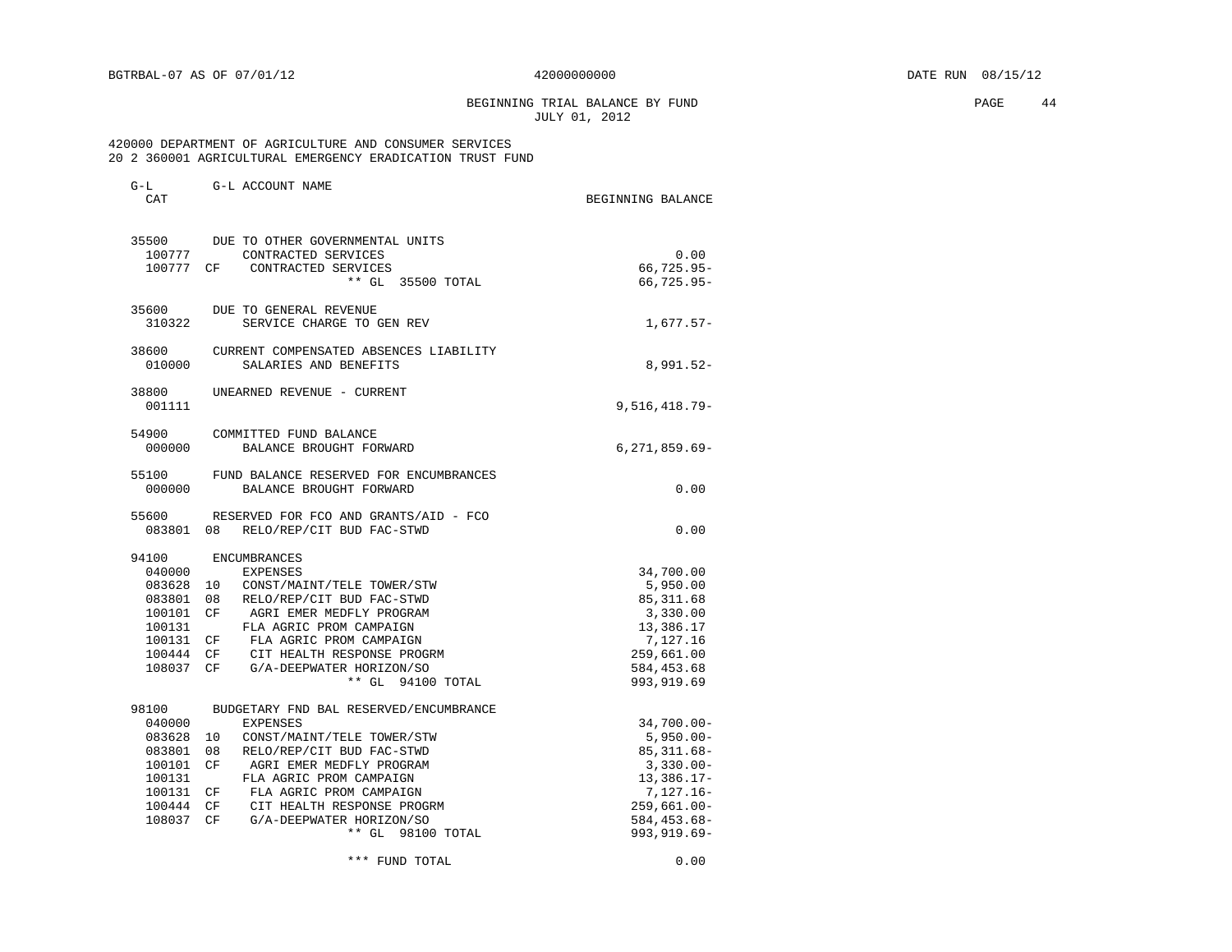BGTRBAL-07 AS OF 07/01/12 42000000000 DATE RUN 08/15/12

BEGINNING TRIAL BALANCE BY FUND
JULY 01, 2012

420000 DEPARTMENT OF AGRICULTURE AND CONSUMER SERVICES
20 2 360001 AGRICULTURAL EMERGENCY ERADICATION TRUST FUND

| G-L CAT | | G-L ACCOUNT NAME | BEGINNING BALANCE |
|---|---|---|---|
| 35500 | | DUE TO OTHER GOVERNMENTAL UNITS | |
| 100777 | | CONTRACTED SERVICES | 0.00 |
| 100777 | CF | CONTRACTED SERVICES | 66,725.95- |
| | | ** GL 35500 TOTAL | 66,725.95- |
| 35600 | | DUE TO GENERAL REVENUE | |
| 310322 | | SERVICE CHARGE TO GEN REV | 1,677.57- |
| 38600 | | CURRENT COMPENSATED ABSENCES LIABILITY | |
| 010000 | | SALARIES AND BENEFITS | 8,991.52- |
| 38800 | | UNEARNED REVENUE - CURRENT | |
| 001111 | | | 9,516,418.79- |
| 54900 | | COMMITTED FUND BALANCE | |
| 000000 | | BALANCE BROUGHT FORWARD | 6,271,859.69- |
| 55100 | | FUND BALANCE RESERVED FOR ENCUMBRANCES | |
| 000000 | | BALANCE BROUGHT FORWARD | 0.00 |
| 55600 | | RESERVED FOR FCO AND GRANTS/AID - FCO | |
| 083801 | 08 | RELO/REP/CIT BUD FAC-STWD | 0.00 |
| 94100 | | ENCUMBRANCES | |
| 040000 | | EXPENSES | 34,700.00 |
| 083628 | 10 | CONST/MAINT/TELE TOWER/STW | 5,950.00 |
| 083801 | 08 | RELO/REP/CIT BUD FAC-STWD | 85,311.68 |
| 100101 | CF | AGRI EMER MEDFLY PROGRAM | 3,330.00 |
| 100131 | | FLA AGRIC PROM CAMPAIGN | 13,386.17 |
| 100131 | CF | FLA AGRIC PROM CAMPAIGN | 7,127.16 |
| 100444 | CF | CIT HEALTH RESPONSE PROGRM | 259,661.00 |
| 108037 | CF | G/A-DEEPWATER HORIZON/SO | 584,453.68 |
| | | ** GL 94100 TOTAL | 993,919.69 |
| 98100 | | BUDGETARY FND BAL RESERVED/ENCUMBRANCE | |
| 040000 | | EXPENSES | 34,700.00- |
| 083628 | 10 | CONST/MAINT/TELE TOWER/STW | 5,950.00- |
| 083801 | 08 | RELO/REP/CIT BUD FAC-STWD | 85,311.68- |
| 100101 | CF | AGRI EMER MEDFLY PROGRAM | 3,330.00- |
| 100131 | | FLA AGRIC PROM CAMPAIGN | 13,386.17- |
| 100131 | CF | FLA AGRIC PROM CAMPAIGN | 7,127.16- |
| 100444 | CF | CIT HEALTH RESPONSE PROGRM | 259,661.00- |
| 108037 | CF | G/A-DEEPWATER HORIZON/SO | 584,453.68- |
| | | ** GL 98100 TOTAL | 993,919.69- |
| | | *** FUND TOTAL | 0.00 |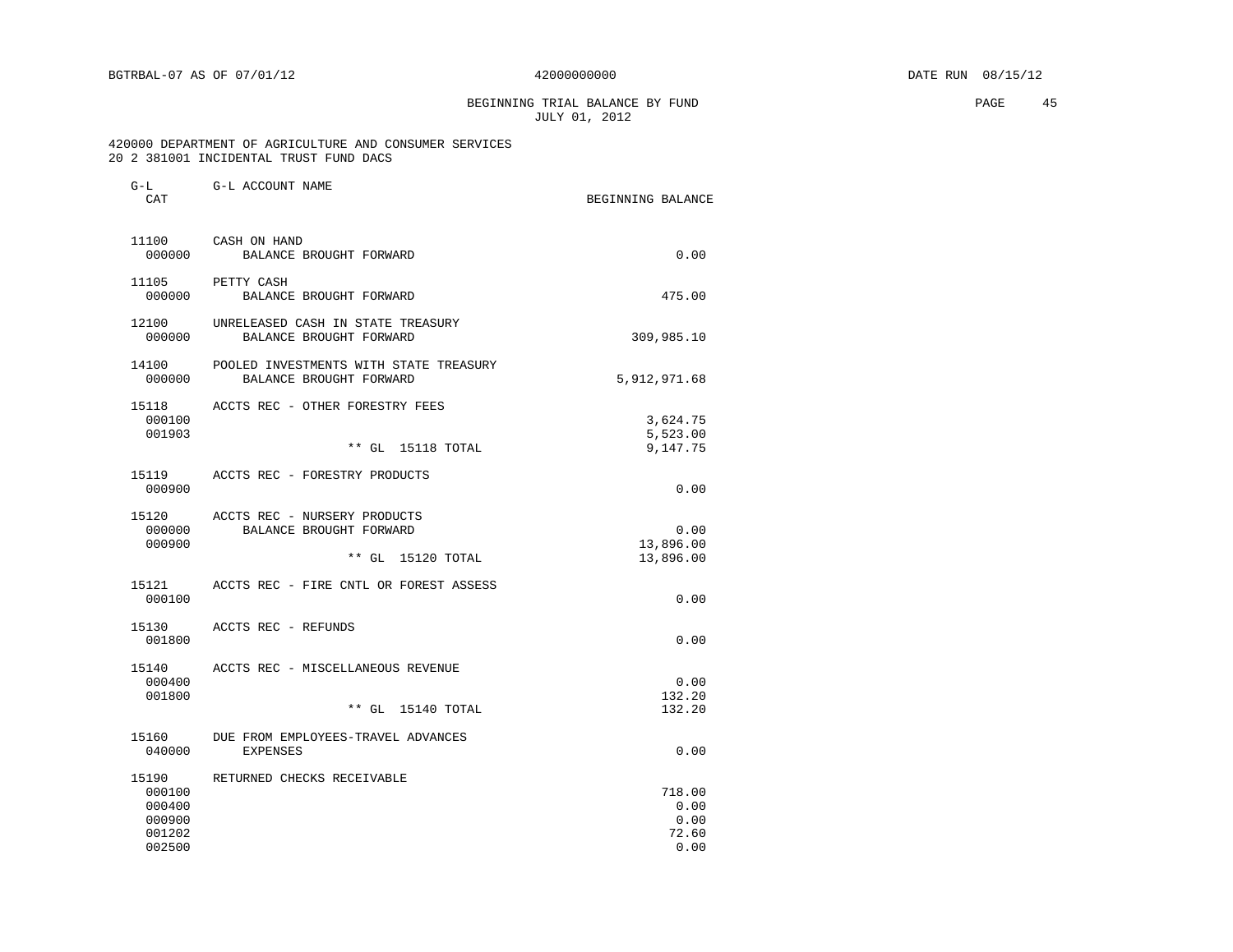BGTRBAL-07 AS OF 07/01/12 42000000000 DATE RUN 08/15/12

BEGINNING TRIAL BALANCE BY FUND
JULY 01, 2012

420000 DEPARTMENT OF AGRICULTURE AND CONSUMER SERVICES
20 2 381001 INCIDENTAL TRUST FUND DACS

| G-L CAT | G-L ACCOUNT NAME | BEGINNING BALANCE |
|---|---|---|
| 11100 | CASH ON HAND | |
| 000000 | BALANCE BROUGHT FORWARD | 0.00 |
| 11105 | PETTY CASH | |
| 000000 | BALANCE BROUGHT FORWARD | 475.00 |
| 12100 | UNRELEASED CASH IN STATE TREASURY | |
| 000000 | BALANCE BROUGHT FORWARD | 309,985.10 |
| 14100 | POOLED INVESTMENTS WITH STATE TREASURY | |
| 000000 | BALANCE BROUGHT FORWARD | 5,912,971.68 |
| 15118 | ACCTS REC - OTHER FORESTRY FEES | |
| 000100 | | 3,624.75 |
| 001903 | | 5,523.00 |
| | ** GL 15118 TOTAL | 9,147.75 |
| 15119 | ACCTS REC - FORESTRY PRODUCTS | |
| 000900 | | 0.00 |
| 15120 | ACCTS REC - NURSERY PRODUCTS | |
| 000000 | BALANCE BROUGHT FORWARD | 0.00 |
| 000900 | | 13,896.00 |
| | ** GL 15120 TOTAL | 13,896.00 |
| 15121 | ACCTS REC - FIRE CNTL OR FOREST ASSESS | |
| 000100 | | 0.00 |
| 15130 | ACCTS REC - REFUNDS | |
| 001800 | | 0.00 |
| 15140 | ACCTS REC - MISCELLANEOUS REVENUE | |
| 000400 | | 0.00 |
| 001800 | | 132.20 |
| | ** GL 15140 TOTAL | 132.20 |
| 15160 | DUE FROM EMPLOYEES-TRAVEL ADVANCES | |
| 040000 | EXPENSES | 0.00 |
| 15190 | RETURNED CHECKS RECEIVABLE | |
| 000100 | | 718.00 |
| 000400 | | 0.00 |
| 000900 | | 0.00 |
| 001202 | | 72.60 |
| 002500 | | 0.00 |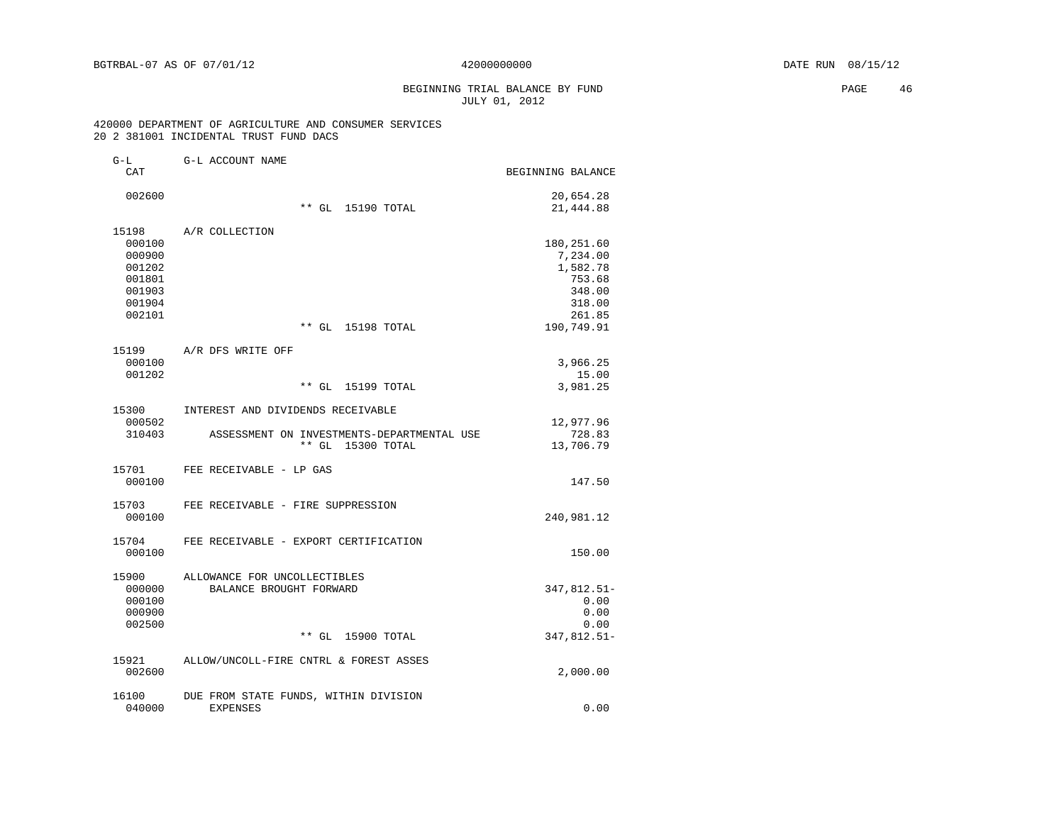BGTRBAL-07 AS OF 07/01/12 42000000000 DATE RUN 08/15/12

BEGINNING TRIAL BALANCE BY FUND
JULY 01, 2012

420000 DEPARTMENT OF AGRICULTURE AND CONSUMER SERVICES
20 2 381001 INCIDENTAL TRUST FUND DACS

| G-L CAT | G-L ACCOUNT NAME | BEGINNING BALANCE |
|---|---|---|
| 002600 | | 20,654.28 |
| | ** GL 15190 TOTAL | 21,444.88 |
| 15198 | A/R COLLECTION | |
| 000100 | | 180,251.60 |
| 000900 | | 7,234.00 |
| 001202 | | 1,582.78 |
| 001801 | | 753.68 |
| 001903 | | 348.00 |
| 001904 | | 318.00 |
| 002101 | | 261.85 |
| | ** GL 15198 TOTAL | 190,749.91 |
| 15199 | A/R DFS WRITE OFF | |
| 000100 | | 3,966.25 |
| 001202 | | 15.00 |
| | ** GL 15199 TOTAL | 3,981.25 |
| 15300 | INTEREST AND DIVIDENDS RECEIVABLE | |
| 000502 | | 12,977.96 |
| 310403 | ASSESSMENT ON INVESTMENTS-DEPARTMENTAL USE | 728.83 |
| | ** GL 15300 TOTAL | 13,706.79 |
| 15701 | FEE RECEIVABLE - LP GAS | |
| 000100 | | 147.50 |
| 15703 | FEE RECEIVABLE - FIRE SUPPRESSION | |
| 000100 | | 240,981.12 |
| 15704 | FEE RECEIVABLE - EXPORT CERTIFICATION | |
| 000100 | | 150.00 |
| 15900 | ALLOWANCE FOR UNCOLLECTIBLES | |
| 000000 | BALANCE BROUGHT FORWARD | 347,812.51- |
| 000100 | | 0.00 |
| 000900 | | 0.00 |
| 002500 | | 0.00 |
| | ** GL 15900 TOTAL | 347,812.51- |
| 15921 | ALLOW/UNCOLL-FIRE CNTRL & FOREST ASSES | |
| 002600 | | 2,000.00 |
| 16100 | DUE FROM STATE FUNDS, WITHIN DIVISION | |
| 040000 | EXPENSES | 0.00 |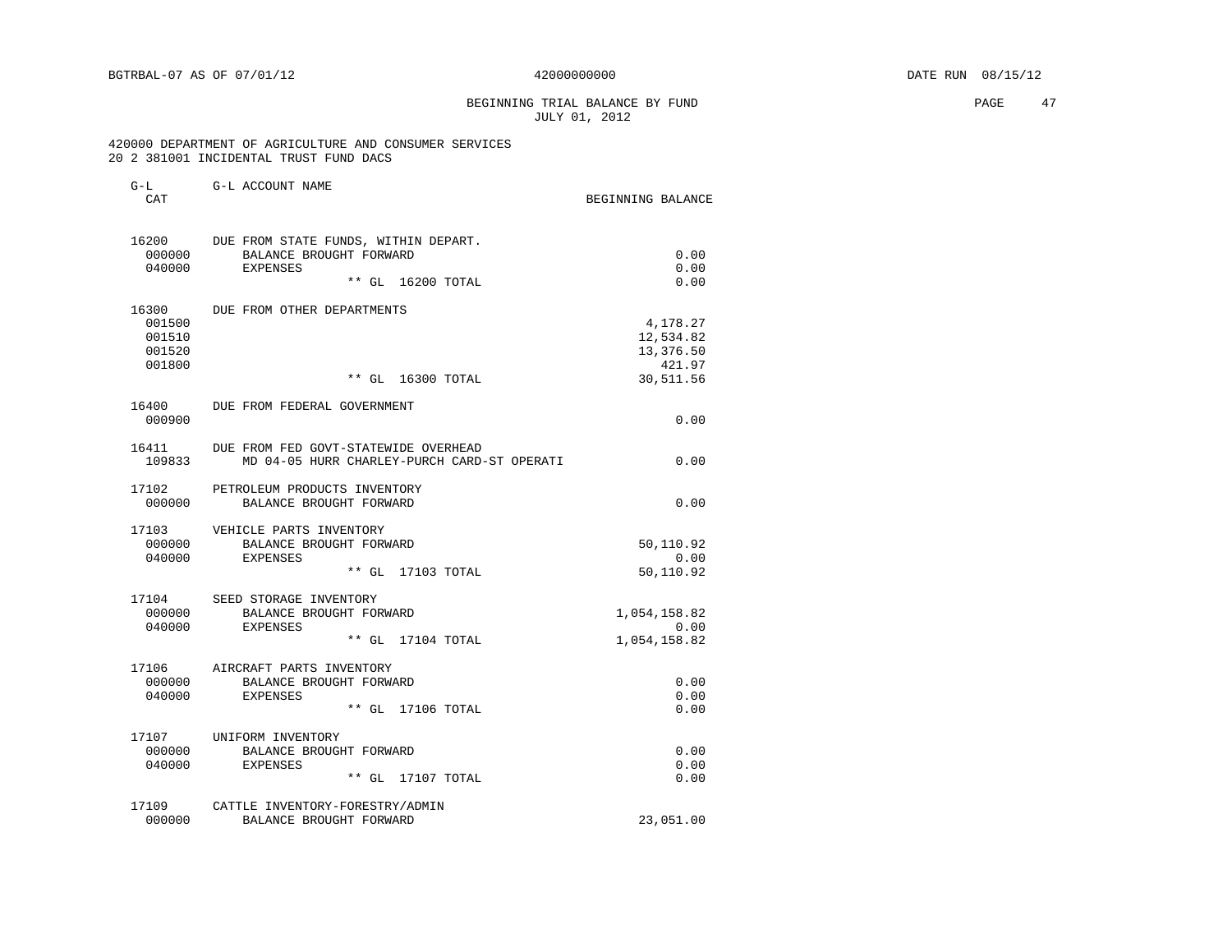BGTRBAL-07 AS OF 07/01/12 42000000000 DATE RUN 08/15/12

BEGINNING TRIAL BALANCE BY FUND
JULY 01, 2012

420000 DEPARTMENT OF AGRICULTURE AND CONSUMER SERVICES
20 2 381001 INCIDENTAL TRUST FUND DACS

| G-L CAT | G-L ACCOUNT NAME | BEGINNING BALANCE |
|---|---|---|
| 16200 | DUE FROM STATE FUNDS, WITHIN DEPART. | |
| 000000 | BALANCE BROUGHT FORWARD | 0.00 |
| 040000 | EXPENSES | 0.00 |
| | ** GL 16200 TOTAL | 0.00 |
| 16300 | DUE FROM OTHER DEPARTMENTS | |
| 001500 | | 4,178.27 |
| 001510 | | 12,534.82 |
| 001520 | | 13,376.50 |
| 001800 | | 421.97 |
| | ** GL 16300 TOTAL | 30,511.56 |
| 16400 | DUE FROM FEDERAL GOVERNMENT | |
| 000900 | | 0.00 |
| 16411 | DUE FROM FED GOVT-STATEWIDE OVERHEAD | |
| 109833 | MD 04-05 HURR CHARLEY-PURCH CARD-ST OPERATI | 0.00 |
| 17102 | PETROLEUM PRODUCTS INVENTORY | |
| 000000 | BALANCE BROUGHT FORWARD | 0.00 |
| 17103 | VEHICLE PARTS INVENTORY | |
| 000000 | BALANCE BROUGHT FORWARD | 50,110.92 |
| 040000 | EXPENSES | 0.00 |
| | ** GL 17103 TOTAL | 50,110.92 |
| 17104 | SEED STORAGE INVENTORY | |
| 000000 | BALANCE BROUGHT FORWARD | 1,054,158.82 |
| 040000 | EXPENSES | 0.00 |
| | ** GL 17104 TOTAL | 1,054,158.82 |
| 17106 | AIRCRAFT PARTS INVENTORY | |
| 000000 | BALANCE BROUGHT FORWARD | 0.00 |
| 040000 | EXPENSES | 0.00 |
| | ** GL 17106 TOTAL | 0.00 |
| 17107 | UNIFORM INVENTORY | |
| 000000 | BALANCE BROUGHT FORWARD | 0.00 |
| 040000 | EXPENSES | 0.00 |
| | ** GL 17107 TOTAL | 0.00 |
| 17109 | CATTLE INVENTORY-FORESTRY/ADMIN | |
| 000000 | BALANCE BROUGHT FORWARD | 23,051.00 |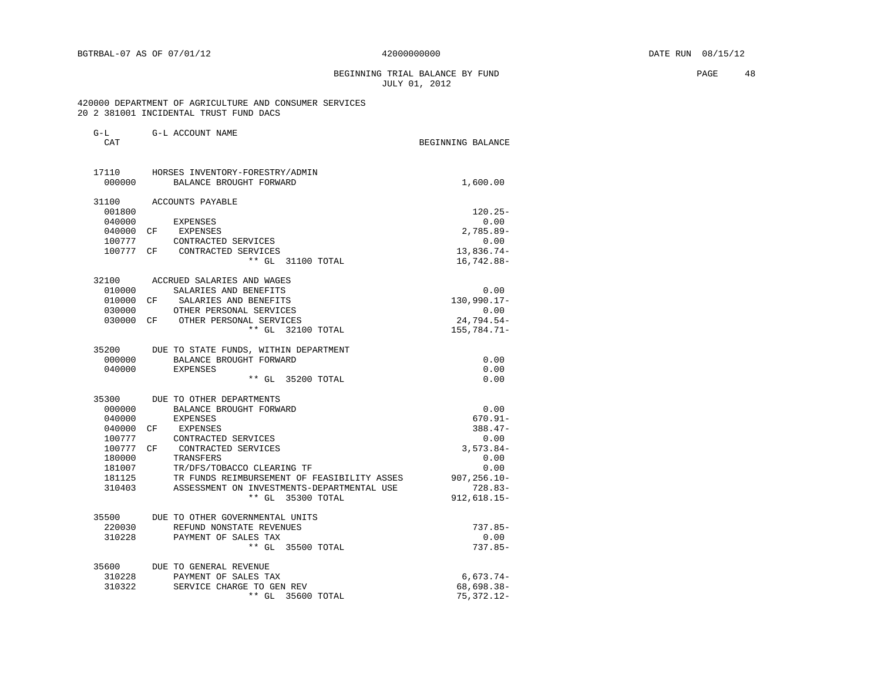BEGINNING TRIAL BALANCE BY FUND
JULY 01, 2012

420000 DEPARTMENT OF AGRICULTURE AND CONSUMER SERVICES
20 2 381001 INCIDENTAL TRUST FUND DACS

| G-L CAT | | G-L ACCOUNT NAME | BEGINNING BALANCE |
|---|---|---|---|
| 17110 | | HORSES INVENTORY-FORESTRY/ADMIN | |
| 000000 | | BALANCE BROUGHT FORWARD | 1,600.00 |
| 31100 | | ACCOUNTS PAYABLE | |
| 001800 | | | 120.25- |
| 040000 | | EXPENSES | 0.00 |
| 040000 | CF | EXPENSES | 2,785.89- |
| 100777 | | CONTRACTED SERVICES | 0.00 |
| 100777 | CF | CONTRACTED SERVICES | 13,836.74- |
| | | ** GL 31100 TOTAL | 16,742.88- |
| 32100 | | ACCRUED SALARIES AND WAGES | |
| 010000 | | SALARIES AND BENEFITS | 0.00 |
| 010000 | CF | SALARIES AND BENEFITS | 130,990.17- |
| 030000 | | OTHER PERSONAL SERVICES | 0.00 |
| 030000 | CF | OTHER PERSONAL SERVICES | 24,794.54- |
| | | ** GL 32100 TOTAL | 155,784.71- |
| 35200 | | DUE TO STATE FUNDS, WITHIN DEPARTMENT | |
| 000000 | | BALANCE BROUGHT FORWARD | 0.00 |
| 040000 | | EXPENSES | 0.00 |
| | | ** GL 35200 TOTAL | 0.00 |
| 35300 | | DUE TO OTHER DEPARTMENTS | |
| 000000 | | BALANCE BROUGHT FORWARD | 0.00 |
| 040000 | | EXPENSES | 670.91- |
| 040000 | CF | EXPENSES | 388.47- |
| 100777 | | CONTRACTED SERVICES | 0.00 |
| 100777 | CF | CONTRACTED SERVICES | 3,573.84- |
| 180000 | | TRANSFERS | 0.00 |
| 181007 | | TR/DFS/TOBACCO CLEARING TF | 0.00 |
| 181125 | | TR FUNDS REIMBURSEMENT OF FEASIBILITY ASSES | 907,256.10- |
| 310403 | | ASSESSMENT ON INVESTMENTS-DEPARTMENTAL USE | 728.83- |
| | | ** GL 35300 TOTAL | 912,618.15- |
| 35500 | | DUE TO OTHER GOVERNMENTAL UNITS | |
| 220030 | | REFUND NONSTATE REVENUES | 737.85- |
| 310228 | | PAYMENT OF SALES TAX | 0.00 |
| | | ** GL 35500 TOTAL | 737.85- |
| 35600 | | DUE TO GENERAL REVENUE | |
| 310228 | | PAYMENT OF SALES TAX | 6,673.74- |
| 310322 | | SERVICE CHARGE TO GEN REV | 68,698.38- |
| | | ** GL 35600 TOTAL | 75,372.12- |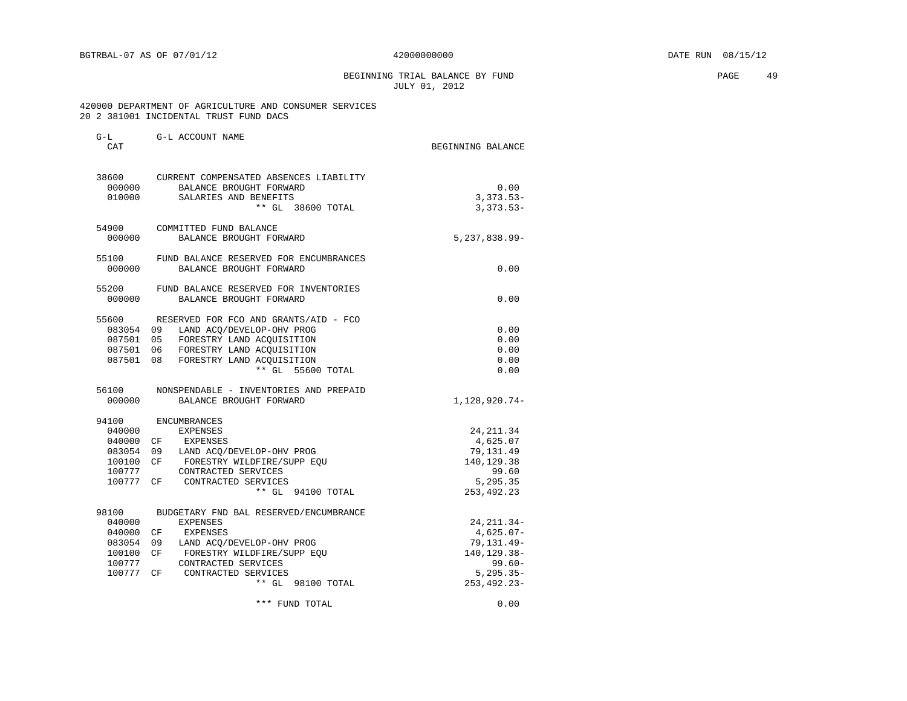BGTRBAL-07 AS OF 07/01/12 &nbsp;&nbsp;&nbsp;&nbsp; 42000000000 &nbsp;&nbsp;&nbsp;&nbsp; DATE RUN 08/15/12

BEGINNING TRIAL BALANCE BY FUND
JULY 01, 2012

420000 DEPARTMENT OF AGRICULTURE AND CONSUMER SERVICES
20 2 381001 INCIDENTAL TRUST FUND DACS

| G-L CAT | | G-L ACCOUNT NAME | BEGINNING BALANCE |
|---|---|---|---|
| 38600 | | CURRENT COMPENSATED ABSENCES LIABILITY | |
| 000000 | | BALANCE BROUGHT FORWARD | 0.00 |
| 010000 | | SALARIES AND BENEFITS | 3,373.53- |
| | | ** GL 38600 TOTAL | 3,373.53- |
| 54900 | | COMMITTED FUND BALANCE | |
| 000000 | | BALANCE BROUGHT FORWARD | 5,237,838.99- |
| 55100 | | FUND BALANCE RESERVED FOR ENCUMBRANCES | |
| 000000 | | BALANCE BROUGHT FORWARD | 0.00 |
| 55200 | | FUND BALANCE RESERVED FOR INVENTORIES | |
| 000000 | | BALANCE BROUGHT FORWARD | 0.00 |
| 55600 | | RESERVED FOR FCO AND GRANTS/AID - FCO | |
| 083054 | 09 | LAND ACQ/DEVELOP-OHV PROG | 0.00 |
| 087501 | 05 | FORESTRY LAND ACQUISITION | 0.00 |
| 087501 | 06 | FORESTRY LAND ACQUISITION | 0.00 |
| 087501 | 08 | FORESTRY LAND ACQUISITION | 0.00 |
| | | ** GL 55600 TOTAL | 0.00 |
| 56100 | | NONSPENDABLE - INVENTORIES AND PREPAID | |
| 000000 | | BALANCE BROUGHT FORWARD | 1,128,920.74- |
| 94100 | | ENCUMBRANCES | |
| 040000 | | EXPENSES | 24,211.34 |
| 040000 | CF | EXPENSES | 4,625.07 |
| 083054 | 09 | LAND ACQ/DEVELOP-OHV PROG | 79,131.49 |
| 100100 | CF | FORESTRY WILDFIRE/SUPP EQU | 140,129.38 |
| 100777 | | CONTRACTED SERVICES | 99.60 |
| 100777 | CF | CONTRACTED SERVICES | 5,295.35 |
| | | ** GL 94100 TOTAL | 253,492.23 |
| 98100 | | BUDGETARY FND BAL RESERVED/ENCUMBRANCE | |
| 040000 | | EXPENSES | 24,211.34- |
| 040000 | CF | EXPENSES | 4,625.07- |
| 083054 | 09 | LAND ACQ/DEVELOP-OHV PROG | 79,131.49- |
| 100100 | CF | FORESTRY WILDFIRE/SUPP EQU | 140,129.38- |
| 100777 | | CONTRACTED SERVICES | 99.60- |
| 100777 | CF | CONTRACTED SERVICES | 5,295.35- |
| | | ** GL 98100 TOTAL | 253,492.23- |
| | | *** FUND TOTAL | 0.00 |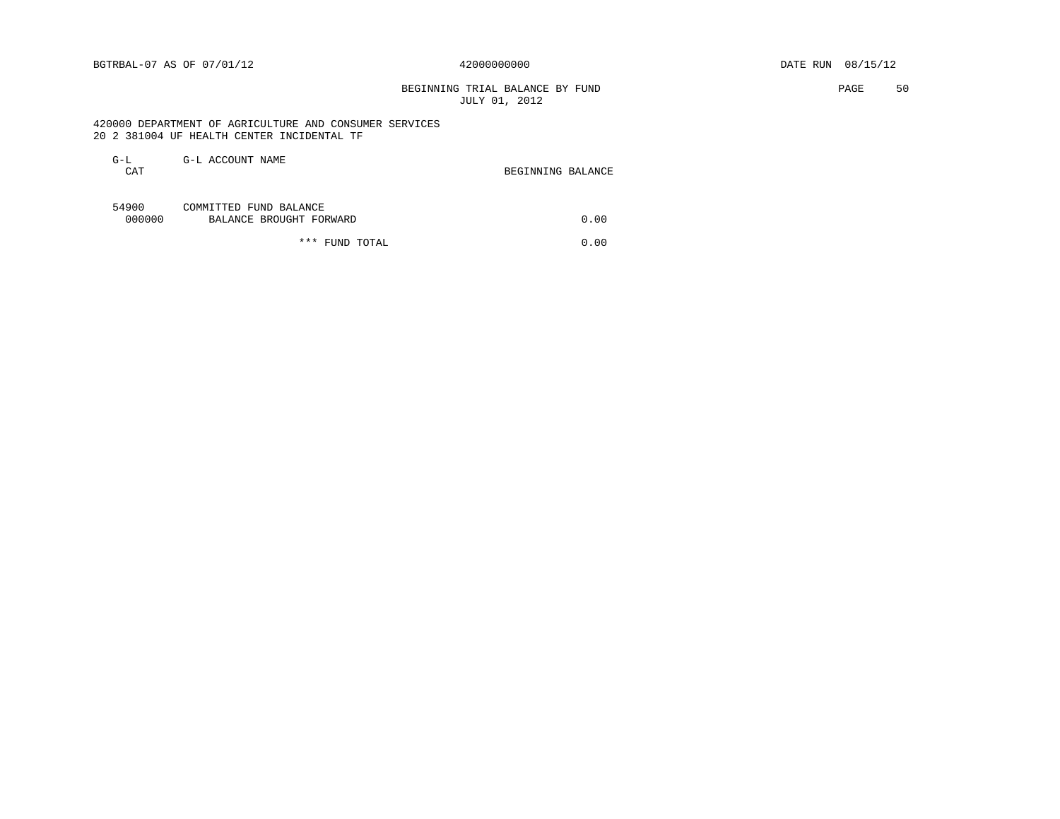BGTRBAL-07 AS OF 07/01/12 42000000000 DATE RUN 08/15/12

BEGINNING TRIAL BALANCE BY FUND
JULY 01, 2012

420000 DEPARTMENT OF AGRICULTURE AND CONSUMER SERVICES
20 2 381004 UF HEALTH CENTER INCIDENTAL TF

| G-L CAT | G-L ACCOUNT NAME | BEGINNING BALANCE |
|---|---|---|
| 54900 | COMMITTED FUND BALANCE | |
| 000000 | BALANCE BROUGHT FORWARD | 0.00 |
| | *** FUND TOTAL | 0.00 |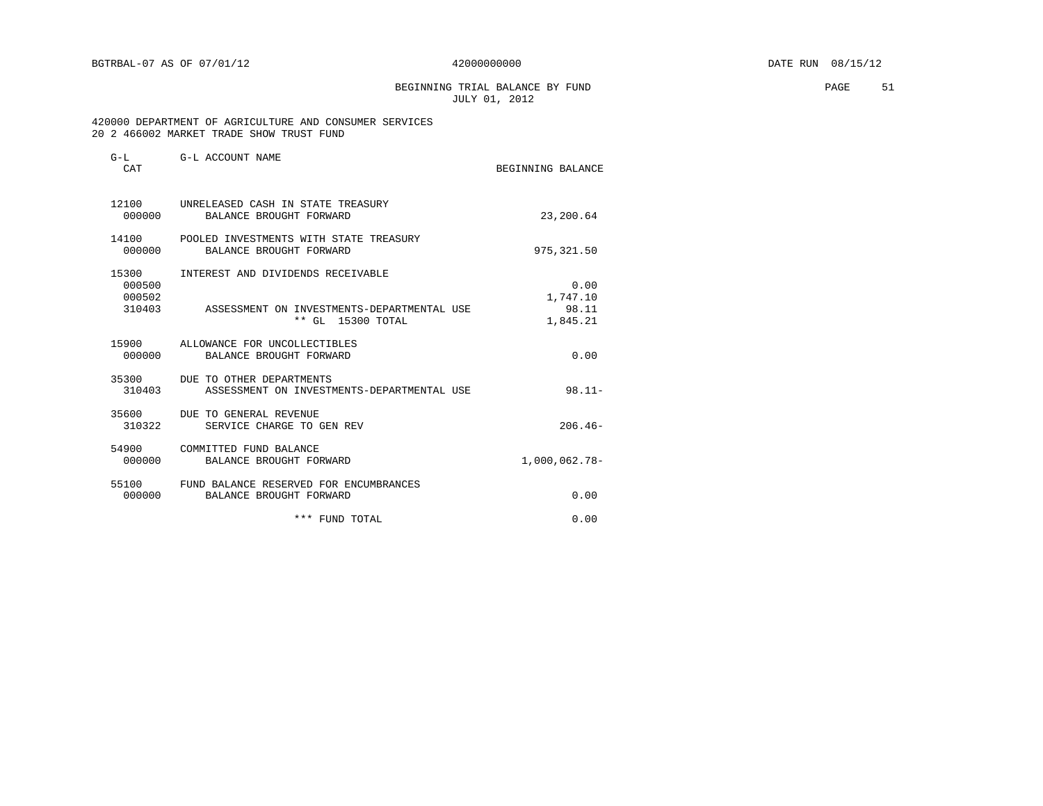BGTRBAL-07 AS OF 07/01/12 &nbsp;&nbsp;&nbsp;&nbsp; 42000000000 &nbsp;&nbsp;&nbsp;&nbsp; DATE RUN 08/15/12

BEGINNING TRIAL BALANCE BY FUND
JULY 01, 2012

420000 DEPARTMENT OF AGRICULTURE AND CONSUMER SERVICES
20 2 466002 MARKET TRADE SHOW TRUST FUND

| G-L CAT | G-L ACCOUNT NAME | BEGINNING BALANCE |
|---|---|---|
| 12100 | UNRELEASED CASH IN STATE TREASURY | |
| 000000 | BALANCE BROUGHT FORWARD | 23,200.64 |
| 14100 | POOLED INVESTMENTS WITH STATE TREASURY | |
| 000000 | BALANCE BROUGHT FORWARD | 975,321.50 |
| 15300 | INTEREST AND DIVIDENDS RECEIVABLE | |
| 000500 | | 0.00 |
| 000502 | | 1,747.10 |
| 310403 | ASSESSMENT ON INVESTMENTS-DEPARTMENTAL USE | 98.11 |
| | ** GL 15300 TOTAL | 1,845.21 |
| 15900 | ALLOWANCE FOR UNCOLLECTIBLES | |
| 000000 | BALANCE BROUGHT FORWARD | 0.00 |
| 35300 | DUE TO OTHER DEPARTMENTS | |
| 310403 | ASSESSMENT ON INVESTMENTS-DEPARTMENTAL USE | 98.11- |
| 35600 | DUE TO GENERAL REVENUE | |
| 310322 | SERVICE CHARGE TO GEN REV | 206.46- |
| 54900 | COMMITTED FUND BALANCE | |
| 000000 | BALANCE BROUGHT FORWARD | 1,000,062.78- |
| 55100 | FUND BALANCE RESERVED FOR ENCUMBRANCES | |
| 000000 | BALANCE BROUGHT FORWARD | 0.00 |
| | *** FUND TOTAL | 0.00 |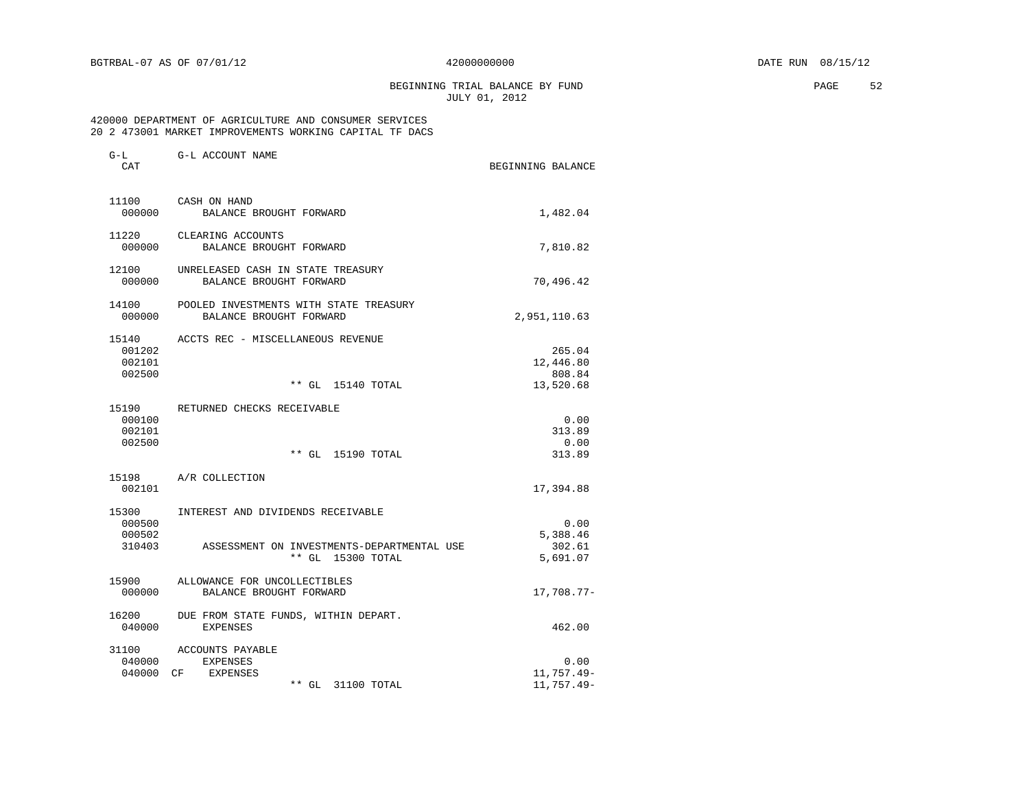BGTRBAL-07 AS OF 07/01/12 42000000000 DATE RUN 08/15/12

BEGINNING TRIAL BALANCE BY FUND
JULY 01, 2012

420000 DEPARTMENT OF AGRICULTURE AND CONSUMER SERVICES
20 2 473001 MARKET IMPROVEMENTS WORKING CAPITAL TF DACS

| G-L CAT | G-L ACCOUNT NAME | BEGINNING BALANCE |
|---|---|---|
| 11100 | CASH ON HAND | |
| 000000 | BALANCE BROUGHT FORWARD | 1,482.04 |
| 11220 | CLEARING ACCOUNTS | |
| 000000 | BALANCE BROUGHT FORWARD | 7,810.82 |
| 12100 | UNRELEASED CASH IN STATE TREASURY | |
| 000000 | BALANCE BROUGHT FORWARD | 70,496.42 |
| 14100 | POOLED INVESTMENTS WITH STATE TREASURY | |
| 000000 | BALANCE BROUGHT FORWARD | 2,951,110.63 |
| 15140 | ACCTS REC - MISCELLANEOUS REVENUE | |
| 001202 | | 265.04 |
| 002101 | | 12,446.80 |
| 002500 | | 808.84 |
| | ** GL 15140 TOTAL | 13,520.68 |
| 15190 | RETURNED CHECKS RECEIVABLE | |
| 000100 | | 0.00 |
| 002101 | | 313.89 |
| 002500 | | 0.00 |
| | ** GL 15190 TOTAL | 313.89 |
| 15198 | A/R COLLECTION | |
| 002101 | | 17,394.88 |
| 15300 | INTEREST AND DIVIDENDS RECEIVABLE | |
| 000500 | | 0.00 |
| 000502 | | 5,388.46 |
| 310403 | ASSESSMENT ON INVESTMENTS-DEPARTMENTAL USE | 302.61 |
| | ** GL 15300 TOTAL | 5,691.07 |
| 15900 | ALLOWANCE FOR UNCOLLECTIBLES | |
| 000000 | BALANCE BROUGHT FORWARD | 17,708.77- |
| 16200 | DUE FROM STATE FUNDS, WITHIN DEPART. | |
| 040000 | EXPENSES | 462.00 |
| 31100 | ACCOUNTS PAYABLE | |
| 040000 | EXPENSES | 0.00 |
| 040000 CF | EXPENSES | 11,757.49- |
| | ** GL 31100 TOTAL | 11,757.49- |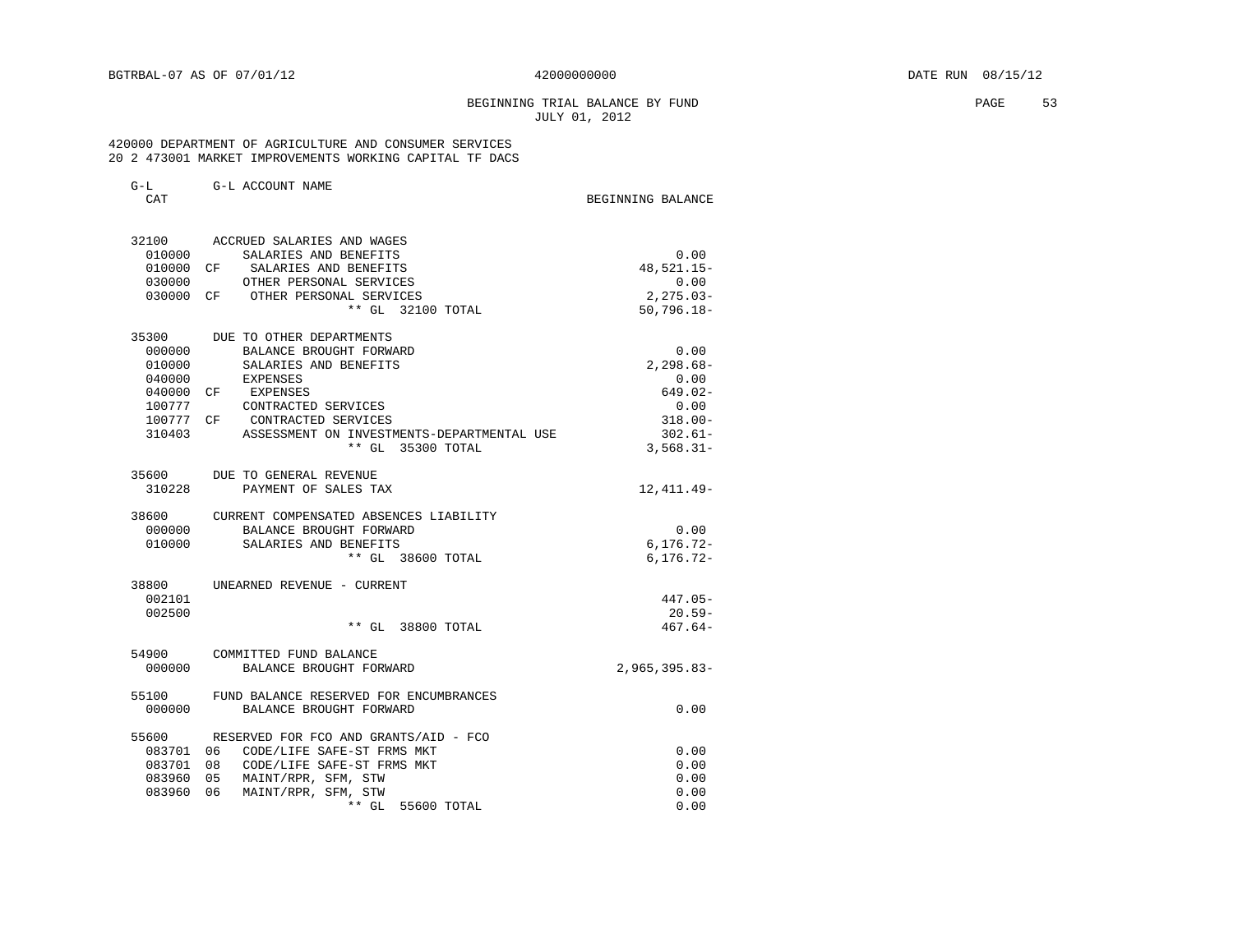BGTRBAL-07 AS OF 07/01/12 42000000000 DATE RUN 08/15/12

BEGINNING TRIAL BALANCE BY FUND
JULY 01, 2012

420000 DEPARTMENT OF AGRICULTURE AND CONSUMER SERVICES
20 2 473001 MARKET IMPROVEMENTS WORKING CAPITAL TF DACS

| G-L CAT | | G-L ACCOUNT NAME | BEGINNING BALANCE |
|---|---|---|---|
| 32100 | | ACCRUED SALARIES AND WAGES | |
| 010000 | | SALARIES AND BENEFITS | 0.00 |
| 010000 | CF | SALARIES AND BENEFITS | 48,521.15- |
| 030000 | | OTHER PERSONAL SERVICES | 0.00 |
| 030000 | CF | OTHER PERSONAL SERVICES | 2,275.03- |
| | | ** GL 32100 TOTAL | 50,796.18- |
| 35300 | | DUE TO OTHER DEPARTMENTS | |
| 000000 | | BALANCE BROUGHT FORWARD | 0.00 |
| 010000 | | SALARIES AND BENEFITS | 2,298.68- |
| 040000 | | EXPENSES | 0.00 |
| 040000 | CF | EXPENSES | 649.02- |
| 100777 | | CONTRACTED SERVICES | 0.00 |
| 100777 | CF | CONTRACTED SERVICES | 318.00- |
| 310403 | | ASSESSMENT ON INVESTMENTS-DEPARTMENTAL USE | 302.61- |
| | | ** GL 35300 TOTAL | 3,568.31- |
| 35600 | | DUE TO GENERAL REVENUE | |
| 310228 | | PAYMENT OF SALES TAX | 12,411.49- |
| 38600 | | CURRENT COMPENSATED ABSENCES LIABILITY | |
| 000000 | | BALANCE BROUGHT FORWARD | 0.00 |
| 010000 | | SALARIES AND BENEFITS | 6,176.72- |
| | | ** GL 38600 TOTAL | 6,176.72- |
| 38800 | | UNEARNED REVENUE - CURRENT | |
| 002101 | | | 447.05- |
| 002500 | | | 20.59- |
| | | ** GL 38800 TOTAL | 467.64- |
| 54900 | | COMMITTED FUND BALANCE | |
| 000000 | | BALANCE BROUGHT FORWARD | 2,965,395.83- |
| 55100 | | FUND BALANCE RESERVED FOR ENCUMBRANCES | |
| 000000 | | BALANCE BROUGHT FORWARD | 0.00 |
| 55600 | | RESERVED FOR FCO AND GRANTS/AID - FCO | |
| 083701 | 06 | CODE/LIFE SAFE-ST FRMS MKT | 0.00 |
| 083701 | 08 | CODE/LIFE SAFE-ST FRMS MKT | 0.00 |
| 083960 | 05 | MAINT/RPR, SFM, STW | 0.00 |
| 083960 | 06 | MAINT/RPR, SFM, STW | 0.00 |
| | | ** GL 55600 TOTAL | 0.00 |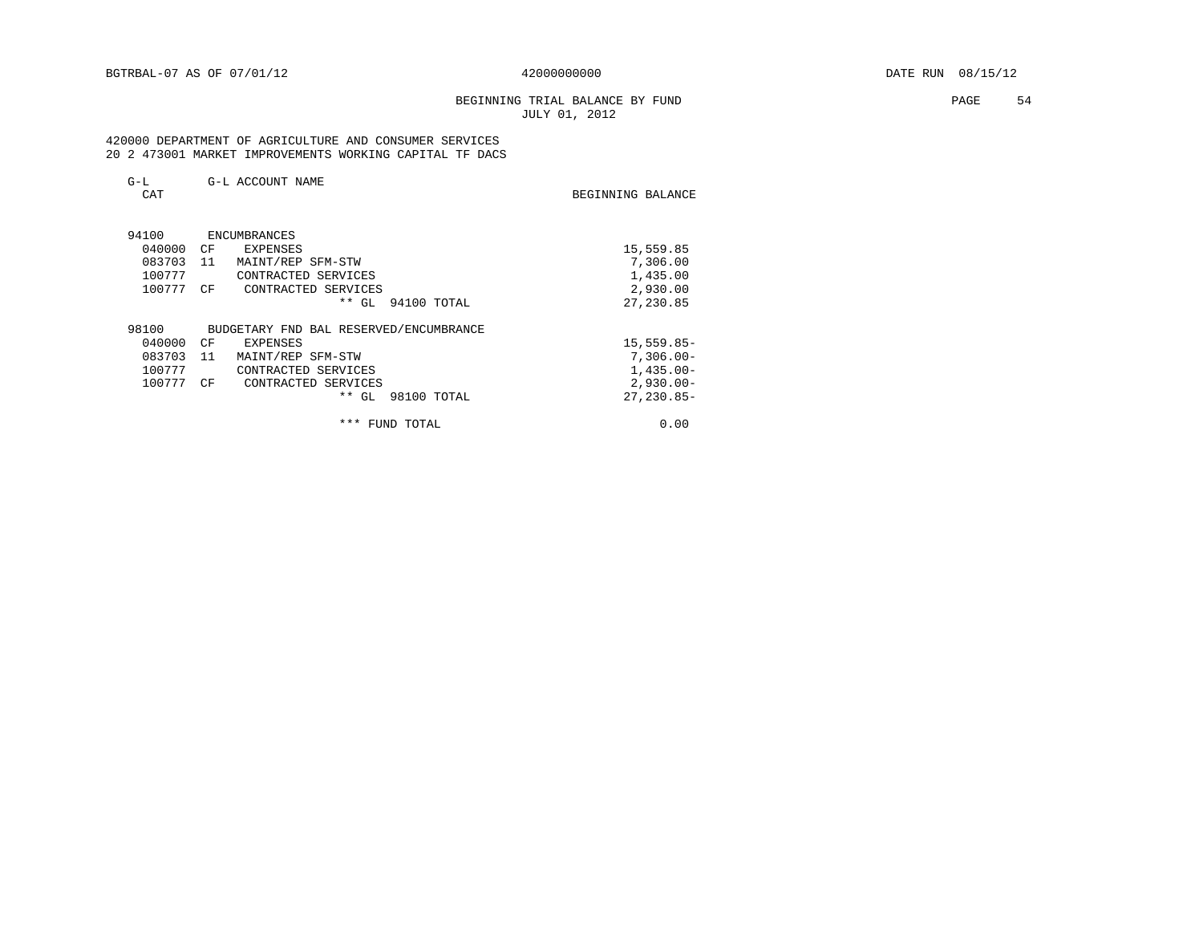BEGINNING TRIAL BALANCE BY FUND
JULY 01, 2012

420000 DEPARTMENT OF AGRICULTURE AND CONSUMER SERVICES
20 2 473001 MARKET IMPROVEMENTS WORKING CAPITAL TF DACS

| G-L CAT | | G-L ACCOUNT NAME | BEGINNING BALANCE |
|---|---|---|---|
| 94100 | | ENCUMBRANCES | |
| 040000 | CF | EXPENSES | 15,559.85 |
| 083703 | 11 | MAINT/REP SFM-STW | 7,306.00 |
| 100777 | | CONTRACTED SERVICES | 1,435.00 |
| 100777 | CF | CONTRACTED SERVICES | 2,930.00 |
| | | ** GL 94100 TOTAL | 27,230.85 |
| 98100 | | BUDGETARY FND BAL RESERVED/ENCUMBRANCE | |
| 040000 | CF | EXPENSES | 15,559.85- |
| 083703 | 11 | MAINT/REP SFM-STW | 7,306.00- |
| 100777 | | CONTRACTED SERVICES | 1,435.00- |
| 100777 | CF | CONTRACTED SERVICES | 2,930.00- |
| | | ** GL 98100 TOTAL | 27,230.85- |
| | | *** FUND TOTAL | 0.00 |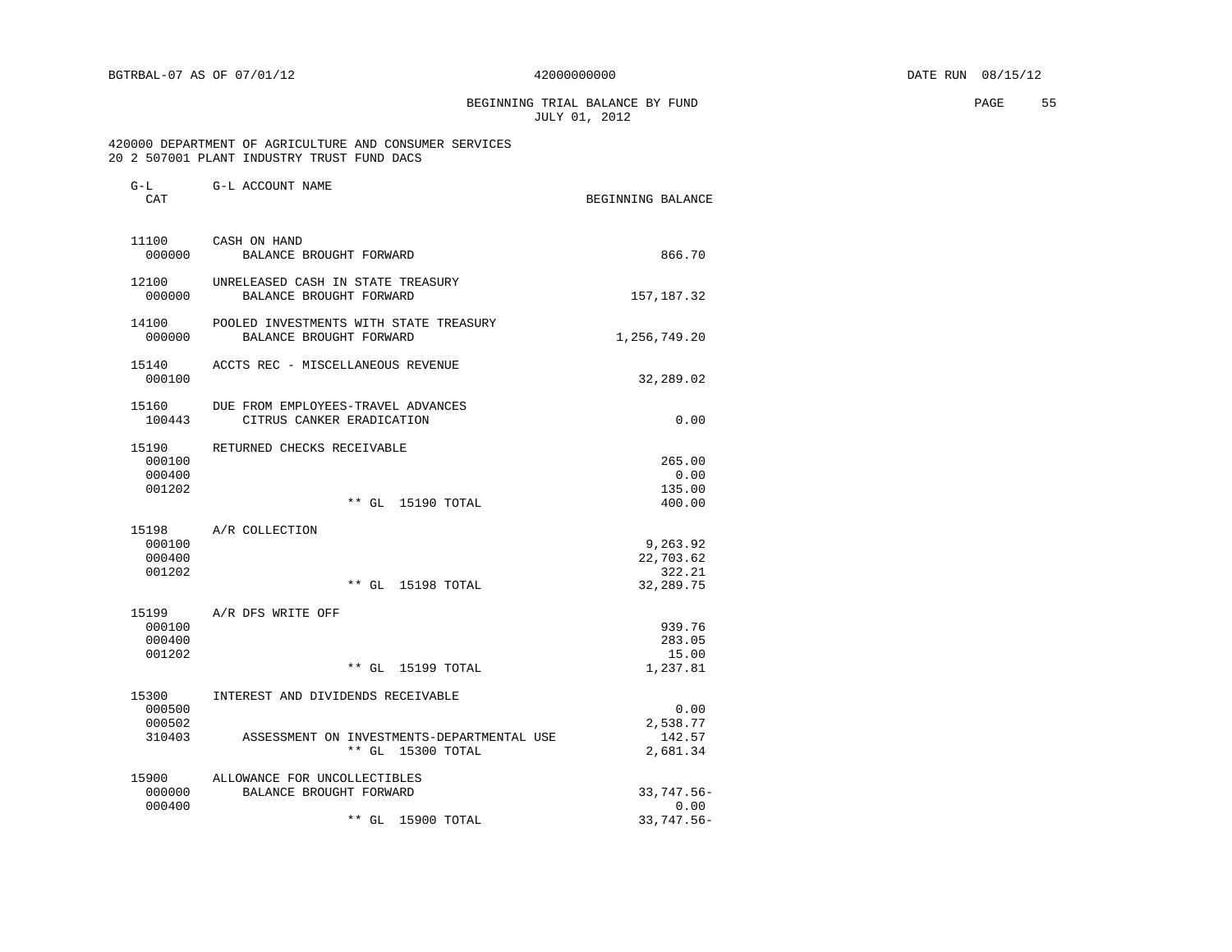BGTRBAL-07 AS OF 07/01/12 — 42000000000 — DATE RUN 08/15/12

BEGINNING TRIAL BALANCE BY FUND
JULY 01, 2012

420000 DEPARTMENT OF AGRICULTURE AND CONSUMER SERVICES
20 2 507001 PLANT INDUSTRY TRUST FUND DACS

| G-L CAT | G-L ACCOUNT NAME | BEGINNING BALANCE |
|---|---|---|
| 11100 | CASH ON HAND | |
| 000000 | BALANCE BROUGHT FORWARD | 866.70 |
| 12100 | UNRELEASED CASH IN STATE TREASURY | |
| 000000 | BALANCE BROUGHT FORWARD | 157,187.32 |
| 14100 | POOLED INVESTMENTS WITH STATE TREASURY | |
| 000000 | BALANCE BROUGHT FORWARD | 1,256,749.20 |
| 15140 | ACCTS REC - MISCELLANEOUS REVENUE | |
| 000100 | | 32,289.02 |
| 15160 | DUE FROM EMPLOYEES-TRAVEL ADVANCES | |
| 100443 | CITRUS CANKER ERADICATION | 0.00 |
| 15190 | RETURNED CHECKS RECEIVABLE | |
| 000100 | | 265.00 |
| 000400 | | 0.00 |
| 001202 | | 135.00 |
| | ** GL 15190 TOTAL | 400.00 |
| 15198 | A/R COLLECTION | |
| 000100 | | 9,263.92 |
| 000400 | | 22,703.62 |
| 001202 | | 322.21 |
| | ** GL 15198 TOTAL | 32,289.75 |
| 15199 | A/R DFS WRITE OFF | |
| 000100 | | 939.76 |
| 000400 | | 283.05 |
| 001202 | | 15.00 |
| | ** GL 15199 TOTAL | 1,237.81 |
| 15300 | INTEREST AND DIVIDENDS RECEIVABLE | |
| 000500 | | 0.00 |
| 000502 | | 2,538.77 |
| 310403 | ASSESSMENT ON INVESTMENTS-DEPARTMENTAL USE | 142.57 |
| | ** GL 15300 TOTAL | 2,681.34 |
| 15900 | ALLOWANCE FOR UNCOLLECTIBLES | |
| 000000 | BALANCE BROUGHT FORWARD | 33,747.56- |
| 000400 | | 0.00 |
| | ** GL 15900 TOTAL | 33,747.56- |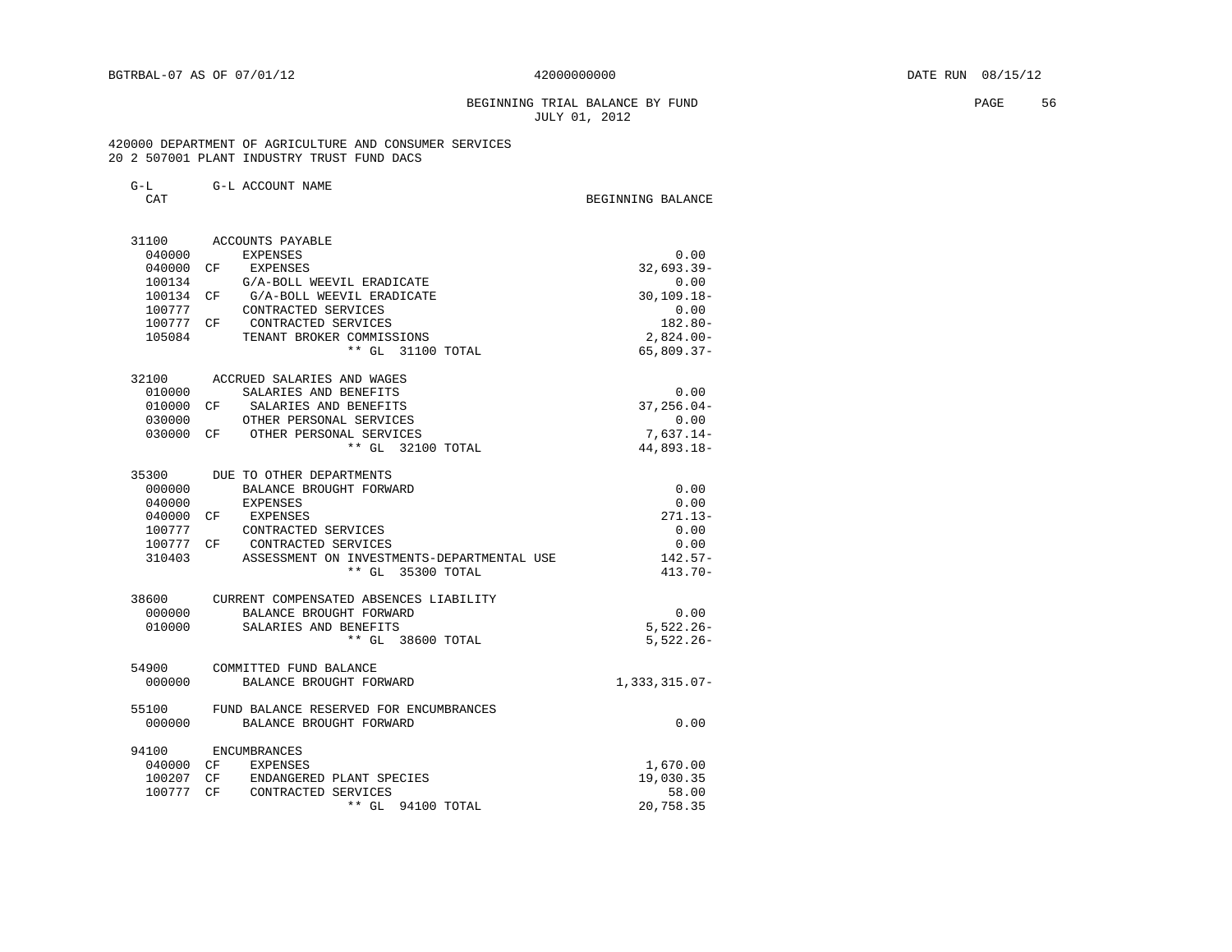BGTRBAL-07 AS OF 07/01/12 42000000000 DATE RUN 08/15/12

BEGINNING TRIAL BALANCE BY FUND
JULY 01, 2012

420000 DEPARTMENT OF AGRICULTURE AND CONSUMER SERVICES
20 2 507001 PLANT INDUSTRY TRUST FUND DACS

| G-L CAT | | G-L ACCOUNT NAME | BEGINNING BALANCE |
|---|---|---|---|
| 31100 | | ACCOUNTS PAYABLE | |
| 040000 | | EXPENSES | 0.00 |
| 040000 | CF | EXPENSES | 32,693.39- |
| 100134 | | G/A-BOLL WEEVIL ERADICATE | 0.00 |
| 100134 | CF | G/A-BOLL WEEVIL ERADICATE | 30,109.18- |
| 100777 | | CONTRACTED SERVICES | 0.00 |
| 100777 | CF | CONTRACTED SERVICES | 182.80- |
| 105084 | | TENANT BROKER COMMISSIONS | 2,824.00- |
| | | ** GL 31100 TOTAL | 65,809.37- |
| 32100 | | ACCRUED SALARIES AND WAGES | |
| 010000 | | SALARIES AND BENEFITS | 0.00 |
| 010000 | CF | SALARIES AND BENEFITS | 37,256.04- |
| 030000 | | OTHER PERSONAL SERVICES | 0.00 |
| 030000 | CF | OTHER PERSONAL SERVICES | 7,637.14- |
| | | ** GL 32100 TOTAL | 44,893.18- |
| 35300 | | DUE TO OTHER DEPARTMENTS | |
| 000000 | | BALANCE BROUGHT FORWARD | 0.00 |
| 040000 | | EXPENSES | 0.00 |
| 040000 | CF | EXPENSES | 271.13- |
| 100777 | | CONTRACTED SERVICES | 0.00 |
| 100777 | CF | CONTRACTED SERVICES | 0.00 |
| 310403 | | ASSESSMENT ON INVESTMENTS-DEPARTMENTAL USE | 142.57- |
| | | ** GL 35300 TOTAL | 413.70- |
| 38600 | | CURRENT COMPENSATED ABSENCES LIABILITY | |
| 000000 | | BALANCE BROUGHT FORWARD | 0.00 |
| 010000 | | SALARIES AND BENEFITS | 5,522.26- |
| | | ** GL 38600 TOTAL | 5,522.26- |
| 54900 | | COMMITTED FUND BALANCE | |
| 000000 | | BALANCE BROUGHT FORWARD | 1,333,315.07- |
| 55100 | | FUND BALANCE RESERVED FOR ENCUMBRANCES | |
| 000000 | | BALANCE BROUGHT FORWARD | 0.00 |
| 94100 | | ENCUMBRANCES | |
| 040000 | CF | EXPENSES | 1,670.00 |
| 100207 | CF | ENDANGERED PLANT SPECIES | 19,030.35 |
| 100777 | CF | CONTRACTED SERVICES | 58.00 |
| | | ** GL 94100 TOTAL | 20,758.35 |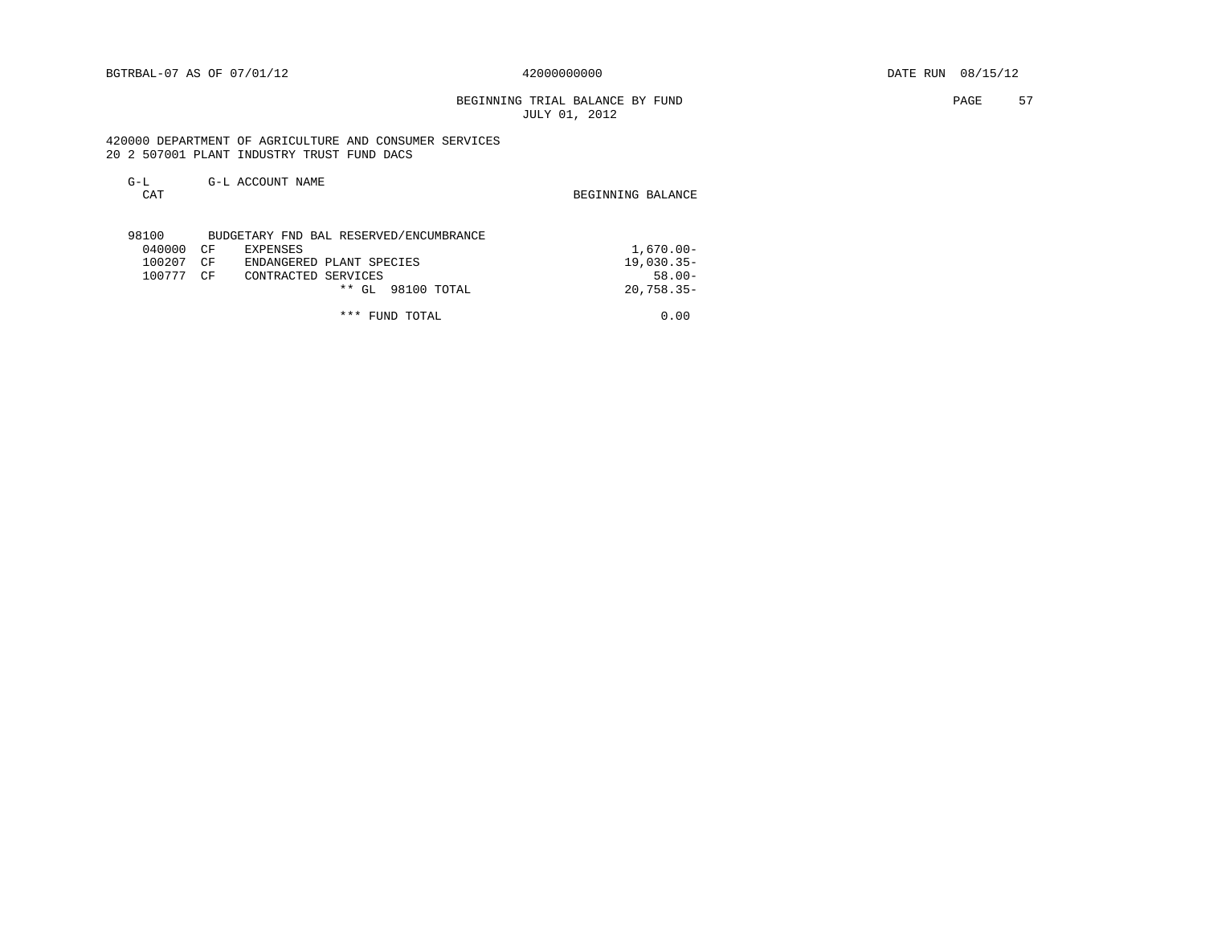BGTRBAL-07 AS OF 07/01/12 42000000000 DATE RUN 08/15/12

BEGINNING TRIAL BALANCE BY FUND
JULY 01, 2012

420000 DEPARTMENT OF AGRICULTURE AND CONSUMER SERVICES
20 2 507001 PLANT INDUSTRY TRUST FUND DACS

| G-L CAT | | G-L ACCOUNT NAME | BEGINNING BALANCE |
|---|---|---|---|
| 98100 | | BUDGETARY FND BAL RESERVED/ENCUMBRANCE | |
| 040000 | CF | EXPENSES | 1,670.00- |
| 100207 | CF | ENDANGERED PLANT SPECIES | 19,030.35- |
| 100777 | CF | CONTRACTED SERVICES | 58.00- |
| | | ** GL 98100 TOTAL | 20,758.35- |
| | | *** FUND TOTAL | 0.00 |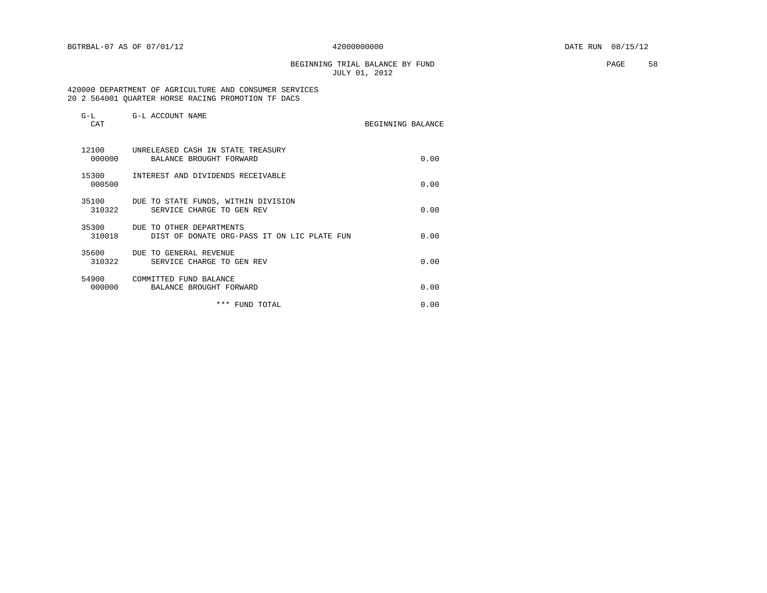BEGINNING TRIAL BALANCE BY FUND
JULY 01, 2012

420000 DEPARTMENT OF AGRICULTURE AND CONSUMER SERVICES
20 2 564001 QUARTER HORSE RACING PROMOTION TF DACS

| G-L CAT | G-L ACCOUNT NAME | BEGINNING BALANCE |
|---|---|---|
| 12100 | UNRELEASED CASH IN STATE TREASURY | |
| 000000 | BALANCE BROUGHT FORWARD | 0.00 |
| 15300 | INTEREST AND DIVIDENDS RECEIVABLE | |
| 000500 | | 0.00 |
| 35100 | DUE TO STATE FUNDS, WITHIN DIVISION | |
| 310322 | SERVICE CHARGE TO GEN REV | 0.00 |
| 35300 | DUE TO OTHER DEPARTMENTS | |
| 310018 | DIST OF DONATE ORG-PASS IT ON LIC PLATE FUN | 0.00 |
| 35600 | DUE TO GENERAL REVENUE | |
| 310322 | SERVICE CHARGE TO GEN REV | 0.00 |
| 54900 | COMMITTED FUND BALANCE | |
| 000000 | BALANCE BROUGHT FORWARD | 0.00 |
| | *** FUND TOTAL | 0.00 |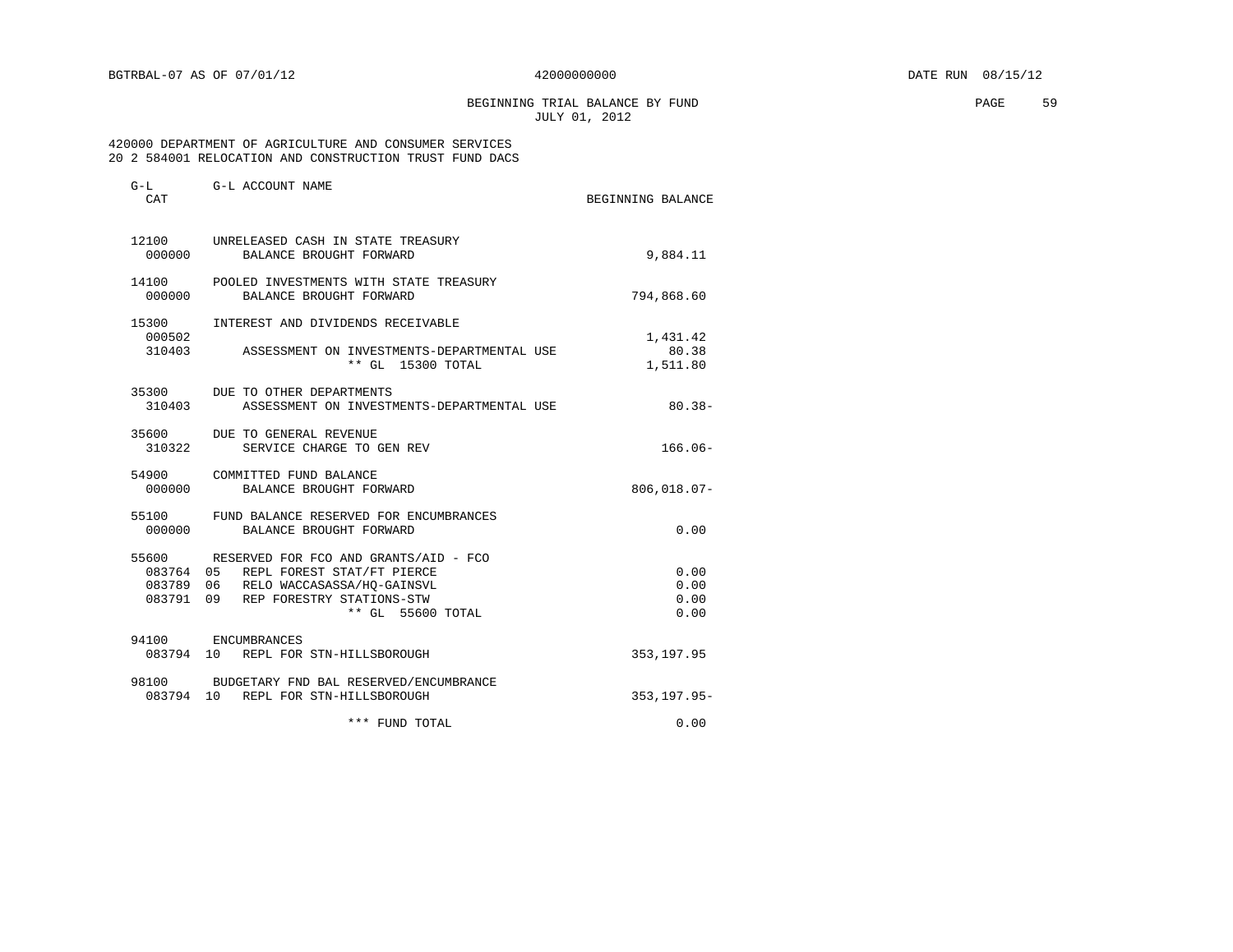BGTRBAL-07 AS OF 07/01/12 42000000000 DATE RUN 08/15/12

BEGINNING TRIAL BALANCE BY FUND
JULY 01, 2012

420000 DEPARTMENT OF AGRICULTURE AND CONSUMER SERVICES
20 2 584001 RELOCATION AND CONSTRUCTION TRUST FUND DACS

| G-L CAT | G-L ACCOUNT NAME | BEGINNING BALANCE |
|---|---|---|
| 12100 | UNRELEASED CASH IN STATE TREASURY | |
| 000000 | BALANCE BROUGHT FORWARD | 9,884.11 |
| 14100 | POOLED INVESTMENTS WITH STATE TREASURY | |
| 000000 | BALANCE BROUGHT FORWARD | 794,868.60 |
| 15300 | INTEREST AND DIVIDENDS RECEIVABLE | |
| 000502 | | 1,431.42 |
| 310403 | ASSESSMENT ON INVESTMENTS-DEPARTMENTAL USE | 80.38 |
| | ** GL 15300 TOTAL | 1,511.80 |
| 35300 | DUE TO OTHER DEPARTMENTS | |
| 310403 | ASSESSMENT ON INVESTMENTS-DEPARTMENTAL USE | 80.38- |
| 35600 | DUE TO GENERAL REVENUE | |
| 310322 | SERVICE CHARGE TO GEN REV | 166.06- |
| 54900 | COMMITTED FUND BALANCE | |
| 000000 | BALANCE BROUGHT FORWARD | 806,018.07- |
| 55100 | FUND BALANCE RESERVED FOR ENCUMBRANCES | |
| 000000 | BALANCE BROUGHT FORWARD | 0.00 |
| 55600 | RESERVED FOR FCO AND GRANTS/AID - FCO | |
| 083764 05 | REPL FOREST STAT/FT PIERCE | 0.00 |
| 083789 06 | RELO WACCASASSA/HQ-GAINSVL | 0.00 |
| 083791 09 | REP FORESTRY STATIONS-STW | 0.00 |
| | ** GL 55600 TOTAL | 0.00 |
| 94100 | ENCUMBRANCES | |
| 083794 10 | REPL FOR STN-HILLSBOROUGH | 353,197.95 |
| 98100 | BUDGETARY FND BAL RESERVED/ENCUMBRANCE | |
| 083794 10 | REPL FOR STN-HILLSBOROUGH | 353,197.95- |
| | *** FUND TOTAL | 0.00 |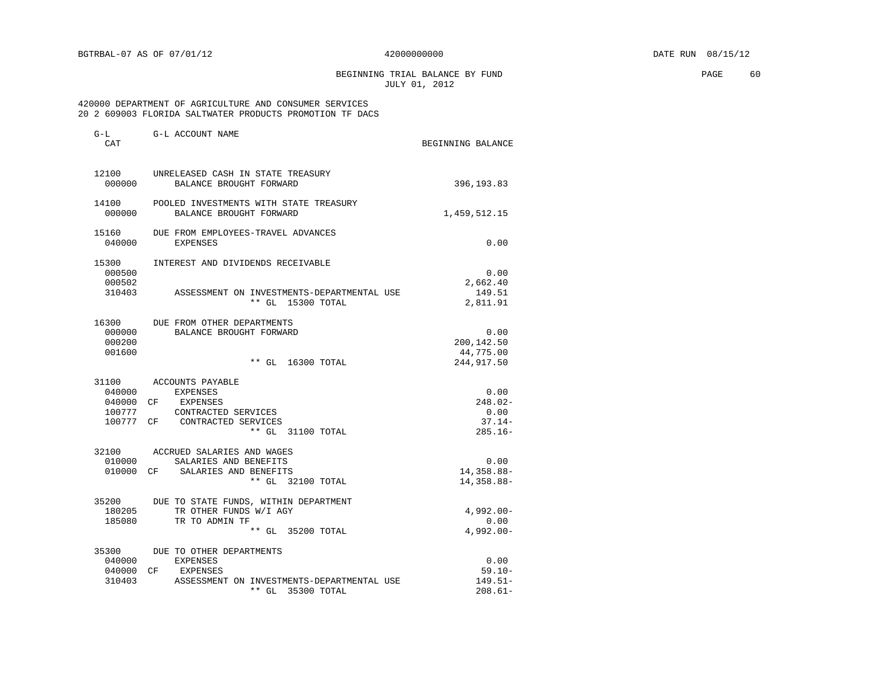BGTRBAL-07 AS OF 07/01/12 — 42000000000 — DATE RUN 08/15/12

BEGINNING TRIAL BALANCE BY FUND
JULY 01, 2012

420000 DEPARTMENT OF AGRICULTURE AND CONSUMER SERVICES
20 2 609003 FLORIDA SALTWATER PRODUCTS PROMOTION TF DACS

| G-L CAT | | G-L ACCOUNT NAME | BEGINNING BALANCE |
|---|---|---|---|
| 12100 | | UNRELEASED CASH IN STATE TREASURY | |
| 000000 | | BALANCE BROUGHT FORWARD | 396,193.83 |
| 14100 | | POOLED INVESTMENTS WITH STATE TREASURY | |
| 000000 | | BALANCE BROUGHT FORWARD | 1,459,512.15 |
| 15160 | | DUE FROM EMPLOYEES-TRAVEL ADVANCES | |
| 040000 | | EXPENSES | 0.00 |
| 15300 | | INTEREST AND DIVIDENDS RECEIVABLE | |
| 000500 | | | 0.00 |
| 000502 | | | 2,662.40 |
| 310403 | | ASSESSMENT ON INVESTMENTS-DEPARTMENTAL USE | 149.51 |
| | | ** GL 15300 TOTAL | 2,811.91 |
| 16300 | | DUE FROM OTHER DEPARTMENTS | |
| 000000 | | BALANCE BROUGHT FORWARD | 0.00 |
| 000200 | | | 200,142.50 |
| 001600 | | | 44,775.00 |
| | | ** GL 16300 TOTAL | 244,917.50 |
| 31100 | | ACCOUNTS PAYABLE | |
| 040000 | | EXPENSES | 0.00 |
| 040000 | CF | EXPENSES | 248.02- |
| 100777 | | CONTRACTED SERVICES | 0.00 |
| 100777 | CF | CONTRACTED SERVICES | 37.14- |
| | | ** GL 31100 TOTAL | 285.16- |
| 32100 | | ACCRUED SALARIES AND WAGES | |
| 010000 | | SALARIES AND BENEFITS | 0.00 |
| 010000 | CF | SALARIES AND BENEFITS | 14,358.88- |
| | | ** GL 32100 TOTAL | 14,358.88- |
| 35200 | | DUE TO STATE FUNDS, WITHIN DEPARTMENT | |
| 180205 | | TR OTHER FUNDS W/I AGY | 4,992.00- |
| 185080 | | TR TO ADMIN TF | 0.00 |
| | | ** GL 35200 TOTAL | 4,992.00- |
| 35300 | | DUE TO OTHER DEPARTMENTS | |
| 040000 | | EXPENSES | 0.00 |
| 040000 | CF | EXPENSES | 59.10- |
| 310403 | | ASSESSMENT ON INVESTMENTS-DEPARTMENTAL USE | 149.51- |
| | | ** GL 35300 TOTAL | 208.61- |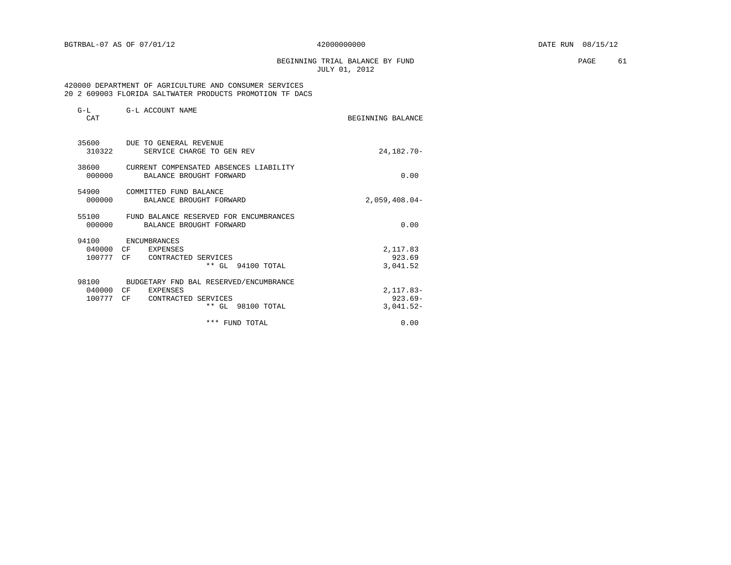BGTRBAL-07 AS OF 07/01/12 42000000000 DATE RUN 08/15/12

BEGINNING TRIAL BALANCE BY FUND
JULY 01, 2012

420000 DEPARTMENT OF AGRICULTURE AND CONSUMER SERVICES
20 2 609003 FLORIDA SALTWATER PRODUCTS PROMOTION TF DACS

| G-L CAT | | G-L ACCOUNT NAME | BEGINNING BALANCE |
|---|---|---|---|
| 35600 | | DUE TO GENERAL REVENUE | |
| 310322 | | SERVICE CHARGE TO GEN REV | 24,182.70- |
| 38600 | | CURRENT COMPENSATED ABSENCES LIABILITY | |
| 000000 | | BALANCE BROUGHT FORWARD | 0.00 |
| 54900 | | COMMITTED FUND BALANCE | |
| 000000 | | BALANCE BROUGHT FORWARD | 2,059,408.04- |
| 55100 | | FUND BALANCE RESERVED FOR ENCUMBRANCES | |
| 000000 | | BALANCE BROUGHT FORWARD | 0.00 |
| 94100 | | ENCUMBRANCES | |
| 040000 | CF | EXPENSES | 2,117.83 |
| 100777 | CF | CONTRACTED SERVICES | 923.69 |
| | | ** GL 94100 TOTAL | 3,041.52 |
| 98100 | | BUDGETARY FND BAL RESERVED/ENCUMBRANCE | |
| 040000 | CF | EXPENSES | 2,117.83- |
| 100777 | CF | CONTRACTED SERVICES | 923.69- |
| | | ** GL 98100 TOTAL | 3,041.52- |
| | | *** FUND TOTAL | 0.00 |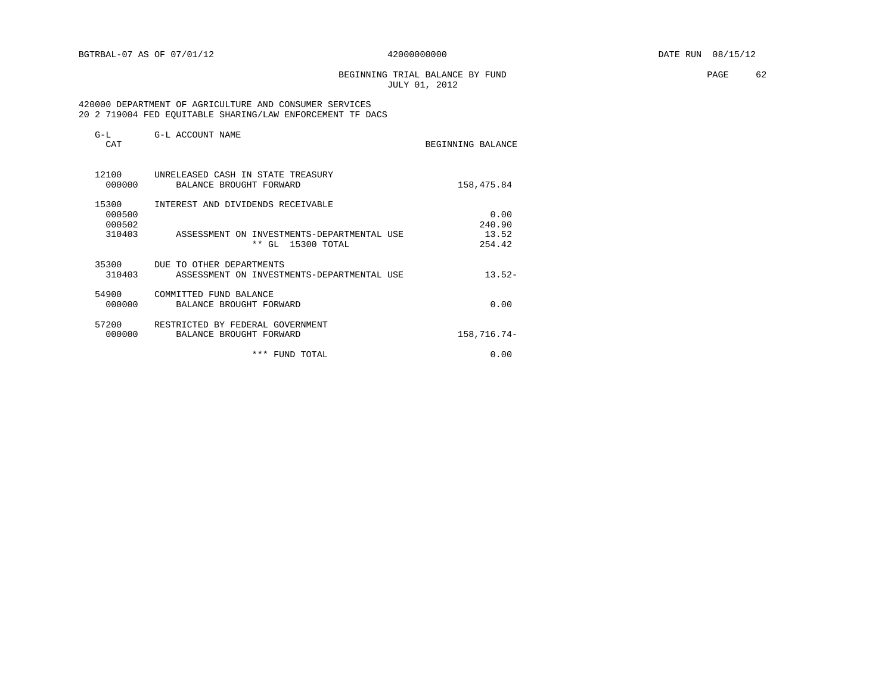BGTRBAL-07 AS OF 07/01/12 42000000000 DATE RUN 08/15/12

BEGINNING TRIAL BALANCE BY FUND
JULY 01, 2012

420000 DEPARTMENT OF AGRICULTURE AND CONSUMER SERVICES
20 2 719004 FED EQUITABLE SHARING/LAW ENFORCEMENT TF DACS

| G-L CAT | G-L ACCOUNT NAME | BEGINNING BALANCE |
|---|---|---|
| 12100 | UNRELEASED CASH IN STATE TREASURY | |
| 000000 | BALANCE BROUGHT FORWARD | 158,475.84 |
| 15300 | INTEREST AND DIVIDENDS RECEIVABLE | |
| 000500 | | 0.00 |
| 000502 | | 240.90 |
| 310403 | ASSESSMENT ON INVESTMENTS-DEPARTMENTAL USE | 13.52 |
| | ** GL 15300 TOTAL | 254.42 |
| 35300 | DUE TO OTHER DEPARTMENTS | |
| 310403 | ASSESSMENT ON INVESTMENTS-DEPARTMENTAL USE | 13.52- |
| 54900 | COMMITTED FUND BALANCE | |
| 000000 | BALANCE BROUGHT FORWARD | 0.00 |
| 57200 | RESTRICTED BY FEDERAL GOVERNMENT | |
| 000000 | BALANCE BROUGHT FORWARD | 158,716.74- |
| | *** FUND TOTAL | 0.00 |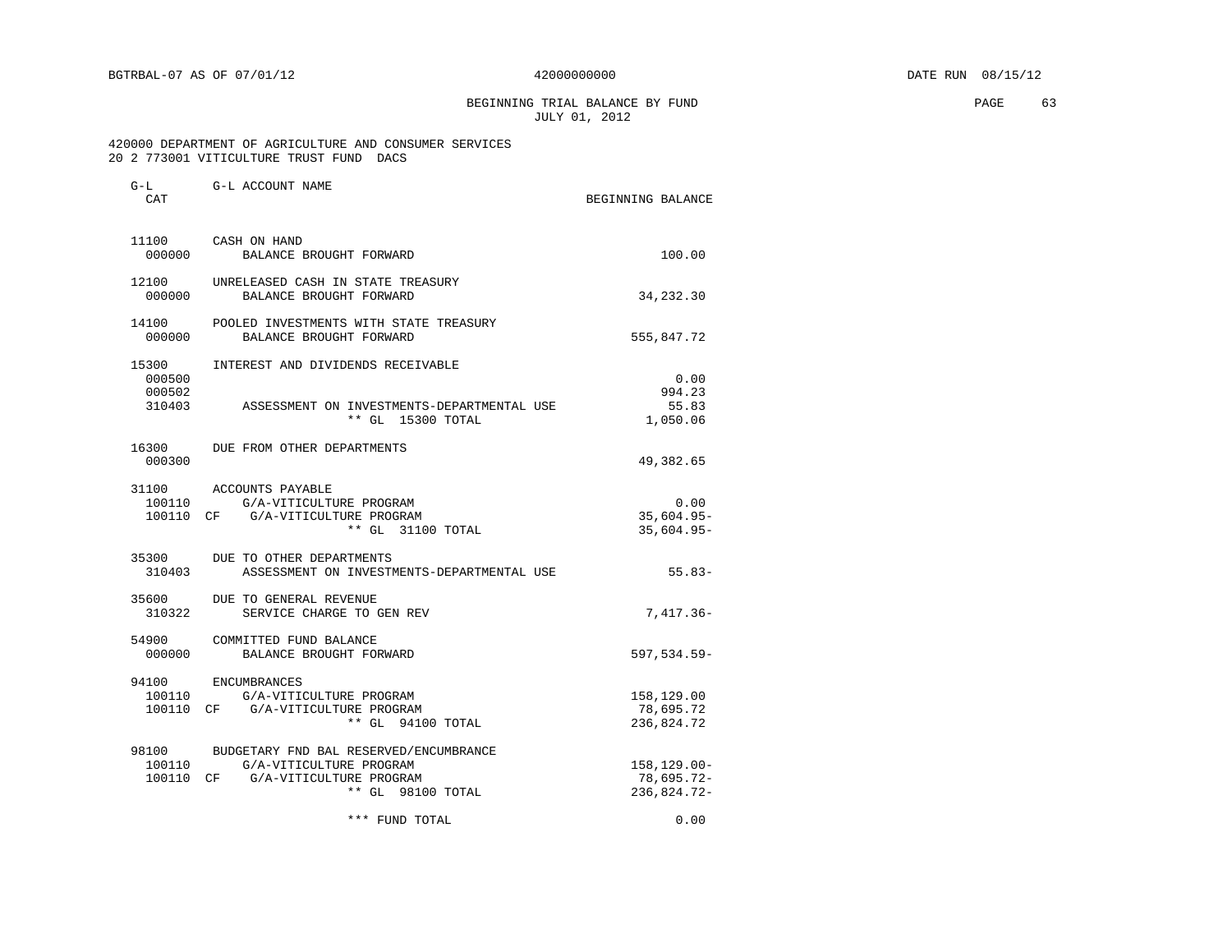BGTRBAL-07 AS OF 07/01/12 42000000000 DATE RUN 08/15/12

BEGINNING TRIAL BALANCE BY FUND
JULY 01, 2012

420000 DEPARTMENT OF AGRICULTURE AND CONSUMER SERVICES
20 2 773001 VITICULTURE TRUST FUND DACS

| G-L CAT | G-L ACCOUNT NAME | BEGINNING BALANCE |
|---|---|---|
| 11100 | CASH ON HAND | |
| 000000 | BALANCE BROUGHT FORWARD | 100.00 |
| 12100 | UNRELEASED CASH IN STATE TREASURY | |
| 000000 | BALANCE BROUGHT FORWARD | 34,232.30 |
| 14100 | POOLED INVESTMENTS WITH STATE TREASURY | |
| 000000 | BALANCE BROUGHT FORWARD | 555,847.72 |
| 15300 | INTEREST AND DIVIDENDS RECEIVABLE | |
| 000500 | | 0.00 |
| 000502 | | 994.23 |
| 310403 | ASSESSMENT ON INVESTMENTS-DEPARTMENTAL USE | 55.83 |
| | ** GL 15300 TOTAL | 1,050.06 |
| 16300 | DUE FROM OTHER DEPARTMENTS | |
| 000300 | | 49,382.65 |
| 31100 | ACCOUNTS PAYABLE | |
| 100110 | G/A-VITICULTURE PROGRAM | 0.00 |
| 100110 CF | G/A-VITICULTURE PROGRAM | 35,604.95- |
| | ** GL 31100 TOTAL | 35,604.95- |
| 35300 | DUE TO OTHER DEPARTMENTS | |
| 310403 | ASSESSMENT ON INVESTMENTS-DEPARTMENTAL USE | 55.83- |
| 35600 | DUE TO GENERAL REVENUE | |
| 310322 | SERVICE CHARGE TO GEN REV | 7,417.36- |
| 54900 | COMMITTED FUND BALANCE | |
| 000000 | BALANCE BROUGHT FORWARD | 597,534.59- |
| 94100 | ENCUMBRANCES | |
| 100110 | G/A-VITICULTURE PROGRAM | 158,129.00 |
| 100110 CF | G/A-VITICULTURE PROGRAM | 78,695.72 |
| | ** GL 94100 TOTAL | 236,824.72 |
| 98100 | BUDGETARY FND BAL RESERVED/ENCUMBRANCE | |
| 100110 | G/A-VITICULTURE PROGRAM | 158,129.00- |
| 100110 CF | G/A-VITICULTURE PROGRAM | 78,695.72- |
| | ** GL 98100 TOTAL | 236,824.72- |
| | *** FUND TOTAL | 0.00 |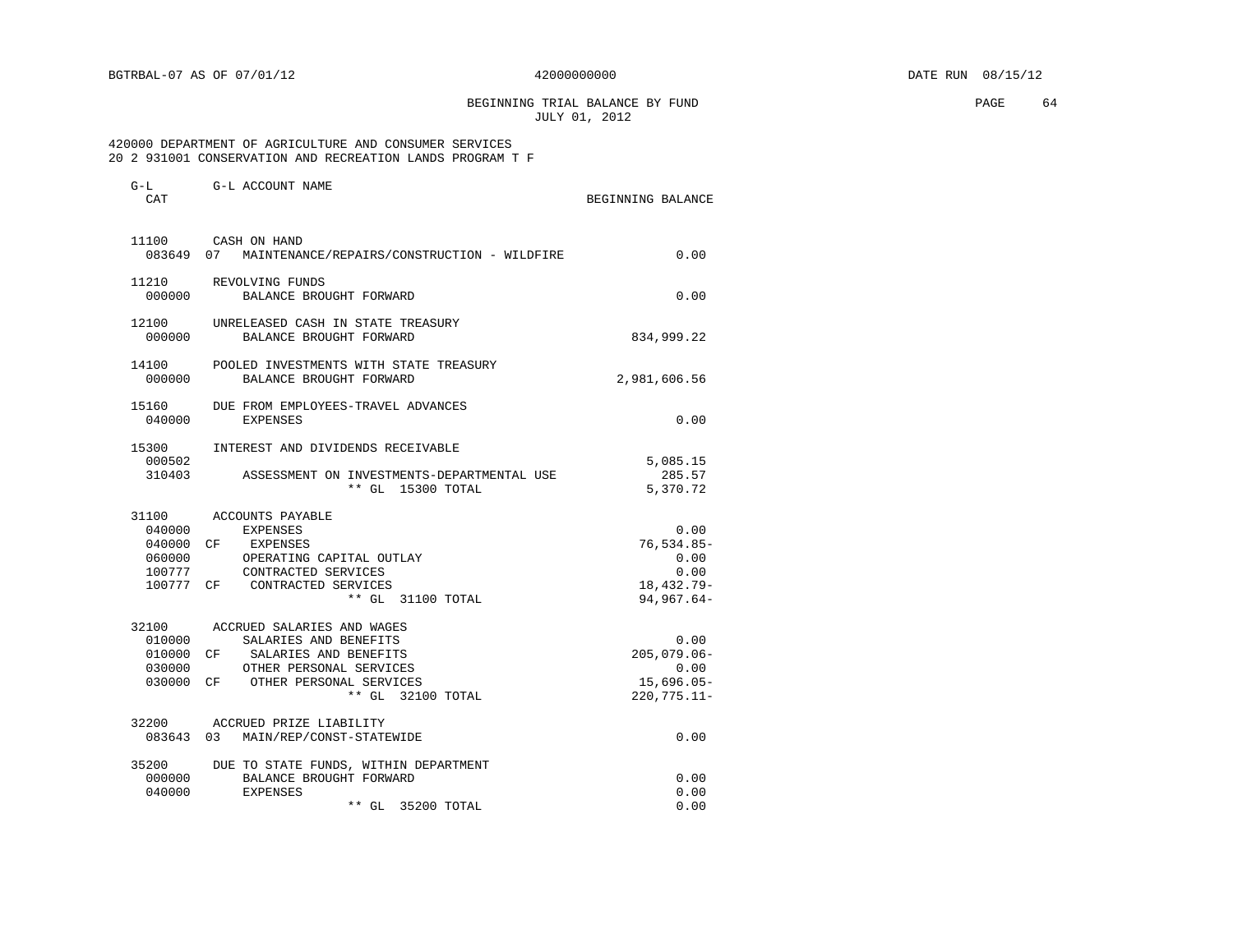BGTRBAL-07 AS OF 07/01/12 — 42000000000 — DATE RUN 08/15/12

# BEGINNING TRIAL BALANCE BY FUND
JULY 01, 2012

420000 DEPARTMENT OF AGRICULTURE AND CONSUMER SERVICES
20 2 931001 CONSERVATION AND RECREATION LANDS PROGRAM T F

| G-L CAT | | G-L ACCOUNT NAME | BEGINNING BALANCE |
|---|---|---|---|
| 11100 | | CASH ON HAND | |
| 083649 | 07 | MAINTENANCE/REPAIRS/CONSTRUCTION - WILDFIRE | 0.00 |
| 11210 | | REVOLVING FUNDS | |
| 000000 | | BALANCE BROUGHT FORWARD | 0.00 |
| 12100 | | UNRELEASED CASH IN STATE TREASURY | |
| 000000 | | BALANCE BROUGHT FORWARD | 834,999.22 |
| 14100 | | POOLED INVESTMENTS WITH STATE TREASURY | |
| 000000 | | BALANCE BROUGHT FORWARD | 2,981,606.56 |
| 15160 | | DUE FROM EMPLOYEES-TRAVEL ADVANCES | |
| 040000 | | EXPENSES | 0.00 |
| 15300 | | INTEREST AND DIVIDENDS RECEIVABLE | |
| 000502 | | | 5,085.15 |
| 310403 | | ASSESSMENT ON INVESTMENTS-DEPARTMENTAL USE | 285.57 |
| | | ** GL 15300 TOTAL | 5,370.72 |
| 31100 | | ACCOUNTS PAYABLE | |
| 040000 | | EXPENSES | 0.00 |
| 040000 | CF | EXPENSES | 76,534.85- |
| 060000 | | OPERATING CAPITAL OUTLAY | 0.00 |
| 100777 | | CONTRACTED SERVICES | 0.00 |
| 100777 | CF | CONTRACTED SERVICES | 18,432.79- |
| | | ** GL 31100 TOTAL | 94,967.64- |
| 32100 | | ACCRUED SALARIES AND WAGES | |
| 010000 | | SALARIES AND BENEFITS | 0.00 |
| 010000 | CF | SALARIES AND BENEFITS | 205,079.06- |
| 030000 | | OTHER PERSONAL SERVICES | 0.00 |
| 030000 | CF | OTHER PERSONAL SERVICES | 15,696.05- |
| | | ** GL 32100 TOTAL | 220,775.11- |
| 32200 | | ACCRUED PRIZE LIABILITY | |
| 083643 | 03 | MAIN/REP/CONST-STATEWIDE | 0.00 |
| 35200 | | DUE TO STATE FUNDS, WITHIN DEPARTMENT | |
| 000000 | | BALANCE BROUGHT FORWARD | 0.00 |
| 040000 | | EXPENSES | 0.00 |
| | | ** GL 35200 TOTAL | 0.00 |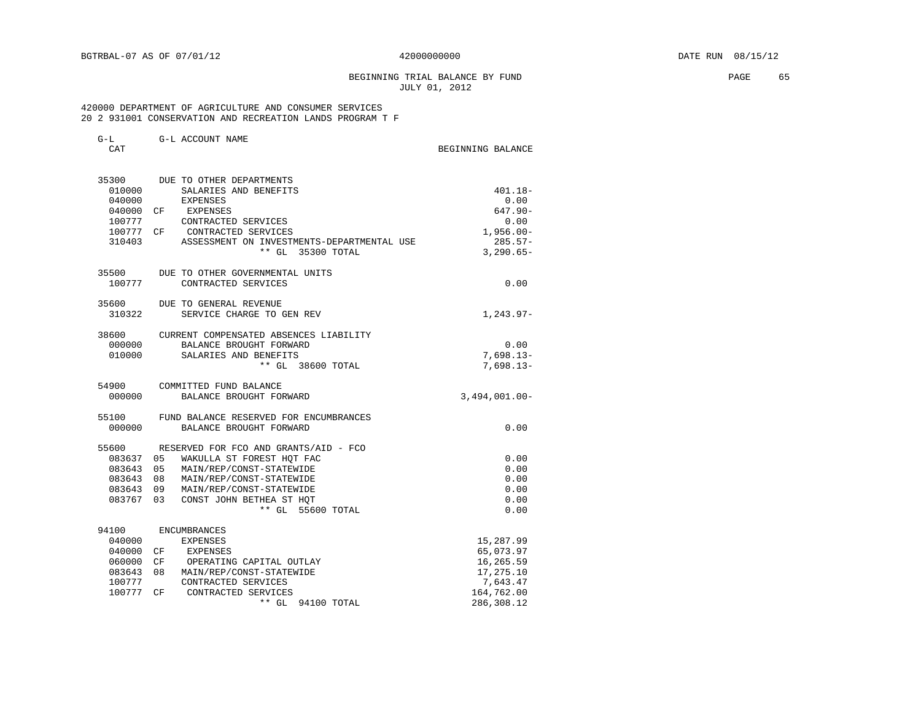BGTRBAL-07 AS OF 07/01/12 42000000000 DATE RUN 08/15/12

BEGINNING TRIAL BALANCE BY FUND
JULY 01, 2012

420000 DEPARTMENT OF AGRICULTURE AND CONSUMER SERVICES
20 2 931001 CONSERVATION AND RECREATION LANDS PROGRAM T F

| G-L CAT | | G-L ACCOUNT NAME | BEGINNING BALANCE |
|---|---|---|---|
| 35300 | | DUE TO OTHER DEPARTMENTS | |
| 010000 | | SALARIES AND BENEFITS | 401.18- |
| 040000 | | EXPENSES | 0.00 |
| 040000 | CF | EXPENSES | 647.90- |
| 100777 | | CONTRACTED SERVICES | 0.00 |
| 100777 | CF | CONTRACTED SERVICES | 1,956.00- |
| 310403 | | ASSESSMENT ON INVESTMENTS-DEPARTMENTAL USE | 285.57- |
| | | ** GL 35300 TOTAL | 3,290.65- |
| 35500 | | DUE TO OTHER GOVERNMENTAL UNITS | |
| 100777 | | CONTRACTED SERVICES | 0.00 |
| 35600 | | DUE TO GENERAL REVENUE | |
| 310322 | | SERVICE CHARGE TO GEN REV | 1,243.97- |
| 38600 | | CURRENT COMPENSATED ABSENCES LIABILITY | |
| 000000 | | BALANCE BROUGHT FORWARD | 0.00 |
| 010000 | | SALARIES AND BENEFITS | 7,698.13- |
| | | ** GL 38600 TOTAL | 7,698.13- |
| 54900 | | COMMITTED FUND BALANCE | |
| 000000 | | BALANCE BROUGHT FORWARD | 3,494,001.00- |
| 55100 | | FUND BALANCE RESERVED FOR ENCUMBRANCES | |
| 000000 | | BALANCE BROUGHT FORWARD | 0.00 |
| 55600 | | RESERVED FOR FCO AND GRANTS/AID - FCO | |
| 083637 | 05 | WAKULLA ST FOREST HQT FAC | 0.00 |
| 083643 | 05 | MAIN/REP/CONST-STATEWIDE | 0.00 |
| 083643 | 08 | MAIN/REP/CONST-STATEWIDE | 0.00 |
| 083643 | 09 | MAIN/REP/CONST-STATEWIDE | 0.00 |
| 083767 | 03 | CONST JOHN BETHEA ST HQT | 0.00 |
| | | ** GL 55600 TOTAL | 0.00 |
| 94100 | | ENCUMBRANCES | |
| 040000 | | EXPENSES | 15,287.99 |
| 040000 | CF | EXPENSES | 65,073.97 |
| 060000 | CF | OPERATING CAPITAL OUTLAY | 16,265.59 |
| 083643 | 08 | MAIN/REP/CONST-STATEWIDE | 17,275.10 |
| 100777 | | CONTRACTED SERVICES | 7,643.47 |
| 100777 | CF | CONTRACTED SERVICES | 164,762.00 |
| | | ** GL 94100 TOTAL | 286,308.12 |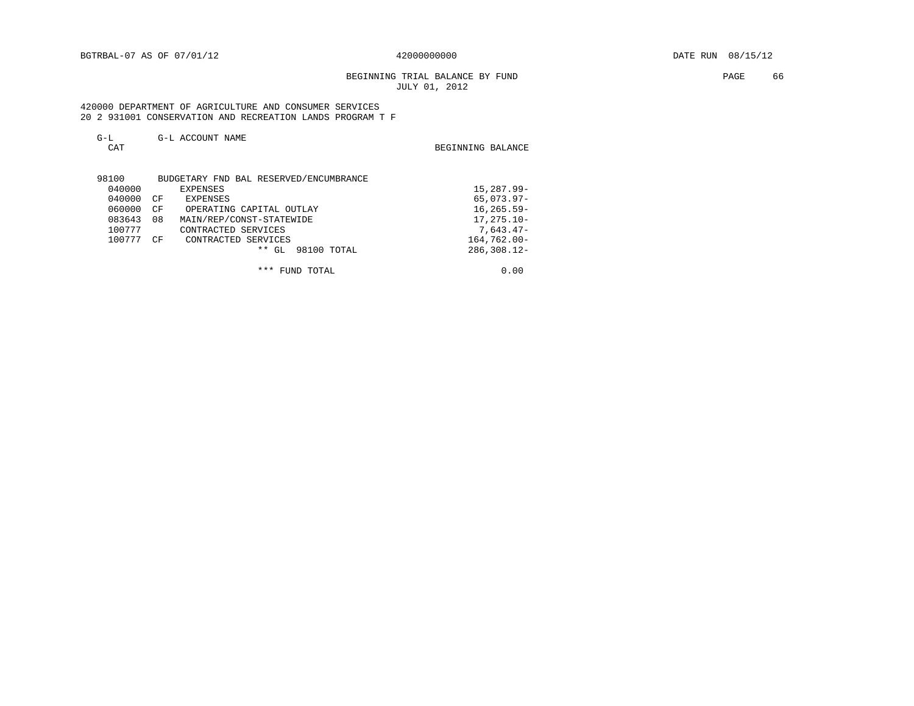BGTRBAL-07 AS OF 07/01/12 42000000000 DATE RUN 08/15/12

BEGINNING TRIAL BALANCE BY FUND
JULY 01, 2012

420000 DEPARTMENT OF AGRICULTURE AND CONSUMER SERVICES
20 2 931001 CONSERVATION AND RECREATION LANDS PROGRAM T F

| G-L CAT | | G-L ACCOUNT NAME | BEGINNING BALANCE |
|---|---|---|---|
| 98100 | | BUDGETARY FND BAL RESERVED/ENCUMBRANCE | |
| 040000 | | EXPENSES | 15,287.99- |
| 040000 | CF | EXPENSES | 65,073.97- |
| 060000 | CF | OPERATING CAPITAL OUTLAY | 16,265.59- |
| 083643 | 08 | MAIN/REP/CONST-STATEWIDE | 17,275.10- |
| 100777 | | CONTRACTED SERVICES | 7,643.47- |
| 100777 | CF | CONTRACTED SERVICES | 164,762.00- |
| | | ** GL 98100 TOTAL | 286,308.12- |
| | | *** FUND TOTAL | 0.00 |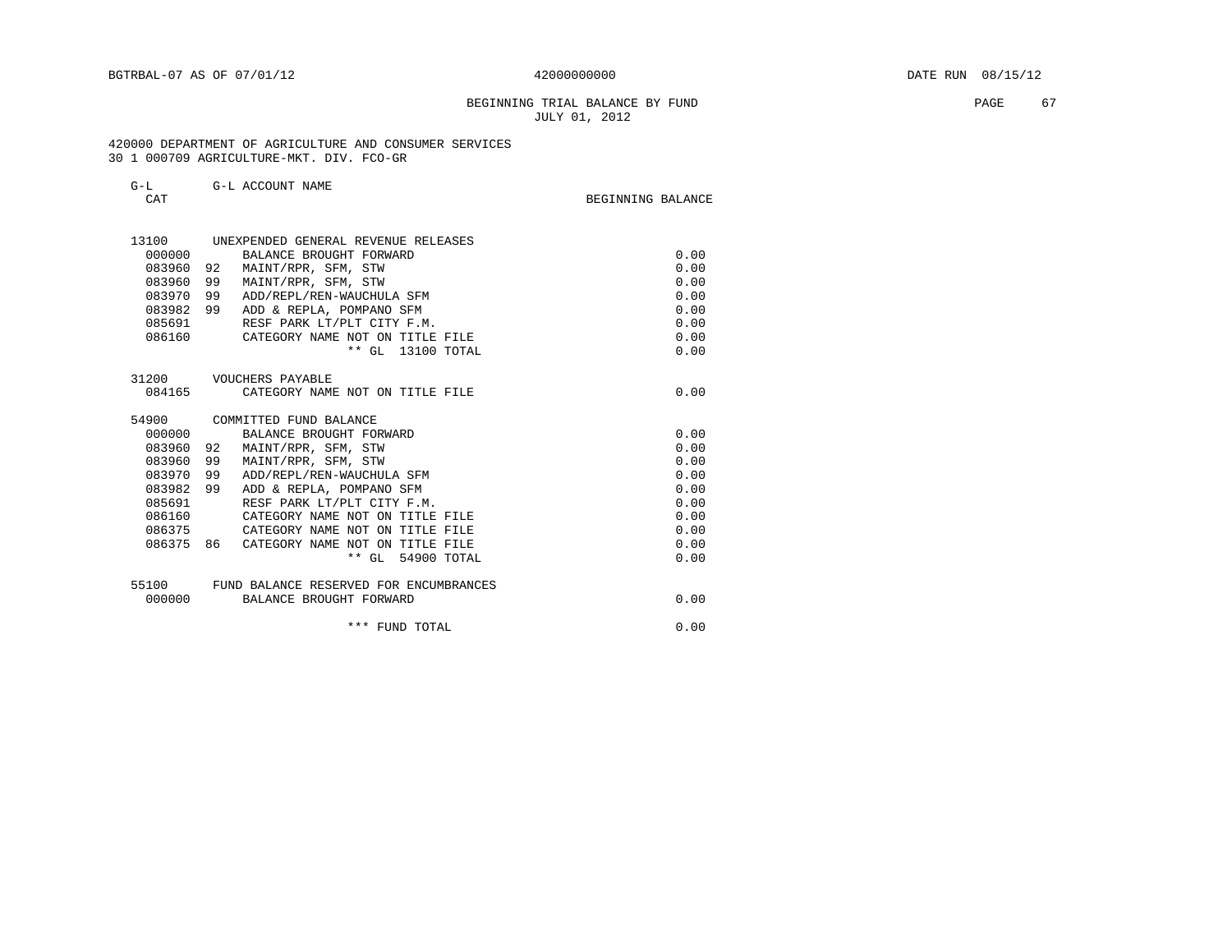BGTRBAL-07 AS OF 07/01/12 42000000000 DATE RUN 08/15/12

BEGINNING TRIAL BALANCE BY FUND
JULY 01, 2012

420000 DEPARTMENT OF AGRICULTURE AND CONSUMER SERVICES
30 1 000709 AGRICULTURE-MKT. DIV. FCO-GR

| G-L CAT | | G-L ACCOUNT NAME | BEGINNING BALANCE |
|---|---|---|---|
| 13100 | | UNEXPENDED GENERAL REVENUE RELEASES | |
| 000000 | | BALANCE BROUGHT FORWARD | 0.00 |
| 083960 | 92 | MAINT/RPR, SFM, STW | 0.00 |
| 083960 | 99 | MAINT/RPR, SFM, STW | 0.00 |
| 083970 | 99 | ADD/REPL/REN-WAUCHULA SFM | 0.00 |
| 083982 | 99 | ADD & REPLA, POMPANO SFM | 0.00 |
| 085691 | | RESF PARK LT/PLT CITY F.M. | 0.00 |
| 086160 | | CATEGORY NAME NOT ON TITLE FILE | 0.00 |
| | | ** GL 13100 TOTAL | 0.00 |
| 31200 | | VOUCHERS PAYABLE | |
| 084165 | | CATEGORY NAME NOT ON TITLE FILE | 0.00 |
| 54900 | | COMMITTED FUND BALANCE | |
| 000000 | | BALANCE BROUGHT FORWARD | 0.00 |
| 083960 | 92 | MAINT/RPR, SFM, STW | 0.00 |
| 083960 | 99 | MAINT/RPR, SFM, STW | 0.00 |
| 083970 | 99 | ADD/REPL/REN-WAUCHULA SFM | 0.00 |
| 083982 | 99 | ADD & REPLA, POMPANO SFM | 0.00 |
| 085691 | | RESF PARK LT/PLT CITY F.M. | 0.00 |
| 086160 | | CATEGORY NAME NOT ON TITLE FILE | 0.00 |
| 086375 | | CATEGORY NAME NOT ON TITLE FILE | 0.00 |
| 086375 | 86 | CATEGORY NAME NOT ON TITLE FILE | 0.00 |
| | | ** GL 54900 TOTAL | 0.00 |
| 55100 | | FUND BALANCE RESERVED FOR ENCUMBRANCES | |
| 000000 | | BALANCE BROUGHT FORWARD | 0.00 |
| | | *** FUND TOTAL | 0.00 |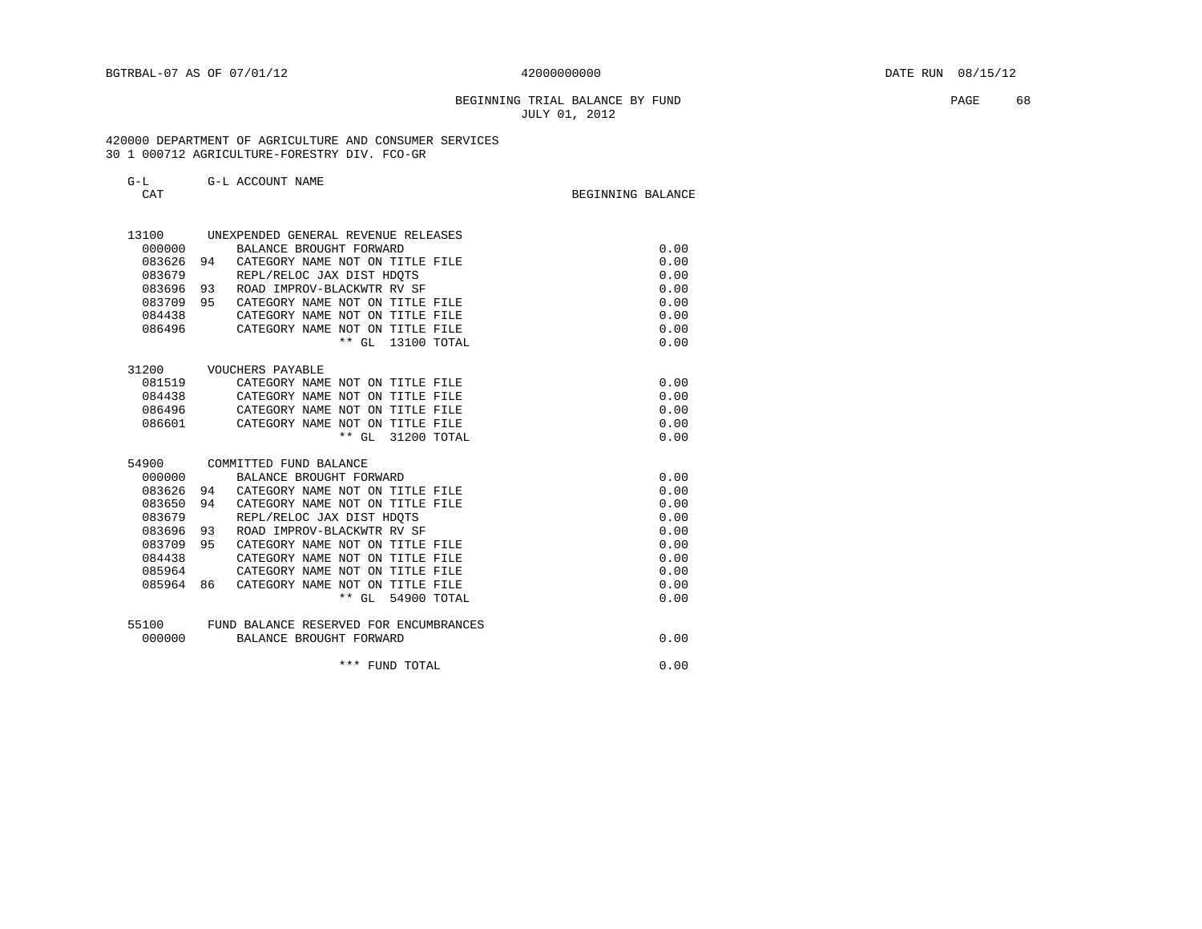BGTRBAL-07 AS OF 07/01/12 42000000000 DATE RUN 08/15/12

BEGINNING TRIAL BALANCE BY FUND
JULY 01, 2012

420000 DEPARTMENT OF AGRICULTURE AND CONSUMER SERVICES
30 1 000712 AGRICULTURE-FORESTRY DIV. FCO-GR

| G-L CAT | | G-L ACCOUNT NAME | BEGINNING BALANCE |
|---|---|---|---|
| 13100 | | UNEXPENDED GENERAL REVENUE RELEASES | |
| 000000 | | BALANCE BROUGHT FORWARD | 0.00 |
| 083626 | 94 | CATEGORY NAME NOT ON TITLE FILE | 0.00 |
| 083679 | | REPL/RELOC JAX DIST HDQTS | 0.00 |
| 083696 | 93 | ROAD IMPROV-BLACKWTR RV SF | 0.00 |
| 083709 | 95 | CATEGORY NAME NOT ON TITLE FILE | 0.00 |
| 084438 | | CATEGORY NAME NOT ON TITLE FILE | 0.00 |
| 086496 | | CATEGORY NAME NOT ON TITLE FILE | 0.00 |
| | | ** GL 13100 TOTAL | 0.00 |
| 31200 | | VOUCHERS PAYABLE | |
| 081519 | | CATEGORY NAME NOT ON TITLE FILE | 0.00 |
| 084438 | | CATEGORY NAME NOT ON TITLE FILE | 0.00 |
| 086496 | | CATEGORY NAME NOT ON TITLE FILE | 0.00 |
| 086601 | | CATEGORY NAME NOT ON TITLE FILE | 0.00 |
| | | ** GL 31200 TOTAL | 0.00 |
| 54900 | | COMMITTED FUND BALANCE | |
| 000000 | | BALANCE BROUGHT FORWARD | 0.00 |
| 083626 | 94 | CATEGORY NAME NOT ON TITLE FILE | 0.00 |
| 083650 | 94 | CATEGORY NAME NOT ON TITLE FILE | 0.00 |
| 083679 | | REPL/RELOC JAX DIST HDQTS | 0.00 |
| 083696 | 93 | ROAD IMPROV-BLACKWTR RV SF | 0.00 |
| 083709 | 95 | CATEGORY NAME NOT ON TITLE FILE | 0.00 |
| 084438 | | CATEGORY NAME NOT ON TITLE FILE | 0.00 |
| 085964 | | CATEGORY NAME NOT ON TITLE FILE | 0.00 |
| 085964 | 86 | CATEGORY NAME NOT ON TITLE FILE | 0.00 |
| | | ** GL 54900 TOTAL | 0.00 |
| 55100 | | FUND BALANCE RESERVED FOR ENCUMBRANCES | |
| 000000 | | BALANCE BROUGHT FORWARD | 0.00 |
| | | *** FUND TOTAL | 0.00 |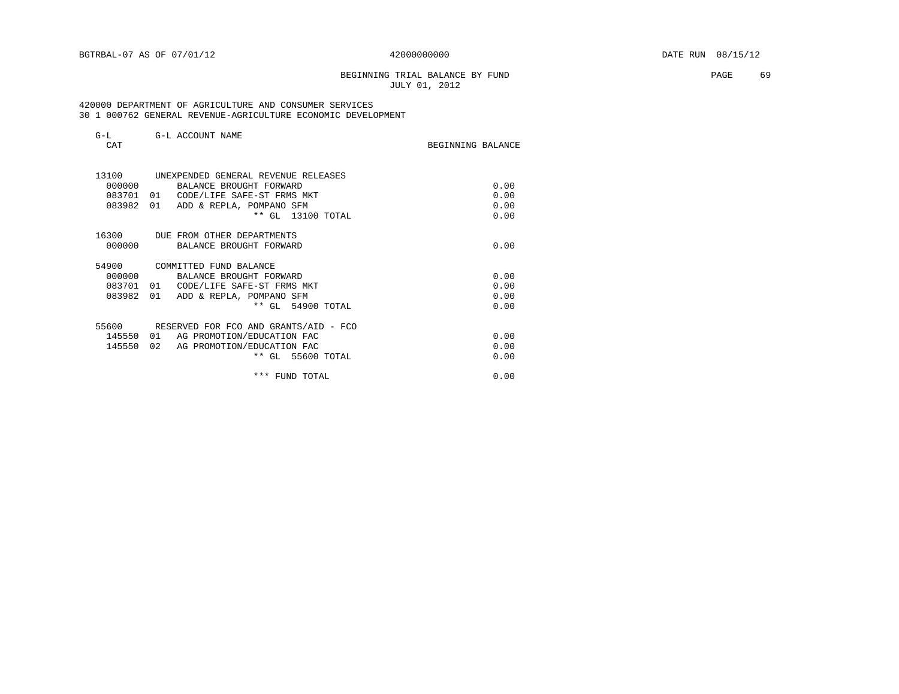BEGINNING TRIAL BALANCE BY FUND
JULY 01, 2012

420000 DEPARTMENT OF AGRICULTURE AND CONSUMER SERVICES
30 1 000762 GENERAL REVENUE-AGRICULTURE ECONOMIC DEVELOPMENT

| G-L CAT | | G-L ACCOUNT NAME | BEGINNING BALANCE |
|---|---|---|---|
| 13100 | | UNEXPENDED GENERAL REVENUE RELEASES | |
| 000000 | | BALANCE BROUGHT FORWARD | 0.00 |
| 083701 | 01 | CODE/LIFE SAFE-ST FRMS MKT | 0.00 |
| 083982 | 01 | ADD & REPLA, POMPANO SFM | 0.00 |
| | | ** GL 13100 TOTAL | 0.00 |
| 16300 | | DUE FROM OTHER DEPARTMENTS | |
| 000000 | | BALANCE BROUGHT FORWARD | 0.00 |
| 54900 | | COMMITTED FUND BALANCE | |
| 000000 | | BALANCE BROUGHT FORWARD | 0.00 |
| 083701 | 01 | CODE/LIFE SAFE-ST FRMS MKT | 0.00 |
| 083982 | 01 | ADD & REPLA, POMPANO SFM | 0.00 |
| | | ** GL 54900 TOTAL | 0.00 |
| 55600 | | RESERVED FOR FCO AND GRANTS/AID - FCO | |
| 145550 | 01 | AG PROMOTION/EDUCATION FAC | 0.00 |
| 145550 | 02 | AG PROMOTION/EDUCATION FAC | 0.00 |
| | | ** GL 55600 TOTAL | 0.00 |
| | | *** FUND TOTAL | 0.00 |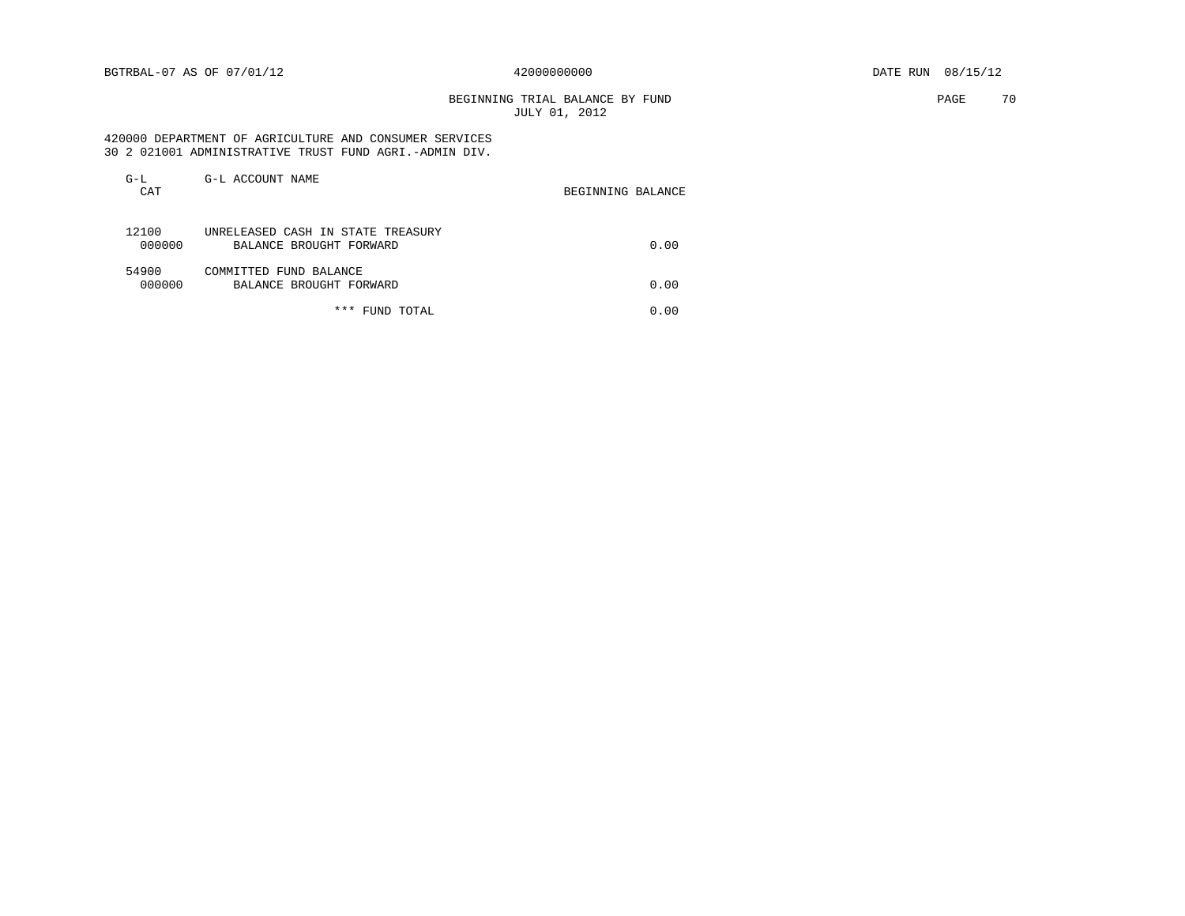BGTRBAL-07 AS OF 07/01/12 42000000000 DATE RUN 08/15/12

BEGINNING TRIAL BALANCE BY FUND
JULY 01, 2012

420000 DEPARTMENT OF AGRICULTURE AND CONSUMER SERVICES
30 2 021001 ADMINISTRATIVE TRUST FUND AGRI.-ADMIN DIV.

| G-L CAT | G-L ACCOUNT NAME | BEGINNING BALANCE |
|---|---|---|
| 12100 | UNRELEASED CASH IN STATE TREASURY | |
| 000000 | BALANCE BROUGHT FORWARD | 0.00 |
| 54900 | COMMITTED FUND BALANCE | |
| 000000 | BALANCE BROUGHT FORWARD | 0.00 |
| | *** FUND TOTAL | 0.00 |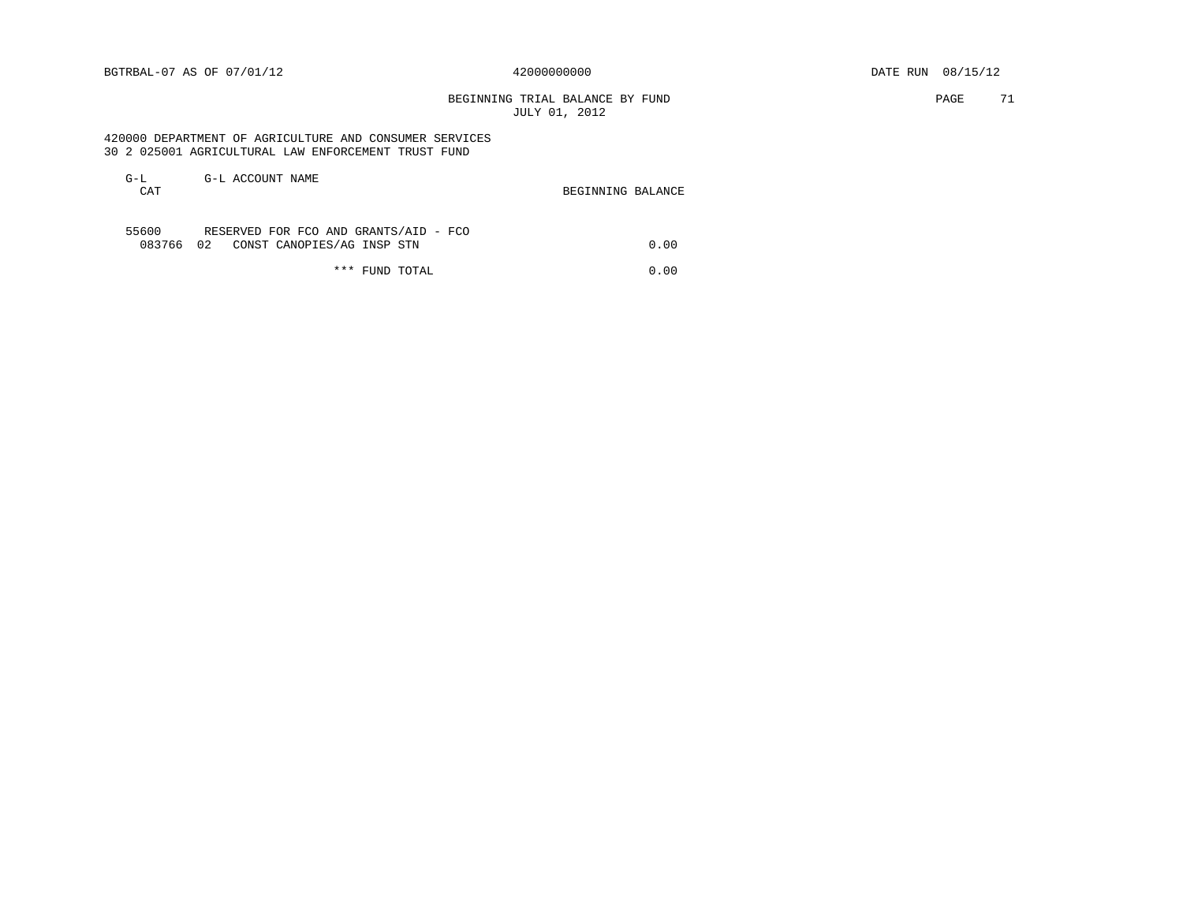BGTRBAL-07 AS OF 07/01/12 42000000000 DATE RUN 08/15/12

BEGINNING TRIAL BALANCE BY FUND
JULY 01, 2012

420000 DEPARTMENT OF AGRICULTURE AND CONSUMER SERVICES
30 2 025001 AGRICULTURAL LAW ENFORCEMENT TRUST FUND

| G-L CAT | G-L ACCOUNT NAME | BEGINNING BALANCE |
|---|---|---|
| 55600 | RESERVED FOR FCO AND GRANTS/AID - FCO | |
| 083766 02 | CONST CANOPIES/AG INSP STN | 0.00 |
| | *** FUND TOTAL | 0.00 |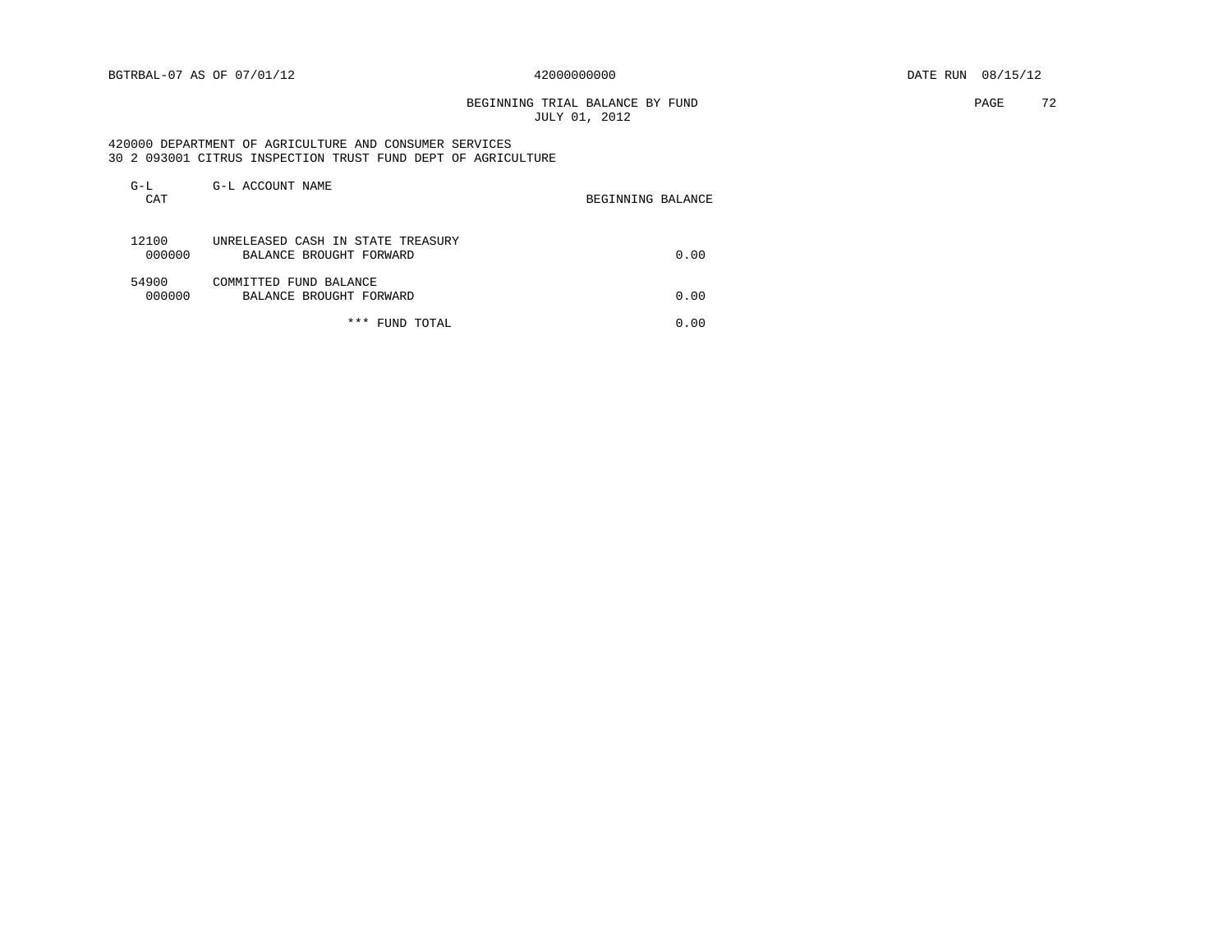BGTRBAL-07 AS OF 07/01/12 42000000000 DATE RUN 08/15/12

BEGINNING TRIAL BALANCE BY FUND
JULY 01, 2012

420000 DEPARTMENT OF AGRICULTURE AND CONSUMER SERVICES
30 2 093001 CITRUS INSPECTION TRUST FUND DEPT OF AGRICULTURE

| G-L CAT | G-L ACCOUNT NAME | BEGINNING BALANCE |
|---|---|---|
| 12100 | UNRELEASED CASH IN STATE TREASURY | |
| 000000 | BALANCE BROUGHT FORWARD | 0.00 |
| 54900 | COMMITTED FUND BALANCE | |
| 000000 | BALANCE BROUGHT FORWARD | 0.00 |
| | *** FUND TOTAL | 0.00 |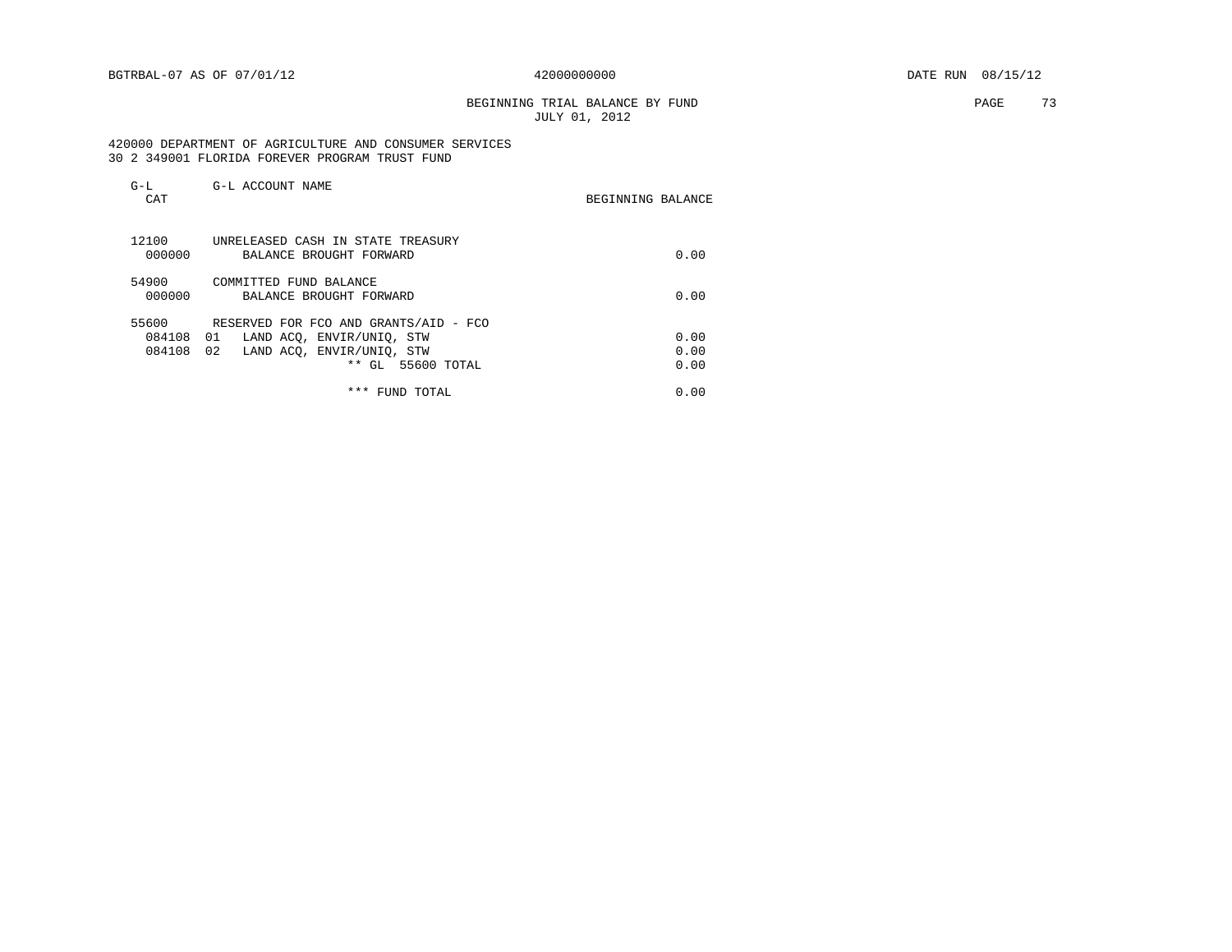BGTRBAL-07 AS OF 07/01/12 42000000000 DATE RUN 08/15/12

BEGINNING TRIAL BALANCE BY FUND
JULY 01, 2012

420000 DEPARTMENT OF AGRICULTURE AND CONSUMER SERVICES
30 2 349001 FLORIDA FOREVER PROGRAM TRUST FUND

| G-L CAT | | G-L ACCOUNT NAME | BEGINNING BALANCE |
|---|---|---|---|
| 12100 | | UNRELEASED CASH IN STATE TREASURY | |
| 000000 | | BALANCE BROUGHT FORWARD | 0.00 |
| 54900 | | COMMITTED FUND BALANCE | |
| 000000 | | BALANCE BROUGHT FORWARD | 0.00 |
| 55600 | | RESERVED FOR FCO AND GRANTS/AID - FCO | |
| 084108 | 01 | LAND ACQ, ENVIR/UNIQ, STW | 0.00 |
| 084108 | 02 | LAND ACQ, ENVIR/UNIQ, STW | 0.00 |
| | | ** GL 55600 TOTAL | 0.00 |
| | | *** FUND TOTAL | 0.00 |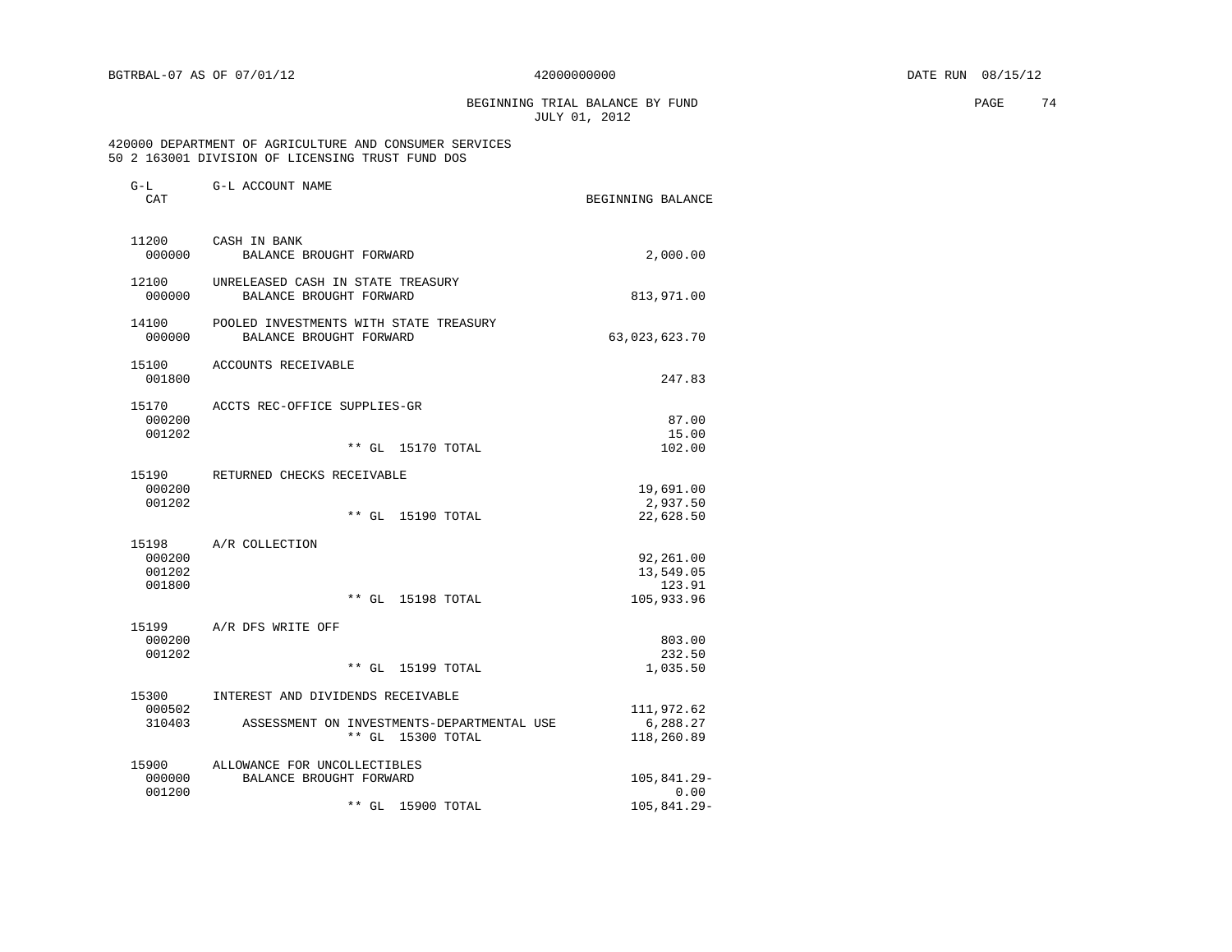BGTRBAL-07 AS OF 07/01/12 42000000000 DATE RUN 08/15/12

BEGINNING TRIAL BALANCE BY FUND
JULY 01, 2012

420000 DEPARTMENT OF AGRICULTURE AND CONSUMER SERVICES
50 2 163001 DIVISION OF LICENSING TRUST FUND DOS

| G-L CAT | G-L ACCOUNT NAME | BEGINNING BALANCE |
|---|---|---|
| 11200 | CASH IN BANK | |
| 000000 | BALANCE BROUGHT FORWARD | 2,000.00 |
| 12100 | UNRELEASED CASH IN STATE TREASURY | |
| 000000 | BALANCE BROUGHT FORWARD | 813,971.00 |
| 14100 | POOLED INVESTMENTS WITH STATE TREASURY | |
| 000000 | BALANCE BROUGHT FORWARD | 63,023,623.70 |
| 15100 | ACCOUNTS RECEIVABLE | |
| 001800 | | 247.83 |
| 15170 | ACCTS REC-OFFICE SUPPLIES-GR | |
| 000200 | | 87.00 |
| 001202 | | 15.00 |
| | ** GL 15170 TOTAL | 102.00 |
| 15190 | RETURNED CHECKS RECEIVABLE | |
| 000200 | | 19,691.00 |
| 001202 | | 2,937.50 |
| | ** GL 15190 TOTAL | 22,628.50 |
| 15198 | A/R COLLECTION | |
| 000200 | | 92,261.00 |
| 001202 | | 13,549.05 |
| 001800 | | 123.91 |
| | ** GL 15198 TOTAL | 105,933.96 |
| 15199 | A/R DFS WRITE OFF | |
| 000200 | | 803.00 |
| 001202 | | 232.50 |
| | ** GL 15199 TOTAL | 1,035.50 |
| 15300 | INTEREST AND DIVIDENDS RECEIVABLE | |
| 000502 | | 111,972.62 |
| 310403 | ASSESSMENT ON INVESTMENTS-DEPARTMENTAL USE | 6,288.27 |
| | ** GL 15300 TOTAL | 118,260.89 |
| 15900 | ALLOWANCE FOR UNCOLLECTIBLES | |
| 000000 | BALANCE BROUGHT FORWARD | 105,841.29- |
| 001200 | | 0.00 |
| | ** GL 15900 TOTAL | 105,841.29- |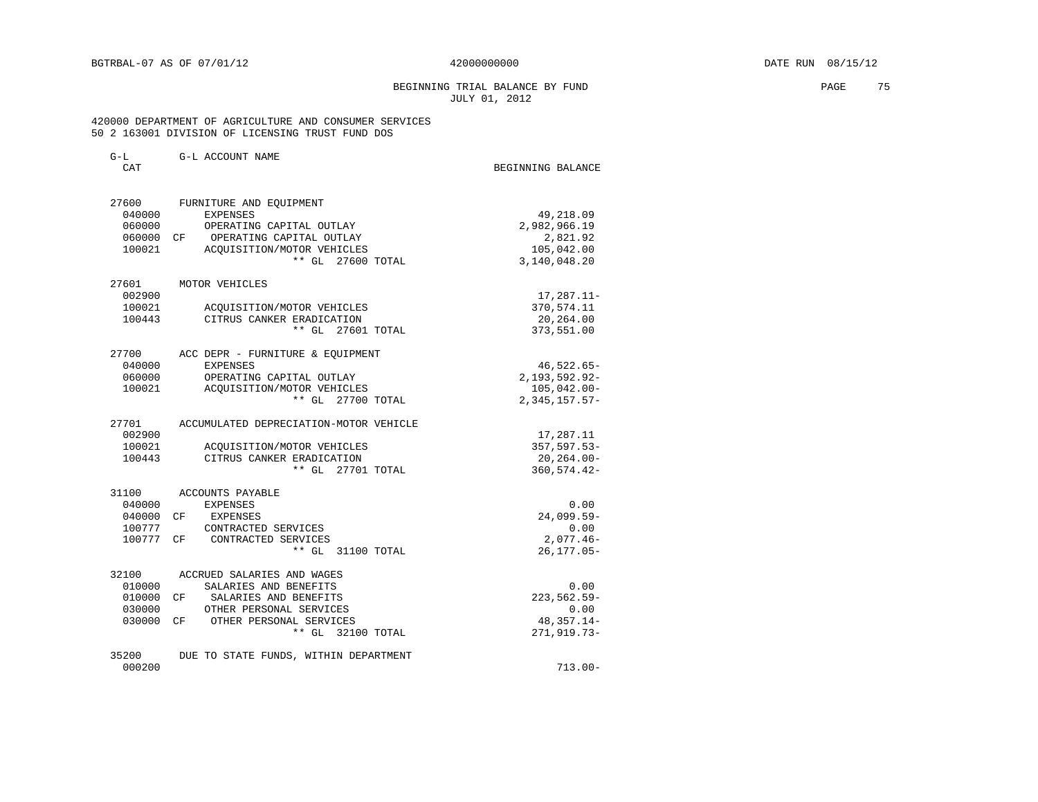BGTRBAL-07 AS OF 07/01/12 42000000000 DATE RUN 08/15/12

BEGINNING TRIAL BALANCE BY FUND
JULY 01, 2012

420000 DEPARTMENT OF AGRICULTURE AND CONSUMER SERVICES
50 2 163001 DIVISION OF LICENSING TRUST FUND DOS

| G-L CAT | | G-L ACCOUNT NAME | BEGINNING BALANCE |
|---|---|---|---|
| 27600 | | FURNITURE AND EQUIPMENT | |
| 040000 | | EXPENSES | 49,218.09 |
| 060000 | | OPERATING CAPITAL OUTLAY | 2,982,966.19 |
| 060000 | CF | OPERATING CAPITAL OUTLAY | 2,821.92 |
| 100021 | | ACQUISITION/MOTOR VEHICLES | 105,042.00 |
| | | ** GL 27600 TOTAL | 3,140,048.20 |
| 27601 | | MOTOR VEHICLES | |
| 002900 | | | 17,287.11- |
| 100021 | | ACQUISITION/MOTOR VEHICLES | 370,574.11 |
| 100443 | | CITRUS CANKER ERADICATION | 20,264.00 |
| | | ** GL 27601 TOTAL | 373,551.00 |
| 27700 | | ACC DEPR - FURNITURE & EQUIPMENT | |
| 040000 | | EXPENSES | 46,522.65- |
| 060000 | | OPERATING CAPITAL OUTLAY | 2,193,592.92- |
| 100021 | | ACQUISITION/MOTOR VEHICLES | 105,042.00- |
| | | ** GL 27700 TOTAL | 2,345,157.57- |
| 27701 | | ACCUMULATED DEPRECIATION-MOTOR VEHICLE | |
| 002900 | | | 17,287.11 |
| 100021 | | ACQUISITION/MOTOR VEHICLES | 357,597.53- |
| 100443 | | CITRUS CANKER ERADICATION | 20,264.00- |
| | | ** GL 27701 TOTAL | 360,574.42- |
| 31100 | | ACCOUNTS PAYABLE | |
| 040000 | | EXPENSES | 0.00 |
| 040000 | CF | EXPENSES | 24,099.59- |
| 100777 | | CONTRACTED SERVICES | 0.00 |
| 100777 | CF | CONTRACTED SERVICES | 2,077.46- |
| | | ** GL 31100 TOTAL | 26,177.05- |
| 32100 | | ACCRUED SALARIES AND WAGES | |
| 010000 | | SALARIES AND BENEFITS | 0.00 |
| 010000 | CF | SALARIES AND BENEFITS | 223,562.59- |
| 030000 | | OTHER PERSONAL SERVICES | 0.00 |
| 030000 | CF | OTHER PERSONAL SERVICES | 48,357.14- |
| | | ** GL 32100 TOTAL | 271,919.73- |
| 35200 | | DUE TO STATE FUNDS, WITHIN DEPARTMENT | |
| 000200 | | | 713.00- |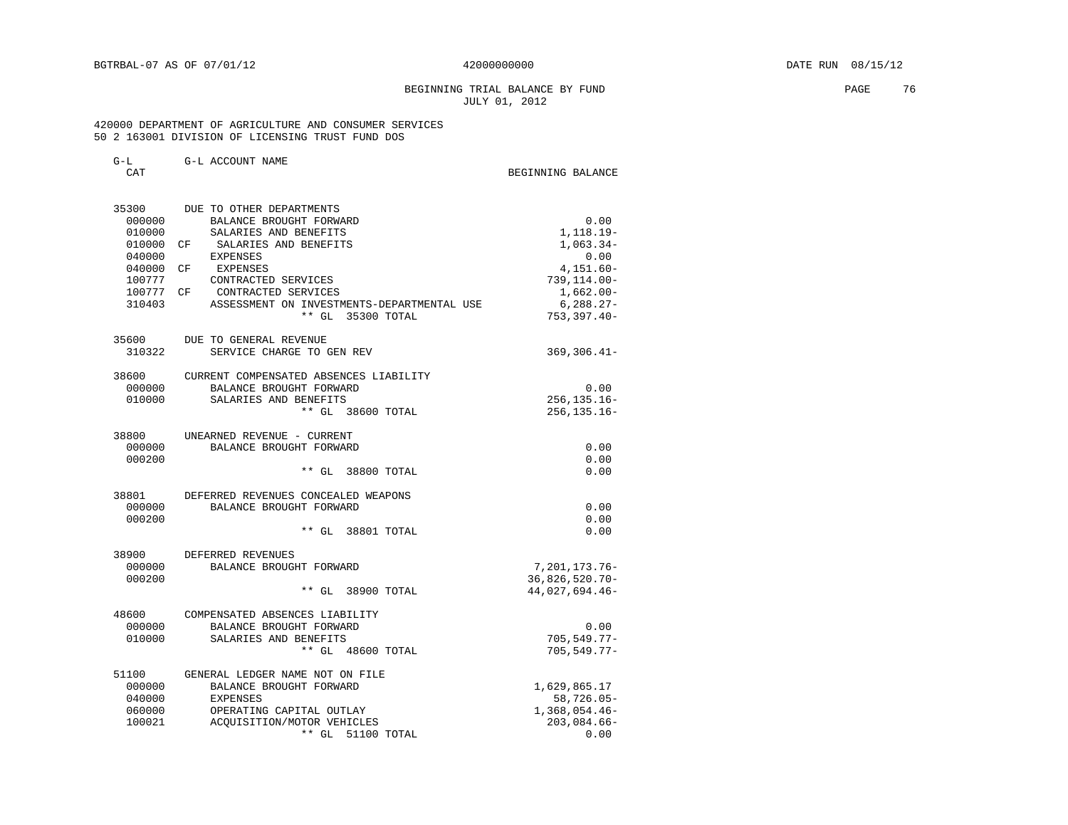BGTRBAL-07 AS OF 07/01/12 42000000000 DATE RUN 08/15/12

BEGINNING TRIAL BALANCE BY FUND
JULY 01, 2012

420000 DEPARTMENT OF AGRICULTURE AND CONSUMER SERVICES
50 2 163001 DIVISION OF LICENSING TRUST FUND DOS

| G-L CAT | | G-L ACCOUNT NAME | BEGINNING BALANCE |
|---|---|---|---|
| 35300 | | DUE TO OTHER DEPARTMENTS | |
| 000000 | | BALANCE BROUGHT FORWARD | 0.00 |
| 010000 | | SALARIES AND BENEFITS | 1,118.19- |
| 010000 | CF | SALARIES AND BENEFITS | 1,063.34- |
| 040000 | | EXPENSES | 0.00 |
| 040000 | CF | EXPENSES | 4,151.60- |
| 100777 | | CONTRACTED SERVICES | 739,114.00- |
| 100777 | CF | CONTRACTED SERVICES | 1,662.00- |
| 310403 | | ASSESSMENT ON INVESTMENTS-DEPARTMENTAL USE | 6,288.27- |
| | | ** GL 35300 TOTAL | 753,397.40- |
| 35600 | | DUE TO GENERAL REVENUE | |
| 310322 | | SERVICE CHARGE TO GEN REV | 369,306.41- |
| 38600 | | CURRENT COMPENSATED ABSENCES LIABILITY | |
| 000000 | | BALANCE BROUGHT FORWARD | 0.00 |
| 010000 | | SALARIES AND BENEFITS | 256,135.16- |
| | | ** GL 38600 TOTAL | 256,135.16- |
| 38800 | | UNEARNED REVENUE - CURRENT | |
| 000000 | | BALANCE BROUGHT FORWARD | 0.00 |
| 000200 | | | 0.00 |
| | | ** GL 38800 TOTAL | 0.00 |
| 38801 | | DEFERRED REVENUES CONCEALED WEAPONS | |
| 000000 | | BALANCE BROUGHT FORWARD | 0.00 |
| 000200 | | | 0.00 |
| | | ** GL 38801 TOTAL | 0.00 |
| 38900 | | DEFERRED REVENUES | |
| 000000 | | BALANCE BROUGHT FORWARD | 7,201,173.76- |
| 000200 | | | 36,826,520.70- |
| | | ** GL 38900 TOTAL | 44,027,694.46- |
| 48600 | | COMPENSATED ABSENCES LIABILITY | |
| 000000 | | BALANCE BROUGHT FORWARD | 0.00 |
| 010000 | | SALARIES AND BENEFITS | 705,549.77- |
| | | ** GL 48600 TOTAL | 705,549.77- |
| 51100 | | GENERAL LEDGER NAME NOT ON FILE | |
| 000000 | | BALANCE BROUGHT FORWARD | 1,629,865.17 |
| 040000 | | EXPENSES | 58,726.05- |
| 060000 | | OPERATING CAPITAL OUTLAY | 1,368,054.46- |
| 100021 | | ACQUISITION/MOTOR VEHICLES | 203,084.66- |
| | | ** GL 51100 TOTAL | 0.00 |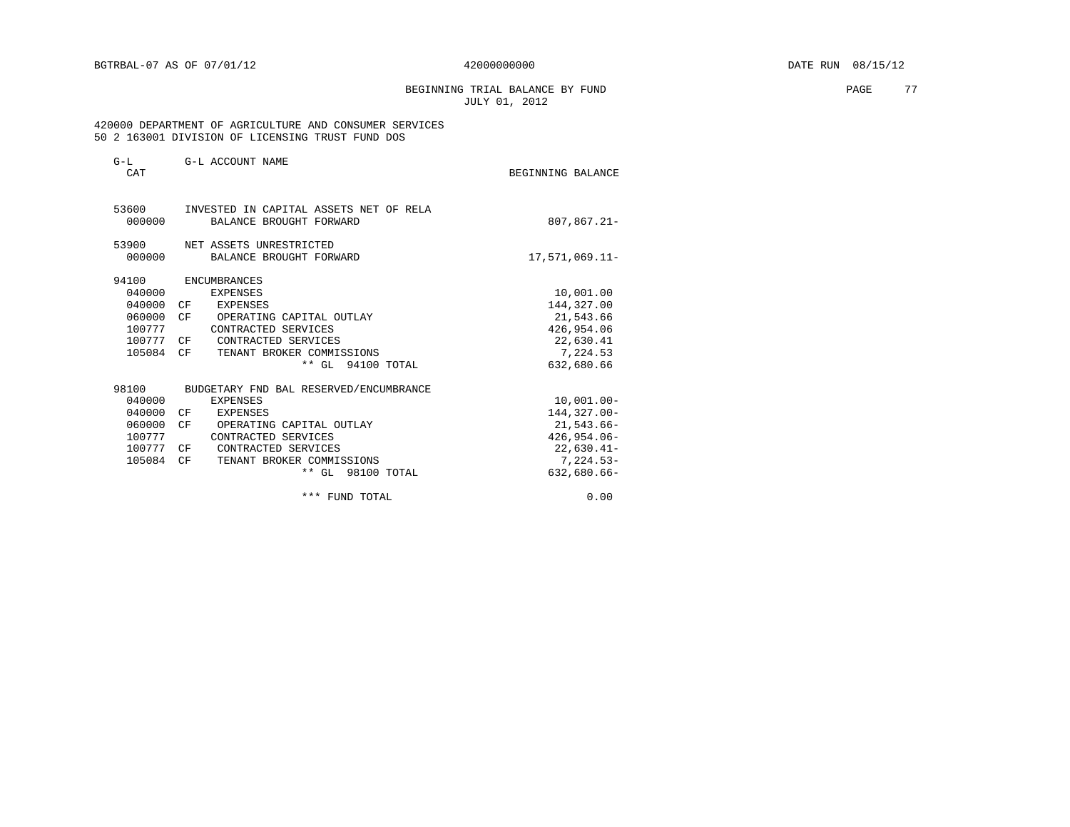BGTRBAL-07 AS OF 07/01/12 42000000000 DATE RUN 08/15/12

BEGINNING TRIAL BALANCE BY FUND
JULY 01, 2012

420000 DEPARTMENT OF AGRICULTURE AND CONSUMER SERVICES
50 2 163001 DIVISION OF LICENSING TRUST FUND DOS

| G-L CAT | | G-L ACCOUNT NAME | BEGINNING BALANCE |
|---|---|---|---|
| 53600 | | INVESTED IN CAPITAL ASSETS NET OF RELA | |
| 000000 | | BALANCE BROUGHT FORWARD | 807,867.21- |
| 53900 | | NET ASSETS UNRESTRICTED | |
| 000000 | | BALANCE BROUGHT FORWARD | 17,571,069.11- |
| 94100 | | ENCUMBRANCES | |
| 040000 | | EXPENSES | 10,001.00 |
| 040000 | CF | EXPENSES | 144,327.00 |
| 060000 | CF | OPERATING CAPITAL OUTLAY | 21,543.66 |
| 100777 | | CONTRACTED SERVICES | 426,954.06 |
| 100777 | CF | CONTRACTED SERVICES | 22,630.41 |
| 105084 | CF | TENANT BROKER COMMISSIONS | 7,224.53 |
| | | ** GL 94100 TOTAL | 632,680.66 |
| 98100 | | BUDGETARY FND BAL RESERVED/ENCUMBRANCE | |
| 040000 | | EXPENSES | 10,001.00- |
| 040000 | CF | EXPENSES | 144,327.00- |
| 060000 | CF | OPERATING CAPITAL OUTLAY | 21,543.66- |
| 100777 | | CONTRACTED SERVICES | 426,954.06- |
| 100777 | CF | CONTRACTED SERVICES | 22,630.41- |
| 105084 | CF | TENANT BROKER COMMISSIONS | 7,224.53- |
| | | ** GL 98100 TOTAL | 632,680.66- |
| | | *** FUND TOTAL | 0.00 |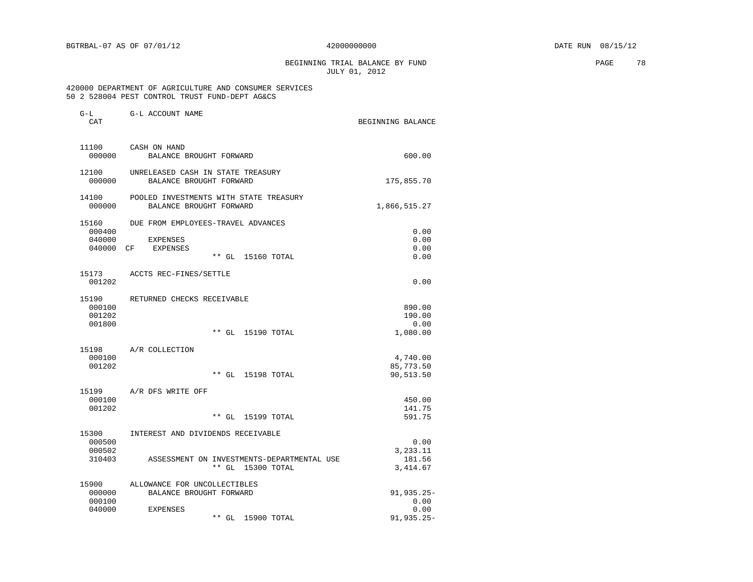BGTRBAL-07 AS OF 07/01/12 42000000000 DATE RUN 08/15/12

BEGINNING TRIAL BALANCE BY FUND
JULY 01, 2012

420000 DEPARTMENT OF AGRICULTURE AND CONSUMER SERVICES
50 2 528004 PEST CONTROL TRUST FUND-DEPT AG&CS

| G-L CAT | G-L ACCOUNT NAME | BEGINNING BALANCE |
|---|---|---|
| 11100 | CASH ON HAND | |
| 000000 | BALANCE BROUGHT FORWARD | 600.00 |
| 12100 | UNRELEASED CASH IN STATE TREASURY | |
| 000000 | BALANCE BROUGHT FORWARD | 175,855.70 |
| 14100 | POOLED INVESTMENTS WITH STATE TREASURY | |
| 000000 | BALANCE BROUGHT FORWARD | 1,866,515.27 |
| 15160 | DUE FROM EMPLOYEES-TRAVEL ADVANCES | |
| 000400 | | 0.00 |
| 040000 | EXPENSES | 0.00 |
| 040000 CF | EXPENSES | 0.00 |
| | ** GL 15160 TOTAL | 0.00 |
| 15173 | ACCTS REC-FINES/SETTLE | |
| 001202 | | 0.00 |
| 15190 | RETURNED CHECKS RECEIVABLE | |
| 000100 | | 890.00 |
| 001202 | | 190.00 |
| 001800 | | 0.00 |
| | ** GL 15190 TOTAL | 1,080.00 |
| 15198 | A/R COLLECTION | |
| 000100 | | 4,740.00 |
| 001202 | | 85,773.50 |
| | ** GL 15198 TOTAL | 90,513.50 |
| 15199 | A/R DFS WRITE OFF | |
| 000100 | | 450.00 |
| 001202 | | 141.75 |
| | ** GL 15199 TOTAL | 591.75 |
| 15300 | INTEREST AND DIVIDENDS RECEIVABLE | |
| 000500 | | 0.00 |
| 000502 | | 3,233.11 |
| 310403 | ASSESSMENT ON INVESTMENTS-DEPARTMENTAL USE | 181.56 |
| | ** GL 15300 TOTAL | 3,414.67 |
| 15900 | ALLOWANCE FOR UNCOLLECTIBLES | |
| 000000 | BALANCE BROUGHT FORWARD | 91,935.25- |
| 000100 | | 0.00 |
| 040000 | EXPENSES | 0.00 |
| | ** GL 15900 TOTAL | 91,935.25- |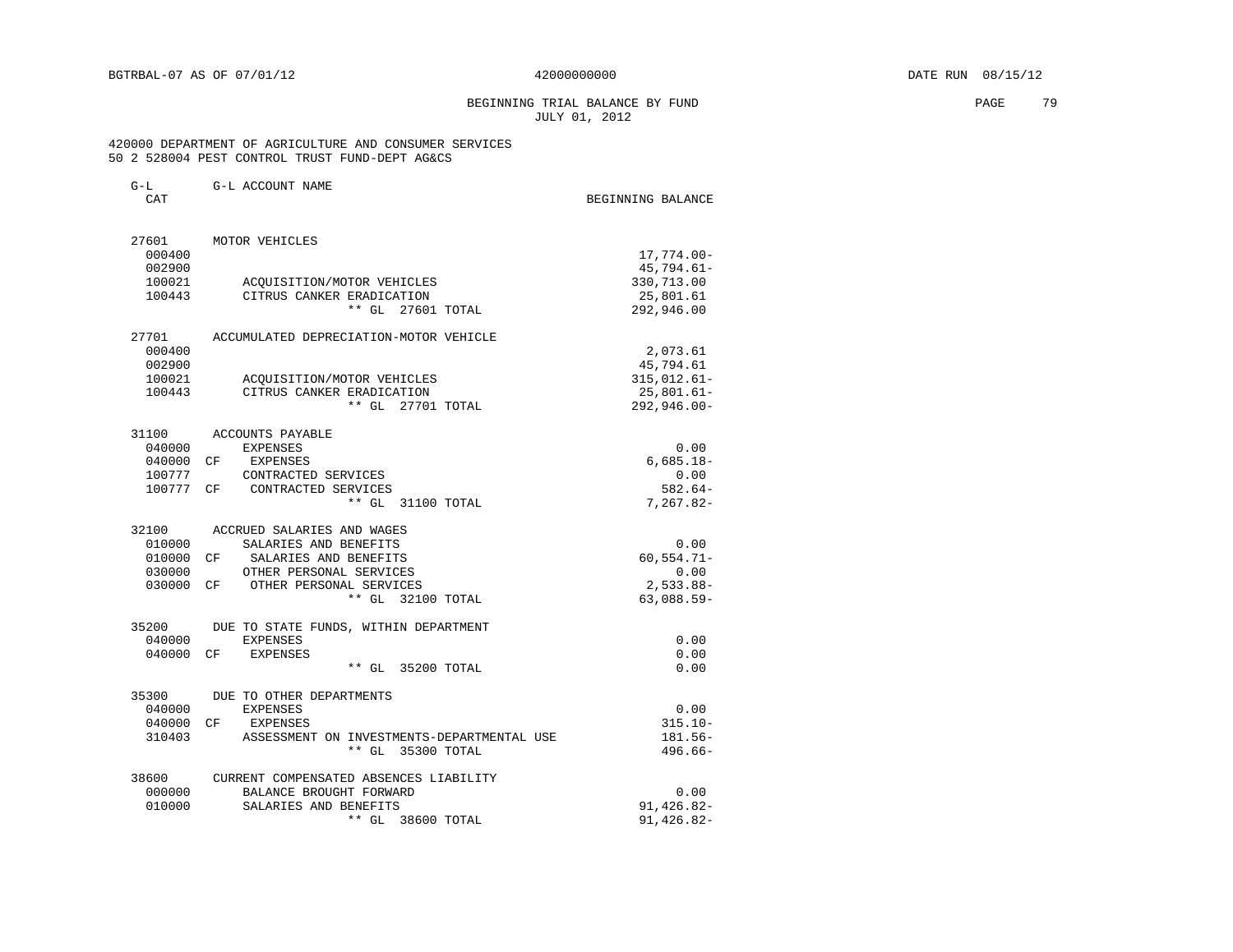BGTRBAL-07 AS OF 07/01/12 42000000000 DATE RUN 08/15/12

BEGINNING TRIAL BALANCE BY FUND
JULY 01, 2012

420000 DEPARTMENT OF AGRICULTURE AND CONSUMER SERVICES
50 2 528004 PEST CONTROL TRUST FUND-DEPT AG&CS

| G-L CAT | | G-L ACCOUNT NAME | BEGINNING BALANCE |
|---|---|---|---|
| 27601 | | MOTOR VEHICLES | |
| 000400 | | | 17,774.00- |
| 002900 | | | 45,794.61- |
| 100021 | | ACQUISITION/MOTOR VEHICLES | 330,713.00 |
| 100443 | | CITRUS CANKER ERADICATION | 25,801.61 |
| | | ** GL 27601 TOTAL | 292,946.00 |
| 27701 | | ACCUMULATED DEPRECIATION-MOTOR VEHICLE | |
| 000400 | | | 2,073.61 |
| 002900 | | | 45,794.61 |
| 100021 | | ACQUISITION/MOTOR VEHICLES | 315,012.61- |
| 100443 | | CITRUS CANKER ERADICATION | 25,801.61- |
| | | ** GL 27701 TOTAL | 292,946.00- |
| 31100 | | ACCOUNTS PAYABLE | |
| 040000 | | EXPENSES | 0.00 |
| 040000 | CF | EXPENSES | 6,685.18- |
| 100777 | | CONTRACTED SERVICES | 0.00 |
| 100777 | CF | CONTRACTED SERVICES | 582.64- |
| | | ** GL 31100 TOTAL | 7,267.82- |
| 32100 | | ACCRUED SALARIES AND WAGES | |
| 010000 | | SALARIES AND BENEFITS | 0.00 |
| 010000 | CF | SALARIES AND BENEFITS | 60,554.71- |
| 030000 | | OTHER PERSONAL SERVICES | 0.00 |
| 030000 | CF | OTHER PERSONAL SERVICES | 2,533.88- |
| | | ** GL 32100 TOTAL | 63,088.59- |
| 35200 | | DUE TO STATE FUNDS, WITHIN DEPARTMENT | |
| 040000 | | EXPENSES | 0.00 |
| 040000 | CF | EXPENSES | 0.00 |
| | | ** GL 35200 TOTAL | 0.00 |
| 35300 | | DUE TO OTHER DEPARTMENTS | |
| 040000 | | EXPENSES | 0.00 |
| 040000 | CF | EXPENSES | 315.10- |
| 310403 | | ASSESSMENT ON INVESTMENTS-DEPARTMENTAL USE | 181.56- |
| | | ** GL 35300 TOTAL | 496.66- |
| 38600 | | CURRENT COMPENSATED ABSENCES LIABILITY | |
| 000000 | | BALANCE BROUGHT FORWARD | 0.00 |
| 010000 | | SALARIES AND BENEFITS | 91,426.82- |
| | | ** GL 38600 TOTAL | 91,426.82- |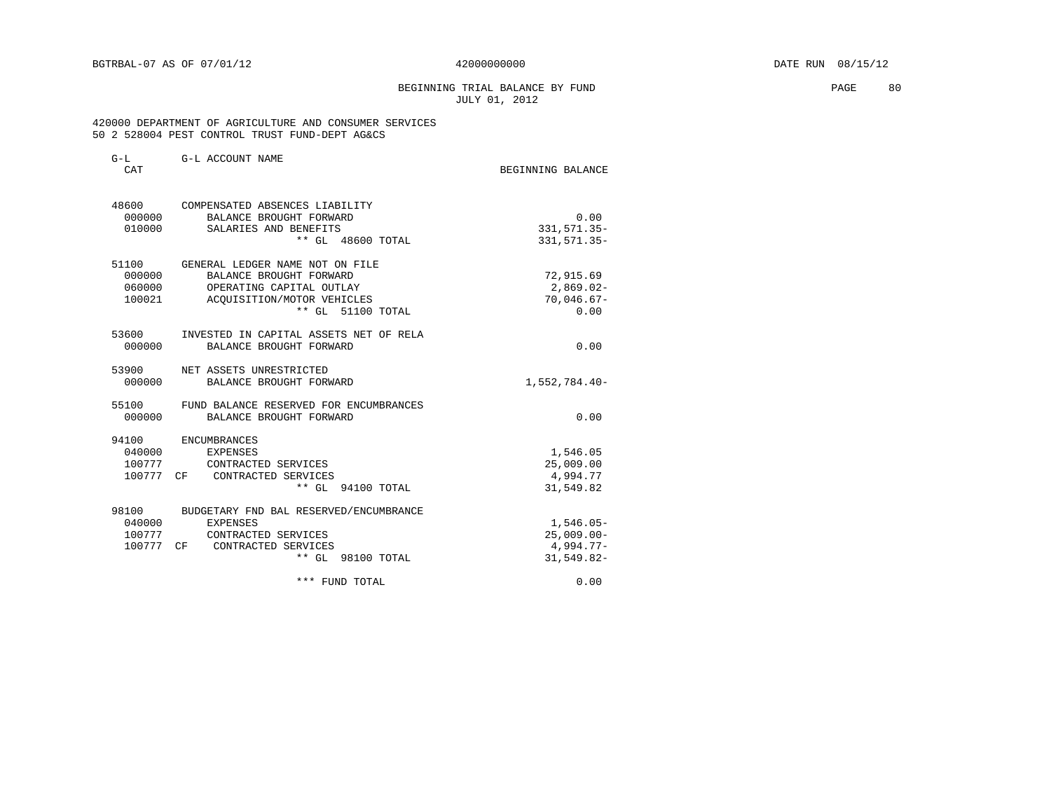BGTRBAL-07 AS OF 07/01/12 42000000000 DATE RUN 08/15/12

BEGINNING TRIAL BALANCE BY FUND
JULY 01, 2012

420000 DEPARTMENT OF AGRICULTURE AND CONSUMER SERVICES
50 2 528004 PEST CONTROL TRUST FUND-DEPT AG&CS

| G-L CAT | G-L ACCOUNT NAME | BEGINNING BALANCE |
|---|---|---|
| 48600 | COMPENSATED ABSENCES LIABILITY | |
| 000000 | BALANCE BROUGHT FORWARD | 0.00 |
| 010000 | SALARIES AND BENEFITS | 331,571.35- |
| | ** GL 48600 TOTAL | 331,571.35- |
| 51100 | GENERAL LEDGER NAME NOT ON FILE | |
| 000000 | BALANCE BROUGHT FORWARD | 72,915.69 |
| 060000 | OPERATING CAPITAL OUTLAY | 2,869.02- |
| 100021 | ACQUISITION/MOTOR VEHICLES | 70,046.67- |
| | ** GL 51100 TOTAL | 0.00 |
| 53600 | INVESTED IN CAPITAL ASSETS NET OF RELA | |
| 000000 | BALANCE BROUGHT FORWARD | 0.00 |
| 53900 | NET ASSETS UNRESTRICTED | |
| 000000 | BALANCE BROUGHT FORWARD | 1,552,784.40- |
| 55100 | FUND BALANCE RESERVED FOR ENCUMBRANCES | |
| 000000 | BALANCE BROUGHT FORWARD | 0.00 |
| 94100 | ENCUMBRANCES | |
| 040000 | EXPENSES | 1,546.05 |
| 100777 | CONTRACTED SERVICES | 25,009.00 |
| 100777 CF | CONTRACTED SERVICES | 4,994.77 |
| | ** GL 94100 TOTAL | 31,549.82 |
| 98100 | BUDGETARY FND BAL RESERVED/ENCUMBRANCE | |
| 040000 | EXPENSES | 1,546.05- |
| 100777 | CONTRACTED SERVICES | 25,009.00- |
| 100777 CF | CONTRACTED SERVICES | 4,994.77- |
| | ** GL 98100 TOTAL | 31,549.82- |
| | *** FUND TOTAL | 0.00 |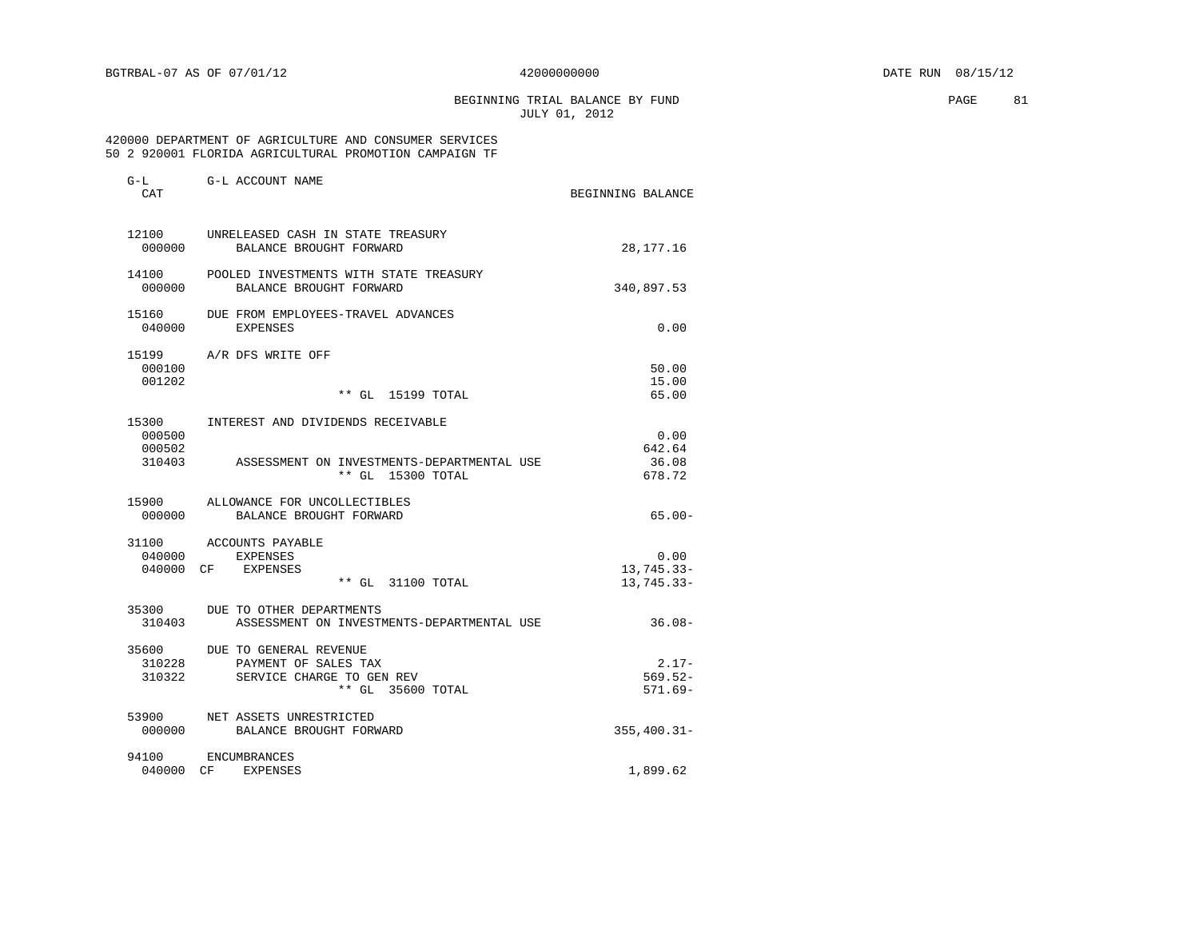BGTRBAL-07 AS OF 07/01/12 42000000000 DATE RUN 08/15/12

BEGINNING TRIAL BALANCE BY FUND
JULY 01, 2012

420000 DEPARTMENT OF AGRICULTURE AND CONSUMER SERVICES
50 2 920001 FLORIDA AGRICULTURAL PROMOTION CAMPAIGN TF

| G-L CAT | G-L ACCOUNT NAME | BEGINNING BALANCE |
|---|---|---|
| 12100 | UNRELEASED CASH IN STATE TREASURY | |
| 000000 | BALANCE BROUGHT FORWARD | 28,177.16 |
| 14100 | POOLED INVESTMENTS WITH STATE TREASURY | |
| 000000 | BALANCE BROUGHT FORWARD | 340,897.53 |
| 15160 | DUE FROM EMPLOYEES-TRAVEL ADVANCES | |
| 040000 | EXPENSES | 0.00 |
| 15199 | A/R DFS WRITE OFF | |
| 000100 | | 50.00 |
| 001202 | | 15.00 |
| | ** GL 15199 TOTAL | 65.00 |
| 15300 | INTEREST AND DIVIDENDS RECEIVABLE | |
| 000500 | | 0.00 |
| 000502 | | 642.64 |
| 310403 | ASSESSMENT ON INVESTMENTS-DEPARTMENTAL USE | 36.08 |
| | ** GL 15300 TOTAL | 678.72 |
| 15900 | ALLOWANCE FOR UNCOLLECTIBLES | |
| 000000 | BALANCE BROUGHT FORWARD | 65.00- |
| 31100 | ACCOUNTS PAYABLE | |
| 040000 | EXPENSES | 0.00 |
| 040000 CF | EXPENSES | 13,745.33- |
| | ** GL 31100 TOTAL | 13,745.33- |
| 35300 | DUE TO OTHER DEPARTMENTS | |
| 310403 | ASSESSMENT ON INVESTMENTS-DEPARTMENTAL USE | 36.08- |
| 35600 | DUE TO GENERAL REVENUE | |
| 310228 | PAYMENT OF SALES TAX | 2.17- |
| 310322 | SERVICE CHARGE TO GEN REV | 569.52- |
| | ** GL 35600 TOTAL | 571.69- |
| 53900 | NET ASSETS UNRESTRICTED | |
| 000000 | BALANCE BROUGHT FORWARD | 355,400.31- |
| 94100 | ENCUMBRANCES | |
| 040000 CF | EXPENSES | 1,899.62 |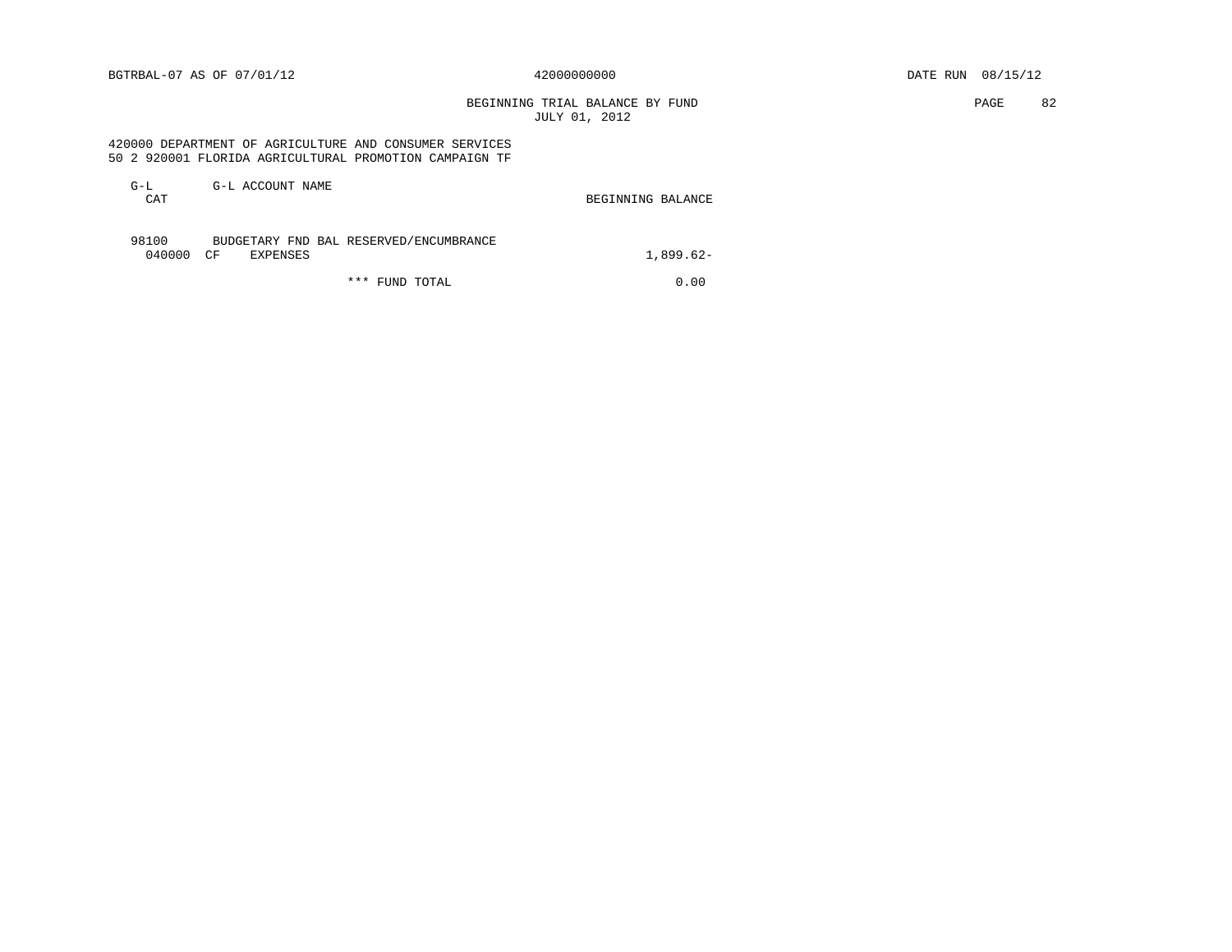BGTRBAL-07 AS OF 07/01/12 42000000000 DATE RUN 08/15/12

BEGINNING TRIAL BALANCE BY FUND
JULY 01, 2012

420000 DEPARTMENT OF AGRICULTURE AND CONSUMER SERVICES
50 2 920001 FLORIDA AGRICULTURAL PROMOTION CAMPAIGN TF

| G-L CAT | G-L ACCOUNT NAME | BEGINNING BALANCE |
|---|---|---|
| 98100 | BUDGETARY FND BAL RESERVED/ENCUMBRANCE | |
| 040000 CF | EXPENSES | 1,899.62- |
| | *** FUND TOTAL | 0.00 |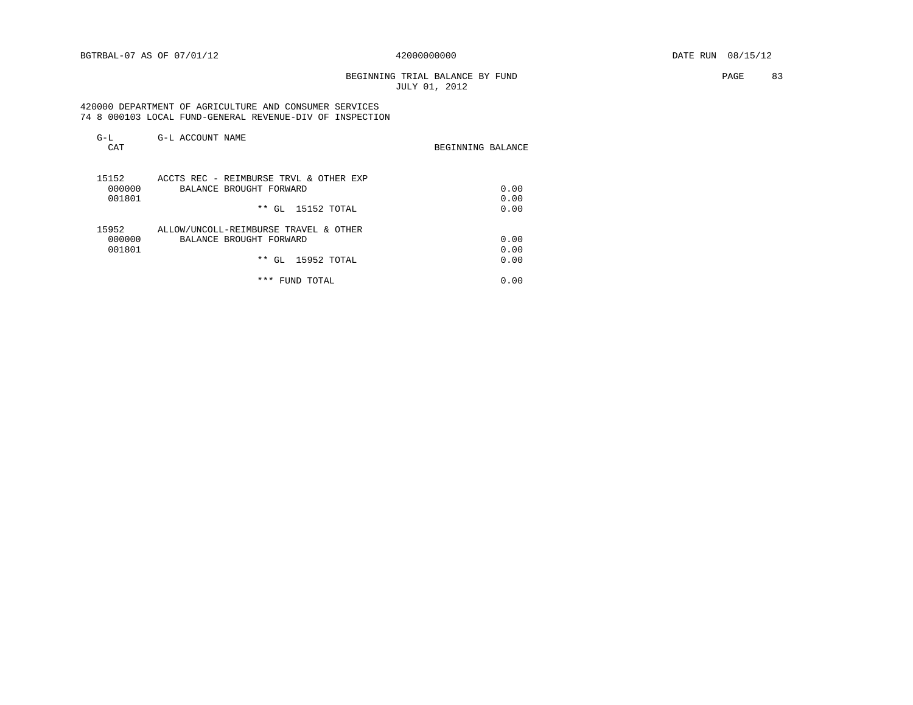BGTRBAL-07 AS OF 07/01/12 42000000000 DATE RUN 08/15/12

BEGINNING TRIAL BALANCE BY FUND
JULY 01, 2012

420000 DEPARTMENT OF AGRICULTURE AND CONSUMER SERVICES
74 8 000103 LOCAL FUND-GENERAL REVENUE-DIV OF INSPECTION

| G-L CAT | G-L ACCOUNT NAME | BEGINNING BALANCE |
|---|---|---|
| 15152 | ACCTS REC - REIMBURSE TRVL & OTHER EXP | |
| 000000 | BALANCE BROUGHT FORWARD | 0.00 |
| 001801 | | 0.00 |
| | ** GL 15152 TOTAL | 0.00 |
| 15952 | ALLOW/UNCOLL-REIMBURSE TRAVEL & OTHER | |
| 000000 | BALANCE BROUGHT FORWARD | 0.00 |
| 001801 | | 0.00 |
| | ** GL 15952 TOTAL | 0.00 |
| | *** FUND TOTAL | 0.00 |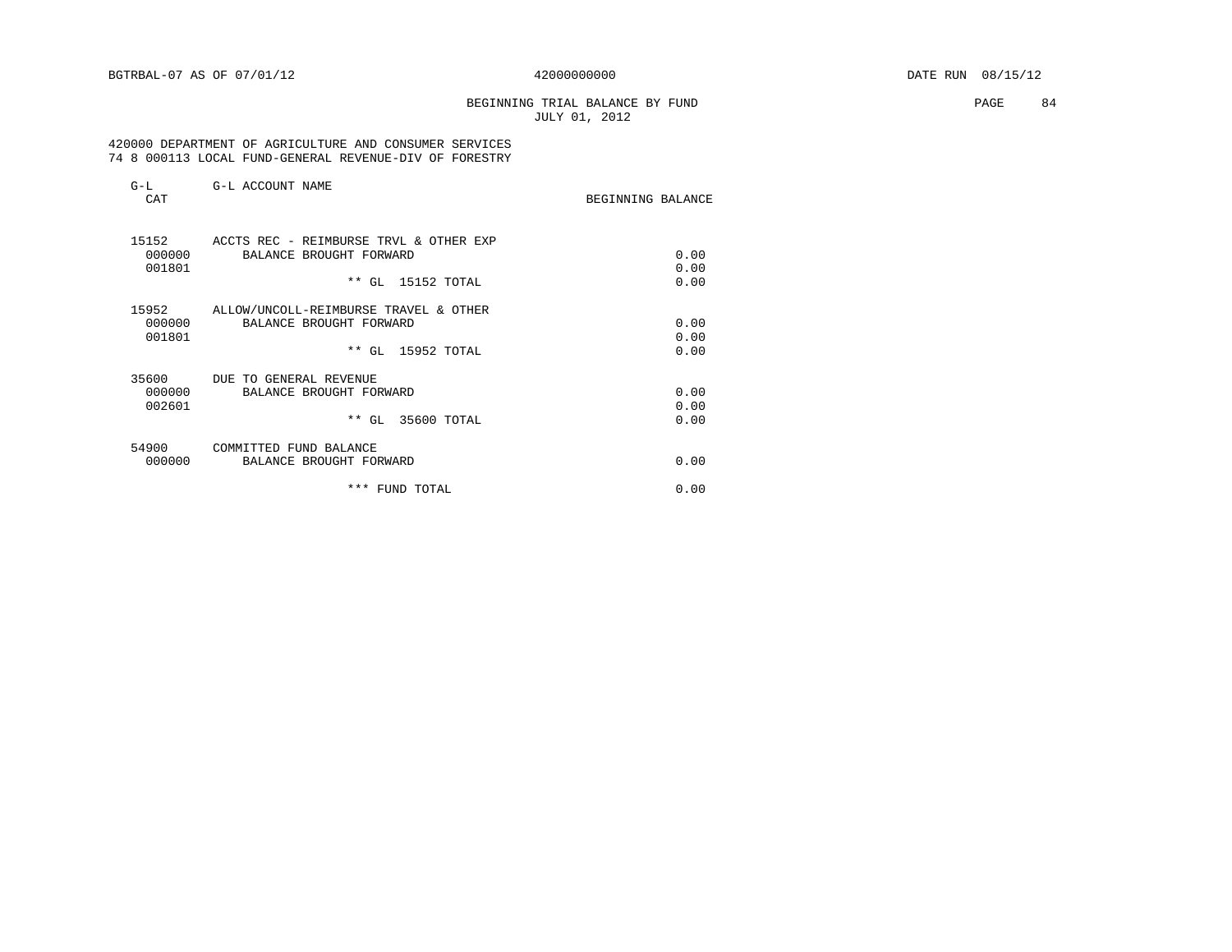BGTRBAL-07 AS OF 07/01/12 42000000000 DATE RUN 08/15/12

BEGINNING TRIAL BALANCE BY FUND
JULY 01, 2012

420000 DEPARTMENT OF AGRICULTURE AND CONSUMER SERVICES
74 8 000113 LOCAL FUND-GENERAL REVENUE-DIV OF FORESTRY

| G-L CAT | G-L ACCOUNT NAME | BEGINNING BALANCE |
|---|---|---|
| 15152 | ACCTS REC - REIMBURSE TRVL & OTHER EXP | |
| 000000 | BALANCE BROUGHT FORWARD | 0.00 |
| 001801 | | 0.00 |
| | ** GL 15152 TOTAL | 0.00 |
| 15952 | ALLOW/UNCOLL-REIMBURSE TRAVEL & OTHER | |
| 000000 | BALANCE BROUGHT FORWARD | 0.00 |
| 001801 | | 0.00 |
| | ** GL 15952 TOTAL | 0.00 |
| 35600 | DUE TO GENERAL REVENUE | |
| 000000 | BALANCE BROUGHT FORWARD | 0.00 |
| 002601 | | 0.00 |
| | ** GL 35600 TOTAL | 0.00 |
| 54900 | COMMITTED FUND BALANCE | |
| 000000 | BALANCE BROUGHT FORWARD | 0.00 |
| | *** FUND TOTAL | 0.00 |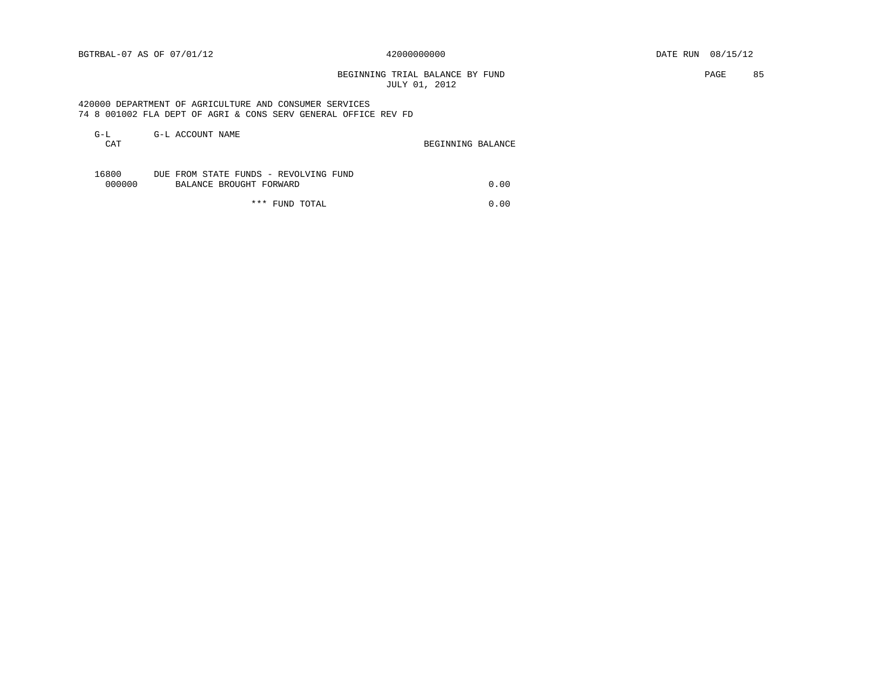BGTRBAL-07 AS OF 07/01/12 42000000000 DATE RUN 08/15/12

BEGINNING TRIAL BALANCE BY FUND
JULY 01, 2012

420000 DEPARTMENT OF AGRICULTURE AND CONSUMER SERVICES
74 8 001002 FLA DEPT OF AGRI & CONS SERV GENERAL OFFICE REV FD

| G-L CAT | G-L ACCOUNT NAME | BEGINNING BALANCE |
|---|---|---|
| 16800 | DUE FROM STATE FUNDS - REVOLVING FUND | |
| 000000 | BALANCE BROUGHT FORWARD | 0.00 |
| | *** FUND TOTAL | 0.00 |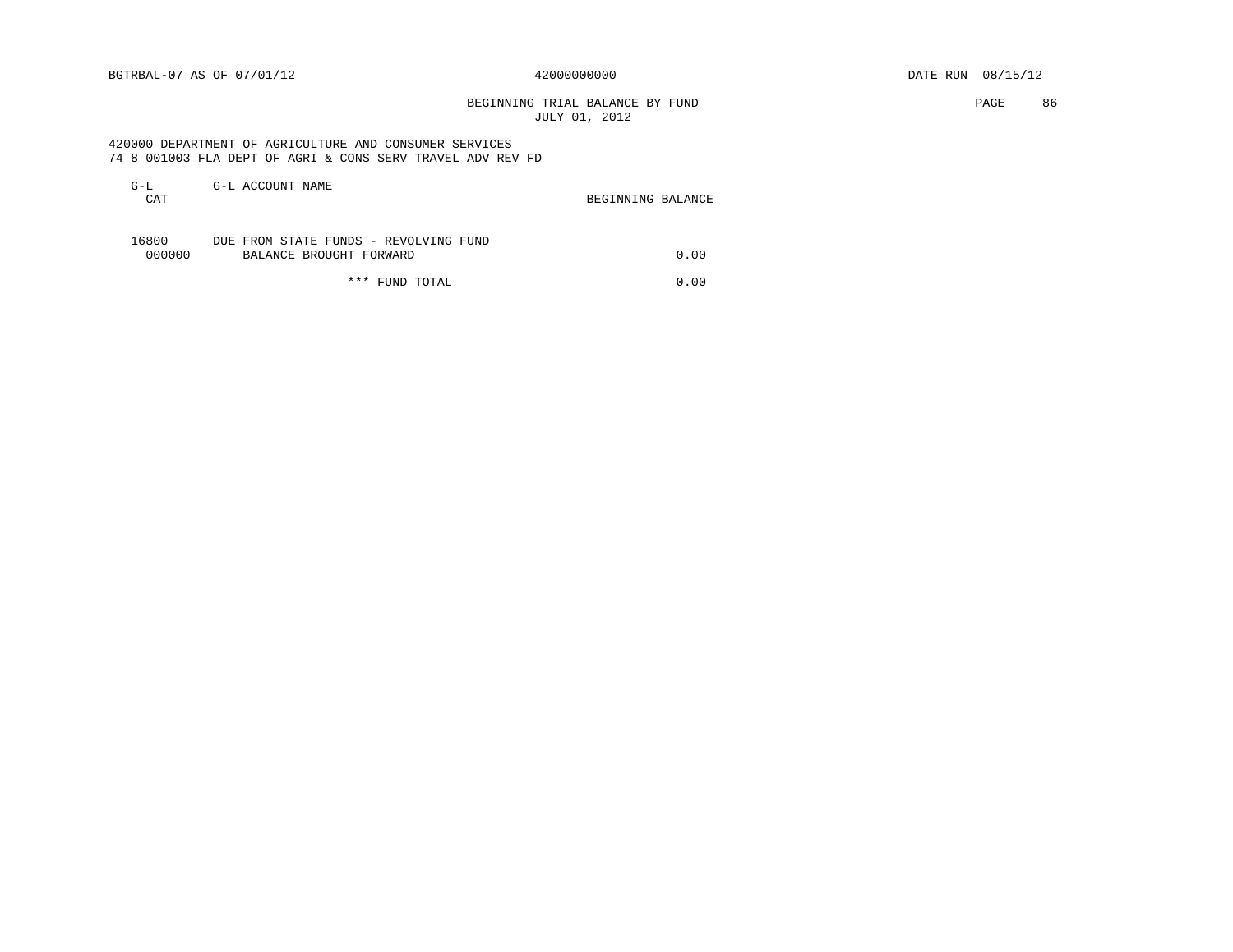BEGINNING TRIAL BALANCE BY FUND
JULY 01, 2012

420000 DEPARTMENT OF AGRICULTURE AND CONSUMER SERVICES
74 8 001003 FLA DEPT OF AGRI & CONS SERV TRAVEL ADV REV FD

| G-L CAT | G-L ACCOUNT NAME | BEGINNING BALANCE |
|---|---|---|
| 16800 | DUE FROM STATE FUNDS - REVOLVING FUND | |
| 000000 | BALANCE BROUGHT FORWARD | 0.00 |
| | *** FUND TOTAL | 0.00 |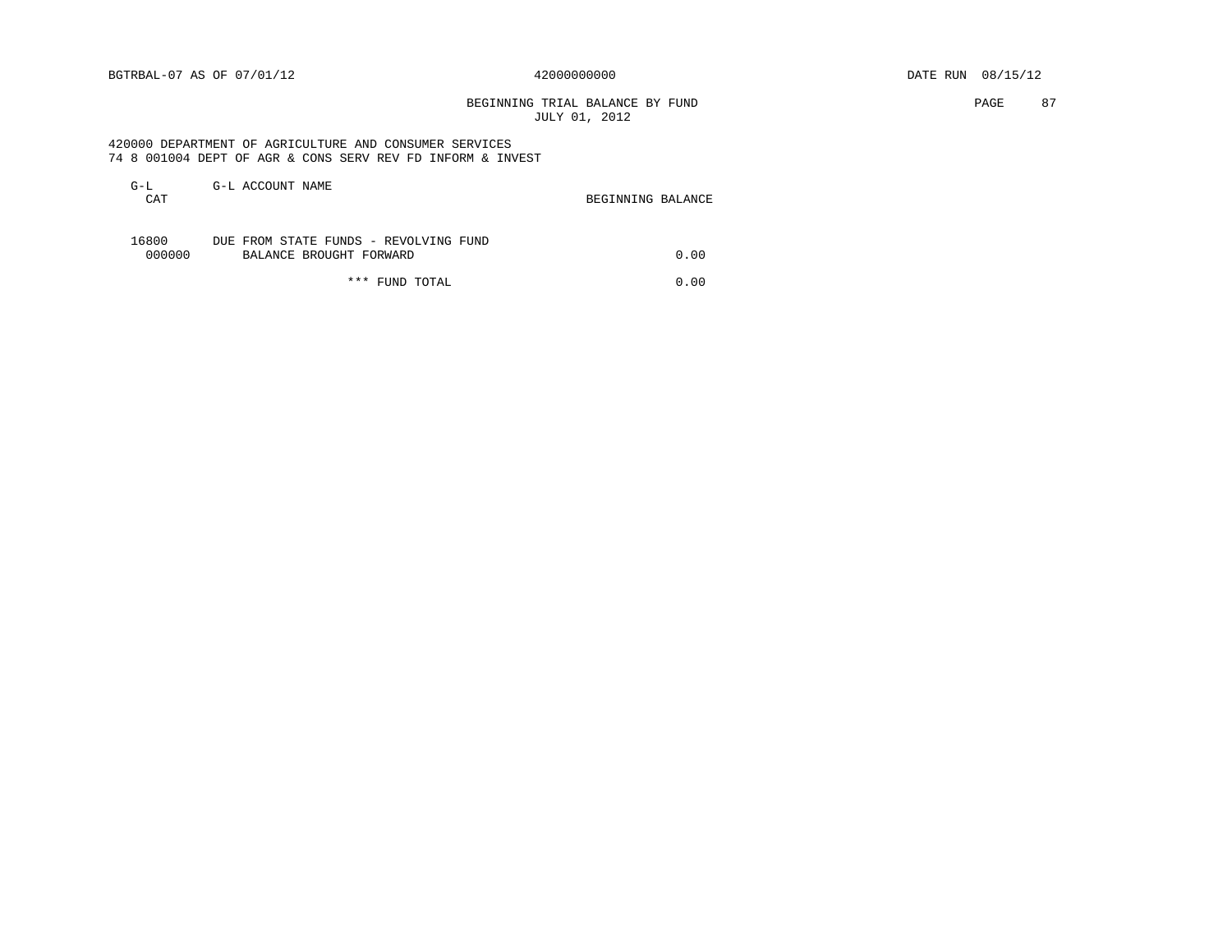BGTRBAL-07 AS OF 07/01/12 42000000000 DATE RUN 08/15/12

BEGINNING TRIAL BALANCE BY FUND
JULY 01, 2012

420000 DEPARTMENT OF AGRICULTURE AND CONSUMER SERVICES
74 8 001004 DEPT OF AGR & CONS SERV REV FD INFORM & INVEST

| G-L CAT | G-L ACCOUNT NAME | BEGINNING BALANCE |
|---|---|---|
| 16800 | DUE FROM STATE FUNDS - REVOLVING FUND | |
| 000000 | BALANCE BROUGHT FORWARD | 0.00 |
| | *** FUND TOTAL | 0.00 |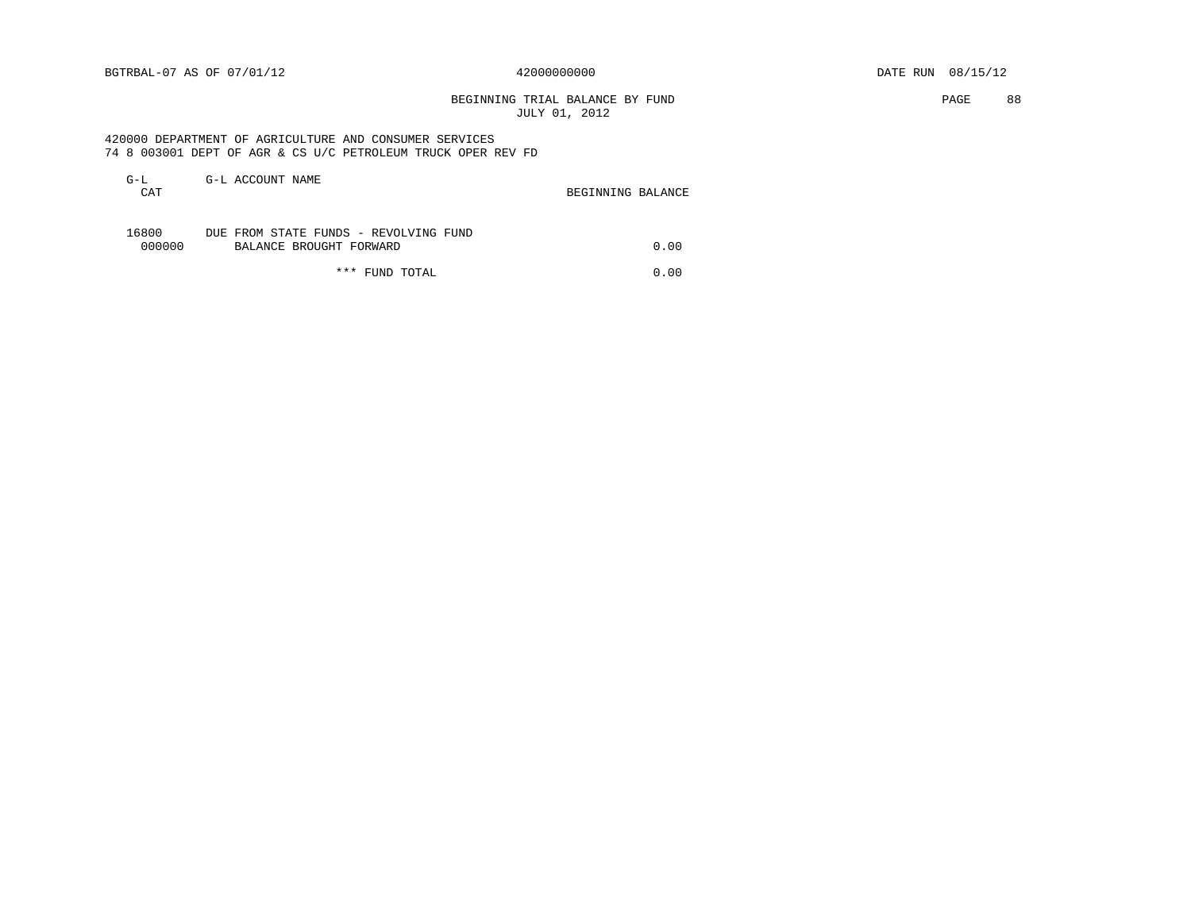BGTRBAL-07 AS OF 07/01/12 42000000000 DATE RUN 08/15/12

BEGINNING TRIAL BALANCE BY FUND
JULY 01, 2012

420000 DEPARTMENT OF AGRICULTURE AND CONSUMER SERVICES
74 8 003001 DEPT OF AGR & CS U/C PETROLEUM TRUCK OPER REV FD

| G-L CAT | G-L ACCOUNT NAME | BEGINNING BALANCE |
|---|---|---|
| 16800 | DUE FROM STATE FUNDS - REVOLVING FUND | |
| 000000 | BALANCE BROUGHT FORWARD | 0.00 |
| | *** FUND TOTAL | 0.00 |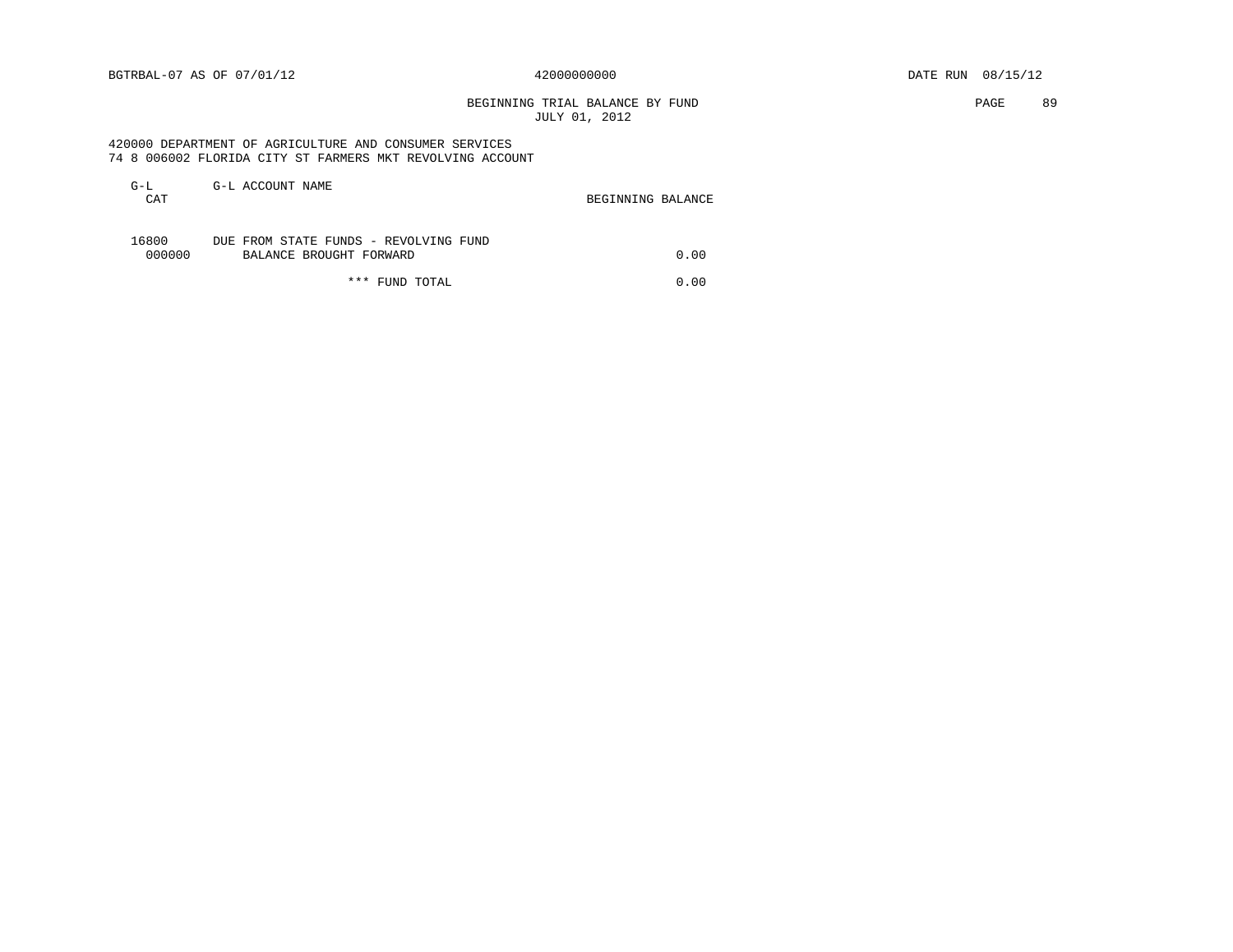BGTRBAL-07 AS OF 07/01/12 &nbsp;&nbsp;&nbsp;&nbsp; 42000000000 &nbsp;&nbsp;&nbsp;&nbsp; DATE RUN 08/15/12

## BEGINNING TRIAL BALANCE BY FUND
JULY 01, 2012

420000 DEPARTMENT OF AGRICULTURE AND CONSUMER SERVICES
74 8 006002 FLORIDA CITY ST FARMERS MKT REVOLVING ACCOUNT

| G-L CAT | G-L ACCOUNT NAME | BEGINNING BALANCE |
|---|---|---|
| 16800 | DUE FROM STATE FUNDS - REVOLVING FUND | |
| 000000 | BALANCE BROUGHT FORWARD | 0.00 |
| | *** FUND TOTAL | 0.00 |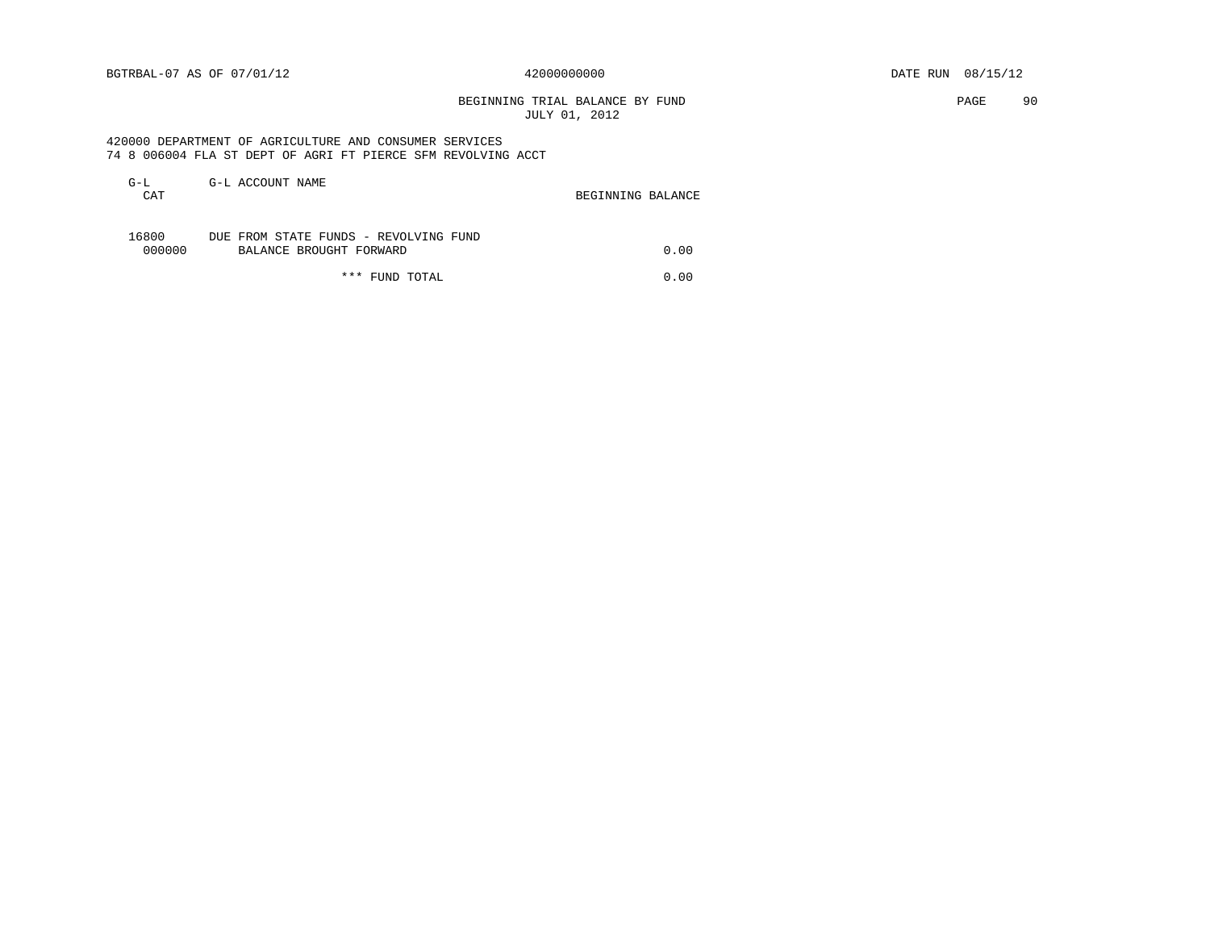BGTRBAL-07 AS OF 07/01/12 42000000000 DATE RUN 08/15/12

BEGINNING TRIAL BALANCE BY FUND
JULY 01, 2012

420000 DEPARTMENT OF AGRICULTURE AND CONSUMER SERVICES
74 8 006004 FLA ST DEPT OF AGRI FT PIERCE SFM REVOLVING ACCT

| G-L CAT | G-L ACCOUNT NAME | BEGINNING BALANCE |
|---|---|---|
| 16800 | DUE FROM STATE FUNDS - REVOLVING FUND | |
| 000000 | BALANCE BROUGHT FORWARD | 0.00 |
| | *** FUND TOTAL | 0.00 |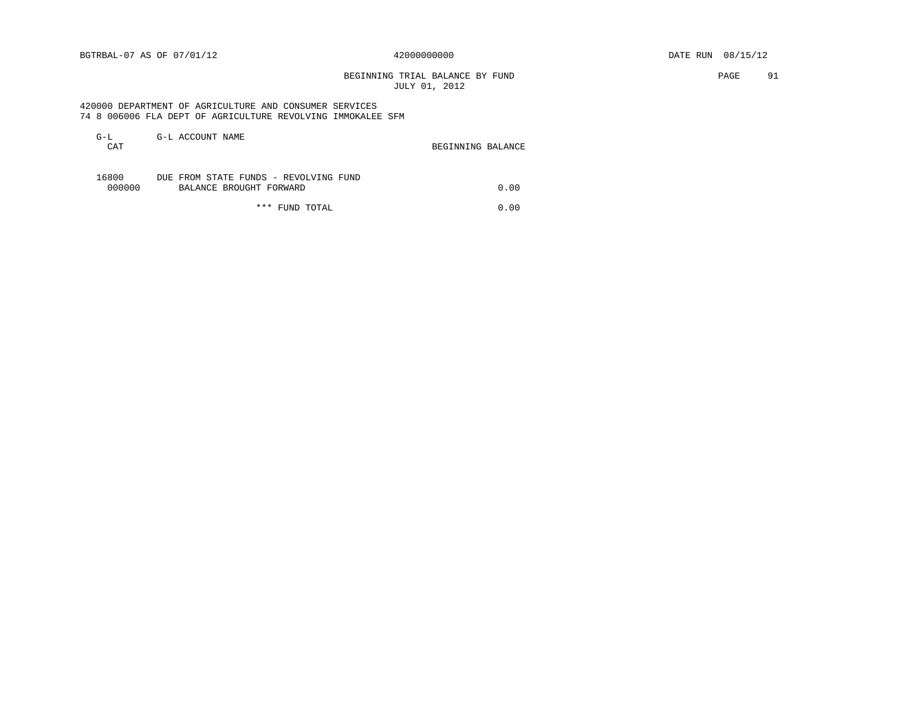BGTRBAL-07 AS OF 07/01/12 — 42000000000 — DATE RUN 08/15/12

BEGINNING TRIAL BALANCE BY FUND
JULY 01, 2012

420000 DEPARTMENT OF AGRICULTURE AND CONSUMER SERVICES
74 8 006006 FLA DEPT OF AGRICULTURE REVOLVING IMMOKALEE SFM

| G-L CAT | G-L ACCOUNT NAME | BEGINNING BALANCE |
|---|---|---|
| 16800 | DUE FROM STATE FUNDS - REVOLVING FUND | |
| 000000 | BALANCE BROUGHT FORWARD | 0.00 |
| | *** FUND TOTAL | 0.00 |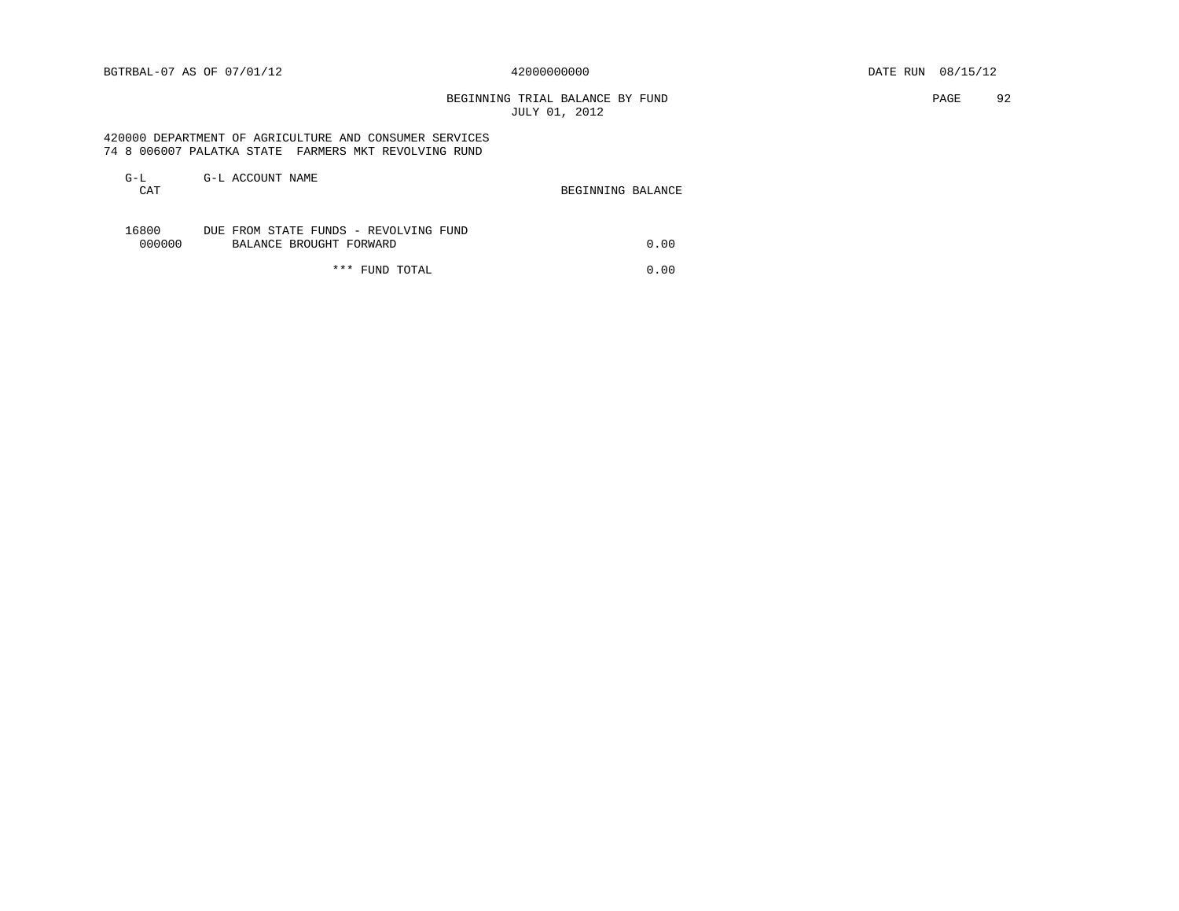BGTRBAL-07 AS OF 07/01/12 42000000000 DATE RUN 08/15/12

BEGINNING TRIAL BALANCE BY FUND
JULY 01, 2012

420000 DEPARTMENT OF AGRICULTURE AND CONSUMER SERVICES
74 8 006007 PALATKA STATE FARMERS MKT REVOLVING RUND

| G-L CAT | G-L ACCOUNT NAME | BEGINNING BALANCE |
|---|---|---|
| 16800 | DUE FROM STATE FUNDS - REVOLVING FUND | |
| 000000 | BALANCE BROUGHT FORWARD | 0.00 |
| | *** FUND TOTAL | 0.00 |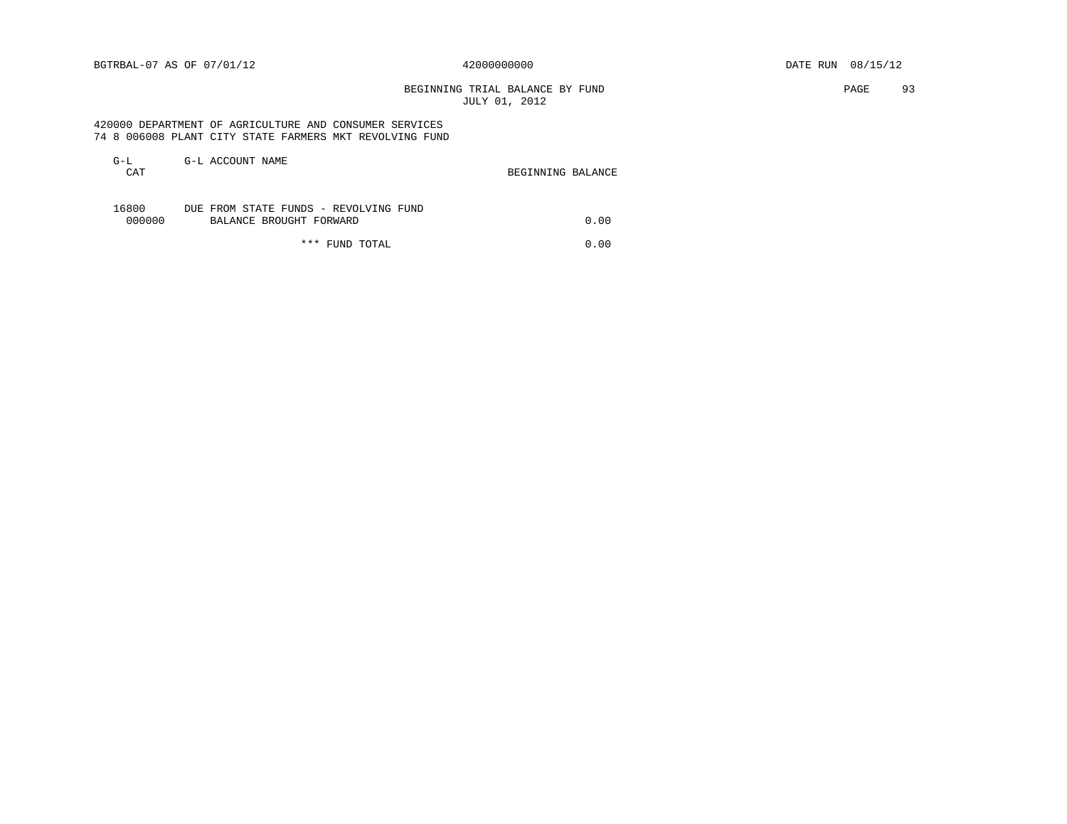BGTRBAL-07 AS OF 07/01/12 42000000000 DATE RUN 08/15/12

BEGINNING TRIAL BALANCE BY FUND
JULY 01, 2012

420000 DEPARTMENT OF AGRICULTURE AND CONSUMER SERVICES
74 8 006008 PLANT CITY STATE FARMERS MKT REVOLVING FUND

| G-L CAT | G-L ACCOUNT NAME | BEGINNING BALANCE |
|---|---|---|
| 16800 | DUE FROM STATE FUNDS - REVOLVING FUND | |
| 000000 | BALANCE BROUGHT FORWARD | 0.00 |
| | *** FUND TOTAL | 0.00 |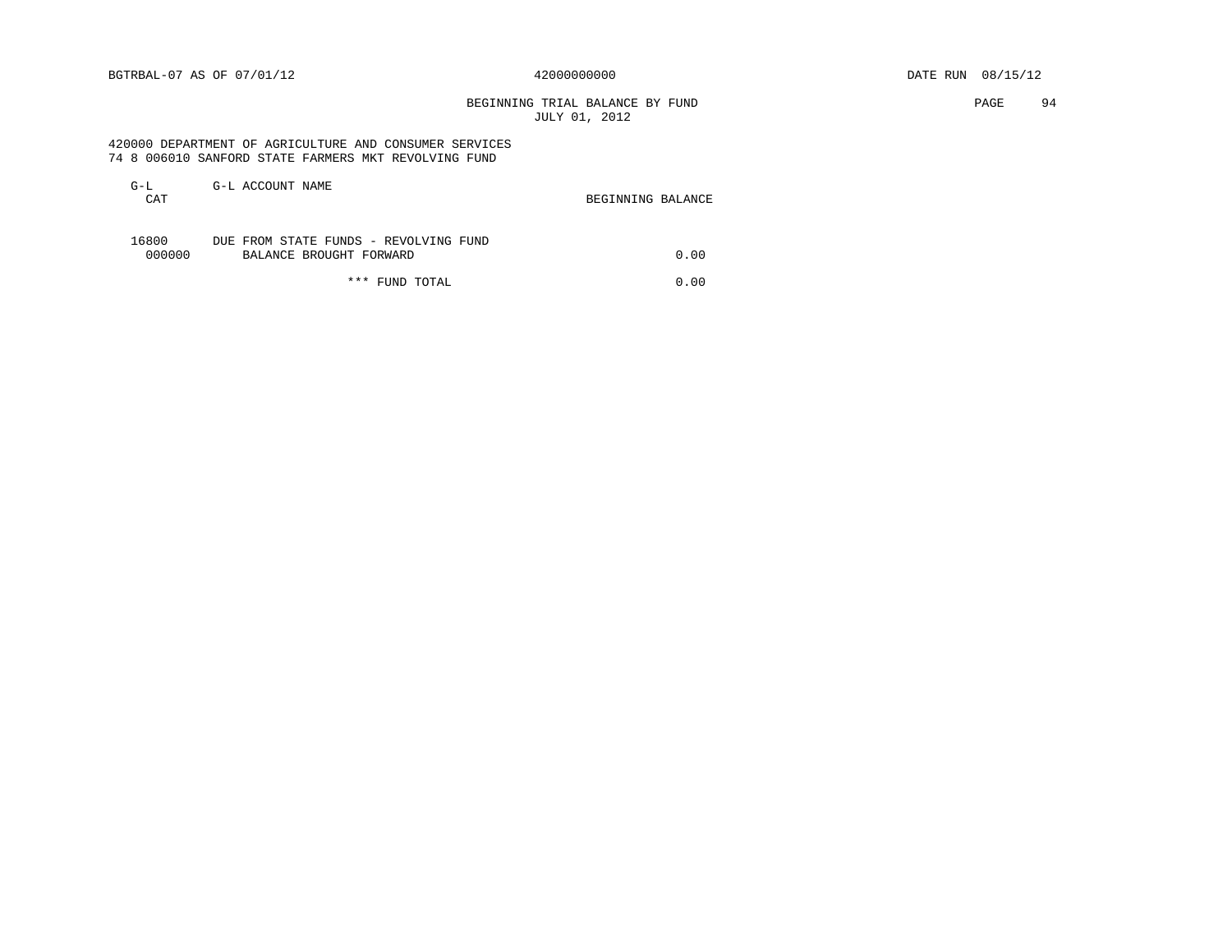BGTRBAL-07 AS OF 07/01/12 42000000000 DATE RUN 08/15/12

BEGINNING TRIAL BALANCE BY FUND
JULY 01, 2012

420000 DEPARTMENT OF AGRICULTURE AND CONSUMER SERVICES
74 8 006010 SANFORD STATE FARMERS MKT REVOLVING FUND

| G-L CAT | G-L ACCOUNT NAME | BEGINNING BALANCE |
|---|---|---|
| 16800 | DUE FROM STATE FUNDS - REVOLVING FUND | |
| 000000 | BALANCE BROUGHT FORWARD | 0.00 |
| | *** FUND TOTAL | 0.00 |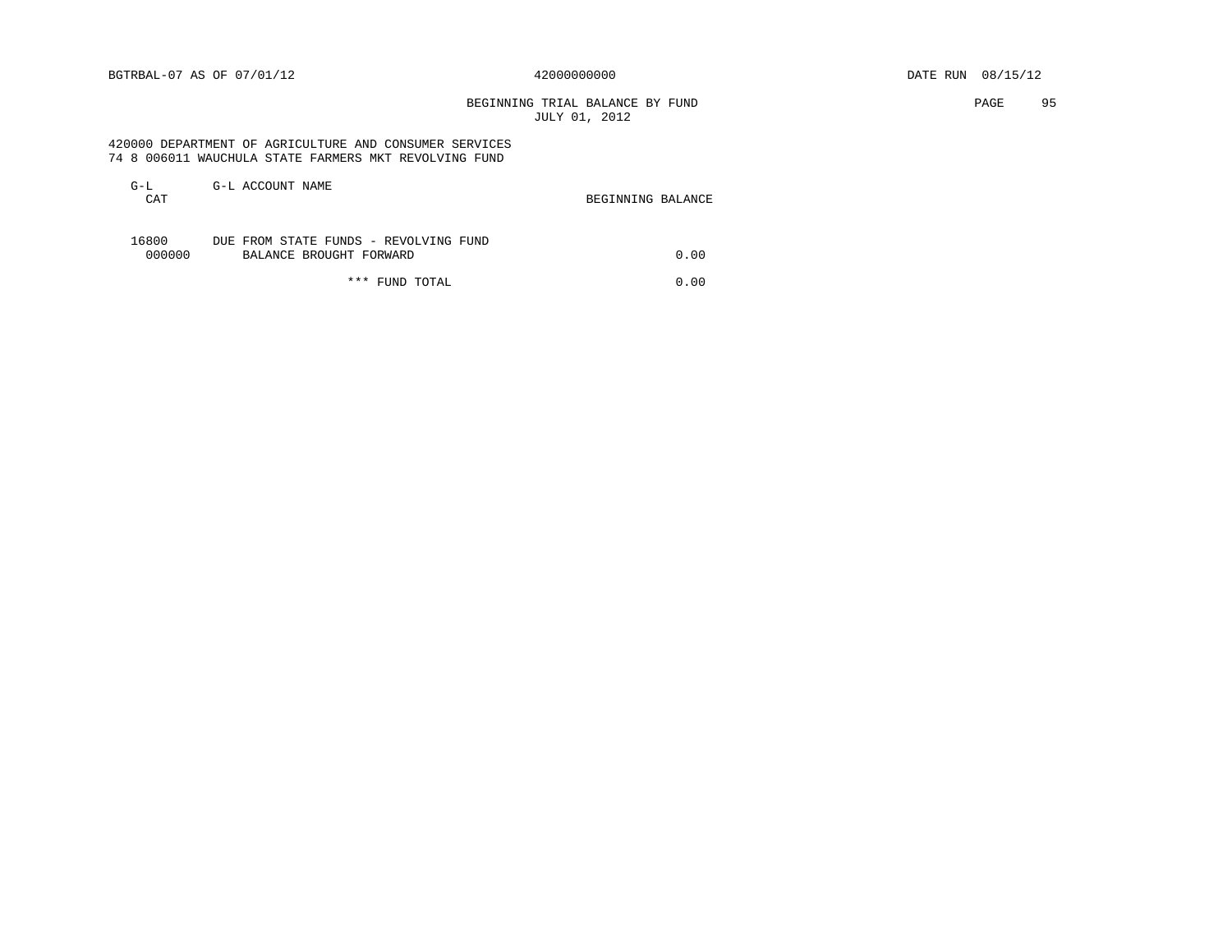BGTRBAL-07 AS OF 07/01/12 42000000000 DATE RUN 08/15/12

BEGINNING TRIAL BALANCE BY FUND
JULY 01, 2012

420000 DEPARTMENT OF AGRICULTURE AND CONSUMER SERVICES
74 8 006011 WAUCHULA STATE FARMERS MKT REVOLVING FUND

| G-L CAT | G-L ACCOUNT NAME | BEGINNING BALANCE |
|---|---|---|
| 16800 | DUE FROM STATE FUNDS - REVOLVING FUND | |
| 000000 | BALANCE BROUGHT FORWARD | 0.00 |
| | *** FUND TOTAL | 0.00 |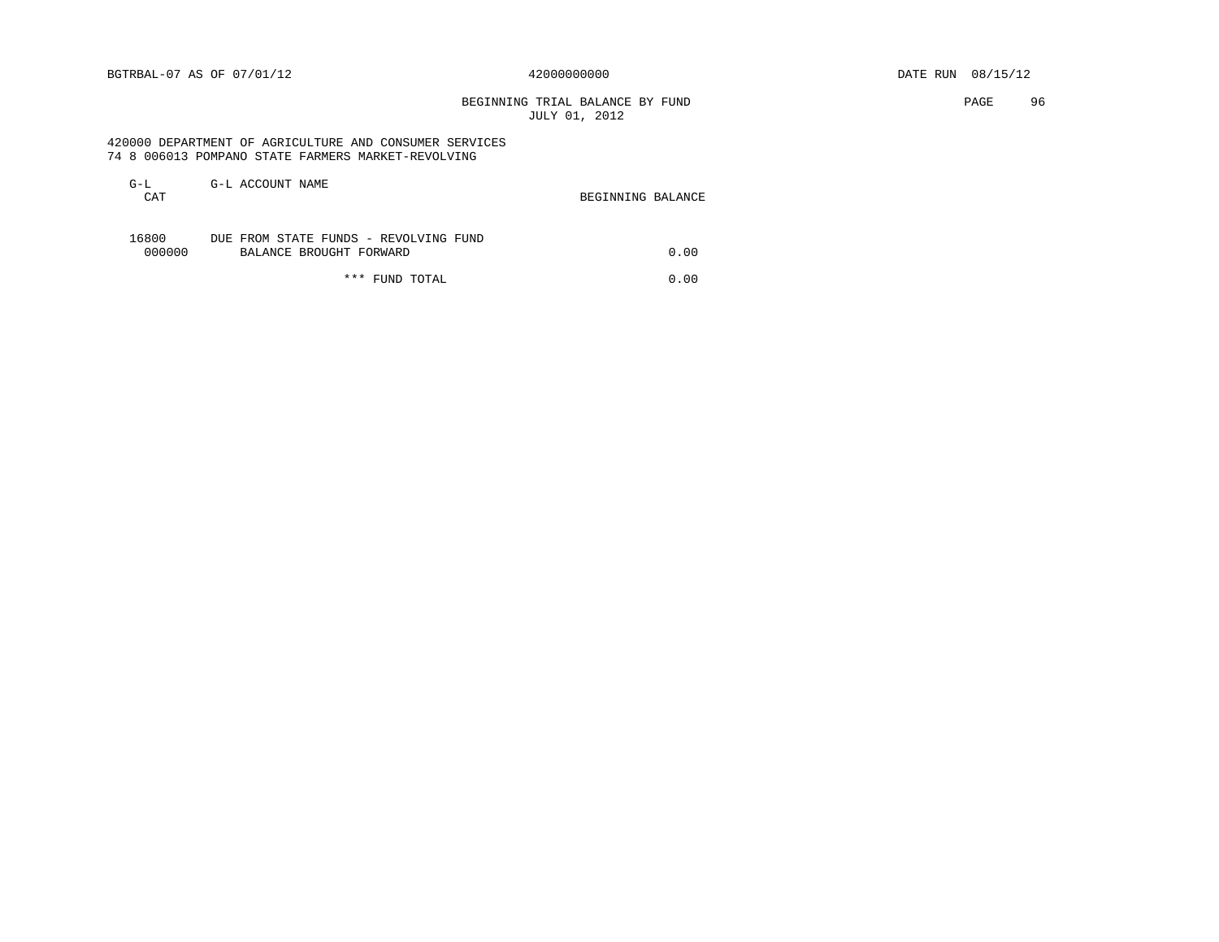BEGINNING TRIAL BALANCE BY FUND
JULY 01, 2012

420000 DEPARTMENT OF AGRICULTURE AND CONSUMER SERVICES
74 8 006013 POMPANO STATE FARMERS MARKET-REVOLVING

| G-L CAT | G-L ACCOUNT NAME | BEGINNING BALANCE |
|---|---|---|
| 16800 | DUE FROM STATE FUNDS - REVOLVING FUND | |
| 000000 | BALANCE BROUGHT FORWARD | 0.00 |
| | *** FUND TOTAL | 0.00 |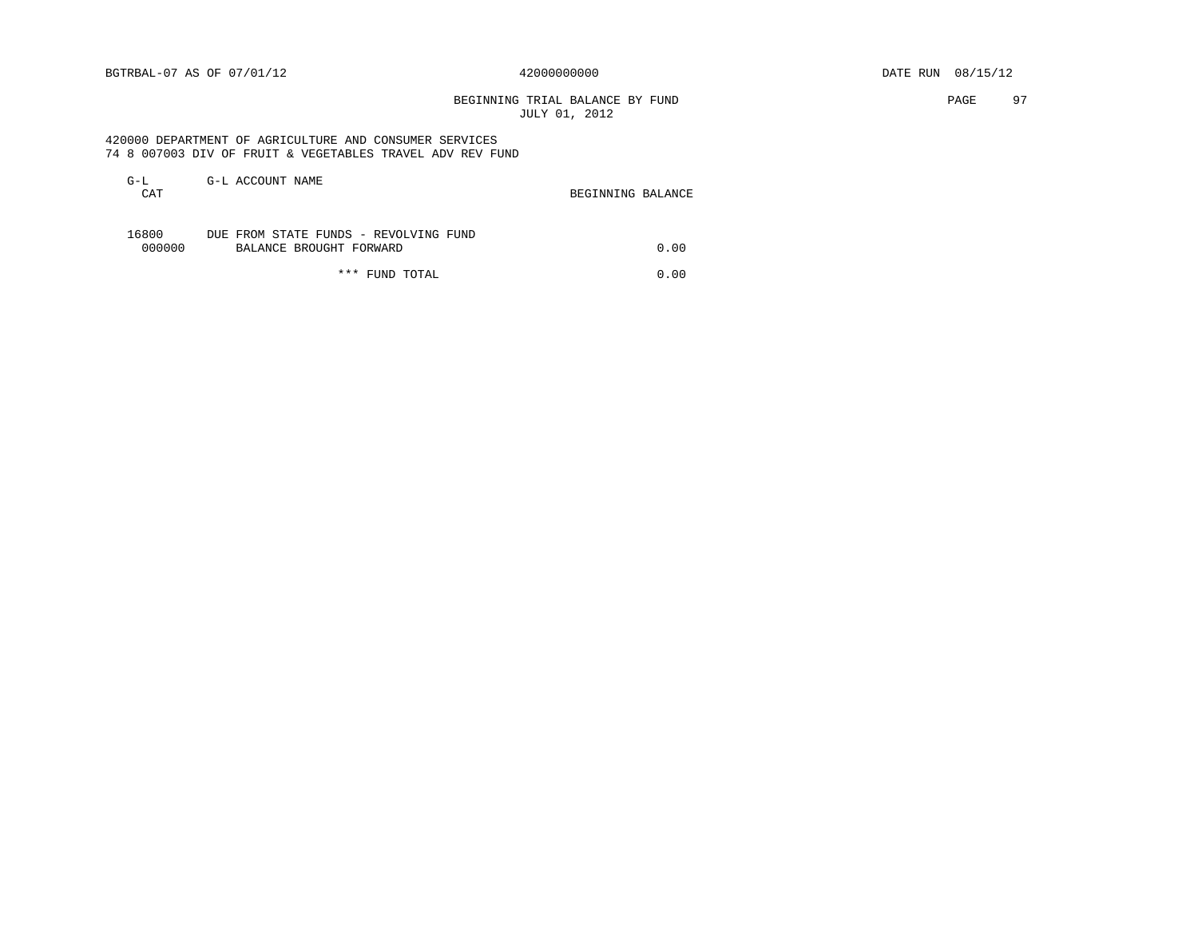BGTRBAL-07 AS OF 07/01/12 42000000000 DATE RUN 08/15/12

BEGINNING TRIAL BALANCE BY FUND
JULY 01, 2012

420000 DEPARTMENT OF AGRICULTURE AND CONSUMER SERVICES
74 8 007003 DIV OF FRUIT & VEGETABLES TRAVEL ADV REV FUND

| G-L CAT | G-L ACCOUNT NAME | BEGINNING BALANCE |
|---|---|---|
| 16800 | DUE FROM STATE FUNDS - REVOLVING FUND | |
| 000000 | BALANCE BROUGHT FORWARD | 0.00 |
| | *** FUND TOTAL | 0.00 |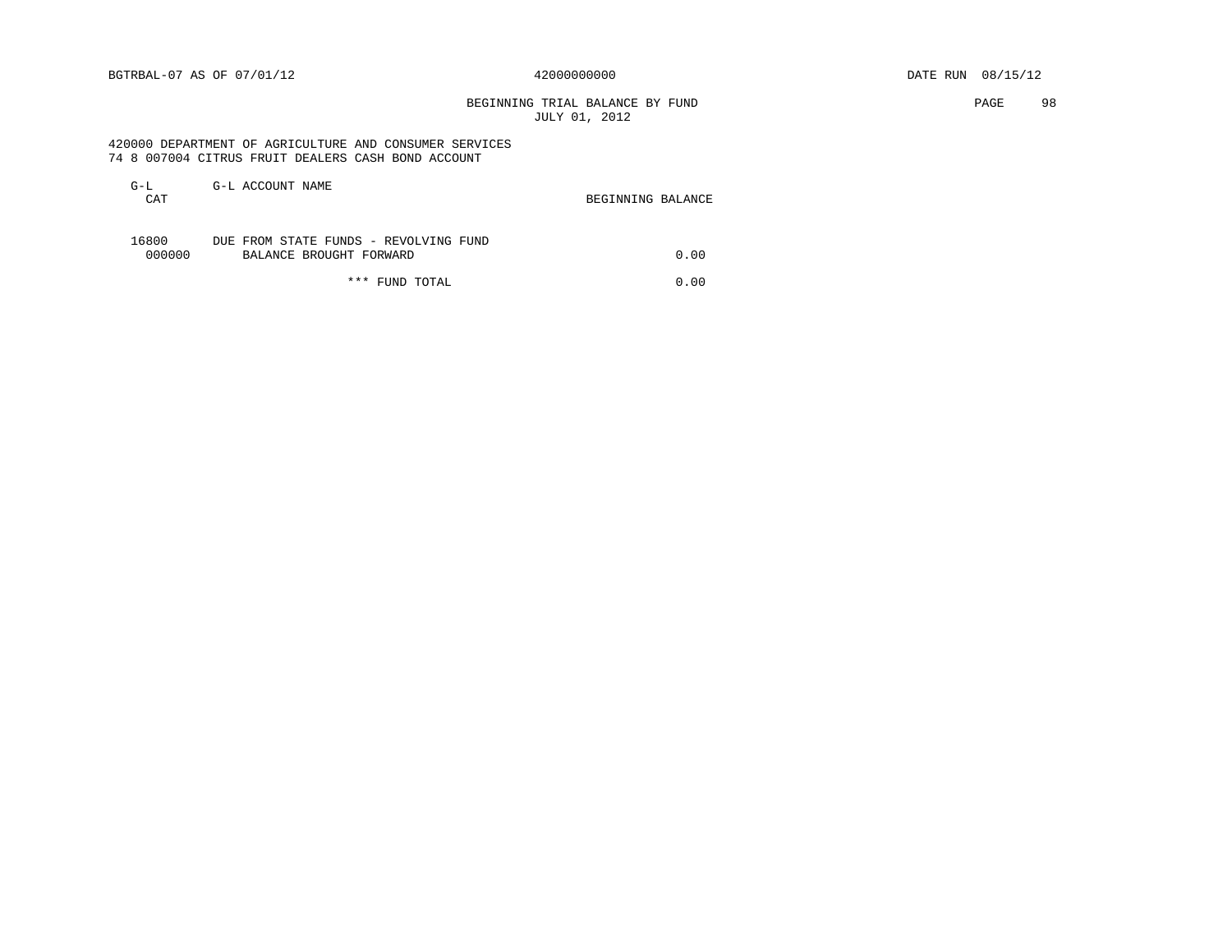BGTRBAL-07 AS OF 07/01/12 42000000000 DATE RUN 08/15/12

BEGINNING TRIAL BALANCE BY FUND
JULY 01, 2012

420000 DEPARTMENT OF AGRICULTURE AND CONSUMER SERVICES
74 8 007004 CITRUS FRUIT DEALERS CASH BOND ACCOUNT

| G-L CAT | G-L ACCOUNT NAME | BEGINNING BALANCE |
|---|---|---|
| 16800 | DUE FROM STATE FUNDS - REVOLVING FUND | |
| 000000 | BALANCE BROUGHT FORWARD | 0.00 |
| | *** FUND TOTAL | 0.00 |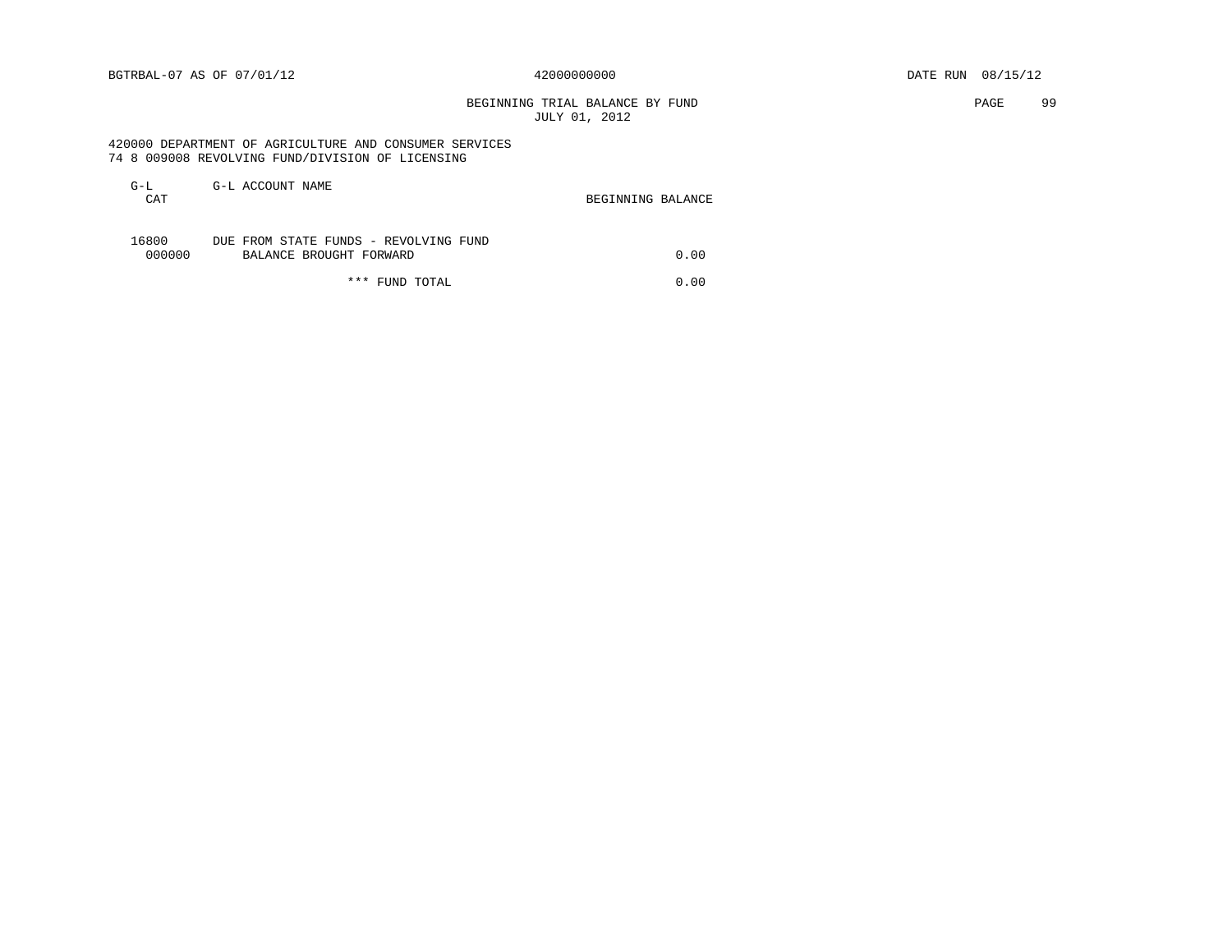BGTRBAL-07 AS OF 07/01/12 42000000000 DATE RUN 08/15/12

BEGINNING TRIAL BALANCE BY FUND
JULY 01, 2012

420000 DEPARTMENT OF AGRICULTURE AND CONSUMER SERVICES
74 8 009008 REVOLVING FUND/DIVISION OF LICENSING

| G-L CAT | G-L ACCOUNT NAME | BEGINNING BALANCE |
|---|---|---|
| 16800 | DUE FROM STATE FUNDS - REVOLVING FUND | |
| 000000 | BALANCE BROUGHT FORWARD | 0.00 |
| | *** FUND TOTAL | 0.00 |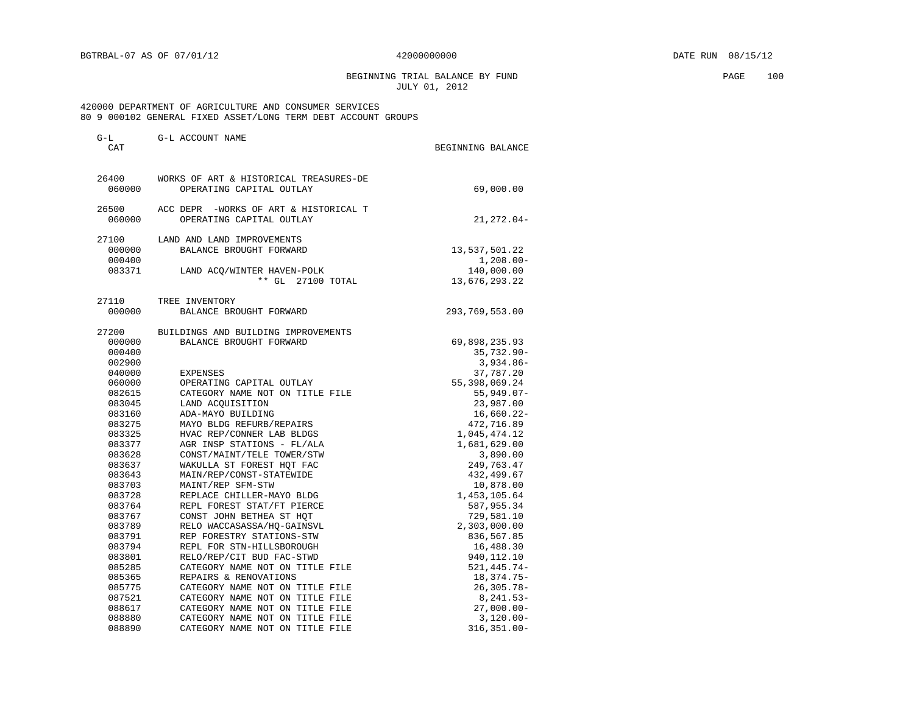BGTRBAL-07 AS OF 07/01/12 42000000000 DATE RUN 08/15/12

BEGINNING TRIAL BALANCE BY FUND
JULY 01, 2012

420000 DEPARTMENT OF AGRICULTURE AND CONSUMER SERVICES
80 9 000102 GENERAL FIXED ASSET/LONG TERM DEBT ACCOUNT GROUPS

| G-L CAT | G-L ACCOUNT NAME | BEGINNING BALANCE |
|---|---|---|
| 26400 | WORKS OF ART & HISTORICAL TREASURES-DE | |
| 060000 | OPERATING CAPITAL OUTLAY | 69,000.00 |
| 26500 | ACC DEPR -WORKS OF ART & HISTORICAL T | |
| 060000 | OPERATING CAPITAL OUTLAY | 21,272.04- |
| 27100 | LAND AND LAND IMPROVEMENTS | |
| 000000 | BALANCE BROUGHT FORWARD | 13,537,501.22 |
| 000400 | | 1,208.00- |
| 083371 | LAND ACQ/WINTER HAVEN-POLK | 140,000.00 |
| | ** GL 27100 TOTAL | 13,676,293.22 |
| 27110 | TREE INVENTORY | |
| 000000 | BALANCE BROUGHT FORWARD | 293,769,553.00 |
| 27200 | BUILDINGS AND BUILDING IMPROVEMENTS | |
| 000000 | BALANCE BROUGHT FORWARD | 69,898,235.93 |
| 000400 | | 35,732.90- |
| 002900 | | 3,934.86- |
| 040000 | EXPENSES | 37,787.20 |
| 060000 | OPERATING CAPITAL OUTLAY | 55,398,069.24 |
| 082615 | CATEGORY NAME NOT ON TITLE FILE | 55,949.07- |
| 083045 | LAND ACQUISITION | 23,987.00 |
| 083160 | ADA-MAYO BUILDING | 16,660.22- |
| 083275 | MAYO BLDG REFURB/REPAIRS | 472,716.89 |
| 083325 | HVAC REP/CONNER LAB BLDGS | 1,045,474.12 |
| 083377 | AGR INSP STATIONS - FL/ALA | 1,681,629.00 |
| 083628 | CONST/MAINT/TELE TOWER/STW | 3,890.00 |
| 083637 | WAKULLA ST FOREST HQT FAC | 249,763.47 |
| 083643 | MAIN/REP/CONST-STATEWIDE | 432,499.67 |
| 083703 | MAINT/REP SFM-STW | 10,878.00 |
| 083728 | REPLACE CHILLER-MAYO BLDG | 1,453,105.64 |
| 083764 | REPL FOREST STAT/FT PIERCE | 587,955.34 |
| 083767 | CONST JOHN BETHEA ST HQT | 729,581.10 |
| 083789 | RELO WACCASASSA/HQ-GAINSVL | 2,303,000.00 |
| 083791 | REP FORESTRY STATIONS-STW | 836,567.85 |
| 083794 | REPL FOR STN-HILLSBOROUGH | 16,488.30 |
| 083801 | RELO/REP/CIT BUD FAC-STWD | 940,112.10 |
| 085285 | CATEGORY NAME NOT ON TITLE FILE | 521,445.74- |
| 085365 | REPAIRS & RENOVATIONS | 18,374.75- |
| 085775 | CATEGORY NAME NOT ON TITLE FILE | 26,305.78- |
| 087521 | CATEGORY NAME NOT ON TITLE FILE | 8,241.53- |
| 088617 | CATEGORY NAME NOT ON TITLE FILE | 27,000.00- |
| 088880 | CATEGORY NAME NOT ON TITLE FILE | 3,120.00- |
| 088890 | CATEGORY NAME NOT ON TITLE FILE | 316,351.00- |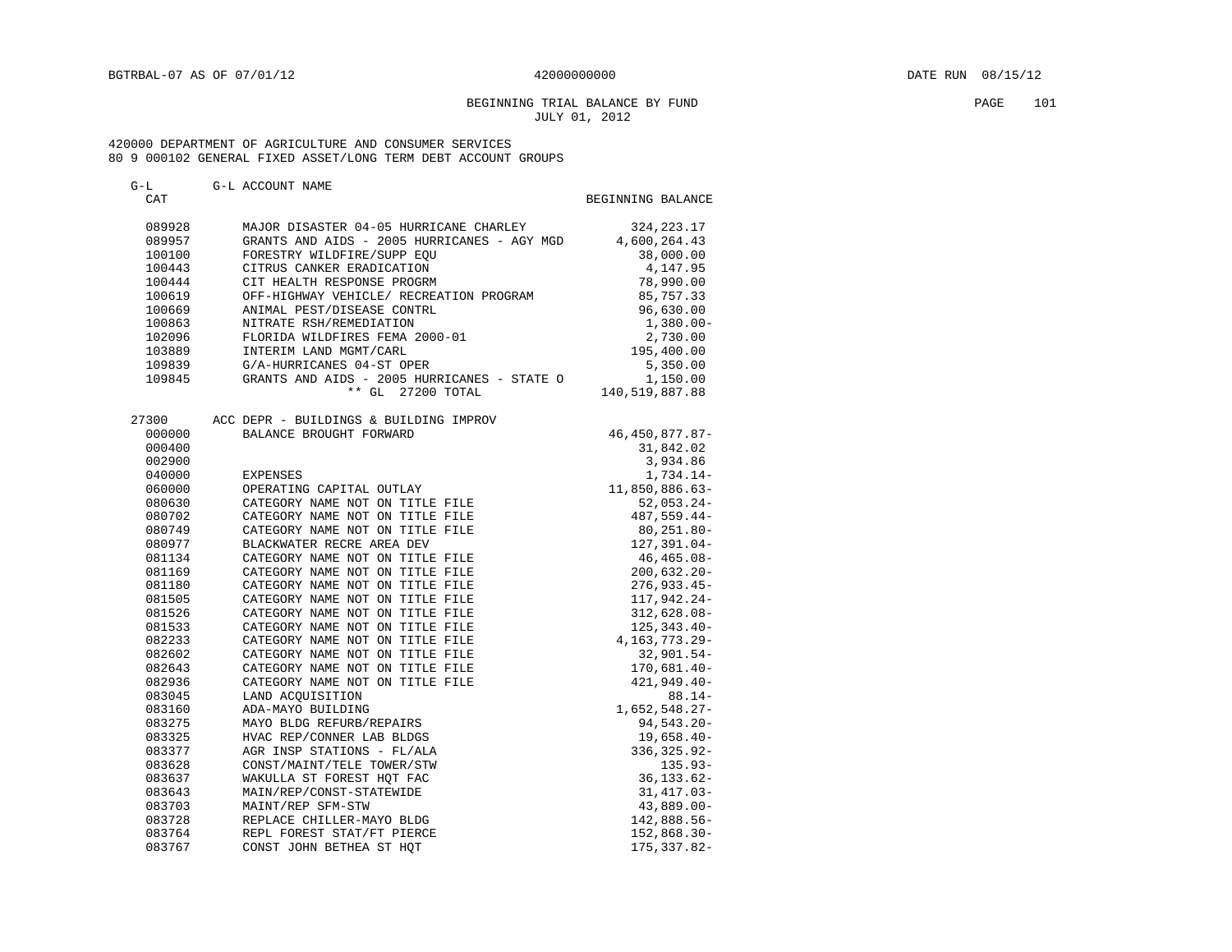BGTRBAL-07 AS OF 07/01/12 42000000000 DATE RUN 08/15/12

BEGINNING TRIAL BALANCE BY FUND
JULY 01, 2012

420000 DEPARTMENT OF AGRICULTURE AND CONSUMER SERVICES
80 9 000102 GENERAL FIXED ASSET/LONG TERM DEBT ACCOUNT GROUPS

| G-L CAT | G-L ACCOUNT NAME | BEGINNING BALANCE |
|---|---|---|
| 089928 | MAJOR DISASTER 04-05 HURRICANE CHARLEY | 324,223.17 |
| 089957 | GRANTS AND AIDS - 2005 HURRICANES - AGY MGD | 4,600,264.43 |
| 100100 | FORESTRY WILDFIRE/SUPP EQU | 38,000.00 |
| 100443 | CITRUS CANKER ERADICATION | 4,147.95 |
| 100444 | CIT HEALTH RESPONSE PROGRM | 78,990.00 |
| 100619 | OFF-HIGHWAY VEHICLE/ RECREATION PROGRAM | 85,757.33 |
| 100669 | ANIMAL PEST/DISEASE CONTRL | 96,630.00 |
| 100863 | NITRATE RSH/REMEDIATION | 1,380.00- |
| 102096 | FLORIDA WILDFIRES FEMA 2000-01 | 2,730.00 |
| 103889 | INTERIM LAND MGMT/CARL | 195,400.00 |
| 109839 | G/A-HURRICANES 04-ST OPER | 5,350.00 |
| 109845 | GRANTS AND AIDS - 2005 HURRICANES - STATE O | 1,150.00 |
| | ** GL 27200 TOTAL | 140,519,887.88 |
| | | |
| 27300 | ACC DEPR - BUILDINGS & BUILDING IMPROV | |
| 000000 | BALANCE BROUGHT FORWARD | 46,450,877.87- |
| 000400 | | 31,842.02 |
| 002900 | | 3,934.86 |
| 040000 | EXPENSES | 1,734.14- |
| 060000 | OPERATING CAPITAL OUTLAY | 11,850,886.63- |
| 080630 | CATEGORY NAME NOT ON TITLE FILE | 52,053.24- |
| 080702 | CATEGORY NAME NOT ON TITLE FILE | 487,559.44- |
| 080749 | CATEGORY NAME NOT ON TITLE FILE | 80,251.80- |
| 080977 | BLACKWATER RECRE AREA DEV | 127,391.04- |
| 081134 | CATEGORY NAME NOT ON TITLE FILE | 46,465.08- |
| 081169 | CATEGORY NAME NOT ON TITLE FILE | 200,632.20- |
| 081180 | CATEGORY NAME NOT ON TITLE FILE | 276,933.45- |
| 081505 | CATEGORY NAME NOT ON TITLE FILE | 117,942.24- |
| 081526 | CATEGORY NAME NOT ON TITLE FILE | 312,628.08- |
| 081533 | CATEGORY NAME NOT ON TITLE FILE | 125,343.40- |
| 082233 | CATEGORY NAME NOT ON TITLE FILE | 4,163,773.29- |
| 082602 | CATEGORY NAME NOT ON TITLE FILE | 32,901.54- |
| 082643 | CATEGORY NAME NOT ON TITLE FILE | 170,681.40- |
| 082936 | CATEGORY NAME NOT ON TITLE FILE | 421,949.40- |
| 083045 | LAND ACQUISITION | 88.14- |
| 083160 | ADA-MAYO BUILDING | 1,652,548.27- |
| 083275 | MAYO BLDG REFURB/REPAIRS | 94,543.20- |
| 083325 | HVAC REP/CONNER LAB BLDGS | 19,658.40- |
| 083377 | AGR INSP STATIONS - FL/ALA | 336,325.92- |
| 083628 | CONST/MAINT/TELE TOWER/STW | 135.93- |
| 083637 | WAKULLA ST FOREST HQT FAC | 36,133.62- |
| 083643 | MAIN/REP/CONST-STATEWIDE | 31,417.03- |
| 083703 | MAINT/REP SFM-STW | 43,889.00- |
| 083728 | REPLACE CHILLER-MAYO BLDG | 142,888.56- |
| 083764 | REPL FOREST STAT/FT PIERCE | 152,868.30- |
| 083767 | CONST JOHN BETHEA ST HQT | 175,337.82- |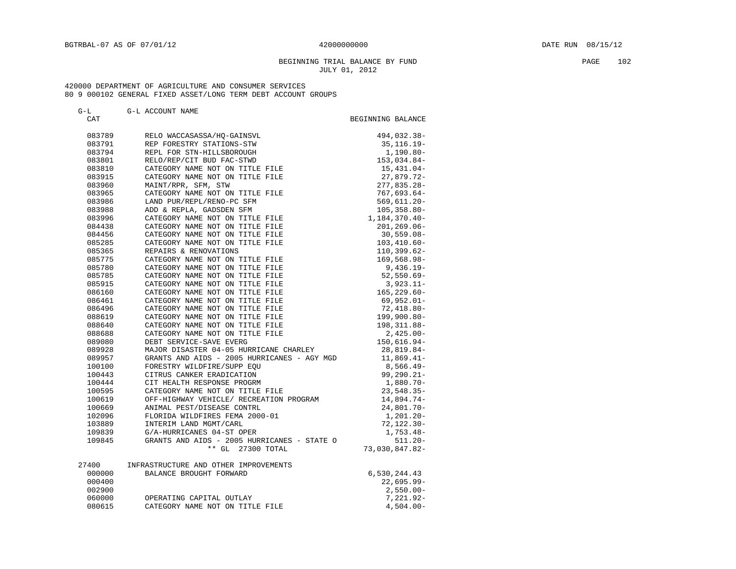BGTRBAL-07 AS OF 07/01/12 — 42000000000 — DATE RUN 08/15/12

BEGINNING TRIAL BALANCE BY FUND
JULY 01, 2012

420000 DEPARTMENT OF AGRICULTURE AND CONSUMER SERVICES
80 9 000102 GENERAL FIXED ASSET/LONG TERM DEBT ACCOUNT GROUPS

| G-L CAT | G-L ACCOUNT NAME | BEGINNING BALANCE |
|---|---|---|
| 083789 | RELO WACCASASSA/HQ-GAINSVL | 494,032.38- |
| 083791 | REP FORESTRY STATIONS-STW | 35,116.19- |
| 083794 | REPL FOR STN-HILLSBOROUGH | 1,190.80- |
| 083801 | RELO/REP/CIT BUD FAC-STWD | 153,034.84- |
| 083810 | CATEGORY NAME NOT ON TITLE FILE | 15,431.04- |
| 083915 | CATEGORY NAME NOT ON TITLE FILE | 27,879.72- |
| 083960 | MAINT/RPR, SFM, STW | 277,835.28- |
| 083965 | CATEGORY NAME NOT ON TITLE FILE | 767,693.64- |
| 083986 | LAND PUR/REPL/RENO-PC SFM | 569,611.20- |
| 083988 | ADD & REPLA, GADSDEN SFM | 105,358.80- |
| 083996 | CATEGORY NAME NOT ON TITLE FILE | 1,184,370.40- |
| 084438 | CATEGORY NAME NOT ON TITLE FILE | 201,269.06- |
| 084456 | CATEGORY NAME NOT ON TITLE FILE | 30,559.08- |
| 085285 | CATEGORY NAME NOT ON TITLE FILE | 103,410.60- |
| 085365 | REPAIRS & RENOVATIONS | 110,399.62- |
| 085775 | CATEGORY NAME NOT ON TITLE FILE | 169,568.98- |
| 085780 | CATEGORY NAME NOT ON TITLE FILE | 9,436.19- |
| 085785 | CATEGORY NAME NOT ON TITLE FILE | 52,550.69- |
| 085915 | CATEGORY NAME NOT ON TITLE FILE | 3,923.11- |
| 086160 | CATEGORY NAME NOT ON TITLE FILE | 165,229.60- |
| 086461 | CATEGORY NAME NOT ON TITLE FILE | 69,952.01- |
| 086496 | CATEGORY NAME NOT ON TITLE FILE | 72,418.80- |
| 088619 | CATEGORY NAME NOT ON TITLE FILE | 199,900.80- |
| 088640 | CATEGORY NAME NOT ON TITLE FILE | 198,311.88- |
| 088688 | CATEGORY NAME NOT ON TITLE FILE | 2,425.00- |
| 089080 | DEBT SERVICE-SAVE EVERG | 150,616.94- |
| 089928 | MAJOR DISASTER 04-05 HURRICANE CHARLEY | 28,819.84- |
| 089957 | GRANTS AND AIDS - 2005 HURRICANES - AGY MGD | 11,869.41- |
| 100100 | FORESTRY WILDFIRE/SUPP EQU | 8,566.49- |
| 100443 | CITRUS CANKER ERADICATION | 99,290.21- |
| 100444 | CIT HEALTH RESPONSE PROGRM | 1,880.70- |
| 100595 | CATEGORY NAME NOT ON TITLE FILE | 23,548.35- |
| 100619 | OFF-HIGHWAY VEHICLE/ RECREATION PROGRAM | 14,894.74- |
| 100669 | ANIMAL PEST/DISEASE CONTRL | 24,801.70- |
| 102096 | FLORIDA WILDFIRES FEMA 2000-01 | 1,201.20- |
| 103889 | INTERIM LAND MGMT/CARL | 72,122.30- |
| 109839 | G/A-HURRICANES 04-ST OPER | 1,753.48- |
| 109845 | GRANTS AND AIDS - 2005 HURRICANES - STATE O | 511.20- |
| | ** GL 27300 TOTAL | 73,030,847.82- |
| 27400 | INFRASTRUCTURE AND OTHER IMPROVEMENTS | |
| 000000 | BALANCE BROUGHT FORWARD | 6,530,244.43 |
| 000400 | | 22,695.99- |
| 002900 | | 2,550.00- |
| 060000 | OPERATING CAPITAL OUTLAY | 7,221.92- |
| 080615 | CATEGORY NAME NOT ON TITLE FILE | 4,504.00- |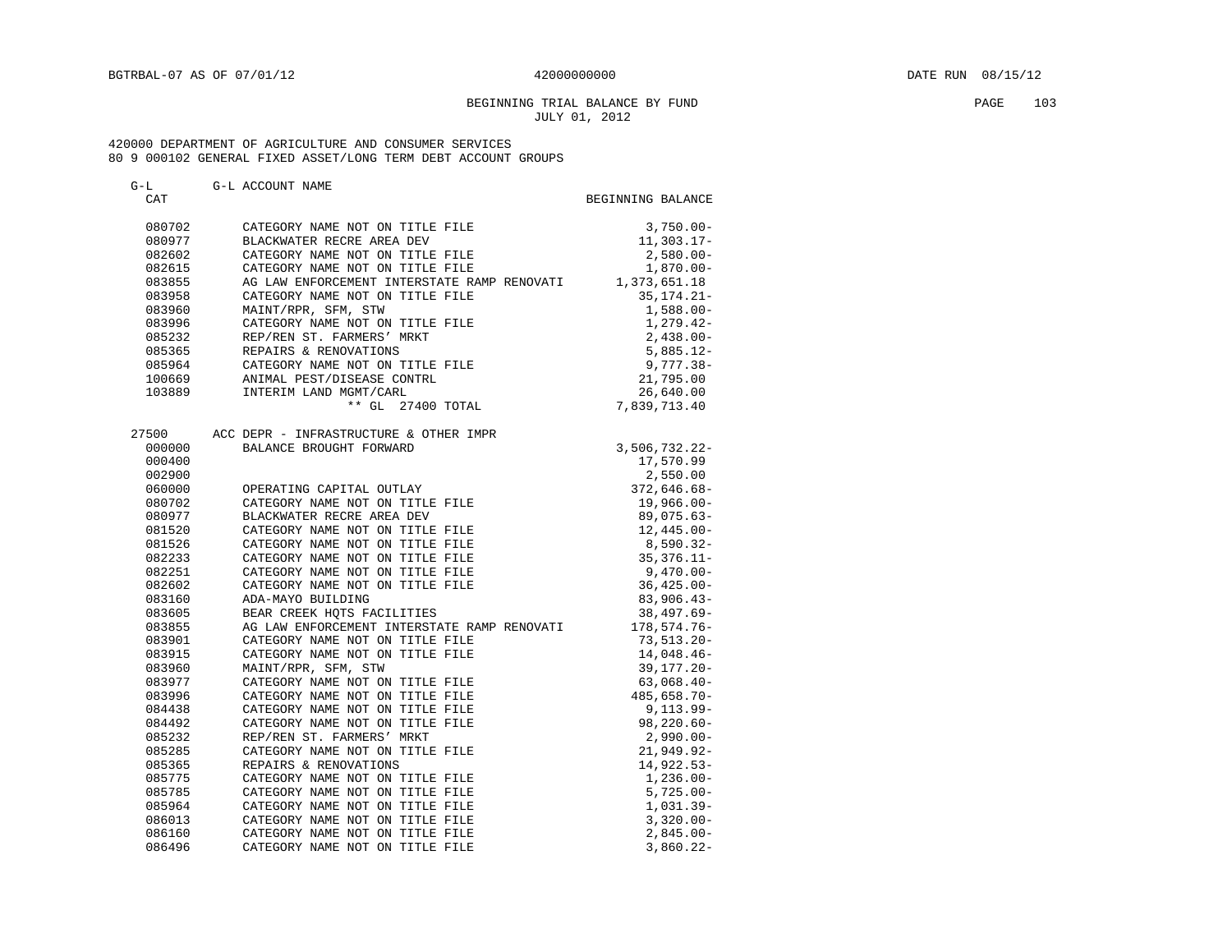BGTRBAL-07 AS OF 07/01/12 42000000000 DATE RUN 08/15/12

BEGINNING TRIAL BALANCE BY FUND
JULY 01, 2012

420000 DEPARTMENT OF AGRICULTURE AND CONSUMER SERVICES
80 9 000102 GENERAL FIXED ASSET/LONG TERM DEBT ACCOUNT GROUPS

| G-L CAT | G-L ACCOUNT NAME | BEGINNING BALANCE |
|---|---|---|
| 080702 | CATEGORY NAME NOT ON TITLE FILE | 3,750.00- |
| 080977 | BLACKWATER RECRE AREA DEV | 11,303.17- |
| 082602 | CATEGORY NAME NOT ON TITLE FILE | 2,580.00- |
| 082615 | CATEGORY NAME NOT ON TITLE FILE | 1,870.00- |
| 083855 | AG LAW ENFORCEMENT INTERSTATE RAMP RENOVATI | 1,373,651.18 |
| 083958 | CATEGORY NAME NOT ON TITLE FILE | 35,174.21- |
| 083960 | MAINT/RPR, SFM, STW | 1,588.00- |
| 083996 | CATEGORY NAME NOT ON TITLE FILE | 1,279.42- |
| 085232 | REP/REN ST. FARMERS' MRKT | 2,438.00- |
| 085365 | REPAIRS & RENOVATIONS | 5,885.12- |
| 085964 | CATEGORY NAME NOT ON TITLE FILE | 9,777.38- |
| 100669 | ANIMAL PEST/DISEASE CONTRL | 21,795.00 |
| 103889 | INTERIM LAND MGMT/CARL | 26,640.00 |
| | ** GL 27400 TOTAL | 7,839,713.40 |
| 27500 | ACC DEPR - INFRASTRUCTURE & OTHER IMPR | |
| 000000 | BALANCE BROUGHT FORWARD | 3,506,732.22- |
| 000400 | | 17,570.99 |
| 002900 | | 2,550.00 |
| 060000 | OPERATING CAPITAL OUTLAY | 372,646.68- |
| 080702 | CATEGORY NAME NOT ON TITLE FILE | 19,966.00- |
| 080977 | BLACKWATER RECRE AREA DEV | 89,075.63- |
| 081520 | CATEGORY NAME NOT ON TITLE FILE | 12,445.00- |
| 081526 | CATEGORY NAME NOT ON TITLE FILE | 8,590.32- |
| 082233 | CATEGORY NAME NOT ON TITLE FILE | 35,376.11- |
| 082251 | CATEGORY NAME NOT ON TITLE FILE | 9,470.00- |
| 082602 | CATEGORY NAME NOT ON TITLE FILE | 36,425.00- |
| 083160 | ADA-MAYO BUILDING | 83,906.43- |
| 083605 | BEAR CREEK HQTS FACILITIES | 38,497.69- |
| 083855 | AG LAW ENFORCEMENT INTERSTATE RAMP RENOVATI | 178,574.76- |
| 083901 | CATEGORY NAME NOT ON TITLE FILE | 73,513.20- |
| 083915 | CATEGORY NAME NOT ON TITLE FILE | 14,048.46- |
| 083960 | MAINT/RPR, SFM, STW | 39,177.20- |
| 083977 | CATEGORY NAME NOT ON TITLE FILE | 63,068.40- |
| 083996 | CATEGORY NAME NOT ON TITLE FILE | 485,658.70- |
| 084438 | CATEGORY NAME NOT ON TITLE FILE | 9,113.99- |
| 084492 | CATEGORY NAME NOT ON TITLE FILE | 98,220.60- |
| 085232 | REP/REN ST. FARMERS' MRKT | 2,990.00- |
| 085285 | CATEGORY NAME NOT ON TITLE FILE | 21,949.92- |
| 085365 | REPAIRS & RENOVATIONS | 14,922.53- |
| 085775 | CATEGORY NAME NOT ON TITLE FILE | 1,236.00- |
| 085785 | CATEGORY NAME NOT ON TITLE FILE | 5,725.00- |
| 085964 | CATEGORY NAME NOT ON TITLE FILE | 1,031.39- |
| 086013 | CATEGORY NAME NOT ON TITLE FILE | 3,320.00- |
| 086160 | CATEGORY NAME NOT ON TITLE FILE | 2,845.00- |
| 086496 | CATEGORY NAME NOT ON TITLE FILE | 3,860.22- |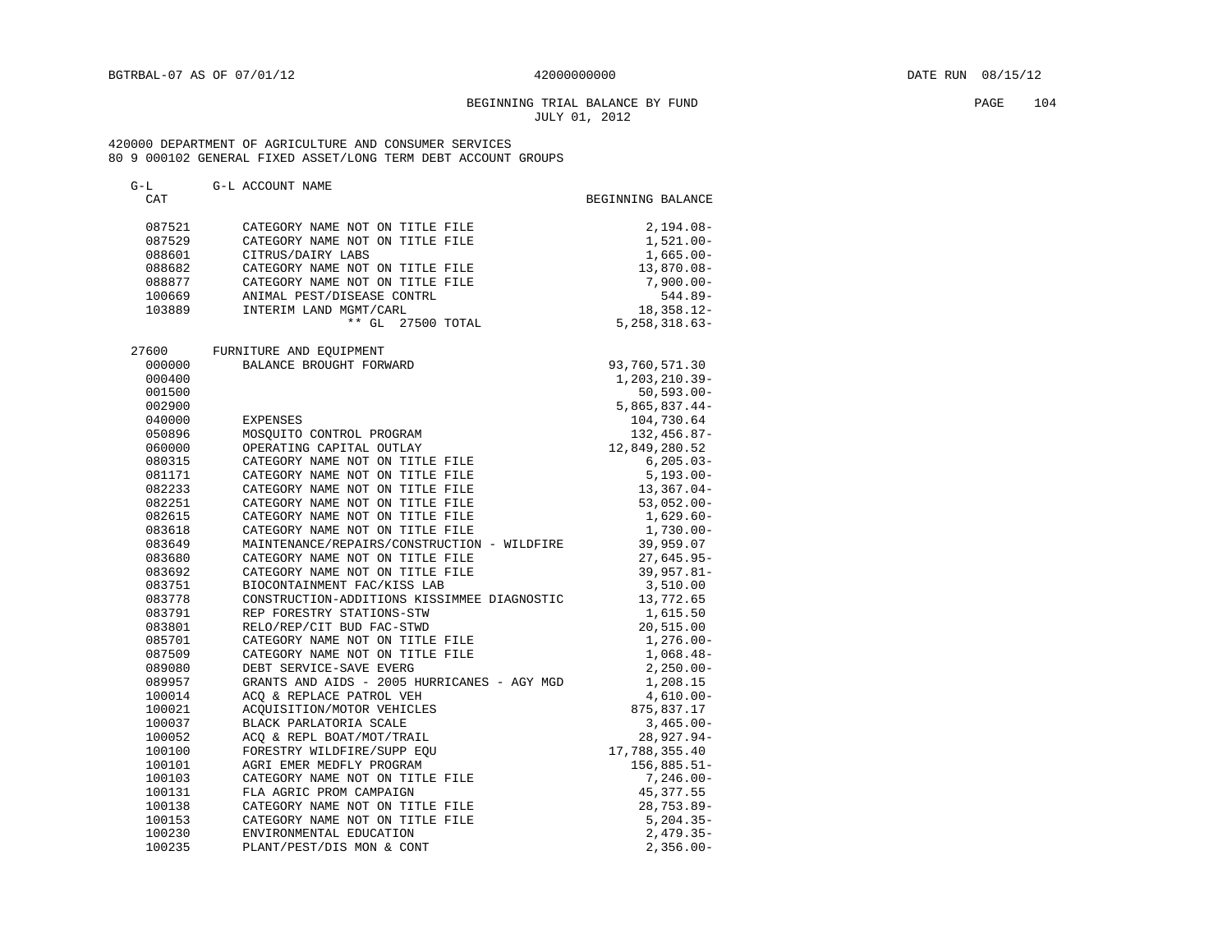BGTRBAL-07 AS OF 07/01/12 42000000000 DATE RUN 08/15/12

BEGINNING TRIAL BALANCE BY FUND
JULY 01, 2012

420000 DEPARTMENT OF AGRICULTURE AND CONSUMER SERVICES
80 9 000102 GENERAL FIXED ASSET/LONG TERM DEBT ACCOUNT GROUPS

| G-L CAT | G-L ACCOUNT NAME | BEGINNING BALANCE |
|---|---|---|
| 087521 | CATEGORY NAME NOT ON TITLE FILE | 2,194.08- |
| 087529 | CATEGORY NAME NOT ON TITLE FILE | 1,521.00- |
| 088601 | CITRUS/DAIRY LABS | 1,665.00- |
| 088682 | CATEGORY NAME NOT ON TITLE FILE | 13,870.08- |
| 088877 | CATEGORY NAME NOT ON TITLE FILE | 7,900.00- |
| 100669 | ANIMAL PEST/DISEASE CONTRL | 544.89- |
| 103889 | INTERIM LAND MGMT/CARL | 18,358.12- |
| | ** GL 27500 TOTAL | 5,258,318.63- |
| 27600 | FURNITURE AND EQUIPMENT | |
| 000000 | BALANCE BROUGHT FORWARD | 93,760,571.30 |
| 000400 | | 1,203,210.39- |
| 001500 | | 50,593.00- |
| 002900 | | 5,865,837.44- |
| 040000 | EXPENSES | 104,730.64 |
| 050896 | MOSQUITO CONTROL PROGRAM | 132,456.87- |
| 060000 | OPERATING CAPITAL OUTLAY | 12,849,280.52 |
| 080315 | CATEGORY NAME NOT ON TITLE FILE | 6,205.03- |
| 081171 | CATEGORY NAME NOT ON TITLE FILE | 5,193.00- |
| 082233 | CATEGORY NAME NOT ON TITLE FILE | 13,367.04- |
| 082251 | CATEGORY NAME NOT ON TITLE FILE | 53,052.00- |
| 082615 | CATEGORY NAME NOT ON TITLE FILE | 1,629.60- |
| 083618 | CATEGORY NAME NOT ON TITLE FILE | 1,730.00- |
| 083649 | MAINTENANCE/REPAIRS/CONSTRUCTION - WILDFIRE | 39,959.07 |
| 083680 | CATEGORY NAME NOT ON TITLE FILE | 27,645.95- |
| 083692 | CATEGORY NAME NOT ON TITLE FILE | 39,957.81- |
| 083751 | BIOCONTAINMENT FAC/KISS LAB | 3,510.00 |
| 083778 | CONSTRUCTION-ADDITIONS KISSIMMEE DIAGNOSTIC | 13,772.65 |
| 083791 | REP FORESTRY STATIONS-STW | 1,615.50 |
| 083801 | RELO/REP/CIT BUD FAC-STWD | 20,515.00 |
| 085701 | CATEGORY NAME NOT ON TITLE FILE | 1,276.00- |
| 087509 | CATEGORY NAME NOT ON TITLE FILE | 1,068.48- |
| 089080 | DEBT SERVICE-SAVE EVERG | 2,250.00- |
| 089957 | GRANTS AND AIDS - 2005 HURRICANES - AGY MGD | 1,208.15 |
| 100014 | ACQ & REPLACE PATROL VEH | 4,610.00- |
| 100021 | ACQUISITION/MOTOR VEHICLES | 875,837.17 |
| 100037 | BLACK PARLATORIA SCALE | 3,465.00- |
| 100052 | ACQ & REPL BOAT/MOT/TRAIL | 28,927.94- |
| 100100 | FORESTRY WILDFIRE/SUPP EQU | 17,788,355.40 |
| 100101 | AGRI EMER MEDFLY PROGRAM | 156,885.51- |
| 100103 | CATEGORY NAME NOT ON TITLE FILE | 7,246.00- |
| 100131 | FLA AGRIC PROM CAMPAIGN | 45,377.55 |
| 100138 | CATEGORY NAME NOT ON TITLE FILE | 28,753.89- |
| 100153 | CATEGORY NAME NOT ON TITLE FILE | 5,204.35- |
| 100230 | ENVIRONMENTAL EDUCATION | 2,479.35- |
| 100235 | PLANT/PEST/DIS MON & CONT | 2,356.00- |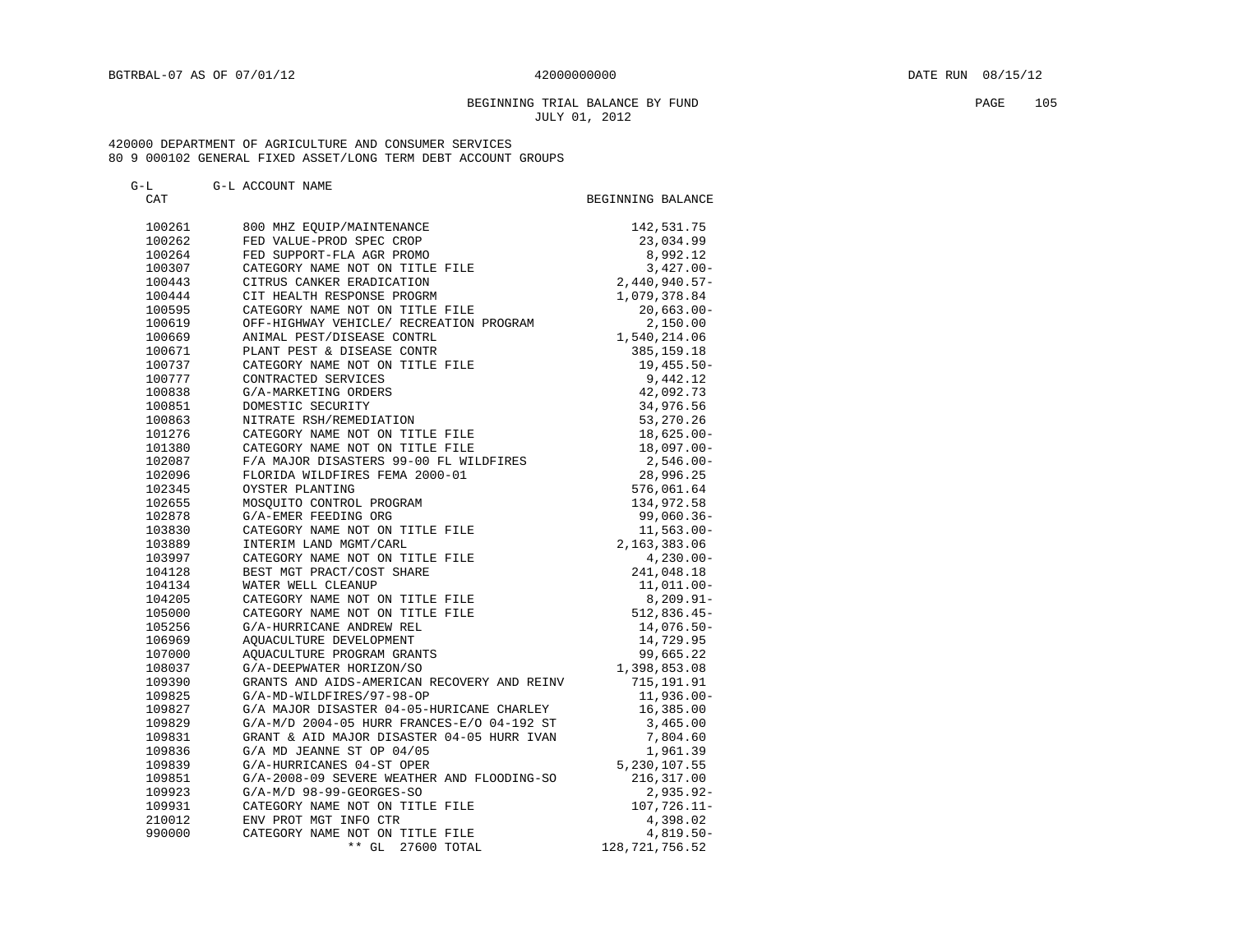BGTRBAL-07 AS OF 07/01/12 42000000000 DATE RUN 08/15/12

BEGINNING TRIAL BALANCE BY FUND
JULY 01, 2012

420000 DEPARTMENT OF AGRICULTURE AND CONSUMER SERVICES
80 9 000102 GENERAL FIXED ASSET/LONG TERM DEBT ACCOUNT GROUPS

| G-L CAT | G-L ACCOUNT NAME | BEGINNING BALANCE |
|---|---|---|
| 100261 | 800 MHZ EQUIP/MAINTENANCE | 142,531.75 |
| 100262 | FED VALUE-PROD SPEC CROP | 23,034.99 |
| 100264 | FED SUPPORT-FLA AGR PROMO | 8,992.12 |
| 100307 | CATEGORY NAME NOT ON TITLE FILE | 3,427.00- |
| 100443 | CITRUS CANKER ERADICATION | 2,440,940.57- |
| 100444 | CIT HEALTH RESPONSE PROGRM | 1,079,378.84 |
| 100595 | CATEGORY NAME NOT ON TITLE FILE | 20,663.00- |
| 100619 | OFF-HIGHWAY VEHICLE/ RECREATION PROGRAM | 2,150.00 |
| 100669 | ANIMAL PEST/DISEASE CONTRL | 1,540,214.06 |
| 100671 | PLANT PEST & DISEASE CONTR | 385,159.18 |
| 100737 | CATEGORY NAME NOT ON TITLE FILE | 19,455.50- |
| 100777 | CONTRACTED SERVICES | 9,442.12 |
| 100838 | G/A-MARKETING ORDERS | 42,092.73 |
| 100851 | DOMESTIC SECURITY | 34,976.56 |
| 100863 | NITRATE RSH/REMEDIATION | 53,270.26 |
| 101276 | CATEGORY NAME NOT ON TITLE FILE | 18,625.00- |
| 101380 | CATEGORY NAME NOT ON TITLE FILE | 18,097.00- |
| 102087 | F/A MAJOR DISASTERS 99-00 FL WILDFIRES | 2,546.00- |
| 102096 | FLORIDA WILDFIRES FEMA 2000-01 | 28,996.25 |
| 102345 | OYSTER PLANTING | 576,061.64 |
| 102655 | MOSQUITO CONTROL PROGRAM | 134,972.58 |
| 102878 | G/A-EMER FEEDING ORG | 99,060.36- |
| 103830 | CATEGORY NAME NOT ON TITLE FILE | 11,563.00- |
| 103889 | INTERIM LAND MGMT/CARL | 2,163,383.06 |
| 103997 | CATEGORY NAME NOT ON TITLE FILE | 4,230.00- |
| 104128 | BEST MGT PRACT/COST SHARE | 241,048.18 |
| 104134 | WATER WELL CLEANUP | 11,011.00- |
| 104205 | CATEGORY NAME NOT ON TITLE FILE | 8,209.91- |
| 105000 | CATEGORY NAME NOT ON TITLE FILE | 512,836.45- |
| 105256 | G/A-HURRICANE ANDREW REL | 14,076.50- |
| 106969 | AQUACULTURE DEVELOPMENT | 14,729.95 |
| 107000 | AQUACULTURE PROGRAM GRANTS | 99,665.22 |
| 108037 | G/A-DEEPWATER HORIZON/SO | 1,398,853.08 |
| 109390 | GRANTS AND AIDS-AMERICAN RECOVERY AND REINV | 715,191.91 |
| 109825 | G/A-MD-WILDFIRES/97-98-OP | 11,936.00- |
| 109827 | G/A MAJOR DISASTER 04-05-HURICANE CHARLEY | 16,385.00 |
| 109829 | G/A-M/D 2004-05 HURR FRANCES-E/O 04-192 ST | 3,465.00 |
| 109831 | GRANT & AID MAJOR DISASTER 04-05 HURR IVAN | 7,804.60 |
| 109836 | G/A MD JEANNE ST OP 04/05 | 1,961.39 |
| 109839 | G/A-HURRICANES 04-ST OPER | 5,230,107.55 |
| 109851 | G/A-2008-09 SEVERE WEATHER AND FLOODING-SO | 216,317.00 |
| 109923 | G/A-M/D 98-99-GEORGES-SO | 2,935.92- |
| 109931 | CATEGORY NAME NOT ON TITLE FILE | 107,726.11- |
| 210012 | ENV PROT MGT INFO CTR | 4,398.02 |
| 990000 | CATEGORY NAME NOT ON TITLE FILE | 4,819.50- |
| | ** GL 27600 TOTAL | 128,721,756.52 |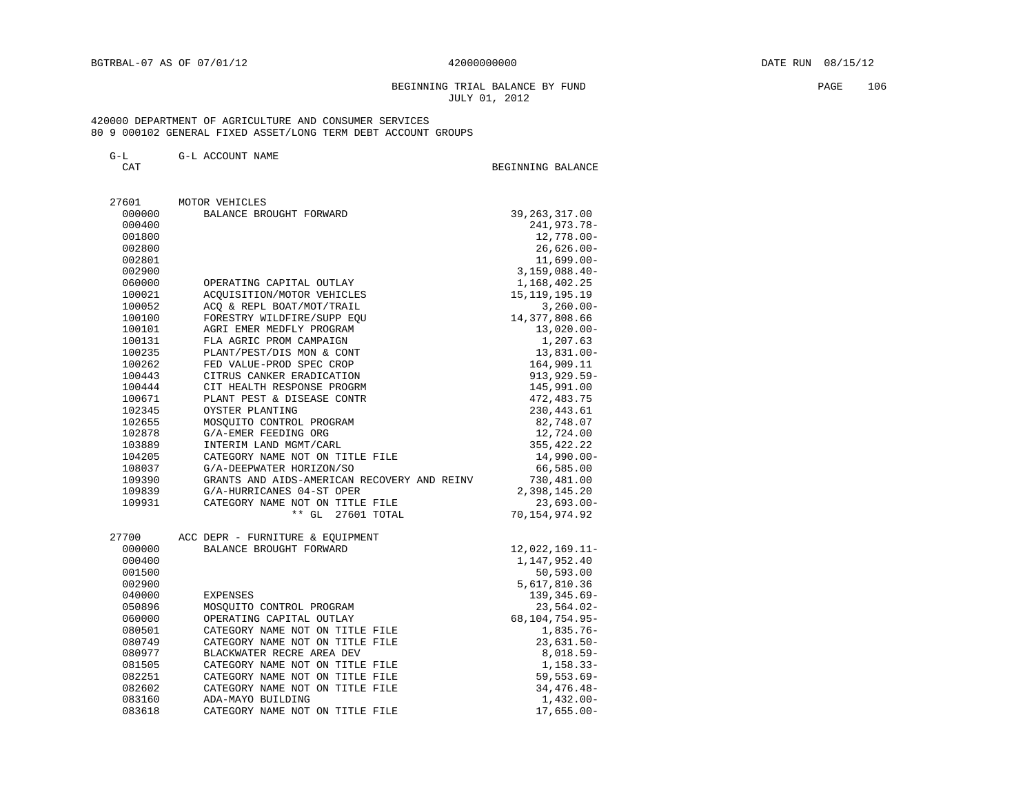BGTRBAL-07 AS OF 07/01/12 42000000000 DATE RUN 08/15/12

BEGINNING TRIAL BALANCE BY FUND
JULY 01, 2012

420000 DEPARTMENT OF AGRICULTURE AND CONSUMER SERVICES
80 9 000102 GENERAL FIXED ASSET/LONG TERM DEBT ACCOUNT GROUPS

| G-L CAT | G-L ACCOUNT NAME | BEGINNING BALANCE |
|---|---|---|
| 27601 | MOTOR VEHICLES | |
| 000000 | BALANCE BROUGHT FORWARD | 39,263,317.00 |
| 000400 | | 241,973.78- |
| 001800 | | 12,778.00- |
| 002800 | | 26,626.00- |
| 002801 | | 11,699.00- |
| 002900 | | 3,159,088.40- |
| 060000 | OPERATING CAPITAL OUTLAY | 1,168,402.25 |
| 100021 | ACQUISITION/MOTOR VEHICLES | 15,119,195.19 |
| 100052 | ACQ & REPL BOAT/MOT/TRAIL | 3,260.00- |
| 100100 | FORESTRY WILDFIRE/SUPP EQU | 14,377,808.66 |
| 100101 | AGRI EMER MEDFLY PROGRAM | 13,020.00- |
| 100131 | FLA AGRIC PROM CAMPAIGN | 1,207.63 |
| 100235 | PLANT/PEST/DIS MON & CONT | 13,831.00- |
| 100262 | FED VALUE-PROD SPEC CROP | 164,909.11 |
| 100443 | CITRUS CANKER ERADICATION | 913,929.59- |
| 100444 | CIT HEALTH RESPONSE PROGRM | 145,991.00 |
| 100671 | PLANT PEST & DISEASE CONTR | 472,483.75 |
| 102345 | OYSTER PLANTING | 230,443.61 |
| 102655 | MOSQUITO CONTROL PROGRAM | 82,748.07 |
| 102878 | G/A-EMER FEEDING ORG | 12,724.00 |
| 103889 | INTERIM LAND MGMT/CARL | 355,422.22 |
| 104205 | CATEGORY NAME NOT ON TITLE FILE | 14,990.00- |
| 108037 | G/A-DEEPWATER HORIZON/SO | 66,585.00 |
| 109390 | GRANTS AND AIDS-AMERICAN RECOVERY AND REINV | 730,481.00 |
| 109839 | G/A-HURRICANES 04-ST OPER | 2,398,145.20 |
| 109931 | CATEGORY NAME NOT ON TITLE FILE | 23,693.00- |
| | ** GL 27601 TOTAL | 70,154,974.92 |
| 27700 | ACC DEPR - FURNITURE & EQUIPMENT | |
| 000000 | BALANCE BROUGHT FORWARD | 12,022,169.11- |
| 000400 | | 1,147,952.40 |
| 001500 | | 50,593.00 |
| 002900 | | 5,617,810.36 |
| 040000 | EXPENSES | 139,345.69- |
| 050896 | MOSQUITO CONTROL PROGRAM | 23,564.02- |
| 060000 | OPERATING CAPITAL OUTLAY | 68,104,754.95- |
| 080501 | CATEGORY NAME NOT ON TITLE FILE | 1,835.76- |
| 080749 | CATEGORY NAME NOT ON TITLE FILE | 23,631.50- |
| 080977 | BLACKWATER RECRE AREA DEV | 8,018.59- |
| 081505 | CATEGORY NAME NOT ON TITLE FILE | 1,158.33- |
| 082251 | CATEGORY NAME NOT ON TITLE FILE | 59,553.69- |
| 082602 | CATEGORY NAME NOT ON TITLE FILE | 34,476.48- |
| 083160 | ADA-MAYO BUILDING | 1,432.00- |
| 083618 | CATEGORY NAME NOT ON TITLE FILE | 17,655.00- |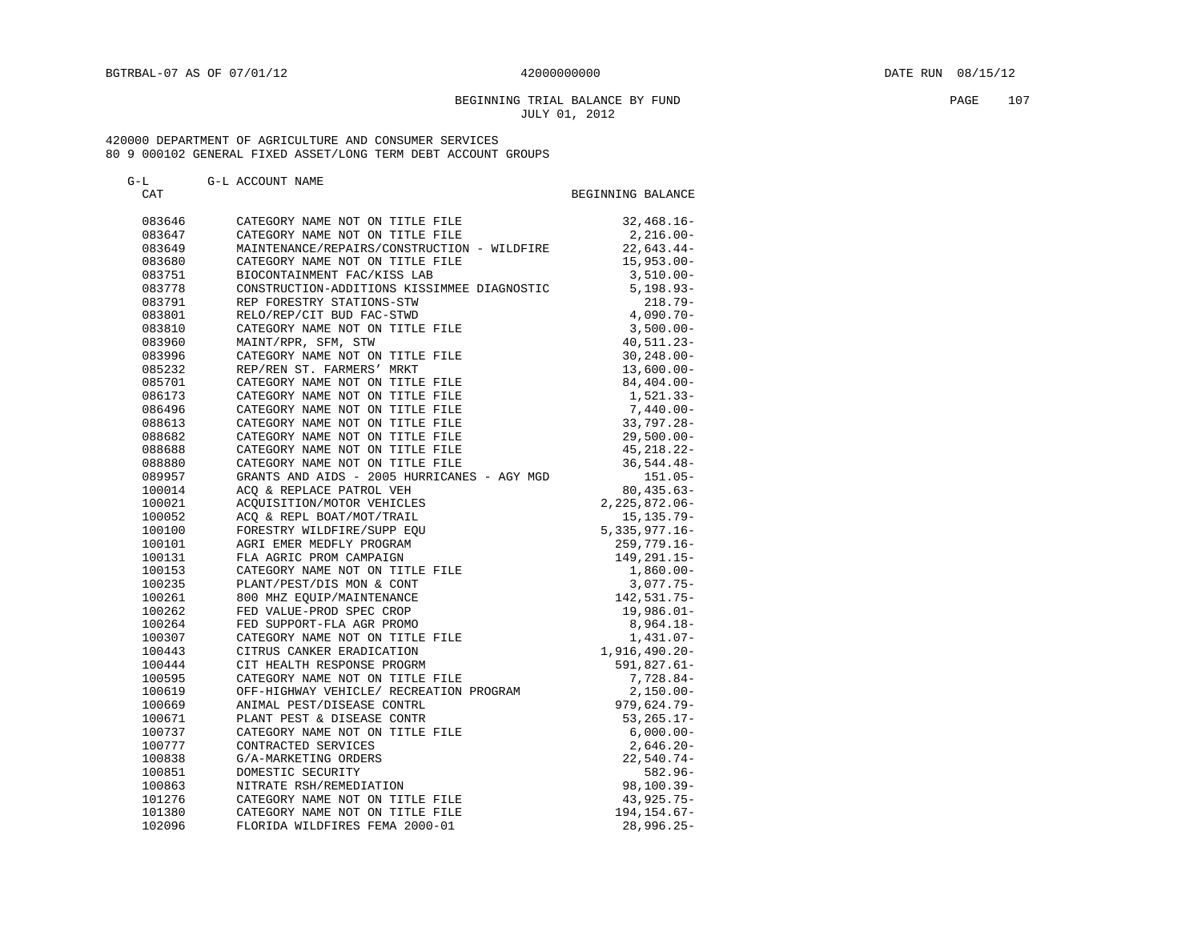BGTRBAL-07 AS OF 07/01/12 42000000000 DATE RUN 08/15/12

BEGINNING TRIAL BALANCE BY FUND
JULY 01, 2012

420000 DEPARTMENT OF AGRICULTURE AND CONSUMER SERVICES
80 9 000102 GENERAL FIXED ASSET/LONG TERM DEBT ACCOUNT GROUPS

| G-L CAT | G-L ACCOUNT NAME | BEGINNING BALANCE |
|---|---|---|
| 083646 | CATEGORY NAME NOT ON TITLE FILE | 32,468.16- |
| 083647 | CATEGORY NAME NOT ON TITLE FILE | 2,216.00- |
| 083649 | MAINTENANCE/REPAIRS/CONSTRUCTION - WILDFIRE | 22,643.44- |
| 083680 | CATEGORY NAME NOT ON TITLE FILE | 15,953.00- |
| 083751 | BIOCONTAINMENT FAC/KISS LAB | 3,510.00- |
| 083778 | CONSTRUCTION-ADDITIONS KISSIMMEE DIAGNOSTIC | 5,198.93- |
| 083791 | REP FORESTRY STATIONS-STW | 218.79- |
| 083801 | RELO/REP/CIT BUD FAC-STWD | 4,090.70- |
| 083810 | CATEGORY NAME NOT ON TITLE FILE | 3,500.00- |
| 083960 | MAINT/RPR, SFM, STW | 40,511.23- |
| 083996 | CATEGORY NAME NOT ON TITLE FILE | 30,248.00- |
| 085232 | REP/REN ST. FARMERS' MRKT | 13,600.00- |
| 085701 | CATEGORY NAME NOT ON TITLE FILE | 84,404.00- |
| 086173 | CATEGORY NAME NOT ON TITLE FILE | 1,521.33- |
| 086496 | CATEGORY NAME NOT ON TITLE FILE | 7,440.00- |
| 088613 | CATEGORY NAME NOT ON TITLE FILE | 33,797.28- |
| 088682 | CATEGORY NAME NOT ON TITLE FILE | 29,500.00- |
| 088688 | CATEGORY NAME NOT ON TITLE FILE | 45,218.22- |
| 088880 | CATEGORY NAME NOT ON TITLE FILE | 36,544.48- |
| 089957 | GRANTS AND AIDS - 2005 HURRICANES - AGY MGD | 151.05- |
| 100014 | ACQ & REPLACE PATROL VEH | 80,435.63- |
| 100021 | ACQUISITION/MOTOR VEHICLES | 2,225,872.06- |
| 100052 | ACQ & REPL BOAT/MOT/TRAIL | 15,135.79- |
| 100100 | FORESTRY WILDFIRE/SUPP EQU | 5,335,977.16- |
| 100101 | AGRI EMER MEDFLY PROGRAM | 259,779.16- |
| 100131 | FLA AGRIC PROM CAMPAIGN | 149,291.15- |
| 100153 | CATEGORY NAME NOT ON TITLE FILE | 1,860.00- |
| 100235 | PLANT/PEST/DIS MON & CONT | 3,077.75- |
| 100261 | 800 MHZ EQUIP/MAINTENANCE | 142,531.75- |
| 100262 | FED VALUE-PROD SPEC CROP | 19,986.01- |
| 100264 | FED SUPPORT-FLA AGR PROMO | 8,964.18- |
| 100307 | CATEGORY NAME NOT ON TITLE FILE | 1,431.07- |
| 100443 | CITRUS CANKER ERADICATION | 1,916,490.20- |
| 100444 | CIT HEALTH RESPONSE PROGRM | 591,827.61- |
| 100595 | CATEGORY NAME NOT ON TITLE FILE | 7,728.84- |
| 100619 | OFF-HIGHWAY VEHICLE/ RECREATION PROGRAM | 2,150.00- |
| 100669 | ANIMAL PEST/DISEASE CONTRL | 979,624.79- |
| 100671 | PLANT PEST & DISEASE CONTR | 53,265.17- |
| 100737 | CATEGORY NAME NOT ON TITLE FILE | 6,000.00- |
| 100777 | CONTRACTED SERVICES | 2,646.20- |
| 100838 | G/A-MARKETING ORDERS | 22,540.74- |
| 100851 | DOMESTIC SECURITY | 582.96- |
| 100863 | NITRATE RSH/REMEDIATION | 98,100.39- |
| 101276 | CATEGORY NAME NOT ON TITLE FILE | 43,925.75- |
| 101380 | CATEGORY NAME NOT ON TITLE FILE | 194,154.67- |
| 102096 | FLORIDA WILDFIRES FEMA 2000-01 | 28,996.25- |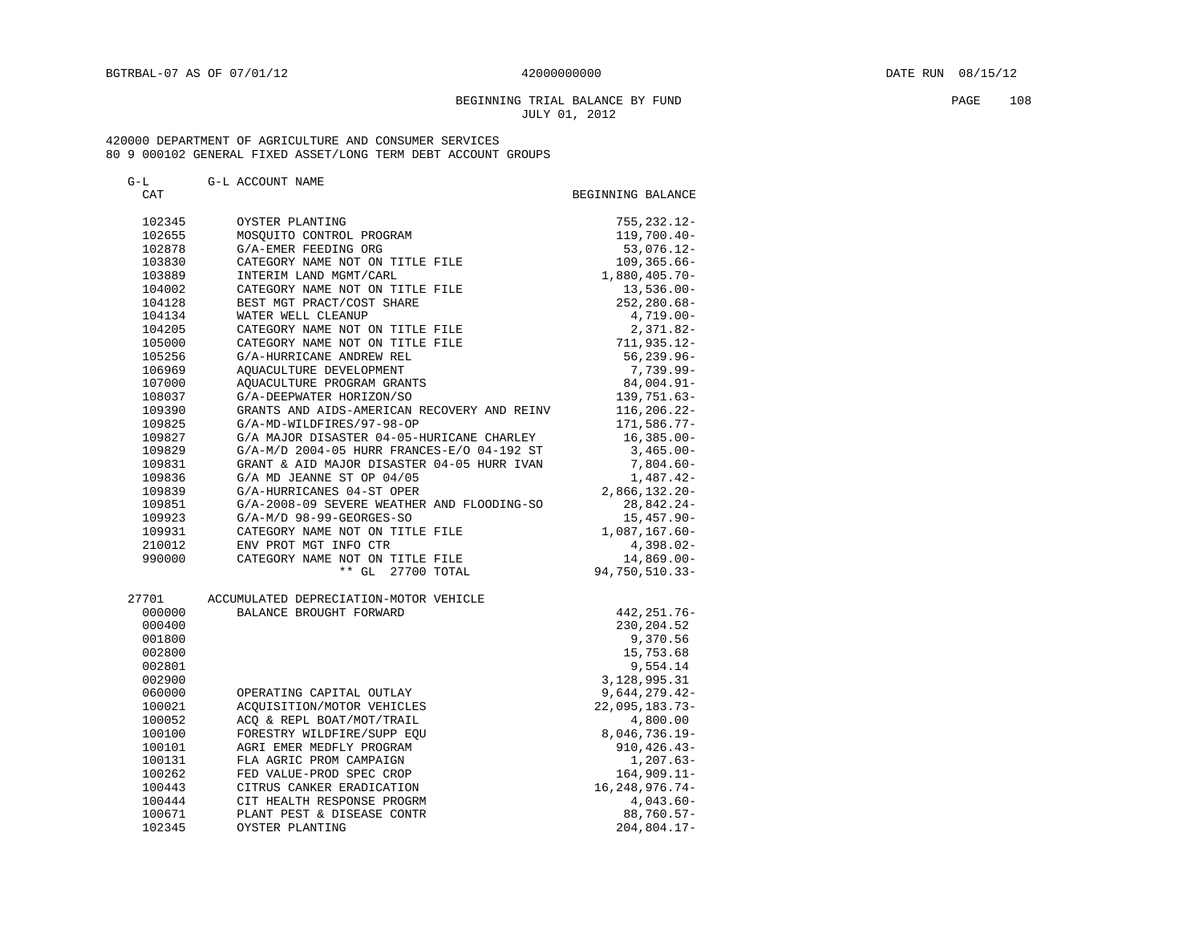BGTRBAL-07 AS OF 07/01/12 42000000000 DATE RUN 08/15/12

BEGINNING TRIAL BALANCE BY FUND
JULY 01, 2012

420000 DEPARTMENT OF AGRICULTURE AND CONSUMER SERVICES
80 9 000102 GENERAL FIXED ASSET/LONG TERM DEBT ACCOUNT GROUPS

| G-L CAT | G-L ACCOUNT NAME | BEGINNING BALANCE |
|---|---|---|
| 102345 | OYSTER PLANTING | 755,232.12- |
| 102655 | MOSQUITO CONTROL PROGRAM | 119,700.40- |
| 102878 | G/A-EMER FEEDING ORG | 53,076.12- |
| 103830 | CATEGORY NAME NOT ON TITLE FILE | 109,365.66- |
| 103889 | INTERIM LAND MGMT/CARL | 1,880,405.70- |
| 104002 | CATEGORY NAME NOT ON TITLE FILE | 13,536.00- |
| 104128 | BEST MGT PRACT/COST SHARE | 252,280.68- |
| 104134 | WATER WELL CLEANUP | 4,719.00- |
| 104205 | CATEGORY NAME NOT ON TITLE FILE | 2,371.82- |
| 105000 | CATEGORY NAME NOT ON TITLE FILE | 711,935.12- |
| 105256 | G/A-HURRICANE ANDREW REL | 56,239.96- |
| 106969 | AQUACULTURE DEVELOPMENT | 7,739.99- |
| 107000 | AQUACULTURE PROGRAM GRANTS | 84,004.91- |
| 108037 | G/A-DEEPWATER HORIZON/SO | 139,751.63- |
| 109390 | GRANTS AND AIDS-AMERICAN RECOVERY AND REINV | 116,206.22- |
| 109825 | G/A-MD-WILDFIRES/97-98-OP | 171,586.77- |
| 109827 | G/A MAJOR DISASTER 04-05-HURICANE CHARLEY | 16,385.00- |
| 109829 | G/A-M/D 2004-05 HURR FRANCES-E/O 04-192 ST | 3,465.00- |
| 109831 | GRANT & AID MAJOR DISASTER 04-05 HURR IVAN | 7,804.60- |
| 109836 | G/A MD JEANNE ST OP 04/05 | 1,487.42- |
| 109839 | G/A-HURRICANES 04-ST OPER | 2,866,132.20- |
| 109851 | G/A-2008-09 SEVERE WEATHER AND FLOODING-SO | 28,842.24- |
| 109923 | G/A-M/D 98-99-GEORGES-SO | 15,457.90- |
| 109931 | CATEGORY NAME NOT ON TITLE FILE | 1,087,167.60- |
| 210012 | ENV PROT MGT INFO CTR | 4,398.02- |
| 990000 | CATEGORY NAME NOT ON TITLE FILE | 14,869.00- |
| | ** GL 27700 TOTAL | 94,750,510.33- |
| 27701 | ACCUMULATED DEPRECIATION-MOTOR VEHICLE | |
| 000000 | BALANCE BROUGHT FORWARD | 442,251.76- |
| 000400 | | 230,204.52 |
| 001800 | | 9,370.56 |
| 002800 | | 15,753.68 |
| 002801 | | 9,554.14 |
| 002900 | | 3,128,995.31 |
| 060000 | OPERATING CAPITAL OUTLAY | 9,644,279.42- |
| 100021 | ACQUISITION/MOTOR VEHICLES | 22,095,183.73- |
| 100052 | ACQ & REPL BOAT/MOT/TRAIL | 4,800.00 |
| 100100 | FORESTRY WILDFIRE/SUPP EQU | 8,046,736.19- |
| 100101 | AGRI EMER MEDFLY PROGRAM | 910,426.43- |
| 100131 | FLA AGRIC PROM CAMPAIGN | 1,207.63- |
| 100262 | FED VALUE-PROD SPEC CROP | 164,909.11- |
| 100443 | CITRUS CANKER ERADICATION | 16,248,976.74- |
| 100444 | CIT HEALTH RESPONSE PROGRM | 4,043.60- |
| 100671 | PLANT PEST & DISEASE CONTR | 88,760.57- |
| 102345 | OYSTER PLANTING | 204,804.17- |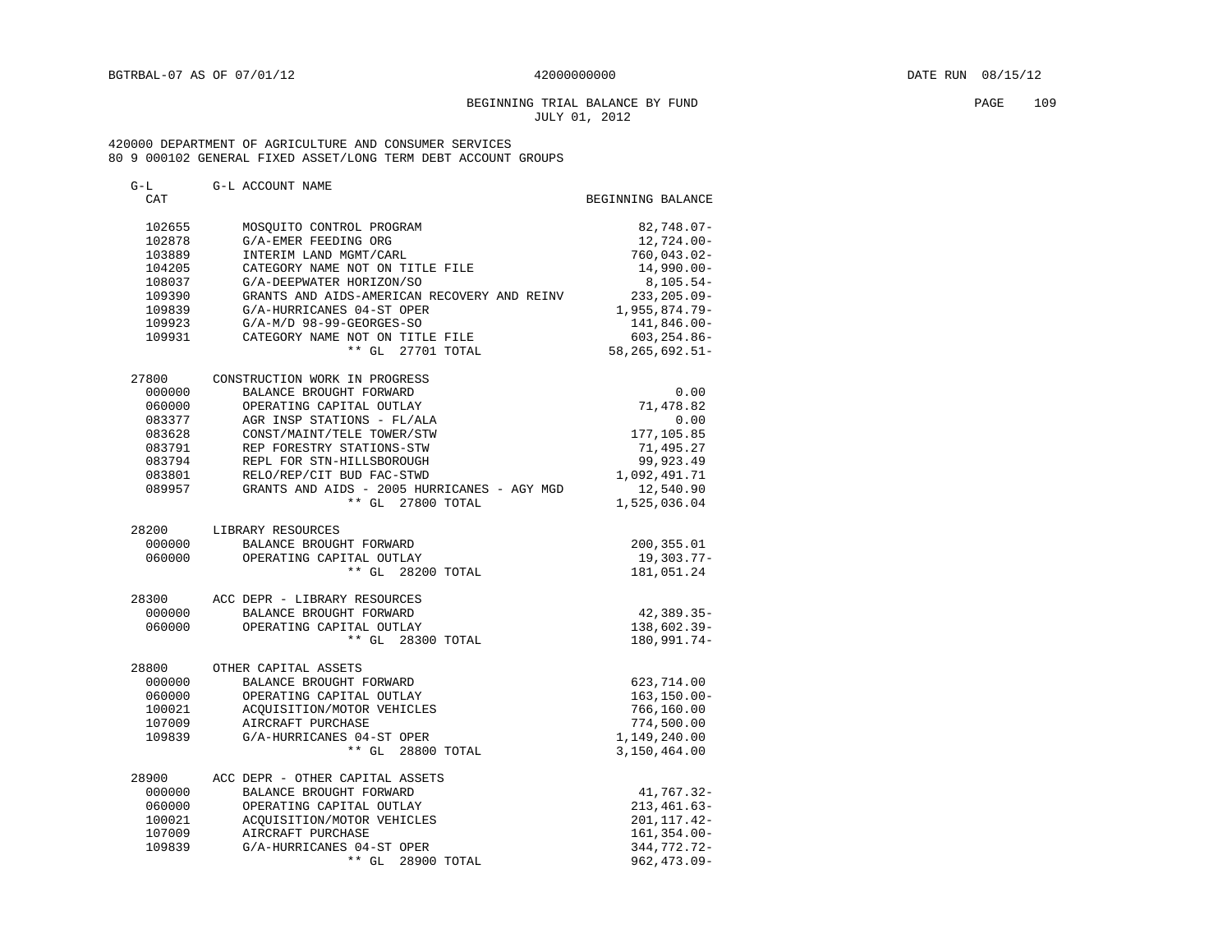BGTRBAL-07 AS OF 07/01/12 42000000000 DATE RUN 08/15/12

BEGINNING TRIAL BALANCE BY FUND
JULY 01, 2012

420000 DEPARTMENT OF AGRICULTURE AND CONSUMER SERVICES
80 9 000102 GENERAL FIXED ASSET/LONG TERM DEBT ACCOUNT GROUPS

| G-L CAT | G-L ACCOUNT NAME | BEGINNING BALANCE |
|---|---|---|
| 102655 | MOSQUITO CONTROL PROGRAM | 82,748.07- |
| 102878 | G/A-EMER FEEDING ORG | 12,724.00- |
| 103889 | INTERIM LAND MGMT/CARL | 760,043.02- |
| 104205 | CATEGORY NAME NOT ON TITLE FILE | 14,990.00- |
| 108037 | G/A-DEEPWATER HORIZON/SO | 8,105.54- |
| 109390 | GRANTS AND AIDS-AMERICAN RECOVERY AND REINV | 233,205.09- |
| 109839 | G/A-HURRICANES 04-ST OPER | 1,955,874.79- |
| 109923 | G/A-M/D 98-99-GEORGES-SO | 141,846.00- |
| 109931 | CATEGORY NAME NOT ON TITLE FILE | 603,254.86- |
| | ** GL 27701 TOTAL | 58,265,692.51- |
| 27800 | CONSTRUCTION WORK IN PROGRESS | |
| 000000 | BALANCE BROUGHT FORWARD | 0.00 |
| 060000 | OPERATING CAPITAL OUTLAY | 71,478.82 |
| 083377 | AGR INSP STATIONS - FL/ALA | 0.00 |
| 083628 | CONST/MAINT/TELE TOWER/STW | 177,105.85 |
| 083791 | REP FORESTRY STATIONS-STW | 71,495.27 |
| 083794 | REPL FOR STN-HILLSBOROUGH | 99,923.49 |
| 083801 | RELO/REP/CIT BUD FAC-STWD | 1,092,491.71 |
| 089957 | GRANTS AND AIDS - 2005 HURRICANES - AGY MGD | 12,540.90 |
| | ** GL 27800 TOTAL | 1,525,036.04 |
| 28200 | LIBRARY RESOURCES | |
| 000000 | BALANCE BROUGHT FORWARD | 200,355.01 |
| 060000 | OPERATING CAPITAL OUTLAY | 19,303.77- |
| | ** GL 28200 TOTAL | 181,051.24 |
| 28300 | ACC DEPR - LIBRARY RESOURCES | |
| 000000 | BALANCE BROUGHT FORWARD | 42,389.35- |
| 060000 | OPERATING CAPITAL OUTLAY | 138,602.39- |
| | ** GL 28300 TOTAL | 180,991.74- |
| 28800 | OTHER CAPITAL ASSETS | |
| 000000 | BALANCE BROUGHT FORWARD | 623,714.00 |
| 060000 | OPERATING CAPITAL OUTLAY | 163,150.00- |
| 100021 | ACQUISITION/MOTOR VEHICLES | 766,160.00 |
| 107009 | AIRCRAFT PURCHASE | 774,500.00 |
| 109839 | G/A-HURRICANES 04-ST OPER | 1,149,240.00 |
| | ** GL 28800 TOTAL | 3,150,464.00 |
| 28900 | ACC DEPR - OTHER CAPITAL ASSETS | |
| 000000 | BALANCE BROUGHT FORWARD | 41,767.32- |
| 060000 | OPERATING CAPITAL OUTLAY | 213,461.63- |
| 100021 | ACQUISITION/MOTOR VEHICLES | 201,117.42- |
| 107009 | AIRCRAFT PURCHASE | 161,354.00- |
| 109839 | G/A-HURRICANES 04-ST OPER | 344,772.72- |
| | ** GL 28900 TOTAL | 962,473.09- |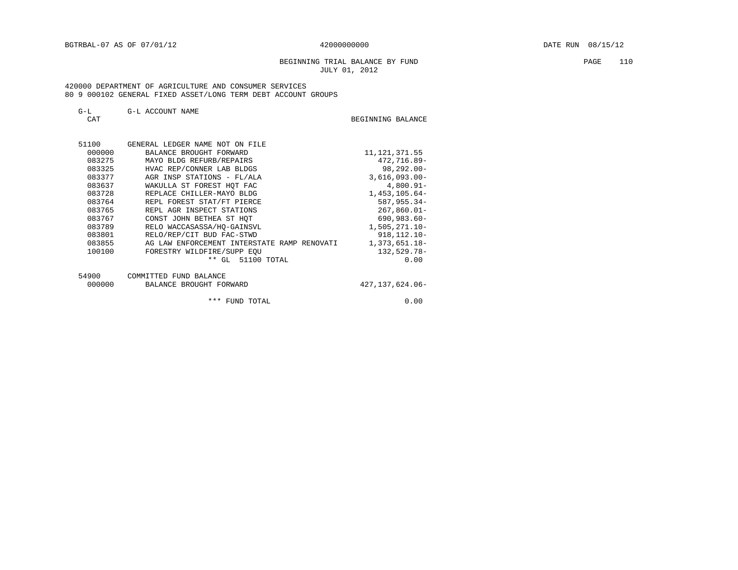BGTRBAL-07 AS OF 07/01/12 42000000000 DATE RUN 08/15/12

BEGINNING TRIAL BALANCE BY FUND
JULY 01, 2012

420000 DEPARTMENT OF AGRICULTURE AND CONSUMER SERVICES
80 9 000102 GENERAL FIXED ASSET/LONG TERM DEBT ACCOUNT GROUPS

| G-L CAT | G-L ACCOUNT NAME | BEGINNING BALANCE |
|---|---|---|
| 51100 | GENERAL LEDGER NAME NOT ON FILE | |
| 000000 | BALANCE BROUGHT FORWARD | 11,121,371.55 |
| 083275 | MAYO BLDG REFURB/REPAIRS | 472,716.89- |
| 083325 | HVAC REP/CONNER LAB BLDGS | 98,292.00- |
| 083377 | AGR INSP STATIONS - FL/ALA | 3,616,093.00- |
| 083637 | WAKULLA ST FOREST HQT FAC | 4,800.91- |
| 083728 | REPLACE CHILLER-MAYO BLDG | 1,453,105.64- |
| 083764 | REPL FOREST STAT/FT PIERCE | 587,955.34- |
| 083765 | REPL AGR INSPECT STATIONS | 267,860.01- |
| 083767 | CONST JOHN BETHEA ST HQT | 690,983.60- |
| 083789 | RELO WACCASASSA/HQ-GAINSVL | 1,505,271.10- |
| 083801 | RELO/REP/CIT BUD FAC-STWD | 918,112.10- |
| 083855 | AG LAW ENFORCEMENT INTERSTATE RAMP RENOVATI | 1,373,651.18- |
| 100100 | FORESTRY WILDFIRE/SUPP EQU | 132,529.78- |
| | ** GL 51100 TOTAL | 0.00 |
| 54900 | COMMITTED FUND BALANCE | |
| 000000 | BALANCE BROUGHT FORWARD | 427,137,624.06- |
| | *** FUND TOTAL | 0.00 |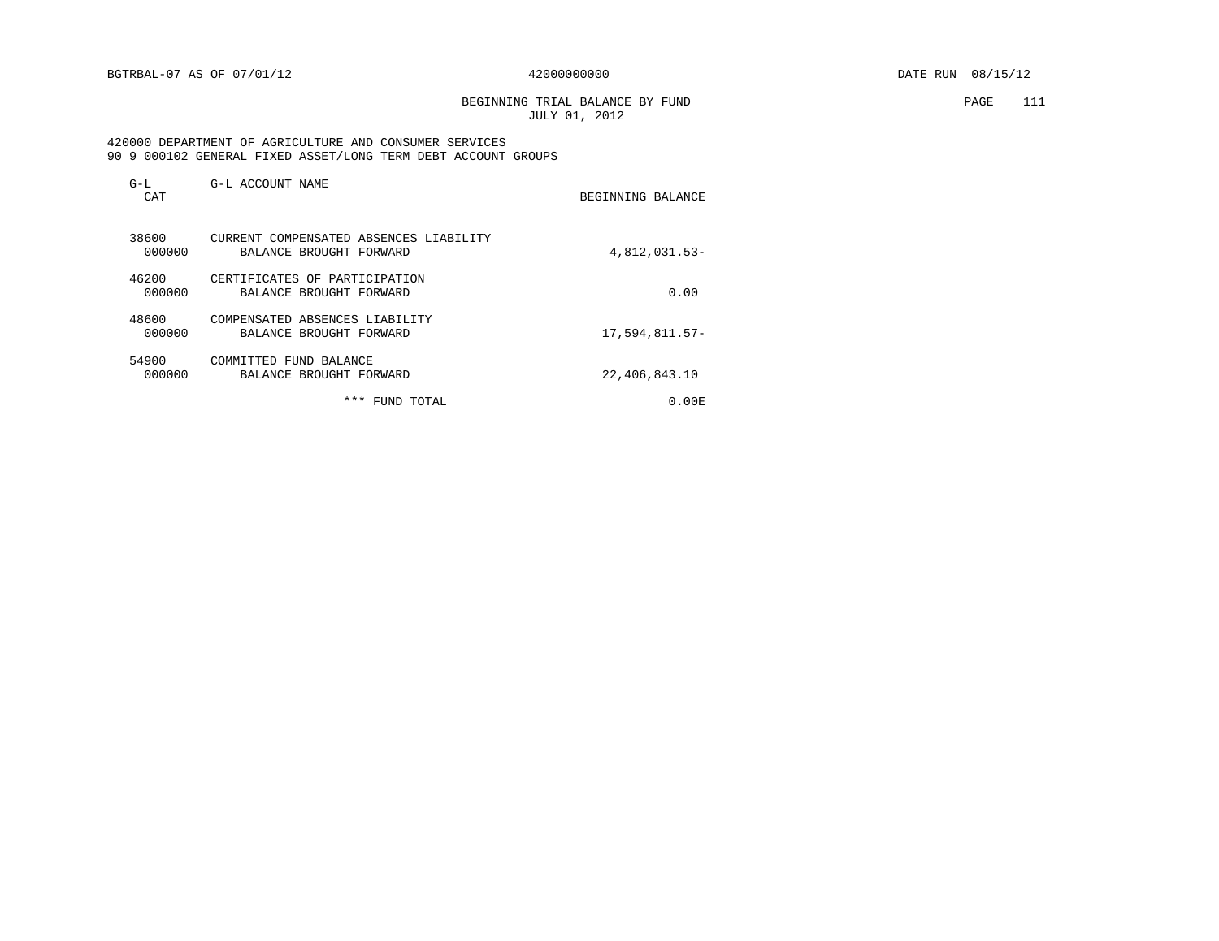BGTRBAL-07 AS OF 07/01/12 42000000000 DATE RUN 08/15/12

BEGINNING TRIAL BALANCE BY FUND
JULY 01, 2012

420000 DEPARTMENT OF AGRICULTURE AND CONSUMER SERVICES
90 9 000102 GENERAL FIXED ASSET/LONG TERM DEBT ACCOUNT GROUPS

| G-L CAT | G-L ACCOUNT NAME | BEGINNING BALANCE |
|---|---|---|
| 38600 | CURRENT COMPENSATED ABSENCES LIABILITY | |
| 000000 | BALANCE BROUGHT FORWARD | 4,812,031.53- |
| 46200 | CERTIFICATES OF PARTICIPATION | |
| 000000 | BALANCE BROUGHT FORWARD | 0.00 |
| 48600 | COMPENSATED ABSENCES LIABILITY | |
| 000000 | BALANCE BROUGHT FORWARD | 17,594,811.57- |
| 54900 | COMMITTED FUND BALANCE | |
| 000000 | BALANCE BROUGHT FORWARD | 22,406,843.10 |
| | *** FUND TOTAL | 0.00E |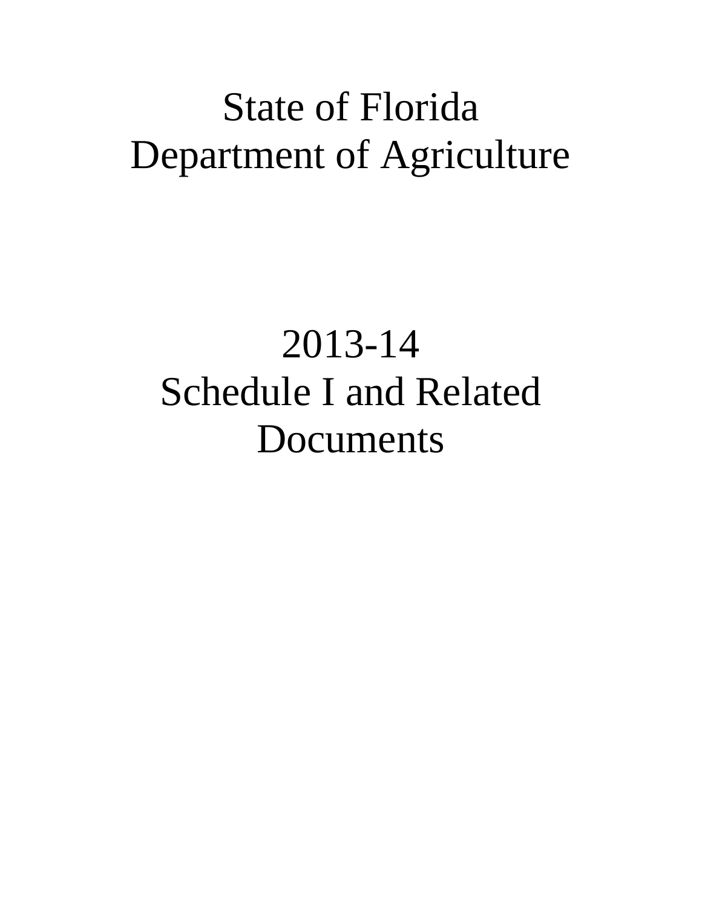# State of Florida
# Department of Agriculture

# 2013-14
# Schedule I and Related Documents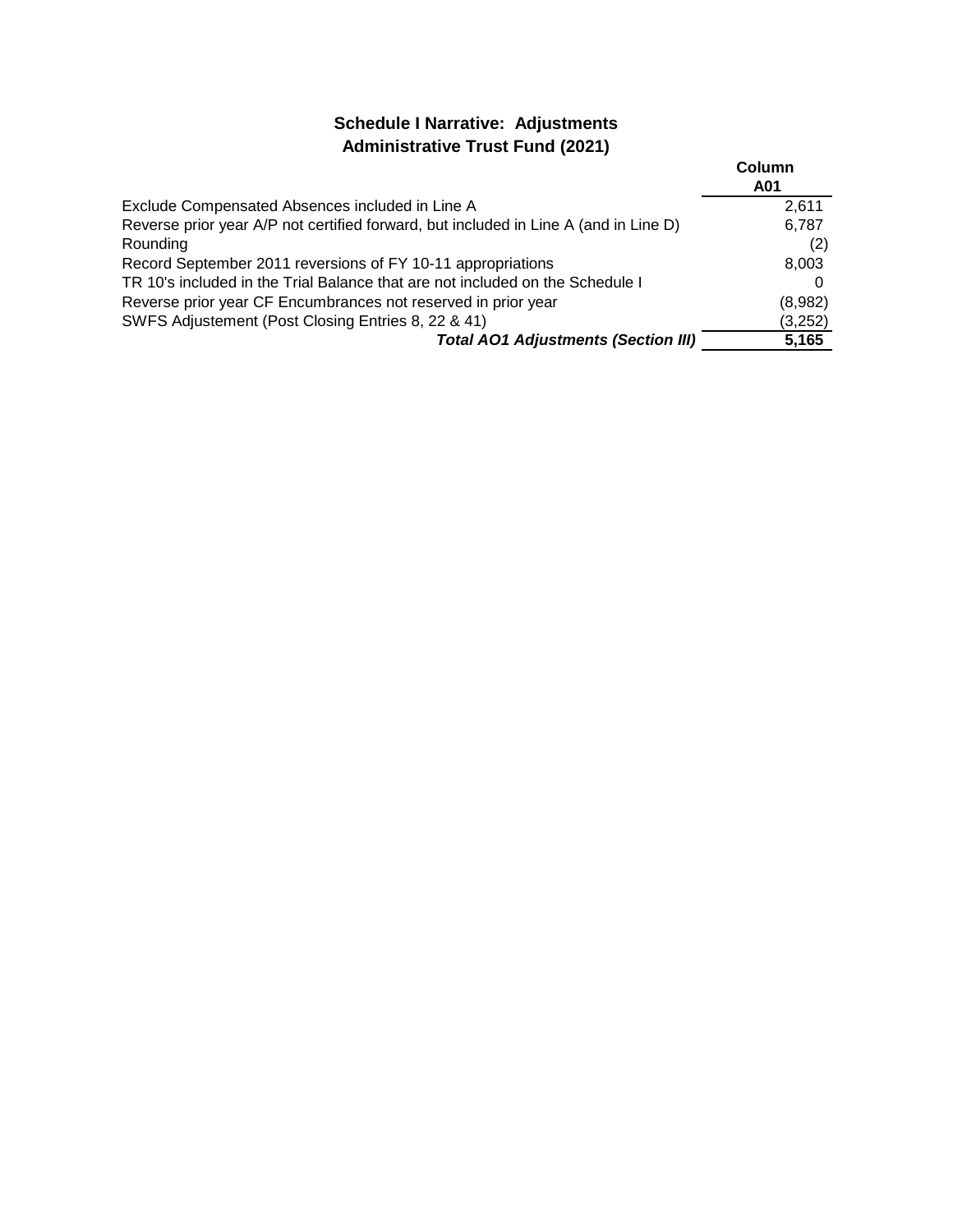## Schedule I Narrative: Adjustments
## Administrative Trust Fund (2021)

| | Column A01 |
|---|---|
| Exclude Compensated Absences included in Line A | 2,611 |
| Reverse prior year A/P not certified forward, but included in Line A (and in Line D) | 6,787 |
| Rounding | (2) |
| Record September 2011 reversions of FY 10-11 appropriations | 8,003 |
| TR 10's included in the Trial Balance that are not included on the Schedule I | 0 |
| Reverse prior year CF Encumbrances not reserved in prior year | (8,982) |
| SWFS Adjustement (Post Closing Entries 8, 22 & 41) | (3,252) |
| ***Total AO1 Adjustments (Section III)*** | **5,165** |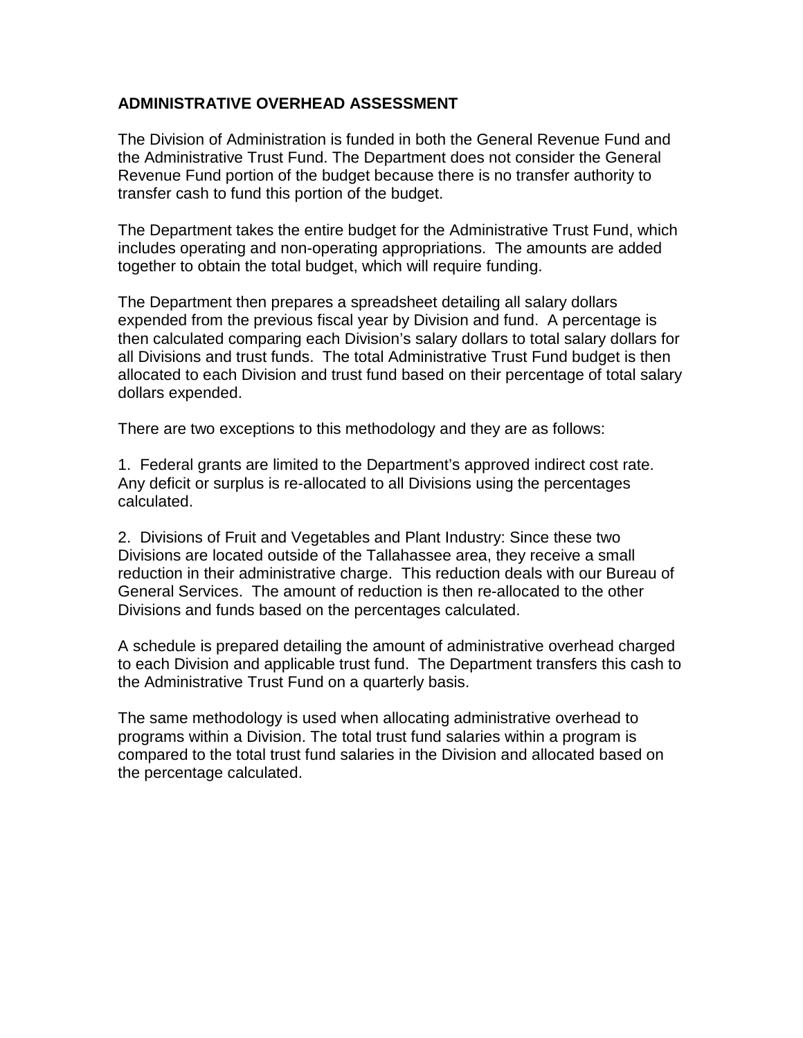## ADMINISTRATIVE OVERHEAD ASSESSMENT

The Division of Administration is funded in both the General Revenue Fund and the Administrative Trust Fund. The Department does not consider the General Revenue Fund portion of the budget because there is no transfer authority to transfer cash to fund this portion of the budget.

The Department takes the entire budget for the Administrative Trust Fund, which includes operating and non-operating appropriations. The amounts are added together to obtain the total budget, which will require funding.

The Department then prepares a spreadsheet detailing all salary dollars expended from the previous fiscal year by Division and fund. A percentage is then calculated comparing each Division's salary dollars to total salary dollars for all Divisions and trust funds. The total Administrative Trust Fund budget is then allocated to each Division and trust fund based on their percentage of total salary dollars expended.

There are two exceptions to this methodology and they are as follows:

1. Federal grants are limited to the Department's approved indirect cost rate. Any deficit or surplus is re-allocated to all Divisions using the percentages calculated.

2. Divisions of Fruit and Vegetables and Plant Industry: Since these two Divisions are located outside of the Tallahassee area, they receive a small reduction in their administrative charge. This reduction deals with our Bureau of General Services. The amount of reduction is then re-allocated to the other Divisions and funds based on the percentages calculated.

A schedule is prepared detailing the amount of administrative overhead charged to each Division and applicable trust fund. The Department transfers this cash to the Administrative Trust Fund on a quarterly basis.

The same methodology is used when allocating administrative overhead to programs within a Division. The total trust fund salaries within a program is compared to the total trust fund salaries in the Division and allocated based on the percentage calculated.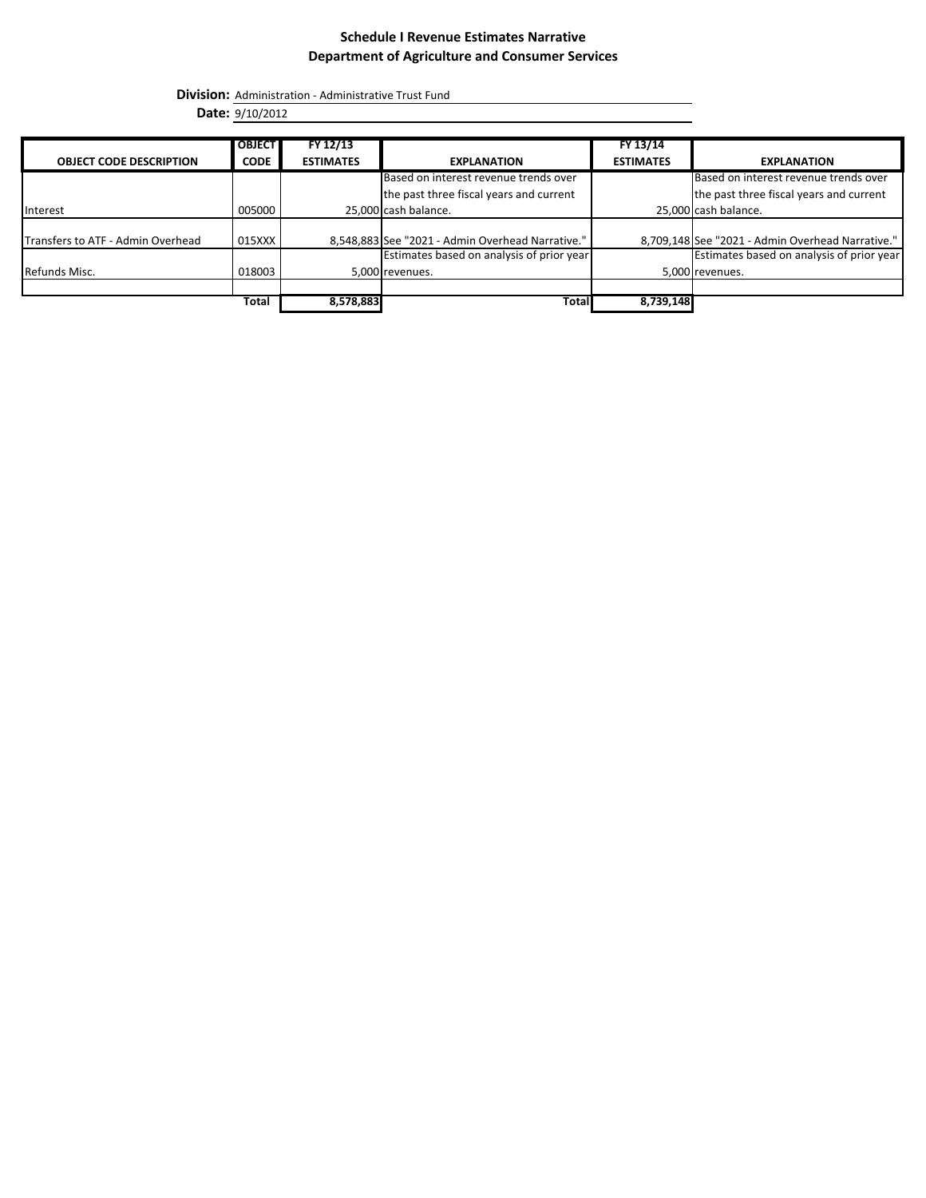# Schedule I Revenue Estimates Narrative

## Department of Agriculture and Consumer Services

**Division:** Administration - Administrative Trust Fund

**Date:** 9/10/2012

| OBJECT CODE DESCRIPTION | OBJECT CODE | FY 12/13 ESTIMATES | EXPLANATION | FY 13/14 ESTIMATES | EXPLANATION |
|---|---|---|---|---|---|
| Interest | 005000 | 25,000 | Based on interest revenue trends over the past three fiscal years and current cash balance. | 25,000 | Based on interest revenue trends over the past three fiscal years and current cash balance. |
| Transfers to ATF - Admin Overhead | 015XXX | 8,548,883 | See "2021 - Admin Overhead Narrative." | 8,709,148 | See "2021 - Admin Overhead Narrative." |
| Refunds Misc. | 018003 | 5,000 | Estimates based on analysis of prior year revenues. | 5,000 | Estimates based on analysis of prior year revenues. |
| | | | | | |
| | **Total** | **8,578,883** | **Total** | **8,739,148** | |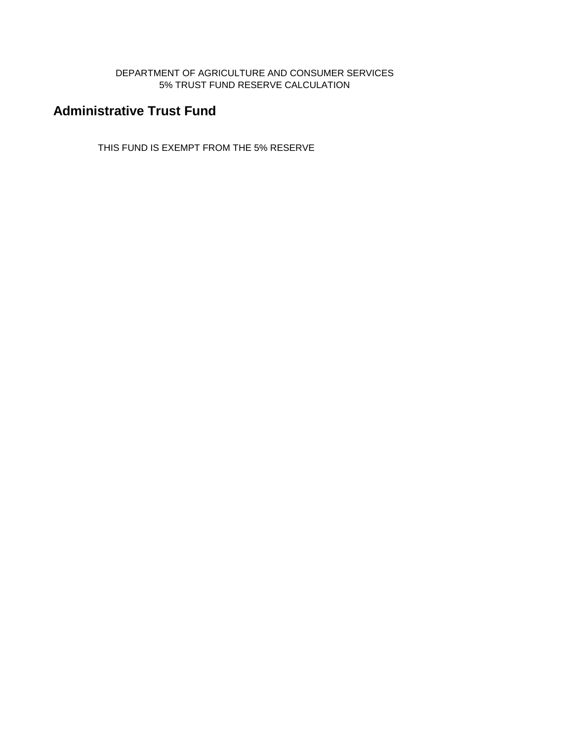DEPARTMENT OF AGRICULTURE AND CONSUMER SERVICES
5% TRUST FUND RESERVE CALCULATION

## Administrative Trust Fund

THIS FUND IS EXEMPT FROM THE 5% RESERVE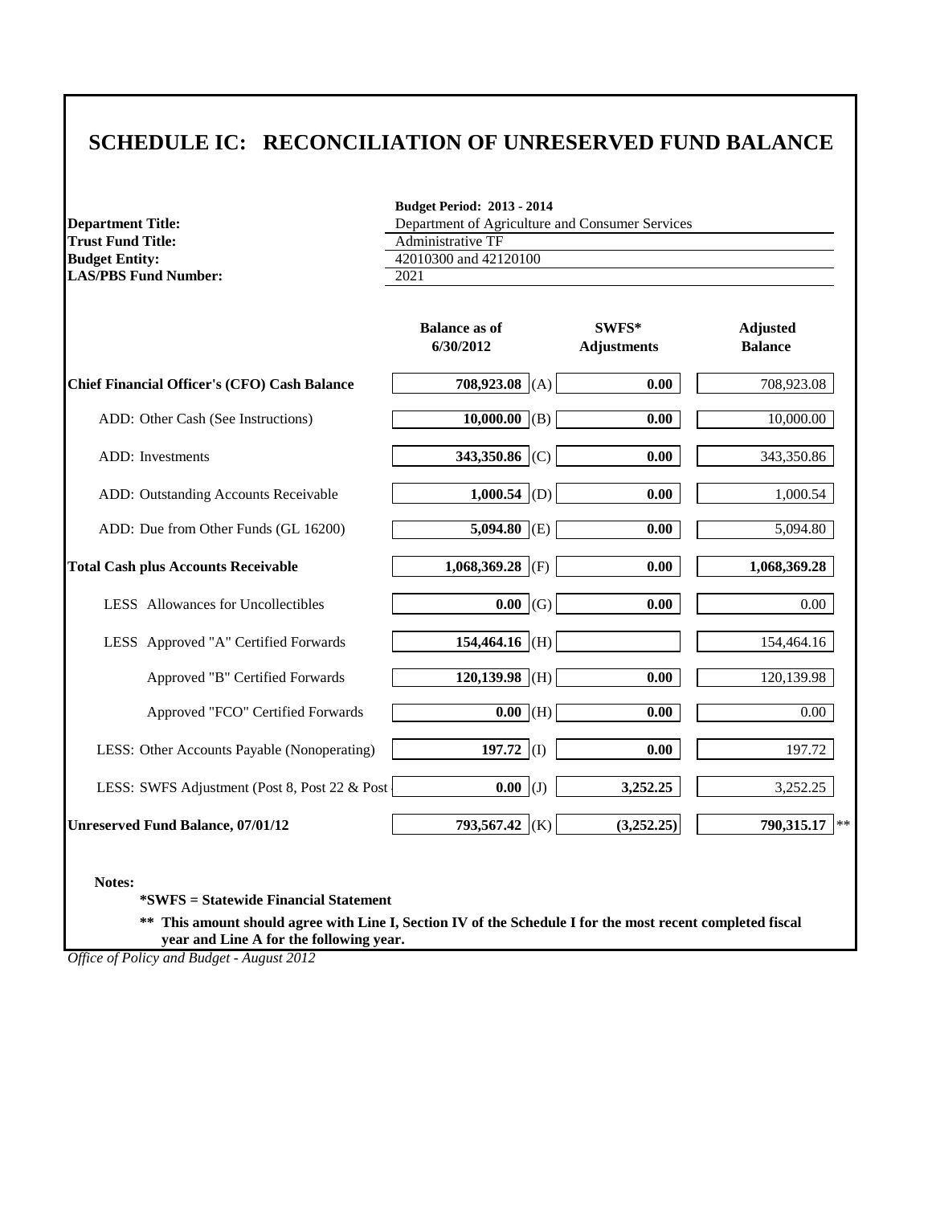# SCHEDULE IC: RECONCILIATION OF UNRESERVED FUND BALANCE

**Budget Period: 2013 - 2014**

| | |
|---|---|
| **Department Title:** | Department of Agriculture and Consumer Services |
| **Trust Fund Title:** | Administrative TF |
| **Budget Entity:** | 42010300 and 42120100 |
| **LAS/PBS Fund Number:** | 2021 |

| | Balance as of 6/30/2012 | | SWFS* Adjustments | Adjusted Balance |
|---|---|---|---|---|
| **Chief Financial Officer's (CFO) Cash Balance** | **708,923.08** | (A) | **0.00** | 708,923.08 |
| ADD: Other Cash (See Instructions) | **10,000.00** | (B) | **0.00** | 10,000.00 |
| ADD: Investments | **343,350.86** | (C) | **0.00** | 343,350.86 |
| ADD: Outstanding Accounts Receivable | **1,000.54** | (D) | **0.00** | 1,000.54 |
| ADD: Due from Other Funds (GL 16200) | **5,094.80** | (E) | **0.00** | 5,094.80 |
| **Total Cash plus Accounts Receivable** | **1,068,369.28** | (F) | **0.00** | **1,068,369.28** |
| LESS Allowances for Uncollectibles | **0.00** | (G) | **0.00** | 0.00 |
| LESS Approved "A" Certified Forwards | **154,464.16** | (H) | | 154,464.16 |
| Approved "B" Certified Forwards | **120,139.98** | (H) | **0.00** | 120,139.98 |
| Approved "FCO" Certified Forwards | **0.00** | (H) | **0.00** | 0.00 |
| LESS: Other Accounts Payable (Nonoperating) | **197.72** | (I) | **0.00** | 197.72 |
| LESS: SWFS Adjustment (Post 8, Post 22 & Post | **0.00** | (J) | **3,252.25** | 3,252.25 |
| **Unreserved Fund Balance, 07/01/12** | **793,567.42** | (K) | **(3,252.25)** | **790,315.17** ** |

**Notes:**

**\*SWFS = Statewide Financial Statement**

**\*\* This amount should agree with Line I, Section IV of the Schedule I for the most recent completed fiscal year and Line A for the following year.**

*Office of Policy and Budget - August 2012*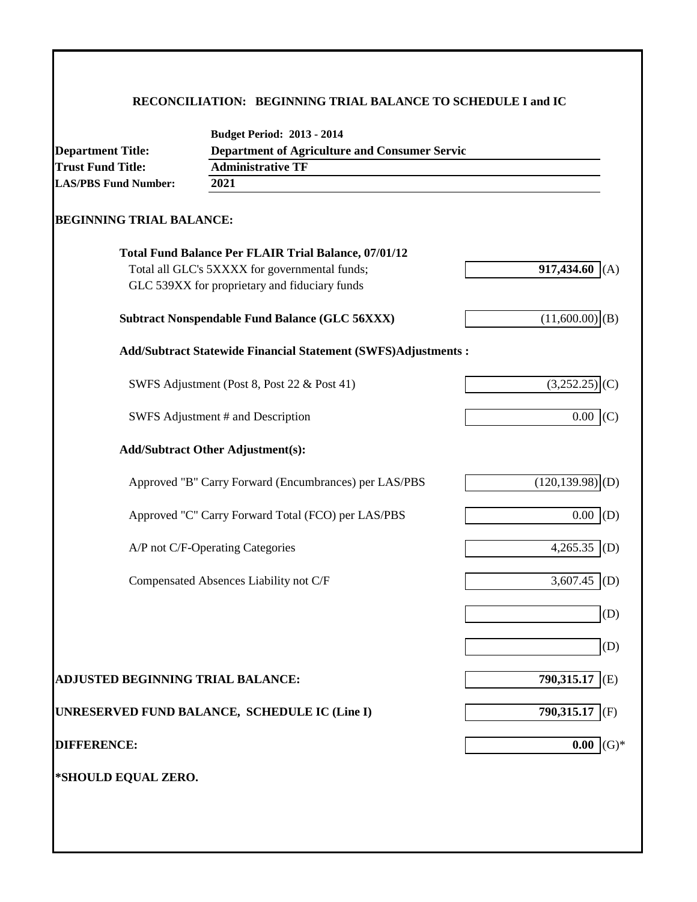## RECONCILIATION: BEGINNING TRIAL BALANCE TO SCHEDULE I and IC

**Budget Period: 2013 - 2014**

**Department Title:** **Department of Agriculture and Consumer Servic**

**Trust Fund Title:** **Administrative TF**

**LAS/PBS Fund Number:** **2021**

### BEGINNING TRIAL BALANCE:

| | | |
|---|---|---|
| **Total Fund Balance Per FLAIR Trial Balance, 07/01/12** | | |
| Total all GLC's 5XXXX for governmental funds; GLC 539XX for proprietary and fiduciary funds | **917,434.60** | (A) |
| **Subtract Nonspendable Fund Balance (GLC 56XXX)** | (11,600.00) | (B) |
| **Add/Subtract Statewide Financial Statement (SWFS)Adjustments :** | | |
| SWFS Adjustment (Post 8, Post 22 & Post 41) | (3,252.25) | (C) |
| SWFS Adjustment # and Description | 0.00 | (C) |
| **Add/Subtract Other Adjustment(s):** | | |
| Approved "B" Carry Forward (Encumbrances) per LAS/PBS | (120,139.98) | (D) |
| Approved "C" Carry Forward Total (FCO) per LAS/PBS | 0.00 | (D) |
| A/P not C/F-Operating Categories | 4,265.35 | (D) |
| Compensated Absences Liability not C/F | 3,607.45 | (D) |
| | | (D) |
| | | (D) |
| **ADJUSTED BEGINNING TRIAL BALANCE:** | **790,315.17** | (E) |
| **UNRESERVED FUND BALANCE, SCHEDULE IC (Line I)** | **790,315.17** | (F) |
| **DIFFERENCE:** | **0.00** | (G)* |

**\*SHOULD EQUAL ZERO.**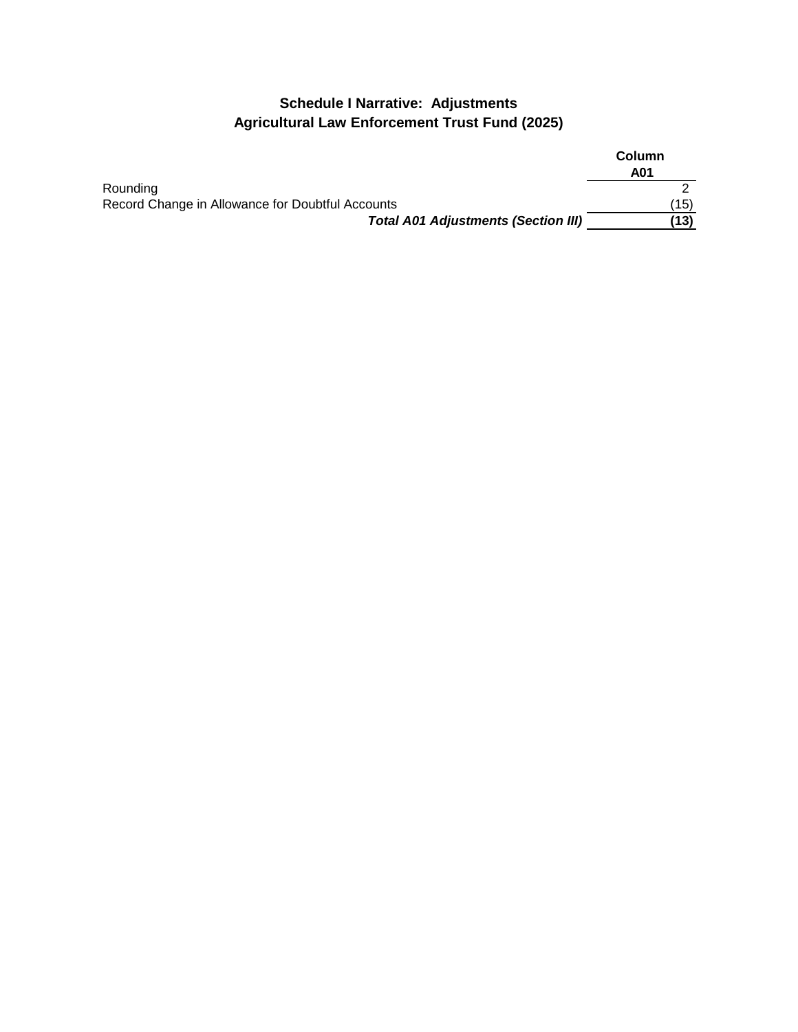# Schedule I Narrative: Adjustments
## Agricultural Law Enforcement Trust Fund (2025)

| | Column A01 |
|---|---|
| Rounding | 2 |
| Record Change in Allowance for Doubtful Accounts | (15) |
| ***Total A01 Adjustments (Section III)*** | **(13)** |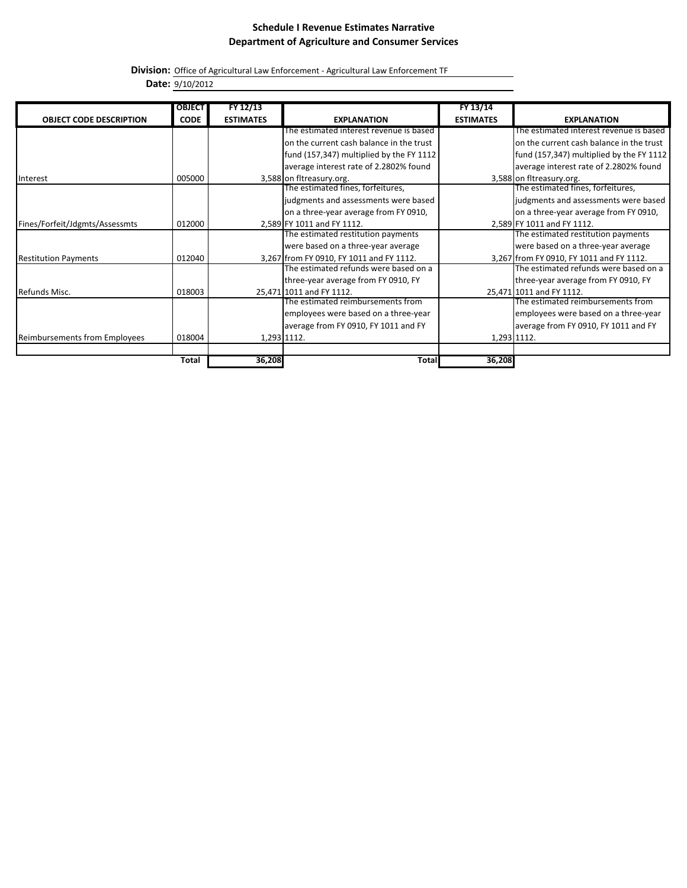**Schedule I Revenue Estimates Narrative**
**Department of Agriculture and Consumer Services**

**Division:** Office of Agricultural Law Enforcement - Agricultural Law Enforcement TF
**Date:** 9/10/2012

| OBJECT CODE DESCRIPTION | OBJECT CODE | FY 12/13 ESTIMATES | EXPLANATION | FY 13/14 ESTIMATES | EXPLANATION |
|---|---|---|---|---|---|
| Interest | 005000 | 3,588 | The estimated interest revenue is based on the current cash balance in the trust fund (157,347) multiplied by the FY 1112 average interest rate of 2.2802% found on fltreasury.org. | 3,588 | The estimated interest revenue is based on the current cash balance in the trust fund (157,347) multiplied by the FY 1112 average interest rate of 2.2802% found on fltreasury.org. |
| Fines/Forfeit/Jdgmts/Assessmts | 012000 | 2,589 | The estimated fines, forfeitures, judgments and assessments were based on a three-year average from FY 0910, FY 1011 and FY 1112. | 2,589 | The estimated fines, forfeitures, judgments and assessments were based on a three-year average from FY 0910, FY 1011 and FY 1112. |
| Restitution Payments | 012040 | 3,267 | The estimated restitution payments were based on a three-year average from FY 0910, FY 1011 and FY 1112. | 3,267 | The estimated restitution payments were based on a three-year average from FY 0910, FY 1011 and FY 1112. |
| Refunds Misc. | 018003 | 25,471 | The estimated refunds were based on a three-year average from FY 0910, FY 1011 and FY 1112. | 25,471 | The estimated refunds were based on a three-year average from FY 0910, FY 1011 and FY 1112. |
| Reimbursements from Employees | 018004 | 1,293 | The estimated reimbursements from employees were based on a three-year average from FY 0910, FY 1011 and FY 1112. | 1,293 | The estimated reimbursements from employees were based on a three-year average from FY 0910, FY 1011 and FY 1112. |
| | | | | | |
| | **Total** | **36,208** | **Total** | **36,208** | |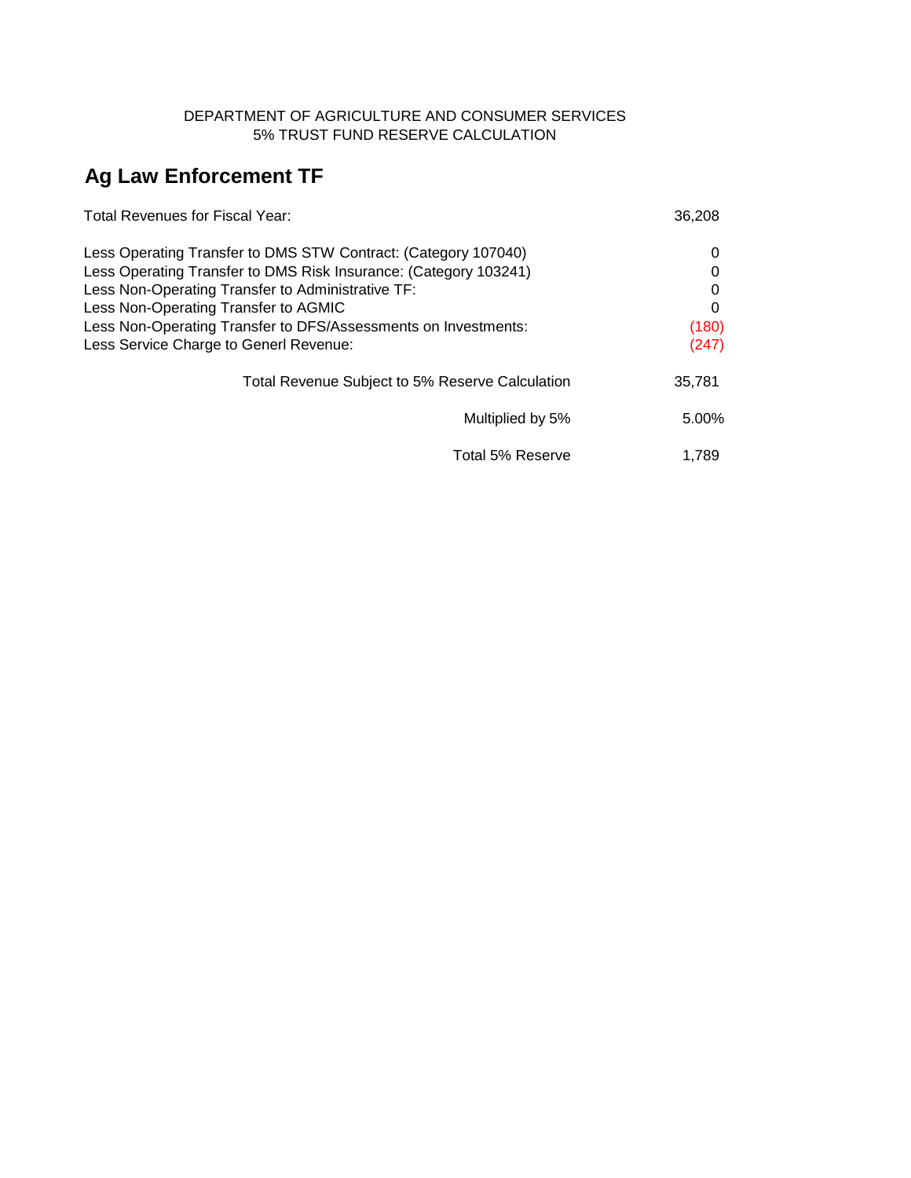DEPARTMENT OF AGRICULTURE AND CONSUMER SERVICES
5% TRUST FUND RESERVE CALCULATION

## Ag Law Enforcement TF

| | |
|---|---|
| Total Revenues for Fiscal Year: | 36,208 |
| Less Operating Transfer to DMS STW Contract: (Category 107040) | 0 |
| Less Operating Transfer to DMS Risk Insurance: (Category 103241) | 0 |
| Less Non-Operating Transfer to Administrative TF: | 0 |
| Less Non-Operating Transfer to AGMIC | 0 |
| Less Non-Operating Transfer to DFS/Assessments on Investments: | (180) |
| Less Service Charge to Generl Revenue: | (247) |
| Total Revenue Subject to 5% Reserve Calculation | 35,781 |
| Multiplied by 5% | 5.00% |
| Total 5% Reserve | 1,789 |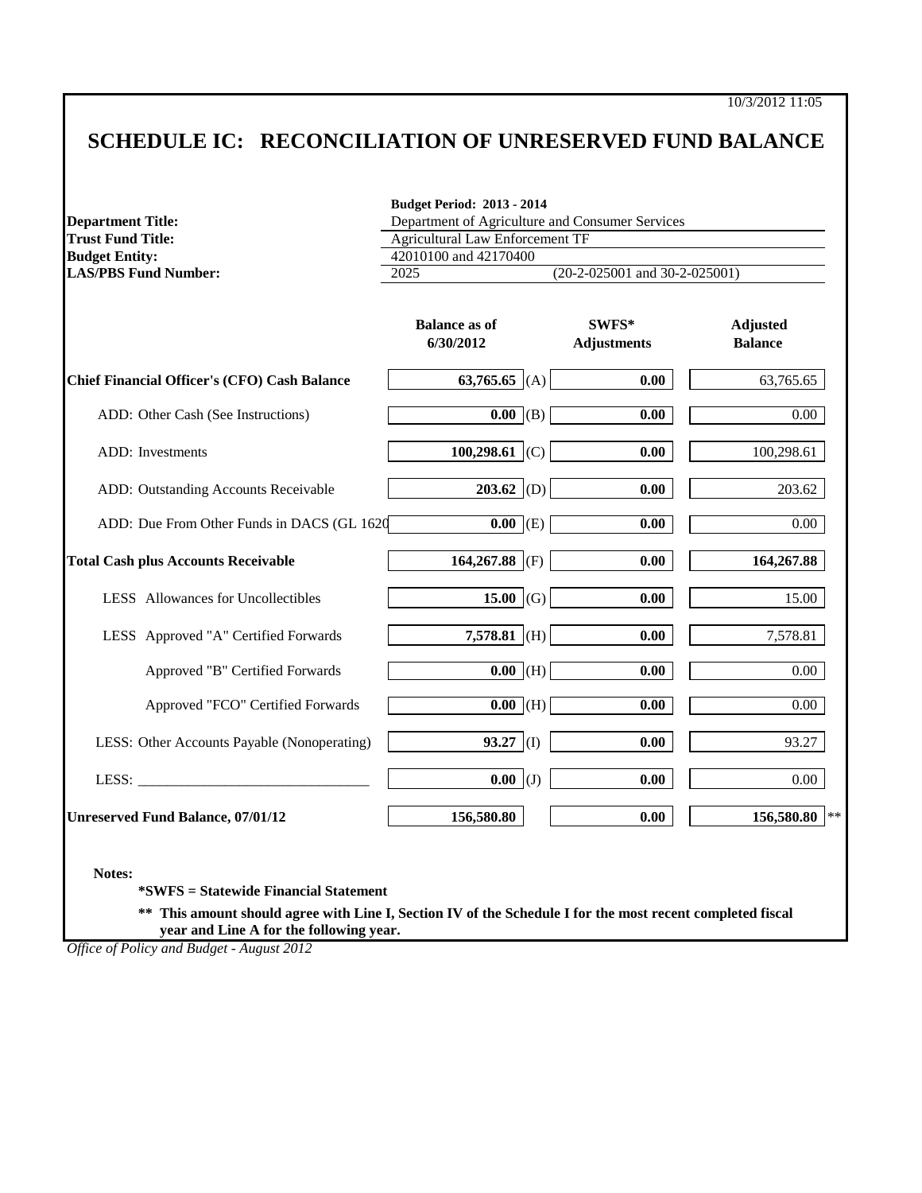10/3/2012 11:05

# SCHEDULE IC: RECONCILIATION OF UNRESERVED FUND BALANCE

**Budget Period: 2013 - 2014**

| | |
|---|---|
| **Department Title:** | Department of Agriculture and Consumer Services |
| **Trust Fund Title:** | Agricultural Law Enforcement TF |
| **Budget Entity:** | 42010100 and 42170400 |
| **LAS/PBS Fund Number:** | 2025 (20-2-025001 and 30-2-025001) |

| | Balance as of 6/30/2012 | | SWFS* Adjustments | Adjusted Balance |
|---|---|---|---|---|
| **Chief Financial Officer's (CFO) Cash Balance** | **63,765.65** | (A) | **0.00** | 63,765.65 |
| ADD: Other Cash (See Instructions) | **0.00** | (B) | **0.00** | 0.00 |
| ADD: Investments | **100,298.61** | (C) | **0.00** | 100,298.61 |
| ADD: Outstanding Accounts Receivable | **203.62** | (D) | **0.00** | 203.62 |
| ADD: Due From Other Funds in DACS (GL 1620 | **0.00** | (E) | **0.00** | 0.00 |
| **Total Cash plus Accounts Receivable** | **164,267.88** | (F) | **0.00** | **164,267.88** |
| LESS Allowances for Uncollectibles | **15.00** | (G) | **0.00** | 15.00 |
| LESS Approved "A" Certified Forwards | **7,578.81** | (H) | **0.00** | 7,578.81 |
| Approved "B" Certified Forwards | **0.00** | (H) | **0.00** | 0.00 |
| Approved "FCO" Certified Forwards | **0.00** | (H) | **0.00** | 0.00 |
| LESS: Other Accounts Payable (Nonoperating) | **93.27** | (I) | **0.00** | 93.27 |
| LESS: _______________________________ | **0.00** | (J) | **0.00** | 0.00 |
| **Unreserved Fund Balance, 07/01/12** | **156,580.80** | | **0.00** | **156,580.80** ** |

**Notes:**

**\*SWFS = Statewide Financial Statement**

**\*\* This amount should agree with Line I, Section IV of the Schedule I for the most recent completed fiscal year and Line A for the following year.**

*Office of Policy and Budget - August 2012*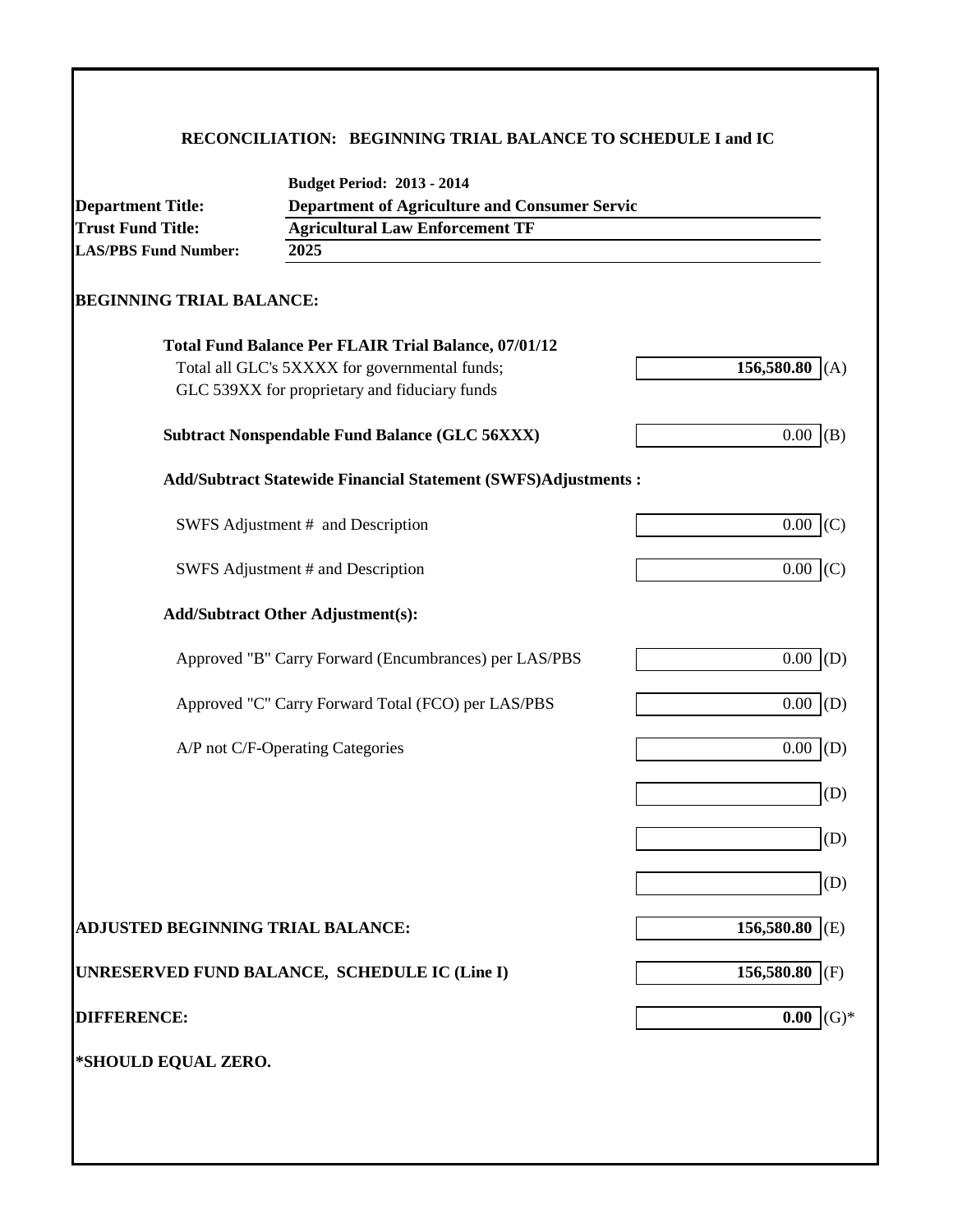## RECONCILIATION: BEGINNING TRIAL BALANCE TO SCHEDULE I and IC

**Budget Period: 2013 - 2014**

**Department Title:** **Department of Agriculture and Consumer Servic**

**Trust Fund Title:** **Agricultural Law Enforcement TF**

**LAS/PBS Fund Number:** **2025**

### BEGINNING TRIAL BALANCE:

| | | |
|---|---|---|
| **Total Fund Balance Per FLAIR Trial Balance, 07/01/12** | | |
| Total all GLC's 5XXXX for governmental funds; GLC 539XX for proprietary and fiduciary funds | **156,580.80** | (A) |
| **Subtract Nonspendable Fund Balance (GLC 56XXX)** | 0.00 | (B) |
| **Add/Subtract Statewide Financial Statement (SWFS)Adjustments :** | | |
| SWFS Adjustment # and Description | 0.00 | (C) |
| SWFS Adjustment # and Description | 0.00 | (C) |
| **Add/Subtract Other Adjustment(s):** | | |
| Approved "B" Carry Forward (Encumbrances) per LAS/PBS | 0.00 | (D) |
| Approved "C" Carry Forward Total (FCO) per LAS/PBS | 0.00 | (D) |
| A/P not C/F-Operating Categories | 0.00 | (D) |
| | | (D) |
| | | (D) |
| | | (D) |
| **ADJUSTED BEGINNING TRIAL BALANCE:** | **156,580.80** | (E) |
| **UNRESERVED FUND BALANCE, SCHEDULE IC (Line I)** | **156,580.80** | (F) |
| **DIFFERENCE:** | **0.00** | (G)* |

**\*SHOULD EQUAL ZERO.**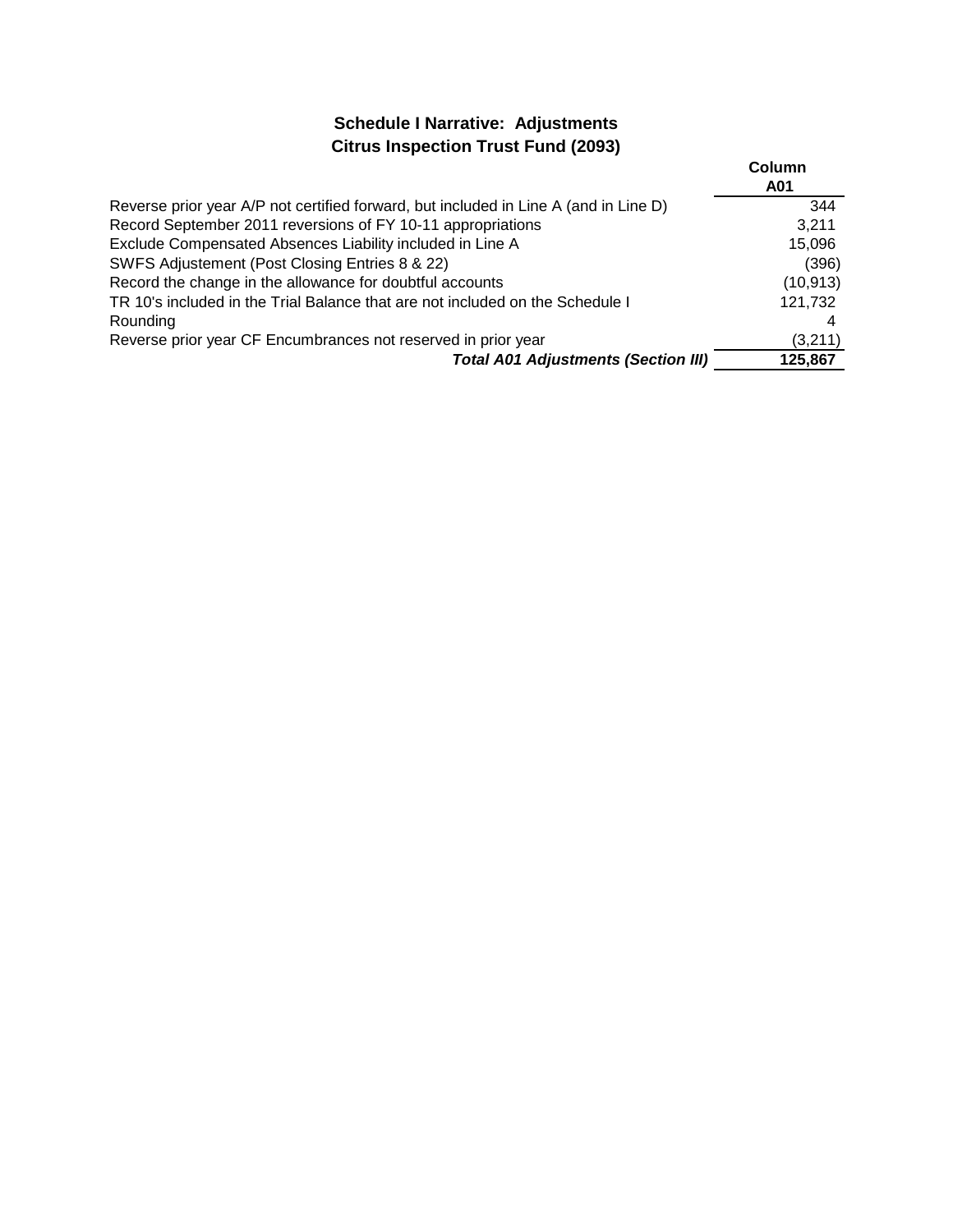## Schedule I Narrative: Adjustments
## Citrus Inspection Trust Fund (2093)

| | Column A01 |
|---|---|
| Reverse prior year A/P not certified forward, but included in Line A (and in Line D) | 344 |
| Record September 2011 reversions of FY 10-11 appropriations | 3,211 |
| Exclude Compensated Absences Liability included in Line A | 15,096 |
| SWFS Adjustement (Post Closing Entries 8 & 22) | (396) |
| Record the change in the allowance for doubtful accounts | (10,913) |
| TR 10's included in the Trial Balance that are not included on the Schedule I | 121,732 |
| Rounding | 4 |
| Reverse prior year CF Encumbrances not reserved in prior year | (3,211) |
| ***Total A01 Adjustments (Section III)*** | **125,867** |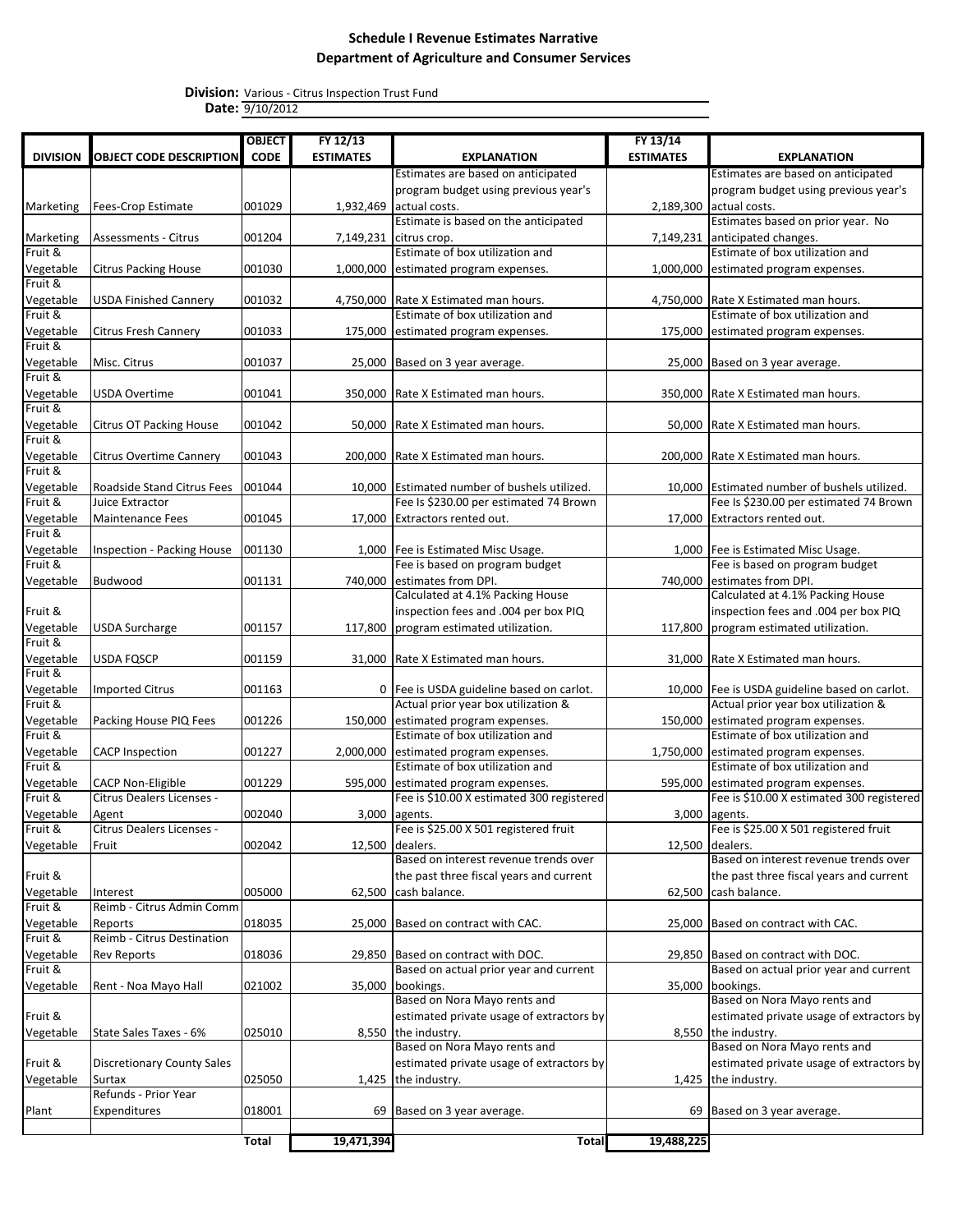# Schedule I Revenue Estimates Narrative
## Department of Agriculture and Consumer Services

**Division:** Various - Citrus Inspection Trust Fund
**Date:** 9/10/2012

| DIVISION | OBJECT CODE DESCRIPTION | OBJECT CODE | FY 12/13 ESTIMATES | EXPLANATION | FY 13/14 ESTIMATES | EXPLANATION |
|---|---|---|---|---|---|---|
| Marketing | Fees-Crop Estimate | 001029 | 1,932,469 | Estimates are based on anticipated program budget using previous year's actual costs. | 2,189,300 | Estimates are based on anticipated program budget using previous year's actual costs. |
| Marketing | Assessments - Citrus | 001204 | 7,149,231 | Estimate is based on the anticipated citrus crop. | 7,149,231 | Estimates based on prior year. No anticipated changes. |
| Fruit & Vegetable | Citrus Packing House | 001030 | 1,000,000 | Estimate of box utilization and estimated program expenses. | 1,000,000 | Estimate of box utilization and estimated program expenses. |
| Fruit & Vegetable | USDA Finished Cannery | 001032 | 4,750,000 | Rate X Estimated man hours. | 4,750,000 | Rate X Estimated man hours. |
| Fruit & Vegetable | Citrus Fresh Cannery | 001033 | 175,000 | Estimate of box utilization and estimated program expenses. | 175,000 | Estimate of box utilization and estimated program expenses. |
| Fruit & Vegetable | Misc. Citrus | 001037 | 25,000 | Based on 3 year average. | 25,000 | Based on 3 year average. |
| Fruit & Vegetable | USDA Overtime | 001041 | 350,000 | Rate X Estimated man hours. | 350,000 | Rate X Estimated man hours. |
| Fruit & Vegetable | Citrus OT Packing House | 001042 | 50,000 | Rate X Estimated man hours. | 50,000 | Rate X Estimated man hours. |
| Fruit & Vegetable | Citrus Overtime Cannery | 001043 | 200,000 | Rate X Estimated man hours. | 200,000 | Rate X Estimated man hours. |
| Fruit & Vegetable | Roadside Stand Citrus Fees | 001044 | 10,000 | Estimated number of bushels utilized. | 10,000 | Estimated number of bushels utilized. |
| Fruit & Vegetable | Juice Extractor Maintenance Fees | 001045 | 17,000 | Fee Is $230.00 per estimated 74 Brown Extractors rented out. | 17,000 | Fee Is $230.00 per estimated 74 Brown Extractors rented out. |
| Fruit & Vegetable | Inspection - Packing House | 001130 | 1,000 | Fee is Estimated Misc Usage. | 1,000 | Fee is Estimated Misc Usage. |
| Fruit & Vegetable | Budwood | 001131 | 740,000 | Fee is based on program budget estimates from DPI. | 740,000 | Fee is based on program budget estimates from DPI. |
| Fruit & Vegetable | USDA Surcharge | 001157 | 117,800 | Calculated at 4.1% Packing House inspection fees and .004 per box PIQ program estimated utilization. | 117,800 | Calculated at 4.1% Packing House inspection fees and .004 per box PIQ program estimated utilization. |
| Fruit & Vegetable | USDA FQSCP | 001159 | 31,000 | Rate X Estimated man hours. | 31,000 | Rate X Estimated man hours. |
| Fruit & Vegetable | Imported Citrus | 001163 | 0 | Fee is USDA guideline based on carlot. | 10,000 | Fee is USDA guideline based on carlot. |
| Fruit & Vegetable | Packing House PIQ Fees | 001226 | 150,000 | Actual prior year box utilization & estimated program expenses. | 150,000 | Actual prior year box utilization & estimated program expenses. |
| Fruit & Vegetable | CACP Inspection | 001227 | 2,000,000 | Estimate of box utilization and estimated program expenses. | 1,750,000 | Estimate of box utilization and estimated program expenses. |
| Fruit & Vegetable | CACP Non-Eligible | 001229 | 595,000 | Estimate of box utilization and estimated program expenses. | 595,000 | Estimate of box utilization and estimated program expenses. |
| Fruit & Vegetable | Citrus Dealers Licenses - Agent | 002040 | 3,000 | Fee is $10.00 X estimated 300 registered agents. | 3,000 | Fee is $10.00 X estimated 300 registered agents. |
| Fruit & Vegetable | Citrus Dealers Licenses - Fruit | 002042 | 12,500 | Fee is $25.00 X 501 registered fruit dealers. | 12,500 | Fee is $25.00 X 501 registered fruit dealers. |
| Fruit & Vegetable | Interest | 005000 | 62,500 | Based on interest revenue trends over the past three fiscal years and current cash balance. | 62,500 | Based on interest revenue trends over the past three fiscal years and current cash balance. |
| Fruit & Vegetable | Reimb - Citrus Admin Comm Reports | 018035 | 25,000 | Based on contract with CAC. | 25,000 | Based on contract with CAC. |
| Fruit & Vegetable | Reimb - Citrus Destination Rev Reports | 018036 | 29,850 | Based on contract with DOC. | 29,850 | Based on contract with DOC. |
| Fruit & Vegetable | Rent - Noa Mayo Hall | 021002 | 35,000 | Based on actual prior year and current bookings. | 35,000 | Based on actual prior year and current bookings. |
| Fruit & Vegetable | State Sales Taxes - 6% | 025010 | 8,550 | Based on Nora Mayo rents and estimated private usage of extractors by the industry. | 8,550 | Based on Nora Mayo rents and estimated private usage of extractors by the industry. |
| Fruit & Vegetable | Discretionary County Sales Surtax | 025050 | 1,425 | Based on Nora Mayo rents and estimated private usage of extractors by the industry. | 1,425 | Based on Nora Mayo rents and estimated private usage of extractors by the industry. |
| Plant | Refunds - Prior Year Expenditures | 018001 | 69 | Based on 3 year average. | 69 | Based on 3 year average. |
| | | **Total** | **19,471,394** | **Total** | **19,488,225** | |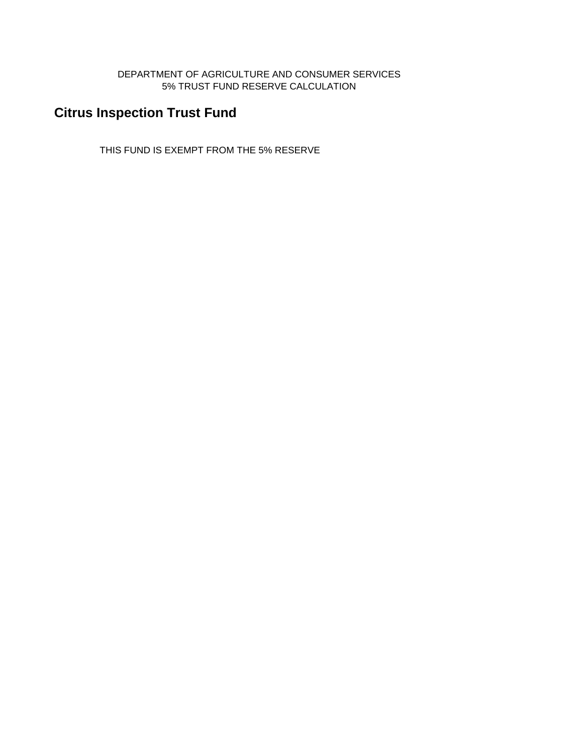DEPARTMENT OF AGRICULTURE AND CONSUMER SERVICES
5% TRUST FUND RESERVE CALCULATION

## Citrus Inspection Trust Fund

THIS FUND IS EXEMPT FROM THE 5% RESERVE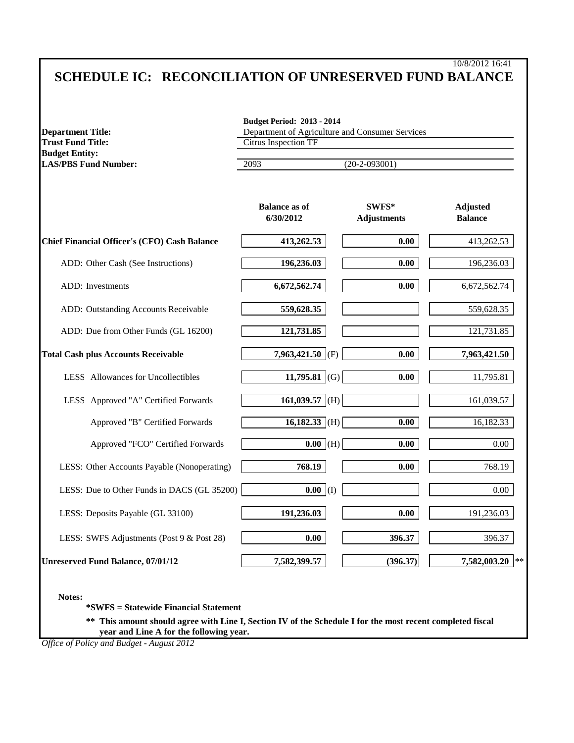10/8/2012 16:41

# SCHEDULE IC: RECONCILIATION OF UNRESERVED FUND BALANCE

| | |
|---|---|
| | **Budget Period: 2013 - 2014** |
| **Department Title:** | Department of Agriculture and Consumer Services |
| **Trust Fund Title:** | Citrus Inspection TF |
| **Budget Entity:** | |
| **LAS/PBS Fund Number:** | 2093 (20-2-093001) |

| | **Balance as of 6/30/2012** | | **SWFS* Adjustments** | **Adjusted Balance** |
|---|---|---|---|---|
| **Chief Financial Officer's (CFO) Cash Balance** | **413,262.53** | | **0.00** | 413,262.53 |
| ADD: Other Cash (See Instructions) | **196,236.03** | | **0.00** | 196,236.03 |
| ADD: Investments | **6,672,562.74** | | **0.00** | 6,672,562.74 |
| ADD: Outstanding Accounts Receivable | **559,628.35** | | | 559,628.35 |
| ADD: Due from Other Funds (GL 16200) | **121,731.85** | | | 121,731.85 |
| **Total Cash plus Accounts Receivable** | **7,963,421.50** | (F) | **0.00** | **7,963,421.50** |
| LESS Allowances for Uncollectibles | **11,795.81** | (G) | **0.00** | 11,795.81 |
| LESS Approved "A" Certified Forwards | **161,039.57** | (H) | | 161,039.57 |
| Approved "B" Certified Forwards | **16,182.33** | (H) | **0.00** | 16,182.33 |
| Approved "FCO" Certified Forwards | **0.00** | (H) | **0.00** | 0.00 |
| LESS: Other Accounts Payable (Nonoperating) | **768.19** | | **0.00** | 768.19 |
| LESS: Due to Other Funds in DACS (GL 35200) | **0.00** | (I) | | 0.00 |
| LESS: Deposits Payable (GL 33100) | **191,236.03** | | **0.00** | 191,236.03 |
| LESS: SWFS Adjustments (Post 9 & Post 28) | **0.00** | | **396.37** | 396.37 |
| **Unreserved Fund Balance, 07/01/12** | **7,582,399.57** | | **(396.37)** | **7,582,003.20** ** |

**Notes:**

**\*SWFS = Statewide Financial Statement**

**\*\* This amount should agree with Line I, Section IV of the Schedule I for the most recent completed fiscal year and Line A for the following year.**

*Office of Policy and Budget - August 2012*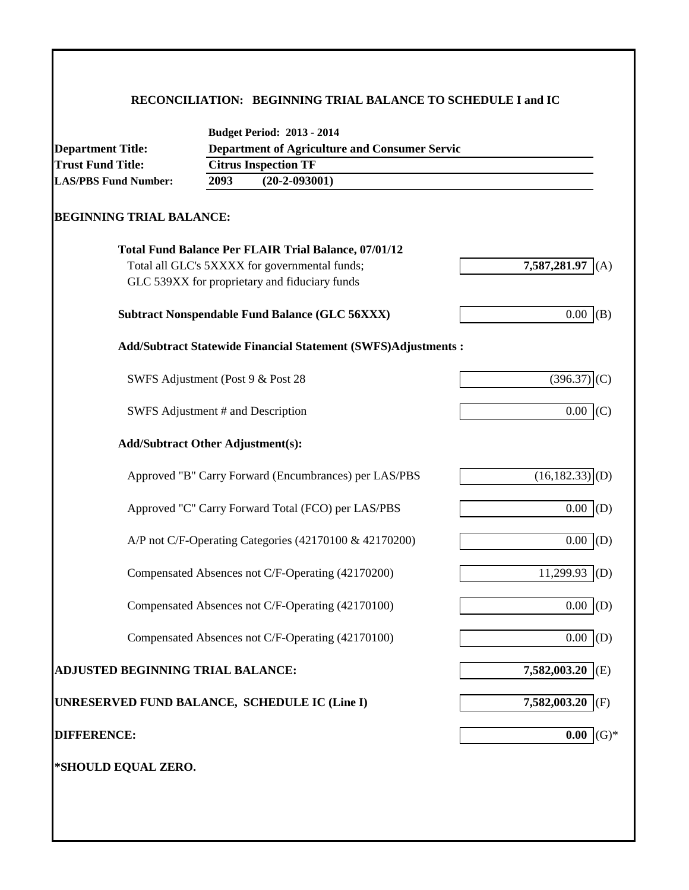## RECONCILIATION: BEGINNING TRIAL BALANCE TO SCHEDULE I and IC

| | |
|---|---|
| | **Budget Period: 2013 - 2014** |
| **Department Title:** | **Department of Agriculture and Consumer Servic** |
| **Trust Fund Title:** | **Citrus Inspection TF** |
| **LAS/PBS Fund Number:** | **2093 (20-2-093001)** |

### BEGINNING TRIAL BALANCE:

| | | |
|---|---|---|
| **Total Fund Balance Per FLAIR Trial Balance, 07/01/12** | | |
| Total all GLC's 5XXXX for governmental funds; GLC 539XX for proprietary and fiduciary funds | **7,587,281.97** | (A) |
| **Subtract Nonspendable Fund Balance (GLC 56XXX)** | 0.00 | (B) |
| **Add/Subtract Statewide Financial Statement (SWFS)Adjustments :** | | |
| SWFS Adjustment (Post 9 & Post 28 | (396.37) | (C) |
| SWFS Adjustment # and Description | 0.00 | (C) |
| **Add/Subtract Other Adjustment(s):** | | |
| Approved "B" Carry Forward (Encumbrances) per LAS/PBS | (16,182.33) | (D) |
| Approved "C" Carry Forward Total (FCO) per LAS/PBS | 0.00 | (D) |
| A/P not C/F-Operating Categories (42170100 & 42170200) | 0.00 | (D) |
| Compensated Absences not C/F-Operating (42170200) | 11,299.93 | (D) |
| Compensated Absences not C/F-Operating (42170100) | 0.00 | (D) |
| Compensated Absences not C/F-Operating (42170100) | 0.00 | (D) |
| **ADJUSTED BEGINNING TRIAL BALANCE:** | **7,582,003.20** | (E) |
| **UNRESERVED FUND BALANCE, SCHEDULE IC (Line I)** | **7,582,003.20** | (F) |
| **DIFFERENCE:** | **0.00** | (G)* |

**\*SHOULD EQUAL ZERO.**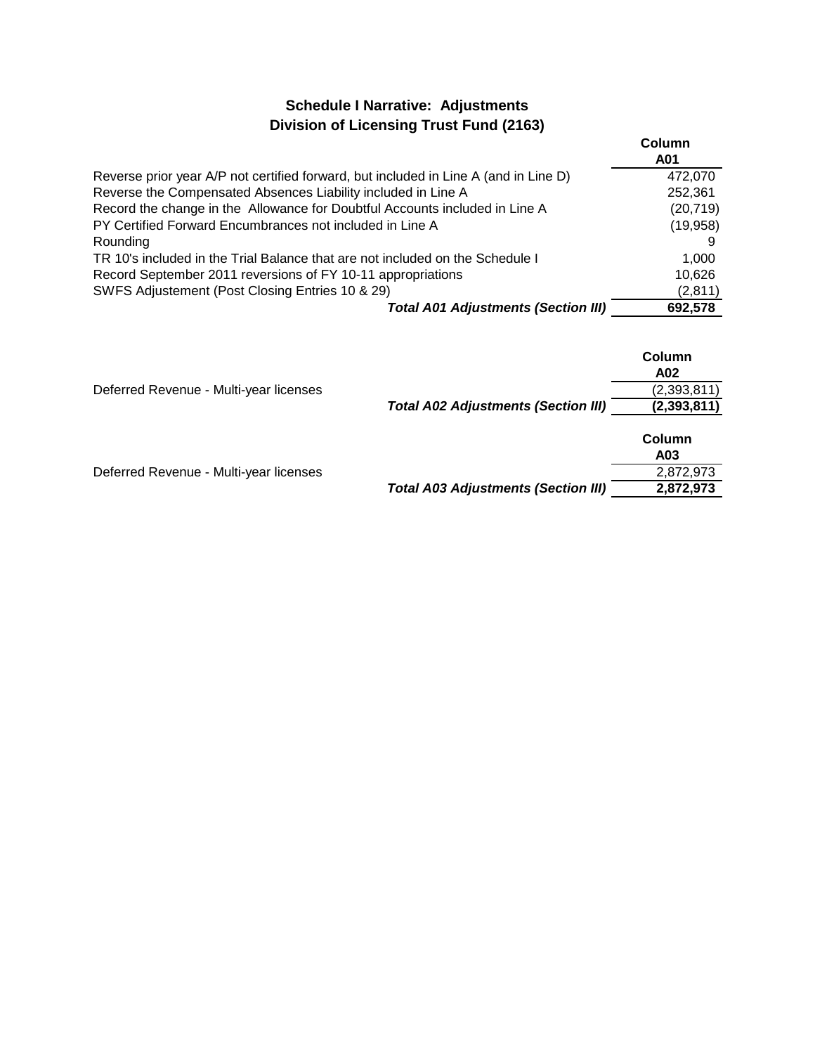## Schedule I Narrative: Adjustments
## Division of Licensing Trust Fund (2163)

| | Column A01 |
|---|---|
| Reverse prior year A/P not certified forward, but included in Line A (and in Line D) | 472,070 |
| Reverse the Compensated Absences Liability included in Line A | 252,361 |
| Record the change in the  Allowance for Doubtful Accounts included in Line A | (20,719) |
| PY Certified Forward Encumbrances not included in Line A | (19,958) |
| Rounding | 9 |
| TR 10's included in the Trial Balance that are not included on the Schedule I | 1,000 |
| Record September 2011 reversions of FY 10-11 appropriations | 10,626 |
| SWFS Adjustement (Post Closing Entries 10 & 29) | (2,811) |
| ***Total A01 Adjustments (Section III)*** | **692,578** |

| | Column A02 |
|---|---|
| Deferred Revenue - Multi-year licenses | (2,393,811) |
| ***Total A02 Adjustments (Section III)*** | **(2,393,811)** |

| | Column A03 |
|---|---|
| Deferred Revenue - Multi-year licenses | 2,872,973 |
| ***Total A03 Adjustments (Section III)*** | **2,872,973** |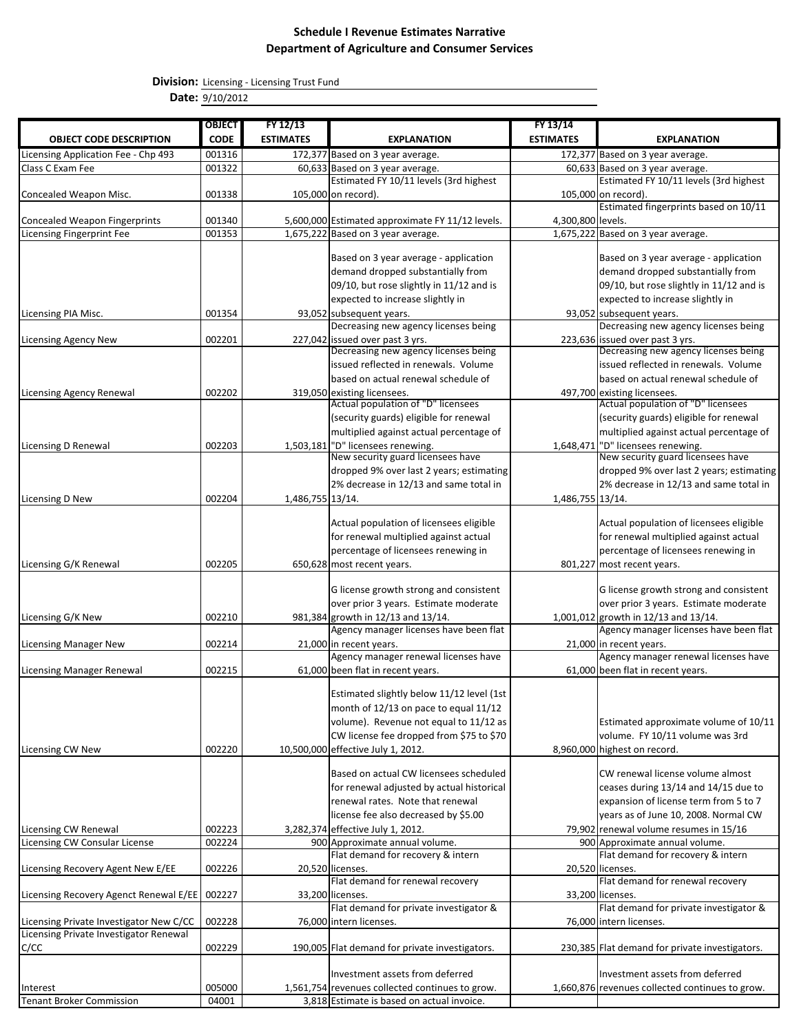**Schedule I Revenue Estimates Narrative**
**Department of Agriculture and Consumer Services**

**Division:** Licensing - Licensing Trust Fund

**Date:** 9/10/2012

| OBJECT CODE DESCRIPTION | OBJECT CODE | FY 12/13 ESTIMATES | EXPLANATION | FY 13/14 ESTIMATES | EXPLANATION |
|---|---|---|---|---|---|
| Licensing Application Fee - Chp 493 | 001316 | 172,377 | Based on 3 year average. | 172,377 | Based on 3 year average. |
| Class C Exam Fee | 001322 | 60,633 | Based on 3 year average. | 60,633 | Based on 3 year average. |
| Concealed Weapon Misc. | 001338 | 105,000 | Estimated FY 10/11 levels (3rd highest on record). | 105,000 | Estimated FY 10/11 levels (3rd highest on record). |
| Concealed Weapon Fingerprints | 001340 | 5,600,000 | Estimated approximate FY 11/12 levels. | 4,300,800 | Estimated fingerprints based on 10/11 levels. |
| Licensing Fingerprint Fee | 001353 | 1,675,222 | Based on 3 year average. | 1,675,222 | Based on 3 year average. |
| Licensing PIA Misc. | 001354 | 93,052 | Based on 3 year average - application demand dropped substantially from 09/10, but rose slightly in 11/12 and is expected to increase slightly in subsequent years. | 93,052 | Based on 3 year average - application demand dropped substantially from 09/10, but rose slightly in 11/12 and is expected to increase slightly in subsequent years. |
| Licensing Agency New | 002201 | 227,042 | Decreasing new agency licenses being issued over past 3 yrs. | 223,636 | Decreasing new agency licenses being issued over past 3 yrs. |
| Licensing Agency Renewal | 002202 | 319,050 | Decreasing new agency licenses being issued reflected in renewals. Volume based on actual renewal schedule of existing licensees. | 497,700 | Decreasing new agency licenses being issued reflected in renewals. Volume based on actual renewal schedule of existing licensees. |
| Licensing D Renewal | 002203 | 1,503,181 | Actual population of "D" licensees (security guards) eligible for renewal multiplied against actual percentage of "D" licensees renewing. | 1,648,471 | Actual population of "D" licensees (security guards) eligible for renewal multiplied against actual percentage of "D" licensees renewing. |
| Licensing D New | 002204 | 1,486,755 | New security guard licensees have dropped 9% over last 2 years; estimating 2% decrease in 12/13 and same total in 13/14. | 1,486,755 | New security guard licensees have dropped 9% over last 2 years; estimating 2% decrease in 12/13 and same total in 13/14. |
| Licensing G/K Renewal | 002205 | 650,628 | Actual population of licensees eligible for renewal multiplied against actual percentage of licensees renewing in most recent years. | 801,227 | Actual population of licensees eligible for renewal multiplied against actual percentage of licensees renewing in most recent years. |
| Licensing G/K New | 002210 | 981,384 | G license growth strong and consistent over prior 3 years. Estimate moderate growth in 12/13 and 13/14. | 1,001,012 | G license growth strong and consistent over prior 3 years. Estimate moderate growth in 12/13 and 13/14. |
| Licensing Manager New | 002214 | 21,000 | Agency manager licenses have been flat in recent years. | 21,000 | Agency manager licenses have been flat in recent years. |
| Licensing Manager Renewal | 002215 | 61,000 | Agency manager renewal licenses have been flat in recent years. | 61,000 | Agency manager renewal licenses have been flat in recent years. |
| Licensing CW New | 002220 | 10,500,000 | Estimated slightly below 11/12 level (1st month of 12/13 on pace to equal 11/12 volume). Revenue not equal to 11/12 as CW license fee dropped from $75 to $70 effective July 1, 2012. | 8,960,000 | Estimated approximate volume of 10/11 volume. FY 10/11 volume was 3rd highest on record. |
| Licensing CW Renewal | 002223 | 3,282,374 | Based on actual CW licensees scheduled for renewal adjusted by actual historical renewal rates. Note that renewal license fee also decreased by $5.00 effective July 1, 2012. | 79,902 | CW renewal license volume almost ceases during 13/14 and 14/15 due to expansion of license term from 5 to 7 years as of June 10, 2008. Normal CW renewal volume resumes in 15/16 |
| Licensing CW Consular License | 002224 | 900 | Approximate annual volume. | 900 | Approximate annual volume. |
| Licensing Recovery Agent New E/EE | 002226 | 20,520 | Flat demand for recovery & intern licenses. | 20,520 | Flat demand for recovery & intern licenses. |
| Licensing Recovery Agenct Renewal E/EE | 002227 | 33,200 | Flat demand for renewal recovery licenses. | 33,200 | Flat demand for renewal recovery licenses. |
| Licensing Private Investigator New C/CC | 002228 | 76,000 | Flat demand for private investigator & intern licenses. | 76,000 | Flat demand for private investigator & intern licenses. |
| Licensing Private Investigator Renewal C/CC | 002229 | 190,005 | Flat demand for private investigators. | 230,385 | Flat demand for private investigators. |
| Interest | 005000 | 1,561,754 | Investment assets from deferred revenues collected continues to grow. | 1,660,876 | Investment assets from deferred revenues collected continues to grow. |
| Tenant Broker Commission | 04001 | 3,818 | Estimate is based on actual invoice. | | |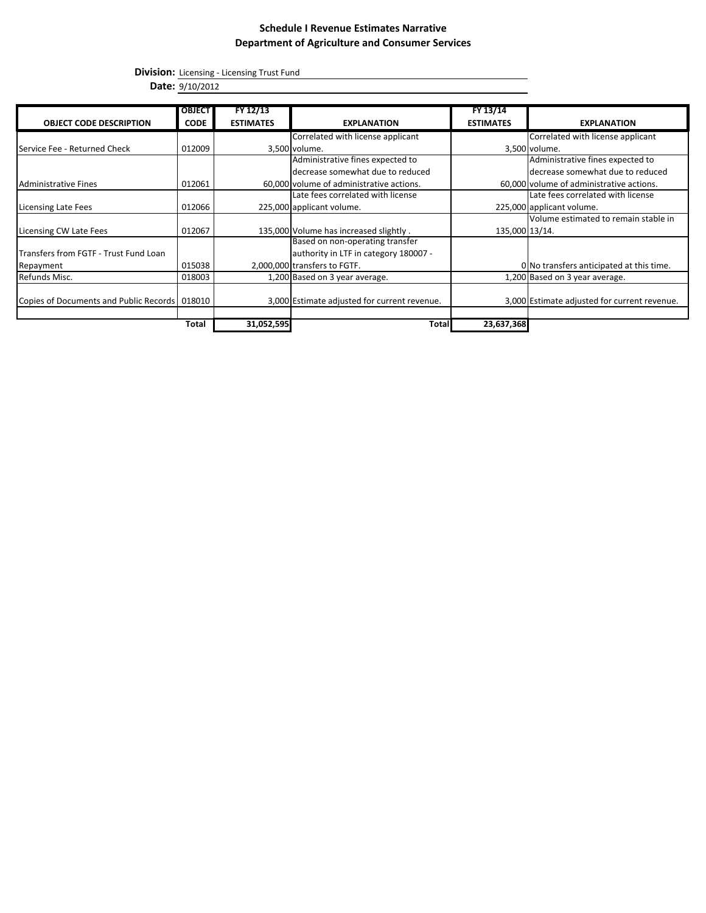## Schedule I Revenue Estimates Narrative
## Department of Agriculture and Consumer Services

**Division:** Licensing - Licensing Trust Fund

**Date:** 9/10/2012

| OBJECT CODE DESCRIPTION | OBJECT CODE | FY 12/13 ESTIMATES | EXPLANATION | FY 13/14 ESTIMATES | EXPLANATION |
|---|---|---|---|---|---|
| Service Fee - Returned Check | 012009 | 3,500 | Correlated with license applicant volume. | 3,500 | Correlated with license applicant volume. |
| Administrative Fines | 012061 | 60,000 | Administrative fines expected to decrease somewhat due to reduced volume of administrative actions. | 60,000 | Administrative fines expected to decrease somewhat due to reduced volume of administrative actions. |
| Licensing Late Fees | 012066 | 225,000 | Late fees correlated with license applicant volume. | 225,000 | Late fees correlated with license applicant volume. |
| Licensing CW Late Fees | 012067 | 135,000 | Volume has increased slightly . | 135,000 | Volume estimated to remain stable in 13/14. |
| Transfers from FGTF - Trust Fund Loan Repayment | 015038 | 2,000,000 | Based on non-operating transfer authority in LTF in category 180007 - transfers to FGTF. | 0 | No transfers anticipated at this time. |
| Refunds Misc. | 018003 | 1,200 | Based on 3 year average. | 1,200 | Based on 3 year average. |
| Copies of Documents and Public Records | 018010 | 3,000 | Estimate adjusted for current revenue. | 3,000 | Estimate adjusted for current revenue. |
| | | | | | |
| | **Total** | **31,052,595** | **Total** | **23,637,368** | |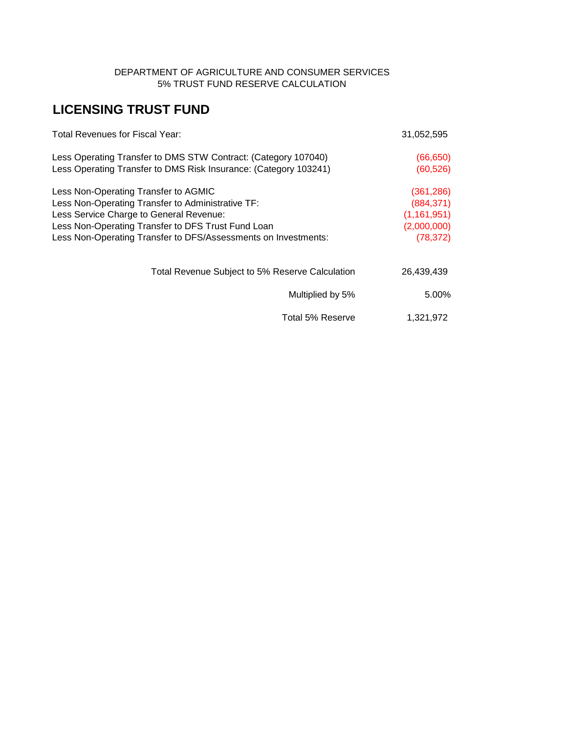DEPARTMENT OF AGRICULTURE AND CONSUMER SERVICES
5% TRUST FUND RESERVE CALCULATION

## LICENSING TRUST FUND

| | |
|---|---|
| Total Revenues for Fiscal Year: | 31,052,595 |
| | |
| Less Operating Transfer to DMS STW Contract: (Category 107040) | (66,650) |
| Less Operating Transfer to DMS Risk Insurance: (Category 103241) | (60,526) |
| | |
| Less Non-Operating Transfer to AGMIC | (361,286) |
| Less Non-Operating Transfer to Administrative TF: | (884,371) |
| Less Service Charge to General Revenue: | (1,161,951) |
| Less Non-Operating Transfer to DFS Trust Fund Loan | (2,000,000) |
| Less Non-Operating Transfer to DFS/Assessments on Investments: | (78,372) |
| | |
| Total Revenue Subject to 5% Reserve Calculation | 26,439,439 |
| Multiplied by 5% | 5.00% |
| Total 5% Reserve | 1,321,972 |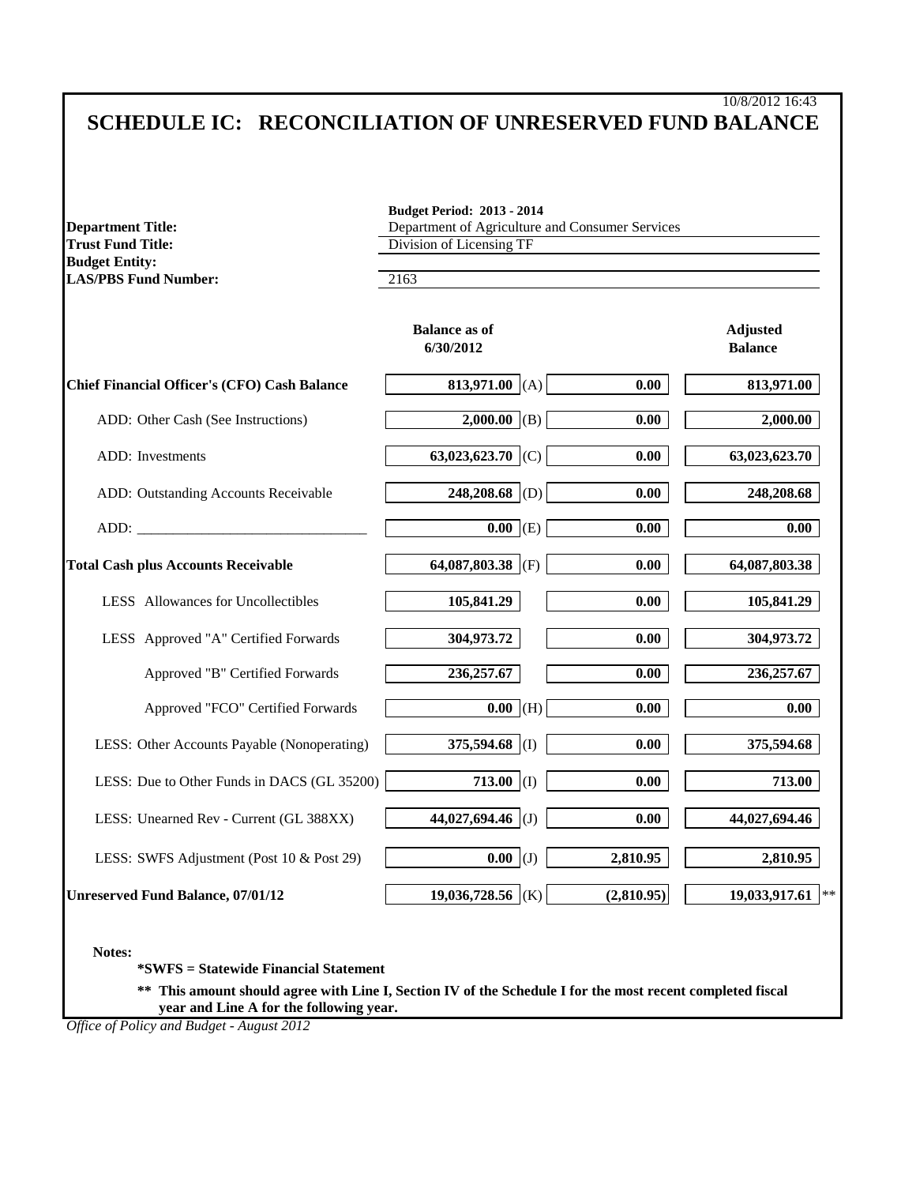10/8/2012 16:43

# SCHEDULE IC: RECONCILIATION OF UNRESERVED FUND BALANCE

**Budget Period: 2013 - 2014**

**Department Title:** Department of Agriculture and Consumer Services
**Trust Fund Title:** Division of Licensing TF
**Budget Entity:**
**LAS/PBS Fund Number:** 2163

| | Balance as of 6/30/2012 | | | Adjusted Balance |
|---|---|---|---|---|
| **Chief Financial Officer's (CFO) Cash Balance** | 813,971.00 | (A) | 0.00 | 813,971.00 |
| ADD: Other Cash (See Instructions) | 2,000.00 | (B) | 0.00 | 2,000.00 |
| ADD: Investments | 63,023,623.70 | (C) | 0.00 | 63,023,623.70 |
| ADD: Outstanding Accounts Receivable | 248,208.68 | (D) | 0.00 | 248,208.68 |
| ADD: _______________ | 0.00 | (E) | 0.00 | 0.00 |
| **Total Cash plus Accounts Receivable** | 64,087,803.38 | (F) | 0.00 | 64,087,803.38 |
| LESS Allowances for Uncollectibles | 105,841.29 | | 0.00 | 105,841.29 |
| LESS Approved "A" Certified Forwards | 304,973.72 | | 0.00 | 304,973.72 |
| Approved "B" Certified Forwards | 236,257.67 | | 0.00 | 236,257.67 |
| Approved "FCO" Certified Forwards | 0.00 | (H) | 0.00 | 0.00 |
| LESS: Other Accounts Payable (Nonoperating) | 375,594.68 | (I) | 0.00 | 375,594.68 |
| LESS: Due to Other Funds in DACS (GL 35200) | 713.00 | (I) | 0.00 | 713.00 |
| LESS: Unearned Rev - Current (GL 388XX) | 44,027,694.46 | (J) | 0.00 | 44,027,694.46 |
| LESS: SWFS Adjustment (Post 10 & Post 29) | 0.00 | (J) | 2,810.95 | 2,810.95 |
| **Unreserved Fund Balance, 07/01/12** | 19,036,728.56 | (K) | (2,810.95) | 19,033,917.61 ** |

**Notes:**

**\*SWFS = Statewide Financial Statement**

**\*\* This amount should agree with Line I, Section IV of the Schedule I for the most recent completed fiscal year and Line A for the following year.**

*Office of Policy and Budget - August 2012*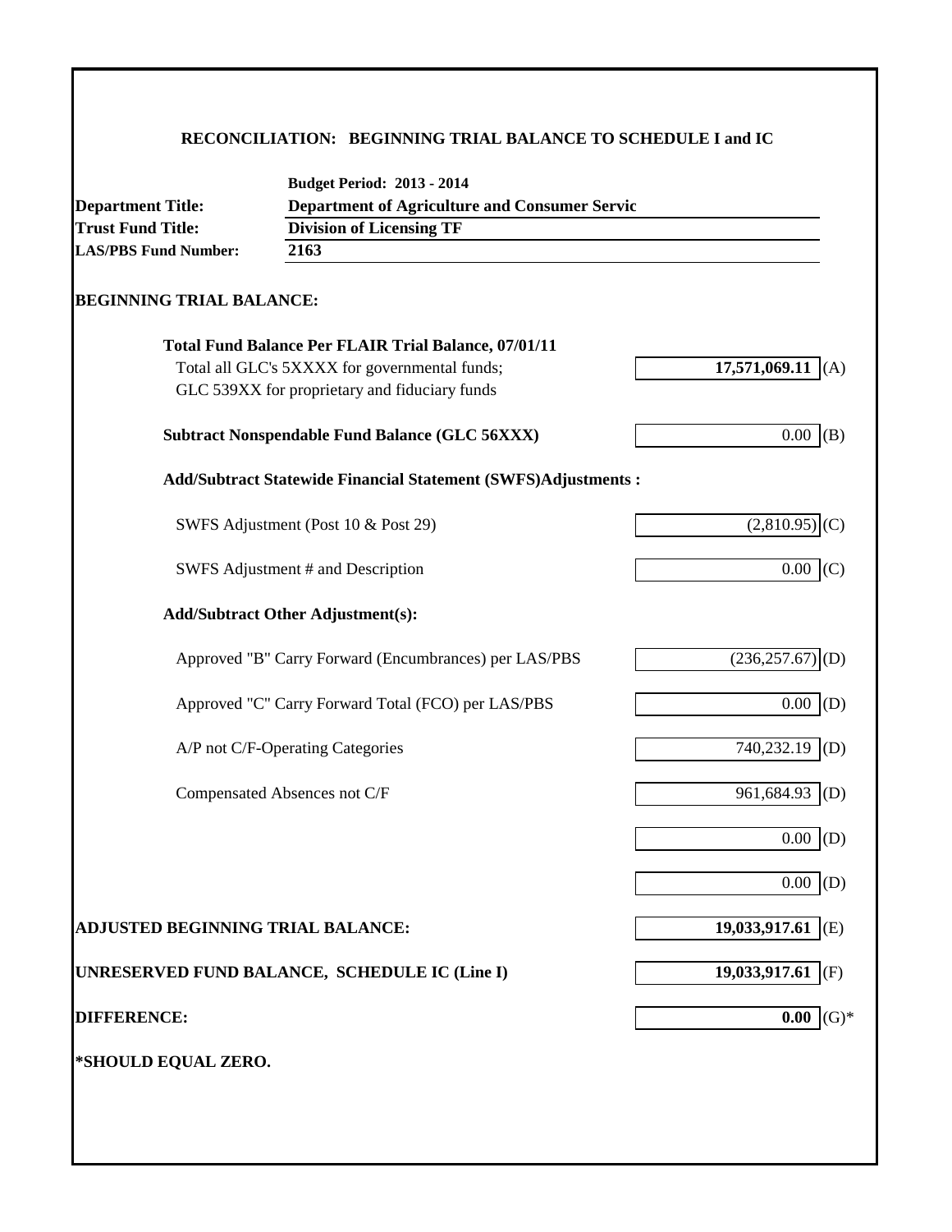## RECONCILIATION: BEGINNING TRIAL BALANCE TO SCHEDULE I and IC

| | |
|---|---|
| | **Budget Period: 2013 - 2014** |
| **Department Title:** | **Department of Agriculture and Consumer Servic** |
| **Trust Fund Title:** | **Division of Licensing TF** |
| **LAS/PBS Fund Number:** | **2163** |

### BEGINNING TRIAL BALANCE:

| | | |
|---|---|---|
| **Total Fund Balance Per FLAIR Trial Balance, 07/01/11**<br>Total all GLC's 5XXXX for governmental funds;<br>GLC 539XX for proprietary and fiduciary funds | **17,571,069.11** | (A) |
| **Subtract Nonspendable Fund Balance (GLC 56XXX)** | 0.00 | (B) |
| **Add/Subtract Statewide Financial Statement (SWFS)Adjustments :** | | |
| SWFS Adjustment (Post 10 & Post 29) | (2,810.95) | (C) |
| SWFS Adjustment # and Description | 0.00 | (C) |
| **Add/Subtract Other Adjustment(s):** | | |
| Approved "B" Carry Forward (Encumbrances) per LAS/PBS | (236,257.67) | (D) |
| Approved "C" Carry Forward Total (FCO) per LAS/PBS | 0.00 | (D) |
| A/P not C/F-Operating Categories | 740,232.19 | (D) |
| Compensated Absences not C/F | 961,684.93 | (D) |
| | 0.00 | (D) |
| | 0.00 | (D) |
| **ADJUSTED BEGINNING TRIAL BALANCE:** | **19,033,917.61** | (E) |
| **UNRESERVED FUND BALANCE, SCHEDULE IC (Line I)** | **19,033,917.61** | (F) |
| **DIFFERENCE:** | **0.00** | (G)* |

**\*SHOULD EQUAL ZERO.**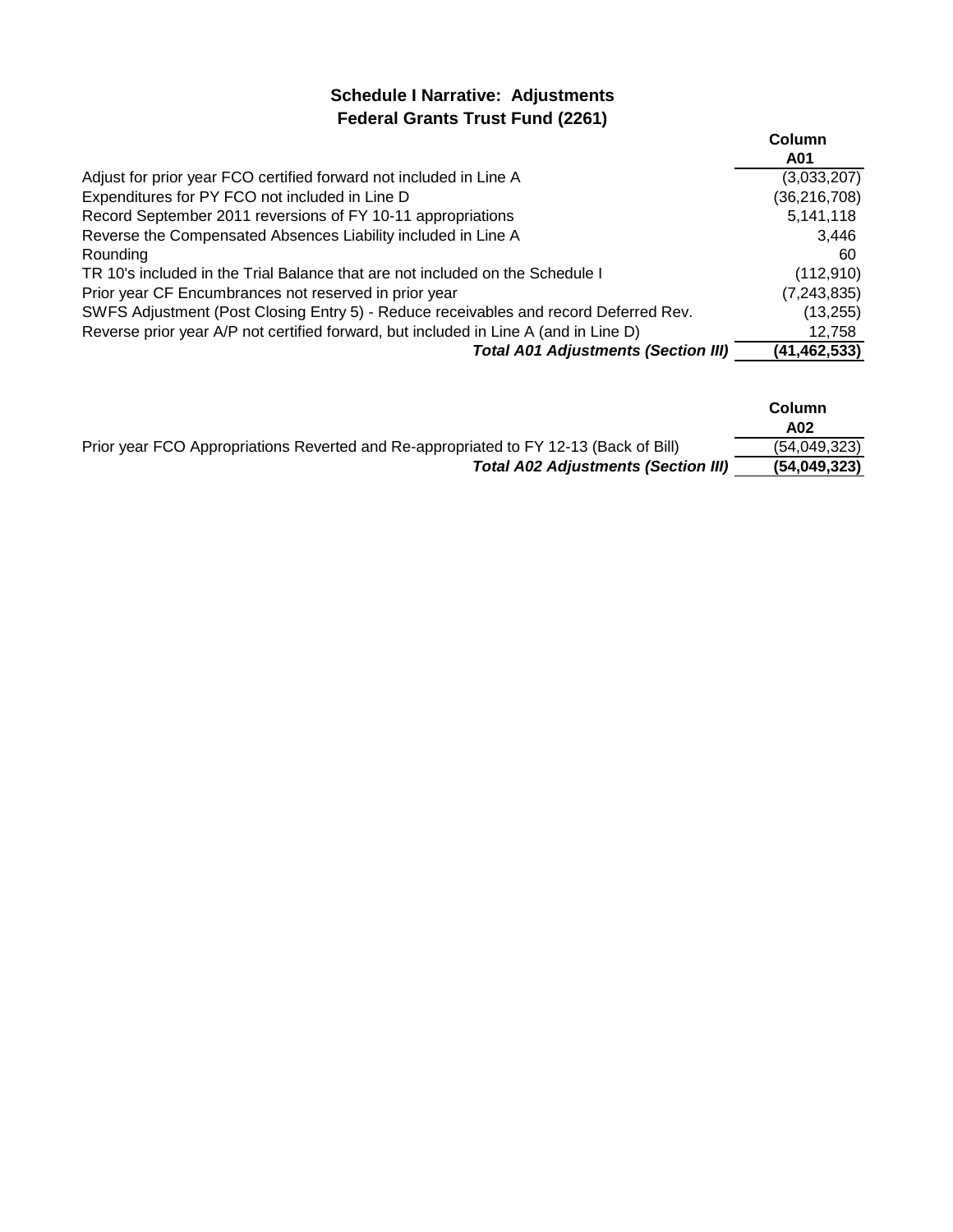# Schedule I Narrative: Adjustments
## Federal Grants Trust Fund (2261)

| | Column A01 |
|---|---|
| Adjust for prior year FCO certified forward not included in Line A | (3,033,207) |
| Expenditures for PY FCO not included in Line D | (36,216,708) |
| Record September 2011 reversions of FY 10-11 appropriations | 5,141,118 |
| Reverse the Compensated Absences Liability included in Line A | 3,446 |
| Rounding | 60 |
| TR 10's included in the Trial Balance that are not included on the Schedule I | (112,910) |
| Prior year CF Encumbrances not reserved in prior year | (7,243,835) |
| SWFS Adjustment (Post Closing Entry 5) - Reduce receivables and record Deferred Rev. | (13,255) |
| Reverse prior year A/P not certified forward, but included in Line A (and in Line D) | 12,758 |
| ***Total A01 Adjustments (Section III)*** | **(41,462,533)** |

| | Column A02 |
|---|---|
| Prior year FCO Appropriations Reverted and Re-appropriated to FY 12-13 (Back of Bill) | (54,049,323) |
| ***Total A02 Adjustments (Section III)*** | **(54,049,323)** |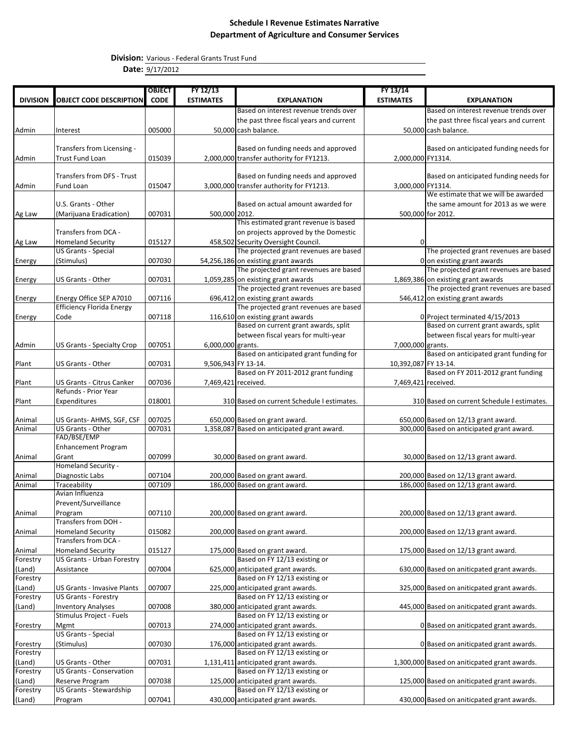# Schedule I Revenue Estimates Narrative
## Department of Agriculture and Consumer Services

**Division:** Various - Federal Grants Trust Fund

**Date:** 9/17/2012

| DIVISION | OBJECT CODE DESCRIPTION | OBJECT CODE | FY 12/13 ESTIMATES | EXPLANATION | FY 13/14 ESTIMATES | EXPLANATION |
|---|---|---|---|---|---|---|
| Admin | Interest | 005000 | 50,000 | Based on interest revenue trends over the past three fiscal years and current cash balance. | 50,000 | Based on interest revenue trends over the past three fiscal years and current cash balance. |
| Admin | Transfers from Licensing - Trust Fund Loan | 015039 | 2,000,000 | Based on funding needs and approved transfer authority for FY1213. | 2,000,000 | Based on anticipated funding needs for FY1314. |
| Admin | Transfers from DFS - Trust Fund Loan | 015047 | 3,000,000 | Based on funding needs and approved transfer authority for FY1213. | 3,000,000 | Based on anticipated funding needs for FY1314. |
| Ag Law | U.S. Grants - Other (Marijuana Eradication) | 007031 | 500,000 | Based on actual amount awarded for 2012. | 500,000 | We estimate that we will be awarded the same amount for 2013 as we were for 2012. |
| Ag Law | Transfers from DCA - Homeland Security | 015127 | 458,502 | This estimated grant revenue is based on projects approved by the Domestic Security Oversight Council. | 0 | |
| Energy | US Grants - Special (Stimulus) | 007030 | 54,256,186 | The projected grant revenues are based on existing grant awards | 0 | The projected grant revenues are based on existing grant awards |
| Energy | US Grants - Other | 007031 | 1,059,285 | The projected grant revenues are based on existing grant awards | 1,869,386 | The projected grant revenues are based on existing grant awards |
| Energy | Energy Office SEP A7010 | 007116 | 696,412 | The projected grant revenues are based on existing grant awards | 546,412 | The projected grant revenues are based on existing grant awards |
| Energy | Efficiency Florida Energy Code | 007118 | 116,610 | The projected grant revenues are based on existing grant awards | 0 | Project terminated 4/15/2013 |
| Admin | US Grants - Specialty Crop | 007051 | 6,000,000 | Based on current grant awards, split between fiscal years for multi-year grants. | 7,000,000 | Based on current grant awards, split between fiscal years for multi-year grants. |
| Plant | US Grants - Other | 007031 | 9,506,943 | Based on anticipated grant funding for FY 13-14. | 10,392,087 | Based on anticipated grant funding for FY 13-14. |
| Plant | US Grants - Citrus Canker | 007036 | 7,469,421 | Based on FY 2011-2012 grant funding received. | 7,469,421 | Based on FY 2011-2012 grant funding received. |
| Plant | Refunds - Prior Year Expenditures | 018001 | 310 | Based on current Schedule I estimates. | 310 | Based on current Schedule I estimates. |
| Animal | US Grants- AHMS, SGF, CSF | 007025 | 650,000 | Based on grant award. | 650,000 | Based on 12/13 grant award. |
| Animal | US Grants - Other | 007031 | 1,358,087 | Based on anticipated grant award. | 300,000 | Based on anticipated grant award. |
| Animal | FAD/BSE/EMP Enhancement Program Grant | 007099 | 30,000 | Based on grant award. | 30,000 | Based on 12/13 grant award. |
| Animal | Homeland Security - Diagnostic Labs | 007104 | 200,000 | Based on grant award. | 200,000 | Based on 12/13 grant award. |
| Animal | Traceability | 007109 | 186,000 | Based on grant award. | 186,000 | Based on 12/13 grant award. |
| Animal | Avian Influenza Prevent/Surveillance Program | 007110 | 200,000 | Based on grant award. | 200,000 | Based on 12/13 grant award. |
| Animal | Transfers from DOH - Homeland Security | 015082 | 200,000 | Based on grant award. | 200,000 | Based on 12/13 grant award. |
| Animal | Transfers from DCA - Homeland Security | 015127 | 175,000 | Based on grant award. | 175,000 | Based on 12/13 grant award. |
| Forestry (Land) | US Grants - Urban Forestry Assistance | 007004 | 625,000 | Based on FY 12/13 existing or anticipated grant awards. | 630,000 | Based on aniticpated grant awards. |
| Forestry (Land) | US Grants - Invasive Plants | 007007 | 225,000 | Based on FY 12/13 existing or anticipated grant awards. | 325,000 | Based on aniticpated grant awards. |
| Forestry (Land) | US Grants - Forestry Inventory Analyses | 007008 | 380,000 | Based on FY 12/13 existing or anticipated grant awards. | 445,000 | Based on aniticpated grant awards. |
| Forestry | Stimulus Project - Fuels Mgmt | 007013 | 274,000 | Based on FY 12/13 existing or anticipated grant awards. | 0 | Based on aniticpated grant awards. |
| Forestry | US Grants - Special (Stimulus) | 007030 | 176,000 | Based on FY 12/13 existing or anticipated grant awards. | 0 | Based on aniticpated grant awards. |
| Forestry (Land) | US Grants - Other | 007031 | 1,131,411 | Based on FY 12/13 existing or anticipated grant awards. | 1,300,000 | Based on aniticpated grant awards. |
| Forestry (Land) | US Grants - Conservation Reserve Program | 007038 | 125,000 | Based on FY 12/13 existing or anticipated grant awards. | 125,000 | Based on aniticpated grant awards. |
| Forestry (Land) | US Grants - Stewardship Program | 007041 | 430,000 | Based on FY 12/13 existing or anticipated grant awards. | 430,000 | Based on aniticpated grant awards. |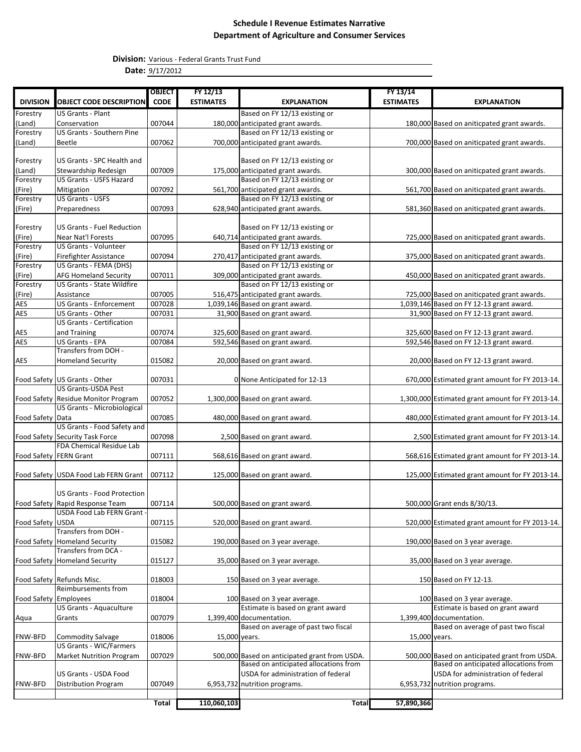**Schedule I Revenue Estimates Narrative**
**Department of Agriculture and Consumer Services**

**Division:** Various - Federal Grants Trust Fund

**Date:** 9/17/2012

| DIVISION | OBJECT CODE DESCRIPTION | OBJECT CODE | FY 12/13 ESTIMATES | EXPLANATION | FY 13/14 ESTIMATES | EXPLANATION |
|---|---|---|---|---|---|---|
| Forestry (Land) | US Grants - Plant Conservation | 007044 | 180,000 | Based on FY 12/13 existing or anticipated grant awards. | 180,000 | Based on aniticpated grant awards. |
| Forestry (Land) | US Grants - Southern Pine Beetle | 007062 | 700,000 | Based on FY 12/13 existing or anticipated grant awards. | 700,000 | Based on aniticpated grant awards. |
| Forestry (Land) | US Grants - SPC Health and Stewardship Redesign | 007009 | 175,000 | Based on FY 12/13 existing or anticipated grant awards. | 300,000 | Based on aniticpated grant awards. |
| Forestry (Fire) | US Grants - USFS Hazard Mitigation | 007092 | 561,700 | Based on FY 12/13 existing or anticipated grant awards. | 561,700 | Based on aniticpated grant awards. |
| Forestry (Fire) | US Grants - USFS Preparedness | 007093 | 628,940 | Based on FY 12/13 existing or anticipated grant awards. | 581,360 | Based on aniticpated grant awards. |
| Forestry (Fire) | US Grants - Fuel Reduction Near Nat'l Forests | 007095 | 640,714 | Based on FY 12/13 existing or anticipated grant awards. | 725,000 | Based on aniticpated grant awards. |
| Forestry (Fire) | US Grants - Volunteer Firefighter Assistance | 007094 | 270,417 | Based on FY 12/13 existing or anticipated grant awards. | 375,000 | Based on aniticpated grant awards. |
| Forestry (Fire) | US Grants - FEMA (DHS) AFG Homeland Security | 007011 | 309,000 | Based on FY 12/13 existing or anticipated grant awards. | 450,000 | Based on aniticpated grant awards. |
| Forestry (Fire) | US Grants - State Wildfire Assistance | 007005 | 516,475 | Based on FY 12/13 existing or anticipated grant awards. | 725,000 | Based on aniticpated grant awards. |
| AES | US Grants - Enforcement | 007028 | 1,039,146 | Based on grant award. | 1,039,146 | Based on FY 12-13 grant award. |
| AES | US Grants - Other | 007031 | 31,900 | Based on grant award. | 31,900 | Based on FY 12-13 grant award. |
| AES | US Grants - Certification and Training | 007074 | 325,600 | Based on grant award. | 325,600 | Based on FY 12-13 grant award. |
| AES | US Grants - EPA | 007084 | 592,546 | Based on grant award. | 592,546 | Based on FY 12-13 grant award. |
| AES | Transfers from DOH - Homeland Security | 015082 | 20,000 | Based on grant award. | 20,000 | Based on FY 12-13 grant award. |
| Food Safety | US Grants - Other | 007031 | 0 | None Anticipated for 12-13 | 670,000 | Estimated grant amount for FY 2013-14. |
| Food Safety | US Grants-USDA Pest Residue Monitor Program | 007052 | 1,300,000 | Based on grant award. | 1,300,000 | Estimated grant amount for FY 2013-14. |
| Food Safety | US Grants - Microbiological Data | 007085 | 480,000 | Based on grant award. | 480,000 | Estimated grant amount for FY 2013-14. |
| Food Safety | US Grants - Food Safety and Security Task Force | 007098 | 2,500 | Based on grant award. | 2,500 | Estimated grant amount for FY 2013-14. |
| Food Safety | FDA Chemical Residue Lab FERN Grant | 007111 | 568,616 | Based on grant award. | 568,616 | Estimated grant amount for FY 2013-14. |
| Food Safety | USDA Food Lab FERN Grant | 007112 | 125,000 | Based on grant award. | 125,000 | Estimated grant amount for FY 2013-14. |
| Food Safety | US Grants - Food Protection Rapid Response Team | 007114 | 500,000 | Based on grant award. | 500,000 | Grant ends 8/30/13. |
| Food Safety | USDA Food Lab FERN Grant - USDA | 007115 | 520,000 | Based on grant award. | 520,000 | Estimated grant amount for FY 2013-14. |
| Food Safety | Transfers from DOH - Homeland Security | 015082 | 190,000 | Based on 3 year average. | 190,000 | Based on 3 year average. |
| Food Safety | Transfers from DCA - Homeland Security | 015127 | 35,000 | Based on 3 year average. | 35,000 | Based on 3 year average. |
| Food Safety | Refunds Misc. | 018003 | 150 | Based on 3 year average. | 150 | Based on FY 12-13. |
| Food Safety | Reimbursements from Employees | 018004 | 100 | Based on 3 year average. | 100 | Based on 3 year average. |
| Aqua | US Grants - Aquaculture Grants | 007079 | 1,399,400 | Estimate is based on grant award documentation. | 1,399,400 | Estimate is based on grant award documentation. |
| FNW-BFD | Commodity Salvage | 018006 | 15,000 | Based on average of past two fiscal years. | 15,000 | Based on average of past two fiscal years. |
| FNW-BFD | US Grants - WIC/Farmers Market Nutrition Program | 007029 | 500,000 | Based on anticipated grant from USDA. | 500,000 | Based on anticipated grant from USDA. |
| FNW-BFD | US Grants - USDA Food Distribution Program | 007049 | 6,953,732 | Based on anticipated allocations from USDA for administration of federal nutrition programs. | 6,953,732 | Based on anticipated allocations from USDA for administration of federal nutrition programs. |
| | | **Total** | **110,060,103** | **Total** | **57,890,366** | |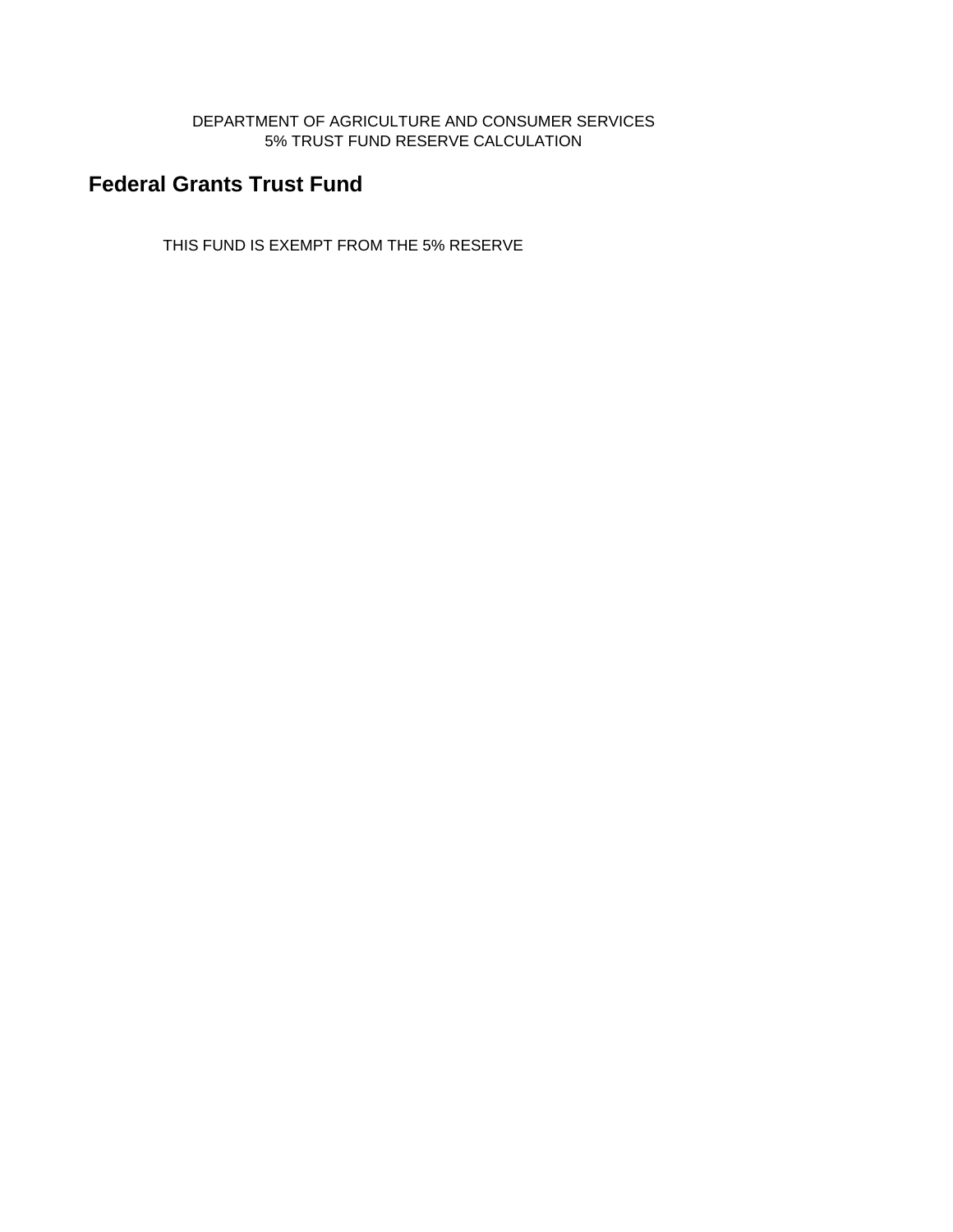DEPARTMENT OF AGRICULTURE AND CONSUMER SERVICES
5% TRUST FUND RESERVE CALCULATION

# Federal Grants Trust Fund

THIS FUND IS EXEMPT FROM THE 5% RESERVE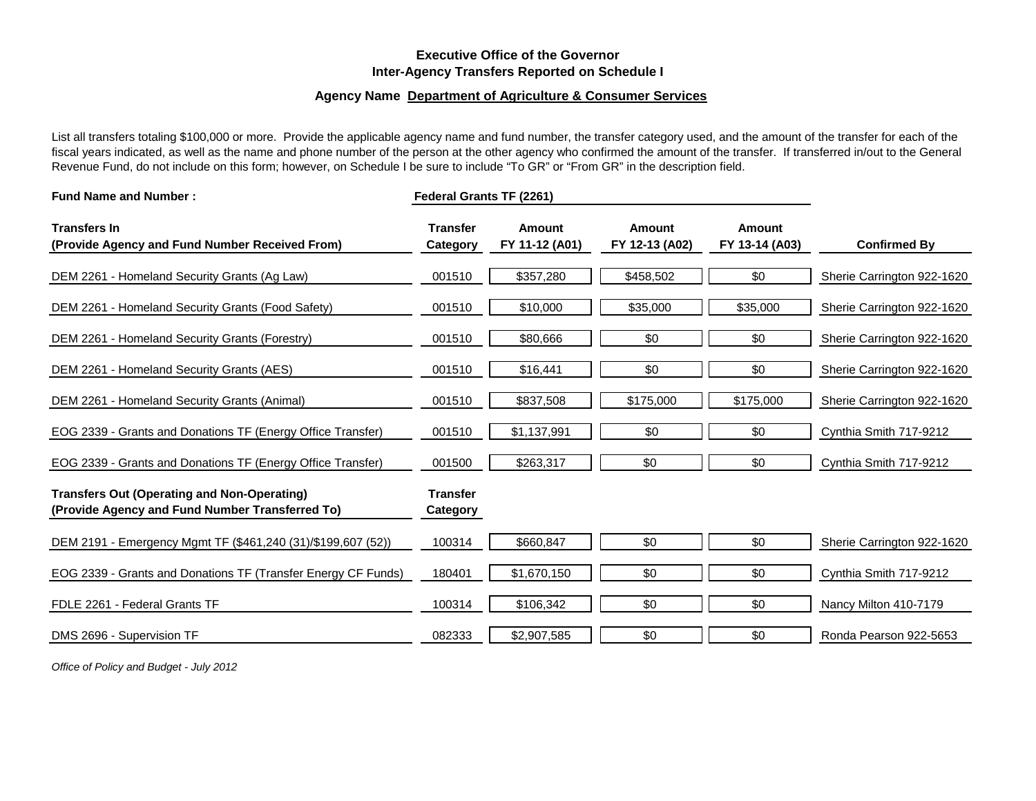**Executive Office of the Governor**
**Inter-Agency Transfers Reported on Schedule I**

**Agency Name Department of Agriculture & Consumer Services**

List all transfers totaling $100,000 or more. Provide the applicable agency name and fund number, the transfer category used, and the amount of the transfer for each of the fiscal years indicated, as well as the name and phone number of the person at the other agency who confirmed the amount of the transfer. If transferred in/out to the General Revenue Fund, do not include on this form; however, on Schedule I be sure to include "To GR" or "From GR" in the description field.

**Fund Name and Number :** **Federal Grants TF (2261)**

| Transfers In (Provide Agency and Fund Number Received From) | Transfer Category | Amount FY 11-12 (A01) | Amount FY 12-13 (A02) | Amount FY 13-14 (A03) | Confirmed By |
|---|---|---|---|---|---|
| DEM 2261 - Homeland Security Grants (Ag Law) | 001510 | $357,280 | $458,502 | $0 | Sherie Carrington 922-1620 |
| DEM 2261 - Homeland Security Grants (Food Safety) | 001510 | $10,000 | $35,000 | $35,000 | Sherie Carrington 922-1620 |
| DEM 2261 - Homeland Security Grants (Forestry) | 001510 | $80,666 | $0 | $0 | Sherie Carrington 922-1620 |
| DEM 2261 - Homeland Security Grants (AES) | 001510 | $16,441 | $0 | $0 | Sherie Carrington 922-1620 |
| DEM 2261 - Homeland Security Grants (Animal) | 001510 | $837,508 | $175,000 | $175,000 | Sherie Carrington 922-1620 |
| EOG 2339 - Grants and Donations TF (Energy Office Transfer) | 001510 | $1,137,991 | $0 | $0 | Cynthia Smith 717-9212 |
| EOG 2339 - Grants and Donations TF (Energy Office Transfer) | 001500 | $263,317 | $0 | $0 | Cynthia Smith 717-9212 |
| **Transfers Out (Operating and Non-Operating) (Provide Agency and Fund Number Transferred To)** | **Transfer Category** | | | | |
| DEM 2191 - Emergency Mgmt TF ($461,240 (31)/$199,607 (52)) | 100314 | $660,847 | $0 | $0 | Sherie Carrington 922-1620 |
| EOG 2339 - Grants and Donations TF (Transfer Energy CF Funds) | 180401 | $1,670,150 | $0 | $0 | Cynthia Smith 717-9212 |
| FDLE 2261 - Federal Grants TF | 100314 | $106,342 | $0 | $0 | Nancy Milton 410-7179 |
| DMS 2696 - Supervision TF | 082333 | $2,907,585 | $0 | $0 | Ronda Pearson 922-5653 |

*Office of Policy and Budget - July 2012*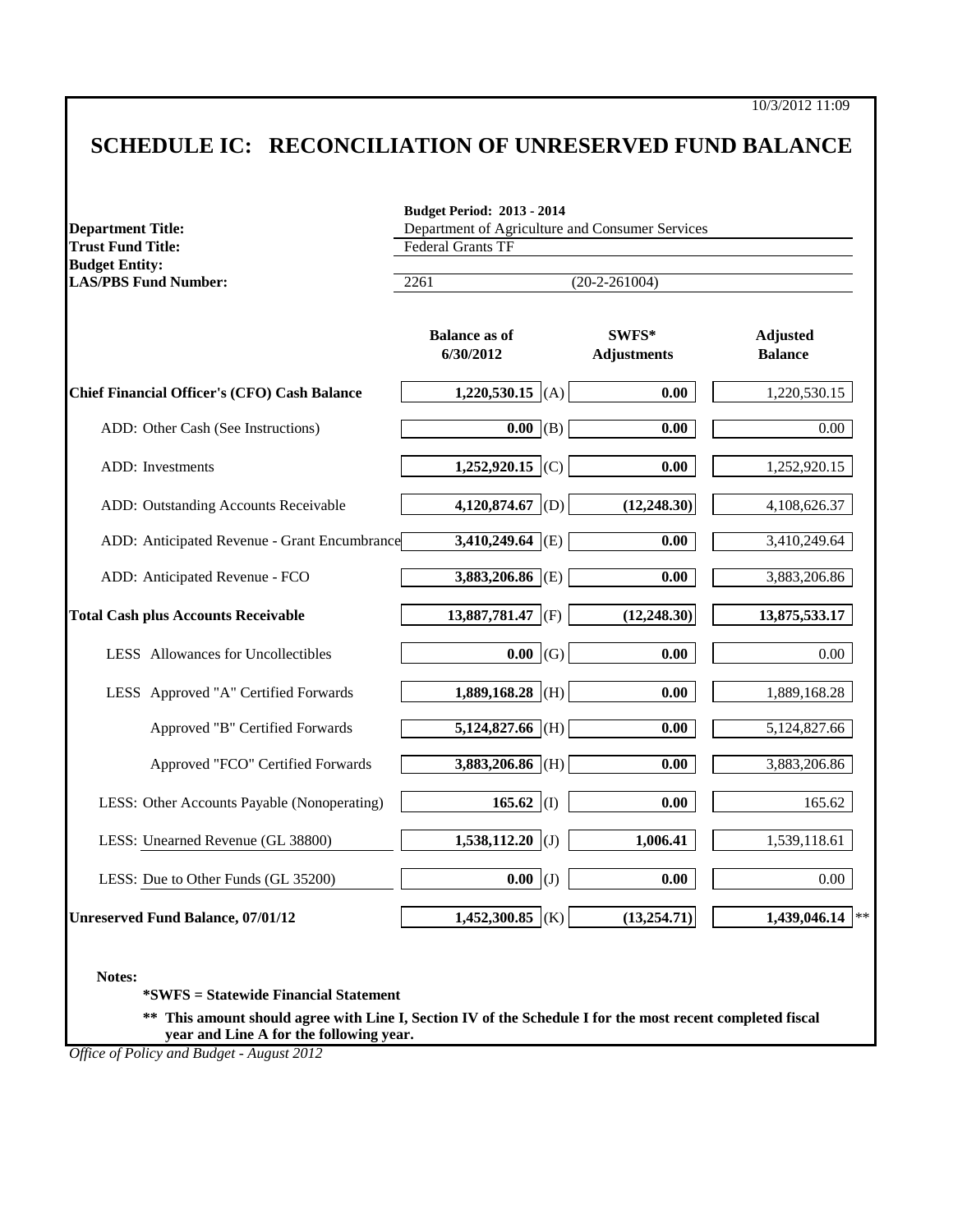10/3/2012 11:09

# SCHEDULE IC: RECONCILIATION OF UNRESERVED FUND BALANCE

| | |
|---|---|
| | **Budget Period: 2013 - 2014** |
| **Department Title:** | Department of Agriculture and Consumer Services |
| **Trust Fund Title:** | Federal Grants TF |
| **Budget Entity:** | |
| **LAS/PBS Fund Number:** | 2261 (20-2-261004) |

| | Balance as of 6/30/2012 | | SWFS* Adjustments | Adjusted Balance |
|---|---|---|---|---|
| **Chief Financial Officer's (CFO) Cash Balance** | **1,220,530.15** | (A) | **0.00** | 1,220,530.15 |
| ADD: Other Cash (See Instructions) | **0.00** | (B) | **0.00** | 0.00 |
| ADD: Investments | **1,252,920.15** | (C) | **0.00** | 1,252,920.15 |
| ADD: Outstanding Accounts Receivable | **4,120,874.67** | (D) | **(12,248.30)** | 4,108,626.37 |
| ADD: Anticipated Revenue - Grant Encumbrance | **3,410,249.64** | (E) | **0.00** | 3,410,249.64 |
| ADD: Anticipated Revenue - FCO | **3,883,206.86** | (E) | **0.00** | 3,883,206.86 |
| **Total Cash plus Accounts Receivable** | **13,887,781.47** | (F) | **(12,248.30)** | **13,875,533.17** |
| LESS Allowances for Uncollectibles | **0.00** | (G) | **0.00** | 0.00 |
| LESS Approved "A" Certified Forwards | **1,889,168.28** | (H) | **0.00** | 1,889,168.28 |
| Approved "B" Certified Forwards | **5,124,827.66** | (H) | **0.00** | 5,124,827.66 |
| Approved "FCO" Certified Forwards | **3,883,206.86** | (H) | **0.00** | 3,883,206.86 |
| LESS: Other Accounts Payable (Nonoperating) | **165.62** | (I) | **0.00** | 165.62 |
| LESS: Unearned Revenue (GL 38800) | **1,538,112.20** | (J) | **1,006.41** | 1,539,118.61 |
| LESS: Due to Other Funds (GL 35200) | **0.00** | (J) | **0.00** | 0.00 |
| **Unreserved Fund Balance, 07/01/12** | **1,452,300.85** | (K) | **(13,254.71)** | **1,439,046.14** ** |

**Notes:**

**\*SWFS = Statewide Financial Statement**

**\*\* This amount should agree with Line I, Section IV of the Schedule I for the most recent completed fiscal year and Line A for the following year.**

*Office of Policy and Budget - August 2012*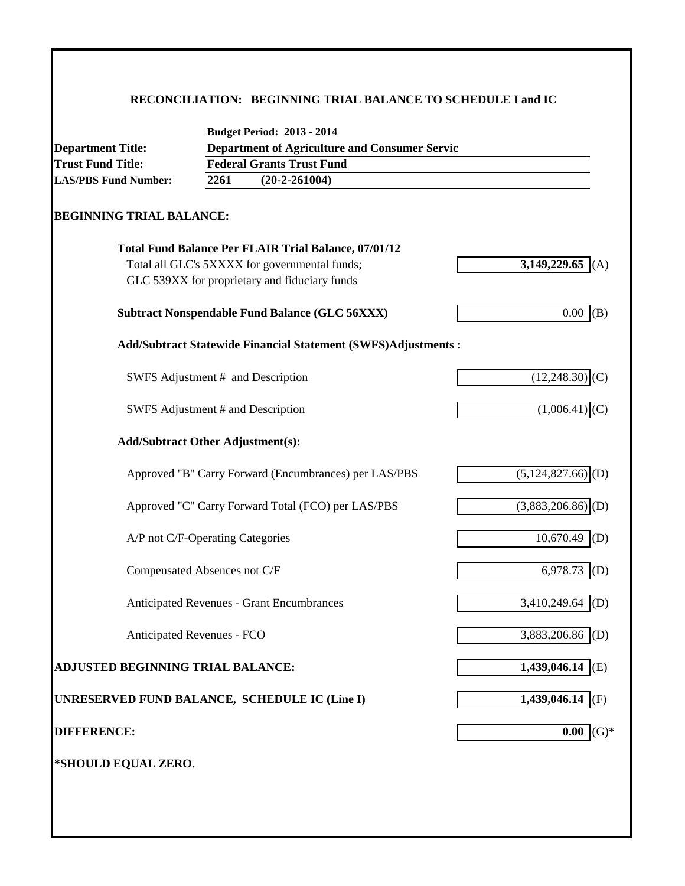## RECONCILIATION: BEGINNING TRIAL BALANCE TO SCHEDULE I and IC

| | |
|---|---|
| | **Budget Period: 2013 - 2014** |
| **Department Title:** | **Department of Agriculture and Consumer Servic** |
| **Trust Fund Title:** | **Federal Grants Trust Fund** |
| **LAS/PBS Fund Number:** | **2261 (20-2-261004)** |

### BEGINNING TRIAL BALANCE:

| | | |
|---|---|---|
| **Total Fund Balance Per FLAIR Trial Balance, 07/01/12** | | |
| Total all GLC's 5XXXX for governmental funds; GLC 539XX for proprietary and fiduciary funds | **3,149,229.65** | (A) |
| **Subtract Nonspendable Fund Balance (GLC 56XXX)** | 0.00 | (B) |
| **Add/Subtract Statewide Financial Statement (SWFS)Adjustments :** | | |
| SWFS Adjustment # and Description | (12,248.30) | (C) |
| SWFS Adjustment # and Description | (1,006.41) | (C) |
| **Add/Subtract Other Adjustment(s):** | | |
| Approved "B" Carry Forward (Encumbrances) per LAS/PBS | (5,124,827.66) | (D) |
| Approved "C" Carry Forward Total (FCO) per LAS/PBS | (3,883,206.86) | (D) |
| A/P not C/F-Operating Categories | 10,670.49 | (D) |
| Compensated Absences not C/F | 6,978.73 | (D) |
| Anticipated Revenues - Grant Encumbrances | 3,410,249.64 | (D) |
| Anticipated Revenues - FCO | 3,883,206.86 | (D) |
| **ADJUSTED BEGINNING TRIAL BALANCE:** | **1,439,046.14** | (E) |
| **UNRESERVED FUND BALANCE, SCHEDULE IC (Line I)** | **1,439,046.14** | (F) |
| **DIFFERENCE:** | **0.00** | (G)* |

**\*SHOULD EQUAL ZERO.**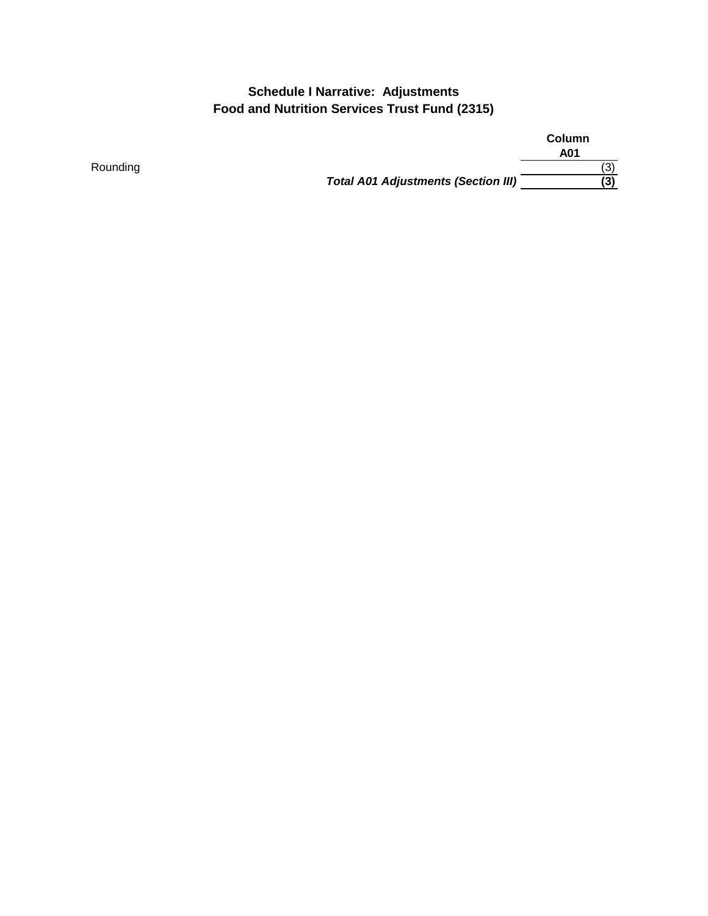## Schedule I Narrative: Adjustments
## Food and Nutrition Services Trust Fund (2315)

| | Column A01 |
|---|---|
| Rounding | (3) |
| ***Total A01 Adjustments (Section III)*** | **(3)** |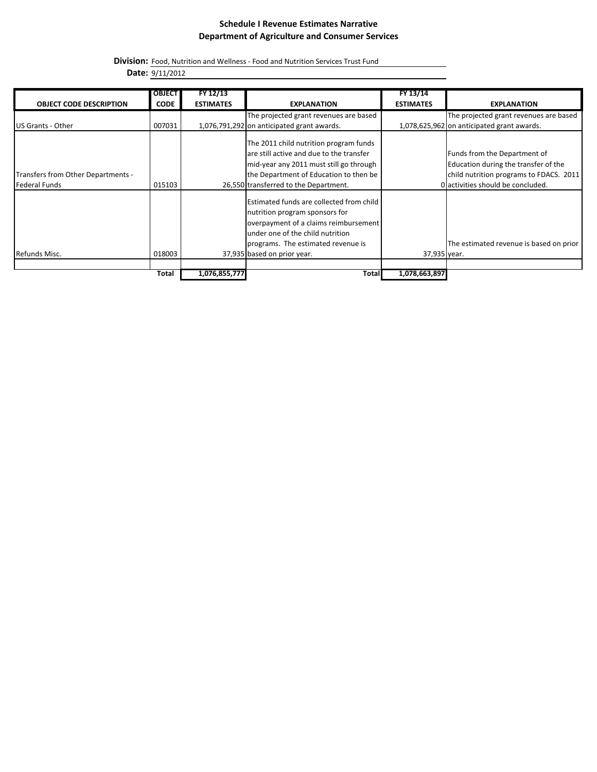**Schedule I Revenue Estimates Narrative**
**Department of Agriculture and Consumer Services**

**Division:** Food, Nutrition and Wellness - Food and Nutrition Services Trust Fund
**Date:** 9/11/2012

| OBJECT CODE DESCRIPTION | OBJECT CODE | FY 12/13 ESTIMATES | EXPLANATION | FY 13/14 ESTIMATES | EXPLANATION |
|---|---|---|---|---|---|
| US Grants - Other | 007031 | 1,076,791,292 | The projected grant revenues are based on anticipated grant awards. | 1,078,625,962 | The projected grant revenues are based on anticipated grant awards. |
| Transfers from Other Departments - Federal Funds | 015103 | 26,550 | The 2011 child nutrition program funds are still active and due to the transfer mid-year any 2011 must still go through the Department of Education to then be transferred to the Department. | 0 | Funds from the Department of Education during the transfer of the child nutrition programs to FDACS. 2011 activities should be concluded. |
| Refunds Misc. | 018003 | 37,935 | Estimated funds are collected from child nutrition program sponsors for overpayment of a claims reimbursement under one of the child nutrition programs. The estimated revenue is based on prior year. | 37,935 | The estimated revenue is based on prior year. |
| | | | | | |
| | **Total** | **1,076,855,777** | **Total** | **1,078,663,897** | |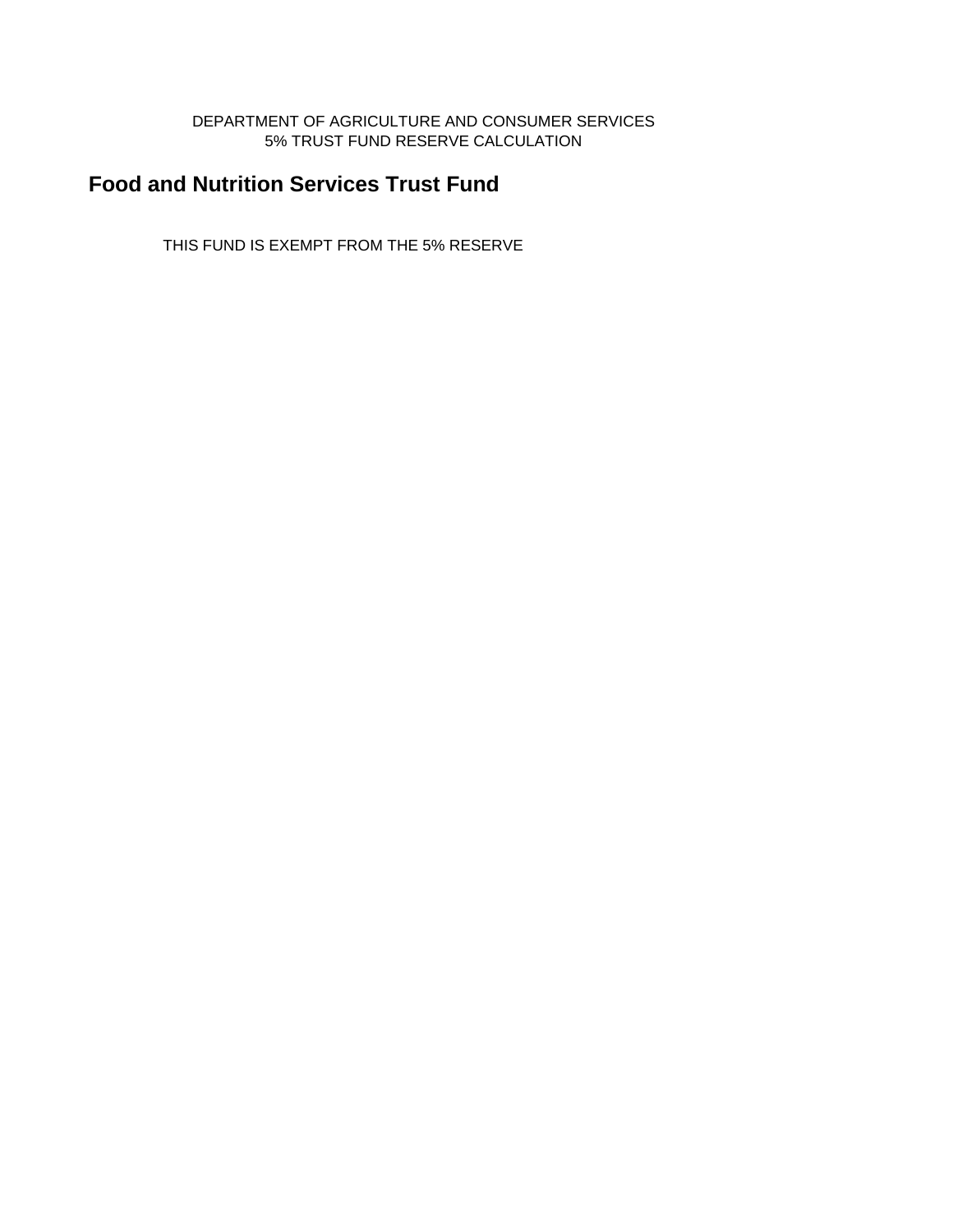DEPARTMENT OF AGRICULTURE AND CONSUMER SERVICES
5% TRUST FUND RESERVE CALCULATION

## Food and Nutrition Services Trust Fund

THIS FUND IS EXEMPT FROM THE 5% RESERVE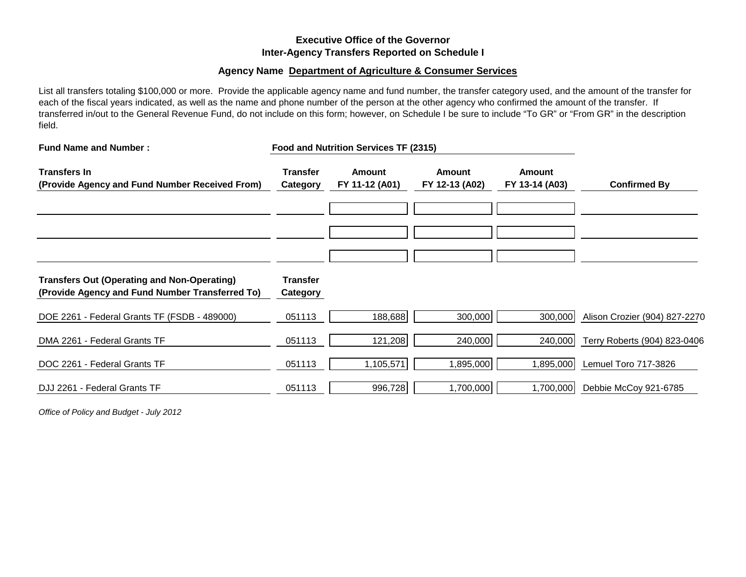## Executive Office of the Governor
## Inter-Agency Transfers Reported on Schedule I

**Agency Name Department of Agriculture & Consumer Services**

List all transfers totaling $100,000 or more. Provide the applicable agency name and fund number, the transfer category used, and the amount of the transfer for each of the fiscal years indicated, as well as the name and phone number of the person at the other agency who confirmed the amount of the transfer. If transferred in/out to the General Revenue Fund, do not include on this form; however, on Schedule I be sure to include "To GR" or "From GR" in the description field.

**Fund Name and Number :** **Food and Nutrition Services TF (2315)**

| Transfers In (Provide Agency and Fund Number Received From) | Transfer Category | Amount FY 11-12 (A01) | Amount FY 12-13 (A02) | Amount FY 13-14 (A03) | Confirmed By |
|---|---|---|---|---|---|
| | | | | | |
| | | | | | |
| | | | | | |

| Transfers Out (Operating and Non-Operating) (Provide Agency and Fund Number Transferred To) | Transfer Category | Amount FY 11-12 (A01) | Amount FY 12-13 (A02) | Amount FY 13-14 (A03) | Confirmed By |
|---|---|---|---|---|---|
| DOE 2261 - Federal Grants TF (FSDB - 489000) | 051113 | 188,688 | 300,000 | 300,000 | Alison Crozier (904) 827-2270 |
| DMA 2261 - Federal Grants TF | 051113 | 121,208 | 240,000 | 240,000 | Terry Roberts (904) 823-0406 |
| DOC 2261 - Federal Grants TF | 051113 | 1,105,571 | 1,895,000 | 1,895,000 | Lemuel Toro 717-3826 |
| DJJ 2261 - Federal Grants TF | 051113 | 996,728 | 1,700,000 | 1,700,000 | Debbie McCoy 921-6785 |

*Office of Policy and Budget - July 2012*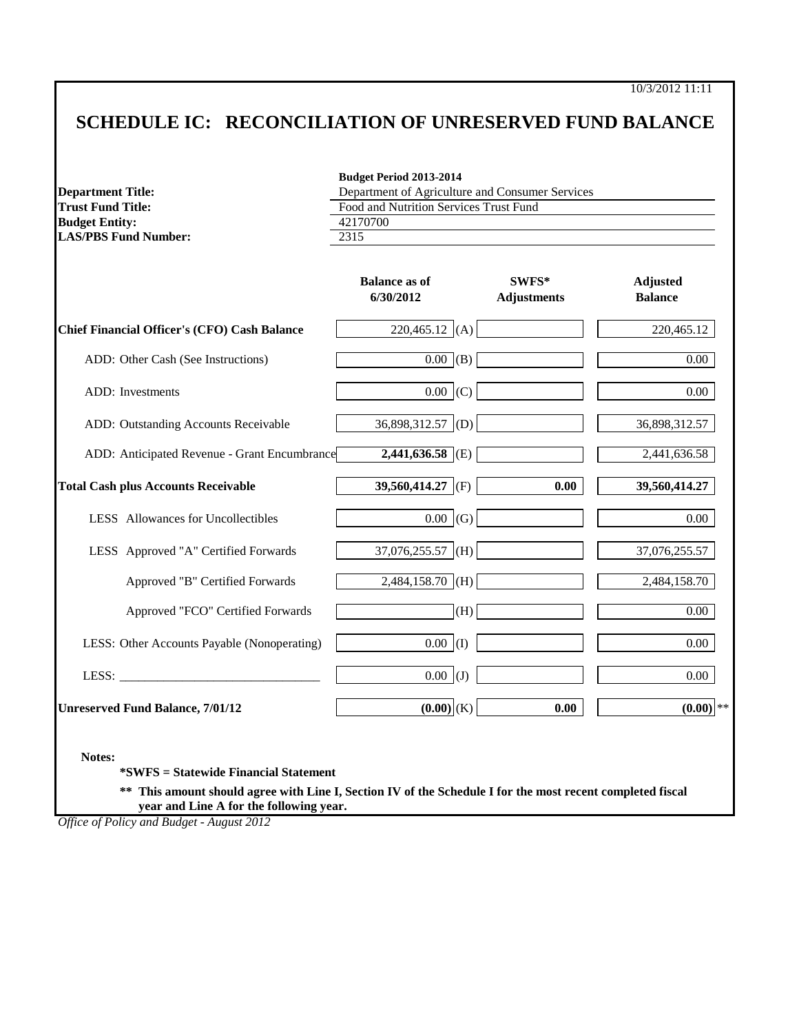10/3/2012 11:11

# SCHEDULE IC: RECONCILIATION OF UNRESERVED FUND BALANCE

| | Budget Period 2013-2014 |
|---|---|
| **Department Title:** | Department of Agriculture and Consumer Services |
| **Trust Fund Title:** | Food and Nutrition Services Trust Fund |
| **Budget Entity:** | 42170700 |
| **LAS/PBS Fund Number:** | 2315 |

| | Balance as of 6/30/2012 | | SWFS* Adjustments | Adjusted Balance |
|---|---|---|---|---|
| **Chief Financial Officer's (CFO) Cash Balance** | 220,465.12 | (A) | | 220,465.12 |
| ADD: Other Cash (See Instructions) | 0.00 | (B) | | 0.00 |
| ADD: Investments | 0.00 | (C) | | 0.00 |
| ADD: Outstanding Accounts Receivable | 36,898,312.57 | (D) | | 36,898,312.57 |
| ADD: Anticipated Revenue - Grant Encumbrance | **2,441,636.58** | (E) | | 2,441,636.58 |
| **Total Cash plus Accounts Receivable** | **39,560,414.27** | (F) | **0.00** | **39,560,414.27** |
| LESS Allowances for Uncollectibles | 0.00 | (G) | | 0.00 |
| LESS Approved "A" Certified Forwards | 37,076,255.57 | (H) | | 37,076,255.57 |
| Approved "B" Certified Forwards | 2,484,158.70 | (H) | | 2,484,158.70 |
| Approved "FCO" Certified Forwards | | (H) | | 0.00 |
| LESS: Other Accounts Payable (Nonoperating) | 0.00 | (I) | | 0.00 |
| LESS: _______________________________ | 0.00 | (J) | | 0.00 |
| **Unreserved Fund Balance, 7/01/12** | **(0.00)** | (K) | **0.00** | **(0.00)** ** |

**Notes:**

**\*SWFS = Statewide Financial Statement**

**\*\* This amount should agree with Line I, Section IV of the Schedule I for the most recent completed fiscal year and Line A for the following year.**

*Office of Policy and Budget - August 2012*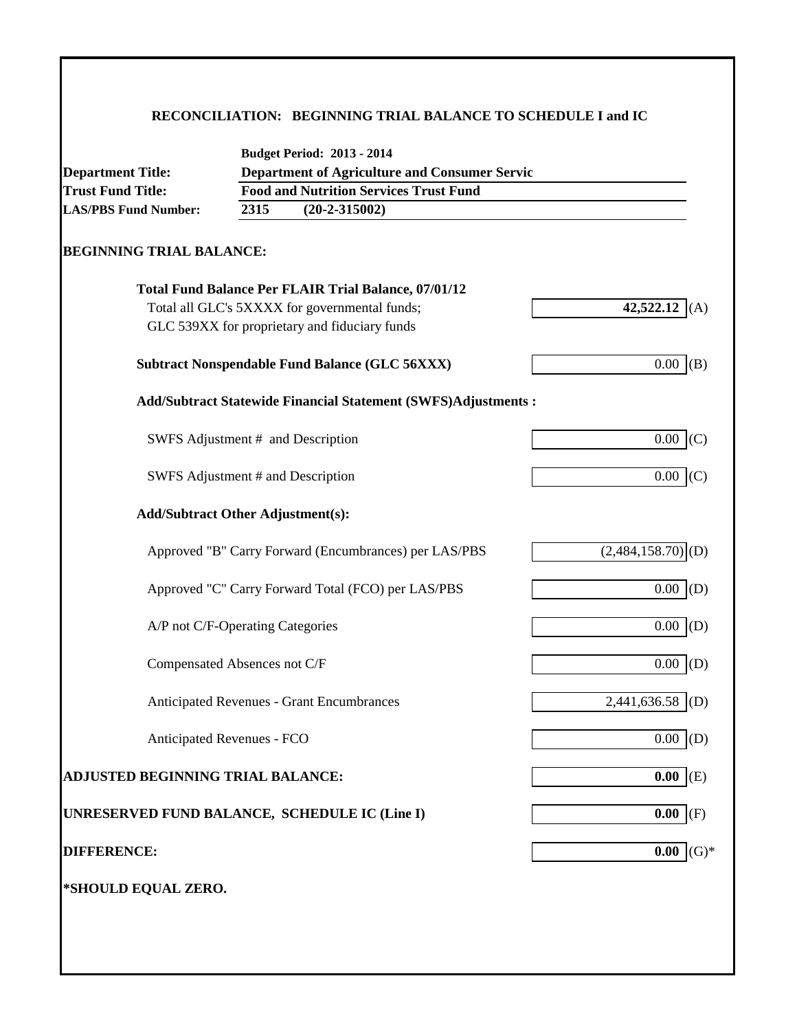## RECONCILIATION: BEGINNING TRIAL BALANCE TO SCHEDULE I and IC

| | **Budget Period: 2013 - 2014** |
|---|---|
| **Department Title:** | **Department of Agriculture and Consumer Servic** |
| **Trust Fund Title:** | **Food and Nutrition Services Trust Fund** |
| **LAS/PBS Fund Number:** | **2315 (20-2-315002)** |

**BEGINNING TRIAL BALANCE:**

| | | |
|---|---|---|
| **Total Fund Balance Per FLAIR Trial Balance, 07/01/12**<br>Total all GLC's 5XXXX for governmental funds;<br>GLC 539XX for proprietary and fiduciary funds | **42,522.12** | (A) |
| **Subtract Nonspendable Fund Balance (GLC 56XXX)** | 0.00 | (B) |
| **Add/Subtract Statewide Financial Statement (SWFS)Adjustments :** | | |
| SWFS Adjustment # and Description | 0.00 | (C) |
| SWFS Adjustment # and Description | 0.00 | (C) |
| **Add/Subtract Other Adjustment(s):** | | |
| Approved "B" Carry Forward (Encumbrances) per LAS/PBS | (2,484,158.70) | (D) |
| Approved "C" Carry Forward Total (FCO) per LAS/PBS | 0.00 | (D) |
| A/P not C/F-Operating Categories | 0.00 | (D) |
| Compensated Absences not C/F | 0.00 | (D) |
| Anticipated Revenues - Grant Encumbrances | 2,441,636.58 | (D) |
| Anticipated Revenues - FCO | 0.00 | (D) |
| **ADJUSTED BEGINNING TRIAL BALANCE:** | **0.00** | (E) |
| **UNRESERVED FUND BALANCE, SCHEDULE IC (Line I)** | **0.00** | (F) |
| **DIFFERENCE:** | **0.00** | (G)* |

***SHOULD EQUAL ZERO.**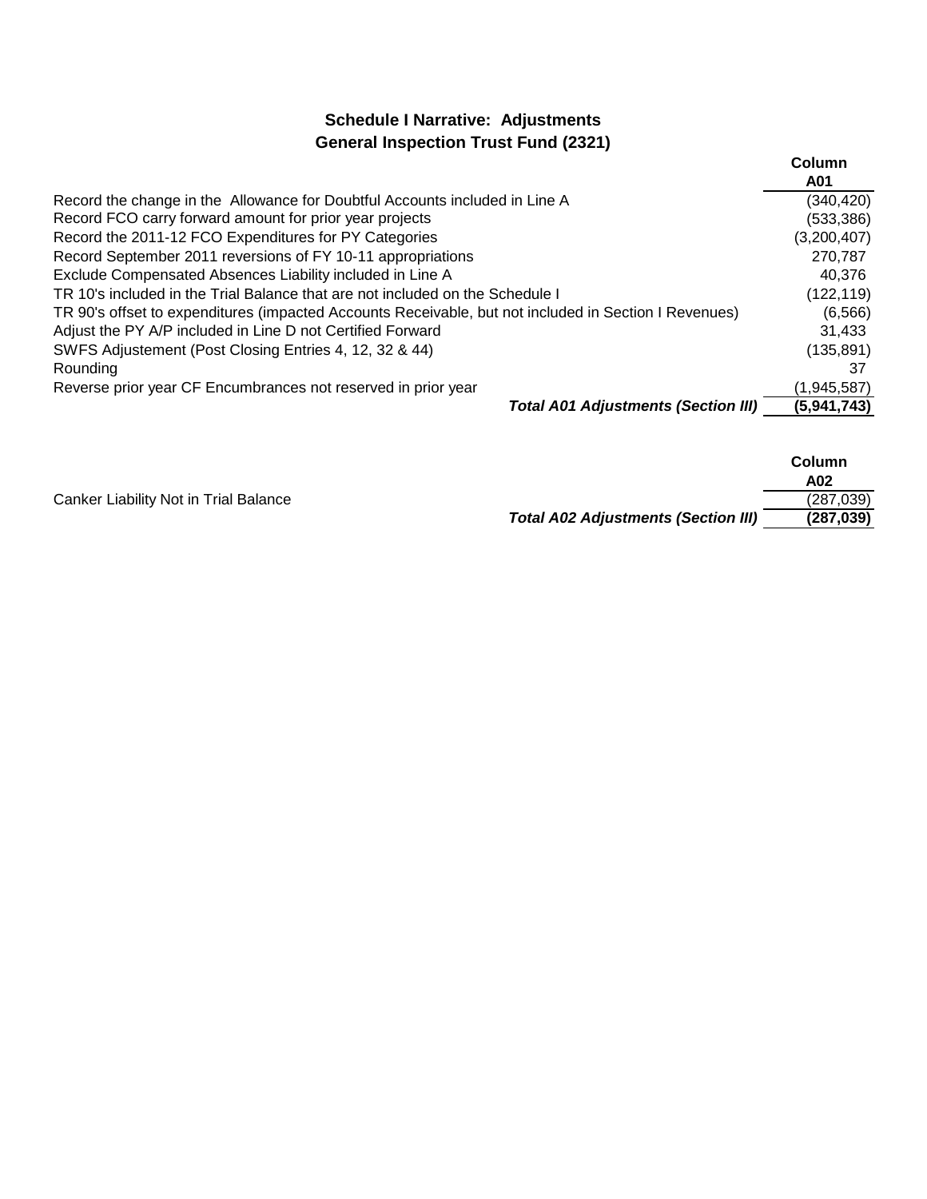## Schedule I Narrative: Adjustments
## General Inspection Trust Fund (2321)

| | Column A01 |
|---|---|
| Record the change in the Allowance for Doubtful Accounts included in Line A | (340,420) |
| Record FCO carry forward amount for prior year projects | (533,386) |
| Record the 2011-12 FCO Expenditures for PY Categories | (3,200,407) |
| Record September 2011 reversions of FY 10-11 appropriations | 270,787 |
| Exclude Compensated Absences Liability included in Line A | 40,376 |
| TR 10's included in the Trial Balance that are not included on the Schedule I | (122,119) |
| TR 90's offset to expenditures (impacted Accounts Receivable, but not included in Section I Revenues) | (6,566) |
| Adjust the PY A/P included in Line D not Certified Forward | 31,433 |
| SWFS Adjustement (Post Closing Entries 4, 12, 32 & 44) | (135,891) |
| Rounding | 37 |
| Reverse prior year CF Encumbrances not reserved in prior year | (1,945,587) |
| ***Total A01 Adjustments (Section III)*** | **(5,941,743)** |

| | Column A02 |
|---|---|
| Canker Liability Not in Trial Balance | (287,039) |
| ***Total A02 Adjustments (Section III)*** | **(287,039)** |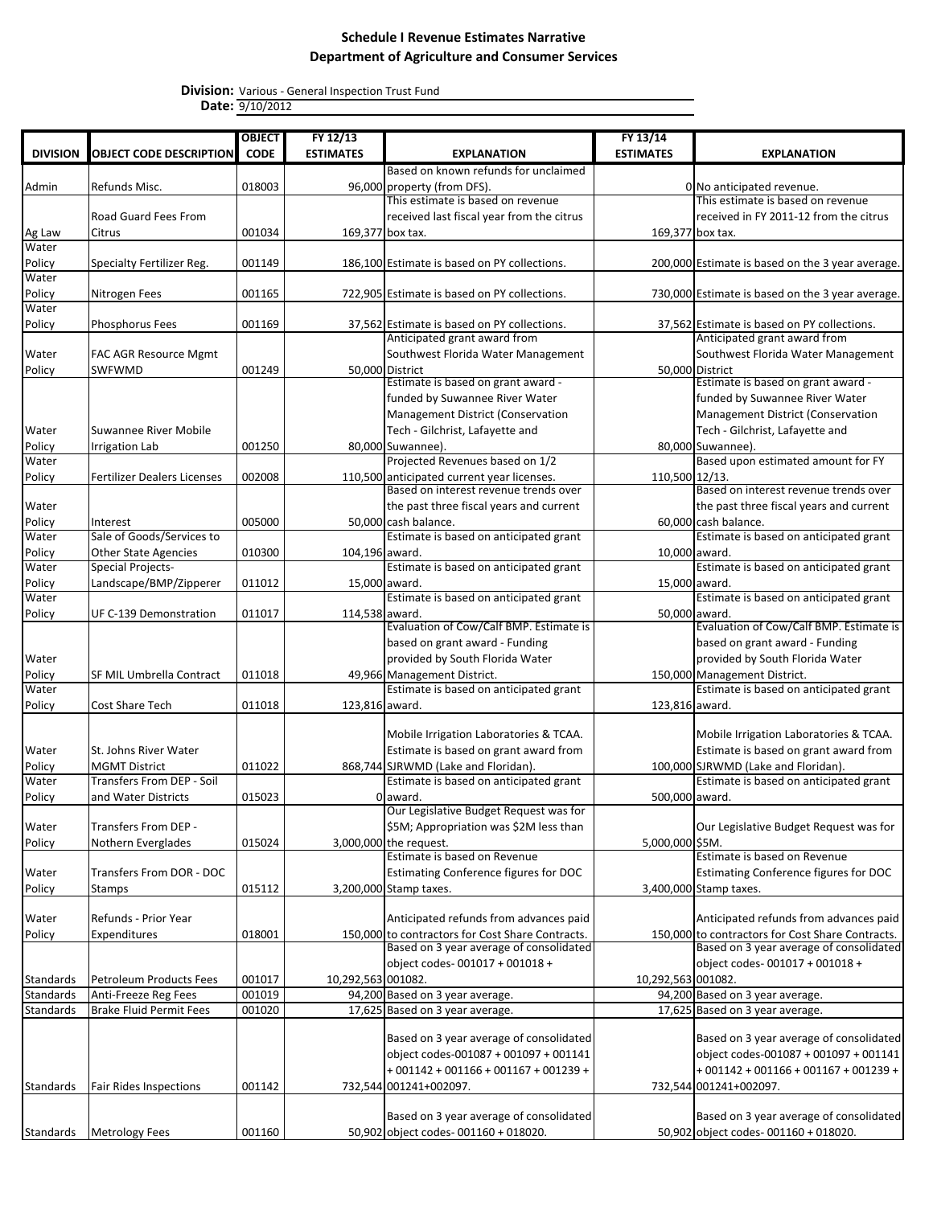**Schedule I Revenue Estimates Narrative**
**Department of Agriculture and Consumer Services**

**Division:** Various - General Inspection Trust Fund
**Date:** 9/10/2012

| DIVISION | OBJECT CODE DESCRIPTION | OBJECT CODE | FY 12/13 ESTIMATES | EXPLANATION | FY 13/14 ESTIMATES | EXPLANATION |
|---|---|---|---|---|---|---|
| Admin | Refunds Misc. | 018003 | 96,000 | Based on known refunds for unclaimed property (from DFS). | 0 | No anticipated revenue. |
| Ag Law | Road Guard Fees From Citrus | 001034 | 169,377 | This estimate is based on revenue received last fiscal year from the citrus box tax. | 169,377 | This estimate is based on revenue received in FY 2011-12 from the citrus box tax. |
| Water Policy | Specialty Fertilizer Reg. | 001149 | 186,100 | Estimate is based on PY collections. | 200,000 | Estimate is based on the 3 year average. |
| Water Policy | Nitrogen Fees | 001165 | 722,905 | Estimate is based on PY collections. | 730,000 | Estimate is based on the 3 year average. |
| Water Policy | Phosphorus Fees | 001169 | 37,562 | Estimate is based on PY collections. | 37,562 | Estimate is based on PY collections. |
| Water Policy | FAC AGR Resource Mgmt SWFWMD | 001249 | 50,000 | Anticipated grant award from Southwest Florida Water Management District | 50,000 | Anticipated grant award from Southwest Florida Water Management District |
| Water Policy | Suwannee River Mobile Irrigation Lab | 001250 | 80,000 | Estimate is based on grant award - funded by Suwannee River Water Management District (Conservation Tech - Gilchrist, Lafayette and Suwannee). | 80,000 | Estimate is based on grant award - funded by Suwannee River Water Management District (Conservation Tech - Gilchrist, Lafayette and Suwannee). |
| Water Policy | Fertilizer Dealers Licenses | 002008 | 110,500 | Projected Revenues based on 1/2 anticipated current year licenses. | 110,500 | Based upon estimated amount for FY 12/13. |
| Water Policy | Interest | 005000 | 50,000 | Based on interest revenue trends over the past three fiscal years and current cash balance. | 60,000 | Based on interest revenue trends over the past three fiscal years and current cash balance. |
| Water Policy | Sale of Goods/Services to Other State Agencies | 010300 | 104,196 | Estimate is based on anticipated grant award. | 10,000 | Estimate is based on anticipated grant award. |
| Water Policy | Special Projects-Landscape/BMP/Zipperer | 011012 | 15,000 | Estimate is based on anticipated grant award. | 15,000 | Estimate is based on anticipated grant award. |
| Water Policy | UF C-139 Demonstration | 011017 | 114,538 | Estimate is based on anticipated grant award. | 50,000 | Estimate is based on anticipated grant award. |
| Water Policy | SF MIL Umbrella Contract | 011018 | 49,966 | Evaluation of Cow/Calf BMP. Estimate is based on grant award - Funding provided by South Florida Water Management District. | 150,000 | Evaluation of Cow/Calf BMP. Estimate is based on grant award - Funding provided by South Florida Water Management District. |
| Water Policy | Cost Share Tech | 011018 | 123,816 | Estimate is based on anticipated grant award. | 123,816 | Estimate is based on anticipated grant award. |
| Water Policy | St. Johns River Water MGMT District | 011022 | 868,744 | Mobile Irrigation Laboratories & TCAA. Estimate is based on grant award from SJRWMD (Lake and Floridan). | 100,000 | Mobile Irrigation Laboratories & TCAA. Estimate is based on grant award from SJRWMD (Lake and Floridan). |
| Water Policy | Transfers From DEP - Soil and Water Districts | 015023 | 0 | Estimate is based on anticipated grant award. | 500,000 | Estimate is based on anticipated grant award. |
| Water Policy | Transfers From DEP - Nothern Everglades | 015024 | 3,000,000 | Our Legislative Budget Request was for $5M; Appropriation was $2M less than the request. | 5,000,000 | Our Legislative Budget Request was for $5M. |
| Water Policy | Transfers From DOR - DOC Stamps | 015112 | 3,200,000 | Estimate is based on Revenue Estimating Conference figures for DOC Stamp taxes. | 3,400,000 | Estimate is based on Revenue Estimating Conference figures for DOC Stamp taxes. |
| Water Policy | Refunds - Prior Year Expenditures | 018001 | 150,000 | Anticipated refunds from advances paid to contractors for Cost Share Contracts. | 150,000 | Anticipated refunds from advances paid to contractors for Cost Share Contracts. |
| Standards | Petroleum Products Fees | 001017 | 10,292,563 | Based on 3 year average of consolidated object codes- 001017 + 001018 + 001082. | 10,292,563 | Based on 3 year average of consolidated object codes- 001017 + 001018 + 001082. |
| Standards | Anti-Freeze Reg Fees | 001019 | 94,200 | Based on 3 year average. | 94,200 | Based on 3 year average. |
| Standards | Brake Fluid Permit Fees | 001020 | 17,625 | Based on 3 year average. | 17,625 | Based on 3 year average. |
| Standards | Fair Rides Inspections | 001142 | 732,544 | Based on 3 year average of consolidated object codes-001087 + 001097 + 001141 + 001142 + 001166 + 001167 + 001239 + 001241+002097. | 732,544 | Based on 3 year average of consolidated object codes-001087 + 001097 + 001141 + 001142 + 001166 + 001167 + 001239 + 001241+002097. |
| Standards | Metrology Fees | 001160 | 50,902 | Based on 3 year average of consolidated object codes- 001160 + 018020. | 50,902 | Based on 3 year average of consolidated object codes- 001160 + 018020. |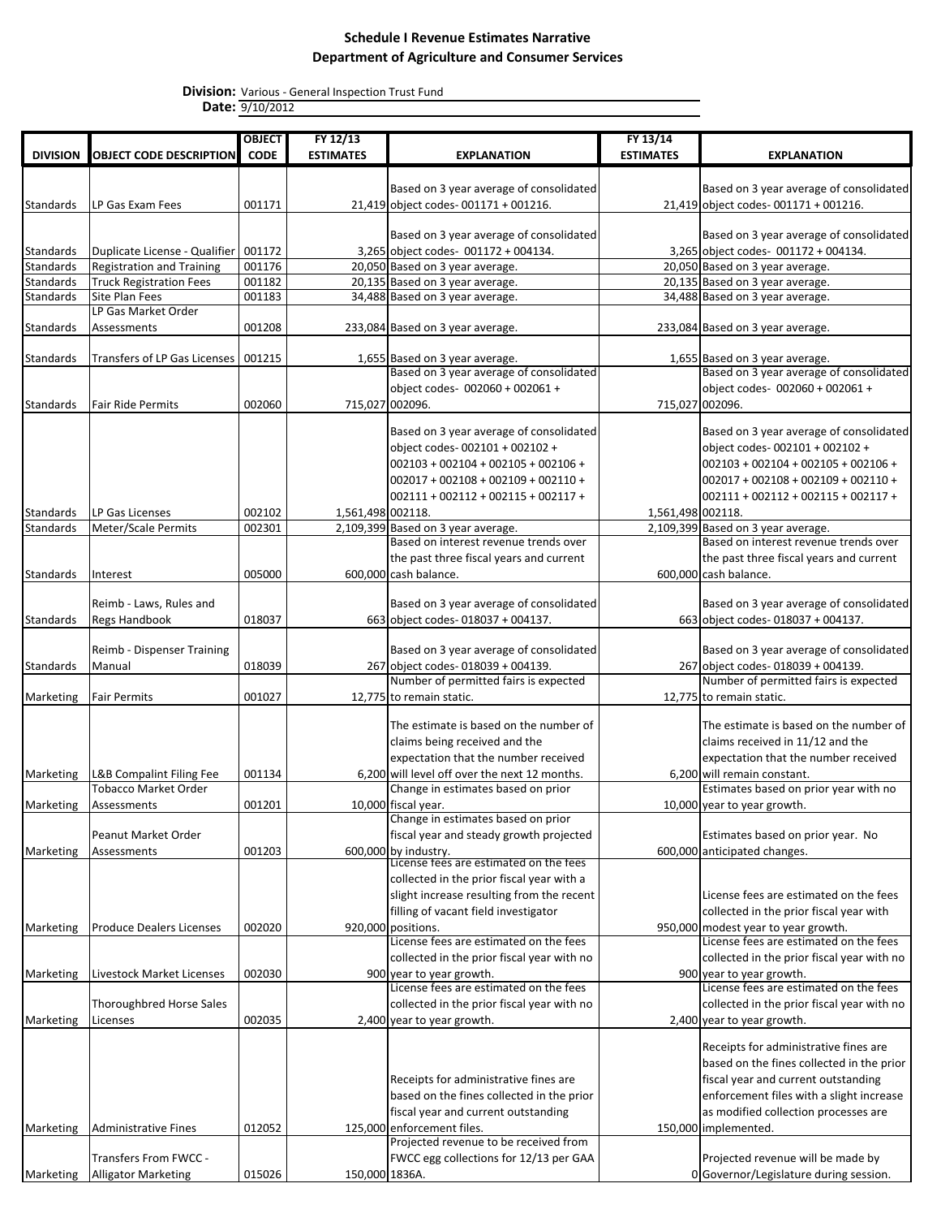**Schedule I Revenue Estimates Narrative**
**Department of Agriculture and Consumer Services**

**Division:** Various - General Inspection Trust Fund
**Date:** 9/10/2012

| DIVISION | OBJECT CODE DESCRIPTION | OBJECT CODE | FY 12/13 ESTIMATES | EXPLANATION | FY 13/14 ESTIMATES | EXPLANATION |
|---|---|---|---|---|---|---|
| Standards | LP Gas Exam Fees | 001171 | 21,419 | Based on 3 year average of consolidated object codes- 001171 + 001216. | 21,419 | Based on 3 year average of consolidated object codes- 001171 + 001216. |
| Standards | Duplicate License - Qualifier | 001172 | 3,265 | Based on 3 year average of consolidated object codes- 001172 + 004134. | 3,265 | Based on 3 year average of consolidated object codes- 001172 + 004134. |
| Standards | Registration and Training | 001176 | 20,050 | Based on 3 year average. | 20,050 | Based on 3 year average. |
| Standards | Truck Registration Fees | 001182 | 20,135 | Based on 3 year average. | 20,135 | Based on 3 year average. |
| Standards | Site Plan Fees | 001183 | 34,488 | Based on 3 year average. | 34,488 | Based on 3 year average. |
| Standards | LP Gas Market Order Assessments | 001208 | 233,084 | Based on 3 year average. | 233,084 | Based on 3 year average. |
| Standards | Transfers of LP Gas Licenses | 001215 | 1,655 | Based on 3 year average. | 1,655 | Based on 3 year average. |
| Standards | Fair Ride Permits | 002060 | 715,027 | Based on 3 year average of consolidated object codes- 002060 + 002061 + 002096. | 715,027 | Based on 3 year average of consolidated object codes- 002060 + 002061 + 002096. |
| Standards | LP Gas Licenses | 002102 | 1,561,498 | Based on 3 year average of consolidated object codes- 002101 + 002102 + 002103 + 002104 + 002105 + 002106 + 002017 + 002108 + 002109 + 002110 + 002111 + 002112 + 002115 + 002117 + 002118. | 1,561,498 | Based on 3 year average of consolidated object codes- 002101 + 002102 + 002103 + 002104 + 002105 + 002106 + 002017 + 002108 + 002109 + 002110 + 002111 + 002112 + 002115 + 002117 + 002118. |
| Standards | Meter/Scale Permits | 002301 | 2,109,399 | Based on 3 year average. | 2,109,399 | Based on 3 year average. |
| Standards | Interest | 005000 | 600,000 | Based on interest revenue trends over the past three fiscal years and current cash balance. | 600,000 | Based on interest revenue trends over the past three fiscal years and current cash balance. |
| Standards | Reimb - Laws, Rules and Regs Handbook | 018037 | 663 | Based on 3 year average of consolidated object codes- 018037 + 004137. | 663 | Based on 3 year average of consolidated object codes- 018037 + 004137. |
| Standards | Reimb - Dispenser Training Manual | 018039 | 267 | Based on 3 year average of consolidated object codes- 018039 + 004139. | 267 | Based on 3 year average of consolidated object codes- 018039 + 004139. |
| Marketing | Fair Permits | 001027 | 12,775 | Number of permitted fairs is expected to remain static. | 12,775 | Number of permitted fairs is expected to remain static. |
| Marketing | L&B Compalint Filing Fee | 001134 | 6,200 | The estimate is based on the number of claims being received and the expectation that the number received will level off over the next 12 months. | 6,200 | The estimate is based on the number of claims received in 11/12 and the expectation that the number received will remain constant. |
| Marketing | Tobacco Market Order Assessments | 001201 | 10,000 | Change in estimates based on prior fiscal year. | 10,000 | Estimates based on prior year with no year to year growth. |
| Marketing | Peanut Market Order Assessments | 001203 | 600,000 | Change in estimates based on prior fiscal year and steady growth projected by industry. | 600,000 | Estimates based on prior year. No anticipated changes. |
| Marketing | Produce Dealers Licenses | 002020 | 920,000 | License fees are estimated on the fees collected in the prior fiscal year with a slight increase resulting from the recent filling of vacant field investigator positions. | 950,000 | License fees are estimated on the fees collected in the prior fiscal year with modest year to year growth. |
| Marketing | Livestock Market Licenses | 002030 | 900 | License fees are estimated on the fees collected in the prior fiscal year with no year to year growth. | 900 | License fees are estimated on the fees collected in the prior fiscal year with no year to year growth. |
| Marketing | Thoroughbred Horse Sales Licenses | 002035 | 2,400 | License fees are estimated on the fees collected in the prior fiscal year with no year to year growth. | 2,400 | License fees are estimated on the fees collected in the prior fiscal year with no year to year growth. |
| Marketing | Administrative Fines | 012052 | 125,000 | Receipts for administrative fines are based on the fines collected in the prior fiscal year and current outstanding enforcement files. | 150,000 | Receipts for administrative fines are based on the fines collected in the prior fiscal year and current outstanding enforcement files with a slight increase as modified collection processes are implemented. |
| Marketing | Transfers From FWCC - Alligator Marketing | 015026 | 150,000 | Projected revenue to be received from FWCC egg collections for 12/13 per GAA 1836A. | 0 | Projected revenue will be made by Governor/Legislature during session. |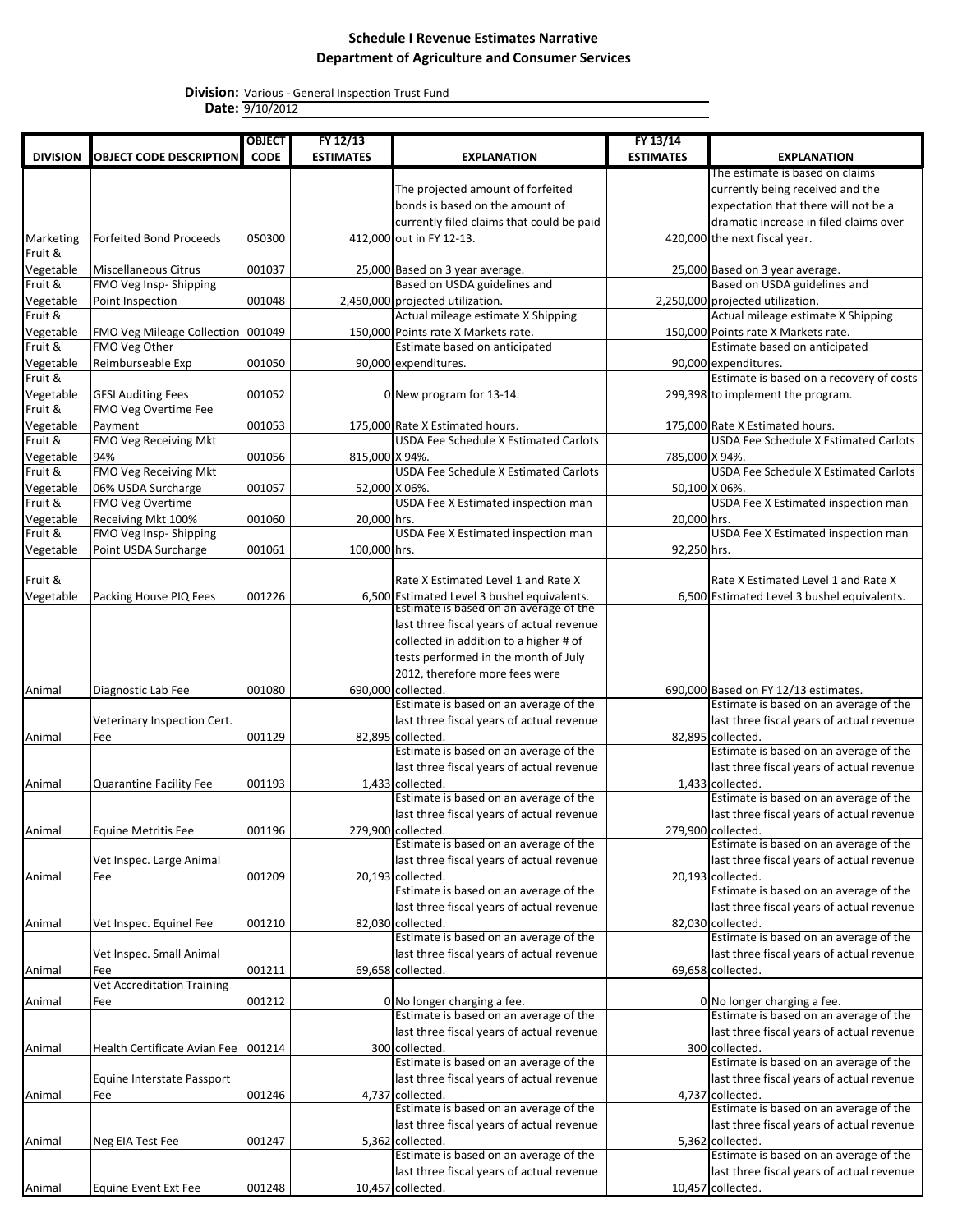# Schedule I Revenue Estimates Narrative
## Department of Agriculture and Consumer Services

**Division:** Various - General Inspection Trust Fund
**Date:** 9/10/2012

| DIVISION | OBJECT CODE DESCRIPTION | OBJECT CODE | FY 12/13 ESTIMATES | EXPLANATION | FY 13/14 ESTIMATES | EXPLANATION |
|---|---|---|---|---|---|---|
| Marketing | Forfeited Bond Proceeds | 050300 | 412,000 | The projected amount of forfeited bonds is based on the amount of currently filed claims that could be paid out in FY 12-13. | 420,000 | The estimate is based on claims currently being received and the expectation that there will not be a dramatic increase in filed claims over the next fiscal year. |
| Fruit & Vegetable | Miscellaneous Citrus | 001037 | 25,000 | Based on 3 year average. | 25,000 | Based on 3 year average. |
| Fruit & Vegetable | FMO Veg Insp- Shipping Point Inspection | 001048 | 2,450,000 | Based on USDA guidelines and projected utilization. | 2,250,000 | Based on USDA guidelines and projected utilization. |
| Fruit & Vegetable | FMO Veg Mileage Collection | 001049 | 150,000 | Actual mileage estimate X Shipping Points rate X Markets rate. | 150,000 | Actual mileage estimate X Shipping Points rate X Markets rate. |
| Fruit & Vegetable | FMO Veg Other Reimburseable Exp | 001050 | 90,000 | Estimate based on anticipated expenditures. | 90,000 | Estimate based on anticipated expenditures. |
| Fruit & Vegetable | GFSI Auditing Fees | 001052 | 0 | New program for 13-14. | 299,398 | Estimate is based on a recovery of costs to implement the program. |
| Fruit & Vegetable | FMO Veg Overtime Fee Payment | 001053 | 175,000 | Rate X Estimated hours. | 175,000 | Rate X Estimated hours. |
| Fruit & Vegetable | FMO Veg Receiving Mkt 94% | 001056 | 815,000 | USDA Fee Schedule X Estimated Carlots X 94%. | 785,000 | USDA Fee Schedule X Estimated Carlots X 94%. |
| Fruit & Vegetable | FMO Veg Receiving Mkt 06% USDA Surcharge | 001057 | 52,000 | USDA Fee Schedule X Estimated Carlots X 06%. | 50,100 | USDA Fee Schedule X Estimated Carlots X 06%. |
| Fruit & Vegetable | FMO Veg Overtime Receiving Mkt 100% | 001060 | 20,000 | USDA Fee X Estimated inspection man hrs. | 20,000 | USDA Fee X Estimated inspection man hrs. |
| Fruit & Vegetable | FMO Veg Insp- Shipping Point USDA Surcharge | 001061 | 100,000 | USDA Fee X Estimated inspection man hrs. | 92,250 | USDA Fee X Estimated inspection man hrs. |
| Fruit & Vegetable | Packing House PIQ Fees | 001226 | 6,500 | Rate X Estimated Level 1 and Rate X Estimated Level 3 bushel equivalents. | 6,500 | Rate X Estimated Level 1 and Rate X Estimated Level 3 bushel equivalents. |
| Animal | Diagnostic Lab Fee | 001080 | 690,000 | Estimate is based on an average of the last three fiscal years of actual revenue collected in addition to a higher # of tests performed in the month of July 2012, therefore more fees were collected. | 690,000 | Based on FY 12/13 estimates. |
| Animal | Veterinary Inspection Cert. Fee | 001129 | 82,895 | Estimate is based on an average of the last three fiscal years of actual revenue collected. | 82,895 | Estimate is based on an average of the last three fiscal years of actual revenue collected. |
| Animal | Quarantine Facility Fee | 001193 | 1,433 | Estimate is based on an average of the last three fiscal years of actual revenue collected. | 1,433 | Estimate is based on an average of the last three fiscal years of actual revenue collected. |
| Animal | Equine Metritis Fee | 001196 | 279,900 | Estimate is based on an average of the last three fiscal years of actual revenue collected. | 279,900 | Estimate is based on an average of the last three fiscal years of actual revenue collected. |
| Animal | Vet Inspec. Large Animal Fee | 001209 | 20,193 | Estimate is based on an average of the last three fiscal years of actual revenue collected. | 20,193 | Estimate is based on an average of the last three fiscal years of actual revenue collected. |
| Animal | Vet Inspec. Equinel Fee | 001210 | 82,030 | Estimate is based on an average of the last three fiscal years of actual revenue collected. | 82,030 | Estimate is based on an average of the last three fiscal years of actual revenue collected. |
| Animal | Vet Inspec. Small Animal Fee | 001211 | 69,658 | Estimate is based on an average of the last three fiscal years of actual revenue collected. | 69,658 | Estimate is based on an average of the last three fiscal years of actual revenue collected. |
| Animal | Vet Accreditation Training Fee | 001212 | 0 | No longer charging a fee. | 0 | No longer charging a fee. |
| Animal | Health Certificate Avian Fee | 001214 | 300 | Estimate is based on an average of the last three fiscal years of actual revenue collected. | 300 | Estimate is based on an average of the last three fiscal years of actual revenue collected. |
| Animal | Equine Interstate Passport Fee | 001246 | 4,737 | Estimate is based on an average of the last three fiscal years of actual revenue collected. | 4,737 | Estimate is based on an average of the last three fiscal years of actual revenue collected. |
| Animal | Neg EIA Test Fee | 001247 | 5,362 | Estimate is based on an average of the last three fiscal years of actual revenue collected. | 5,362 | Estimate is based on an average of the last three fiscal years of actual revenue collected. |
| Animal | Equine Event Ext Fee | 001248 | 10,457 | Estimate is based on an average of the last three fiscal years of actual revenue collected. | 10,457 | Estimate is based on an average of the last three fiscal years of actual revenue collected. |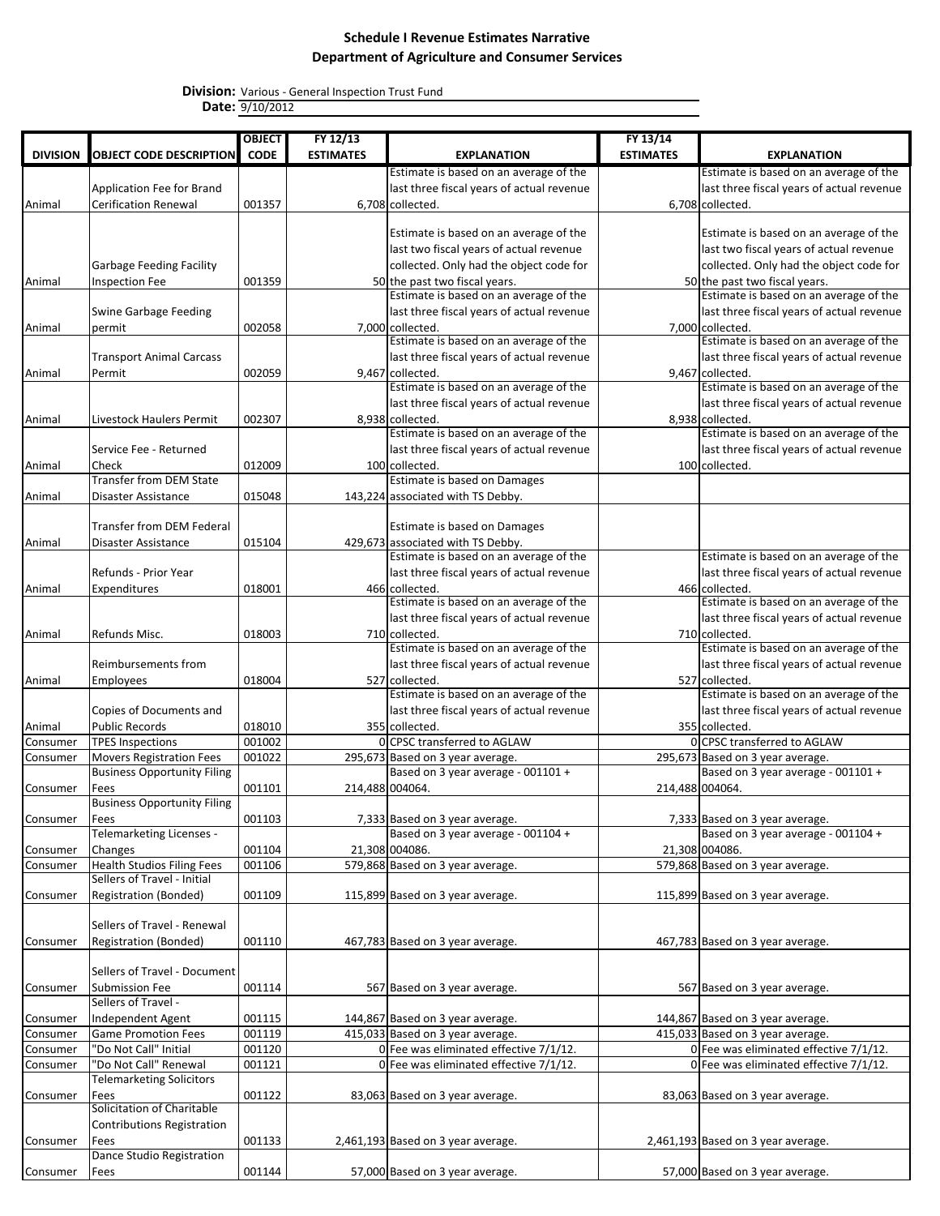**Schedule I Revenue Estimates Narrative**
**Department of Agriculture and Consumer Services**

**Division:** Various - General Inspection Trust Fund
**Date:** 9/10/2012

| DIVISION | OBJECT CODE DESCRIPTION | OBJECT CODE | FY 12/13 ESTIMATES | EXPLANATION | FY 13/14 ESTIMATES | EXPLANATION |
|---|---|---|---|---|---|---|
| Animal | Application Fee for Brand Cerification Renewal | 001357 | 6,708 | Estimate is based on an average of the last three fiscal years of actual revenue collected. | 6,708 | Estimate is based on an average of the last three fiscal years of actual revenue collected. |
| Animal | Garbage Feeding Facility Inspection Fee | 001359 | 50 | Estimate is based on an average of the last two fiscal years of actual revenue collected. Only had the object code for the past two fiscal years. | 50 | Estimate is based on an average of the last two fiscal years of actual revenue collected. Only had the object code for the past two fiscal years. |
| Animal | Swine Garbage Feeding permit | 002058 | 7,000 | Estimate is based on an average of the last three fiscal years of actual revenue collected. | 7,000 | Estimate is based on an average of the last three fiscal years of actual revenue collected. |
| Animal | Transport Animal Carcass Permit | 002059 | 9,467 | Estimate is based on an average of the last three fiscal years of actual revenue collected. | 9,467 | Estimate is based on an average of the last three fiscal years of actual revenue collected. |
| Animal | Livestock Haulers Permit | 002307 | 8,938 | Estimate is based on an average of the last three fiscal years of actual revenue collected. | 8,938 | Estimate is based on an average of the last three fiscal years of actual revenue collected. |
| Animal | Service Fee - Returned Check | 012009 | 100 | Estimate is based on an average of the last three fiscal years of actual revenue collected. | 100 | Estimate is based on an average of the last three fiscal years of actual revenue collected. |
| Animal | Transfer from DEM State Disaster Assistance | 015048 | 143,224 | Estimate is based on Damages associated with TS Debby. | | |
| Animal | Transfer from DEM Federal Disaster Assistance | 015104 | 429,673 | Estimate is based on Damages associated with TS Debby. | | |
| Animal | Refunds - Prior Year Expenditures | 018001 | 466 | Estimate is based on an average of the last three fiscal years of actual revenue collected. | 466 | Estimate is based on an average of the last three fiscal years of actual revenue collected. |
| Animal | Refunds Misc. | 018003 | 710 | Estimate is based on an average of the last three fiscal years of actual revenue collected. | 710 | Estimate is based on an average of the last three fiscal years of actual revenue collected. |
| Animal | Reimbursements from Employees | 018004 | 527 | Estimate is based on an average of the last three fiscal years of actual revenue collected. | 527 | Estimate is based on an average of the last three fiscal years of actual revenue collected. |
| Animal | Copies of Documents and Public Records | 018010 | 355 | Estimate is based on an average of the last three fiscal years of actual revenue collected. | 355 | Estimate is based on an average of the last three fiscal years of actual revenue collected. |
| Consumer | TPES Inspections | 001002 | 0 | CPSC transferred to AGLAW | 0 | CPSC transferred to AGLAW |
| Consumer | Movers Registration Fees | 001022 | 295,673 | Based on 3 year average. | 295,673 | Based on 3 year average. |
| Consumer | Business Opportunity Filing Fees | 001101 | 214,488 | Based on 3 year average - 001101 + 004064. | 214,488 | Based on 3 year average - 001101 + 004064. |
| Consumer | Business Opportunity Filing Fees | 001103 | 7,333 | Based on 3 year average. | 7,333 | Based on 3 year average. |
| Consumer | Telemarketing Licenses - Changes | 001104 | 21,308 | Based on 3 year average - 001104 + 004086. | 21,308 | Based on 3 year average - 001104 + 004086. |
| Consumer | Health Studios Filing Fees | 001106 | 579,868 | Based on 3 year average. | 579,868 | Based on 3 year average. |
| Consumer | Sellers of Travel - Initial Registration (Bonded) | 001109 | 115,899 | Based on 3 year average. | 115,899 | Based on 3 year average. |
| Consumer | Sellers of Travel - Renewal Registration (Bonded) | 001110 | 467,783 | Based on 3 year average. | 467,783 | Based on 3 year average. |
| Consumer | Sellers of Travel - Document Submission Fee | 001114 | 567 | Based on 3 year average. | 567 | Based on 3 year average. |
| Consumer | Sellers of Travel - Independent Agent | 001115 | 144,867 | Based on 3 year average. | 144,867 | Based on 3 year average. |
| Consumer | Game Promotion Fees | 001119 | 415,033 | Based on 3 year average. | 415,033 | Based on 3 year average. |
| Consumer | "Do Not Call" Initial | 001120 | 0 | Fee was eliminated effective 7/1/12. | 0 | Fee was eliminated effective 7/1/12. |
| Consumer | "Do Not Call" Renewal | 001121 | 0 | Fee was eliminated effective 7/1/12. | 0 | Fee was eliminated effective 7/1/12. |
| Consumer | Telemarketing Solicitors Fees | 001122 | 83,063 | Based on 3 year average. | 83,063 | Based on 3 year average. |
| Consumer | Solicitation of Charitable Contributions Registration Fees | 001133 | 2,461,193 | Based on 3 year average. | 2,461,193 | Based on 3 year average. |
| Consumer | Dance Studio Registration Fees | 001144 | 57,000 | Based on 3 year average. | 57,000 | Based on 3 year average. |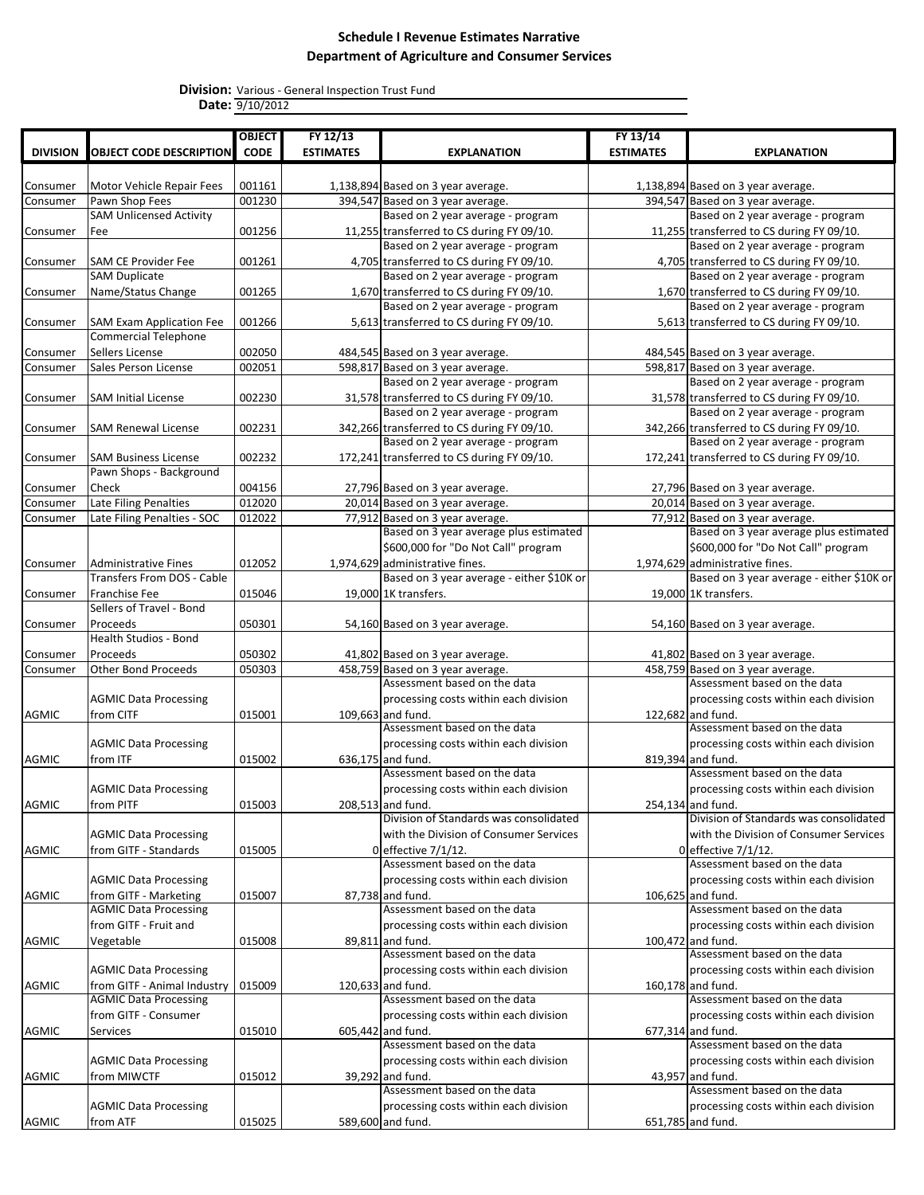**Schedule I Revenue Estimates Narrative**
**Department of Agriculture and Consumer Services**

**Division:** Various - General Inspection Trust Fund
**Date:** 9/10/2012

| DIVISION | OBJECT CODE DESCRIPTION | OBJECT CODE | FY 12/13 ESTIMATES | EXPLANATION | FY 13/14 ESTIMATES | EXPLANATION |
|---|---|---|---|---|---|---|
| Consumer | Motor Vehicle Repair Fees | 001161 | 1,138,894 | Based on 3 year average. | 1,138,894 | Based on 3 year average. |
| Consumer | Pawn Shop Fees | 001230 | 394,547 | Based on 3 year average. | 394,547 | Based on 3 year average. |
| Consumer | SAM Unlicensed Activity Fee | 001256 | 11,255 | Based on 2 year average - program transferred to CS during FY 09/10. | 11,255 | Based on 2 year average - program transferred to CS during FY 09/10. |
| Consumer | SAM CE Provider Fee | 001261 | 4,705 | Based on 2 year average - program transferred to CS during FY 09/10. | 4,705 | Based on 2 year average - program transferred to CS during FY 09/10. |
| Consumer | SAM Duplicate Name/Status Change | 001265 | 1,670 | Based on 2 year average - program transferred to CS during FY 09/10. | 1,670 | Based on 2 year average - program transferred to CS during FY 09/10. |
| Consumer | SAM Exam Application Fee | 001266 | 5,613 | Based on 2 year average - program transferred to CS during FY 09/10. | 5,613 | Based on 2 year average - program transferred to CS during FY 09/10. |
| Consumer | Commercial Telephone Sellers License | 002050 | 484,545 | Based on 3 year average. | 484,545 | Based on 3 year average. |
| Consumer | Sales Person License | 002051 | 598,817 | Based on 3 year average. | 598,817 | Based on 3 year average. |
| Consumer | SAM Initial License | 002230 | 31,578 | Based on 2 year average - program transferred to CS during FY 09/10. | 31,578 | Based on 2 year average - program transferred to CS during FY 09/10. |
| Consumer | SAM Renewal License | 002231 | 342,266 | Based on 2 year average - program transferred to CS during FY 09/10. | 342,266 | Based on 2 year average - program transferred to CS during FY 09/10. |
| Consumer | SAM Business License | 002232 | 172,241 | Based on 2 year average - program transferred to CS during FY 09/10. | 172,241 | Based on 2 year average - program transferred to CS during FY 09/10. |
| Consumer | Pawn Shops - Background Check | 004156 | 27,796 | Based on 3 year average. | 27,796 | Based on 3 year average. |
| Consumer | Late Filing Penalties | 012020 | 20,014 | Based on 3 year average. | 20,014 | Based on 3 year average. |
| Consumer | Late Filing Penalties - SOC | 012022 | 77,912 | Based on 3 year average. | 77,912 | Based on 3 year average. |
| Consumer | Administrative Fines | 012052 | 1,974,629 | Based on 3 year average plus estimated $600,000 for "Do Not Call" program administrative fines. | 1,974,629 | Based on 3 year average plus estimated $600,000 for "Do Not Call" program administrative fines. |
| Consumer | Transfers From DOS - Cable Franchise Fee | 015046 | 19,000 | Based on 3 year average - either $10K or 1K transfers. | 19,000 | Based on 3 year average - either $10K or 1K transfers. |
| Consumer | Sellers of Travel - Bond Proceeds | 050301 | 54,160 | Based on 3 year average. | 54,160 | Based on 3 year average. |
| Consumer | Health Studios - Bond Proceeds | 050302 | 41,802 | Based on 3 year average. | 41,802 | Based on 3 year average. |
| Consumer | Other Bond Proceeds | 050303 | 458,759 | Based on 3 year average. | 458,759 | Based on 3 year average. |
| AGMIC | AGMIC Data Processing from CITF | 015001 | 109,663 | Assessment based on the data processing costs within each division and fund. | 122,682 | Assessment based on the data processing costs within each division and fund. |
| AGMIC | AGMIC Data Processing from ITF | 015002 | 636,175 | Assessment based on the data processing costs within each division and fund. | 819,394 | Assessment based on the data processing costs within each division and fund. |
| AGMIC | AGMIC Data Processing from PITF | 015003 | 208,513 | Assessment based on the data processing costs within each division and fund. | 254,134 | Assessment based on the data processing costs within each division and fund. |
| AGMIC | AGMIC Data Processing from GITF - Standards | 015005 | 0 | Division of Standards was consolidated with the Division of Consumer Services effective 7/1/12. | 0 | Division of Standards was consolidated with the Division of Consumer Services effective 7/1/12. |
| AGMIC | AGMIC Data Processing from GITF - Marketing | 015007 | 87,738 | Assessment based on the data processing costs within each division and fund. | 106,625 | Assessment based on the data processing costs within each division and fund. |
| AGMIC | AGMIC Data Processing from GITF - Fruit and Vegetable | 015008 | 89,811 | Assessment based on the data processing costs within each division and fund. | 100,472 | Assessment based on the data processing costs within each division and fund. |
| AGMIC | AGMIC Data Processing from GITF - Animal Industry | 015009 | 120,633 | Assessment based on the data processing costs within each division and fund. | 160,178 | Assessment based on the data processing costs within each division and fund. |
| AGMIC | AGMIC Data Processing from GITF - Consumer Services | 015010 | 605,442 | Assessment based on the data processing costs within each division and fund. | 677,314 | Assessment based on the data processing costs within each division and fund. |
| AGMIC | AGMIC Data Processing from MIWCTF | 015012 | 39,292 | Assessment based on the data processing costs within each division and fund. | 43,957 | Assessment based on the data processing costs within each division and fund. |
| AGMIC | AGMIC Data Processing from ATF | 015025 | 589,600 | Assessment based on the data processing costs within each division and fund. | 651,785 | Assessment based on the data processing costs within each division and fund. |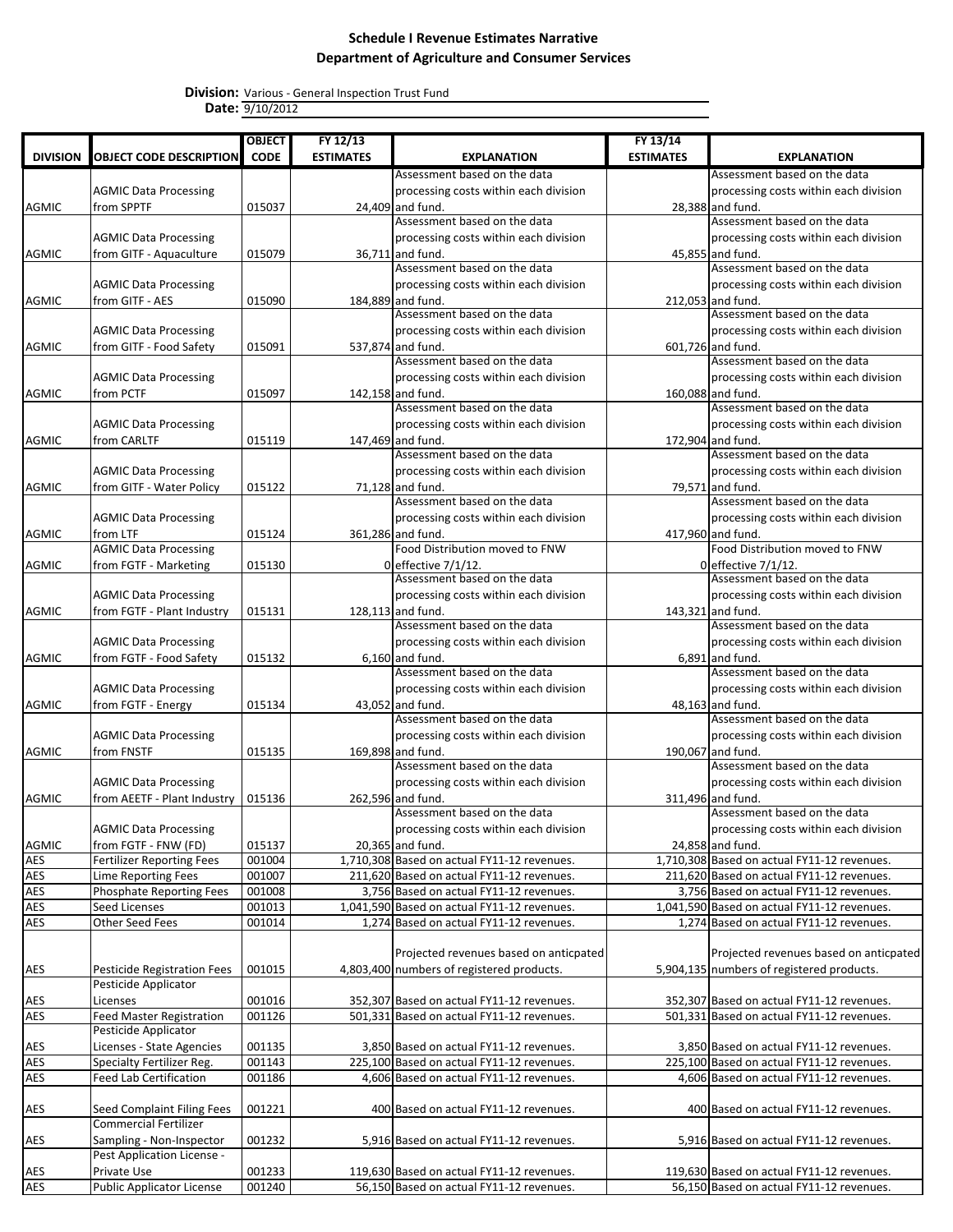**Schedule I Revenue Estimates Narrative**
**Department of Agriculture and Consumer Services**

**Division:** Various - General Inspection Trust Fund
**Date:** 9/10/2012

| DIVISION | OBJECT CODE DESCRIPTION | OBJECT CODE | FY 12/13 ESTIMATES | EXPLANATION | FY 13/14 ESTIMATES | EXPLANATION |
|---|---|---|---|---|---|---|
| AGMIC | AGMIC Data Processing from SPPTF | 015037 | 24,409 | Assessment based on the data processing costs within each division and fund. | 28,388 | Assessment based on the data processing costs within each division and fund. |
| AGMIC | AGMIC Data Processing from GITF - Aquaculture | 015079 | 36,711 | Assessment based on the data processing costs within each division and fund. | 45,855 | Assessment based on the data processing costs within each division and fund. |
| AGMIC | AGMIC Data Processing from GITF - AES | 015090 | 184,889 | Assessment based on the data processing costs within each division and fund. | 212,053 | Assessment based on the data processing costs within each division and fund. |
| AGMIC | AGMIC Data Processing from GITF - Food Safety | 015091 | 537,874 | Assessment based on the data processing costs within each division and fund. | 601,726 | Assessment based on the data processing costs within each division and fund. |
| AGMIC | AGMIC Data Processing from PCTF | 015097 | 142,158 | Assessment based on the data processing costs within each division and fund. | 160,088 | Assessment based on the data processing costs within each division and fund. |
| AGMIC | AGMIC Data Processing from CARLTF | 015119 | 147,469 | Assessment based on the data processing costs within each division and fund. | 172,904 | Assessment based on the data processing costs within each division and fund. |
| AGMIC | AGMIC Data Processing from GITF - Water Policy | 015122 | 71,128 | Assessment based on the data processing costs within each division and fund. | 79,571 | Assessment based on the data processing costs within each division and fund. |
| AGMIC | AGMIC Data Processing from LTF | 015124 | 361,286 | Assessment based on the data processing costs within each division and fund. | 417,960 | Assessment based on the data processing costs within each division and fund. |
| AGMIC | AGMIC Data Processing from FGTF - Marketing | 015130 | 0 | Food Distribution moved to FNW effective 7/1/12. | 0 | Food Distribution moved to FNW effective 7/1/12. |
| AGMIC | AGMIC Data Processing from FGTF - Plant Industry | 015131 | 128,113 | Assessment based on the data processing costs within each division and fund. | 143,321 | Assessment based on the data processing costs within each division and fund. |
| AGMIC | AGMIC Data Processing from FGTF - Food Safety | 015132 | 6,160 | Assessment based on the data processing costs within each division and fund. | 6,891 | Assessment based on the data processing costs within each division and fund. |
| AGMIC | AGMIC Data Processing from FGTF - Energy | 015134 | 43,052 | Assessment based on the data processing costs within each division and fund. | 48,163 | Assessment based on the data processing costs within each division and fund. |
| AGMIC | AGMIC Data Processing from FNSTF | 015135 | 169,898 | Assessment based on the data processing costs within each division and fund. | 190,067 | Assessment based on the data processing costs within each division and fund. |
| AGMIC | AGMIC Data Processing from AEETF - Plant Industry | 015136 | 262,596 | Assessment based on the data processing costs within each division and fund. | 311,496 | Assessment based on the data processing costs within each division and fund. |
| AGMIC | AGMIC Data Processing from FGTF - FNW (FD) | 015137 | 20,365 | Assessment based on the data processing costs within each division and fund. | 24,858 | Assessment based on the data processing costs within each division and fund. |
| AES | Fertilizer Reporting Fees | 001004 | 1,710,308 | Based on actual FY11-12 revenues. | 1,710,308 | Based on actual FY11-12 revenues. |
| AES | Lime Reporting Fees | 001007 | 211,620 | Based on actual FY11-12 revenues. | 211,620 | Based on actual FY11-12 revenues. |
| AES | Phosphate Reporting Fees | 001008 | 3,756 | Based on actual FY11-12 revenues. | 3,756 | Based on actual FY11-12 revenues. |
| AES | Seed Licenses | 001013 | 1,041,590 | Based on actual FY11-12 revenues. | 1,041,590 | Based on actual FY11-12 revenues. |
| AES | Other Seed Fees | 001014 | 1,274 | Based on actual FY11-12 revenues. | 1,274 | Based on actual FY11-12 revenues. |
| AES | Pesticide Registration Fees | 001015 | 4,803,400 | Projected revenues based on anticpated numbers of registered products. | 5,904,135 | Projected revenues based on anticpated numbers of registered products. |
| AES | Pesticide Applicator Licenses | 001016 | 352,307 | Based on actual FY11-12 revenues. | 352,307 | Based on actual FY11-12 revenues. |
| AES | Feed Master Registration | 001126 | 501,331 | Based on actual FY11-12 revenues. | 501,331 | Based on actual FY11-12 revenues. |
| AES | Pesticide Applicator Licenses - State Agencies | 001135 | 3,850 | Based on actual FY11-12 revenues. | 3,850 | Based on actual FY11-12 revenues. |
| AES | Specialty Fertilizer Reg. | 001143 | 225,100 | Based on actual FY11-12 revenues. | 225,100 | Based on actual FY11-12 revenues. |
| AES | Feed Lab Certification | 001186 | 4,606 | Based on actual FY11-12 revenues. | 4,606 | Based on actual FY11-12 revenues. |
| AES | Seed Complaint Filing Fees | 001221 | 400 | Based on actual FY11-12 revenues. | 400 | Based on actual FY11-12 revenues. |
| AES | Commercial Fertilizer Sampling - Non-Inspector | 001232 | 5,916 | Based on actual FY11-12 revenues. | 5,916 | Based on actual FY11-12 revenues. |
| AES | Pest Application License - Private Use | 001233 | 119,630 | Based on actual FY11-12 revenues. | 119,630 | Based on actual FY11-12 revenues. |
| AES | Public Applicator License | 001240 | 56,150 | Based on actual FY11-12 revenues. | 56,150 | Based on actual FY11-12 revenues. |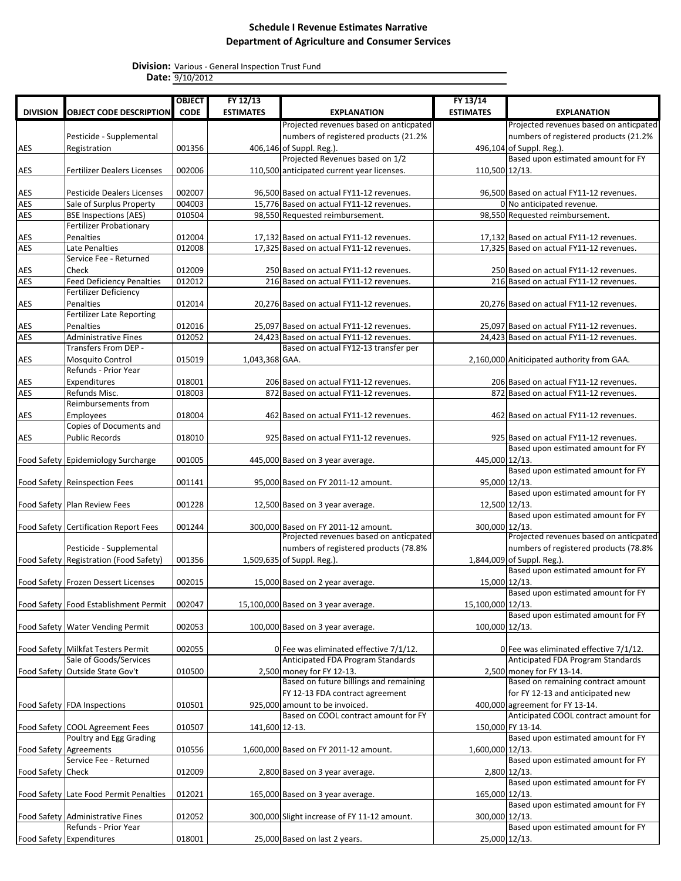## Schedule I Revenue Estimates Narrative
## Department of Agriculture and Consumer Services

**Division:** Various - General Inspection Trust Fund
**Date:** 9/10/2012

| DIVISION | OBJECT CODE DESCRIPTION | OBJECT CODE | FY 12/13 ESTIMATES | EXPLANATION | FY 13/14 ESTIMATES | EXPLANATION |
|---|---|---|---|---|---|---|
| AES | Pesticide - Supplemental Registration | 001356 | 406,146 | Projected revenues based on anticpated numbers of registered products (21.2% of Suppl. Reg.). | 496,104 | Projected revenues based on anticpated numbers of registered products (21.2% of Suppl. Reg.). |
| AES | Fertilizer Dealers Licenses | 002006 | 110,500 | Projected Revenues based on 1/2 anticipated current year licenses. | 110,500 | Based upon estimated amount for FY 12/13. |
| AES | Pesticide Dealers Licenses | 002007 | 96,500 | Based on actual FY11-12 revenues. | 96,500 | Based on actual FY11-12 revenues. |
| AES | Sale of Surplus Property | 004003 | 15,776 | Based on actual FY11-12 revenues. | 0 | No anticipated revenue. |
| AES | BSE Inspections (AES) | 010504 | 98,550 | Requested reimbursement. | 98,550 | Requested reimbursement. |
| AES | Fertilizer Probationary Penalties | 012004 | 17,132 | Based on actual FY11-12 revenues. | 17,132 | Based on actual FY11-12 revenues. |
| AES | Late Penalties | 012008 | 17,325 | Based on actual FY11-12 revenues. | 17,325 | Based on actual FY11-12 revenues. |
| AES | Service Fee - Returned Check | 012009 | 250 | Based on actual FY11-12 revenues. | 250 | Based on actual FY11-12 revenues. |
| AES | Feed Deficiency Penalties | 012012 | 216 | Based on actual FY11-12 revenues. | 216 | Based on actual FY11-12 revenues. |
| AES | Fertilizer Deficiency Penalties | 012014 | 20,276 | Based on actual FY11-12 revenues. | 20,276 | Based on actual FY11-12 revenues. |
| AES | Fertilizer Late Reporting Penalties | 012016 | 25,097 | Based on actual FY11-12 revenues. | 25,097 | Based on actual FY11-12 revenues. |
| AES | Administrative Fines | 012052 | 24,423 | Based on actual FY11-12 revenues. | 24,423 | Based on actual FY11-12 revenues. |
| AES | Transfers From DEP - Mosquito Control | 015019 | 1,043,368 | Based on actual FY12-13 transfer per GAA. | 2,160,000 | Aniticipated authority from GAA. |
| AES | Refunds - Prior Year Expenditures | 018001 | 206 | Based on actual FY11-12 revenues. | 206 | Based on actual FY11-12 revenues. |
| AES | Refunds Misc. | 018003 | 872 | Based on actual FY11-12 revenues. | 872 | Based on actual FY11-12 revenues. |
| AES | Reimbursements from Employees | 018004 | 462 | Based on actual FY11-12 revenues. | 462 | Based on actual FY11-12 revenues. |
| AES | Copies of Documents and Public Records | 018010 | 925 | Based on actual FY11-12 revenues. | 925 | Based on actual FY11-12 revenues. |
| Food Safety | Epidemiology Surcharge | 001005 | 445,000 | Based on 3 year average. | 445,000 | Based upon estimated amount for FY 12/13. |
| Food Safety | Reinspection Fees | 001141 | 95,000 | Based on FY 2011-12 amount. | 95,000 | Based upon estimated amount for FY 12/13. |
| Food Safety | Plan Review Fees | 001228 | 12,500 | Based on 3 year average. | 12,500 | Based upon estimated amount for FY 12/13. |
| Food Safety | Certification Report Fees | 001244 | 300,000 | Based on FY 2011-12 amount. | 300,000 | Based upon estimated amount for FY 12/13. |
| Food Safety | Pesticide - Supplemental Registration (Food Safety) | 001356 | 1,509,635 | Projected revenues based on anticpated numbers of registered products (78.8% of Suppl. Reg.). | 1,844,009 | Projected revenues based on anticpated numbers of registered products (78.8% of Suppl. Reg.). |
| Food Safety | Frozen Dessert Licenses | 002015 | 15,000 | Based on 2 year average. | 15,000 | Based upon estimated amount for FY 12/13. |
| Food Safety | Food Establishment Permit | 002047 | 15,100,000 | Based on 3 year average. | 15,100,000 | Based upon estimated amount for FY 12/13. |
| Food Safety | Water Vending Permit | 002053 | 100,000 | Based on 3 year average. | 100,000 | Based upon estimated amount for FY 12/13. |
| Food Safety | Milkfat Testers Permit | 002055 | 0 | Fee was eliminated effective 7/1/12. | 0 | Fee was eliminated effective 7/1/12. |
| Food Safety | Sale of Goods/Services Outside State Gov't | 010500 | 2,500 | Anticipated FDA Program Standards money for FY 12-13. | 2,500 | Anticipated FDA Program Standards money for FY 13-14. |
| Food Safety | FDA Inspections | 010501 | 925,000 | Based on future billings and remaining FY 12-13 FDA contract agreement amount to be invoiced. | 400,000 | Based on remaining contract amount for FY 12-13 and anticipated new agreement for FY 13-14. |
| Food Safety | COOL Agreement Fees | 010507 | 141,600 | Based on COOL contract amount for FY 12-13. | 150,000 | Anticipated COOL contract amount for FY 13-14. |
| Food Safety | Poultry and Egg Grading Agreements | 010556 | 1,600,000 | Based on FY 2011-12 amount. | 1,600,000 | Based upon estimated amount for FY 12/13. |
| Food Safety | Service Fee - Returned Check | 012009 | 2,800 | Based on 3 year average. | 2,800 | Based upon estimated amount for FY 12/13. |
| Food Safety | Late Food Permit Penalties | 012021 | 165,000 | Based on 3 year average. | 165,000 | Based upon estimated amount for FY 12/13. |
| Food Safety | Administrative Fines | 012052 | 300,000 | Slight increase of FY 11-12 amount. | 300,000 | Based upon estimated amount for FY 12/13. |
| Food Safety | Refunds - Prior Year Expenditures | 018001 | 25,000 | Based on last 2 years. | 25,000 | Based upon estimated amount for FY 12/13. |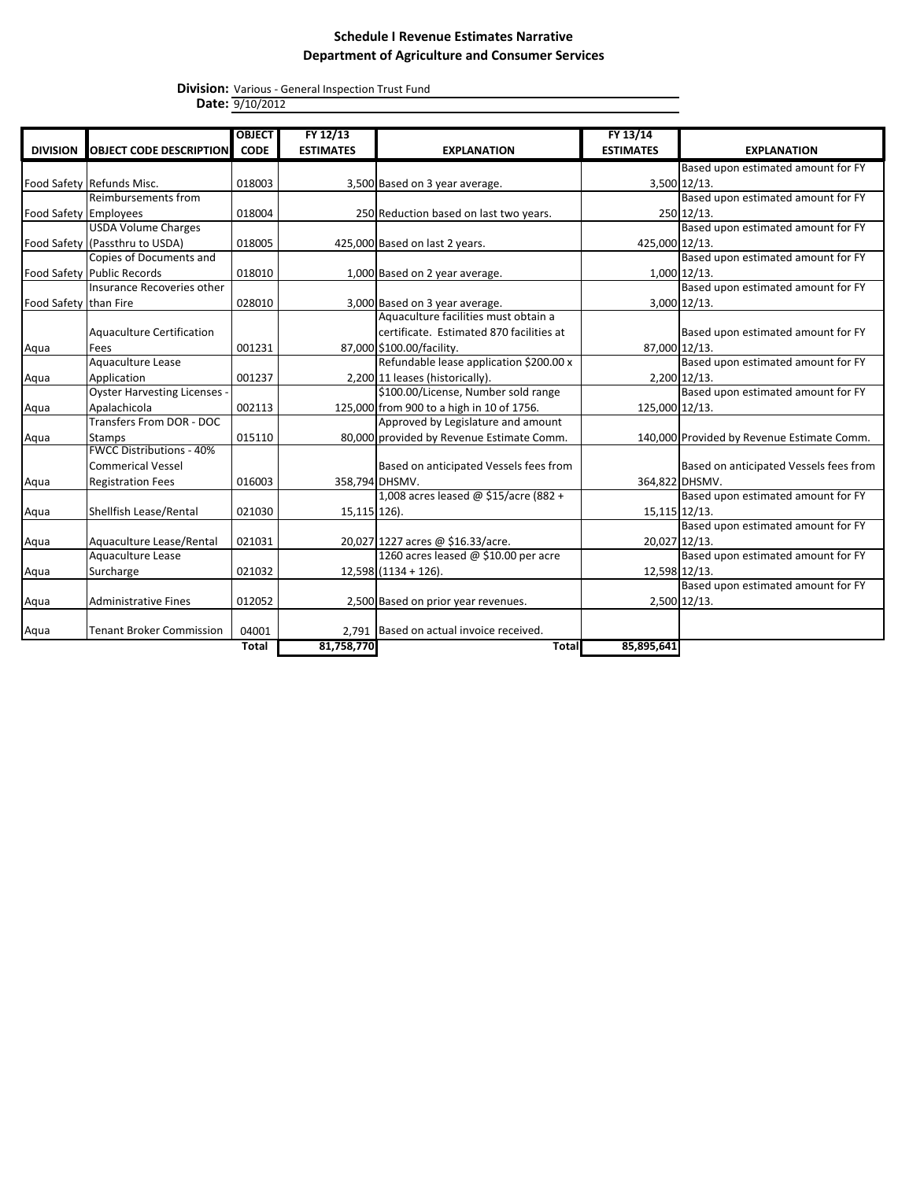# Schedule I Revenue Estimates Narrative
## Department of Agriculture and Consumer Services

**Division:** Various - General Inspection Trust Fund
**Date:** 9/10/2012

| DIVISION | OBJECT CODE DESCRIPTION | OBJECT CODE | FY 12/13 ESTIMATES | EXPLANATION | FY 13/14 ESTIMATES | EXPLANATION |
|---|---|---|---|---|---|---|
| Food Safety | Refunds Misc. | 018003 | 3,500 | Based on 3 year average. | 3,500 | Based upon estimated amount for FY 12/13. |
| Food Safety | Reimbursements from Employees | 018004 | 250 | Reduction based on last two years. | 250 | Based upon estimated amount for FY 12/13. |
| Food Safety | USDA Volume Charges (Passthru to USDA) | 018005 | 425,000 | Based on last 2 years. | 425,000 | Based upon estimated amount for FY 12/13. |
| Food Safety | Copies of Documents and Public Records | 018010 | 1,000 | Based on 2 year average. | 1,000 | Based upon estimated amount for FY 12/13. |
| Food Safety | Insurance Recoveries other than Fire | 028010 | 3,000 | Based on 3 year average. | 3,000 | Based upon estimated amount for FY 12/13. |
| Aqua | Aquaculture Certification Fees | 001231 | 87,000 | Aquaculture facilities must obtain a certificate. Estimated 870 facilities at $100.00/facility. | 87,000 | Based upon estimated amount for FY 12/13. |
| Aqua | Aquaculture Lease Application | 001237 | 2,200 | Refundable lease application $200.00 x 11 leases (historically). | 2,200 | Based upon estimated amount for FY 12/13. |
| Aqua | Oyster Harvesting Licenses - Apalachicola | 002113 | 125,000 | $100.00/License, Number sold range from 900 to a high in 10 of 1756. | 125,000 | Based upon estimated amount for FY 12/13. |
| Aqua | Transfers From DOR - DOC Stamps | 015110 | 80,000 | Approved by Legislature and amount provided by Revenue Estimate Comm. | 140,000 | Provided by Revenue Estimate Comm. |
| Aqua | FWCC Distributions - 40% Commerical Vessel Registration Fees | 016003 | 358,794 | Based on anticipated Vessels fees from DHSMV. | 364,822 | Based on anticipated Vessels fees from DHSMV. |
| Aqua | Shellfish Lease/Rental | 021030 | 15,115 | 1,008 acres leased @ $15/acre (882 + 126). | 15,115 | Based upon estimated amount for FY 12/13. |
| Aqua | Aquaculture Lease/Rental | 021031 | 20,027 | 1227 acres @ $16.33/acre. | 20,027 | Based upon estimated amount for FY 12/13. |
| Aqua | Aquaculture Lease Surcharge | 021032 | 12,598 | 1260 acres leased @ $10.00 per acre (1134 + 126). | 12,598 | Based upon estimated amount for FY 12/13. |
| Aqua | Administrative Fines | 012052 | 2,500 | Based on prior year revenues. | 2,500 | Based upon estimated amount for FY 12/13. |
| Aqua | Tenant Broker Commission | 04001 | 2,791 | Based on actual invoice received. | | |
| | | **Total** | **81,758,770** | **Total** | **85,895,641** | |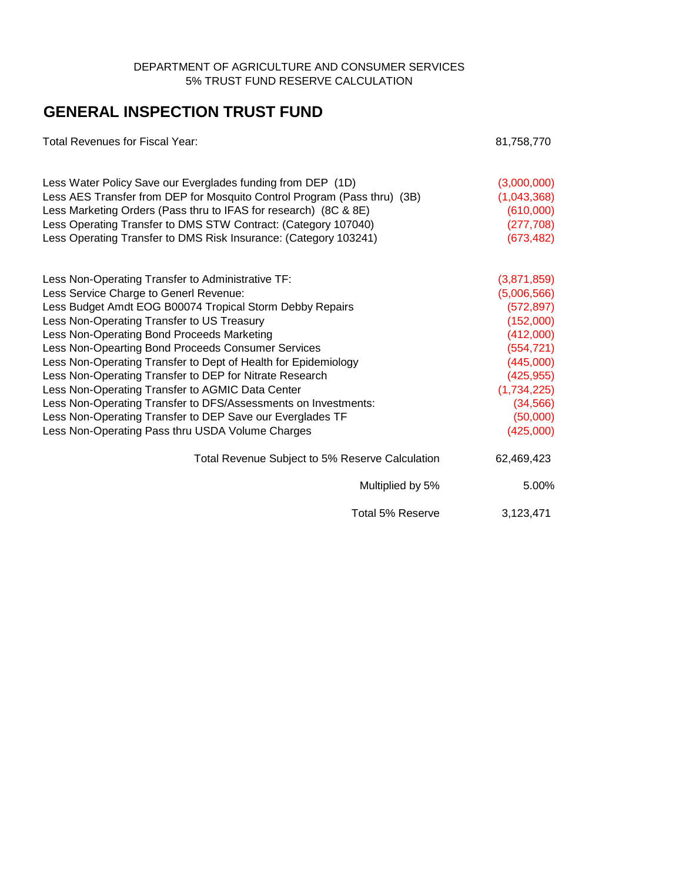DEPARTMENT OF AGRICULTURE AND CONSUMER SERVICES
5% TRUST FUND RESERVE CALCULATION

# GENERAL INSPECTION TRUST FUND

| | |
|---|---|
| Total Revenues for Fiscal Year: | 81,758,770 |
| | |
| Less Water Policy Save our Everglades funding from DEP (1D) | (3,000,000) |
| Less AES Transfer from DEP for Mosquito Control Program (Pass thru) (3B) | (1,043,368) |
| Less Marketing Orders (Pass thru to IFAS for research) (8C & 8E) | (610,000) |
| Less Operating Transfer to DMS STW Contract: (Category 107040) | (277,708) |
| Less Operating Transfer to DMS Risk Insurance: (Category 103241) | (673,482) |
| | |
| Less Non-Operating Transfer to Administrative TF: | (3,871,859) |
| Less Service Charge to Generl Revenue: | (5,006,566) |
| Less Budget Amdt EOG B00074 Tropical Storm Debby Repairs | (572,897) |
| Less Non-Operating Transfer to US Treasury | (152,000) |
| Less Non-Operating Bond Proceeds Marketing | (412,000) |
| Less Non-Opearting Bond Proceeds Consumer Services | (554,721) |
| Less Non-Operating Transfer to Dept of Health for Epidemiology | (445,000) |
| Less Non-Operating Transfer to DEP for Nitrate Research | (425,955) |
| Less Non-Operating Transfer to AGMIC Data Center | (1,734,225) |
| Less Non-Operating Transfer to DFS/Assessments on Investments: | (34,566) |
| Less Non-Operating Transfer to DEP Save our Everglades TF | (50,000) |
| Less Non-Operating Pass thru USDA Volume Charges | (425,000) |
| | |
| Total Revenue Subject to 5% Reserve Calculation | 62,469,423 |
| Multiplied by 5% | 5.00% |
| Total 5% Reserve | 3,123,471 |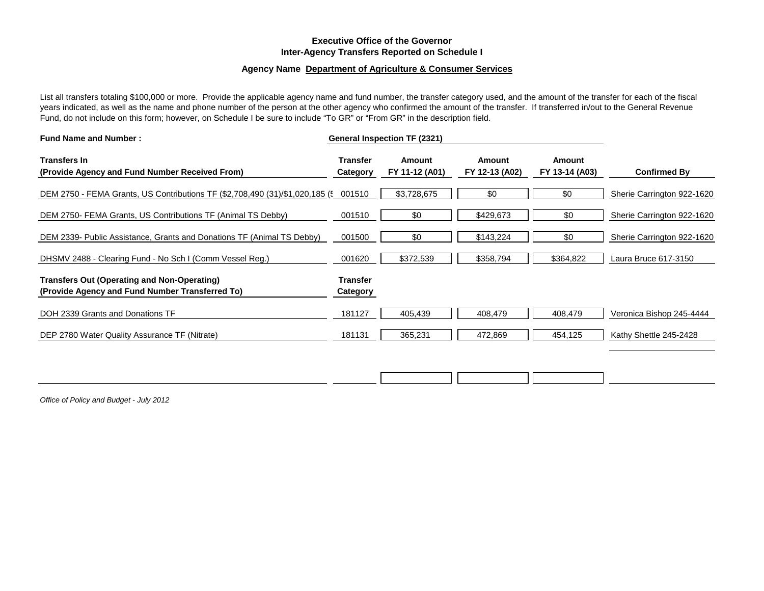**Executive Office of the Governor**
**Inter-Agency Transfers Reported on Schedule I**

**Agency Name Department of Agriculture & Consumer Services**

List all transfers totaling $100,000 or more. Provide the applicable agency name and fund number, the transfer category used, and the amount of the transfer for each of the fiscal years indicated, as well as the name and phone number of the person at the other agency who confirmed the amount of the transfer. If transferred in/out to the General Revenue Fund, do not include on this form; however, on Schedule I be sure to include "To GR" or "From GR" in the description field.

**Fund Name and Number :** **General Inspection TF (2321)**

| Transfers In (Provide Agency and Fund Number Received From) | Transfer Category | Amount FY 11-12 (A01) | Amount FY 12-13 (A02) | Amount FY 13-14 (A03) | Confirmed By |
|---|---|---|---|---|---|
| DEM 2750 - FEMA Grants, US Contributions TF ($2,708,490 (31)/$1,020,185 (5 | 001510 | $3,728,675 | $0 | $0 | Sherie Carrington 922-1620 |
| DEM 2750- FEMA Grants, US Contributions TF (Animal TS Debby) | 001510 | $0 | $429,673 | $0 | Sherie Carrington 922-1620 |
| DEM 2339- Public Assistance, Grants and Donations TF (Animal TS Debby) | 001500 | $0 | $143,224 | $0 | Sherie Carrington 922-1620 |
| DHSMV 2488 - Clearing Fund - No Sch I (Comm Vessel Reg.) | 001620 | $372,539 | $358,794 | $364,822 | Laura Bruce 617-3150 |

| Transfers Out (Operating and Non-Operating) (Provide Agency and Fund Number Transferred To) | Transfer Category | Amount FY 11-12 (A01) | Amount FY 12-13 (A02) | Amount FY 13-14 (A03) | Confirmed By |
|---|---|---|---|---|---|
| DOH 2339 Grants and Donations TF | 181127 | 405,439 | 408,479 | 408,479 | Veronica Bishop 245-4444 |
| DEP 2780 Water Quality Assurance TF (Nitrate) | 181131 | 365,231 | 472,869 | 454,125 | Kathy Shettle 245-2428 |

*Office of Policy and Budget - July 2012*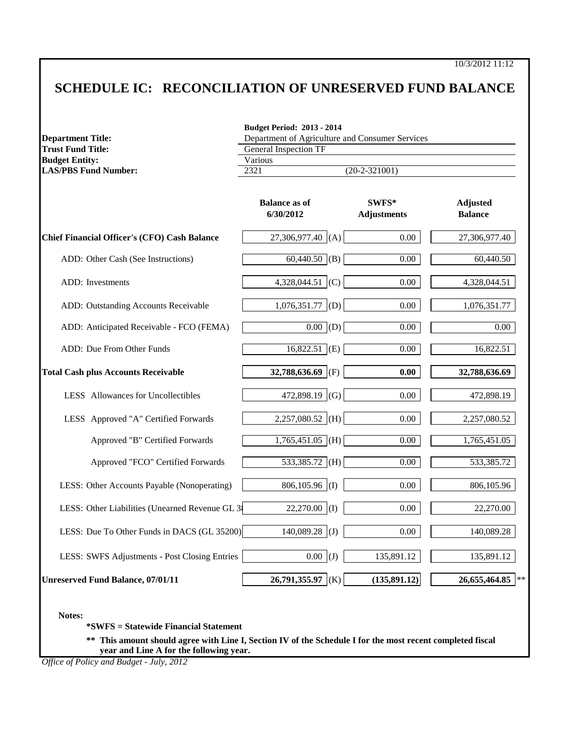10/3/2012 11:12

# SCHEDULE IC: RECONCILIATION OF UNRESERVED FUND BALANCE

**Budget Period: 2013 - 2014**

| | |
|---|---|
| **Department Title:** | Department of Agriculture and Consumer Services |
| **Trust Fund Title:** | General Inspection TF |
| **Budget Entity:** | Various |
| **LAS/PBS Fund Number:** | 2321 (20-2-321001) |

| | Balance as of 6/30/2012 | | SWFS* Adjustments | Adjusted Balance |
|---|---|---|---|---|
| **Chief Financial Officer's (CFO) Cash Balance** | 27,306,977.40 | (A) | 0.00 | 27,306,977.40 |
| ADD: Other Cash (See Instructions) | 60,440.50 | (B) | 0.00 | 60,440.50 |
| ADD: Investments | 4,328,044.51 | (C) | 0.00 | 4,328,044.51 |
| ADD: Outstanding Accounts Receivable | 1,076,351.77 | (D) | 0.00 | 1,076,351.77 |
| ADD: Anticipated Receivable - FCO (FEMA) | 0.00 | (D) | 0.00 | 0.00 |
| ADD: Due From Other Funds | 16,822.51 | (E) | 0.00 | 16,822.51 |
| **Total Cash plus Accounts Receivable** | **32,788,636.69** | (F) | **0.00** | **32,788,636.69** |
| LESS Allowances for Uncollectibles | 472,898.19 | (G) | 0.00 | 472,898.19 |
| LESS Approved "A" Certified Forwards | 2,257,080.52 | (H) | 0.00 | 2,257,080.52 |
| Approved "B" Certified Forwards | 1,765,451.05 | (H) | 0.00 | 1,765,451.05 |
| Approved "FCO" Certified Forwards | 533,385.72 | (H) | 0.00 | 533,385.72 |
| LESS: Other Accounts Payable (Nonoperating) | 806,105.96 | (I) | 0.00 | 806,105.96 |
| LESS: Other Liabilities (Unearned Revenue GL 3 | 22,270.00 | (I) | 0.00 | 22,270.00 |
| LESS: Due To Other Funds in DACS (GL 35200) | 140,089.28 | (J) | 0.00 | 140,089.28 |
| LESS: SWFS Adjustments - Post Closing Entries | 0.00 | (J) | 135,891.12 | 135,891.12 |
| **Unreserved Fund Balance, 07/01/11** | **26,791,355.97** | (K) | **(135,891.12)** | **26,655,464.85** ** |

**Notes:**

**\*SWFS = Statewide Financial Statement**

**\*\* This amount should agree with Line I, Section IV of the Schedule I for the most recent completed fiscal year and Line A for the following year.**

*Office of Policy and Budget - July, 2012*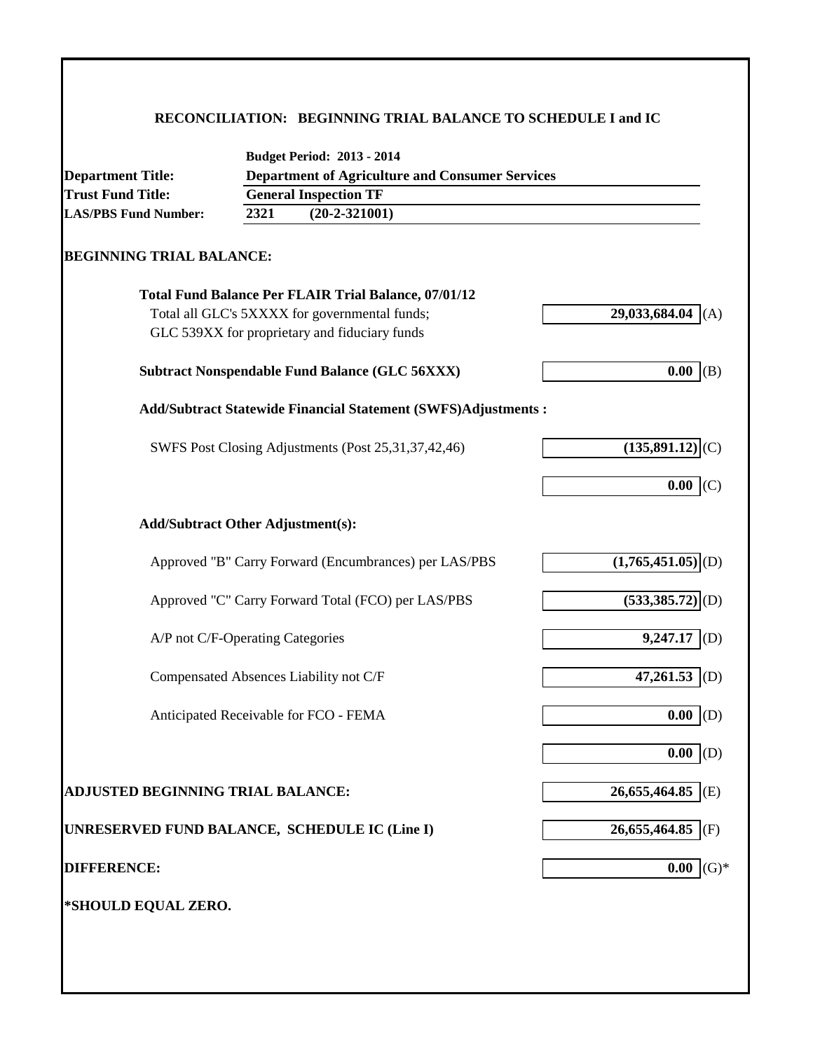## RECONCILIATION: BEGINNING TRIAL BALANCE TO SCHEDULE I and IC

| | |
|---|---|
| | **Budget Period: 2013 - 2014** |
| **Department Title:** | **Department of Agriculture and Consumer Services** |
| **Trust Fund Title:** | **General Inspection TF** |
| **LAS/PBS Fund Number:** | **2321 (20-2-321001)** |

### BEGINNING TRIAL BALANCE:

| | | |
|---|---|---|
| **Total Fund Balance Per FLAIR Trial Balance, 07/01/12** | | |
| Total all GLC's 5XXXX for governmental funds; GLC 539XX for proprietary and fiduciary funds | **29,033,684.04** | (A) |
| **Subtract Nonspendable Fund Balance (GLC 56XXX)** | **0.00** | (B) |
| **Add/Subtract Statewide Financial Statement (SWFS)Adjustments :** | | |
| SWFS Post Closing Adjustments (Post 25,31,37,42,46) | **(135,891.12)** | (C) |
| | **0.00** | (C) |
| **Add/Subtract Other Adjustment(s):** | | |
| Approved "B" Carry Forward (Encumbrances) per LAS/PBS | **(1,765,451.05)** | (D) |
| Approved "C" Carry Forward Total (FCO) per LAS/PBS | **(533,385.72)** | (D) |
| A/P not C/F-Operating Categories | **9,247.17** | (D) |
| Compensated Absences Liability not C/F | **47,261.53** | (D) |
| Anticipated Receivable for FCO - FEMA | **0.00** | (D) |
| | **0.00** | (D) |
| **ADJUSTED BEGINNING TRIAL BALANCE:** | **26,655,464.85** | (E) |
| **UNRESERVED FUND BALANCE, SCHEDULE IC (Line I)** | **26,655,464.85** | (F) |
| **DIFFERENCE:** | **0.00** | (G)* |

**\*SHOULD EQUAL ZERO.**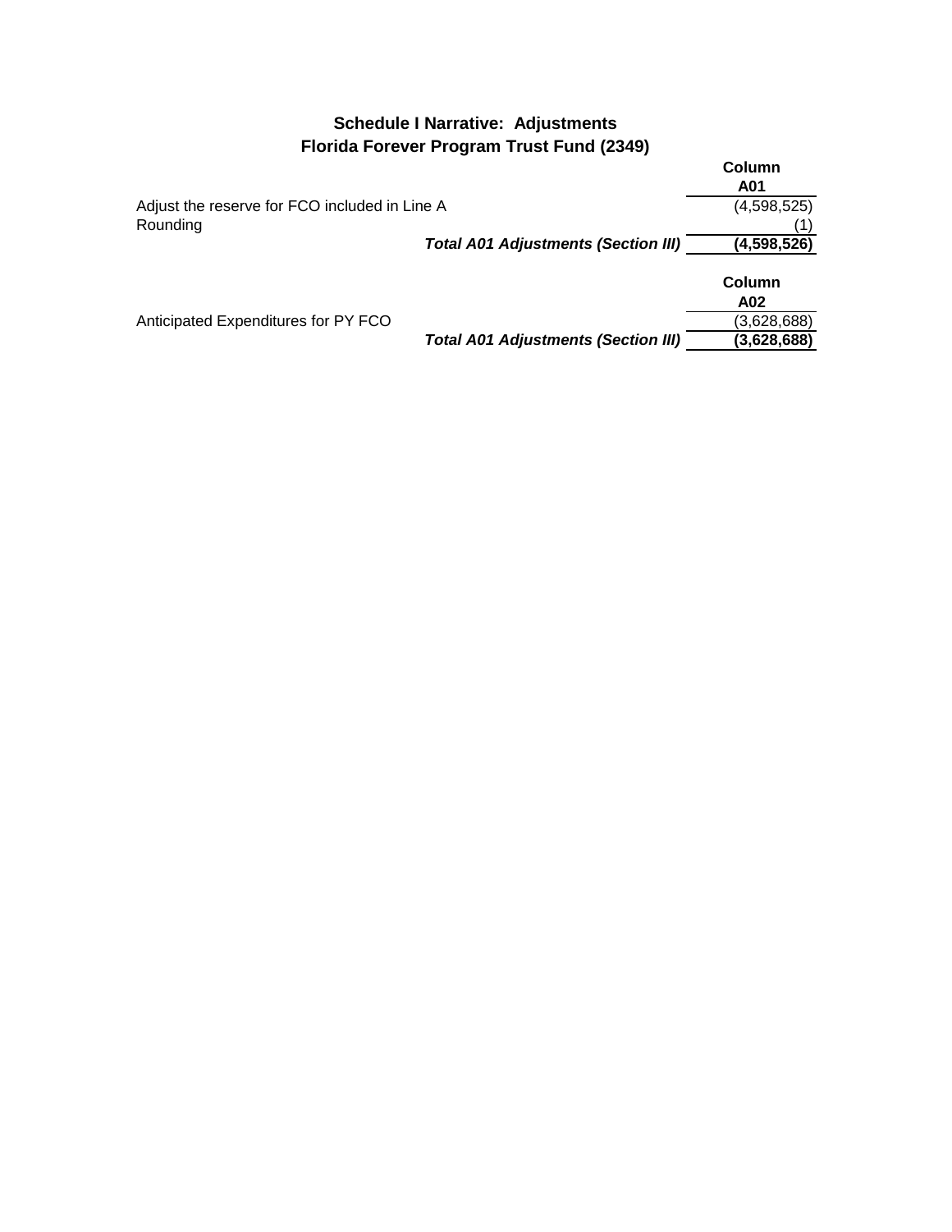## Schedule I Narrative: Adjustments
## Florida Forever Program Trust Fund (2349)

| | Column A01 |
|---|---|
| Adjust the reserve for FCO included in Line A | (4,598,525) |
| Rounding | (1) |
| ***Total A01 Adjustments (Section III)*** | **(4,598,526)** |

| | Column A02 |
|---|---|
| Anticipated Expenditures for PY FCO | (3,628,688) |
| ***Total A01 Adjustments (Section III)*** | **(3,628,688)** |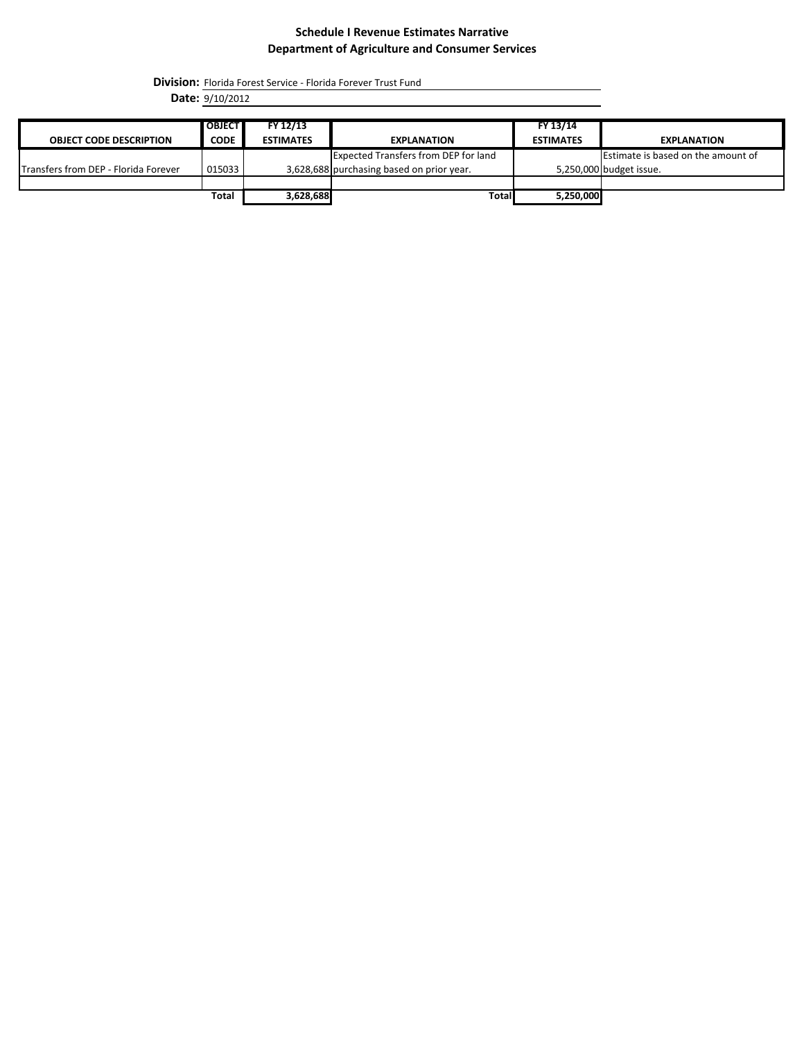# Schedule I Revenue Estimates Narrative
## Department of Agriculture and Consumer Services

**Division:** Florida Forest Service - Florida Forever Trust Fund

**Date:** 9/10/2012

| OBJECT CODE DESCRIPTION | OBJECT CODE | FY 12/13 ESTIMATES | EXPLANATION | FY 13/14 ESTIMATES | EXPLANATION |
|---|---|---|---|---|---|
| Transfers from DEP - Florida Forever | 015033 | 3,628,688 | Expected Transfers from DEP for land purchasing based on prior year. | 5,250,000 | Estimate is based on the amount of budget issue. |
| | | | | | |
| | Total | 3,628,688 | Total | 5,250,000 | |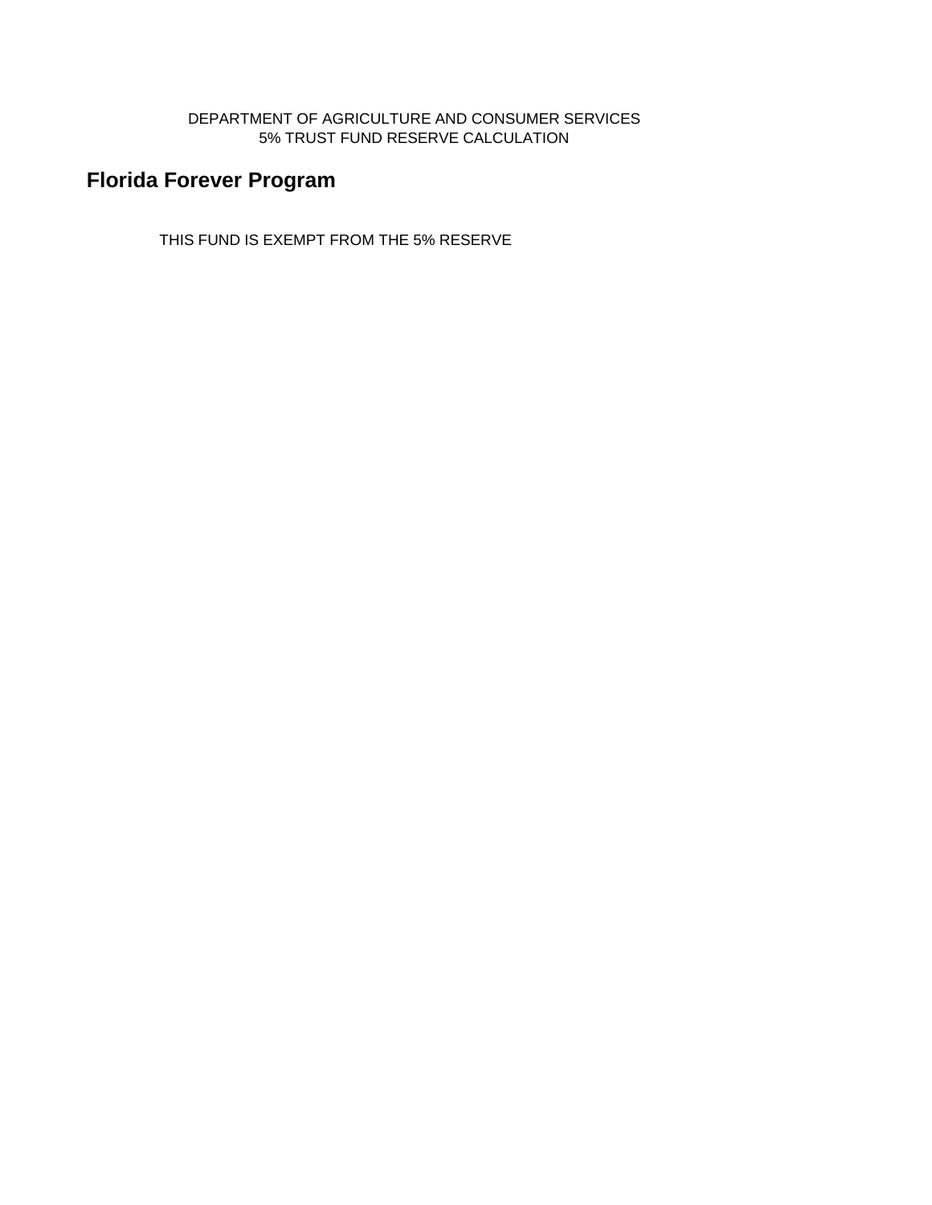DEPARTMENT OF AGRICULTURE AND CONSUMER SERVICES
5% TRUST FUND RESERVE CALCULATION

# Florida Forever Program

THIS FUND IS EXEMPT FROM THE 5% RESERVE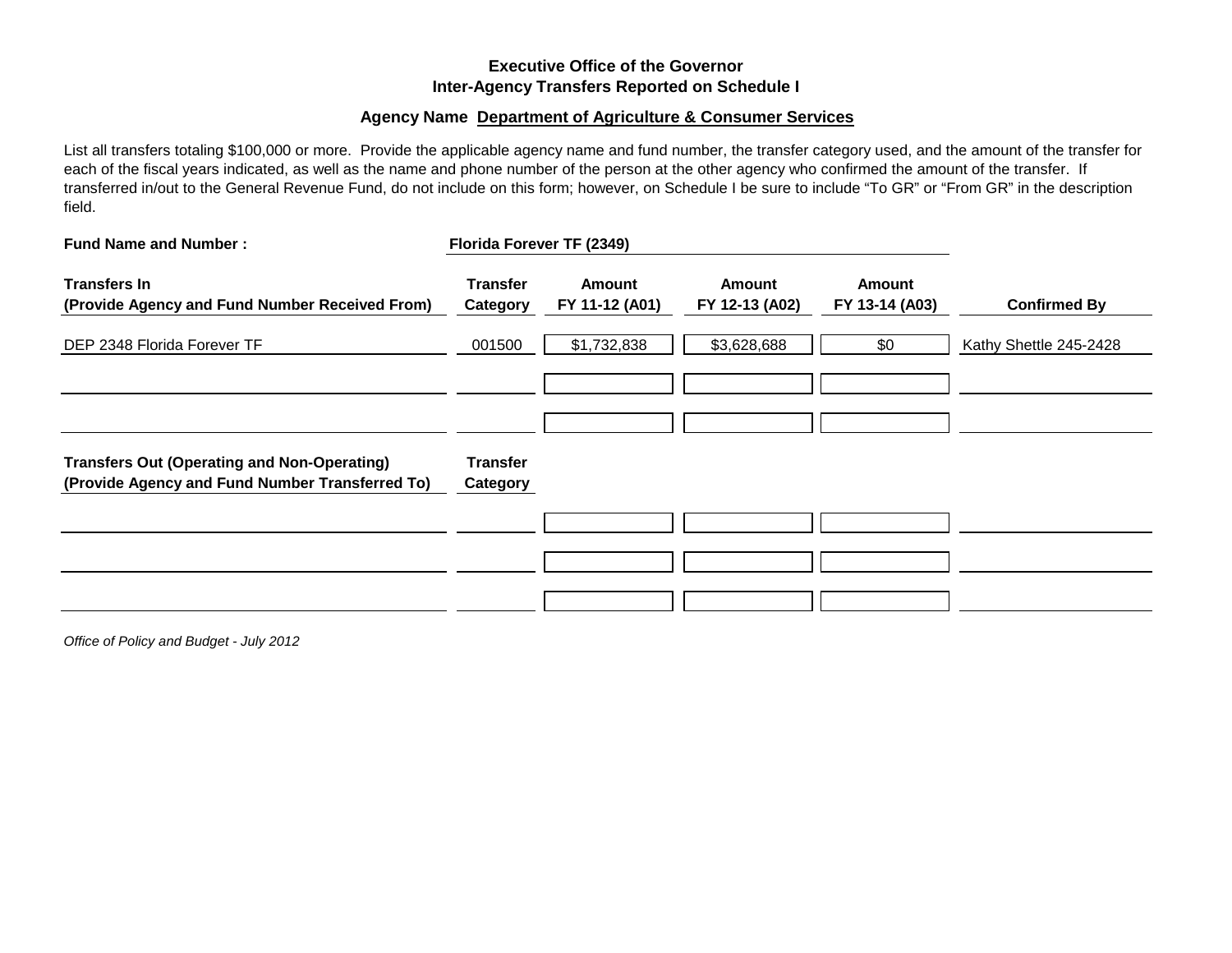# Executive Office of the Governor
## Inter-Agency Transfers Reported on Schedule I

**Agency Name** **Department of Agriculture & Consumer Services**

List all transfers totaling $100,000 or more. Provide the applicable agency name and fund number, the transfer category used, and the amount of the transfer for each of the fiscal years indicated, as well as the name and phone number of the person at the other agency who confirmed the amount of the transfer. If transferred in/out to the General Revenue Fund, do not include on this form; however, on Schedule I be sure to include "To GR" or "From GR" in the description field.

**Fund Name and Number :** **Florida Forever TF (2349)**

| Transfers In (Provide Agency and Fund Number Received From) | Transfer Category | Amount FY 11-12 (A01) | Amount FY 12-13 (A02) | Amount FY 13-14 (A03) | Confirmed By |
|---|---|---|---|---|---|
| DEP 2348 Florida Forever TF | 001500 | $1,732,838 | $3,628,688 | $0 | Kathy Shettle 245-2428 |
| | | | | | |
| | | | | | |

| Transfers Out (Operating and Non-Operating) (Provide Agency and Fund Number Transferred To) | Transfer Category | | | | |
|---|---|---|---|---|---|
| | | | | | |
| | | | | | |
| | | | | | |

*Office of Policy and Budget - July 2012*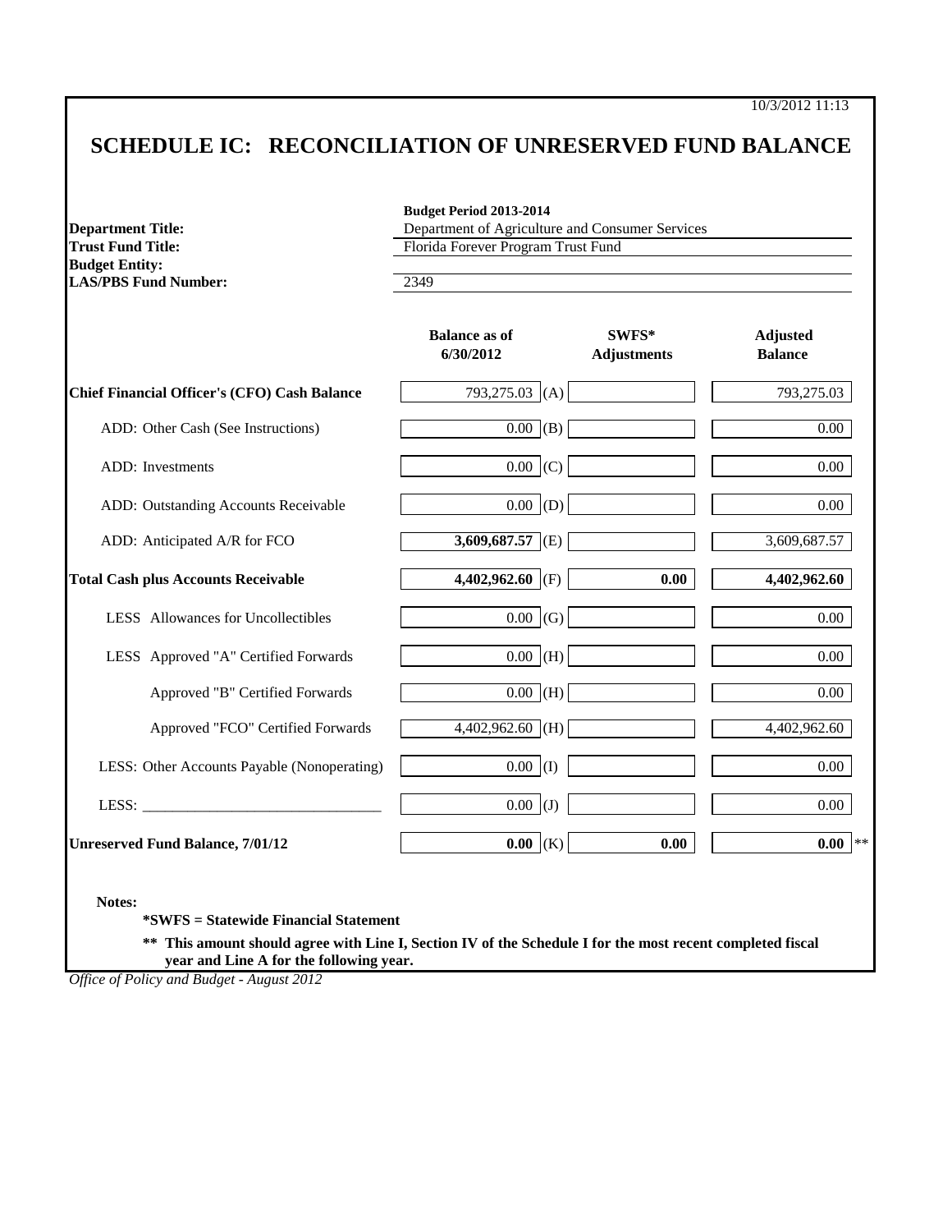10/3/2012 11:13

# SCHEDULE IC: RECONCILIATION OF UNRESERVED FUND BALANCE

**Budget Period 2013-2014**

**Department Title:** Department of Agriculture and Consumer Services
**Trust Fund Title:** Florida Forever Program Trust Fund
**Budget Entity:**
**LAS/PBS Fund Number:** 2349

| | Balance as of 6/30/2012 | | SWFS* Adjustments | Adjusted Balance |
|---|---|---|---|---|
| **Chief Financial Officer's (CFO) Cash Balance** | 793,275.03 | (A) | | 793,275.03 |
| ADD: Other Cash (See Instructions) | 0.00 | (B) | | 0.00 |
| ADD: Investments | 0.00 | (C) | | 0.00 |
| ADD: Outstanding Accounts Receivable | 0.00 | (D) | | 0.00 |
| ADD: Anticipated A/R for FCO | **3,609,687.57** | (E) | | 3,609,687.57 |
| **Total Cash plus Accounts Receivable** | **4,402,962.60** | (F) | **0.00** | **4,402,962.60** |
| LESS Allowances for Uncollectibles | 0.00 | (G) | | 0.00 |
| LESS Approved "A" Certified Forwards | 0.00 | (H) | | 0.00 |
| Approved "B" Certified Forwards | 0.00 | (H) | | 0.00 |
| Approved "FCO" Certified Forwards | 4,402,962.60 | (H) | | 4,402,962.60 |
| LESS: Other Accounts Payable (Nonoperating) | 0.00 | (I) | | 0.00 |
| LESS: _______________________________ | 0.00 | (J) | | 0.00 |
| **Unreserved Fund Balance, 7/01/12** | **0.00** | (K) | **0.00** | **0.00** ** |

**Notes:**

**\*SWFS = Statewide Financial Statement**

**\*\* This amount should agree with Line I, Section IV of the Schedule I for the most recent completed fiscal year and Line A for the following year.**

*Office of Policy and Budget - August 2012*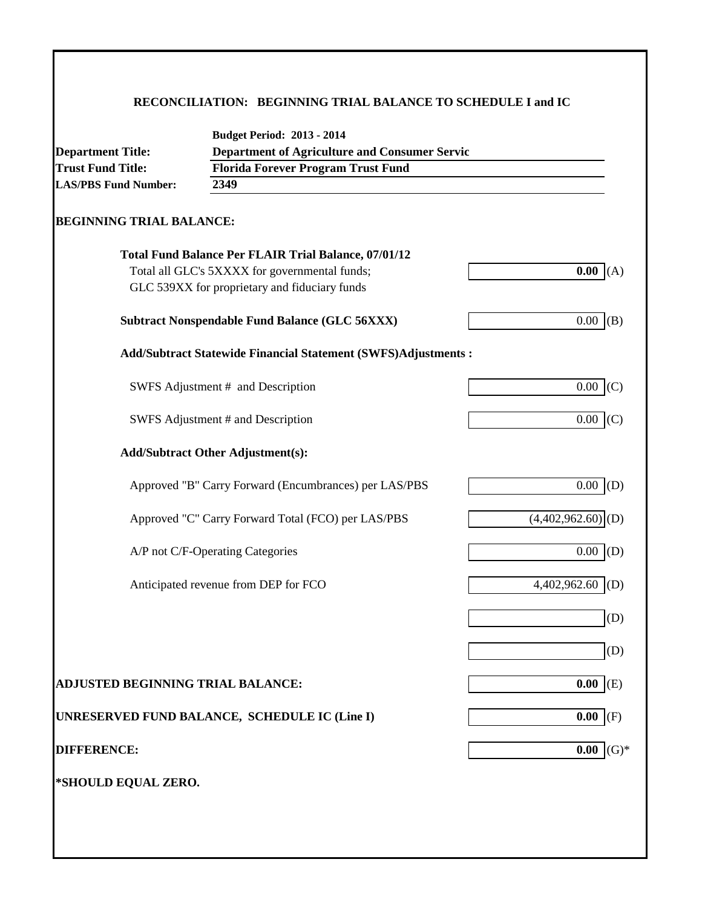## RECONCILIATION: BEGINNING TRIAL BALANCE TO SCHEDULE I and IC

| | |
|---|---|
| | **Budget Period: 2013 - 2014** |
| **Department Title:** | **Department of Agriculture and Consumer Servic** |
| **Trust Fund Title:** | **Florida Forever Program Trust Fund** |
| **LAS/PBS Fund Number:** | **2349** |

**BEGINNING TRIAL BALANCE:**

| | | |
|---|---|---|
| **Total Fund Balance Per FLAIR Trial Balance, 07/01/12** | | |
| Total all GLC's 5XXXX for governmental funds; GLC 539XX for proprietary and fiduciary funds | **0.00** | (A) |
| **Subtract Nonspendable Fund Balance (GLC 56XXX)** | 0.00 | (B) |
| **Add/Subtract Statewide Financial Statement (SWFS)Adjustments :** | | |
| SWFS Adjustment # and Description | 0.00 | (C) |
| SWFS Adjustment # and Description | 0.00 | (C) |
| **Add/Subtract Other Adjustment(s):** | | |
| Approved "B" Carry Forward (Encumbrances) per LAS/PBS | 0.00 | (D) |
| Approved "C" Carry Forward Total (FCO) per LAS/PBS | (4,402,962.60) | (D) |
| A/P not C/F-Operating Categories | 0.00 | (D) |
| Anticipated revenue from DEP for FCO | 4,402,962.60 | (D) |
| | | (D) |
| | | (D) |
| **ADJUSTED BEGINNING TRIAL BALANCE:** | **0.00** | (E) |
| **UNRESERVED FUND BALANCE, SCHEDULE IC (Line I)** | **0.00** | (F) |
| **DIFFERENCE:** | **0.00** | (G)* |

***SHOULD EQUAL ZERO.**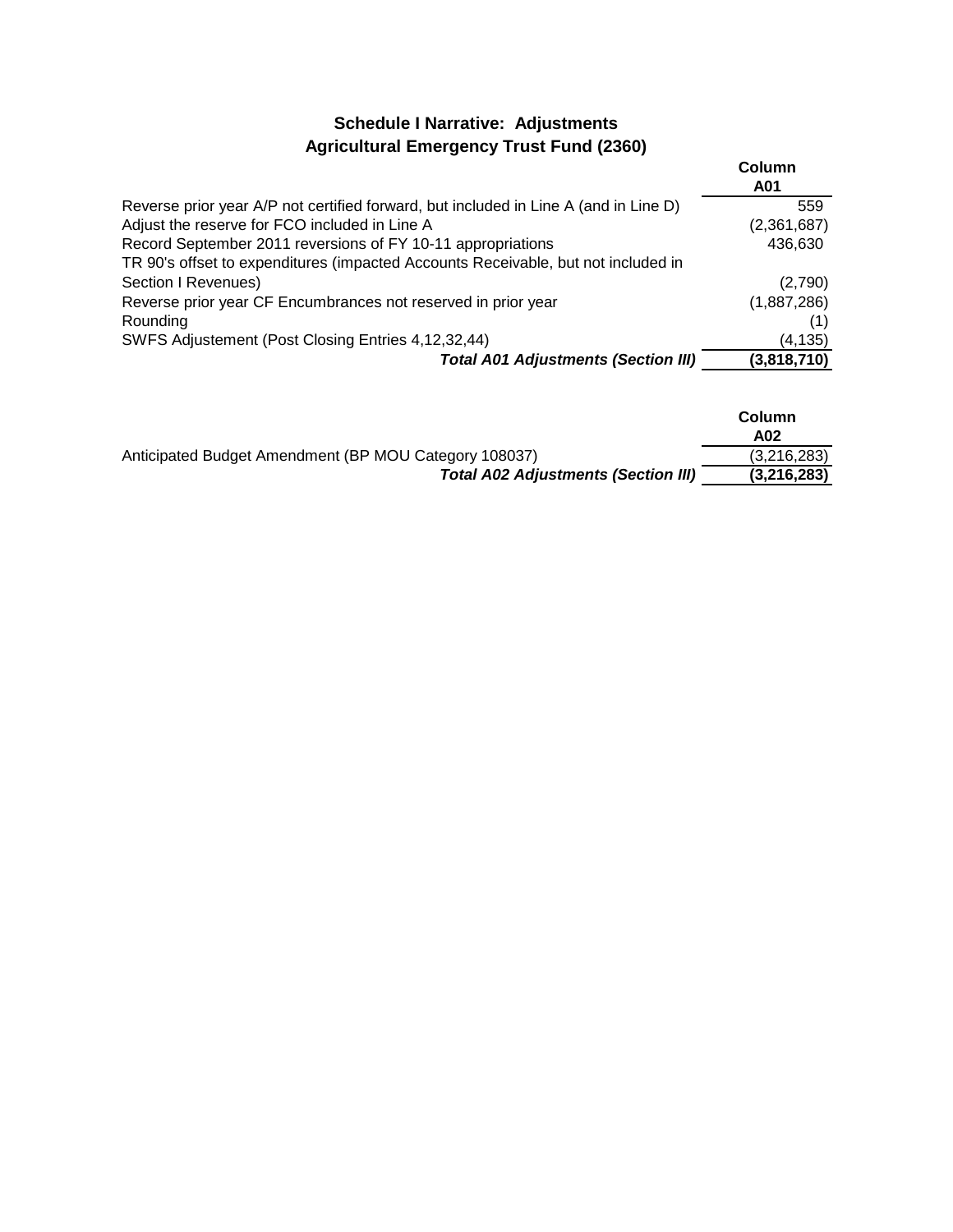## Schedule I Narrative: Adjustments
## Agricultural Emergency Trust Fund (2360)

| | Column A01 |
|---|---|
| Reverse prior year A/P not certified forward, but included in Line A (and in Line D) | 559 |
| Adjust the reserve for FCO included in Line A | (2,361,687) |
| Record September 2011 reversions of FY 10-11 appropriations | 436,630 |
| TR 90's offset to expenditures (impacted Accounts Receivable, but not included in Section I Revenues) | (2,790) |
| Reverse prior year CF Encumbrances not reserved in prior year | (1,887,286) |
| Rounding | (1) |
| SWFS Adjustement (Post Closing Entries 4,12,32,44) | (4,135) |
| ***Total A01 Adjustments (Section III)*** | **(3,818,710)** |

| | Column A02 |
|---|---|
| Anticipated Budget Amendment (BP MOU Category 108037) | (3,216,283) |
| ***Total A02 Adjustments (Section III)*** | **(3,216,283)** |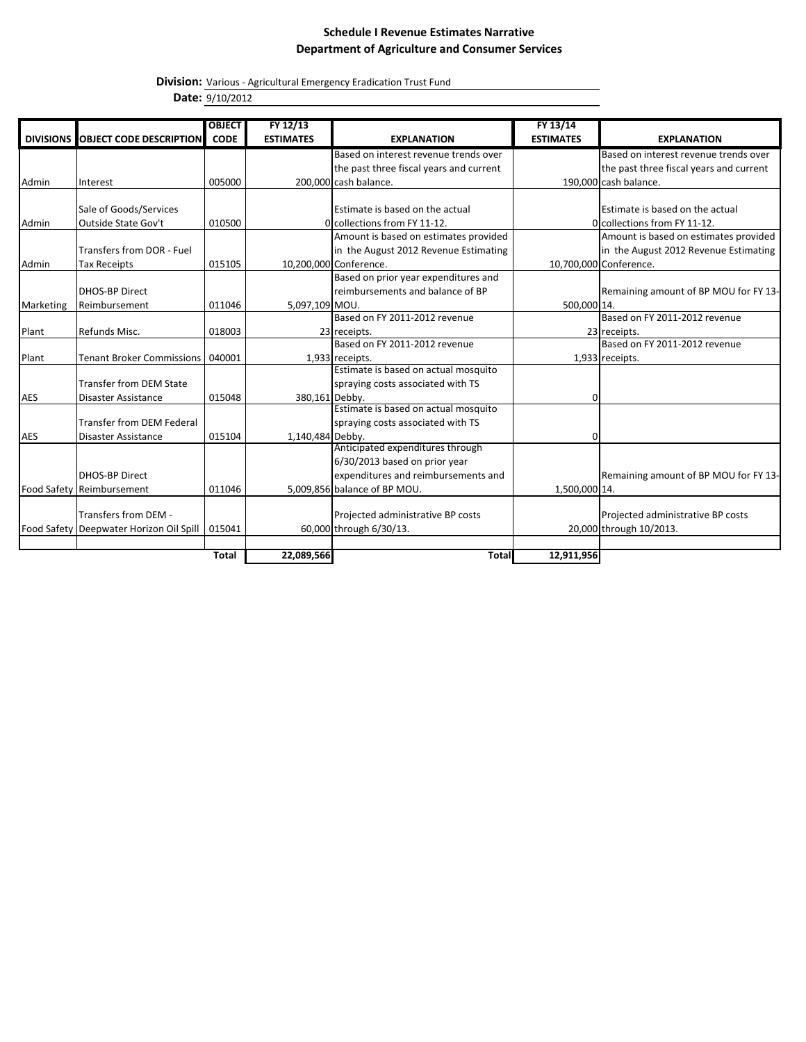**Schedule I Revenue Estimates Narrative**
**Department of Agriculture and Consumer Services**

**Division:** Various - Agricultural Emergency Eradication Trust Fund
**Date:** 9/10/2012

| DIVISIONS | OBJECT CODE DESCRIPTION | OBJECT CODE | FY 12/13 ESTIMATES | EXPLANATION | FY 13/14 ESTIMATES | EXPLANATION |
|---|---|---|---|---|---|---|
| Admin | Interest | 005000 | 200,000 | Based on interest revenue trends over the past three fiscal years and current cash balance. | 190,000 | Based on interest revenue trends over the past three fiscal years and current cash balance. |
| Admin | Sale of Goods/Services Outside State Gov't | 010500 | 0 | Estimate is based on the actual collections from FY 11-12. | 0 | Estimate is based on the actual collections from FY 11-12. |
| Admin | Transfers from DOR - Fuel Tax Receipts | 015105 | 10,200,000 | Amount is based on estimates provided in the August 2012 Revenue Estimating Conference. | 10,700,000 | Amount is based on estimates provided in the August 2012 Revenue Estimating Conference. |
| Marketing | DHOS-BP Direct Reimbursement | 011046 | 5,097,109 | Based on prior year expenditures and reimbursements and balance of BP MOU. | 500,000 | Remaining amount of BP MOU for FY 13-14. |
| Plant | Refunds Misc. | 018003 | 23 | Based on FY 2011-2012 revenue receipts. | 23 | Based on FY 2011-2012 revenue receipts. |
| Plant | Tenant Broker Commissions | 040001 | 1,933 | Based on FY 2011-2012 revenue receipts. | 1,933 | Based on FY 2011-2012 revenue receipts. |
| AES | Transfer from DEM State Disaster Assistance | 015048 | 380,161 | Estimate is based on actual mosquito spraying costs associated with TS Debby. | 0 | |
| AES | Transfer from DEM Federal Disaster Assistance | 015104 | 1,140,484 | Estimate is based on actual mosquito spraying costs associated with TS Debby. | 0 | |
| Food Safety | DHOS-BP Direct Reimbursement | 011046 | 5,009,856 | Anticipated expenditures through 6/30/2013 based on prior year expenditures and reimbursements and balance of BP MOU. | 1,500,000 | Remaining amount of BP MOU for FY 13-14. |
| Food Safety | Transfers from DEM - Deepwater Horizon Oil Spill | 015041 | 60,000 | Projected administrative BP costs through 6/30/13. | 20,000 | Projected administrative BP costs through 10/2013. |
| | | **Total** | **22,089,566** | **Total** | **12,911,956** | |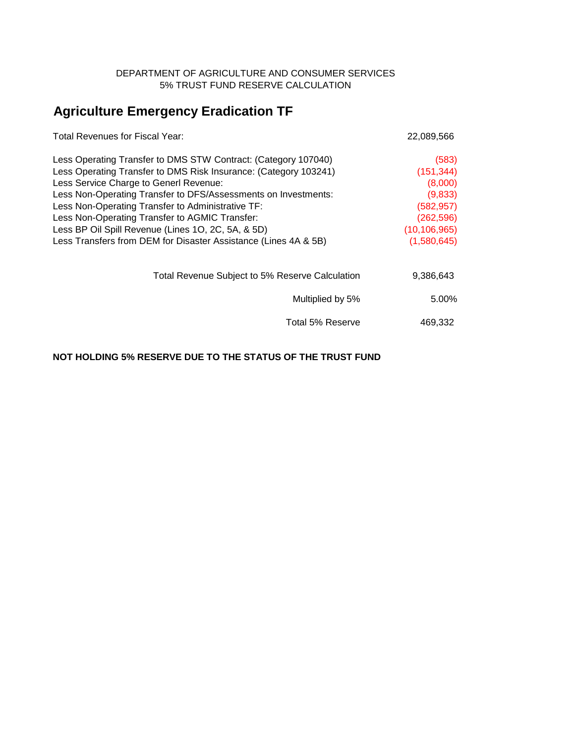DEPARTMENT OF AGRICULTURE AND CONSUMER SERVICES
5% TRUST FUND RESERVE CALCULATION

## Agriculture Emergency Eradication TF

| | |
|---|---|
| Total Revenues for Fiscal Year: | 22,089,566 |
| | |
| Less Operating Transfer to DMS STW Contract: (Category 107040) | (583) |
| Less Operating Transfer to DMS Risk Insurance: (Category 103241) | (151,344) |
| Less Service Charge to Generl Revenue: | (8,000) |
| Less Non-Operating Transfer to DFS/Assessments on Investments: | (9,833) |
| Less Non-Operating Transfer to Administrative TF: | (582,957) |
| Less Non-Operating Transfer to AGMIC Transfer: | (262,596) |
| Less BP Oil Spill Revenue (Lines 1O, 2C, 5A, & 5D) | (10,106,965) |
| Less Transfers from DEM for Disaster Assistance (Lines 4A & 5B) | (1,580,645) |
| | |
| Total Revenue Subject to 5% Reserve Calculation | 9,386,643 |
| Multiplied by 5% | 5.00% |
| Total 5% Reserve | 469,332 |

**NOT HOLDING 5% RESERVE DUE TO THE STATUS OF THE TRUST FUND**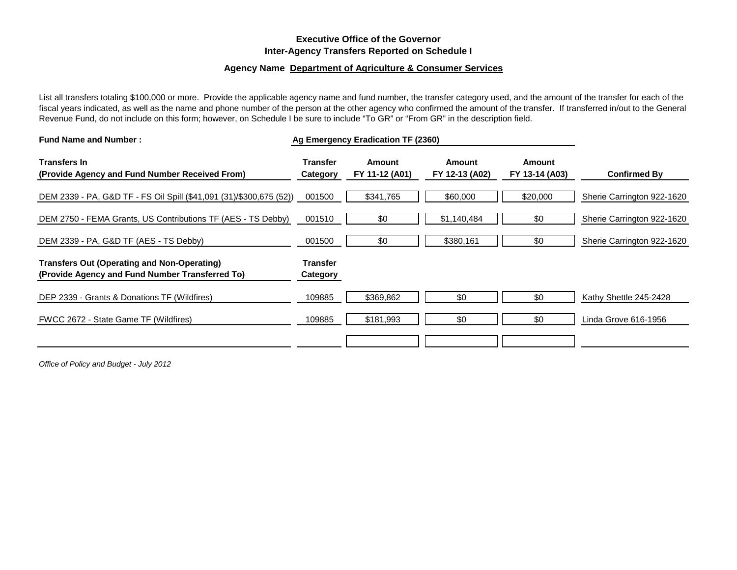## Executive Office of the Governor
## Inter-Agency Transfers Reported on Schedule I

**Agency Name Department of Agriculture & Consumer Services**

List all transfers totaling $100,000 or more. Provide the applicable agency name and fund number, the transfer category used, and the amount of the transfer for each of the fiscal years indicated, as well as the name and phone number of the person at the other agency who confirmed the amount of the transfer. If transferred in/out to the General Revenue Fund, do not include on this form; however, on Schedule I be sure to include "To GR" or "From GR" in the description field.

**Fund Name and Number : Ag Emergency Eradication TF (2360)**

| **Transfers In (Provide Agency and Fund Number Received From)** | **Transfer Category** | **Amount FY 11-12 (A01)** | **Amount FY 12-13 (A02)** | **Amount FY 13-14 (A03)** | **Confirmed By** |
|---|---|---|---|---|---|
| DEM 2339 - PA, G&D TF - FS Oil Spill ($41,091 (31)/$300,675 (52)) | 001500 | $341,765 | $60,000 | $20,000 | Sherie Carrington 922-1620 |
| DEM 2750 - FEMA Grants, US Contributions TF (AES - TS Debby) | 001510 | $0 | $1,140,484 | $0 | Sherie Carrington 922-1620 |
| DEM 2339 - PA, G&D TF (AES - TS Debby) | 001500 | $0 | $380,161 | $0 | Sherie Carrington 922-1620 |
| **Transfers Out (Operating and Non-Operating) (Provide Agency and Fund Number Transferred To)** | **Transfer Category** | | | | |
| DEP 2339 - Grants & Donations TF (Wildfires) | 109885 | $369,862 | $0 | $0 | Kathy Shettle 245-2428 |
| FWCC 2672 - State Game TF (Wildfires) | 109885 | $181,993 | $0 | $0 | Linda Grove 616-1956 |
| | | | | | |

*Office of Policy and Budget - July 2012*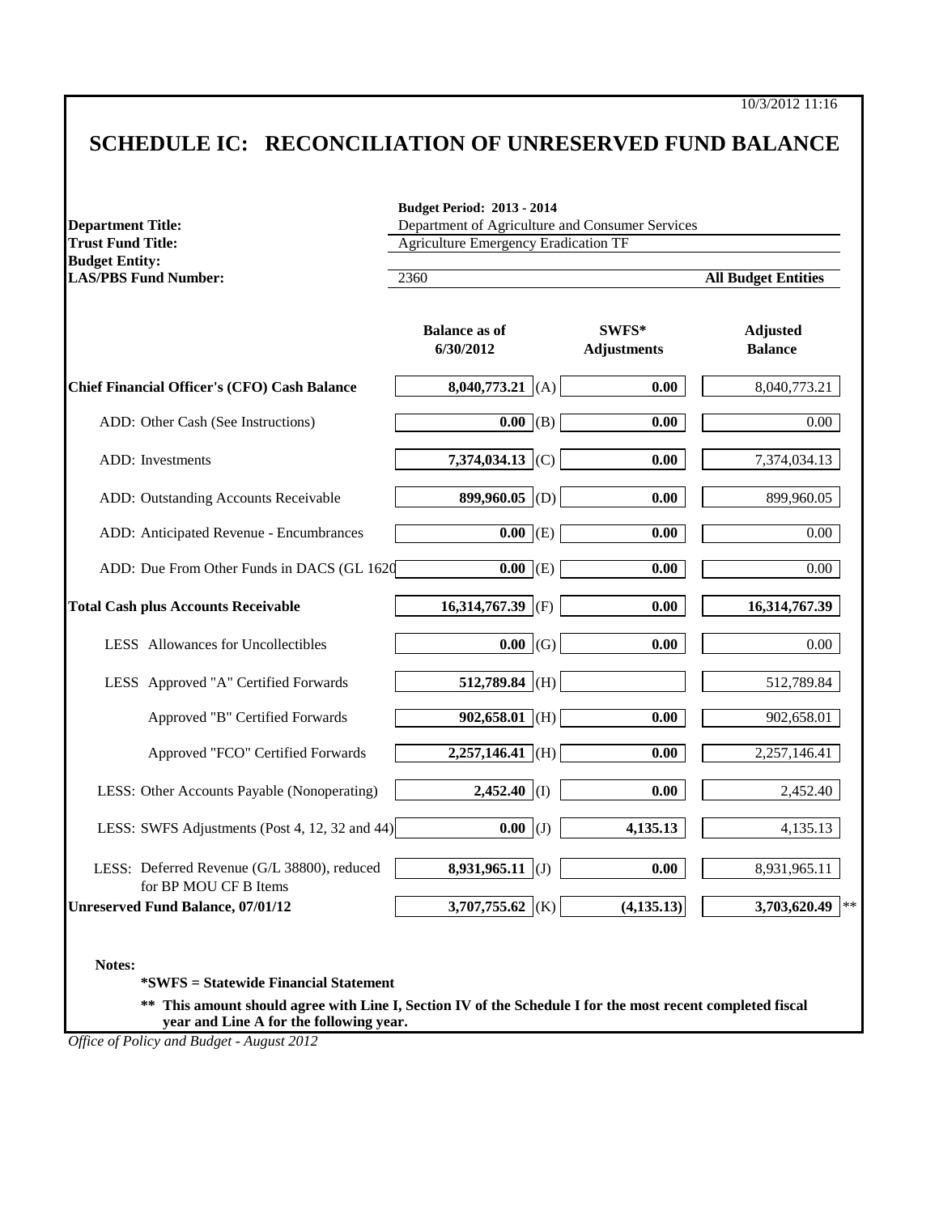10/3/2012 11:16

# SCHEDULE IC: RECONCILIATION OF UNRESERVED FUND BALANCE

| | |
|---|---|
| | **Budget Period: 2013 - 2014** |
| **Department Title:** | Department of Agriculture and Consumer Services |
| **Trust Fund Title:** | Agriculture Emergency Eradication TF |
| **Budget Entity:** | |
| **LAS/PBS Fund Number:** | 2360 — **All Budget Entities** |

| | Balance as of 6/30/2012 | | SWFS* Adjustments | Adjusted Balance |
|---|---|---|---|---|
| **Chief Financial Officer's (CFO) Cash Balance** | **8,040,773.21** | (A) | **0.00** | 8,040,773.21 |
| ADD: Other Cash (See Instructions) | **0.00** | (B) | **0.00** | 0.00 |
| ADD: Investments | **7,374,034.13** | (C) | **0.00** | 7,374,034.13 |
| ADD: Outstanding Accounts Receivable | **899,960.05** | (D) | **0.00** | 899,960.05 |
| ADD: Anticipated Revenue - Encumbrances | **0.00** | (E) | **0.00** | 0.00 |
| ADD: Due From Other Funds in DACS (GL 1620 | **0.00** | (E) | **0.00** | 0.00 |
| **Total Cash plus Accounts Receivable** | **16,314,767.39** | (F) | **0.00** | **16,314,767.39** |
| LESS Allowances for Uncollectibles | **0.00** | (G) | **0.00** | 0.00 |
| LESS Approved "A" Certified Forwards | **512,789.84** | (H) | | 512,789.84 |
| Approved "B" Certified Forwards | **902,658.01** | (H) | **0.00** | 902,658.01 |
| Approved "FCO" Certified Forwards | **2,257,146.41** | (H) | **0.00** | 2,257,146.41 |
| LESS: Other Accounts Payable (Nonoperating) | **2,452.40** | (I) | **0.00** | 2,452.40 |
| LESS: SWFS Adjustments (Post 4, 12, 32 and 44) | **0.00** | (J) | **4,135.13** | 4,135.13 |
| LESS: Deferred Revenue (G/L 38800), reduced for BP MOU CF B Items | **8,931,965.11** | (J) | **0.00** | 8,931,965.11 |
| **Unreserved Fund Balance, 07/01/12** | **3,707,755.62** | (K) | **(4,135.13)** | **3,703,620.49** ** |

**Notes:**

**\*SWFS = Statewide Financial Statement**

**\*\* This amount should agree with Line I, Section IV of the Schedule I for the most recent completed fiscal year and Line A for the following year.**

*Office of Policy and Budget - August 2012*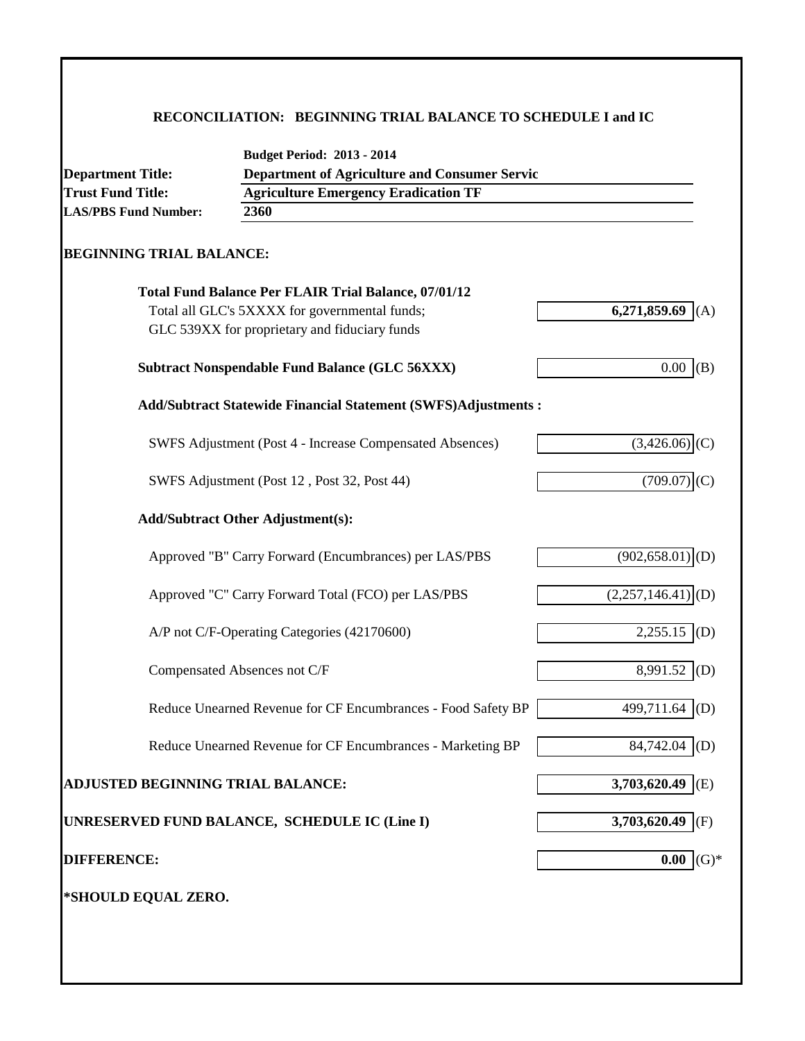## RECONCILIATION: BEGINNING TRIAL BALANCE TO SCHEDULE I and IC

| | |
|---|---|
| | **Budget Period: 2013 - 2014** |
| **Department Title:** | **Department of Agriculture and Consumer Servic** |
| **Trust Fund Title:** | **Agriculture Emergency Eradication TF** |
| **LAS/PBS Fund Number:** | **2360** |

**BEGINNING TRIAL BALANCE:**

| | | |
|---|---|---|
| **Total Fund Balance Per FLAIR Trial Balance, 07/01/12**<br>Total all GLC's 5XXXX for governmental funds;<br>GLC 539XX for proprietary and fiduciary funds | **6,271,859.69** | (A) |
| **Subtract Nonspendable Fund Balance (GLC 56XXX)** | 0.00 | (B) |
| **Add/Subtract Statewide Financial Statement (SWFS)Adjustments :** | | |
| SWFS Adjustment (Post 4 - Increase Compensated Absences) | (3,426.06) | (C) |
| SWFS Adjustment (Post 12 , Post 32, Post 44) | (709.07) | (C) |
| **Add/Subtract Other Adjustment(s):** | | |
| Approved "B" Carry Forward (Encumbrances) per LAS/PBS | (902,658.01) | (D) |
| Approved "C" Carry Forward Total (FCO) per LAS/PBS | (2,257,146.41) | (D) |
| A/P not C/F-Operating Categories (42170600) | 2,255.15 | (D) |
| Compensated Absences not C/F | 8,991.52 | (D) |
| Reduce Unearned Revenue for CF Encumbrances - Food Safety BP | 499,711.64 | (D) |
| Reduce Unearned Revenue for CF Encumbrances - Marketing BP | 84,742.04 | (D) |
| **ADJUSTED BEGINNING TRIAL BALANCE:** | **3,703,620.49** | (E) |
| **UNRESERVED FUND BALANCE, SCHEDULE IC (Line I)** | **3,703,620.49** | (F) |
| **DIFFERENCE:** | **0.00** | (G)* |

**\*SHOULD EQUAL ZERO.**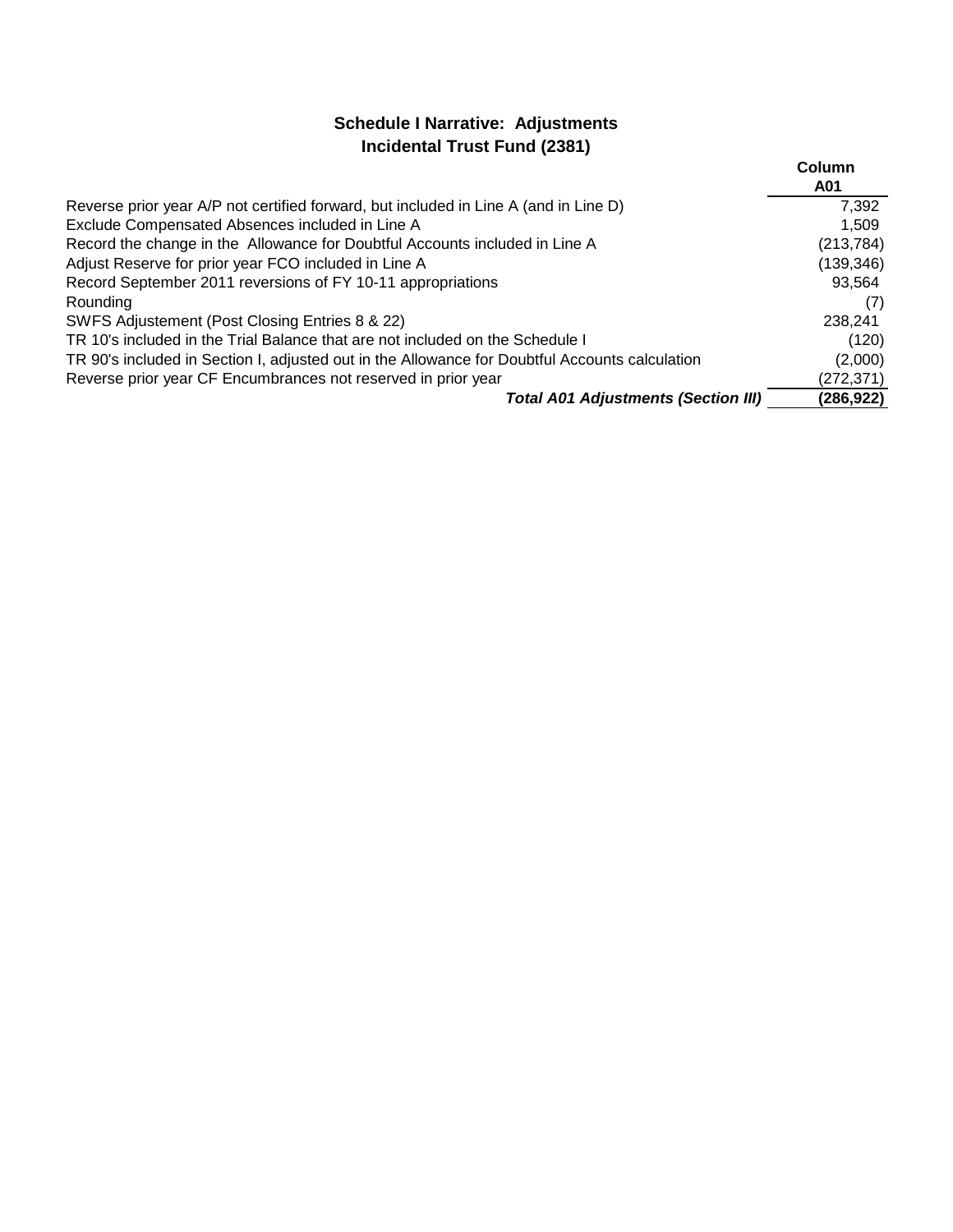## Schedule I Narrative: Adjustments
## Incidental Trust Fund (2381)

| | Column A01 |
|---|---|
| Reverse prior year A/P not certified forward, but included in Line A (and in Line D) | 7,392 |
| Exclude Compensated Absences included in Line A | 1,509 |
| Record the change in the Allowance for Doubtful Accounts included in Line A | (213,784) |
| Adjust Reserve for prior year FCO included in Line A | (139,346) |
| Record September 2011 reversions of FY 10-11 appropriations | 93,564 |
| Rounding | (7) |
| SWFS Adjustement (Post Closing Entries 8 & 22) | 238,241 |
| TR 10's included in the Trial Balance that are not included on the Schedule I | (120) |
| TR 90's included in Section I, adjusted out in the Allowance for Doubtful Accounts calculation | (2,000) |
| Reverse prior year CF Encumbrances not reserved in prior year | (272,371) |
| ***Total A01 Adjustments (Section III)*** | **(286,922)** |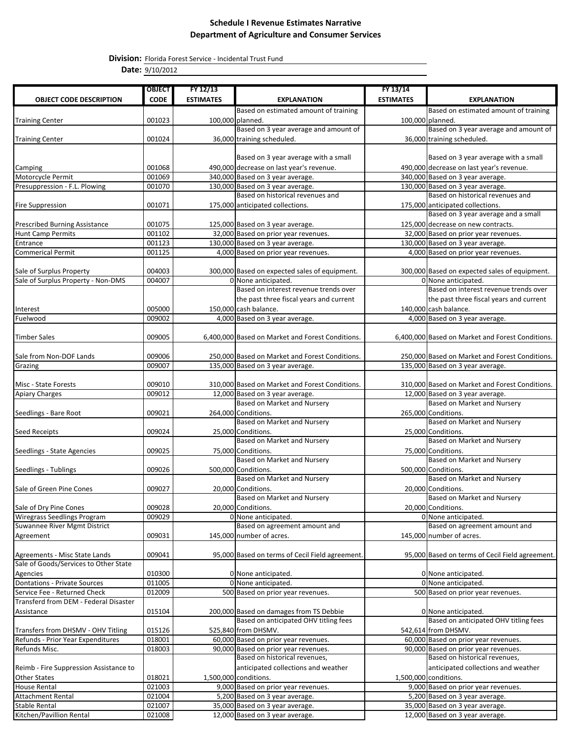# Schedule I Revenue Estimates Narrative
## Department of Agriculture and Consumer Services

**Division:** Florida Forest Service - Incidental Trust Fund
**Date:** 9/10/2012

| OBJECT CODE DESCRIPTION | OBJECT CODE | FY 12/13 ESTIMATES | EXPLANATION | FY 13/14 ESTIMATES | EXPLANATION |
|---|---|---|---|---|---|
| Training Center | 001023 | 100,000 | Based on estimated amount of training planned. | 100,000 | Based on estimated amount of training planned. |
| Training Center | 001024 | 36,000 | Based on 3 year average and amount of training scheduled. | 36,000 | Based on 3 year average and amount of training scheduled. |
| Camping | 001068 | 490,000 | Based on 3 year average with a small decrease on last year's revenue. | 490,000 | Based on 3 year average with a small decrease on last year's revenue. |
| Motorcycle Permit | 001069 | 340,000 | Based on 3 year average. | 340,000 | Based on 3 year average. |
| Presuppression - F.L. Plowing | 001070 | 130,000 | Based on 3 year average. | 130,000 | Based on 3 year average. |
| Fire Suppression | 001071 | 175,000 | Based on historical revenues and anticipated collections. | 175,000 | Based on historical revenues and anticipated collections. |
| Prescribed Burning Assistance | 001075 | 125,000 | Based on 3 year average. | 125,000 | Based on 3 year average and a small decrease on new contracts. |
| Hunt Camp Permits | 001102 | 32,000 | Based on prior year revenues. | 32,000 | Based on prior year revenues. |
| Entrance | 001123 | 130,000 | Based on 3 year average. | 130,000 | Based on 3 year average. |
| Commerical Permit | 001125 | 4,000 | Based on prior year revenues. | 4,000 | Based on prior year revenues. |
| Sale of Surplus Property | 004003 | 300,000 | Based on expected sales of equipment. | 300,000 | Based on expected sales of equipment. |
| Sale of Surplus Property - Non-DMS | 004007 | 0 | None anticipated. | 0 | None anticipated. |
| Interest | 005000 | 150,000 | Based on interest revenue trends over the past three fiscal years and current cash balance. | 140,000 | Based on interest revenue trends over the past three fiscal years and current cash balance. |
| Fuelwood | 009002 | 4,000 | Based on 3 year average. | 4,000 | Based on 3 year average. |
| Timber Sales | 009005 | 6,400,000 | Based on Market and Forest Conditions. | 6,400,000 | Based on Market and Forest Conditions. |
| Sale from Non-DOF Lands | 009006 | 250,000 | Based on Market and Forest Conditions. | 250,000 | Based on Market and Forest Conditions. |
| Grazing | 009007 | 135,000 | Based on 3 year average. | 135,000 | Based on 3 year average. |
| Misc - State Forests | 009010 | 310,000 | Based on Market and Forest Conditions. | 310,000 | Based on Market and Forest Conditions. |
| Apiary Charges | 009012 | 12,000 | Based on 3 year average. | 12,000 | Based on 3 year average. |
| Seedlings - Bare Root | 009021 | 264,000 | Based on Market and Nursery Conditions. | 265,000 | Based on Market and Nursery Conditions. |
| Seed Receipts | 009024 | 25,000 | Based on Market and Nursery Conditions. | 25,000 | Based on Market and Nursery Conditions. |
| Seedlings - State Agencies | 009025 | 75,000 | Based on Market and Nursery Conditions. | 75,000 | Based on Market and Nursery Conditions. |
| Seedlings - Tublings | 009026 | 500,000 | Based on Market and Nursery Conditions. | 500,000 | Based on Market and Nursery Conditions. |
| Sale of Green Pine Cones | 009027 | 20,000 | Based on Market and Nursery Conditions. | 20,000 | Based on Market and Nursery Conditions. |
| Sale of Dry Pine Cones | 009028 | 20,000 | Based on Market and Nursery Conditions. | 20,000 | Based on Market and Nursery Conditions. |
| Wiregrass Seedlings Program | 009029 | 0 | None anticipated. | 0 | None anticipated. |
| Suwannee River Mgmt District Agreement | 009031 | 145,000 | Based on agreement amount and number of acres. | 145,000 | Based on agreement amount and number of acres. |
| Agreements - Misc State Lands | 009041 | 95,000 | Based on terms of Cecil Field agreement. | 95,000 | Based on terms of Cecil Field agreement. |
| Sale of Goods/Services to Other State Agencies | 010300 | 0 | None anticipated. | 0 | None anticipated. |
| Dontations - Private Sources | 011005 | 0 | None anticipated. | 0 | None anticipated. |
| Service Fee - Returned Check | 012009 | 500 | Based on prior year revenues. | 500 | Based on prior year revenues. |
| Transferd from DEM - Federal Disaster Assistance | 015104 | 200,000 | Based on damages from TS Debbie | 0 | None anticipated. |
| Transfers from DHSMV - OHV Titling | 015126 | 525,840 | Based on anticipated OHV titling fees from DHSMV. | 542,614 | Based on anticipated OHV titling fees from DHSMV. |
| Refunds - Prior Year Expenditures | 018001 | 60,000 | Based on prior year revenues. | 60,000 | Based on prior year revenues. |
| Refunds Misc. | 018003 | 90,000 | Based on prior year revenues. | 90,000 | Based on prior year revenues. |
| Reimb - Fire Suppression Assistance to Other States | 018021 | 1,500,000 | Based on historical revenues, anticipated collections and weather conditions. | 1,500,000 | Based on historical revenues, anticipated collections and weather conditions. |
| House Rental | 021003 | 9,000 | Based on prior year revenues. | 9,000 | Based on prior year revenues. |
| Attachment Rental | 021004 | 5,200 | Based on 3 year average. | 5,200 | Based on 3 year average. |
| Stable Rental | 021007 | 35,000 | Based on 3 year average. | 35,000 | Based on 3 year average. |
| Kitchen/Pavillion Rental | 021008 | 12,000 | Based on 3 year average. | 12,000 | Based on 3 year average. |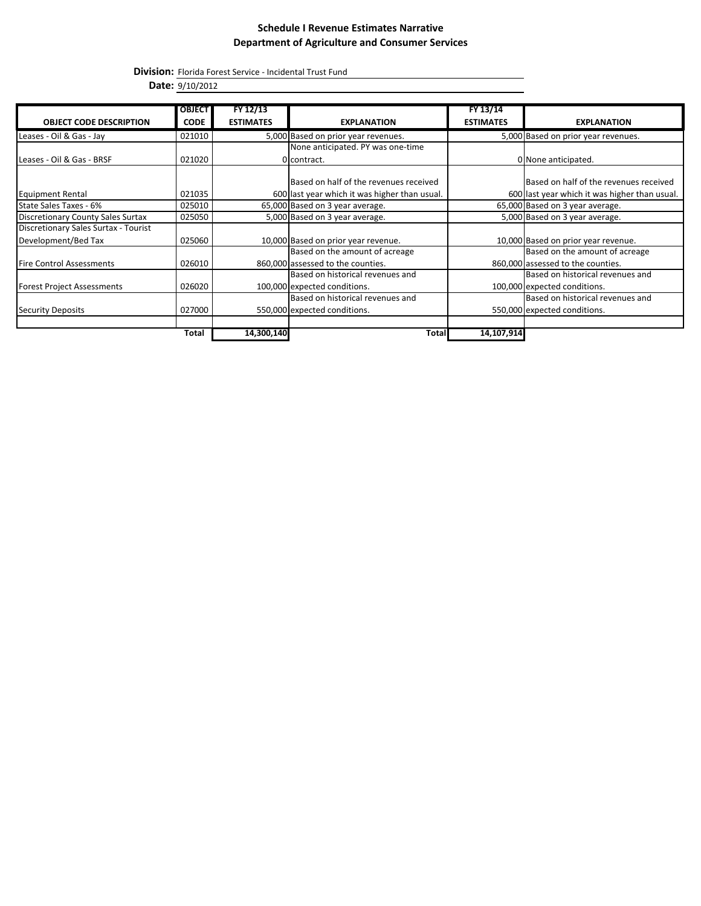# Schedule I Revenue Estimates Narrative
## Department of Agriculture and Consumer Services

**Division:** Florida Forest Service - Incidental Trust Fund

**Date:** 9/10/2012

| OBJECT CODE DESCRIPTION | OBJECT CODE | FY 12/13 ESTIMATES | EXPLANATION | FY 13/14 ESTIMATES | EXPLANATION |
|---|---|---|---|---|---|
| Leases - Oil & Gas - Jay | 021010 | 5,000 | Based on prior year revenues. | 5,000 | Based on prior year revenues. |
| Leases - Oil & Gas - BRSF | 021020 | 0 | None anticipated. PY was one-time contract. | 0 | None anticipated. |
| Equipment Rental | 021035 | 600 | Based on half of the revenues received last year which it was higher than usual. | 600 | Based on half of the revenues received last year which it was higher than usual. |
| State Sales Taxes - 6% | 025010 | 65,000 | Based on 3 year average. | 65,000 | Based on 3 year average. |
| Discretionary County Sales Surtax | 025050 | 5,000 | Based on 3 year average. | 5,000 | Based on 3 year average. |
| Discretionary Sales Surtax - Tourist Development/Bed Tax | 025060 | 10,000 | Based on prior year revenue. | 10,000 | Based on prior year revenue. |
| Fire Control Assessments | 026010 | 860,000 | Based on the amount of acreage assessed to the counties. | 860,000 | Based on the amount of acreage assessed to the counties. |
| Forest Project Assessments | 026020 | 100,000 | Based on historical revenues and expected conditions. | 100,000 | Based on historical revenues and expected conditions. |
| Security Deposits | 027000 | 550,000 | Based on historical revenues and expected conditions. | 550,000 | Based on historical revenues and expected conditions. |
| | | | | | |
| | **Total** | **14,300,140** | **Total** | **14,107,914** | |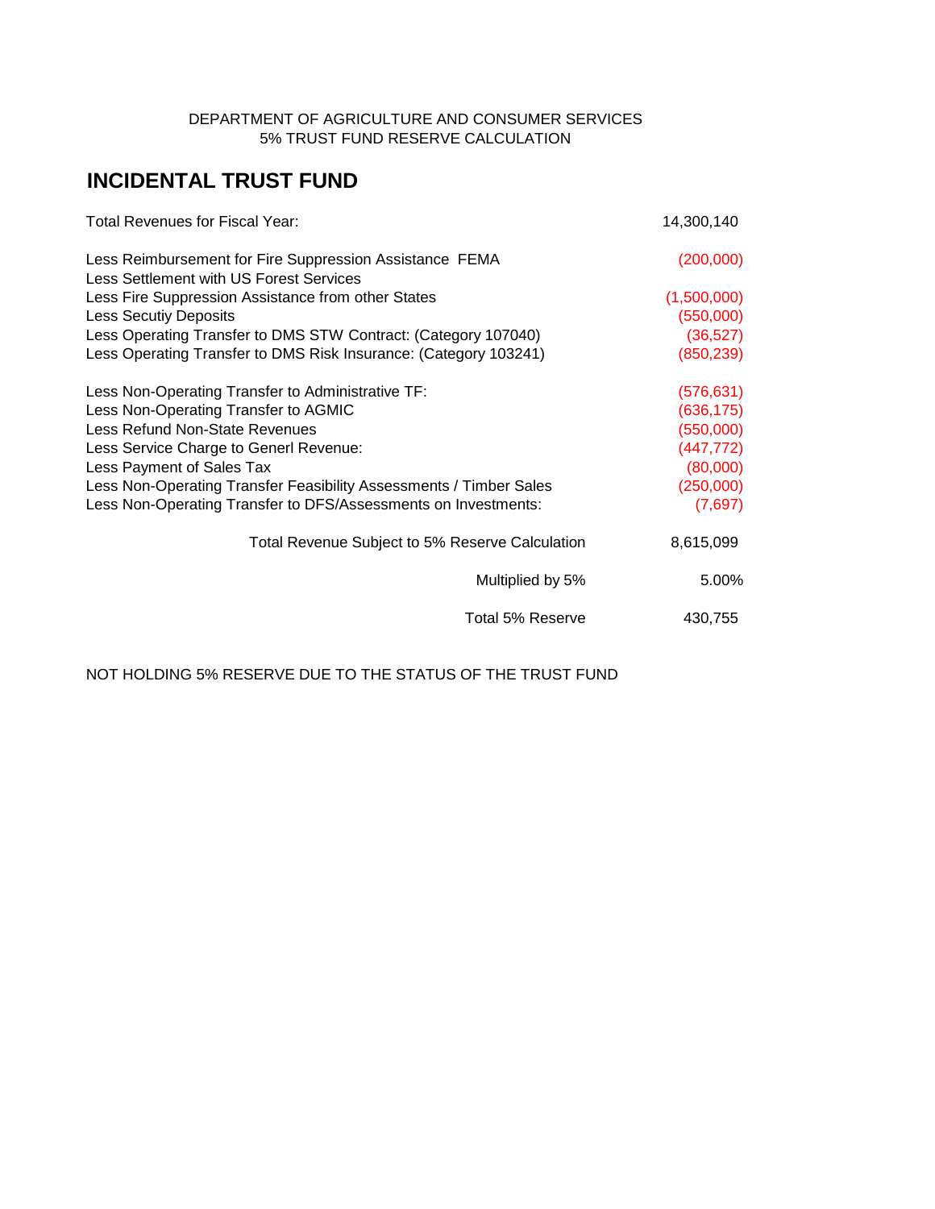DEPARTMENT OF AGRICULTURE AND CONSUMER SERVICES
5% TRUST FUND RESERVE CALCULATION

# INCIDENTAL TRUST FUND

| | |
|---|---|
| Total Revenues for Fiscal Year: | 14,300,140 |
| | |
| Less Reimbursement for Fire Suppression Assistance FEMA | (200,000) |
| Less Settlement with US Forest Services | |
| Less Fire Suppression Assistance from other States | (1,500,000) |
| Less Secutiy Deposits | (550,000) |
| Less Operating Transfer to DMS STW Contract: (Category 107040) | (36,527) |
| Less Operating Transfer to DMS Risk Insurance: (Category 103241) | (850,239) |
| | |
| Less Non-Operating Transfer to Administrative TF: | (576,631) |
| Less Non-Operating Transfer to AGMIC | (636,175) |
| Less Refund Non-State Revenues | (550,000) |
| Less Service Charge to Generl Revenue: | (447,772) |
| Less Payment of Sales Tax | (80,000) |
| Less Non-Operating Transfer Feasibility Assessments / Timber Sales | (250,000) |
| Less Non-Operating Transfer to DFS/Assessments on Investments: | (7,697) |
| | |
| Total Revenue Subject to 5% Reserve Calculation | 8,615,099 |
| Multiplied by 5% | 5.00% |
| Total 5% Reserve | 430,755 |

NOT HOLDING 5% RESERVE DUE TO THE STATUS OF THE TRUST FUND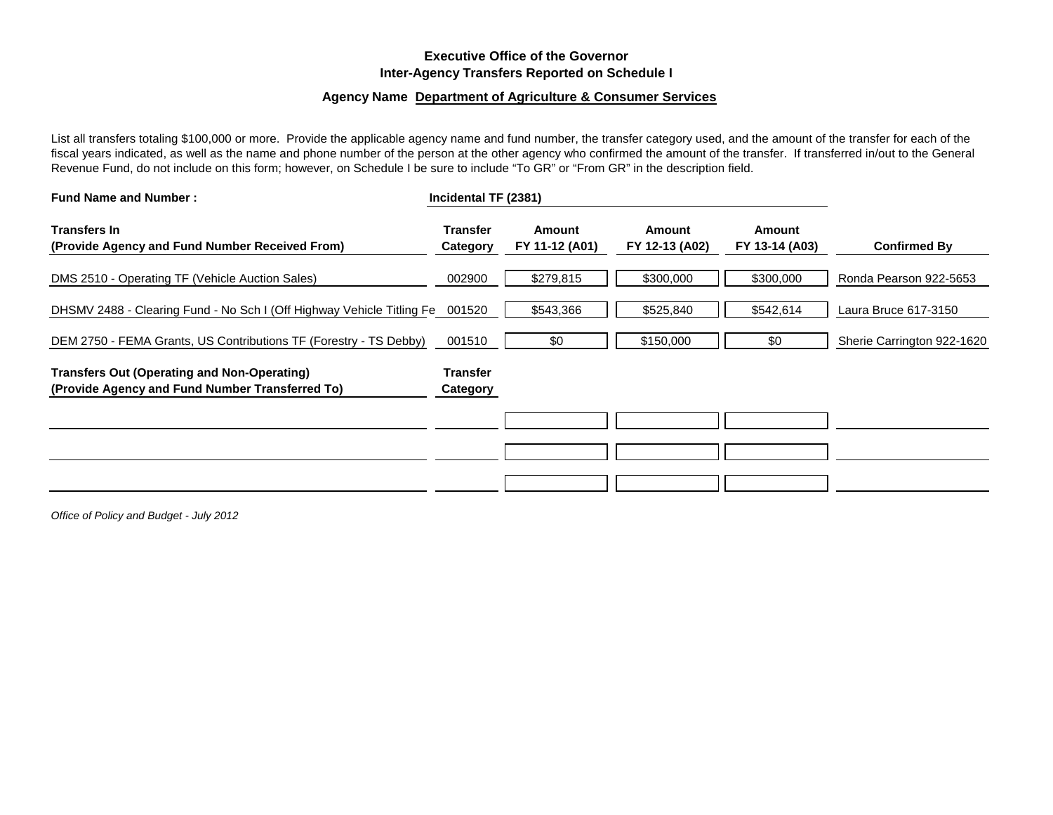**Executive Office of the Governor**
**Inter-Agency Transfers Reported on Schedule I**

**Agency Name Department of Agriculture & Consumer Services**

List all transfers totaling $100,000 or more. Provide the applicable agency name and fund number, the transfer category used, and the amount of the transfer for each of the fiscal years indicated, as well as the name and phone number of the person at the other agency who confirmed the amount of the transfer. If transferred in/out to the General Revenue Fund, do not include on this form; however, on Schedule I be sure to include "To GR" or "From GR" in the description field.

**Fund Name and Number :** **Incidental TF (2381)**

| **Transfers In (Provide Agency and Fund Number Received From)** | **Transfer Category** | **Amount FY 11-12 (A01)** | **Amount FY 12-13 (A02)** | **Amount FY 13-14 (A03)** | **Confirmed By** |
|---|---|---|---|---|---|
| DMS 2510 - Operating TF (Vehicle Auction Sales) | 002900 | $279,815 | $300,000 | $300,000 | Ronda Pearson 922-5653 |
| DHSMV 2488 - Clearing Fund - No Sch I (Off Highway Vehicle Titling Fe | 001520 | $543,366 | $525,840 | $542,614 | Laura Bruce 617-3150 |
| DEM 2750 - FEMA Grants, US Contributions TF (Forestry - TS Debby) | 001510 | $0 | $150,000 | $0 | Sherie Carrington 922-1620 |

| **Transfers Out (Operating and Non-Operating) (Provide Agency and Fund Number Transferred To)** | **Transfer Category** | | | | |
|---|---|---|---|---|---|
| | | | | | |
| | | | | | |
| | | | | | |

*Office of Policy and Budget - July 2012*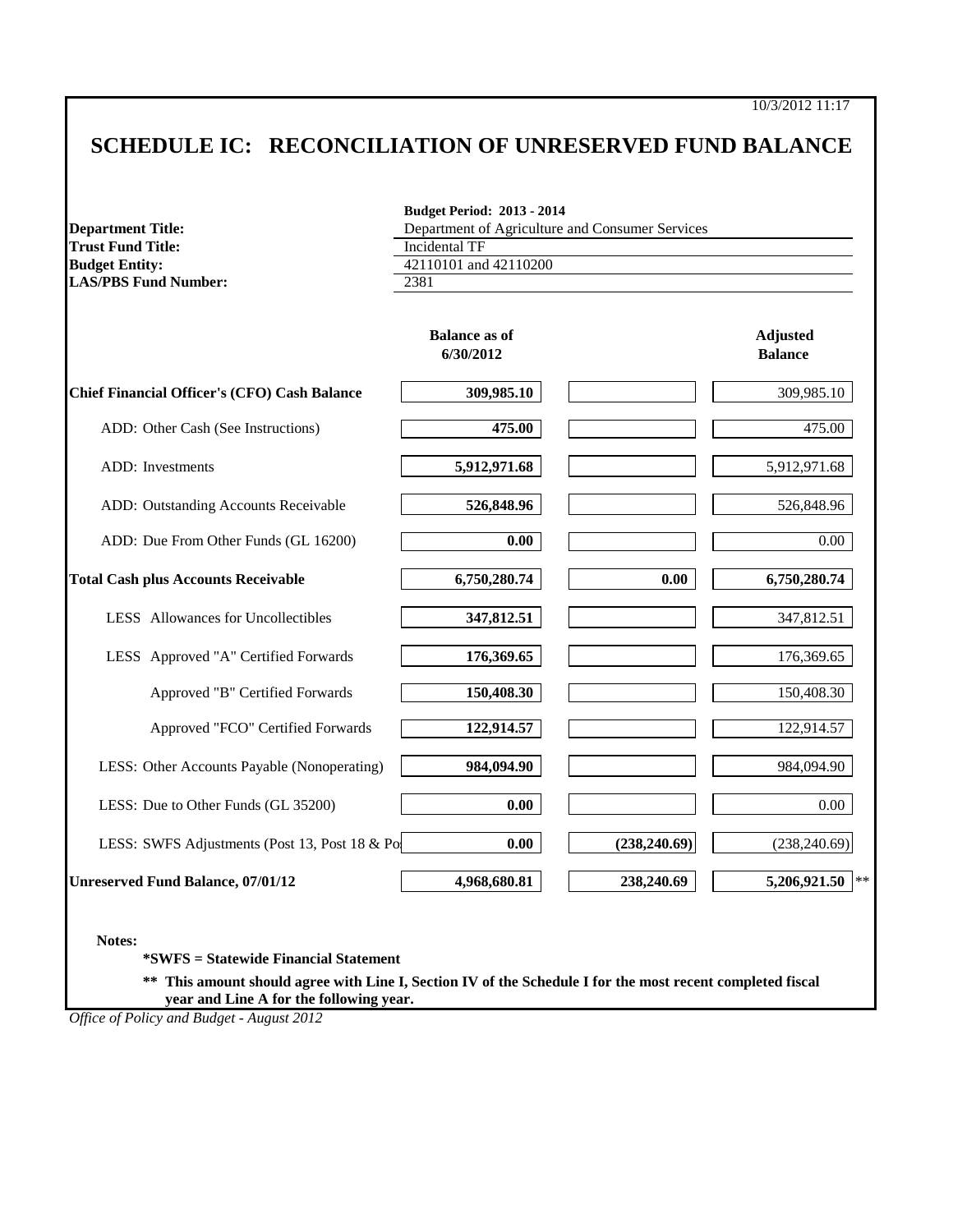10/3/2012 11:17

# SCHEDULE IC: RECONCILIATION OF UNRESERVED FUND BALANCE

**Budget Period: 2013 - 2014**

| | |
|---|---|
| **Department Title:** | Department of Agriculture and Consumer Services |
| **Trust Fund Title:** | Incidental TF |
| **Budget Entity:** | 42110101 and 42110200 |
| **LAS/PBS Fund Number:** | 2381 |

| | Balance as of 6/30/2012 | | Adjusted Balance |
|---|---|---|---|
| **Chief Financial Officer's (CFO) Cash Balance** | **309,985.10** | | 309,985.10 |
| ADD: Other Cash (See Instructions) | **475.00** | | 475.00 |
| ADD: Investments | **5,912,971.68** | | 5,912,971.68 |
| ADD: Outstanding Accounts Receivable | **526,848.96** | | 526,848.96 |
| ADD: Due From Other Funds (GL 16200) | **0.00** | | 0.00 |
| **Total Cash plus Accounts Receivable** | **6,750,280.74** | **0.00** | **6,750,280.74** |
| LESS Allowances for Uncollectibles | **347,812.51** | | 347,812.51 |
| LESS Approved "A" Certified Forwards | **176,369.65** | | 176,369.65 |
| Approved "B" Certified Forwards | **150,408.30** | | 150,408.30 |
| Approved "FCO" Certified Forwards | **122,914.57** | | 122,914.57 |
| LESS: Other Accounts Payable (Nonoperating) | **984,094.90** | | 984,094.90 |
| LESS: Due to Other Funds (GL 35200) | **0.00** | | 0.00 |
| LESS: SWFS Adjustments (Post 13, Post 18 & Po | **0.00** | **(238,240.69)** | (238,240.69) |
| **Unreserved Fund Balance, 07/01/12** | **4,968,680.81** | **238,240.69** | **5,206,921.50** ** |

**Notes:**

**\*SWFS = Statewide Financial Statement**

**\*\* This amount should agree with Line I, Section IV of the Schedule I for the most recent completed fiscal year and Line A for the following year.**

*Office of Policy and Budget - August 2012*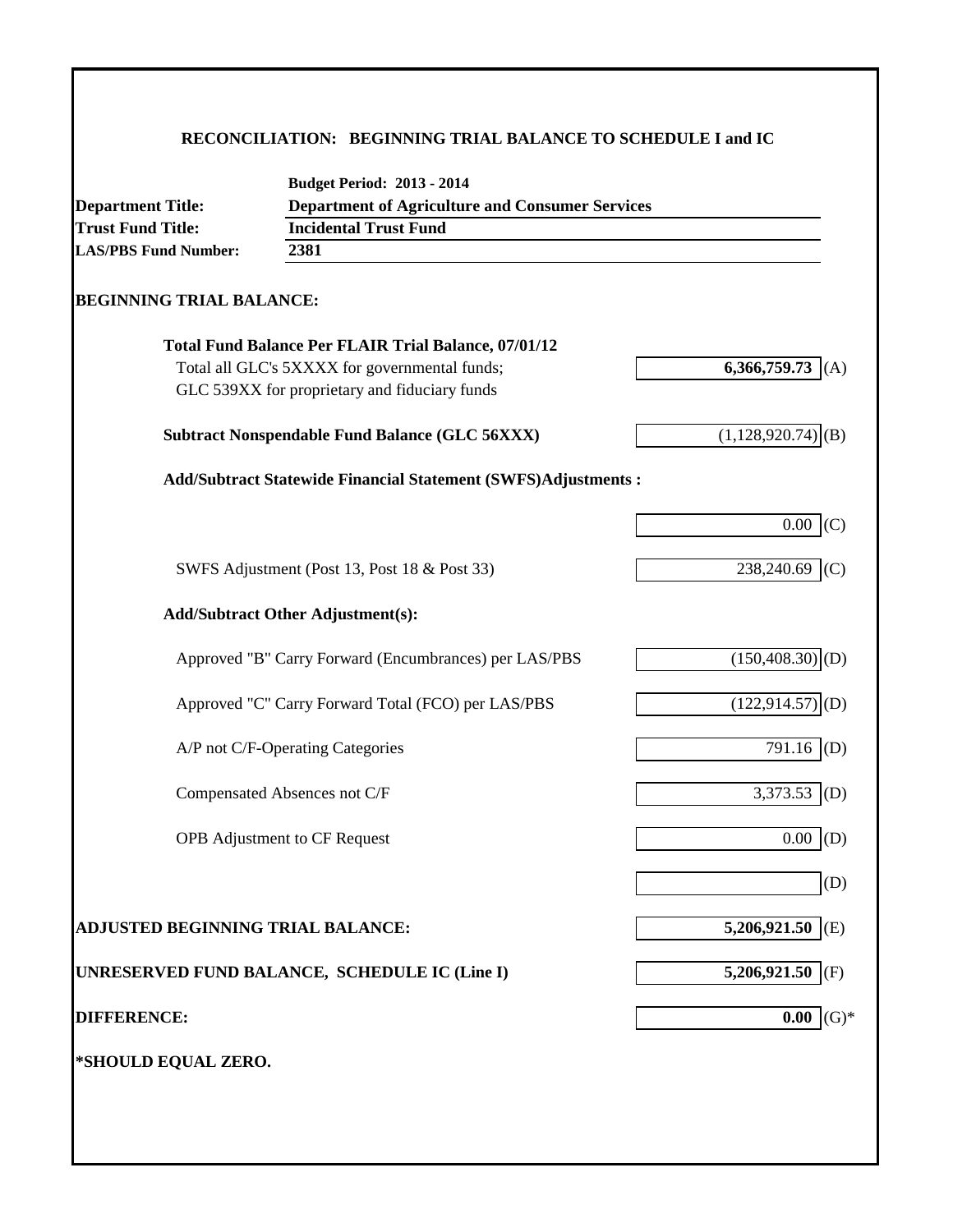## RECONCILIATION: BEGINNING TRIAL BALANCE TO SCHEDULE I and IC

**Budget Period: 2013 - 2014**

**Department Title:** **Department of Agriculture and Consumer Services**

**Trust Fund Title:** **Incidental Trust Fund**

**LAS/PBS Fund Number:** **2381**

### BEGINNING TRIAL BALANCE:

| | | |
|---|---|---|
| **Total Fund Balance Per FLAIR Trial Balance, 07/01/12** | | |
| Total all GLC's 5XXXX for governmental funds; GLC 539XX for proprietary and fiduciary funds | **6,366,759.73** | (A) |
| **Subtract Nonspendable Fund Balance (GLC 56XXX)** | (1,128,920.74) | (B) |
| **Add/Subtract Statewide Financial Statement (SWFS)Adjustments :** | | |
| | 0.00 | (C) |
| SWFS Adjustment (Post 13, Post 18 & Post 33) | 238,240.69 | (C) |
| **Add/Subtract Other Adjustment(s):** | | |
| Approved "B" Carry Forward (Encumbrances) per LAS/PBS | (150,408.30) | (D) |
| Approved "C" Carry Forward Total (FCO) per LAS/PBS | (122,914.57) | (D) |
| A/P not C/F-Operating Categories | 791.16 | (D) |
| Compensated Absences not C/F | 3,373.53 | (D) |
| OPB Adjustment to CF Request | 0.00 | (D) |
| | | (D) |
| **ADJUSTED BEGINNING TRIAL BALANCE:** | **5,206,921.50** | (E) |
| **UNRESERVED FUND BALANCE, SCHEDULE IC (Line I)** | **5,206,921.50** | (F) |
| **DIFFERENCE:** | **0.00** | (G)* |

***SHOULD EQUAL ZERO.**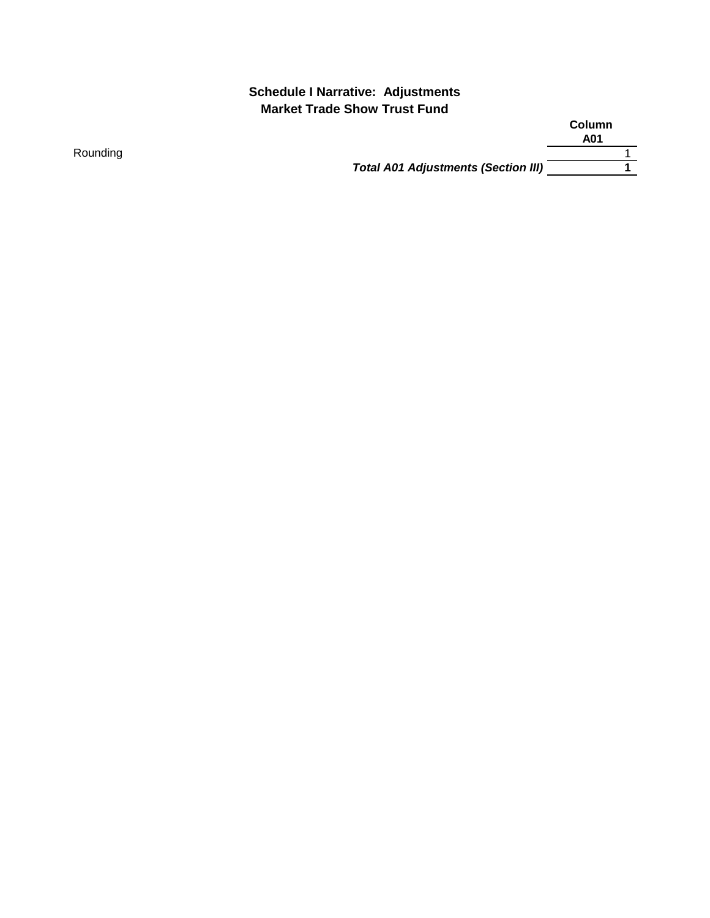## Schedule I Narrative: Adjustments
## Market Trade Show Trust Fund

| | Column A01 |
|---|---|
| Rounding | 1 |
| ***Total A01 Adjustments (Section III)*** | **1** |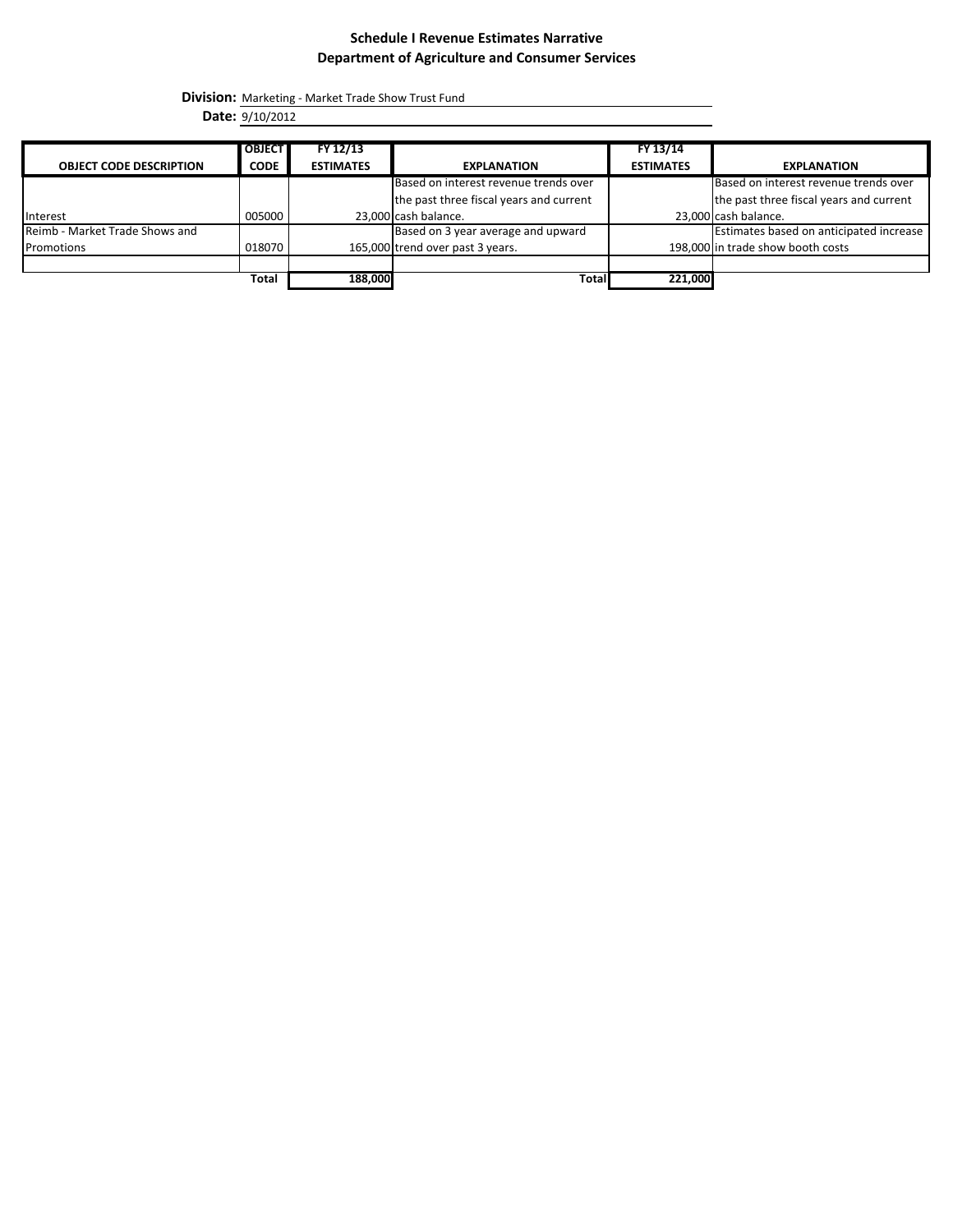# Schedule I Revenue Estimates Narrative
## Department of Agriculture and Consumer Services

**Division:** Marketing - Market Trade Show Trust Fund
**Date:** 9/10/2012

| OBJECT CODE DESCRIPTION | OBJECT CODE | FY 12/13 ESTIMATES | EXPLANATION | FY 13/14 ESTIMATES | EXPLANATION |
|---|---|---|---|---|---|
| Interest | 005000 | 23,000 | Based on interest revenue trends over the past three fiscal years and current cash balance. | 23,000 | Based on interest revenue trends over the past three fiscal years and current cash balance. |
| Reimb - Market Trade Shows and Promotions | 018070 | 165,000 | Based on 3 year average and upward trend over past 3 years. | 198,000 | Estimates based on anticipated increase in trade show booth costs |
| | | | | | |
| | Total | 188,000 | Total | 221,000 | |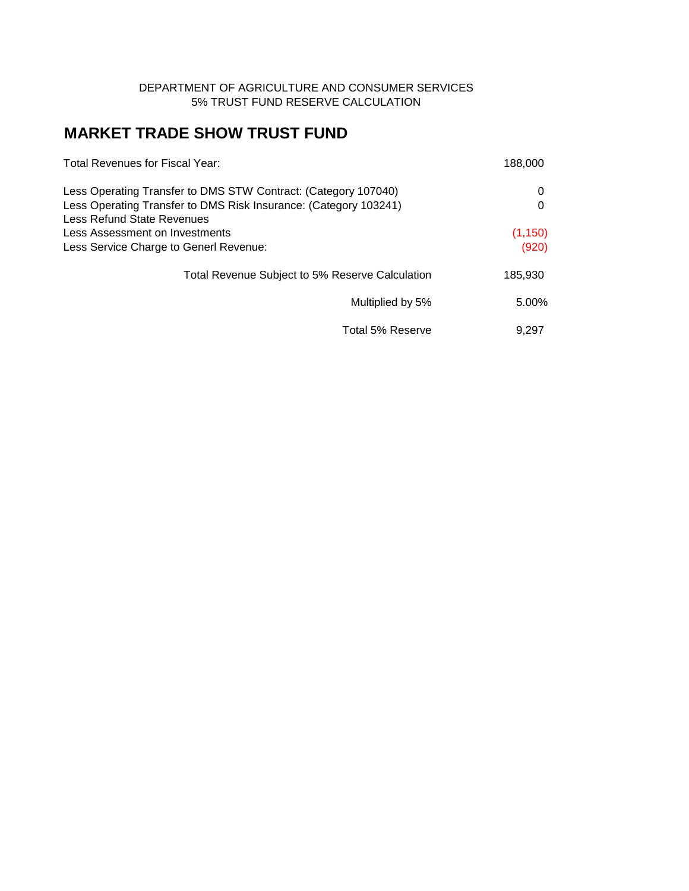DEPARTMENT OF AGRICULTURE AND CONSUMER SERVICES
5% TRUST FUND RESERVE CALCULATION

# MARKET TRADE SHOW TRUST FUND

| | |
|---|---|
| Total Revenues for Fiscal Year: | 188,000 |
| | |
| Less Operating Transfer to DMS STW Contract: (Category 107040) | 0 |
| Less Operating Transfer to DMS Risk Insurance: (Category 103241) | 0 |
| Less Refund State Revenues | |
| Less Assessment on Investments | (1,150) |
| Less Service Charge to Generl Revenue: | (920) |
| | |
| Total Revenue Subject to 5% Reserve Calculation | 185,930 |
| | |
| Multiplied by 5% | 5.00% |
| | |
| Total 5% Reserve | 9,297 |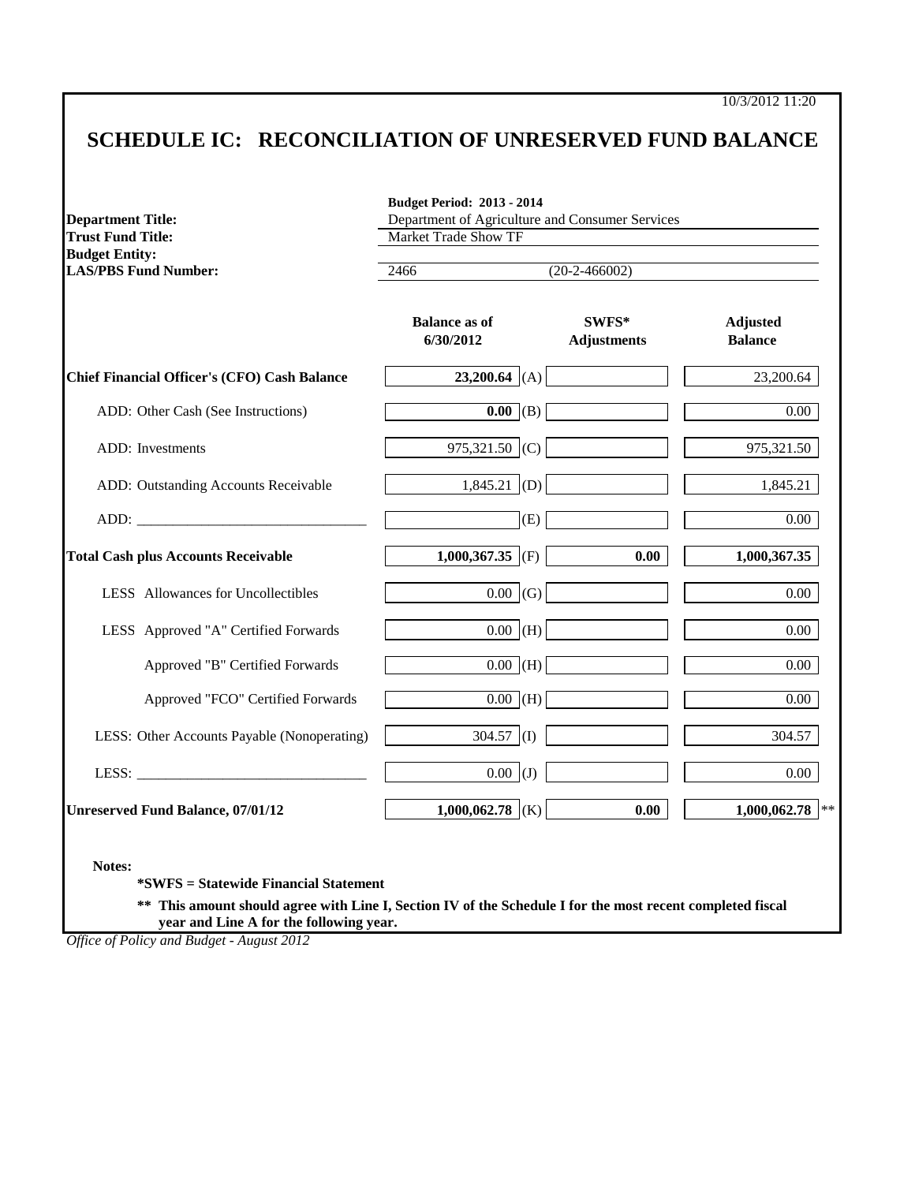10/3/2012 11:20

# SCHEDULE IC: RECONCILIATION OF UNRESERVED FUND BALANCE

| | |
|---|---|
| | **Budget Period: 2013 - 2014** |
| **Department Title:** | Department of Agriculture and Consumer Services |
| **Trust Fund Title:** | Market Trade Show TF |
| **Budget Entity:** | |
| **LAS/PBS Fund Number:** | 2466 (20-2-466002) |

| | Balance as of 6/30/2012 | | SWFS* Adjustments | Adjusted Balance |
|---|---|---|---|---|
| **Chief Financial Officer's (CFO) Cash Balance** | **23,200.64** | (A) | | 23,200.64 |
| ADD: Other Cash (See Instructions) | **0.00** | (B) | | 0.00 |
| ADD: Investments | 975,321.50 | (C) | | 975,321.50 |
| ADD: Outstanding Accounts Receivable | 1,845.21 | (D) | | 1,845.21 |
| ADD: _______________ | | (E) | | 0.00 |
| **Total Cash plus Accounts Receivable** | **1,000,367.35** | (F) | **0.00** | **1,000,367.35** |
| LESS Allowances for Uncollectibles | 0.00 | (G) | | 0.00 |
| LESS Approved "A" Certified Forwards | 0.00 | (H) | | 0.00 |
| Approved "B" Certified Forwards | 0.00 | (H) | | 0.00 |
| Approved "FCO" Certified Forwards | 0.00 | (H) | | 0.00 |
| LESS: Other Accounts Payable (Nonoperating) | 304.57 | (I) | | 304.57 |
| LESS: _______________ | 0.00 | (J) | | 0.00 |
| **Unreserved Fund Balance, 07/01/12** | **1,000,062.78** | (K) | **0.00** | **1,000,062.78** ** |

**Notes:**

**\*SWFS = Statewide Financial Statement**

**\*\* This amount should agree with Line I, Section IV of the Schedule I for the most recent completed fiscal year and Line A for the following year.**

*Office of Policy and Budget - August 2012*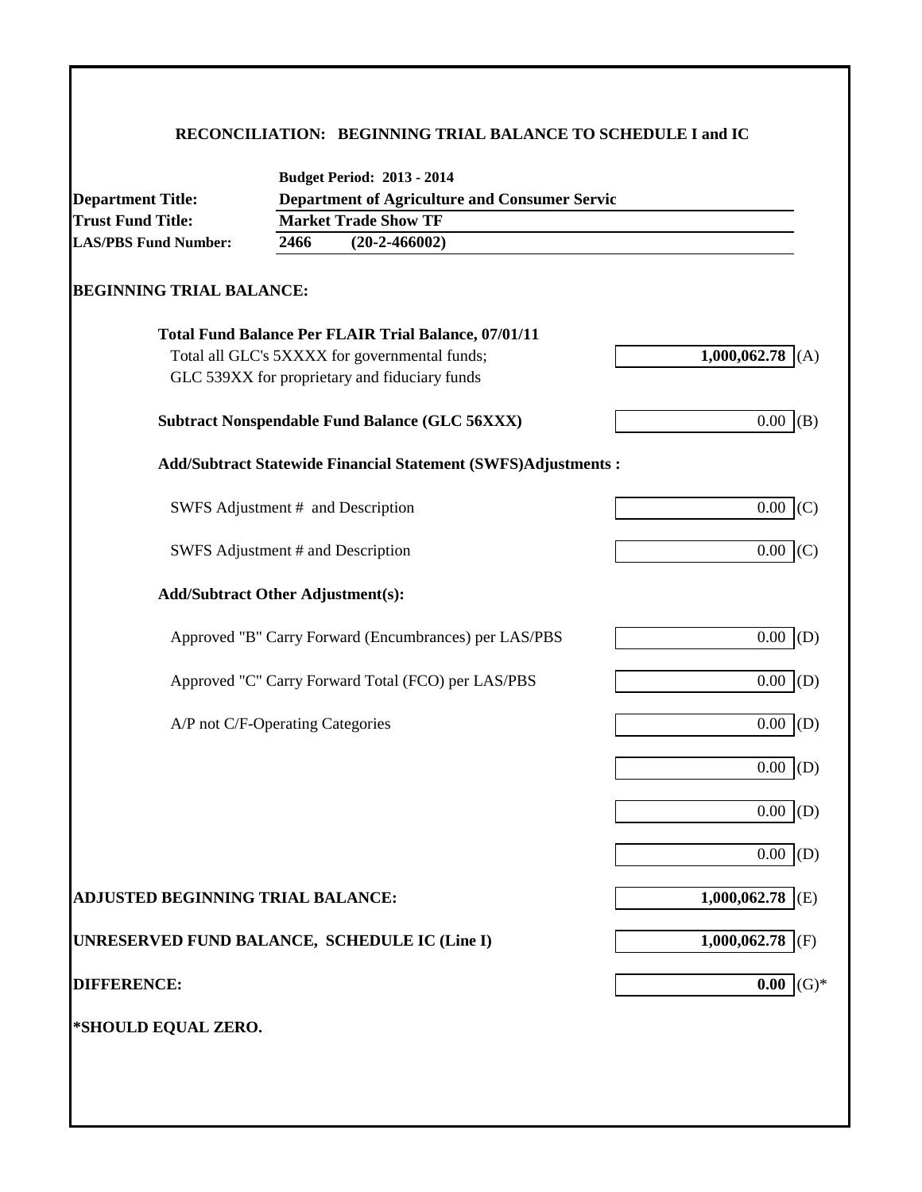# RECONCILIATION: BEGINNING TRIAL BALANCE TO SCHEDULE I and IC

**Budget Period: 2013 - 2014**

| | |
|---|---|
| **Department Title:** | **Department of Agriculture and Consumer Servic** |
| **Trust Fund Title:** | **Market Trade Show TF** |
| **LAS/PBS Fund Number:** | **2466 (20-2-466002)** |

## BEGINNING TRIAL BALANCE:

| | | |
|---|---|---|
| **Total Fund Balance Per FLAIR Trial Balance, 07/01/11** | | |
| Total all GLC's 5XXXX for governmental funds; GLC 539XX for proprietary and fiduciary funds | **1,000,062.78** | (A) |
| **Subtract Nonspendable Fund Balance (GLC 56XXX)** | 0.00 | (B) |
| **Add/Subtract Statewide Financial Statement (SWFS)Adjustments :** | | |
| SWFS Adjustment # and Description | 0.00 | (C) |
| SWFS Adjustment # and Description | 0.00 | (C) |
| **Add/Subtract Other Adjustment(s):** | | |
| Approved "B" Carry Forward (Encumbrances) per LAS/PBS | 0.00 | (D) |
| Approved "C" Carry Forward Total (FCO) per LAS/PBS | 0.00 | (D) |
| A/P not C/F-Operating Categories | 0.00 | (D) |
| | 0.00 | (D) |
| | 0.00 | (D) |
| | 0.00 | (D) |
| **ADJUSTED BEGINNING TRIAL BALANCE:** | **1,000,062.78** | (E) |
| **UNRESERVED FUND BALANCE, SCHEDULE IC (Line I)** | **1,000,062.78** | (F) |
| **DIFFERENCE:** | **0.00** | (G)* |

***SHOULD EQUAL ZERO.**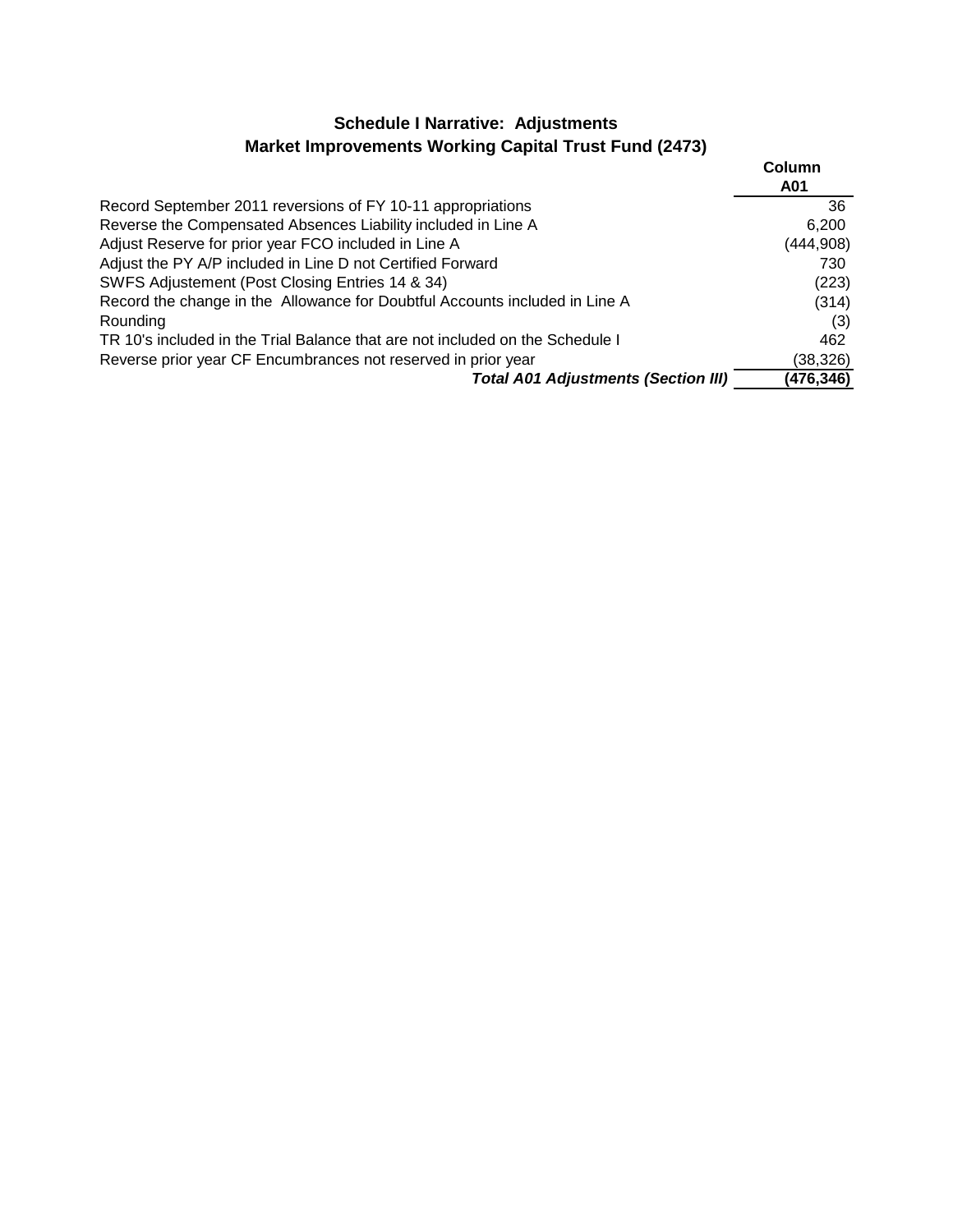## Schedule I Narrative: Adjustments
## Market Improvements Working Capital Trust Fund (2473)

| | Column A01 |
|---|---|
| Record September 2011 reversions of FY 10-11 appropriations | 36 |
| Reverse the Compensated Absences Liability included in Line A | 6,200 |
| Adjust Reserve for prior year FCO included in Line A | (444,908) |
| Adjust the PY A/P included in Line D not Certified Forward | 730 |
| SWFS Adjustement (Post Closing Entries 14 & 34) | (223) |
| Record the change in the Allowance for Doubtful Accounts included in Line A | (314) |
| Rounding | (3) |
| TR 10's included in the Trial Balance that are not included on the Schedule I | 462 |
| Reverse prior year CF Encumbrances not reserved in prior year | (38,326) |
| ***Total A01 Adjustments (Section III)*** | **(476,346)** |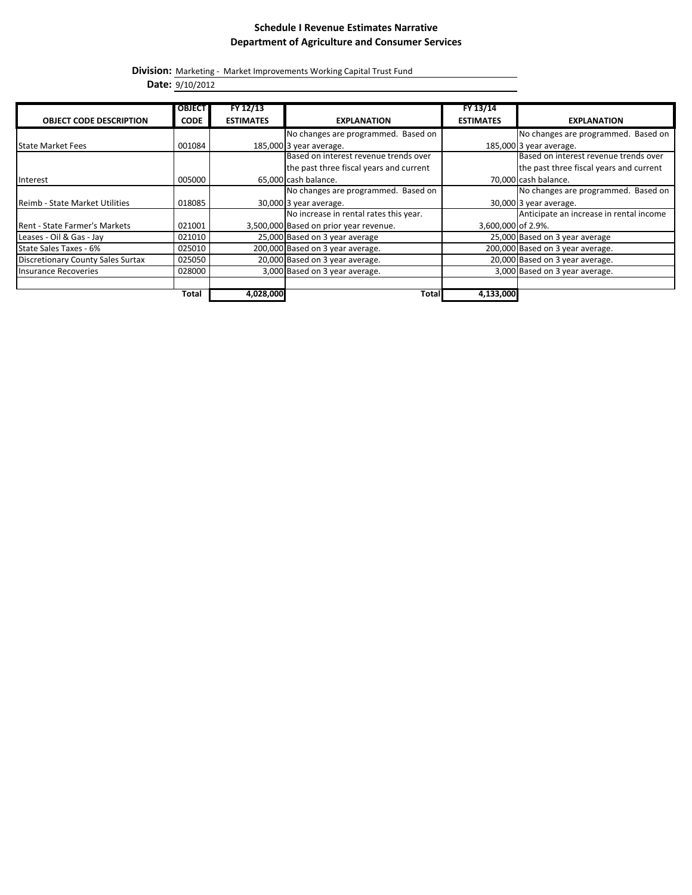# Schedule I Revenue Estimates Narrative

## Department of Agriculture and Consumer Services

**Division:** Marketing - Market Improvements Working Capital Trust Fund

**Date:** 9/10/2012

| OBJECT CODE DESCRIPTION | OBJECT CODE | FY 12/13 ESTIMATES | EXPLANATION | FY 13/14 ESTIMATES | EXPLANATION |
|---|---|---|---|---|---|
| State Market Fees | 001084 | 185,000 | No changes are programmed. Based on 3 year average. | 185,000 | No changes are programmed. Based on 3 year average. |
| Interest | 005000 | 65,000 | Based on interest revenue trends over the past three fiscal years and current cash balance. | 70,000 | Based on interest revenue trends over the past three fiscal years and current cash balance. |
| Reimb - State Market Utilities | 018085 | 30,000 | No changes are programmed. Based on 3 year average. | 30,000 | No changes are programmed. Based on 3 year average. |
| Rent - State Farmer's Markets | 021001 | 3,500,000 | No increase in rental rates this year. Based on prior year revenue. | 3,600,000 | Anticipate an increase in rental income of 2.9%. |
| Leases - Oil & Gas - Jay | 021010 | 25,000 | Based on 3 year average | 25,000 | Based on 3 year average |
| State Sales Taxes - 6% | 025010 | 200,000 | Based on 3 year average. | 200,000 | Based on 3 year average. |
| Discretionary County Sales Surtax | 025050 | 20,000 | Based on 3 year average. | 20,000 | Based on 3 year average. |
| Insurance Recoveries | 028000 | 3,000 | Based on 3 year average. | 3,000 | Based on 3 year average. |
| | | | | | |
| | **Total** | **4,028,000** | **Total** | **4,133,000** | |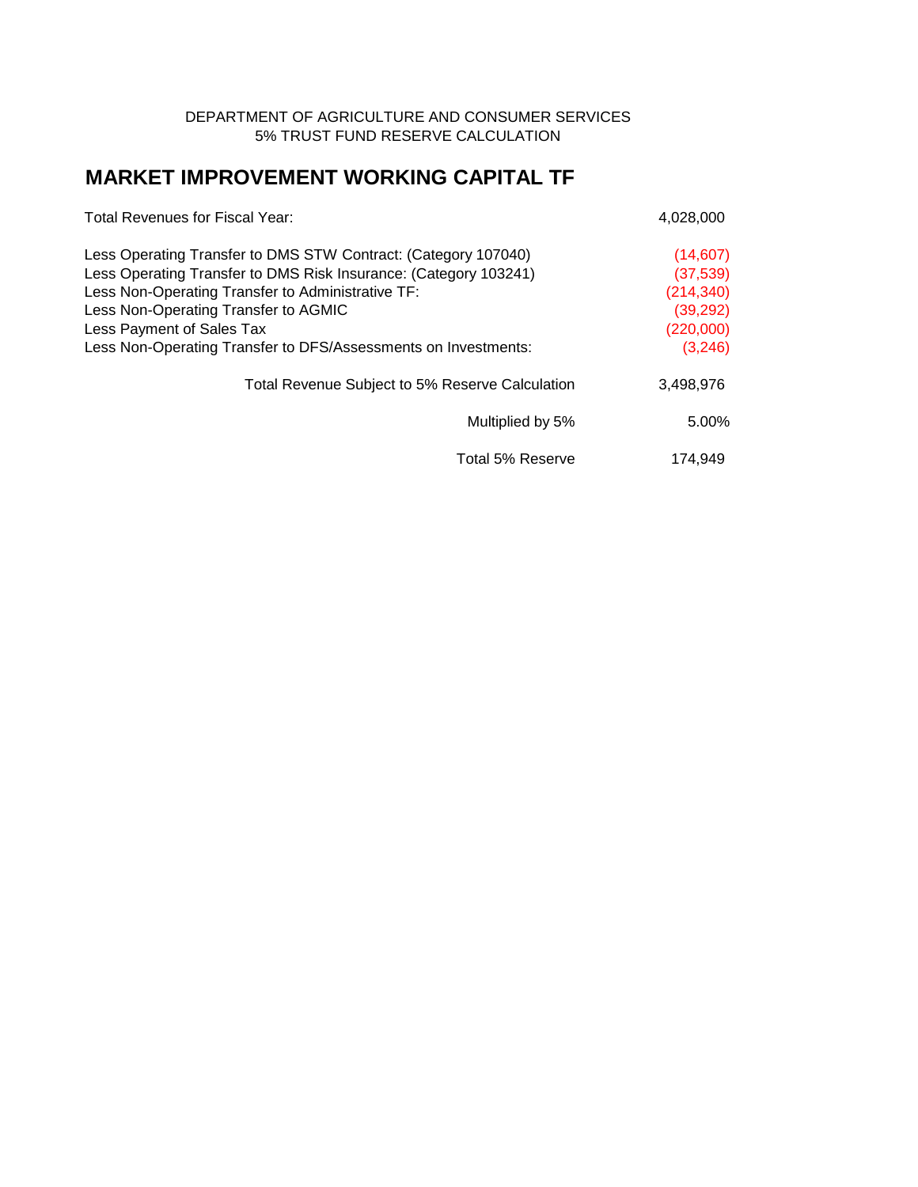DEPARTMENT OF AGRICULTURE AND CONSUMER SERVICES
5% TRUST FUND RESERVE CALCULATION

## MARKET IMPROVEMENT WORKING CAPITAL TF

| | |
|---|---|
| Total Revenues for Fiscal Year: | 4,028,000 |
| Less Operating Transfer to DMS STW Contract: (Category 107040) | (14,607) |
| Less Operating Transfer to DMS Risk Insurance: (Category 103241) | (37,539) |
| Less Non-Operating Transfer to Administrative TF: | (214,340) |
| Less Non-Operating Transfer to AGMIC | (39,292) |
| Less Payment of Sales Tax | (220,000) |
| Less Non-Operating Transfer to DFS/Assessments on Investments: | (3,246) |
| Total Revenue Subject to 5% Reserve Calculation | 3,498,976 |
| Multiplied by 5% | 5.00% |
| Total 5% Reserve | 174,949 |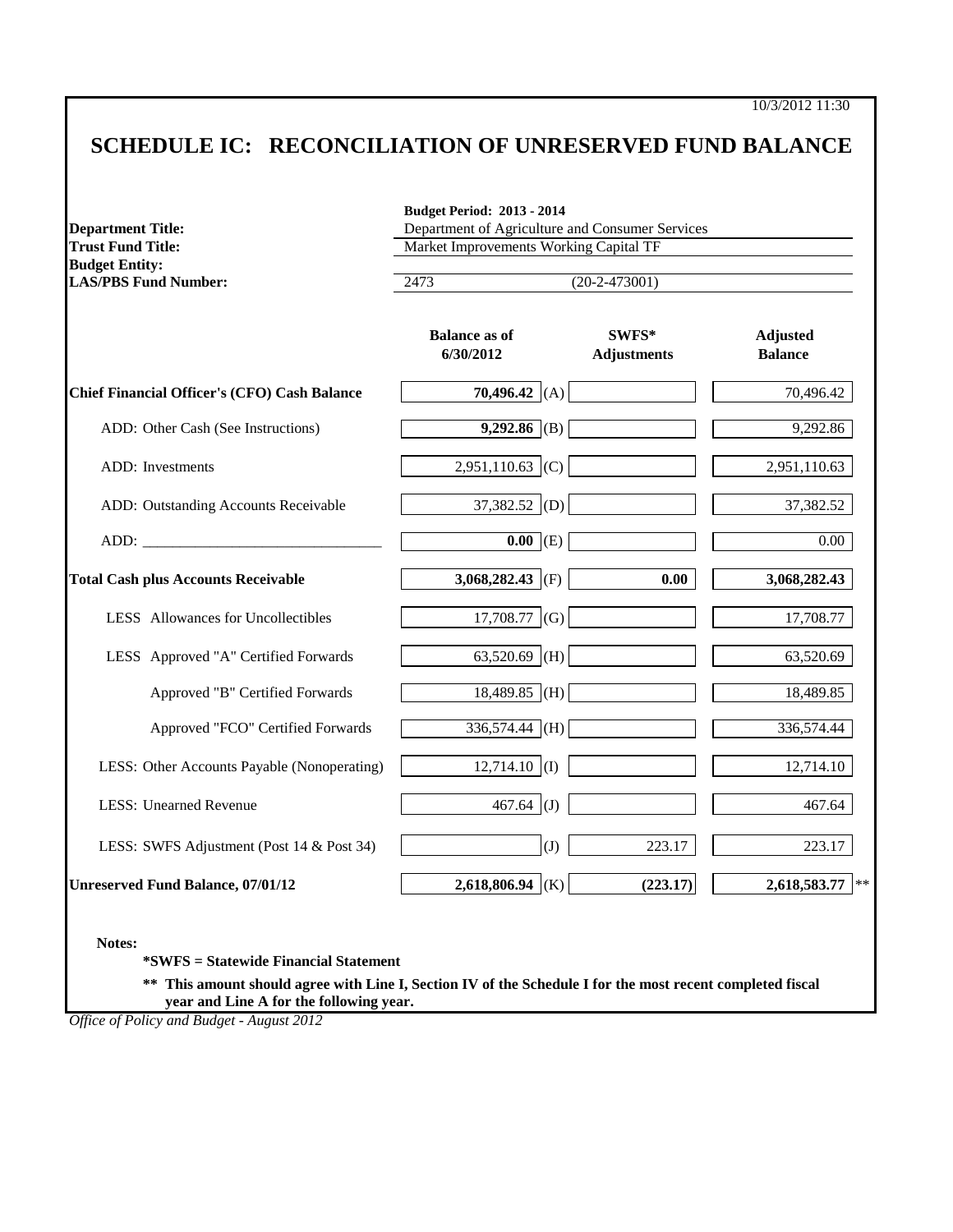10/3/2012 11:30

# SCHEDULE IC: RECONCILIATION OF UNRESERVED FUND BALANCE

| | |
|---|---|
| | **Budget Period: 2013 - 2014** |
| **Department Title:** | Department of Agriculture and Consumer Services |
| **Trust Fund Title:** | Market Improvements Working Capital TF |
| **Budget Entity:** | |
| **LAS/PBS Fund Number:** | 2473 (20-2-473001) |

| | Balance as of 6/30/2012 | | SWFS* Adjustments | Adjusted Balance |
|---|---|---|---|---|
| **Chief Financial Officer's (CFO) Cash Balance** | **70,496.42** | (A) | | 70,496.42 |
| ADD: Other Cash (See Instructions) | **9,292.86** | (B) | | 9,292.86 |
| ADD: Investments | 2,951,110.63 | (C) | | 2,951,110.63 |
| ADD: Outstanding Accounts Receivable | 37,382.52 | (D) | | 37,382.52 |
| ADD: _______________________________ | **0.00** | (E) | | 0.00 |
| **Total Cash plus Accounts Receivable** | **3,068,282.43** | (F) | **0.00** | **3,068,282.43** |
| LESS Allowances for Uncollectibles | 17,708.77 | (G) | | 17,708.77 |
| LESS Approved "A" Certified Forwards | 63,520.69 | (H) | | 63,520.69 |
| Approved "B" Certified Forwards | 18,489.85 | (H) | | 18,489.85 |
| Approved "FCO" Certified Forwards | 336,574.44 | (H) | | 336,574.44 |
| LESS: Other Accounts Payable (Nonoperating) | 12,714.10 | (I) | | 12,714.10 |
| LESS: Unearned Revenue | 467.64 | (J) | | 467.64 |
| LESS: SWFS Adjustment (Post 14 & Post 34) | | (J) | 223.17 | 223.17 |
| **Unreserved Fund Balance, 07/01/12** | **2,618,806.94** | (K) | **(223.17)** | **2,618,583.77** ** |

**Notes:**

**\*SWFS = Statewide Financial Statement**

**\*\* This amount should agree with Line I, Section IV of the Schedule I for the most recent completed fiscal year and Line A for the following year.**

*Office of Policy and Budget - August 2012*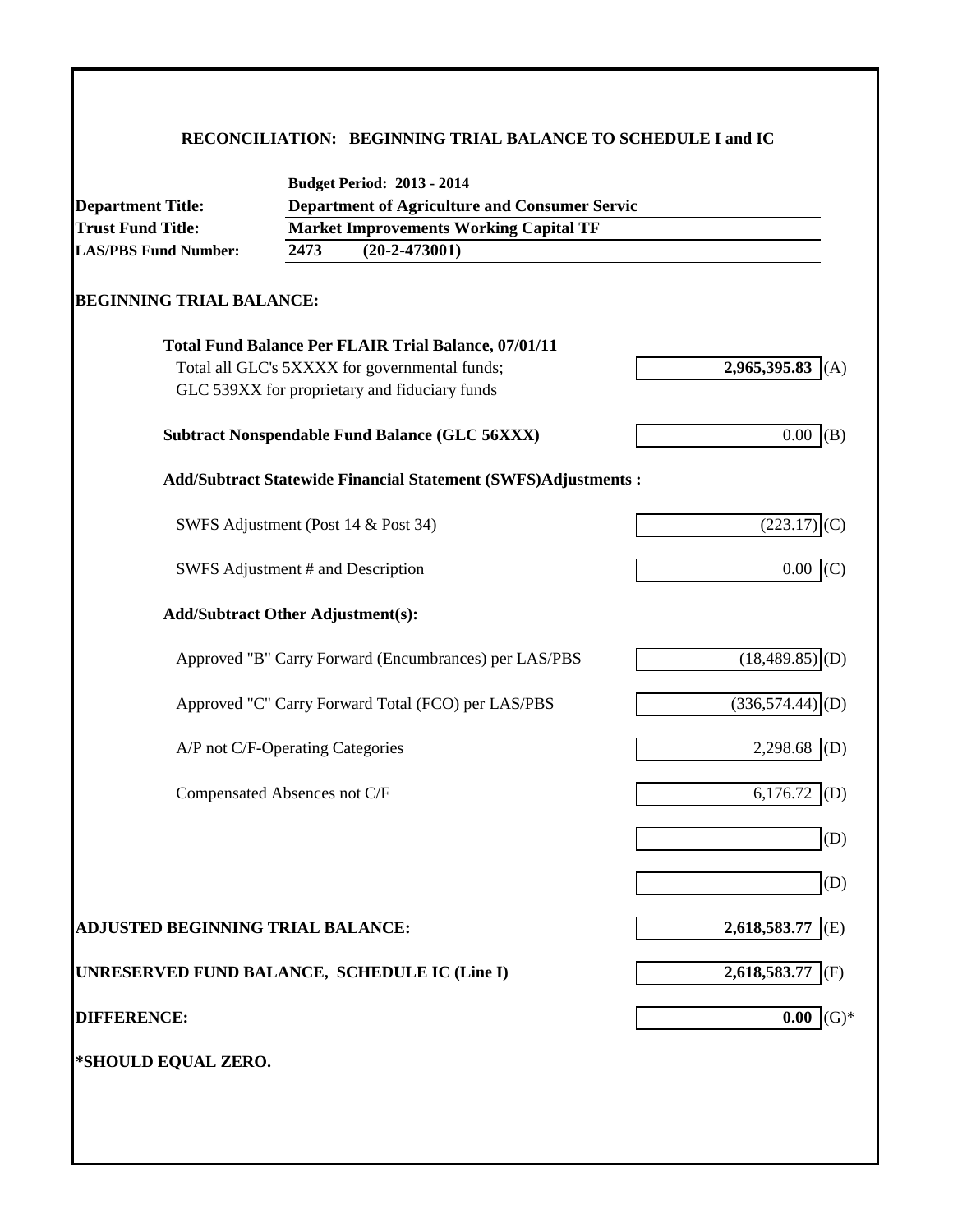## RECONCILIATION: BEGINNING TRIAL BALANCE TO SCHEDULE I and IC

| | |
|---|---|
| | **Budget Period: 2013 - 2014** |
| **Department Title:** | **Department of Agriculture and Consumer Servic** |
| **Trust Fund Title:** | **Market Improvements Working Capital TF** |
| **LAS/PBS Fund Number:** | **2473 (20-2-473001)** |

### BEGINNING TRIAL BALANCE:

| | | |
|---|---|---|
| **Total Fund Balance Per FLAIR Trial Balance, 07/01/11** | | |
| Total all GLC's 5XXXX for governmental funds; GLC 539XX for proprietary and fiduciary funds | **2,965,395.83** | (A) |
| **Subtract Nonspendable Fund Balance (GLC 56XXX)** | 0.00 | (B) |
| **Add/Subtract Statewide Financial Statement (SWFS)Adjustments :** | | |
| SWFS Adjustment (Post 14 & Post 34) | (223.17) | (C) |
| SWFS Adjustment # and Description | 0.00 | (C) |
| **Add/Subtract Other Adjustment(s):** | | |
| Approved "B" Carry Forward (Encumbrances) per LAS/PBS | (18,489.85) | (D) |
| Approved "C" Carry Forward Total (FCO) per LAS/PBS | (336,574.44) | (D) |
| A/P not C/F-Operating Categories | 2,298.68 | (D) |
| Compensated Absences not C/F | 6,176.72 | (D) |
| | | (D) |
| | | (D) |
| **ADJUSTED BEGINNING TRIAL BALANCE:** | **2,618,583.77** | (E) |
| **UNRESERVED FUND BALANCE, SCHEDULE IC (Line I)** | **2,618,583.77** | (F) |
| **DIFFERENCE:** | **0.00** | (G)* |

**\*SHOULD EQUAL ZERO.**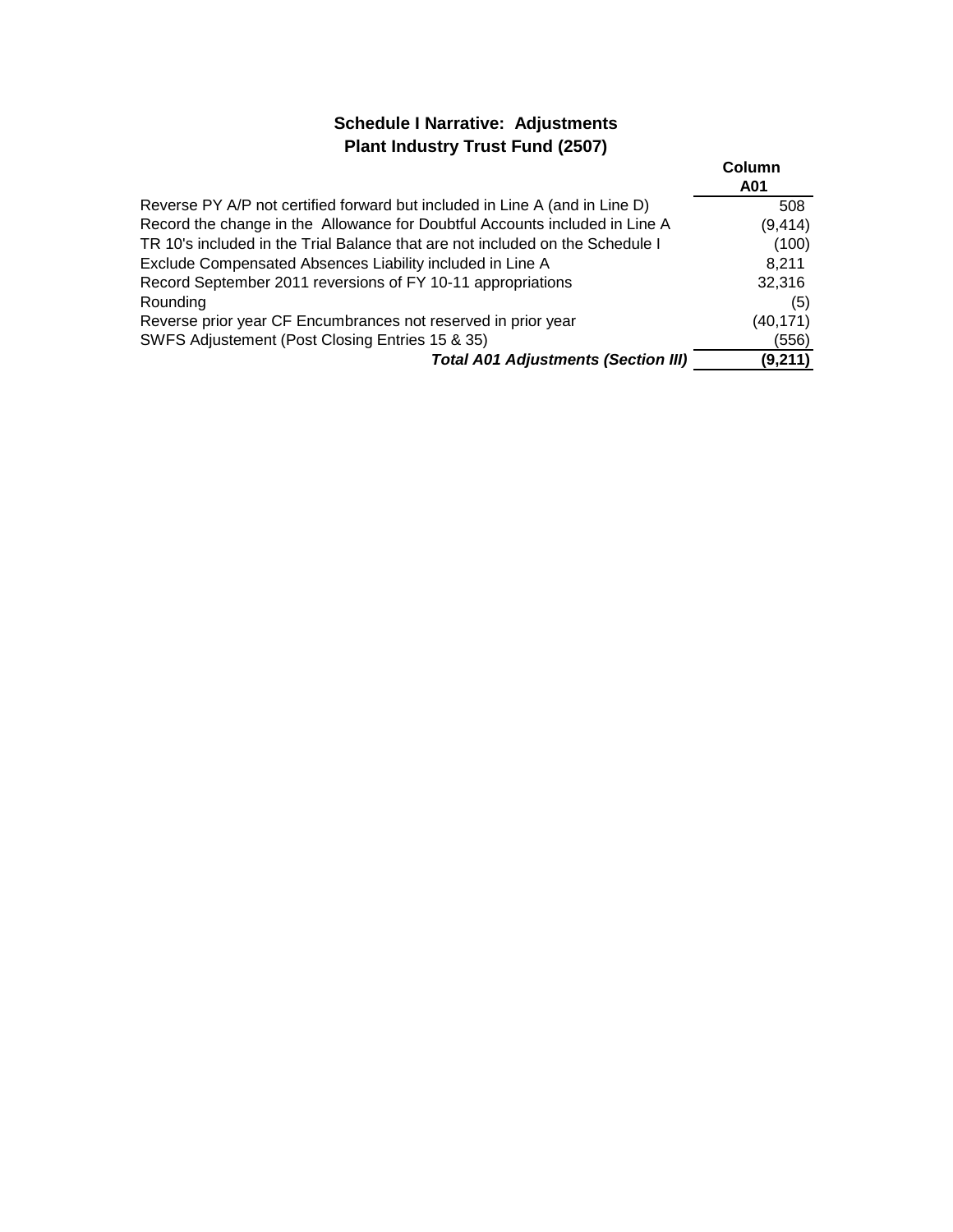## Schedule I Narrative: Adjustments
## Plant Industry Trust Fund (2507)

| | Column A01 |
|---|---|
| Reverse PY A/P not certified forward but included in Line A (and in Line D) | 508 |
| Record the change in the Allowance for Doubtful Accounts included in Line A | (9,414) |
| TR 10's included in the Trial Balance that are not included on the Schedule I | (100) |
| Exclude Compensated Absences Liability included in Line A | 8,211 |
| Record September 2011 reversions of FY 10-11 appropriations | 32,316 |
| Rounding | (5) |
| Reverse prior year CF Encumbrances not reserved in prior year | (40,171) |
| SWFS Adjustement (Post Closing Entries 15 & 35) | (556) |
| ***Total A01 Adjustments (Section III)*** | **(9,211)** |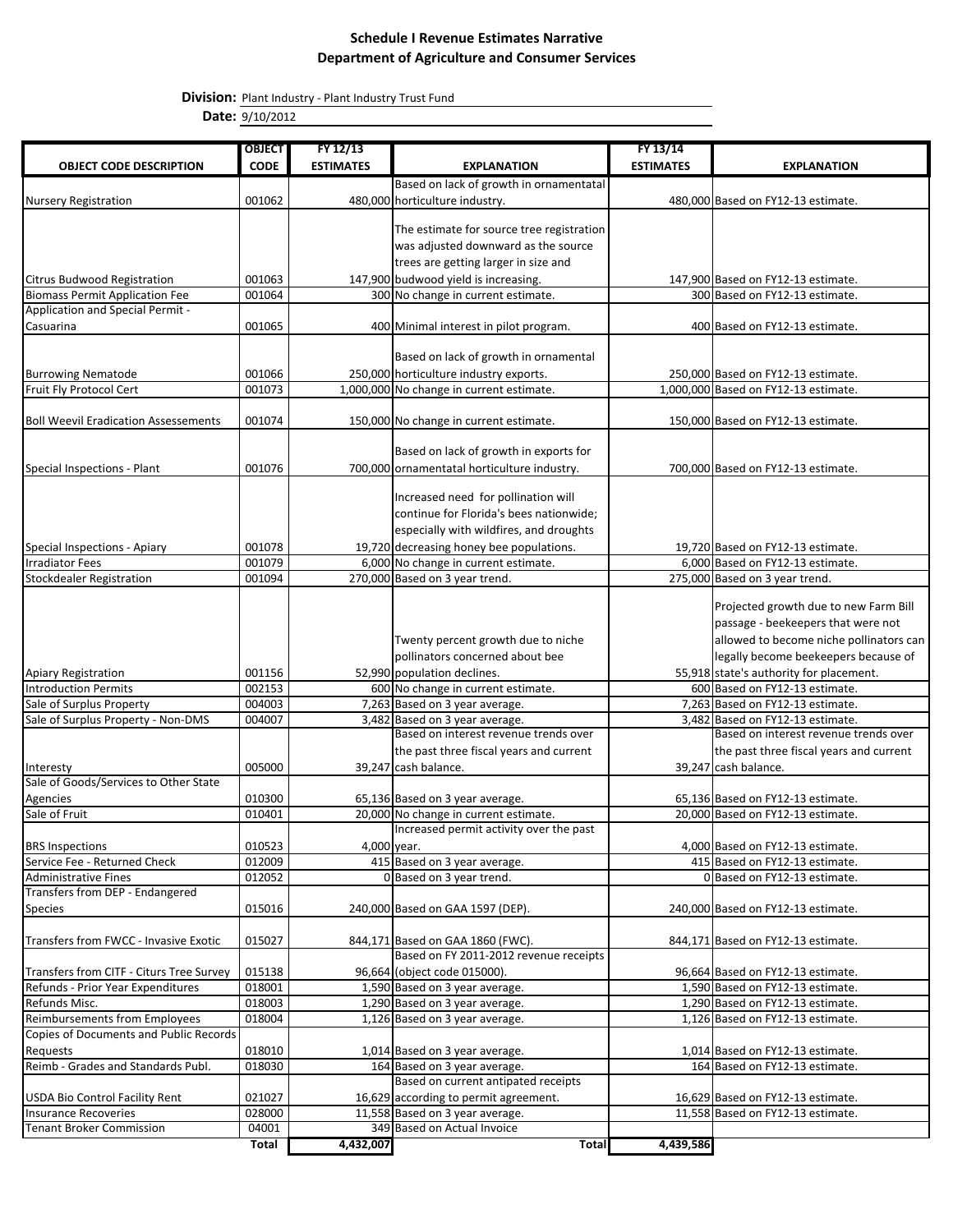# Schedule I Revenue Estimates Narrative
## Department of Agriculture and Consumer Services

**Division:** Plant Industry - Plant Industry Trust Fund

**Date:** 9/10/2012

| OBJECT CODE DESCRIPTION | OBJECT CODE | FY 12/13 ESTIMATES | EXPLANATION | FY 13/14 ESTIMATES | EXPLANATION |
|---|---|---|---|---|---|
| Nursery Registration | 001062 | 480,000 | Based on lack of growth in ornamentatal horticulture industry. | 480,000 | Based on FY12-13 estimate. |
| Citrus Budwood Registration | 001063 | 147,900 | The estimate for source tree registration was adjusted downward as the source trees are getting larger in size and budwood yield is increasing. | 147,900 | Based on FY12-13 estimate. |
| Biomass Permit Application Fee | 001064 | 300 | No change in current estimate. | 300 | Based on FY12-13 estimate. |
| Application and Special Permit - Casuarina | 001065 | 400 | Minimal interest in pilot program. | 400 | Based on FY12-13 estimate. |
| Burrowing Nematode | 001066 | 250,000 | Based on lack of growth in ornamental horticulture industry exports. | 250,000 | Based on FY12-13 estimate. |
| Fruit Fly Protocol Cert | 001073 | 1,000,000 | No change in current estimate. | 1,000,000 | Based on FY12-13 estimate. |
| Boll Weevil Eradication Assessements | 001074 | 150,000 | No change in current estimate. | 150,000 | Based on FY12-13 estimate. |
| Special Inspections - Plant | 001076 | 700,000 | Based on lack of growth in exports for ornamentatal horticulture industry. | 700,000 | Based on FY12-13 estimate. |
| Special Inspections - Apiary | 001078 | 19,720 | Increased need for pollination will continue for Florida's bees nationwide; especially with wildfires, and droughts decreasing honey bee populations. | 19,720 | Based on FY12-13 estimate. |
| Irradiator Fees | 001079 | 6,000 | No change in current estimate. | 6,000 | Based on FY12-13 estimate. |
| Stockdealer Registration | 001094 | 270,000 | Based on 3 year trend. | 275,000 | Based on 3 year trend. |
| Apiary Registration | 001156 | 52,990 | Twenty percent growth due to niche pollinators concerned about bee population declines. | 55,918 | Projected growth due to new Farm Bill passage - beekeepers that were not allowed to become niche pollinators can legally become beekeepers because of state's authority for placement. |
| Introduction Permits | 002153 | 600 | No change in current estimate. | 600 | Based on FY12-13 estimate. |
| Sale of Surplus Property | 004003 | 7,263 | Based on 3 year average. | 7,263 | Based on FY12-13 estimate. |
| Sale of Surplus Property - Non-DMS | 004007 | 3,482 | Based on 3 year average. | 3,482 | Based on FY12-13 estimate. |
| Interesty | 005000 | 39,247 | Based on interest revenue trends over the past three fiscal years and current cash balance. | 39,247 | Based on interest revenue trends over the past three fiscal years and current cash balance. |
| Sale of Goods/Services to Other State Agencies | 010300 | 65,136 | Based on 3 year average. | 65,136 | Based on FY12-13 estimate. |
| Sale of Fruit | 010401 | 20,000 | No change in current estimate. | 20,000 | Based on FY12-13 estimate. |
| BRS Inspections | 010523 | 4,000 | Increased permit activity over the past year. | 4,000 | Based on FY12-13 estimate. |
| Service Fee - Returned Check | 012009 | 415 | Based on 3 year average. | 415 | Based on FY12-13 estimate. |
| Administrative Fines | 012052 | 0 | Based on 3 year trend. | 0 | Based on FY12-13 estimate. |
| Transfers from DEP - Endangered Species | 015016 | 240,000 | Based on GAA 1597 (DEP). | 240,000 | Based on FY12-13 estimate. |
| Transfers from FWCC - Invasive Exotic | 015027 | 844,171 | Based on GAA 1860 (FWC). | 844,171 | Based on FY12-13 estimate. |
| Transfers from CITF - Citurs Tree Survey | 015138 | 96,664 | Based on FY 2011-2012 revenue receipts (object code 015000). | 96,664 | Based on FY12-13 estimate. |
| Refunds - Prior Year Expenditures | 018001 | 1,590 | Based on 3 year average. | 1,590 | Based on FY12-13 estimate. |
| Refunds Misc. | 018003 | 1,290 | Based on 3 year average. | 1,290 | Based on FY12-13 estimate. |
| Reimbursements from Employees | 018004 | 1,126 | Based on 3 year average. | 1,126 | Based on FY12-13 estimate. |
| Copies of Documents and Public Records Requests | 018010 | 1,014 | Based on 3 year average. | 1,014 | Based on FY12-13 estimate. |
| Reimb - Grades and Standards Publ. | 018030 | 164 | Based on 3 year average. | 164 | Based on FY12-13 estimate. |
| USDA Bio Control Facility Rent | 021027 | 16,629 | Based on current antipated receipts according to permit agreement. | 16,629 | Based on FY12-13 estimate. |
| Insurance Recoveries | 028000 | 11,558 | Based on 3 year average. | 11,558 | Based on FY12-13 estimate. |
| Tenant Broker Commission | 04001 | 349 | Based on Actual Invoice | | |
| | **Total** | **4,432,007** | **Total** | **4,439,586** | |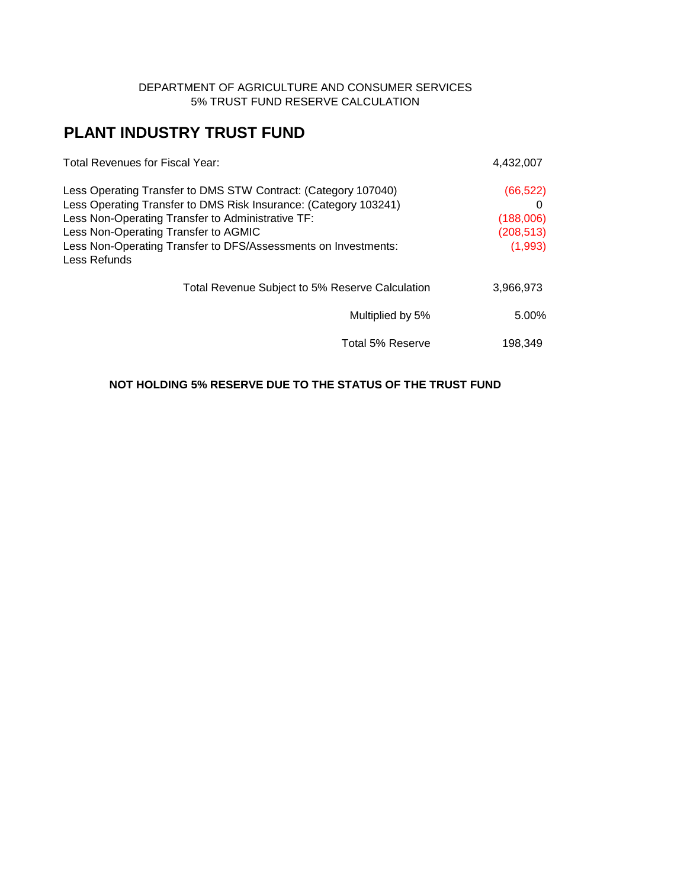DEPARTMENT OF AGRICULTURE AND CONSUMER SERVICES
5% TRUST FUND RESERVE CALCULATION

## PLANT INDUSTRY TRUST FUND

| | |
|---|---|
| Total Revenues for Fiscal Year: | 4,432,007 |
| | |
| Less Operating Transfer to DMS STW Contract: (Category 107040) | (66,522) |
| Less Operating Transfer to DMS Risk Insurance: (Category 103241) | 0 |
| Less Non-Operating Transfer to Administrative TF: | (188,006) |
| Less Non-Operating Transfer to AGMIC | (208,513) |
| Less Non-Operating Transfer to DFS/Assessments on Investments: | (1,993) |
| Less Refunds | |
| Total Revenue Subject to 5% Reserve Calculation | 3,966,973 |
| Multiplied by 5% | 5.00% |
| Total 5% Reserve | 198,349 |

**NOT HOLDING 5% RESERVE DUE TO THE STATUS OF THE TRUST FUND**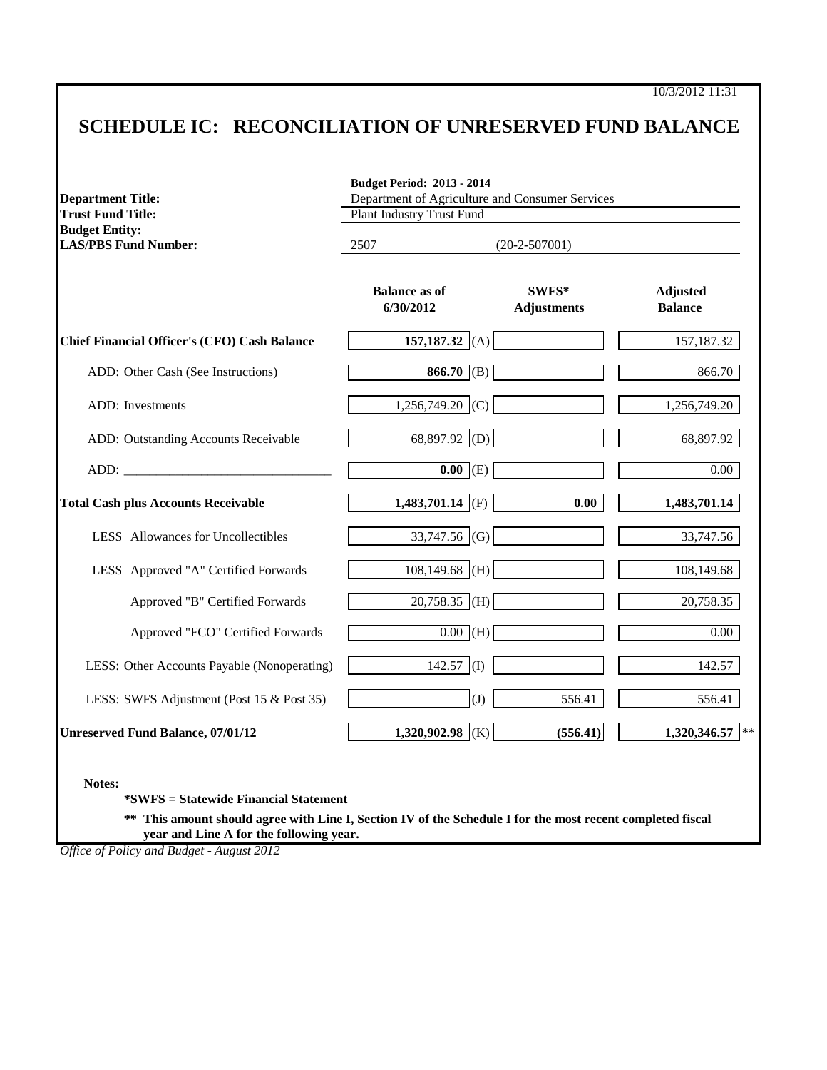10/3/2012 11:31

# SCHEDULE IC: RECONCILIATION OF UNRESERVED FUND BALANCE

| | |
|---|---|
| | **Budget Period: 2013 - 2014** |
| **Department Title:** | Department of Agriculture and Consumer Services |
| **Trust Fund Title:** | Plant Industry Trust Fund |
| **Budget Entity:** | |
| **LAS/PBS Fund Number:** | 2507 (20-2-507001) |

| | Balance as of 6/30/2012 | | SWFS* Adjustments | Adjusted Balance |
|---|---|---|---|---|
| **Chief Financial Officer's (CFO) Cash Balance** | **157,187.32** | (A) | | 157,187.32 |
| ADD: Other Cash (See Instructions) | **866.70** | (B) | | 866.70 |
| ADD: Investments | 1,256,749.20 | (C) | | 1,256,749.20 |
| ADD: Outstanding Accounts Receivable | 68,897.92 | (D) | | 68,897.92 |
| ADD: _______________________________ | **0.00** | (E) | | 0.00 |
| **Total Cash plus Accounts Receivable** | **1,483,701.14** | (F) | **0.00** | **1,483,701.14** |
| LESS Allowances for Uncollectibles | 33,747.56 | (G) | | 33,747.56 |
| LESS Approved "A" Certified Forwards | 108,149.68 | (H) | | 108,149.68 |
| Approved "B" Certified Forwards | 20,758.35 | (H) | | 20,758.35 |
| Approved "FCO" Certified Forwards | 0.00 | (H) | | 0.00 |
| LESS: Other Accounts Payable (Nonoperating) | 142.57 | (I) | | 142.57 |
| LESS: SWFS Adjustment (Post 15 & Post 35) | | (J) | 556.41 | 556.41 |
| **Unreserved Fund Balance, 07/01/12** | **1,320,902.98** | (K) | **(556.41)** | **1,320,346.57** ** |

**Notes:**

**\*SWFS = Statewide Financial Statement**

**\*\* This amount should agree with Line I, Section IV of the Schedule I for the most recent completed fiscal year and Line A for the following year.**

*Office of Policy and Budget - August 2012*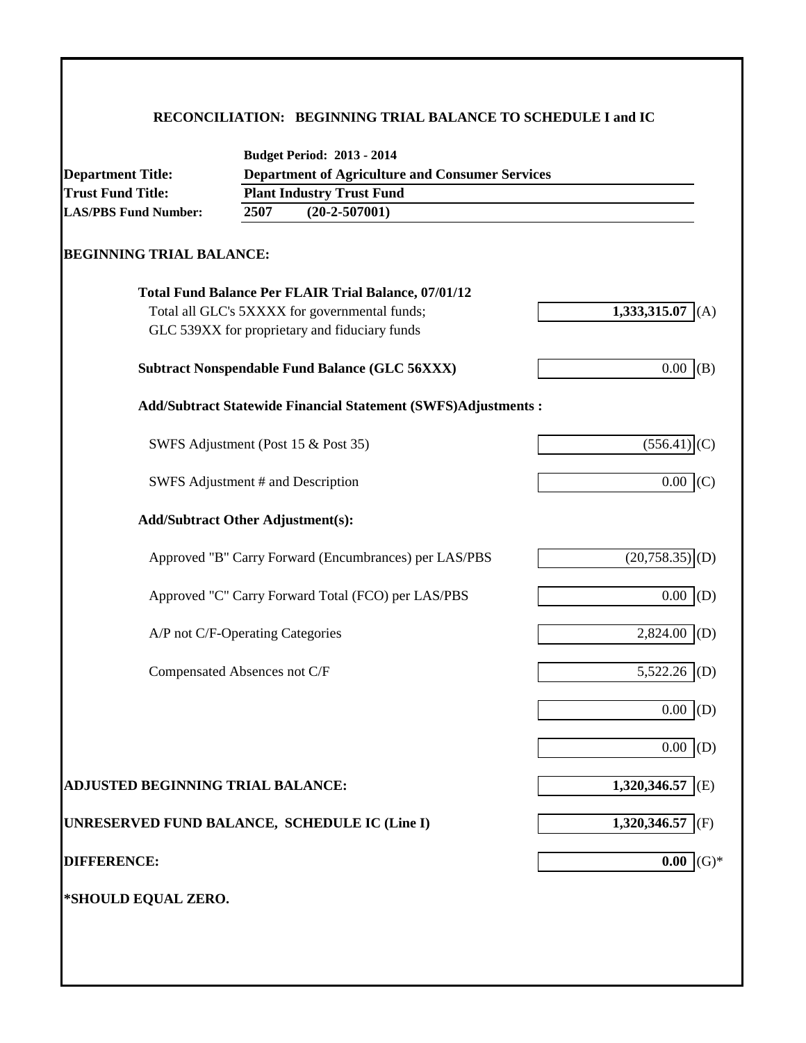## RECONCILIATION: BEGINNING TRIAL BALANCE TO SCHEDULE I and IC

| | |
|---|---|
| | **Budget Period: 2013 - 2014** |
| **Department Title:** | **Department of Agriculture and Consumer Services** |
| **Trust Fund Title:** | **Plant Industry Trust Fund** |
| **LAS/PBS Fund Number:** | **2507 (20-2-507001)** |

**BEGINNING TRIAL BALANCE:**

| | | |
|---|---|---|
| **Total Fund Balance Per FLAIR Trial Balance, 07/01/12**<br>Total all GLC's 5XXXX for governmental funds;<br>GLC 539XX for proprietary and fiduciary funds | **1,333,315.07** | (A) |
| **Subtract Nonspendable Fund Balance (GLC 56XXX)** | 0.00 | (B) |
| **Add/Subtract Statewide Financial Statement (SWFS)Adjustments :** | | |
| SWFS Adjustment (Post 15 & Post 35) | (556.41) | (C) |
| SWFS Adjustment # and Description | 0.00 | (C) |
| **Add/Subtract Other Adjustment(s):** | | |
| Approved "B" Carry Forward (Encumbrances) per LAS/PBS | (20,758.35) | (D) |
| Approved "C" Carry Forward Total (FCO) per LAS/PBS | 0.00 | (D) |
| A/P not C/F-Operating Categories | 2,824.00 | (D) |
| Compensated Absences not C/F | 5,522.26 | (D) |
| | 0.00 | (D) |
| | 0.00 | (D) |
| **ADJUSTED BEGINNING TRIAL BALANCE:** | **1,320,346.57** | (E) |
| **UNRESERVED FUND BALANCE, SCHEDULE IC (Line I)** | **1,320,346.57** | (F) |
| **DIFFERENCE:** | **0.00** | (G)* |

***SHOULD EQUAL ZERO.**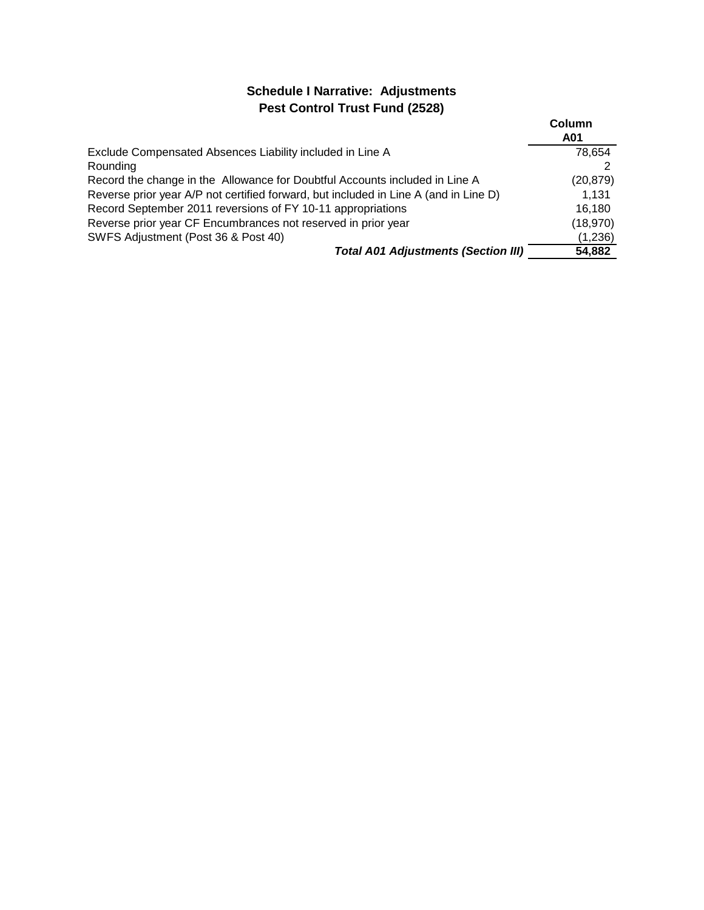# Schedule I Narrative: Adjustments
## Pest Control Trust Fund (2528)

| | Column A01 |
|---|---|
| Exclude Compensated Absences Liability included in Line A | 78,654 |
| Rounding | 2 |
| Record the change in the Allowance for Doubtful Accounts included in Line A | (20,879) |
| Reverse prior year A/P not certified forward, but included in Line A (and in Line D) | 1,131 |
| Record September 2011 reversions of FY 10-11 appropriations | 16,180 |
| Reverse prior year CF Encumbrances not reserved in prior year | (18,970) |
| SWFS Adjustment (Post 36 & Post 40) | (1,236) |
| ***Total A01 Adjustments (Section III)*** | **54,882** |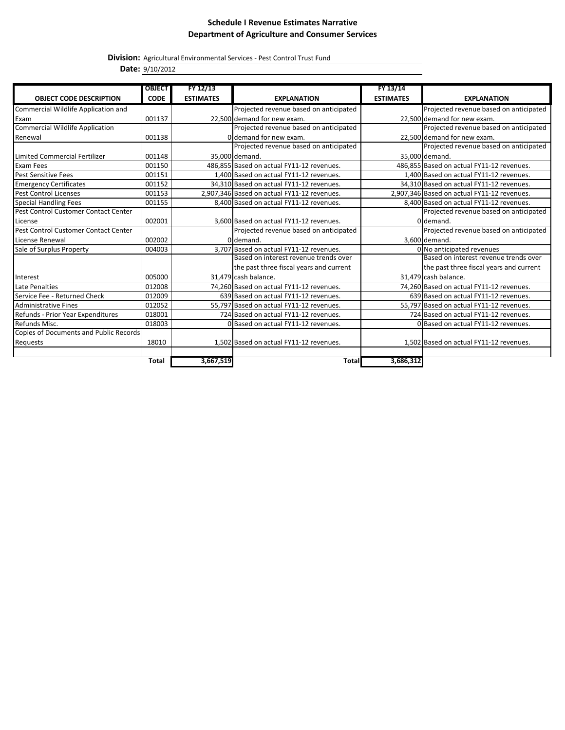**Schedule I Revenue Estimates Narrative**
**Department of Agriculture and Consumer Services**

**Division:** Agricultural Environmental Services - Pest Control Trust Fund
**Date:** 9/10/2012

| OBJECT CODE DESCRIPTION | OBJECT CODE | FY 12/13 ESTIMATES | EXPLANATION | FY 13/14 ESTIMATES | EXPLANATION |
|---|---|---|---|---|---|
| Commercial Wildlife Application and Exam | 001137 | 22,500 | Projected revenue based on anticipated demand for new exam. | 22,500 | Projected revenue based on anticipated demand for new exam. |
| Commercial Wildlife Application Renewal | 001138 | 0 | Projected revenue based on anticipated demand for new exam. | 22,500 | Projected revenue based on anticipated demand for new exam. |
| Limited Commercial Fertilizer | 001148 | 35,000 | Projected revenue based on anticipated demand. | 35,000 | Projected revenue based on anticipated demand. |
| Exam Fees | 001150 | 486,855 | Based on actual FY11-12 revenues. | 486,855 | Based on actual FY11-12 revenues. |
| Pest Sensitive Fees | 001151 | 1,400 | Based on actual FY11-12 revenues. | 1,400 | Based on actual FY11-12 revenues. |
| Emergency Certificates | 001152 | 34,310 | Based on actual FY11-12 revenues. | 34,310 | Based on actual FY11-12 revenues. |
| Pest Control Licenses | 001153 | 2,907,346 | Based on actual FY11-12 revenues. | 2,907,346 | Based on actual FY11-12 revenues. |
| Special Handling Fees | 001155 | 8,400 | Based on actual FY11-12 revenues. | 8,400 | Based on actual FY11-12 revenues. |
| Pest Control Customer Contact Center License | 002001 | 3,600 | Based on actual FY11-12 revenues. | 0 | Projected revenue based on anticipated demand. |
| Pest Control Customer Contact Center License Renewal | 002002 | 0 | Projected revenue based on anticipated demand. | 3,600 | Projected revenue based on anticipated demand. |
| Sale of Surplus Property | 004003 | 3,707 | Based on actual FY11-12 revenues. | 0 | No anticipated revenues |
| Interest | 005000 | 31,479 | Based on interest revenue trends over the past three fiscal years and current cash balance. | 31,479 | Based on interest revenue trends over the past three fiscal years and current cash balance. |
| Late Penalties | 012008 | 74,260 | Based on actual FY11-12 revenues. | 74,260 | Based on actual FY11-12 revenues. |
| Service Fee - Returned Check | 012009 | 639 | Based on actual FY11-12 revenues. | 639 | Based on actual FY11-12 revenues. |
| Administrative Fines | 012052 | 55,797 | Based on actual FY11-12 revenues. | 55,797 | Based on actual FY11-12 revenues. |
| Refunds - Prior Year Expenditures | 018001 | 724 | Based on actual FY11-12 revenues. | 724 | Based on actual FY11-12 revenues. |
| Refunds Misc. | 018003 | 0 | Based on actual FY11-12 revenues. | 0 | Based on actual FY11-12 revenues. |
| Copies of Documents and Public Records Requests | 18010 | 1,502 | Based on actual FY11-12 revenues. | 1,502 | Based on actual FY11-12 revenues. |
| | | | | | |
| | **Total** | **3,667,519** | **Total** | **3,686,312** | |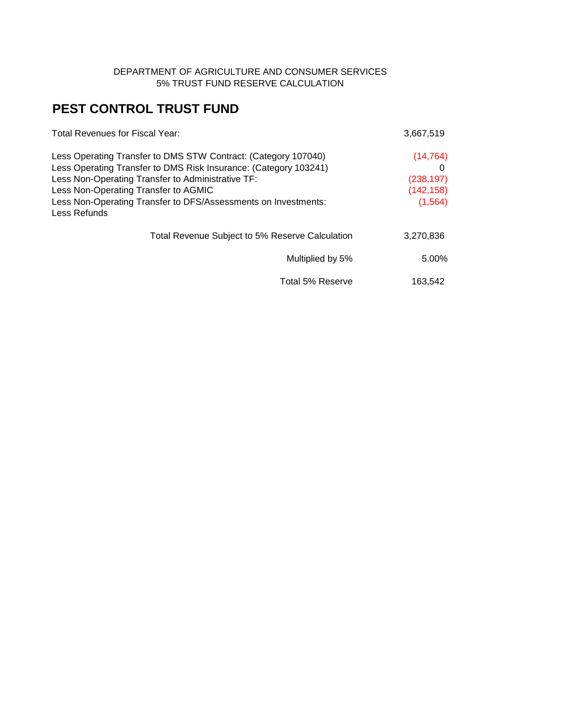DEPARTMENT OF AGRICULTURE AND CONSUMER SERVICES
5% TRUST FUND RESERVE CALCULATION

# PEST CONTROL TRUST FUND

| | |
|---|---|
| Total Revenues for Fiscal Year: | 3,667,519 |
| | |
| Less Operating Transfer to DMS STW Contract: (Category 107040) | (14,764) |
| Less Operating Transfer to DMS Risk Insurance: (Category 103241) | 0 |
| Less Non-Operating Transfer to Administrative TF: | (238,197) |
| Less Non-Operating Transfer to AGMIC | (142,158) |
| Less Non-Operating Transfer to DFS/Assessments on Investments: | (1,564) |
| Less Refunds | |
| | |
| Total Revenue Subject to 5% Reserve Calculation | 3,270,836 |
| | |
| Multiplied by 5% | 5.00% |
| | |
| Total 5% Reserve | 163,542 |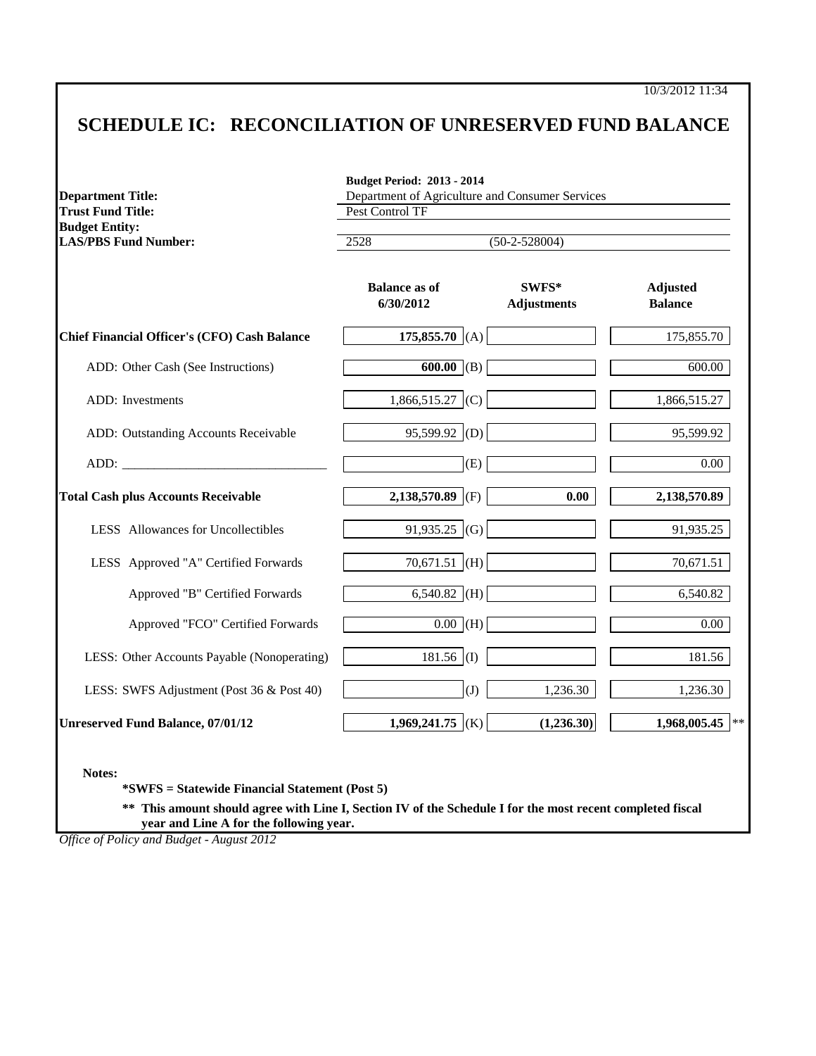10/3/2012 11:34

# SCHEDULE IC: RECONCILIATION OF UNRESERVED FUND BALANCE

**Budget Period: 2013 - 2014**

**Department Title:** Department of Agriculture and Consumer Services
**Trust Fund Title:** Pest Control TF
**Budget Entity:**
**LAS/PBS Fund Number:** 2528 (50-2-528004)

| | Balance as of 6/30/2012 | | SWFS* Adjustments | Adjusted Balance |
|---|---|---|---|---|
| **Chief Financial Officer's (CFO) Cash Balance** | **175,855.70** | (A) | | 175,855.70 |
| ADD: Other Cash (See Instructions) | **600.00** | (B) | | 600.00 |
| ADD: Investments | 1,866,515.27 | (C) | | 1,866,515.27 |
| ADD: Outstanding Accounts Receivable | 95,599.92 | (D) | | 95,599.92 |
| ADD: _______________________________ | | (E) | | 0.00 |
| **Total Cash plus Accounts Receivable** | **2,138,570.89** | (F) | **0.00** | **2,138,570.89** |
| LESS Allowances for Uncollectibles | 91,935.25 | (G) | | 91,935.25 |
| LESS Approved "A" Certified Forwards | 70,671.51 | (H) | | 70,671.51 |
| Approved "B" Certified Forwards | 6,540.82 | (H) | | 6,540.82 |
| Approved "FCO" Certified Forwards | 0.00 | (H) | | 0.00 |
| LESS: Other Accounts Payable (Nonoperating) | 181.56 | (I) | | 181.56 |
| LESS: SWFS Adjustment (Post 36 & Post 40) | | (J) | 1,236.30 | 1,236.30 |
| **Unreserved Fund Balance, 07/01/12** | **1,969,241.75** | (K) | **(1,236.30)** | **1,968,005.45** ** |

**Notes:**

**\*SWFS = Statewide Financial Statement (Post 5)**

**\*\* This amount should agree with Line I, Section IV of the Schedule I for the most recent completed fiscal year and Line A for the following year.**

*Office of Policy and Budget - August 2012*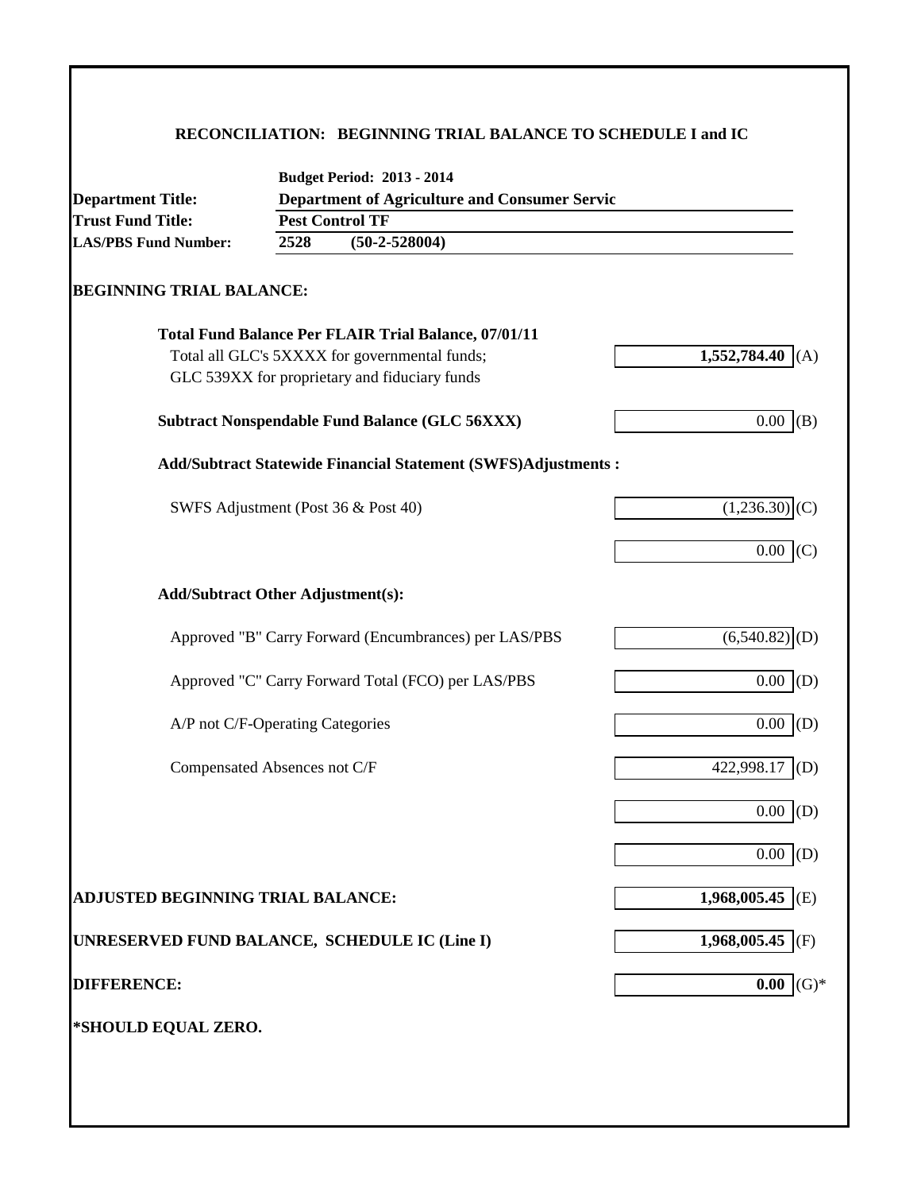## RECONCILIATION: BEGINNING TRIAL BALANCE TO SCHEDULE I and IC

**Budget Period: 2013 - 2014**

**Department Title:** **Department of Agriculture and Consumer Servic**

**Trust Fund Title:** **Pest Control TF**

**LAS/PBS Fund Number:** **2528 (50-2-528004)**

### BEGINNING TRIAL BALANCE:

| | | |
|---|---|---|
| **Total Fund Balance Per FLAIR Trial Balance, 07/01/11** | | |
| Total all GLC's 5XXXX for governmental funds; GLC 539XX for proprietary and fiduciary funds | **1,552,784.40** | (A) |
| **Subtract Nonspendable Fund Balance (GLC 56XXX)** | 0.00 | (B) |
| **Add/Subtract Statewide Financial Statement (SWFS)Adjustments :** | | |
| SWFS Adjustment (Post 36 & Post 40) | (1,236.30) | (C) |
| | 0.00 | (C) |
| **Add/Subtract Other Adjustment(s):** | | |
| Approved "B" Carry Forward (Encumbrances) per LAS/PBS | (6,540.82) | (D) |
| Approved "C" Carry Forward Total (FCO) per LAS/PBS | 0.00 | (D) |
| A/P not C/F-Operating Categories | 0.00 | (D) |
| Compensated Absences not C/F | 422,998.17 | (D) |
| | 0.00 | (D) |
| | 0.00 | (D) |
| **ADJUSTED BEGINNING TRIAL BALANCE:** | **1,968,005.45** | (E) |
| **UNRESERVED FUND BALANCE, SCHEDULE IC (Line I)** | **1,968,005.45** | (F) |
| **DIFFERENCE:** | **0.00** | (G)* |

**\*SHOULD EQUAL ZERO.**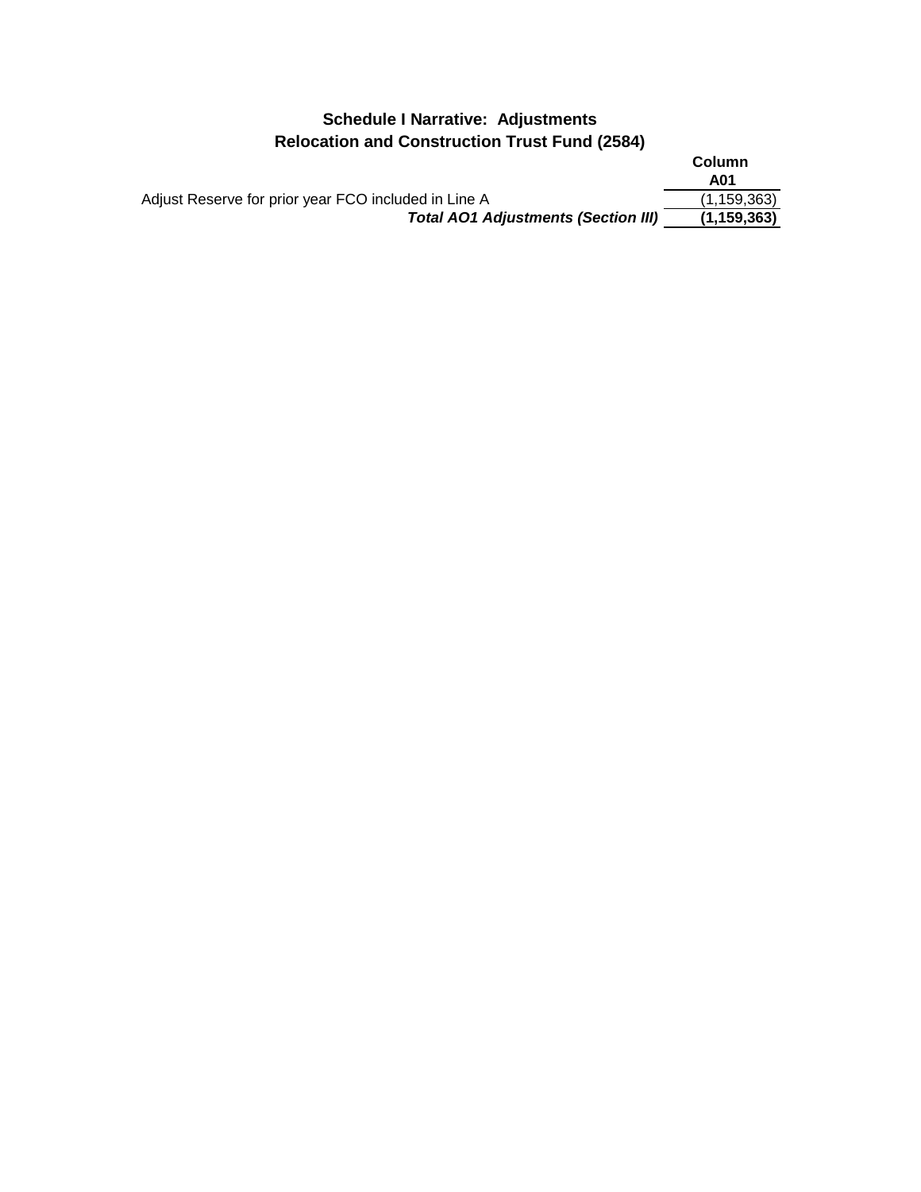## Schedule I Narrative: Adjustments
## Relocation and Construction Trust Fund (2584)

| | Column A01 |
|---|---|
| Adjust Reserve for prior year FCO included in Line A | (1,159,363) |
| ***Total AO1 Adjustments (Section III)*** | **(1,159,363)** |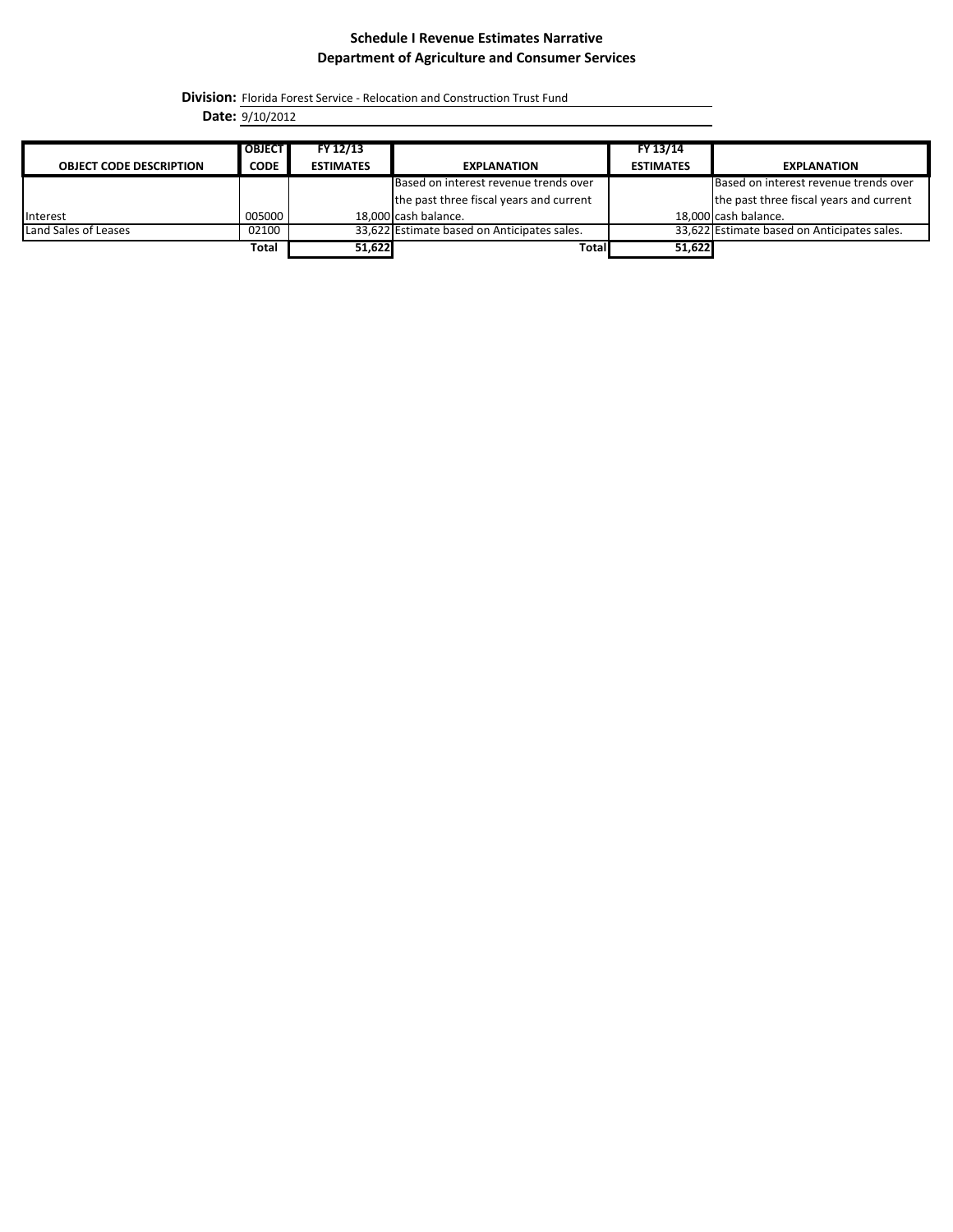**Schedule I Revenue Estimates Narrative**
**Department of Agriculture and Consumer Services**

**Division:** Florida Forest Service - Relocation and Construction Trust Fund

**Date:** 9/10/2012

| OBJECT CODE DESCRIPTION | OBJECT CODE | FY 12/13 ESTIMATES | EXPLANATION | FY 13/14 ESTIMATES | EXPLANATION |
|---|---|---|---|---|---|
| Interest | 005000 | 18,000 | Based on interest revenue trends over the past three fiscal years and current cash balance. | 18,000 | Based on interest revenue trends over the past three fiscal years and current cash balance. |
| Land Sales of Leases | 02100 | 33,622 | Estimate based on Anticipates sales. | 33,622 | Estimate based on Anticipates sales. |
| | **Total** | **51,622** | **Total** | **51,622** | |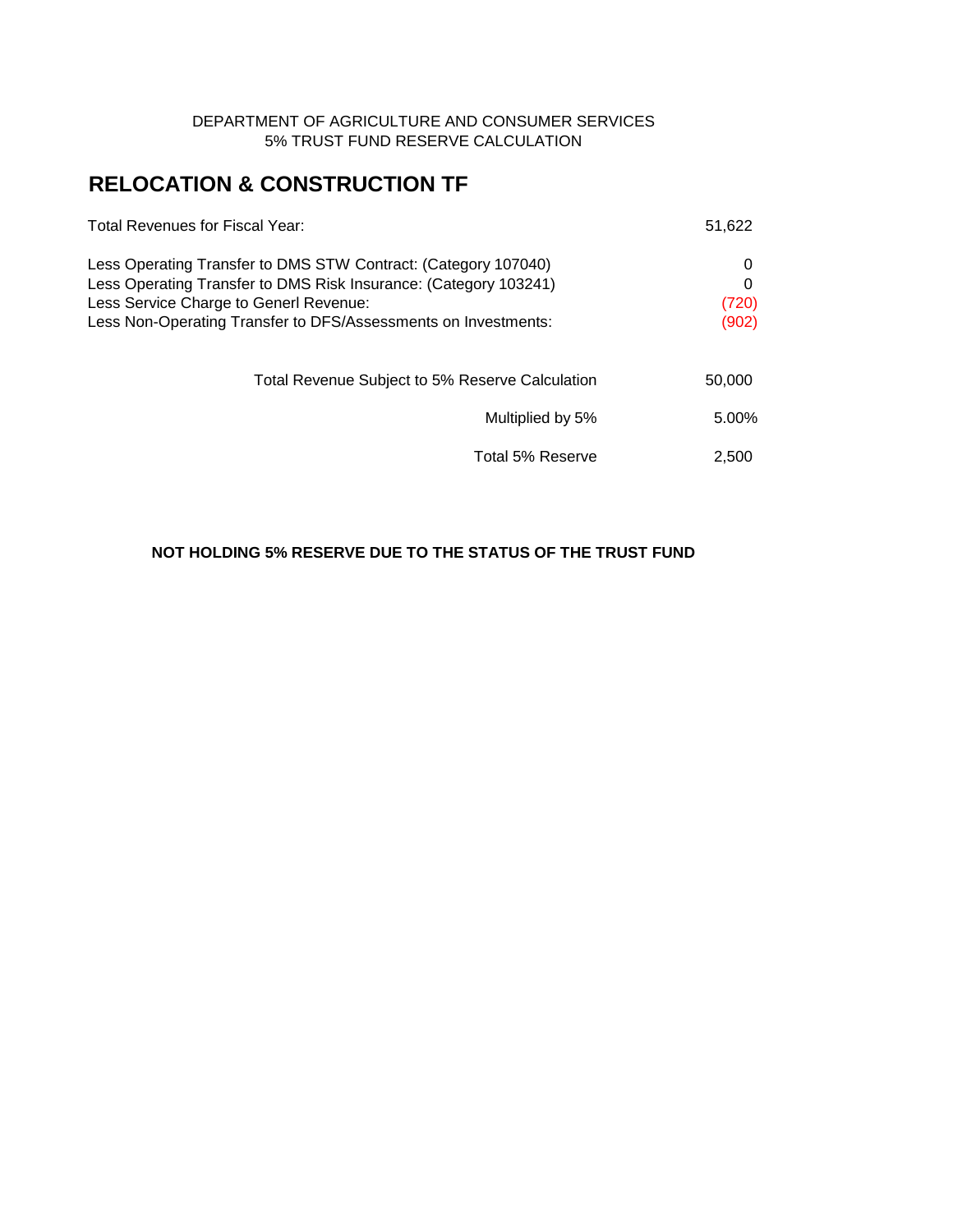DEPARTMENT OF AGRICULTURE AND CONSUMER SERVICES
5% TRUST FUND RESERVE CALCULATION

# RELOCATION & CONSTRUCTION TF

| | |
|---|---|
| Total Revenues for Fiscal Year: | 51,622 |
| Less Operating Transfer to DMS STW Contract: (Category 107040) | 0 |
| Less Operating Transfer to DMS Risk Insurance: (Category 103241) | 0 |
| Less Service Charge to Generl Revenue: | (720) |
| Less Non-Operating Transfer to DFS/Assessments on Investments: | (902) |
| Total Revenue Subject to 5% Reserve Calculation | 50,000 |
| Multiplied by 5% | 5.00% |
| Total 5% Reserve | 2,500 |

**NOT HOLDING 5% RESERVE DUE TO THE STATUS OF THE TRUST FUND**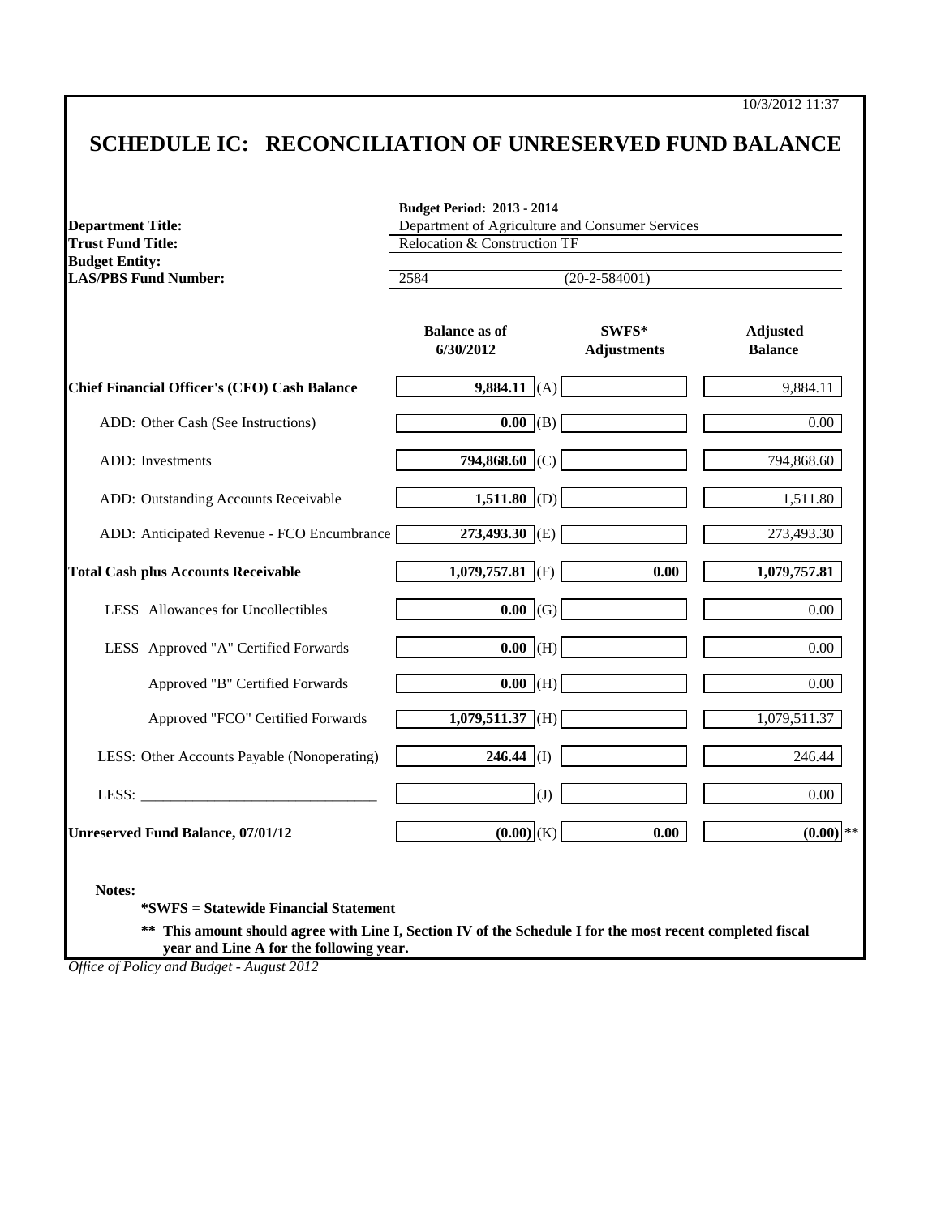10/3/2012 11:37

# SCHEDULE IC: RECONCILIATION OF UNRESERVED FUND BALANCE

| | |
|---|---|
| | **Budget Period: 2013 - 2014** |
| **Department Title:** | Department of Agriculture and Consumer Services |
| **Trust Fund Title:** | Relocation & Construction TF |
| **Budget Entity:** | |
| **LAS/PBS Fund Number:** | 2584 (20-2-584001) |

| | Balance as of 6/30/2012 | | SWFS* Adjustments | Adjusted Balance |
|---|---|---|---|---|
| **Chief Financial Officer's (CFO) Cash Balance** | **9,884.11** | (A) | | 9,884.11 |
| ADD: Other Cash (See Instructions) | **0.00** | (B) | | 0.00 |
| ADD: Investments | **794,868.60** | (C) | | 794,868.60 |
| ADD: Outstanding Accounts Receivable | **1,511.80** | (D) | | 1,511.80 |
| ADD: Anticipated Revenue - FCO Encumbrance | **273,493.30** | (E) | | 273,493.30 |
| **Total Cash plus Accounts Receivable** | **1,079,757.81** | (F) | **0.00** | **1,079,757.81** |
| LESS Allowances for Uncollectibles | **0.00** | (G) | | 0.00 |
| LESS Approved "A" Certified Forwards | **0.00** | (H) | | 0.00 |
| Approved "B" Certified Forwards | **0.00** | (H) | | 0.00 |
| Approved "FCO" Certified Forwards | **1,079,511.37** | (H) | | 1,079,511.37 |
| LESS: Other Accounts Payable (Nonoperating) | **246.44** | (I) | | 246.44 |
| LESS: _______________________________ | | (J) | | 0.00 |
| **Unreserved Fund Balance, 07/01/12** | **(0.00)** | (K) | **0.00** | **(0.00)** ** |

**Notes:**

**\*SWFS = Statewide Financial Statement**

**\*\* This amount should agree with Line I, Section IV of the Schedule I for the most recent completed fiscal year and Line A for the following year.**

*Office of Policy and Budget - August 2012*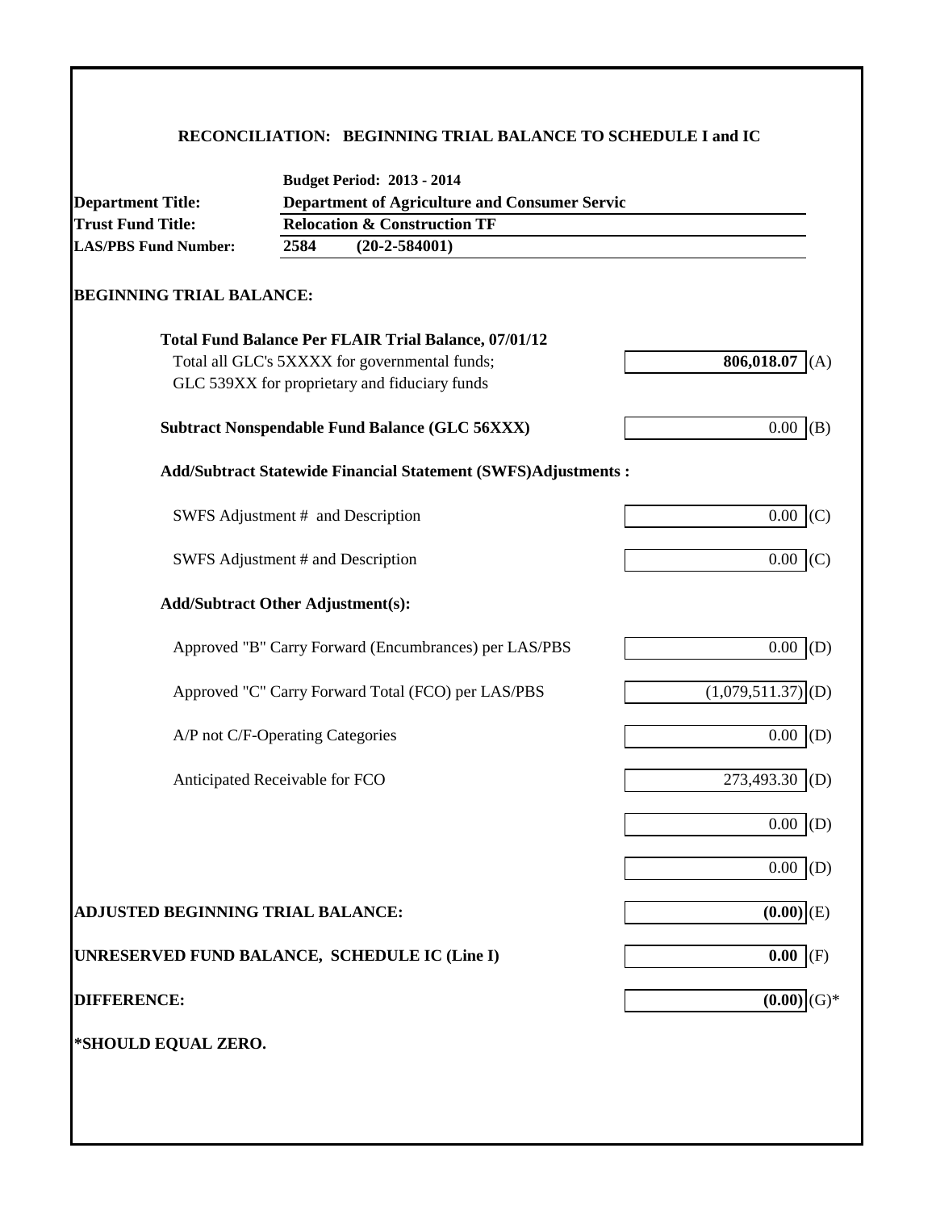## RECONCILIATION: BEGINNING TRIAL BALANCE TO SCHEDULE I and IC

| | |
|---|---|
| | **Budget Period: 2013 - 2014** |
| **Department Title:** | **Department of Agriculture and Consumer Servic** |
| **Trust Fund Title:** | **Relocation & Construction TF** |
| **LAS/PBS Fund Number:** | **2584 (20-2-584001)** |

### BEGINNING TRIAL BALANCE:

| | | |
|---|---|---|
| **Total Fund Balance Per FLAIR Trial Balance, 07/01/12** | | |
| Total all GLC's 5XXXX for governmental funds; GLC 539XX for proprietary and fiduciary funds | **806,018.07** | (A) |
| **Subtract Nonspendable Fund Balance (GLC 56XXX)** | 0.00 | (B) |
| **Add/Subtract Statewide Financial Statement (SWFS)Adjustments :** | | |
| SWFS Adjustment # and Description | 0.00 | (C) |
| SWFS Adjustment # and Description | 0.00 | (C) |
| **Add/Subtract Other Adjustment(s):** | | |
| Approved "B" Carry Forward (Encumbrances) per LAS/PBS | 0.00 | (D) |
| Approved "C" Carry Forward Total (FCO) per LAS/PBS | (1,079,511.37) | (D) |
| A/P not C/F-Operating Categories | 0.00 | (D) |
| Anticipated Receivable for FCO | 273,493.30 | (D) |
| | 0.00 | (D) |
| | 0.00 | (D) |
| **ADJUSTED BEGINNING TRIAL BALANCE:** | **(0.00)** | (E) |
| **UNRESERVED FUND BALANCE, SCHEDULE IC (Line I)** | **0.00** | (F) |
| **DIFFERENCE:** | **(0.00)** | (G)* |

**\*SHOULD EQUAL ZERO.**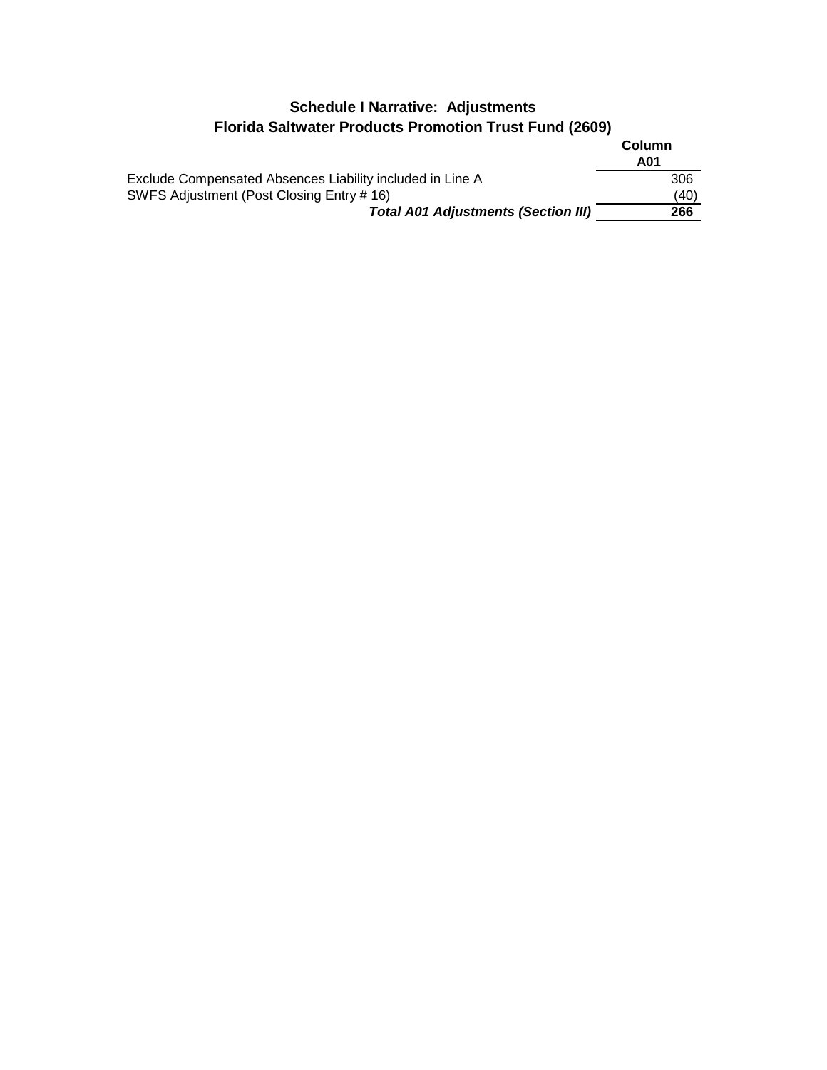**Schedule I Narrative: Adjustments**
**Florida Saltwater Products Promotion Trust Fund (2609)**

| | Column A01 |
|---|---|
| Exclude Compensated Absences Liability included in Line A | 306 |
| SWFS Adjustment (Post Closing Entry # 16) | (40) |
| ***Total A01 Adjustments (Section III)*** | **266** |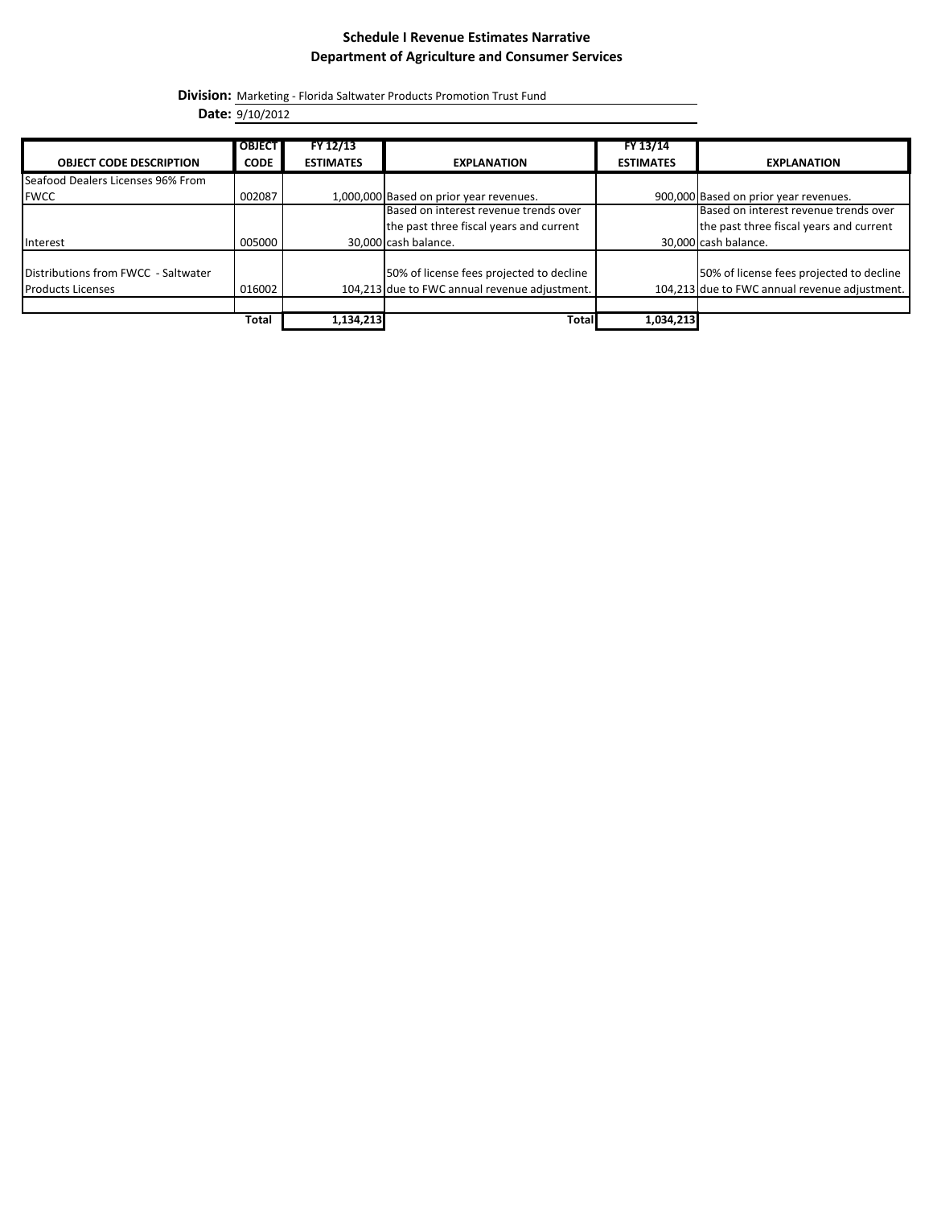# Schedule I Revenue Estimates Narrative
## Department of Agriculture and Consumer Services

**Division:** Marketing - Florida Saltwater Products Promotion Trust Fund

**Date:** 9/10/2012

| OBJECT CODE DESCRIPTION | OBJECT CODE | FY 12/13 ESTIMATES | EXPLANATION | FY 13/14 ESTIMATES | EXPLANATION |
|---|---|---|---|---|---|
| Seafood Dealers Licenses 96% From FWCC | 002087 | 1,000,000 | Based on prior year revenues. | 900,000 | Based on prior year revenues. |
| Interest | 005000 | 30,000 | Based on interest revenue trends over the past three fiscal years and current cash balance. | 30,000 | Based on interest revenue trends over the past three fiscal years and current cash balance. |
| Distributions from FWCC - Saltwater Products Licenses | 016002 | 104,213 | 50% of license fees projected to decline due to FWC annual revenue adjustment. | 104,213 | 50% of license fees projected to decline due to FWC annual revenue adjustment. |
| | | | | | |
| | **Total** | **1,134,213** | **Total** | **1,034,213** | |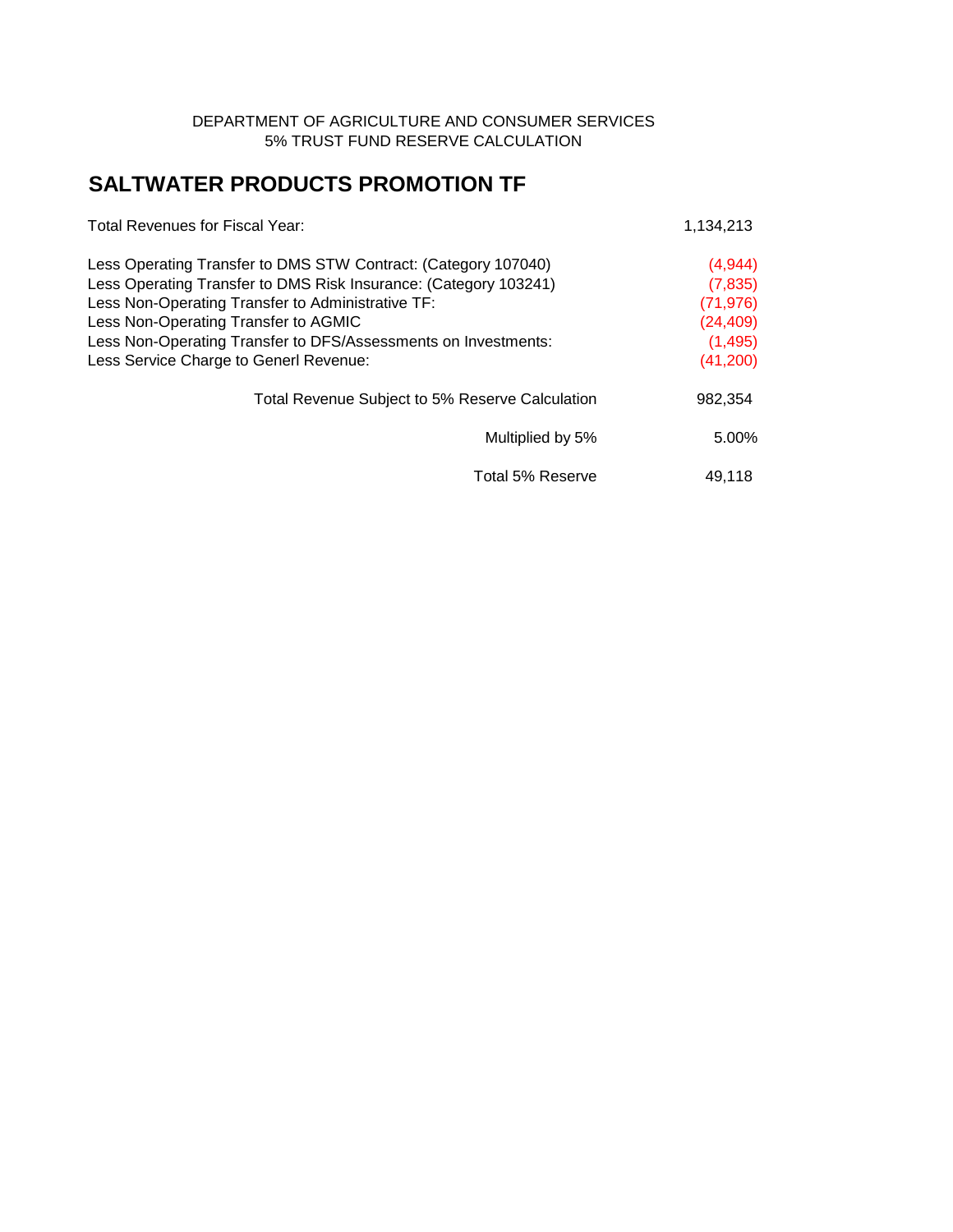DEPARTMENT OF AGRICULTURE AND CONSUMER SERVICES
5% TRUST FUND RESERVE CALCULATION

## SALTWATER PRODUCTS PROMOTION TF

| | |
|---|---|
| Total Revenues for Fiscal Year: | 1,134,213 |
| | |
| Less Operating Transfer to DMS STW Contract: (Category 107040) | (4,944) |
| Less Operating Transfer to DMS Risk Insurance: (Category 103241) | (7,835) |
| Less Non-Operating Transfer to Administrative TF: | (71,976) |
| Less Non-Operating Transfer to AGMIC | (24,409) |
| Less Non-Operating Transfer to DFS/Assessments on Investments: | (1,495) |
| Less Service Charge to Generl Revenue: | (41,200) |
| | |
| Total Revenue Subject to 5% Reserve Calculation | 982,354 |
| | |
| Multiplied by 5% | 5.00% |
| | |
| Total 5% Reserve | 49,118 |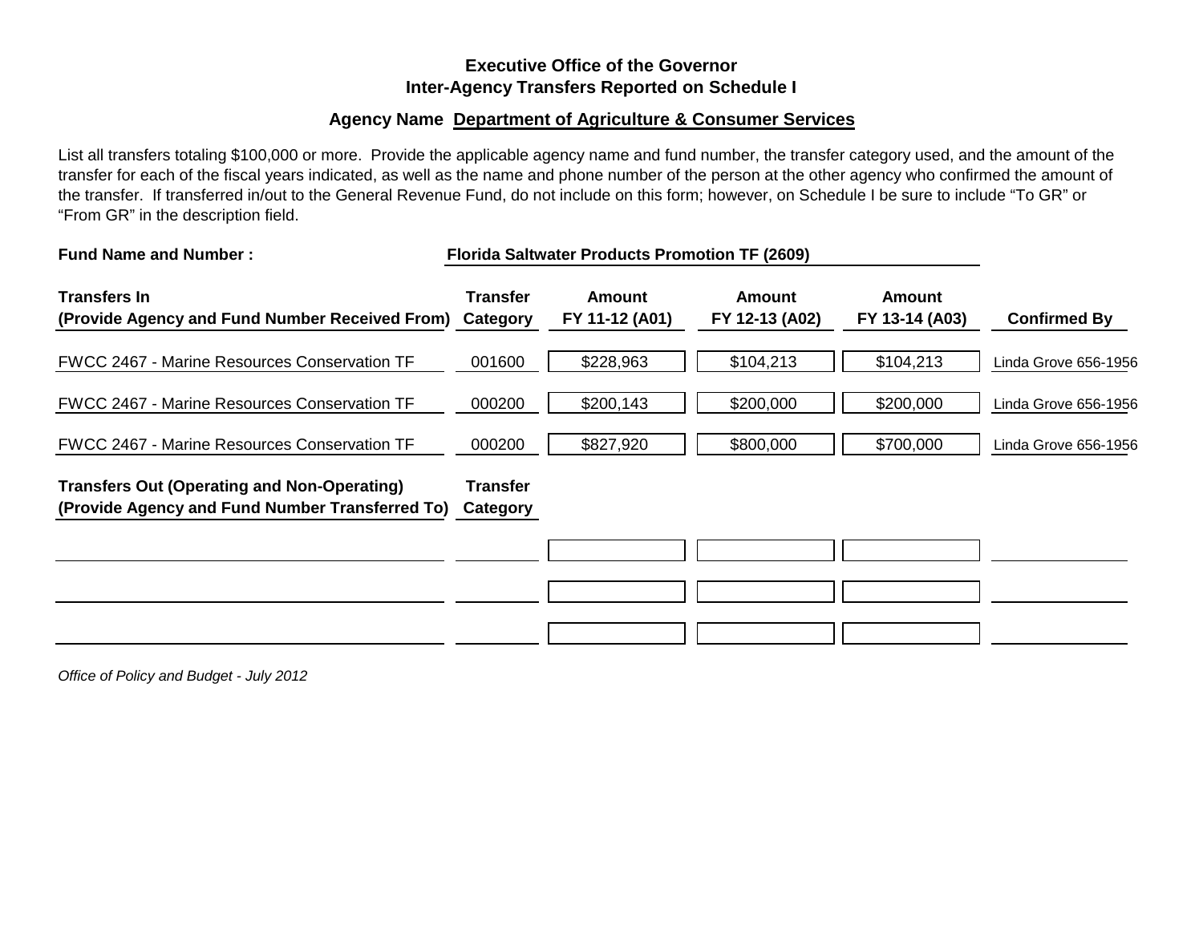## Executive Office of the Governor
## Inter-Agency Transfers Reported on Schedule I

### Agency Name **Department of Agriculture & Consumer Services**

List all transfers totaling $100,000 or more. Provide the applicable agency name and fund number, the transfer category used, and the amount of the transfer for each of the fiscal years indicated, as well as the name and phone number of the person at the other agency who confirmed the amount of the transfer. If transferred in/out to the General Revenue Fund, do not include on this form; however, on Schedule I be sure to include "To GR" or "From GR" in the description field.

**Fund Name and Number :** **Florida Saltwater Products Promotion TF (2609)**

| Transfers In (Provide Agency and Fund Number Received From) | Transfer Category | Amount FY 11-12 (A01) | Amount FY 12-13 (A02) | Amount FY 13-14 (A03) | Confirmed By |
|---|---|---|---|---|---|
| FWCC 2467 - Marine Resources Conservation TF | 001600 | $228,963 | $104,213 | $104,213 | Linda Grove 656-1956 |
| FWCC 2467 - Marine Resources Conservation TF | 000200 | $200,143 | $200,000 | $200,000 | Linda Grove 656-1956 |
| FWCC 2467 - Marine Resources Conservation TF | 000200 | $827,920 | $800,000 | $700,000 | Linda Grove 656-1956 |

| Transfers Out (Operating and Non-Operating) (Provide Agency and Fund Number Transferred To) | Transfer Category | Amount FY 11-12 (A01) | Amount FY 12-13 (A02) | Amount FY 13-14 (A03) | Confirmed By |
|---|---|---|---|---|---|
| | | | | | |
| | | | | | |
| | | | | | |

*Office of Policy and Budget - July 2012*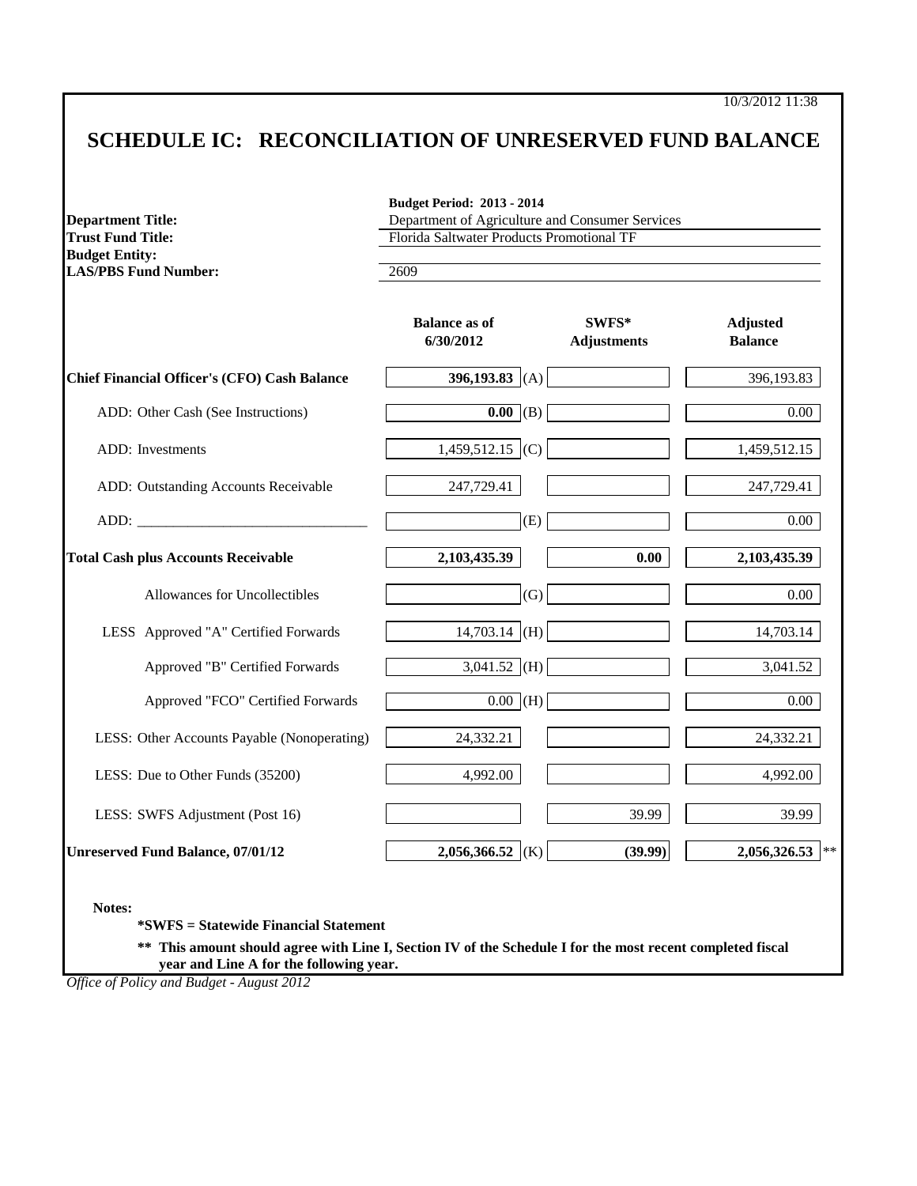10/3/2012 11:38

# SCHEDULE IC: RECONCILIATION OF UNRESERVED FUND BALANCE

| | |
|---|---|
| | **Budget Period: 2013 - 2014** |
| **Department Title:** | Department of Agriculture and Consumer Services |
| **Trust Fund Title:** | Florida Saltwater Products Promotional TF |
| **Budget Entity:** | |
| **LAS/PBS Fund Number:** | 2609 |

| | Balance as of 6/30/2012 | | SWFS* Adjustments | Adjusted Balance | |
|---|---|---|---|---|---|
| **Chief Financial Officer's (CFO) Cash Balance** | **396,193.83** | (A) | | 396,193.83 | |
| ADD: Other Cash (See Instructions) | **0.00** | (B) | | 0.00 | |
| ADD: Investments | 1,459,512.15 | (C) | | 1,459,512.15 | |
| ADD: Outstanding Accounts Receivable | 247,729.41 | | | 247,729.41 | |
| ADD: _______________________________ | | (E) | | 0.00 | |
| **Total Cash plus Accounts Receivable** | **2,103,435.39** | | **0.00** | **2,103,435.39** | |
| Allowances for Uncollectibles | | (G) | | 0.00 | |
| LESS Approved "A" Certified Forwards | 14,703.14 | (H) | | 14,703.14 | |
| Approved "B" Certified Forwards | 3,041.52 | (H) | | 3,041.52 | |
| Approved "FCO" Certified Forwards | 0.00 | (H) | | 0.00 | |
| LESS: Other Accounts Payable (Nonoperating) | 24,332.21 | | | 24,332.21 | |
| LESS: Due to Other Funds (35200) | 4,992.00 | | | 4,992.00 | |
| LESS: SWFS Adjustment (Post 16) | | | 39.99 | 39.99 | |
| **Unreserved Fund Balance, 07/01/12** | **2,056,366.52** | (K) | **(39.99)** | **2,056,326.53** | ** |

**Notes:**

**\*SWFS = Statewide Financial Statement**

**\*\* This amount should agree with Line I, Section IV of the Schedule I for the most recent completed fiscal year and Line A for the following year.**

*Office of Policy and Budget - August 2012*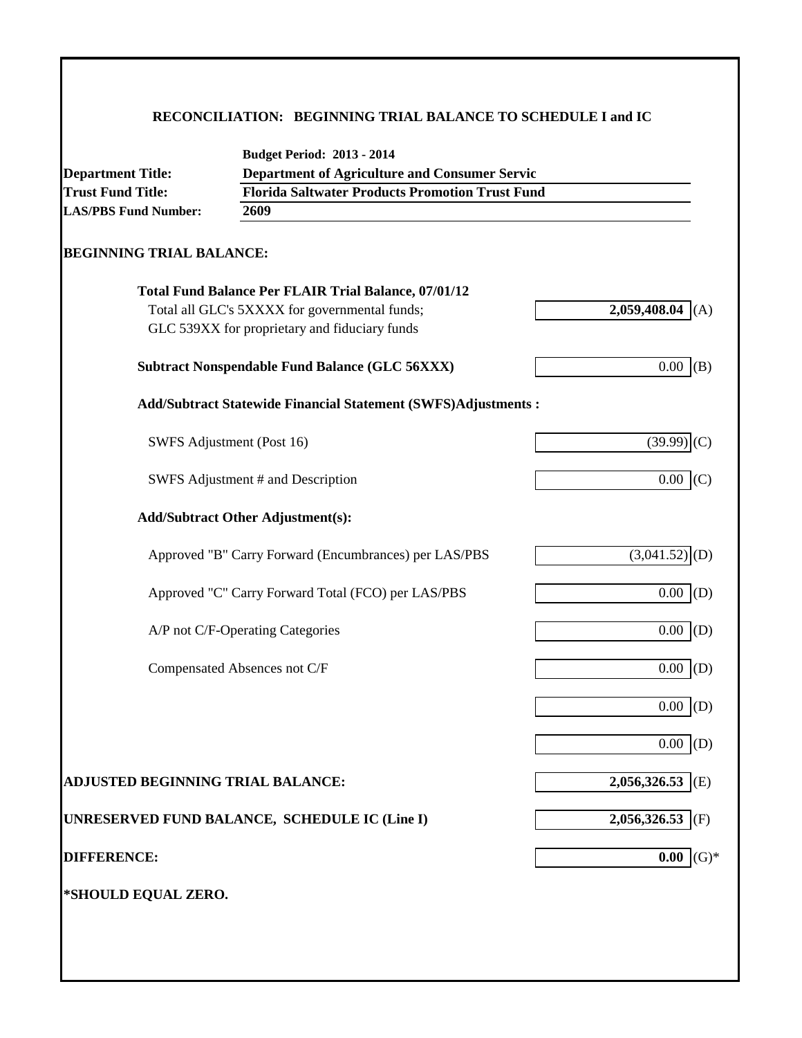## RECONCILIATION: BEGINNING TRIAL BALANCE TO SCHEDULE I and IC

| | |
|---|---|
| | **Budget Period: 2013 - 2014** |
| **Department Title:** | **Department of Agriculture and Consumer Servic** |
| **Trust Fund Title:** | **Florida Saltwater Products Promotion Trust Fund** |
| **LAS/PBS Fund Number:** | **2609** |

### BEGINNING TRIAL BALANCE:

| | | |
|---|---|---|
| **Total Fund Balance Per FLAIR Trial Balance, 07/01/12**<br>Total all GLC's 5XXXX for governmental funds;<br>GLC 539XX for proprietary and fiduciary funds | **2,059,408.04** | (A) |
| **Subtract Nonspendable Fund Balance (GLC 56XXX)** | 0.00 | (B) |
| **Add/Subtract Statewide Financial Statement (SWFS)Adjustments :** | | |
| SWFS Adjustment (Post 16) | (39.99) | (C) |
| SWFS Adjustment # and Description | 0.00 | (C) |
| **Add/Subtract Other Adjustment(s):** | | |
| Approved "B" Carry Forward (Encumbrances) per LAS/PBS | (3,041.52) | (D) |
| Approved "C" Carry Forward Total (FCO) per LAS/PBS | 0.00 | (D) |
| A/P not C/F-Operating Categories | 0.00 | (D) |
| Compensated Absences not C/F | 0.00 | (D) |
| | 0.00 | (D) |
| | 0.00 | (D) |
| **ADJUSTED BEGINNING TRIAL BALANCE:** | **2,056,326.53** | (E) |
| **UNRESERVED FUND BALANCE, SCHEDULE IC (Line I)** | **2,056,326.53** | (F) |
| **DIFFERENCE:** | **0.00** | (G)* |

**\*SHOULD EQUAL ZERO.**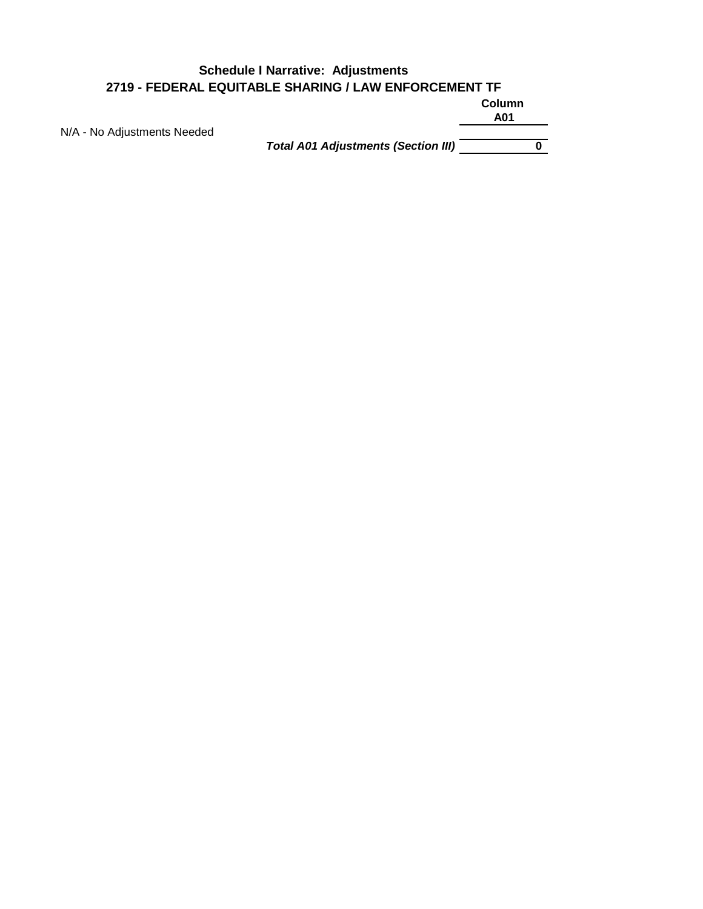## Schedule I Narrative: Adjustments
## 2719 - FEDERAL EQUITABLE SHARING / LAW ENFORCEMENT TF

| | Column A01 |
|---|---|
| N/A - No Adjustments Needed | |
| ***Total A01 Adjustments (Section III)*** | **0** |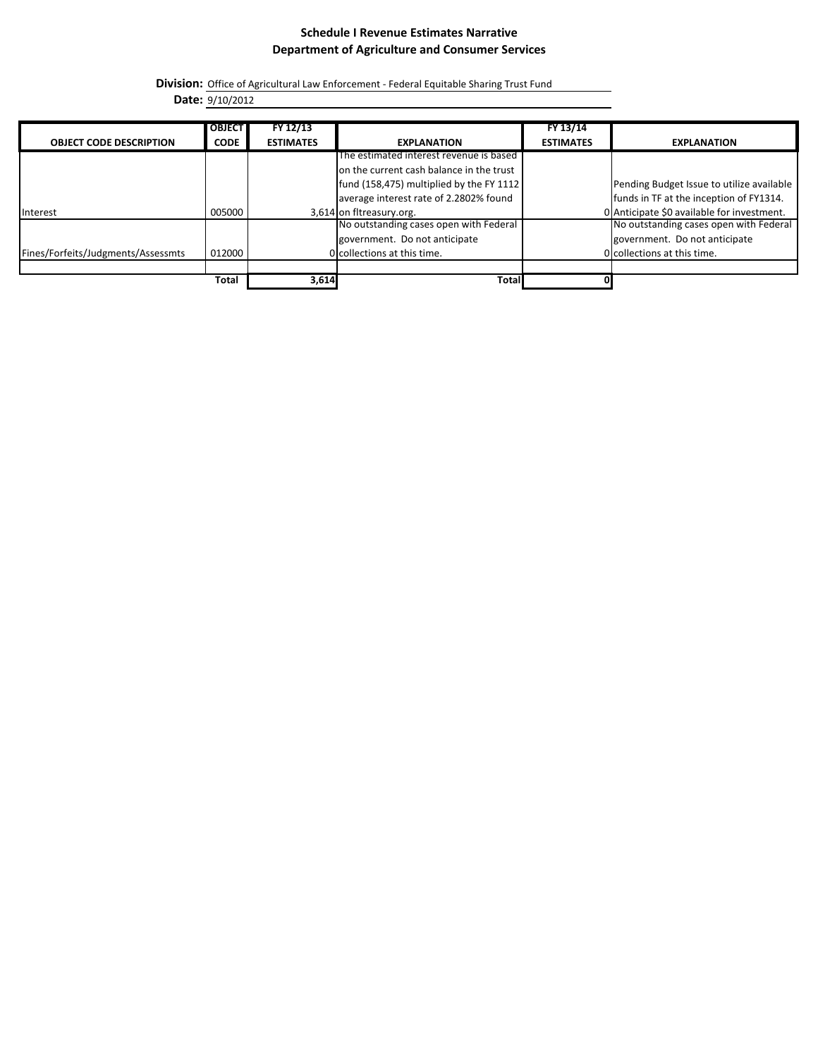# Schedule I Revenue Estimates Narrative

## Department of Agriculture and Consumer Services

**Division:** Office of Agricultural Law Enforcement - Federal Equitable Sharing Trust Fund

**Date:** 9/10/2012

| OBJECT CODE DESCRIPTION | OBJECT CODE | FY 12/13 ESTIMATES | EXPLANATION | FY 13/14 ESTIMATES | EXPLANATION |
|---|---|---|---|---|---|
| Interest | 005000 | 3,614 | The estimated interest revenue is based on the current cash balance in the trust fund (158,475) multiplied by the FY 1112 average interest rate of 2.2802% found on fltreasury.org. | 0 | Pending Budget Issue to utilize available funds in TF at the inception of FY1314. Anticipate $0 available for investment. |
| Fines/Forfeits/Judgments/Assessmts | 012000 | 0 | No outstanding cases open with Federal government. Do not anticipate collections at this time. | 0 | No outstanding cases open with Federal government. Do not anticipate collections at this time. |
| | | | | | |
| | Total | 3,614 | Total | 0 | |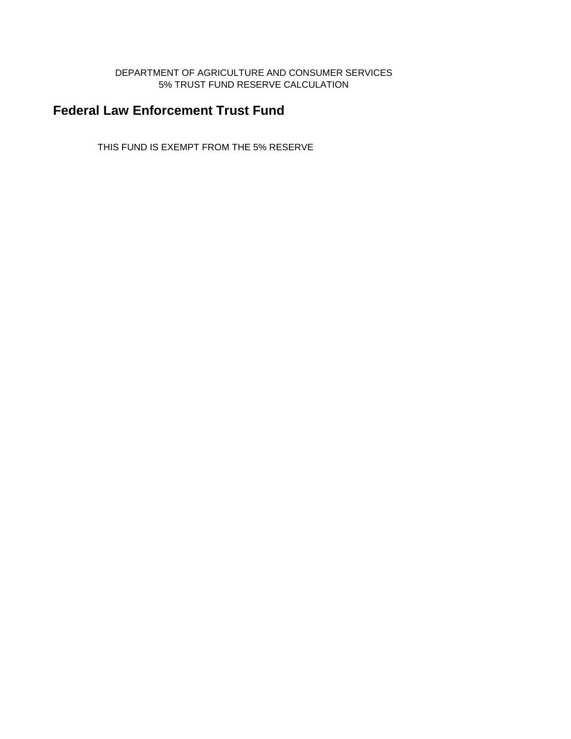DEPARTMENT OF AGRICULTURE AND CONSUMER SERVICES
5% TRUST FUND RESERVE CALCULATION

## Federal Law Enforcement Trust Fund

THIS FUND IS EXEMPT FROM THE 5% RESERVE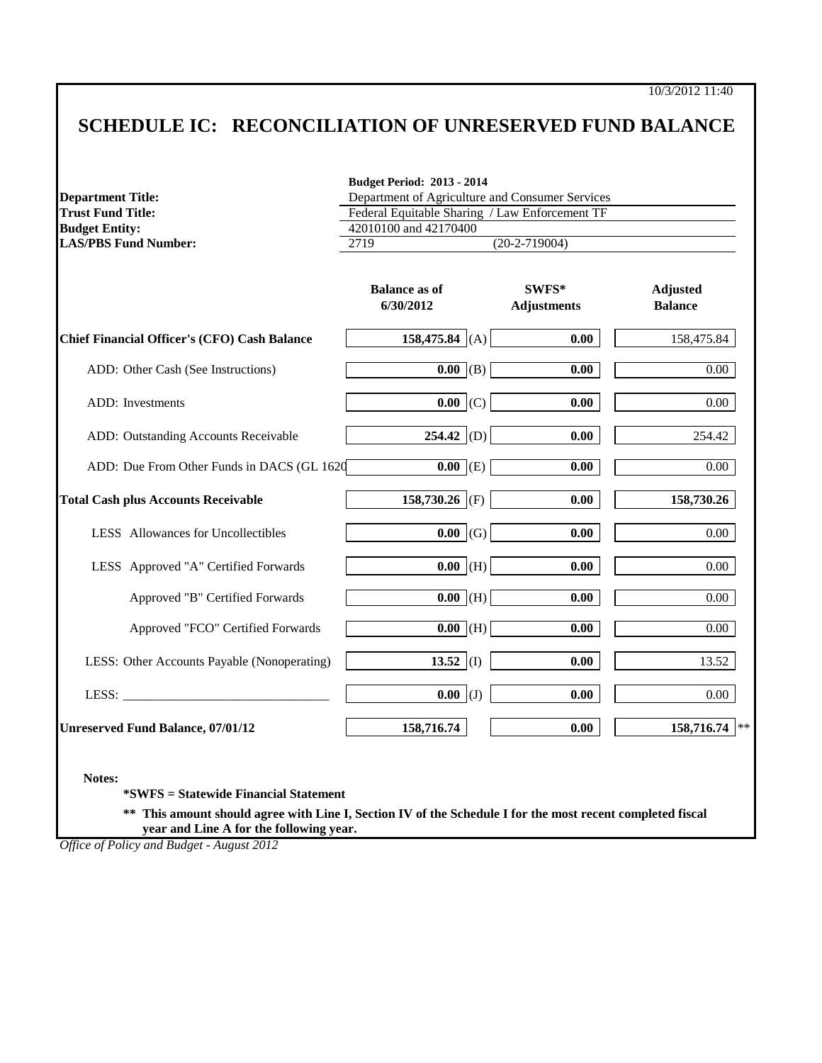10/3/2012 11:40

# SCHEDULE IC: RECONCILIATION OF UNRESERVED FUND BALANCE

**Budget Period: 2013 - 2014**

| | |
|---|---|
| **Department Title:** | Department of Agriculture and Consumer Services |
| **Trust Fund Title:** | Federal Equitable Sharing / Law Enforcement TF |
| **Budget Entity:** | 42010100 and 42170400 |
| **LAS/PBS Fund Number:** | 2719 (20-2-719004) |

| | Balance as of 6/30/2012 | | SWFS* Adjustments | Adjusted Balance |
|---|---|---|---|---|
| **Chief Financial Officer's (CFO) Cash Balance** | **158,475.84** | (A) | **0.00** | 158,475.84 |
| ADD: Other Cash (See Instructions) | **0.00** | (B) | **0.00** | 0.00 |
| ADD: Investments | **0.00** | (C) | **0.00** | 0.00 |
| ADD: Outstanding Accounts Receivable | **254.42** | (D) | **0.00** | 254.42 |
| ADD: Due From Other Funds in DACS (GL 1620 | **0.00** | (E) | **0.00** | 0.00 |
| **Total Cash plus Accounts Receivable** | **158,730.26** | (F) | **0.00** | **158,730.26** |
| LESS Allowances for Uncollectibles | **0.00** | (G) | **0.00** | 0.00 |
| LESS Approved "A" Certified Forwards | **0.00** | (H) | **0.00** | 0.00 |
| Approved "B" Certified Forwards | **0.00** | (H) | **0.00** | 0.00 |
| Approved "FCO" Certified Forwards | **0.00** | (H) | **0.00** | 0.00 |
| LESS: Other Accounts Payable (Nonoperating) | **13.52** | (I) | **0.00** | 13.52 |
| LESS: _______________________________ | **0.00** | (J) | **0.00** | 0.00 |
| **Unreserved Fund Balance, 07/01/12** | **158,716.74** | | **0.00** | **158,716.74** ** |

**Notes:**

**\*SWFS = Statewide Financial Statement**

**\*\* This amount should agree with Line I, Section IV of the Schedule I for the most recent completed fiscal year and Line A for the following year.**

*Office of Policy and Budget - August 2012*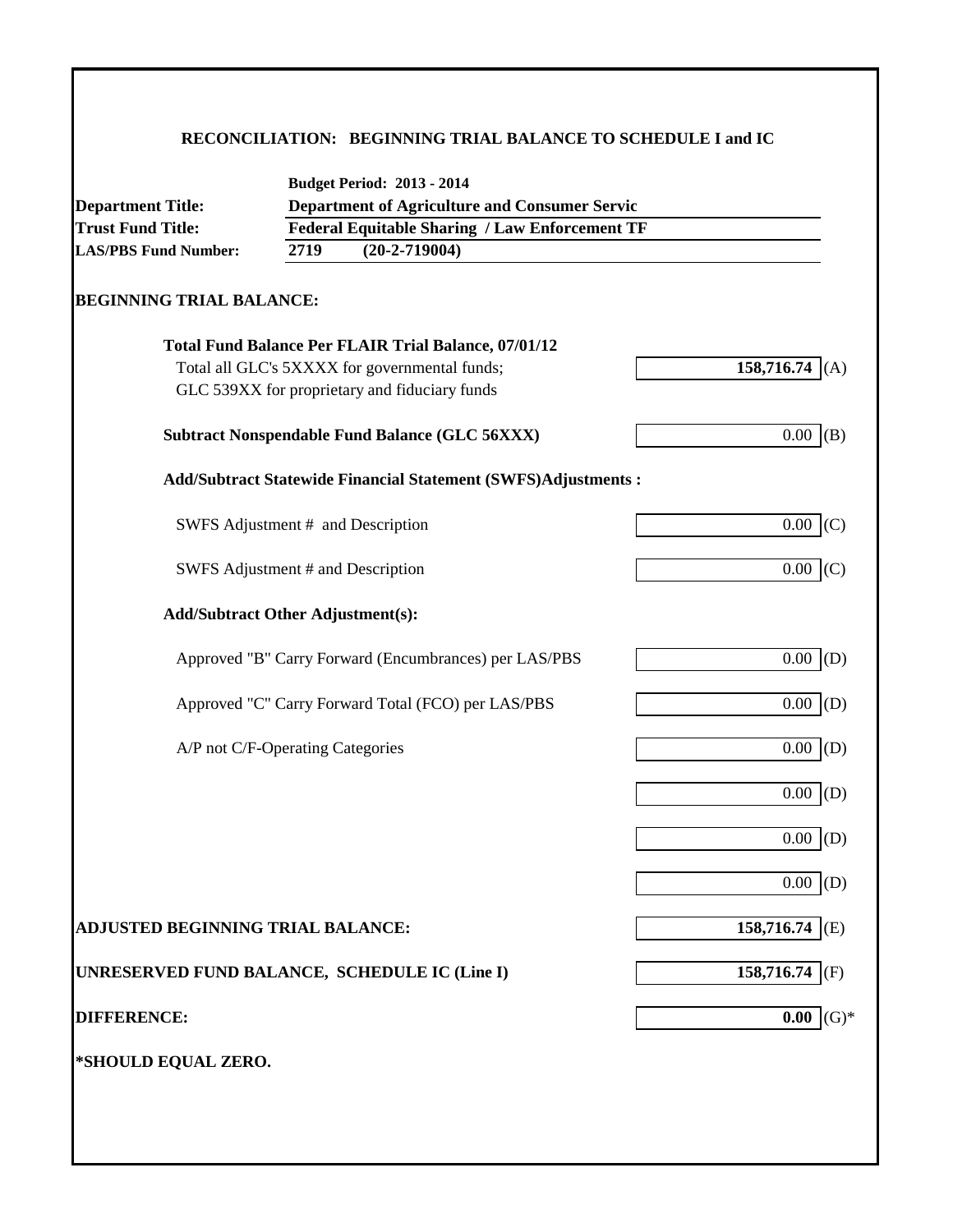## RECONCILIATION: BEGINNING TRIAL BALANCE TO SCHEDULE I and IC

| | |
|---|---|
| | **Budget Period: 2013 - 2014** |
| **Department Title:** | **Department of Agriculture and Consumer Servic** |
| **Trust Fund Title:** | **Federal Equitable Sharing / Law Enforcement TF** |
| **LAS/PBS Fund Number:** | **2719 (20-2-719004)** |

**BEGINNING TRIAL BALANCE:**

| | | |
|---|---|---|
| **Total Fund Balance Per FLAIR Trial Balance, 07/01/12**<br>Total all GLC's 5XXXX for governmental funds;<br>GLC 539XX for proprietary and fiduciary funds | **158,716.74** | (A) |
| **Subtract Nonspendable Fund Balance (GLC 56XXX)** | 0.00 | (B) |
| **Add/Subtract Statewide Financial Statement (SWFS)Adjustments :** | | |
| SWFS Adjustment # and Description | 0.00 | (C) |
| SWFS Adjustment # and Description | 0.00 | (C) |
| **Add/Subtract Other Adjustment(s):** | | |
| Approved "B" Carry Forward (Encumbrances) per LAS/PBS | 0.00 | (D) |
| Approved "C" Carry Forward Total (FCO) per LAS/PBS | 0.00 | (D) |
| A/P not C/F-Operating Categories | 0.00 | (D) |
| | 0.00 | (D) |
| | 0.00 | (D) |
| | 0.00 | (D) |
| **ADJUSTED BEGINNING TRIAL BALANCE:** | **158,716.74** | (E) |
| **UNRESERVED FUND BALANCE, SCHEDULE IC (Line I)** | **158,716.74** | (F) |
| **DIFFERENCE:** | **0.00** | (G)* |

***SHOULD EQUAL ZERO.**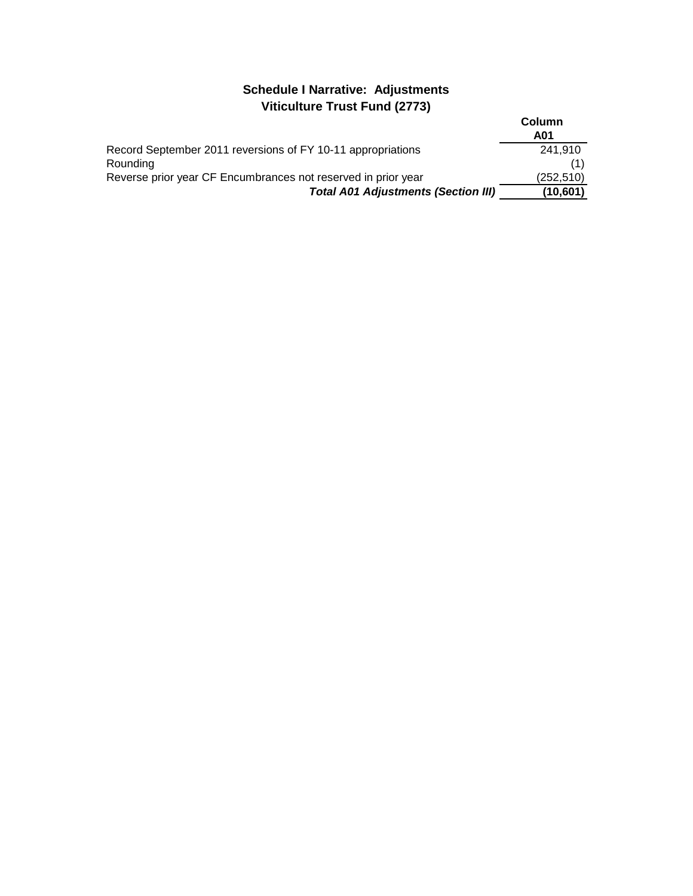## Schedule I Narrative: Adjustments
## Viticulture Trust Fund (2773)

| | Column A01 |
|---|---|
| Record September 2011 reversions of FY 10-11 appropriations | 241,910 |
| Rounding | (1) |
| Reverse prior year CF Encumbrances not reserved in prior year | (252,510) |
| ***Total A01 Adjustments (Section III)*** | **(10,601)** |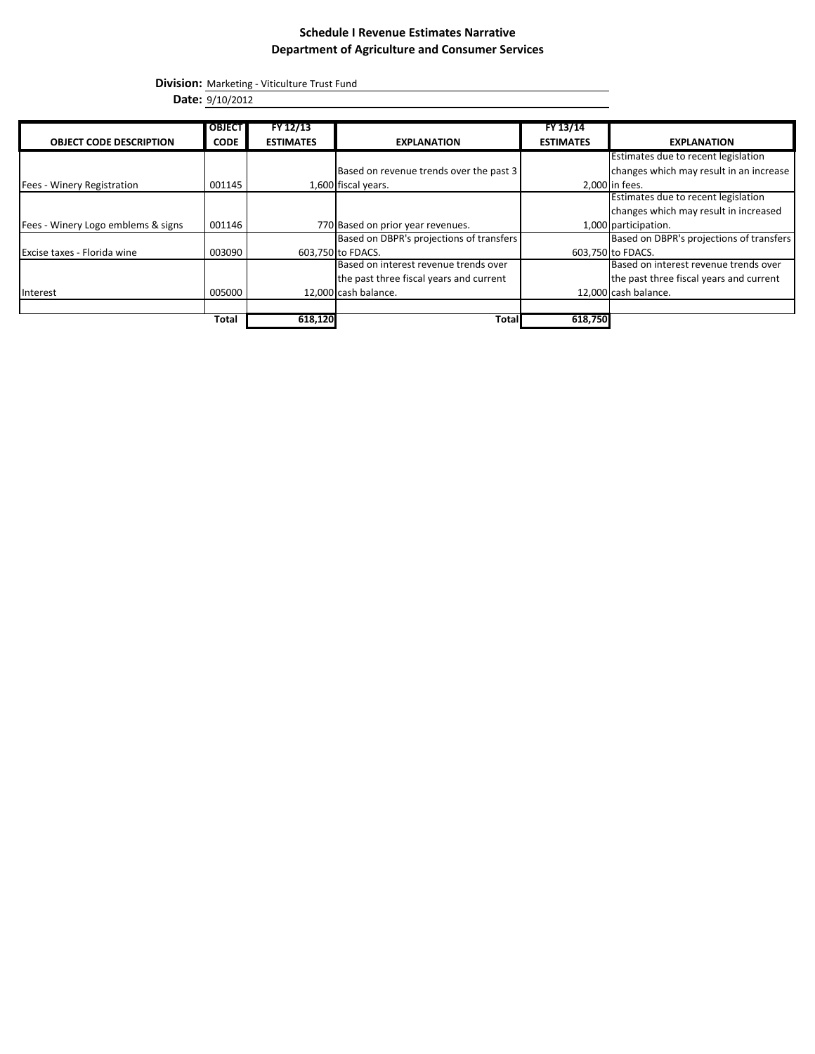**Schedule I Revenue Estimates Narrative**
**Department of Agriculture and Consumer Services**

**Division:** Marketing - Viticulture Trust Fund
**Date:** 9/10/2012

| OBJECT CODE DESCRIPTION | OBJECT CODE | FY 12/13 ESTIMATES | EXPLANATION | FY 13/14 ESTIMATES | EXPLANATION |
|---|---|---|---|---|---|
| Fees - Winery Registration | 001145 | 1,600 | Based on revenue trends over the past 3 fiscal years. | 2,000 | Estimates due to recent legislation changes which may result in an increase in fees. |
| Fees - Winery Logo emblems & signs | 001146 | 770 | Based on prior year revenues. | 1,000 | Estimates due to recent legislation changes which may result in increased participation. |
| Excise taxes - Florida wine | 003090 | 603,750 | Based on DBPR's projections of transfers to FDACS. | 603,750 | Based on DBPR's projections of transfers to FDACS. |
| Interest | 005000 | 12,000 | Based on interest revenue trends over the past three fiscal years and current cash balance. | 12,000 | Based on interest revenue trends over the past three fiscal years and current cash balance. |
| | | | | | |
| | **Total** | **618,120** | **Total** | **618,750** | |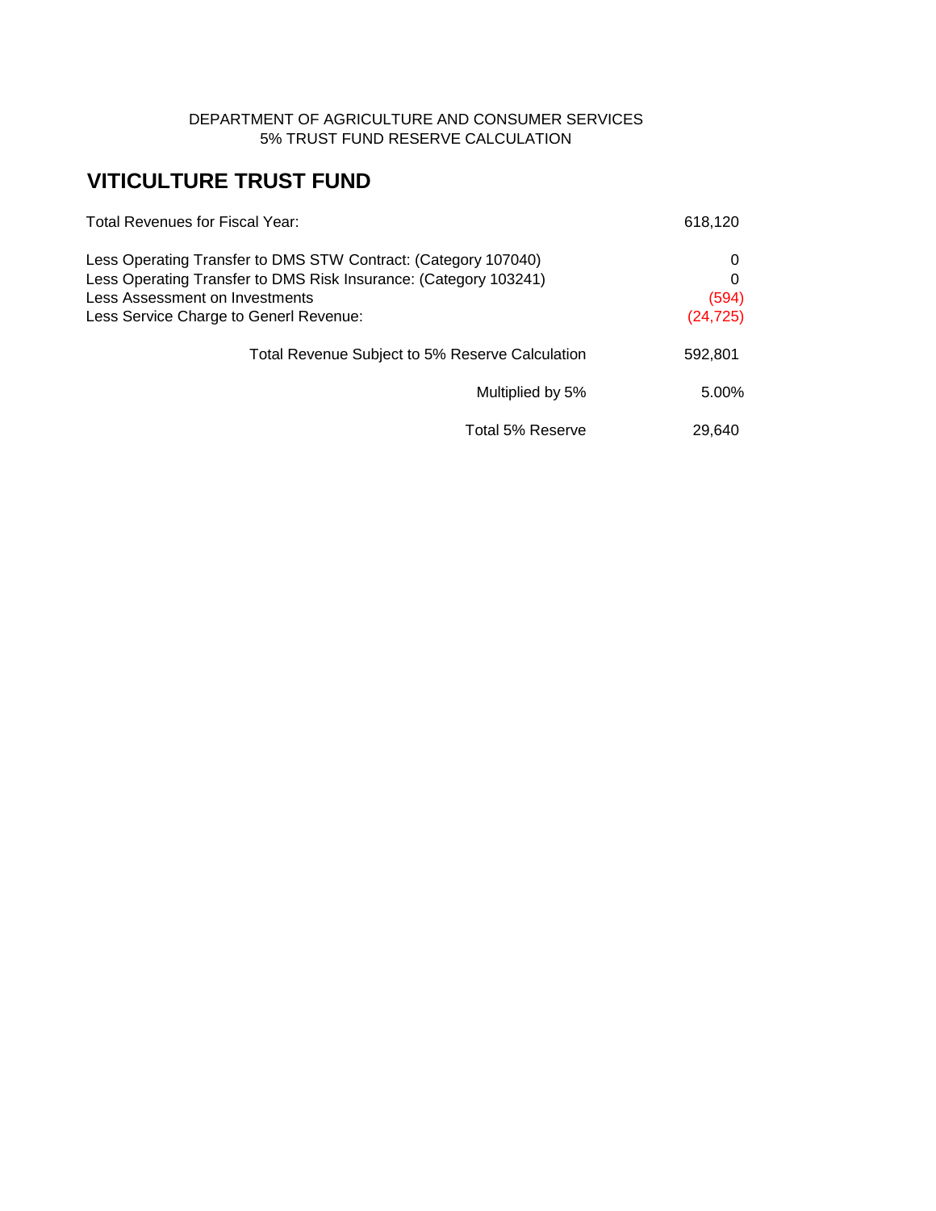DEPARTMENT OF AGRICULTURE AND CONSUMER SERVICES
5% TRUST FUND RESERVE CALCULATION

## VITICULTURE TRUST FUND

| | |
|---|---|
| Total Revenues for Fiscal Year: | 618,120 |
| | |
| Less Operating Transfer to DMS STW Contract: (Category 107040) | 0 |
| Less Operating Transfer to DMS Risk Insurance: (Category 103241) | 0 |
| Less Assessment on Investments | (594) |
| Less Service Charge to Generl Revenue: | (24,725) |
| | |
| Total Revenue Subject to 5% Reserve Calculation | 592,801 |
| | |
| Multiplied by 5% | 5.00% |
| | |
| Total 5% Reserve | 29,640 |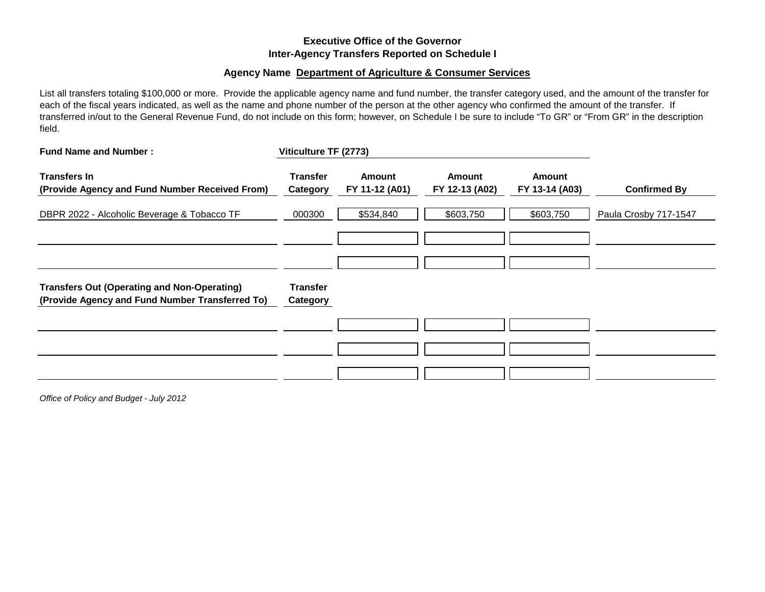**Executive Office of the Governor**
**Inter-Agency Transfers Reported on Schedule I**

**Agency Name Department of Agriculture & Consumer Services**

List all transfers totaling $100,000 or more. Provide the applicable agency name and fund number, the transfer category used, and the amount of the transfer for each of the fiscal years indicated, as well as the name and phone number of the person at the other agency who confirmed the amount of the transfer. If transferred in/out to the General Revenue Fund, do not include on this form; however, on Schedule I be sure to include "To GR" or "From GR" in the description field.

**Fund Name and Number :** **Viticulture TF (2773)**

| Transfers In (Provide Agency and Fund Number Received From) | Transfer Category | Amount FY 11-12 (A01) | Amount FY 12-13 (A02) | Amount FY 13-14 (A03) | Confirmed By |
|---|---|---|---|---|---|
| DBPR 2022 - Alcoholic Beverage & Tobacco TF | 000300 | $534,840 | $603,750 | $603,750 | Paula Crosby 717-1547 |
| | | | | | |
| | | | | | |

| Transfers Out (Operating and Non-Operating) (Provide Agency and Fund Number Transferred To) | Transfer Category | | | | |
|---|---|---|---|---|---|
| | | | | | |
| | | | | | |
| | | | | | |

*Office of Policy and Budget - July 2012*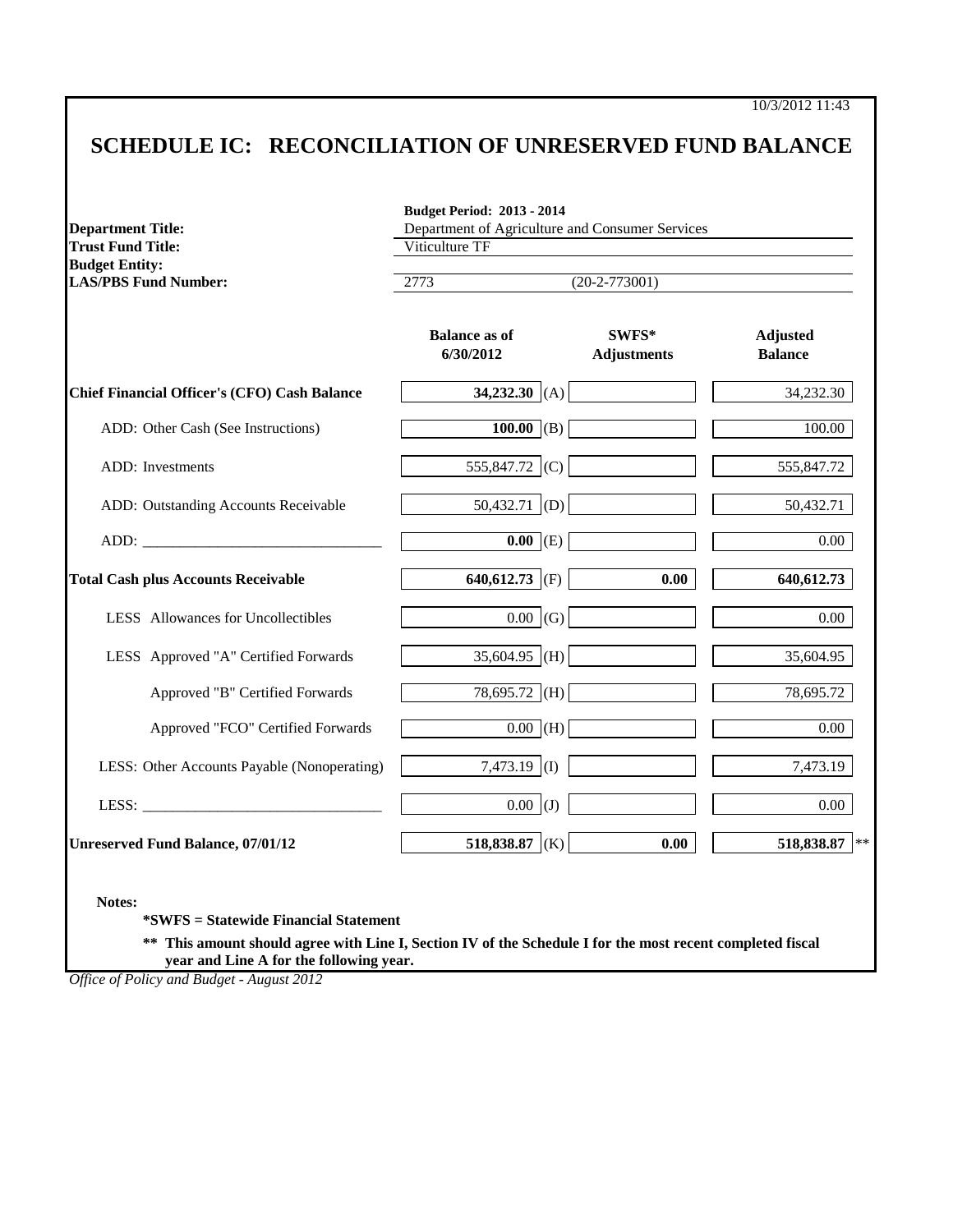10/3/2012 11:43

# SCHEDULE IC: RECONCILIATION OF UNRESERVED FUND BALANCE

**Budget Period: 2013 - 2014**

**Department Title:** Department of Agriculture and Consumer Services
**Trust Fund Title:** Viticulture TF
**Budget Entity:**
**LAS/PBS Fund Number:** 2773 (20-2-773001)

| | Balance as of 6/30/2012 | | SWFS* Adjustments | Adjusted Balance |
|---|---|---|---|---|
| **Chief Financial Officer's (CFO) Cash Balance** | **34,232.30** | (A) | | 34,232.30 |
| ADD: Other Cash (See Instructions) | **100.00** | (B) | | 100.00 |
| ADD: Investments | 555,847.72 | (C) | | 555,847.72 |
| ADD: Outstanding Accounts Receivable | 50,432.71 | (D) | | 50,432.71 |
| ADD: _______________________________ | **0.00** | (E) | | 0.00 |
| **Total Cash plus Accounts Receivable** | **640,612.73** | (F) | **0.00** | **640,612.73** |
| LESS Allowances for Uncollectibles | 0.00 | (G) | | 0.00 |
| LESS Approved "A" Certified Forwards | 35,604.95 | (H) | | 35,604.95 |
| Approved "B" Certified Forwards | 78,695.72 | (H) | | 78,695.72 |
| Approved "FCO" Certified Forwards | 0.00 | (H) | | 0.00 |
| LESS: Other Accounts Payable (Nonoperating) | 7,473.19 | (I) | | 7,473.19 |
| LESS: _______________________________ | 0.00 | (J) | | 0.00 |
| **Unreserved Fund Balance, 07/01/12** | **518,838.87** | (K) | **0.00** | **518,838.87** ** |

**Notes:**

**\*SWFS = Statewide Financial Statement**

**\*\* This amount should agree with Line I, Section IV of the Schedule I for the most recent completed fiscal year and Line A for the following year.**

*Office of Policy and Budget - August 2012*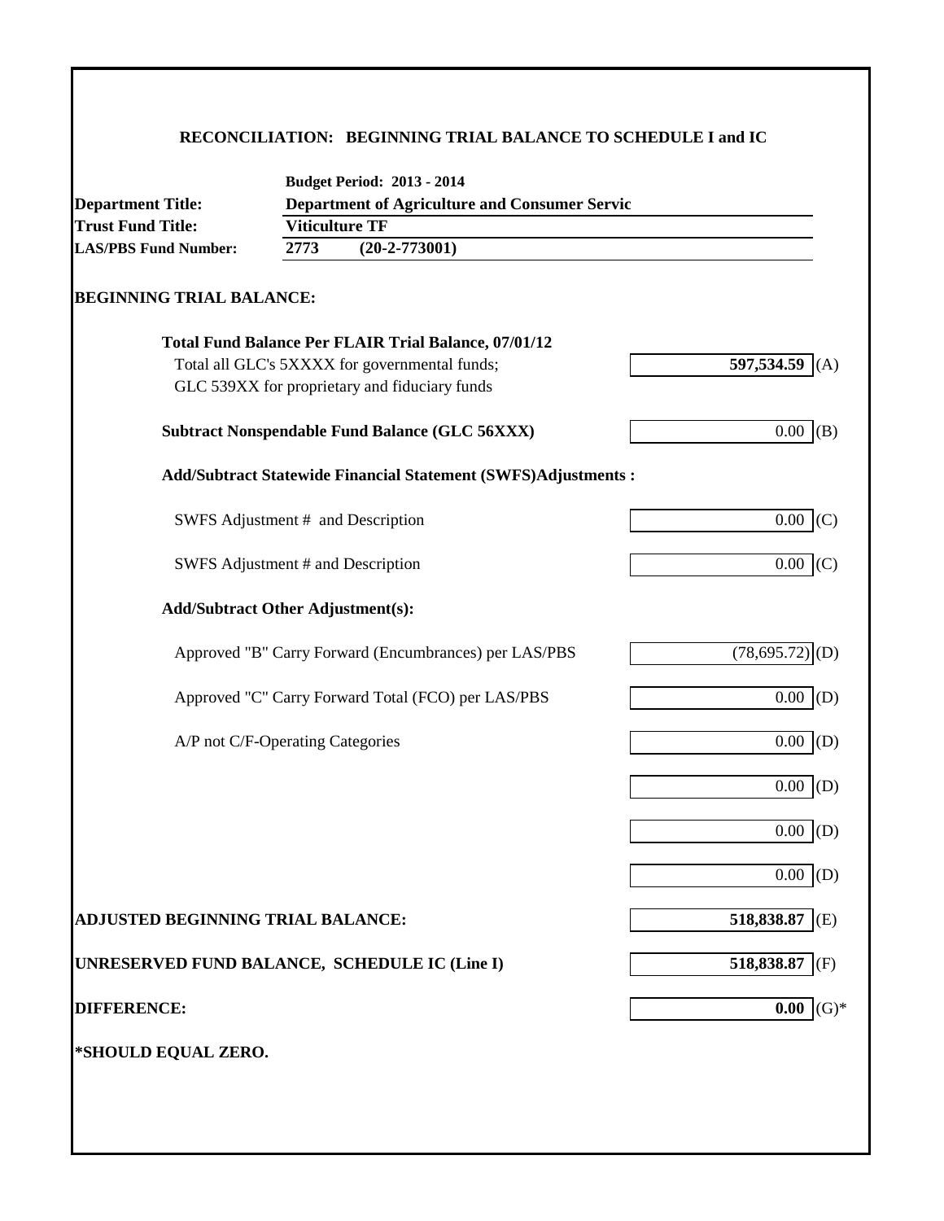# RECONCILIATION: BEGINNING TRIAL BALANCE TO SCHEDULE I and IC

**Budget Period: 2013 - 2014**

| | |
|---|---|
| **Department Title:** | **Department of Agriculture and Consumer Servic** |
| **Trust Fund Title:** | **Viticulture TF** |
| **LAS/PBS Fund Number:** | **2773 (20-2-773001)** |

## BEGINNING TRIAL BALANCE:

| | | |
|---|---|---|
| **Total Fund Balance Per FLAIR Trial Balance, 07/01/12** | | |
| Total all GLC's 5XXXX for governmental funds; GLC 539XX for proprietary and fiduciary funds | **597,534.59** | (A) |
| **Subtract Nonspendable Fund Balance (GLC 56XXX)** | 0.00 | (B) |
| **Add/Subtract Statewide Financial Statement (SWFS)Adjustments :** | | |
| SWFS Adjustment # and Description | 0.00 | (C) |
| SWFS Adjustment # and Description | 0.00 | (C) |
| **Add/Subtract Other Adjustment(s):** | | |
| Approved "B" Carry Forward (Encumbrances) per LAS/PBS | (78,695.72) | (D) |
| Approved "C" Carry Forward Total (FCO) per LAS/PBS | 0.00 | (D) |
| A/P not C/F-Operating Categories | 0.00 | (D) |
| | 0.00 | (D) |
| | 0.00 | (D) |
| | 0.00 | (D) |
| **ADJUSTED BEGINNING TRIAL BALANCE:** | **518,838.87** | (E) |
| **UNRESERVED FUND BALANCE, SCHEDULE IC (Line I)** | **518,838.87** | (F) |
| **DIFFERENCE:** | **0.00** | (G)* |

***SHOULD EQUAL ZERO.**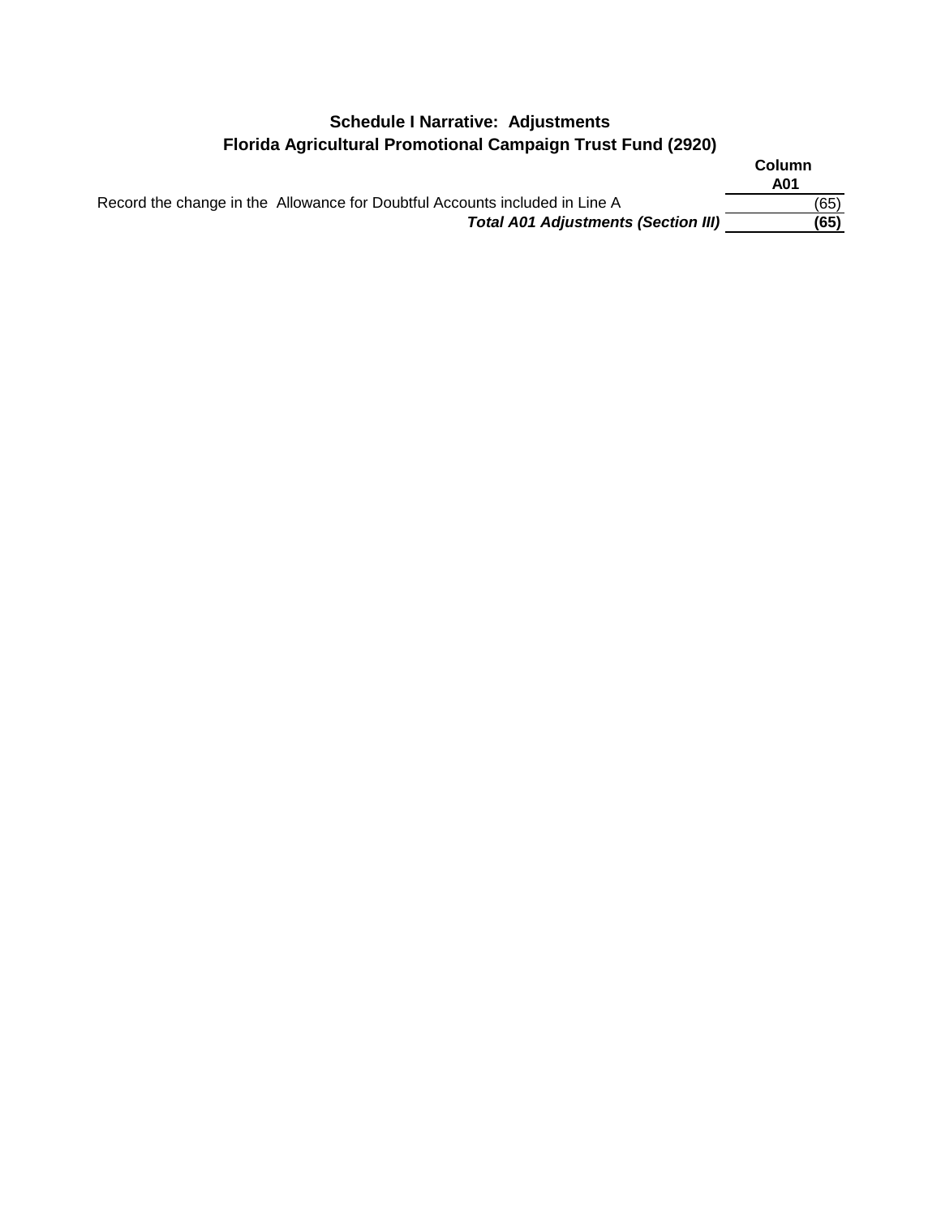## Schedule I Narrative: Adjustments
## Florida Agricultural Promotional Campaign Trust Fund (2920)

| | Column A01 |
|---|---|
| Record the change in the Allowance for Doubtful Accounts included in Line A | (65) |
| ***Total A01 Adjustments (Section III)*** | **(65)** |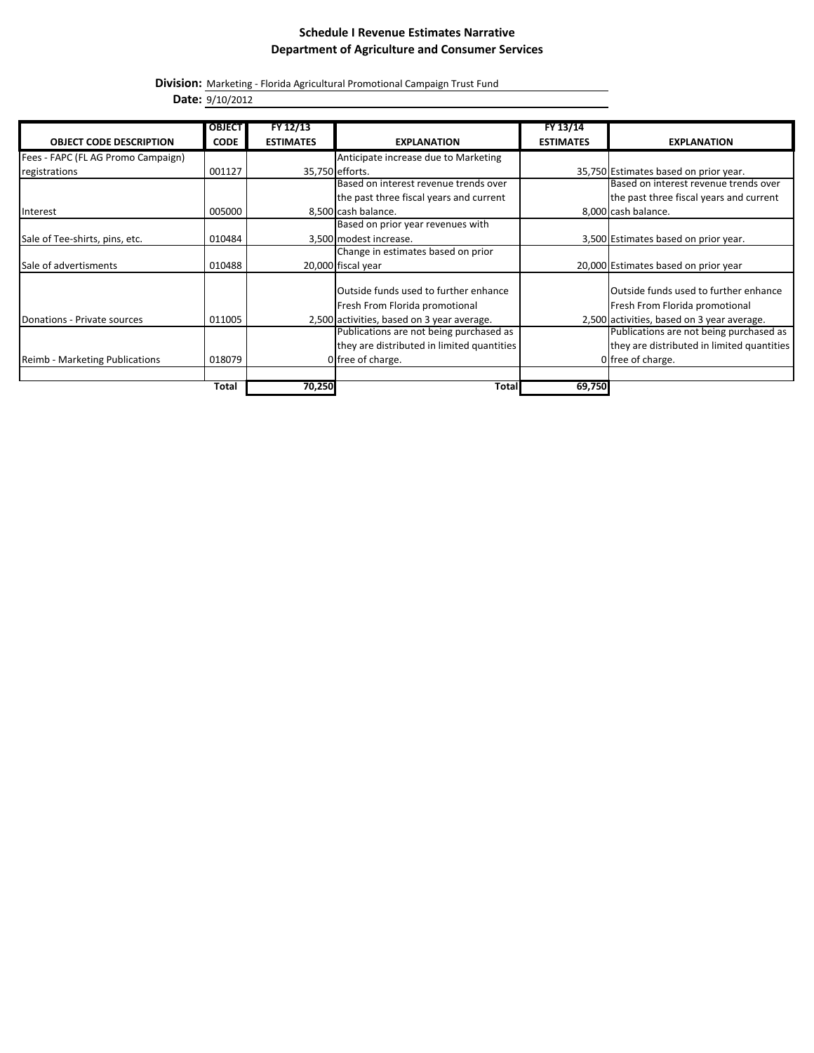## Schedule I Revenue Estimates Narrative
## Department of Agriculture and Consumer Services

**Division:** Marketing - Florida Agricultural Promotional Campaign Trust Fund

**Date:** 9/10/2012

| OBJECT CODE DESCRIPTION | OBJECT CODE | FY 12/13 ESTIMATES | EXPLANATION | FY 13/14 ESTIMATES | EXPLANATION |
|---|---|---|---|---|---|
| Fees - FAPC (FL AG Promo Campaign) registrations | 001127 | 35,750 | Anticipate increase due to Marketing efforts. | 35,750 | Estimates based on prior year. |
| Interest | 005000 | 8,500 | Based on interest revenue trends over the past three fiscal years and current cash balance. | 8,000 | Based on interest revenue trends over the past three fiscal years and current cash balance. |
| Sale of Tee-shirts, pins, etc. | 010484 | 3,500 | Based on prior year revenues with modest increase. | 3,500 | Estimates based on prior year. |
| Sale of advertisments | 010488 | 20,000 | Change in estimates based on prior fiscal year | 20,000 | Estimates based on prior year |
| Donations - Private sources | 011005 | 2,500 | Outside funds used to further enhance Fresh From Florida promotional activities, based on 3 year average. | 2,500 | Outside funds used to further enhance Fresh From Florida promotional activities, based on 3 year average. |
| Reimb - Marketing Publications | 018079 | 0 | Publications are not being purchased as they are distributed in limited quantities free of charge. | 0 | Publications are not being purchased as they are distributed in limited quantities free of charge. |
| | | | | | |
| | **Total** | **70,250** | **Total** | **69,750** | |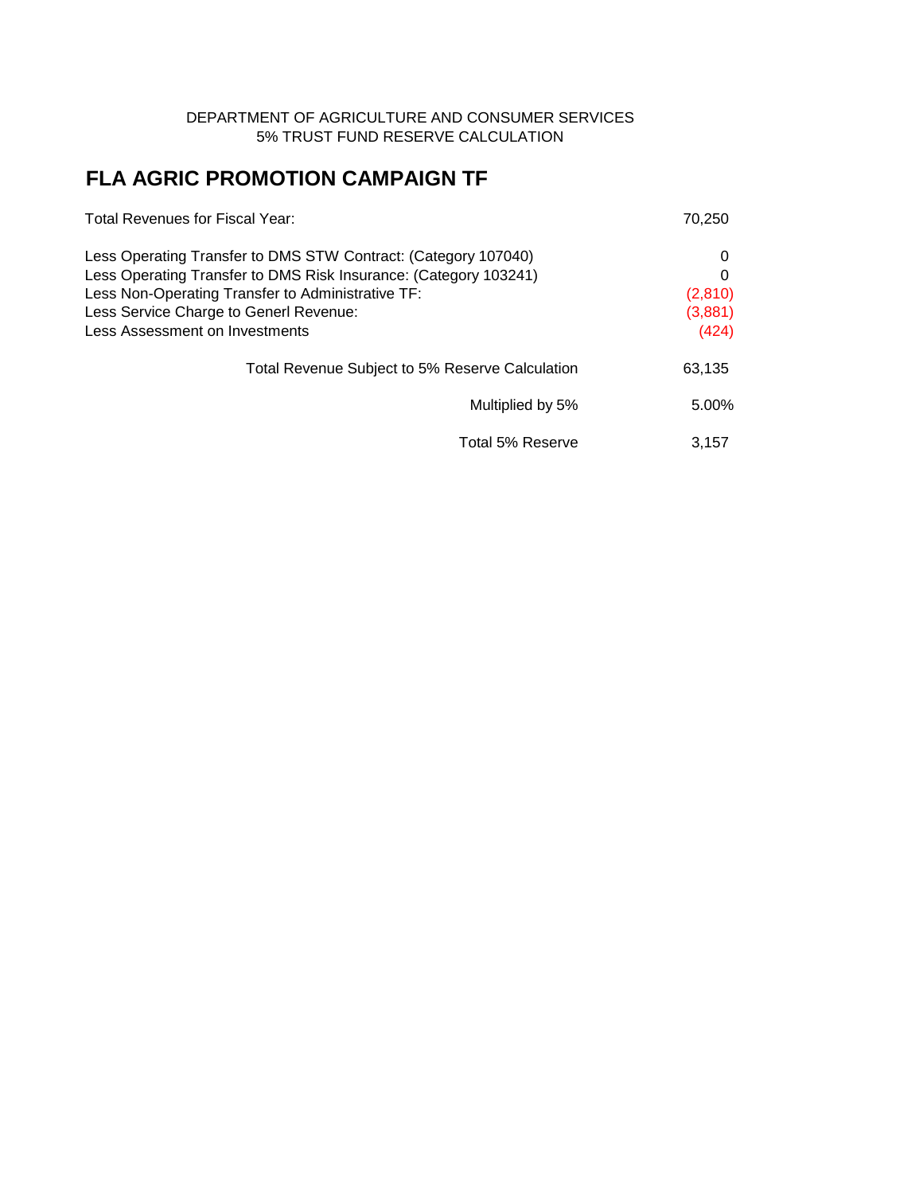DEPARTMENT OF AGRICULTURE AND CONSUMER SERVICES
5% TRUST FUND RESERVE CALCULATION

## FLA AGRIC PROMOTION CAMPAIGN TF

| | |
|---|---|
| Total Revenues for Fiscal Year: | 70,250 |
| Less Operating Transfer to DMS STW Contract: (Category 107040) | 0 |
| Less Operating Transfer to DMS Risk Insurance: (Category 103241) | 0 |
| Less Non-Operating Transfer to Administrative TF: | (2,810) |
| Less Service Charge to Generl Revenue: | (3,881) |
| Less Assessment on Investments | (424) |
| Total Revenue Subject to 5% Reserve Calculation | 63,135 |
| Multiplied by 5% | 5.00% |
| Total 5% Reserve | 3,157 |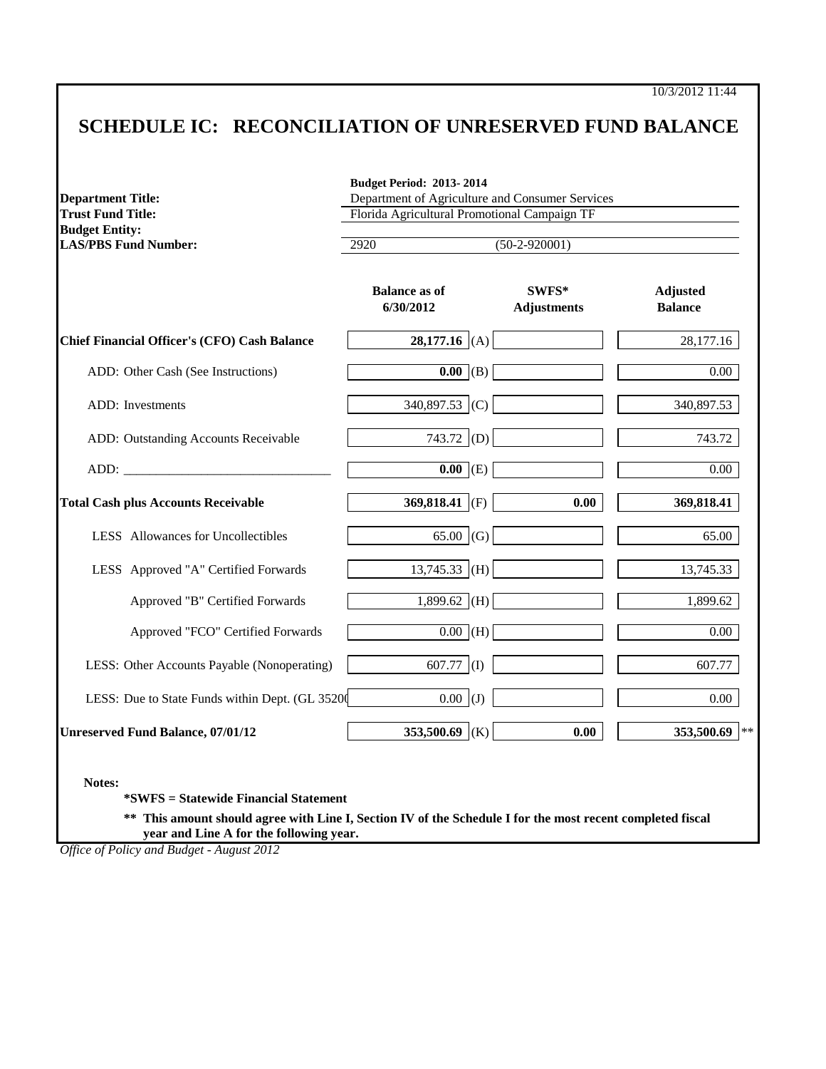10/3/2012 11:44

# SCHEDULE IC: RECONCILIATION OF UNRESERVED FUND BALANCE

| | |
|---|---|
| | **Budget Period: 2013- 2014** |
| **Department Title:** | Department of Agriculture and Consumer Services |
| **Trust Fund Title:** | Florida Agricultural Promotional Campaign TF |
| **Budget Entity:** | |
| **LAS/PBS Fund Number:** | 2920 (50-2-920001) |

| | Balance as of 6/30/2012 | | SWFS* Adjustments | Adjusted Balance |
|---|---|---|---|---|
| **Chief Financial Officer's (CFO) Cash Balance** | **28,177.16** | (A) | | 28,177.16 |
| ADD: Other Cash (See Instructions) | **0.00** | (B) | | 0.00 |
| ADD: Investments | 340,897.53 | (C) | | 340,897.53 |
| ADD: Outstanding Accounts Receivable | 743.72 | (D) | | 743.72 |
| ADD: _______________________________ | **0.00** | (E) | | 0.00 |
| **Total Cash plus Accounts Receivable** | **369,818.41** | (F) | **0.00** | **369,818.41** |
| LESS Allowances for Uncollectibles | 65.00 | (G) | | 65.00 |
| LESS Approved "A" Certified Forwards | 13,745.33 | (H) | | 13,745.33 |
| Approved "B" Certified Forwards | 1,899.62 | (H) | | 1,899.62 |
| Approved "FCO" Certified Forwards | 0.00 | (H) | | 0.00 |
| LESS: Other Accounts Payable (Nonoperating) | 607.77 | (I) | | 607.77 |
| LESS: Due to State Funds within Dept. (GL 35200 | 0.00 | (J) | | 0.00 |
| **Unreserved Fund Balance, 07/01/12** | **353,500.69** | (K) | **0.00** | **353,500.69** ** |

**Notes:**

**\*SWFS = Statewide Financial Statement**

**\*\* This amount should agree with Line I, Section IV of the Schedule I for the most recent completed fiscal year and Line A for the following year.**

*Office of Policy and Budget - August 2012*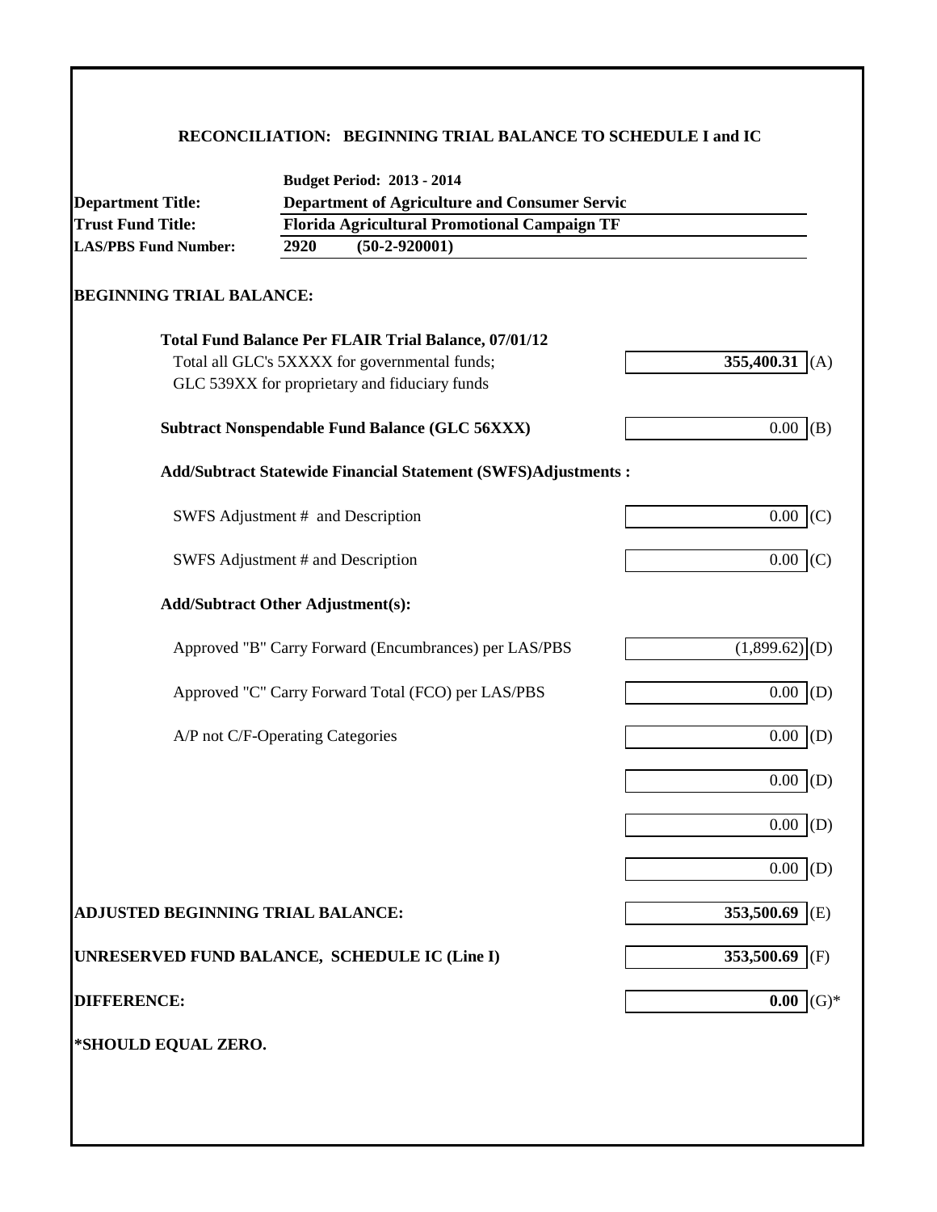## RECONCILIATION: BEGINNING TRIAL BALANCE TO SCHEDULE I and IC

**Budget Period: 2013 - 2014**

| | |
|---|---|
| **Department Title:** | **Department of Agriculture and Consumer Servic** |
| **Trust Fund Title:** | **Florida Agricultural Promotional Campaign TF** |
| **LAS/PBS Fund Number:** | **2920 (50-2-920001)** |

### BEGINNING TRIAL BALANCE:

| | | |
|---|---|---|
| **Total Fund Balance Per FLAIR Trial Balance, 07/01/12** | | |
| Total all GLC's 5XXXX for governmental funds; GLC 539XX for proprietary and fiduciary funds | **355,400.31** | (A) |
| **Subtract Nonspendable Fund Balance (GLC 56XXX)** | 0.00 | (B) |
| **Add/Subtract Statewide Financial Statement (SWFS)Adjustments :** | | |
| SWFS Adjustment # and Description | 0.00 | (C) |
| SWFS Adjustment # and Description | 0.00 | (C) |
| **Add/Subtract Other Adjustment(s):** | | |
| Approved "B" Carry Forward (Encumbrances) per LAS/PBS | (1,899.62) | (D) |
| Approved "C" Carry Forward Total (FCO) per LAS/PBS | 0.00 | (D) |
| A/P not C/F-Operating Categories | 0.00 | (D) |
| | 0.00 | (D) |
| | 0.00 | (D) |
| | 0.00 | (D) |
| **ADJUSTED BEGINNING TRIAL BALANCE:** | **353,500.69** | (E) |
| **UNRESERVED FUND BALANCE, SCHEDULE IC (Line I)** | **353,500.69** | (F) |
| **DIFFERENCE:** | **0.00** | (G)* |

**\*SHOULD EQUAL ZERO.**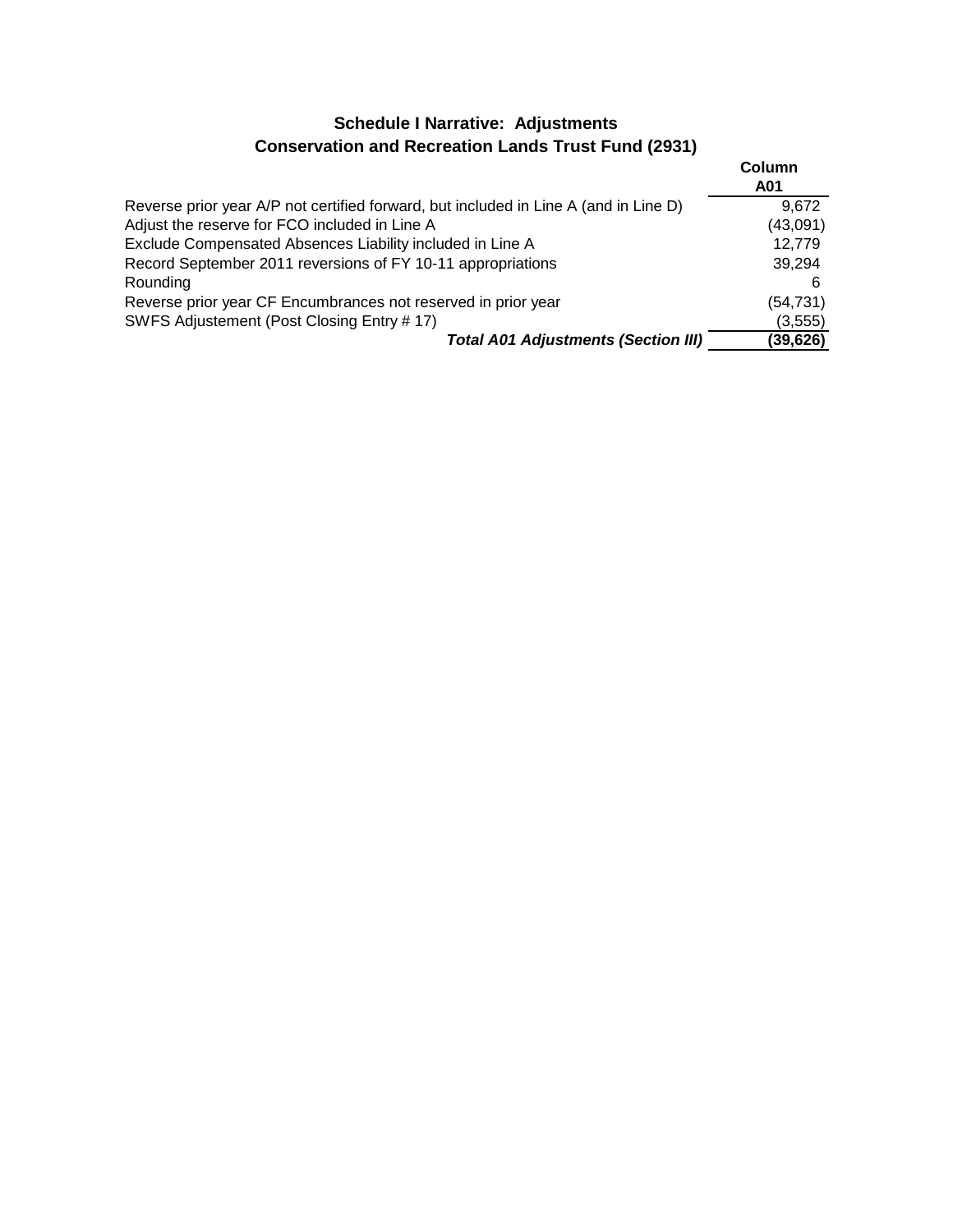## Schedule I Narrative: Adjustments
## Conservation and Recreation Lands Trust Fund (2931)

| | Column A01 |
|---|---|
| Reverse prior year A/P not certified forward, but included in Line A (and in Line D) | 9,672 |
| Adjust the reserve for FCO included in Line A | (43,091) |
| Exclude Compensated Absences Liability included in Line A | 12,779 |
| Record September 2011 reversions of FY 10-11 appropriations | 39,294 |
| Rounding | 6 |
| Reverse prior year CF Encumbrances not reserved in prior year | (54,731) |
| SWFS Adjustement (Post Closing Entry # 17) | (3,555) |
| ***Total A01 Adjustments (Section III)*** | **(39,626)** |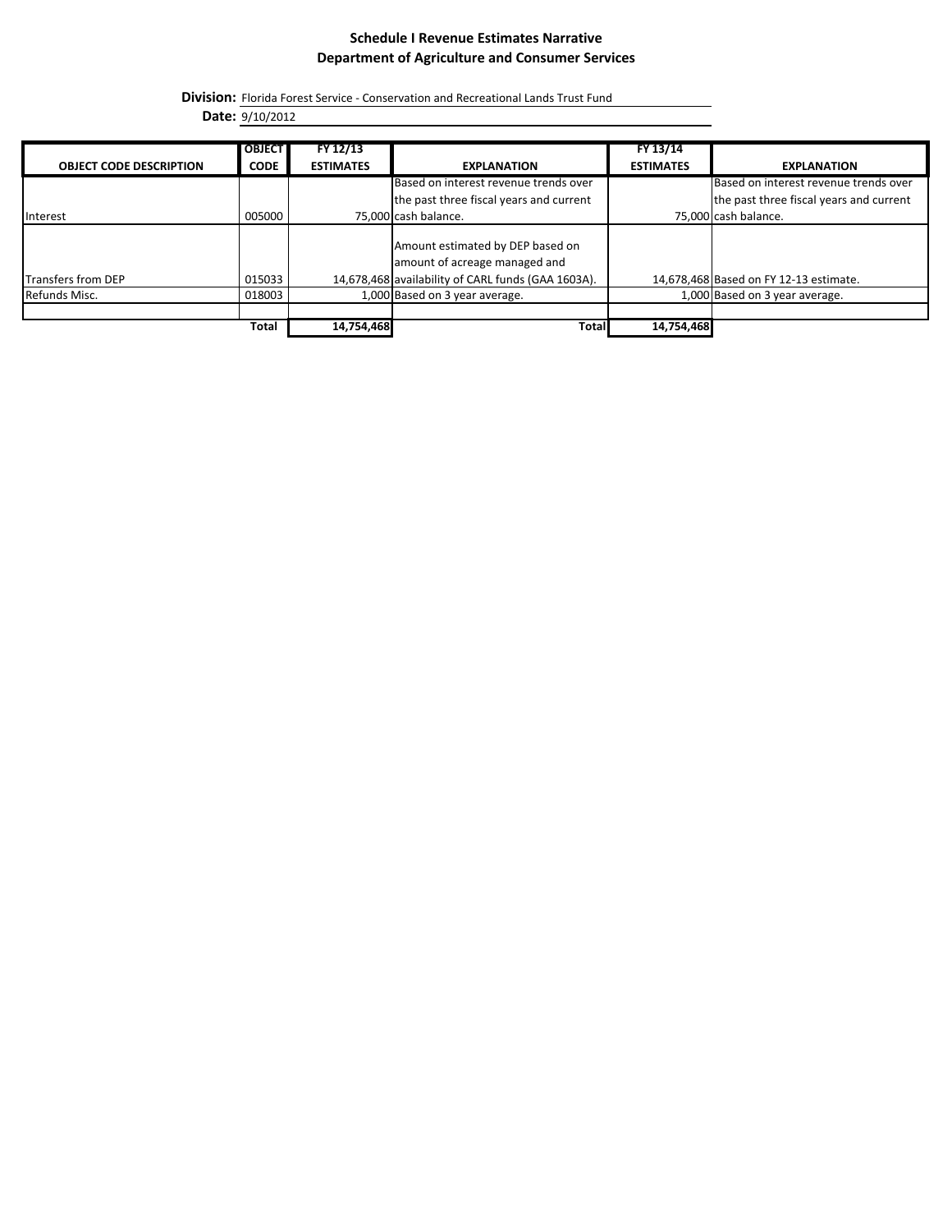# Schedule I Revenue Estimates Narrative
## Department of Agriculture and Consumer Services

**Division:** Florida Forest Service - Conservation and Recreational Lands Trust Fund

**Date:** 9/10/2012

| OBJECT CODE DESCRIPTION | OBJECT CODE | FY 12/13 ESTIMATES | EXPLANATION | FY 13/14 ESTIMATES | EXPLANATION |
|---|---|---|---|---|---|
| Interest | 005000 | 75,000 | Based on interest revenue trends over the past three fiscal years and current cash balance. | 75,000 | Based on interest revenue trends over the past three fiscal years and current cash balance. |
| Transfers from DEP | 015033 | 14,678,468 | Amount estimated by DEP based on amount of acreage managed and availability of CARL funds (GAA 1603A). | 14,678,468 | Based on FY 12-13 estimate. |
| Refunds Misc. | 018003 | 1,000 | Based on 3 year average. | 1,000 | Based on 3 year average. |
| | | | | | |
| | **Total** | **14,754,468** | **Total** | **14,754,468** | |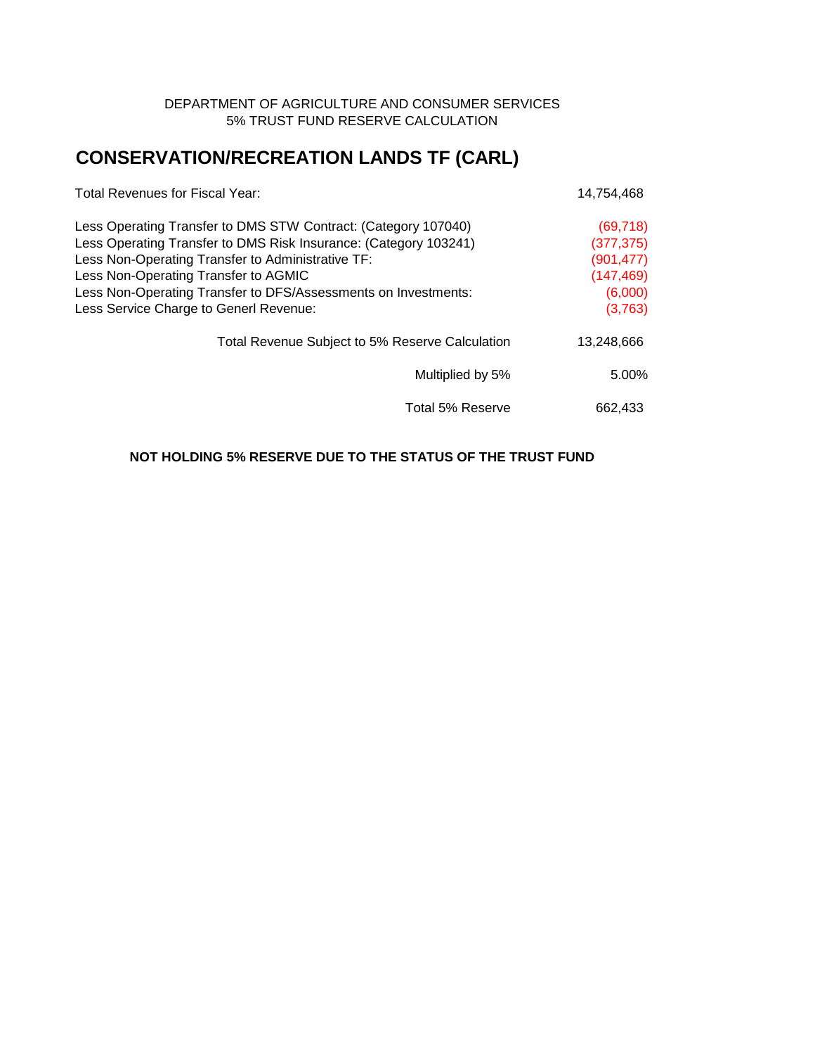DEPARTMENT OF AGRICULTURE AND CONSUMER SERVICES
5% TRUST FUND RESERVE CALCULATION

# CONSERVATION/RECREATION LANDS TF (CARL)

| | |
|---|---|
| Total Revenues for Fiscal Year: | 14,754,468 |
| | |
| Less Operating Transfer to DMS STW Contract: (Category 107040) | (69,718) |
| Less Operating Transfer to DMS Risk Insurance: (Category 103241) | (377,375) |
| Less Non-Operating Transfer to Administrative TF: | (901,477) |
| Less Non-Operating Transfer to AGMIC | (147,469) |
| Less Non-Operating Transfer to DFS/Assessments on Investments: | (6,000) |
| Less Service Charge to Generl Revenue: | (3,763) |
| | |
| Total Revenue Subject to 5% Reserve Calculation | 13,248,666 |
| | |
| Multiplied by 5% | 5.00% |
| | |
| Total 5% Reserve | 662,433 |

**NOT HOLDING 5% RESERVE DUE TO THE STATUS OF THE TRUST FUND**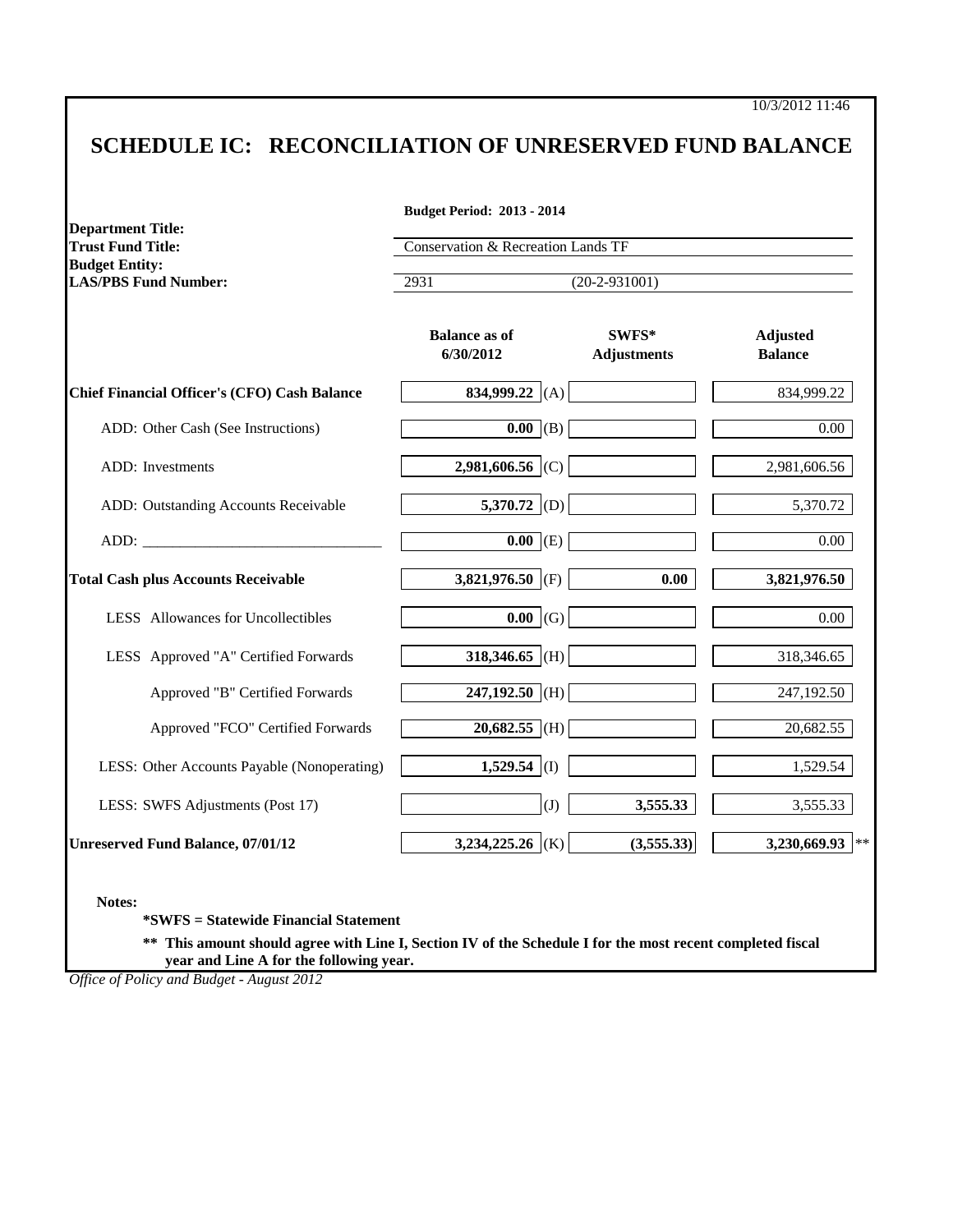10/3/2012 11:46

# SCHEDULE IC: RECONCILIATION OF UNRESERVED FUND BALANCE

**Budget Period: 2013 - 2014**

**Department Title:**
**Trust Fund Title:** Conservation & Recreation Lands TF
**Budget Entity:**
**LAS/PBS Fund Number:** 2931 (20-2-931001)

| | Balance as of 6/30/2012 | | SWFS* Adjustments | Adjusted Balance |
|---|---|---|---|---|
| **Chief Financial Officer's (CFO) Cash Balance** | **834,999.22** | (A) | | 834,999.22 |
| ADD: Other Cash (See Instructions) | **0.00** | (B) | | 0.00 |
| ADD: Investments | **2,981,606.56** | (C) | | 2,981,606.56 |
| ADD: Outstanding Accounts Receivable | **5,370.72** | (D) | | 5,370.72 |
| ADD: _______________________________ | **0.00** | (E) | | 0.00 |
| **Total Cash plus Accounts Receivable** | **3,821,976.50** | (F) | **0.00** | **3,821,976.50** |
| LESS Allowances for Uncollectibles | **0.00** | (G) | | 0.00 |
| LESS Approved "A" Certified Forwards | **318,346.65** | (H) | | 318,346.65 |
| Approved "B" Certified Forwards | **247,192.50** | (H) | | 247,192.50 |
| Approved "FCO" Certified Forwards | **20,682.55** | (H) | | 20,682.55 |
| LESS: Other Accounts Payable (Nonoperating) | **1,529.54** | (I) | | 1,529.54 |
| LESS: SWFS Adjustments (Post 17) | | (J) | **3,555.33** | 3,555.33 |
| **Unreserved Fund Balance, 07/01/12** | **3,234,225.26** | (K) | **(3,555.33)** | **3,230,669.93** ** |

**Notes:**

**\*SWFS = Statewide Financial Statement**

**\*\* This amount should agree with Line I, Section IV of the Schedule I for the most recent completed fiscal year and Line A for the following year.**

*Office of Policy and Budget - August 2012*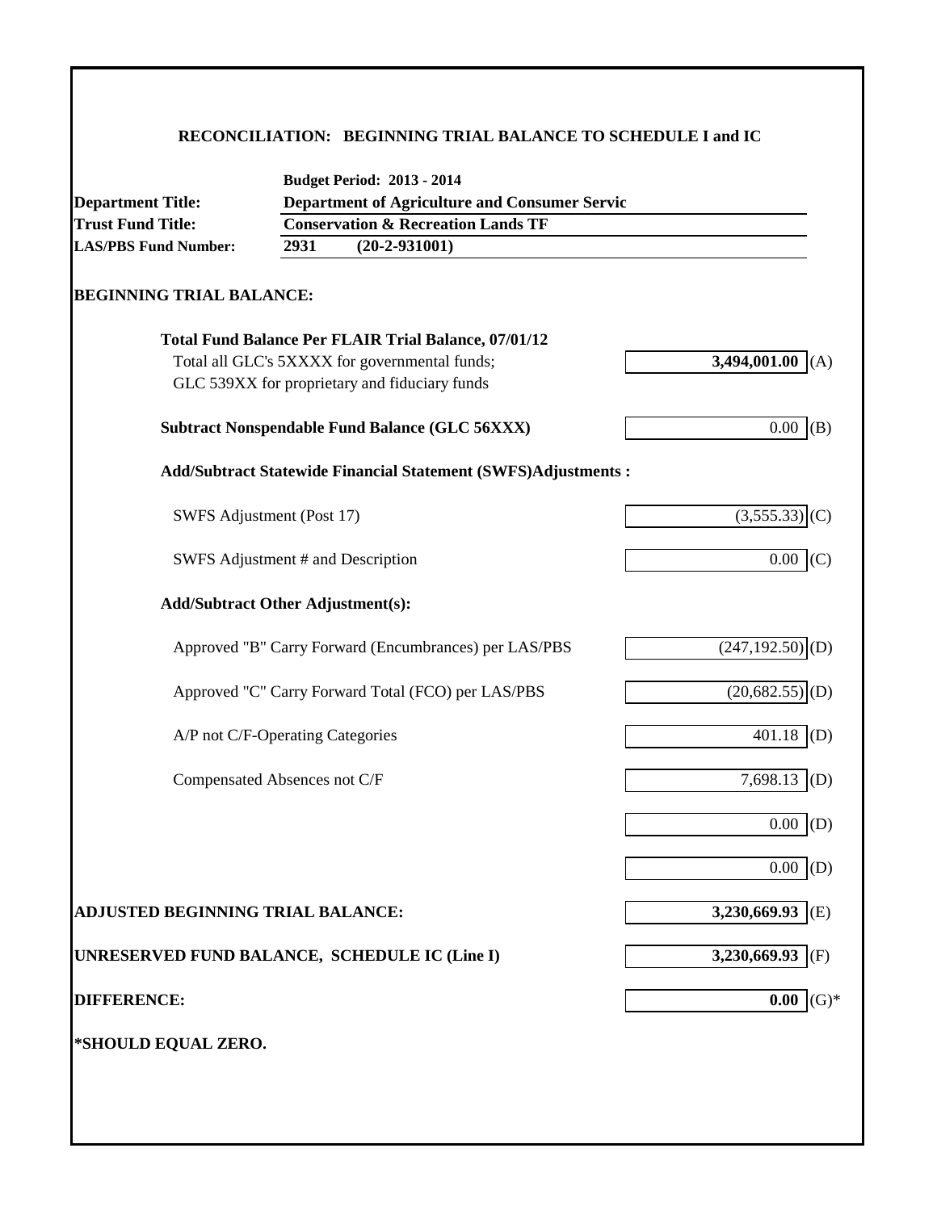## RECONCILIATION: BEGINNING TRIAL BALANCE TO SCHEDULE I and IC

| | |
|---|---|
| | **Budget Period: 2013 - 2014** |
| **Department Title:** | **Department of Agriculture and Consumer Servic** |
| **Trust Fund Title:** | **Conservation & Recreation Lands TF** |
| **LAS/PBS Fund Number:** | **2931 (20-2-931001)** |

**BEGINNING TRIAL BALANCE:**

| | | |
|---|---|---|
| **Total Fund Balance Per FLAIR Trial Balance, 07/01/12** | | |
| Total all GLC's 5XXXX for governmental funds; GLC 539XX for proprietary and fiduciary funds | **3,494,001.00** | (A) |
| **Subtract Nonspendable Fund Balance (GLC 56XXX)** | 0.00 | (B) |
| **Add/Subtract Statewide Financial Statement (SWFS)Adjustments :** | | |
| SWFS Adjustment (Post 17) | (3,555.33) | (C) |
| SWFS Adjustment # and Description | 0.00 | (C) |
| **Add/Subtract Other Adjustment(s):** | | |
| Approved "B" Carry Forward (Encumbrances) per LAS/PBS | (247,192.50) | (D) |
| Approved "C" Carry Forward Total (FCO) per LAS/PBS | (20,682.55) | (D) |
| A/P not C/F-Operating Categories | 401.18 | (D) |
| Compensated Absences not C/F | 7,698.13 | (D) |
| | 0.00 | (D) |
| | 0.00 | (D) |
| **ADJUSTED BEGINNING TRIAL BALANCE:** | **3,230,669.93** | (E) |
| **UNRESERVED FUND BALANCE, SCHEDULE IC (Line I)** | **3,230,669.93** | (F) |
| **DIFFERENCE:** | **0.00** | (G)* |

***SHOULD EQUAL ZERO.**